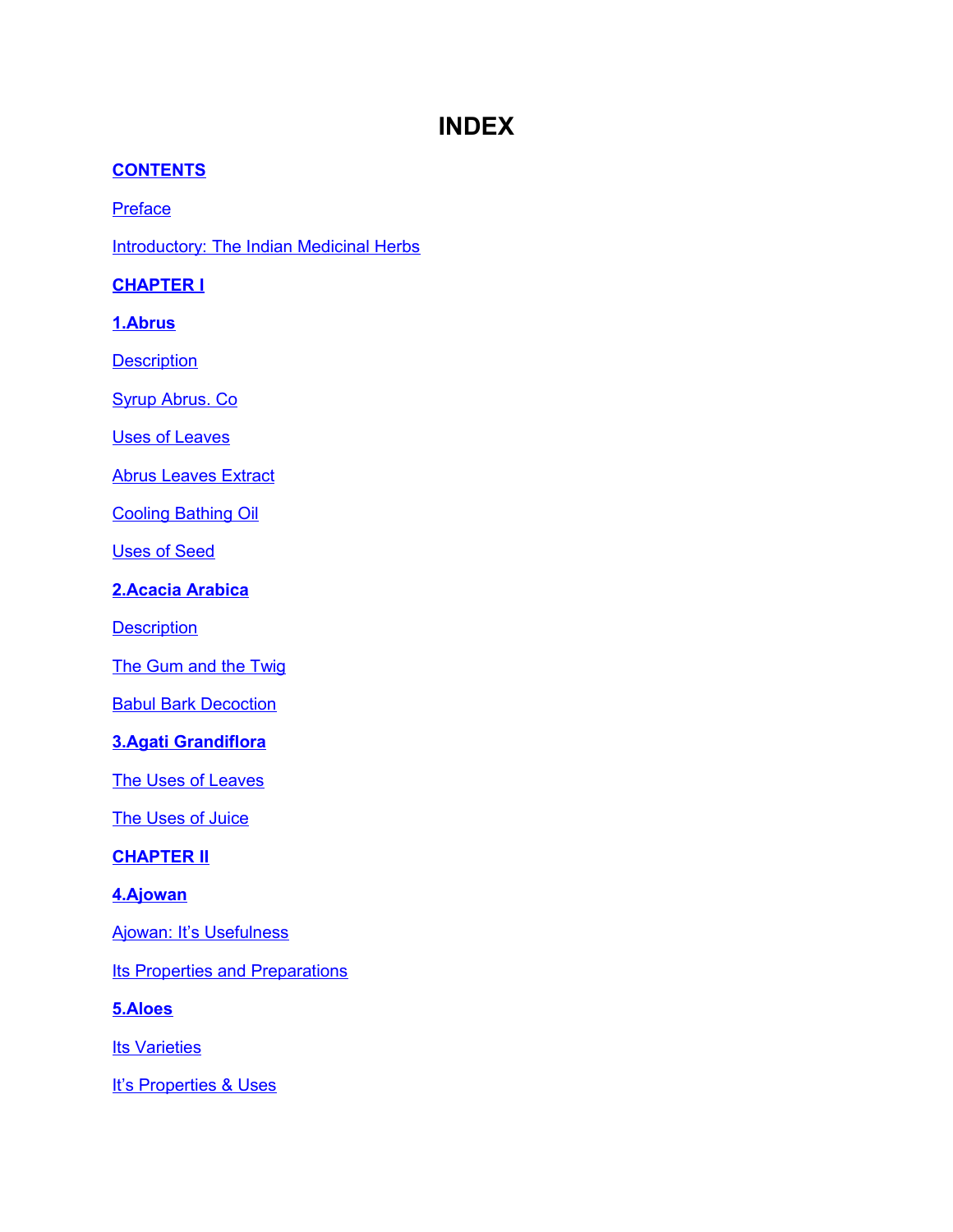# INDEX

**CONTENTS**

Preface

Introductory: The Indian Medicinal Herbs

**CHAPTER I**

**1.Abrus**

Description

Syrup Abrus. Co

Uses of Leaves

Abrus Leaves Extract

Cooling Bathing Oil

Uses of Seed

**2.Acacia Arabica**

Description

The Gum and the Twig

Babul Bark Decoction

**3.Agati Grandiflora**

The Uses of Leaves

The Uses of Juice

**CHAPTER II**

**4.Ajowan**

Ajowan: It's Usefulness

Its Properties and Preparations

**5.Aloes**

Its Varieties

It's Properties & Uses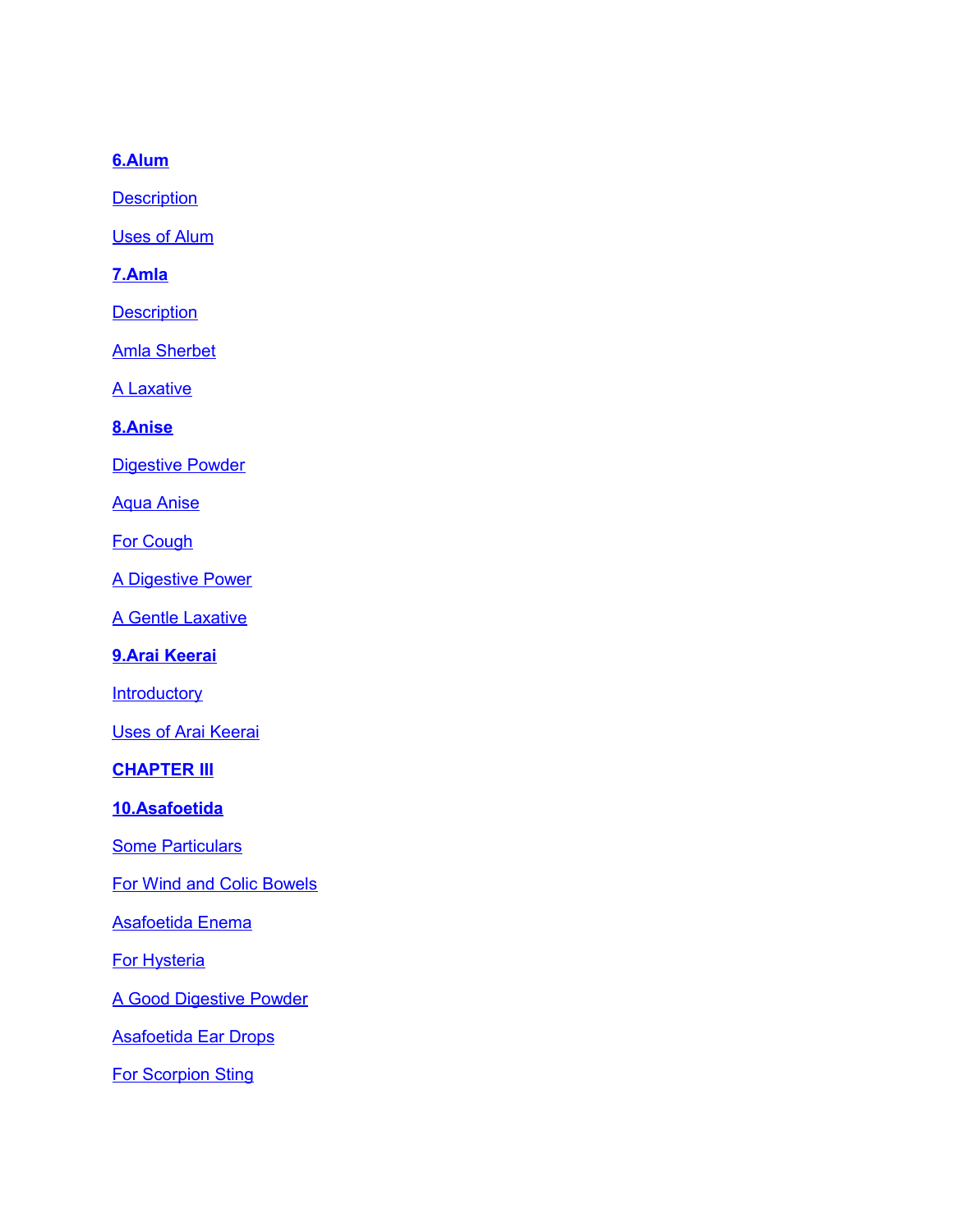**6.Alum**

Description

Uses of Alum

**7.Amla**

Description

Amla Sherbet

A Laxative

**8.Anise**

Digestive Powder

Aqua Anise

For Cough

A Digestive Power

A Gentle Laxative

**9.Arai Keerai**

Introductory

Uses of Arai Keerai

**CHAPTER III**

**10.Asafoetida**

Some Particulars

For Wind and Colic Bowels

Asafoetida Enema

For Hysteria

A Good Digestive Powder

Asafoetida Ear Drops

For Scorpion Sting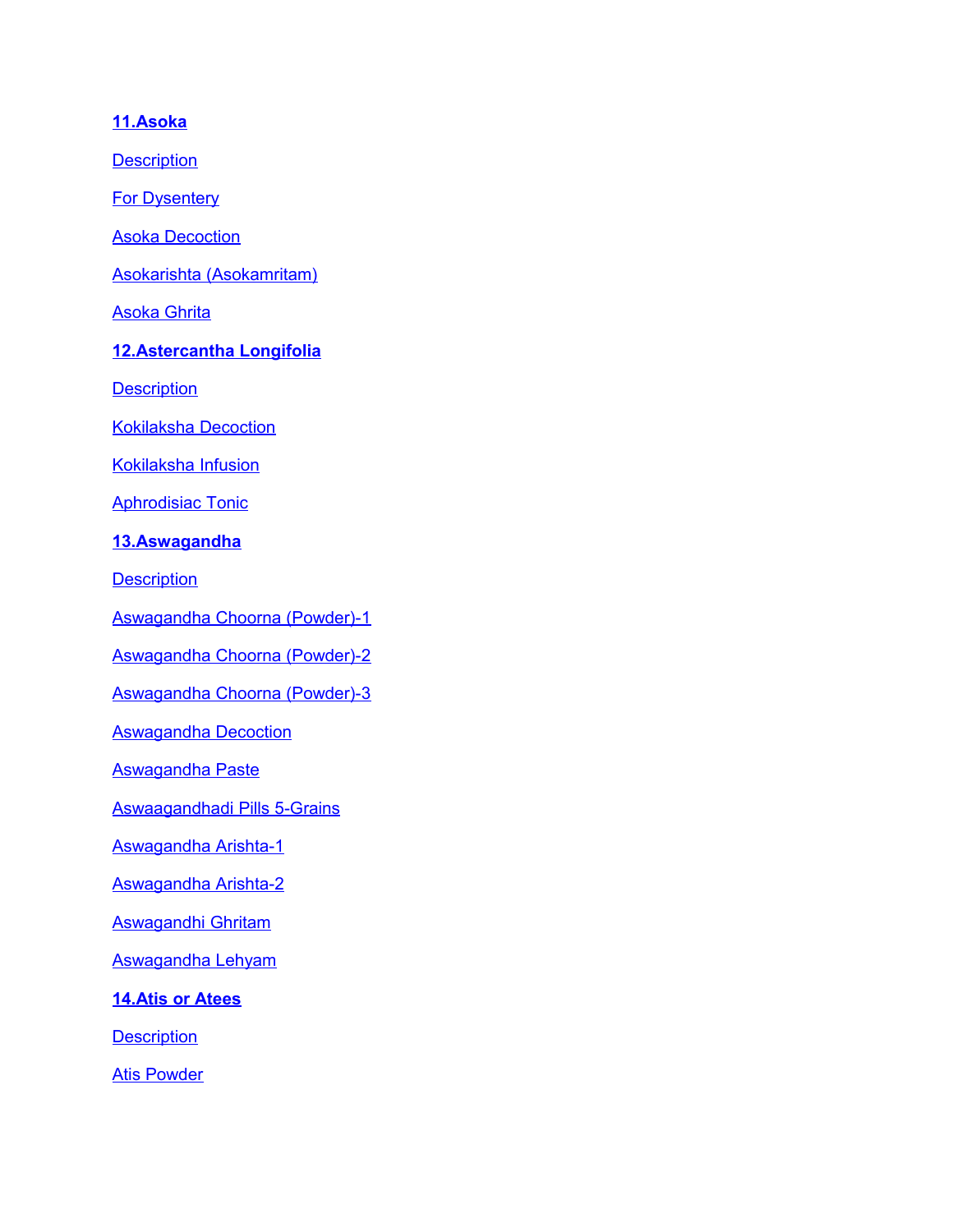**11.Asoka**

Description

For Dysentery

Asoka Decoction

Asokarishta (Asokamritam)

Asoka Ghrita

**12.Astercantha Longifolia**

Description

Kokilaksha Decoction

Kokilaksha Infusion

Aphrodisiac Tonic

**13.Aswagandha**

Description

Aswagandha Choorna (Powder)-1

Aswagandha Choorna (Powder)-2

Aswagandha Choorna (Powder)-3

Aswagandha Decoction

Aswagandha Paste

Aswaagandhadi Pills 5-Grains

Aswagandha Arishta-1

Aswagandha Arishta-2

Aswagandhi Ghritam

Aswagandha Lehyam

**14.Atis or Atees**

Description

Atis Powder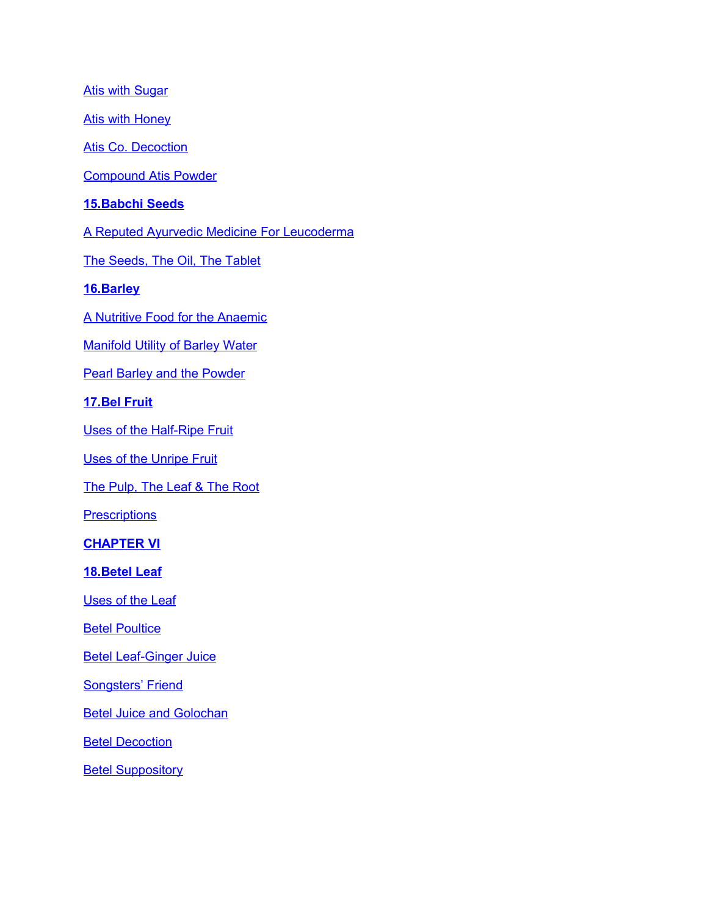Atis with Sugar

Atis with Honey

Atis Co. Decoction

Compound Atis Powder

**15.Babchi Seeds**

A Reputed Ayurvedic Medicine For Leucoderma

The Seeds, The Oil, The Tablet

**16.Barley**

A Nutritive Food for the Anaemic

Manifold Utility of Barley Water

Pearl Barley and the Powder

**17.Bel Fruit**

Uses of the Half-Ripe Fruit

Uses of the Unripe Fruit

The Pulp, The Leaf & The Root

Prescriptions

**CHAPTER VI**

**18.Betel Leaf**

Uses of the Leaf

Betel Poultice

Betel Leaf-Ginger Juice

Songsters' Friend

Betel Juice and Golochan

Betel Decoction

Betel Suppository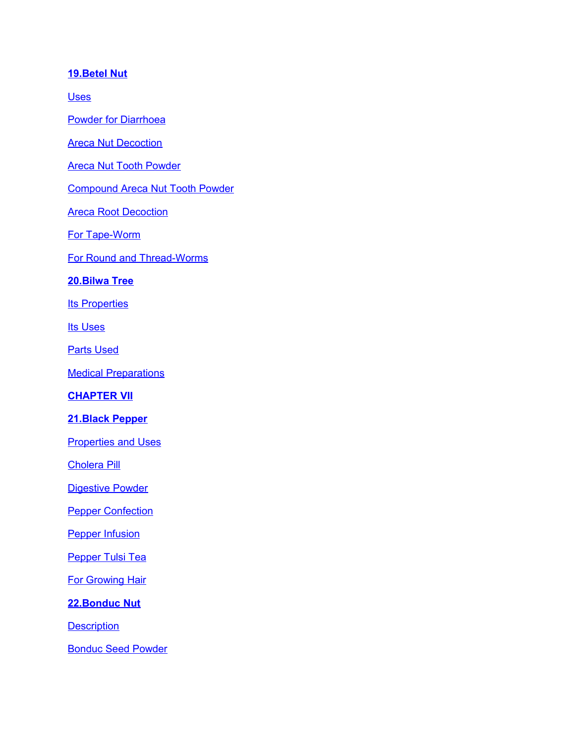**19.Betel Nut**

Uses

Powder for Diarrhoea

Areca Nut Decoction

Areca Nut Tooth Powder

Compound Areca Nut Tooth Powder

Areca Root Decoction

For Tape-Worm

For Round and Thread-Worms

**20.Bilwa Tree**

Its Properties

Its Uses

Parts Used

Medical Preparations

**CHAPTER VII**

**21.Black Pepper**

Properties and Uses

Cholera Pill

Digestive Powder

Pepper Confection

Pepper Infusion

Pepper Tulsi Tea

For Growing Hair

**22.Bonduc Nut**

Description

Bonduc Seed Powder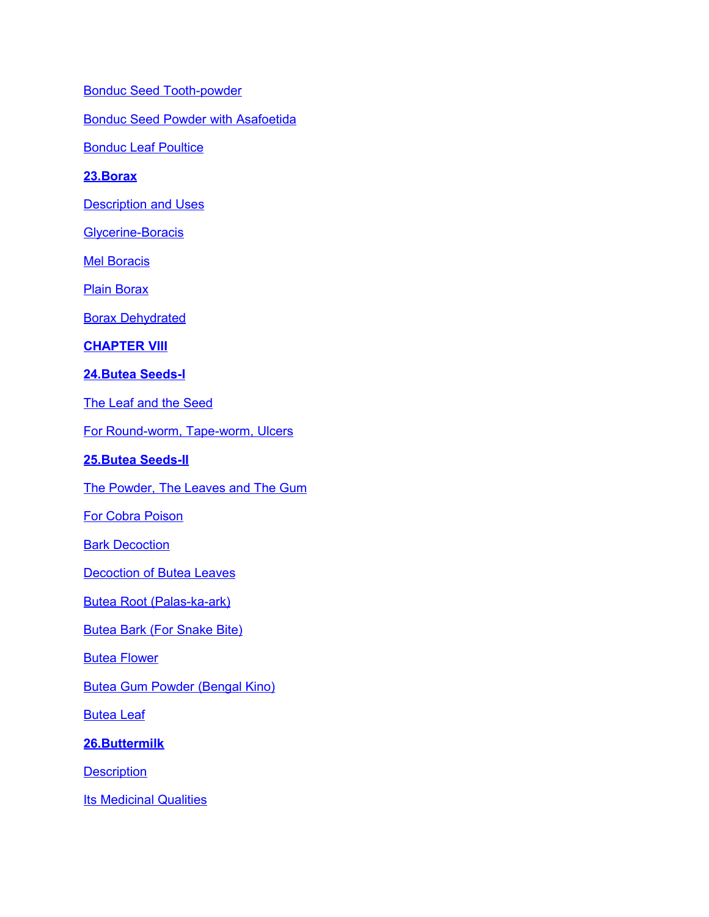Bonduc Seed Tooth-powder

Bonduc Seed Powder with Asafoetida

Bonduc Leaf Poultice

**23.Borax**

Description and Uses

Glycerine-Boracis

Mel Boracis

Plain Borax

Borax Dehydrated

**CHAPTER VIII**

**24.Butea Seeds-I**

The Leaf and the Seed

For Round-worm, Tape-worm, Ulcers

**25.Butea Seeds-II**

The Powder, The Leaves and The Gum

For Cobra Poison

Bark Decoction

Decoction of Butea Leaves

Butea Root (Palas-ka-ark)

Butea Bark (For Snake Bite)

Butea Flower

Butea Gum Powder (Bengal Kino)

Butea Leaf

**26.Buttermilk**

Description

Its Medicinal Qualities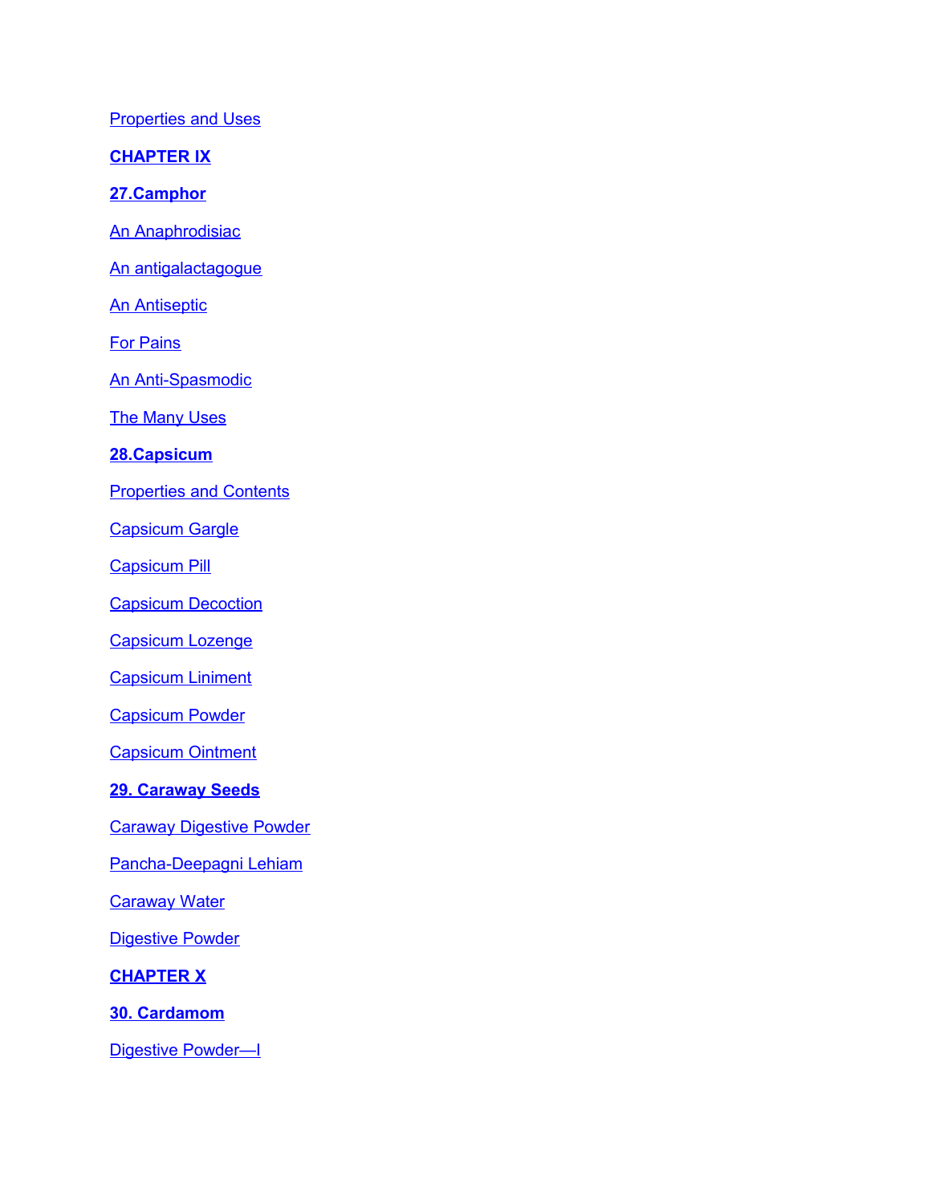Properties and Uses

**CHAPTER IX**

**27.Camphor**

An Anaphrodisiac

An antigalactagogue

An Antiseptic

For Pains

An Anti-Spasmodic

The Many Uses

**28.Capsicum**

Properties and Contents

Capsicum Gargle

Capsicum Pill

Capsicum Decoction

Capsicum Lozenge

Capsicum Liniment

Capsicum Powder

Capsicum Ointment

**29. Caraway Seeds**

Caraway Digestive Powder

Pancha-Deepagni Lehiam

Caraway Water

Digestive Powder

**CHAPTER X**

**30. Cardamom**

Digestive Powder—I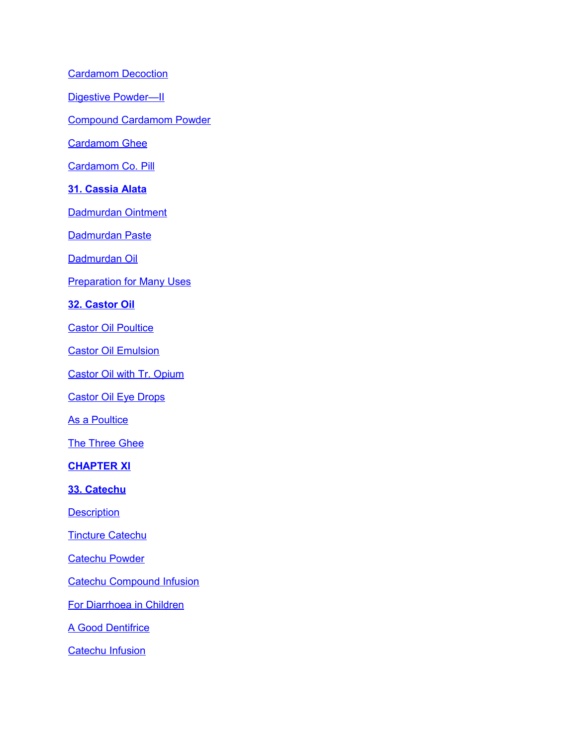Cardamom Decoction

Digestive Powder—II

Compound Cardamom Powder

Cardamom Ghee

Cardamom Co. Pill

**31. Cassia Alata**

Dadmurdan Ointment

Dadmurdan Paste

Dadmurdan Oil

Preparation for Many Uses

**32. Castor Oil**

Castor Oil Poultice

Castor Oil Emulsion

Castor Oil with Tr. Opium

Castor Oil Eye Drops

As a Poultice

The Three Ghee

**CHAPTER XI**

**33. Catechu**

Description

Tincture Catechu

Catechu Powder

Catechu Compound Infusion

For Diarrhoea in Children

A Good Dentifrice

Catechu Infusion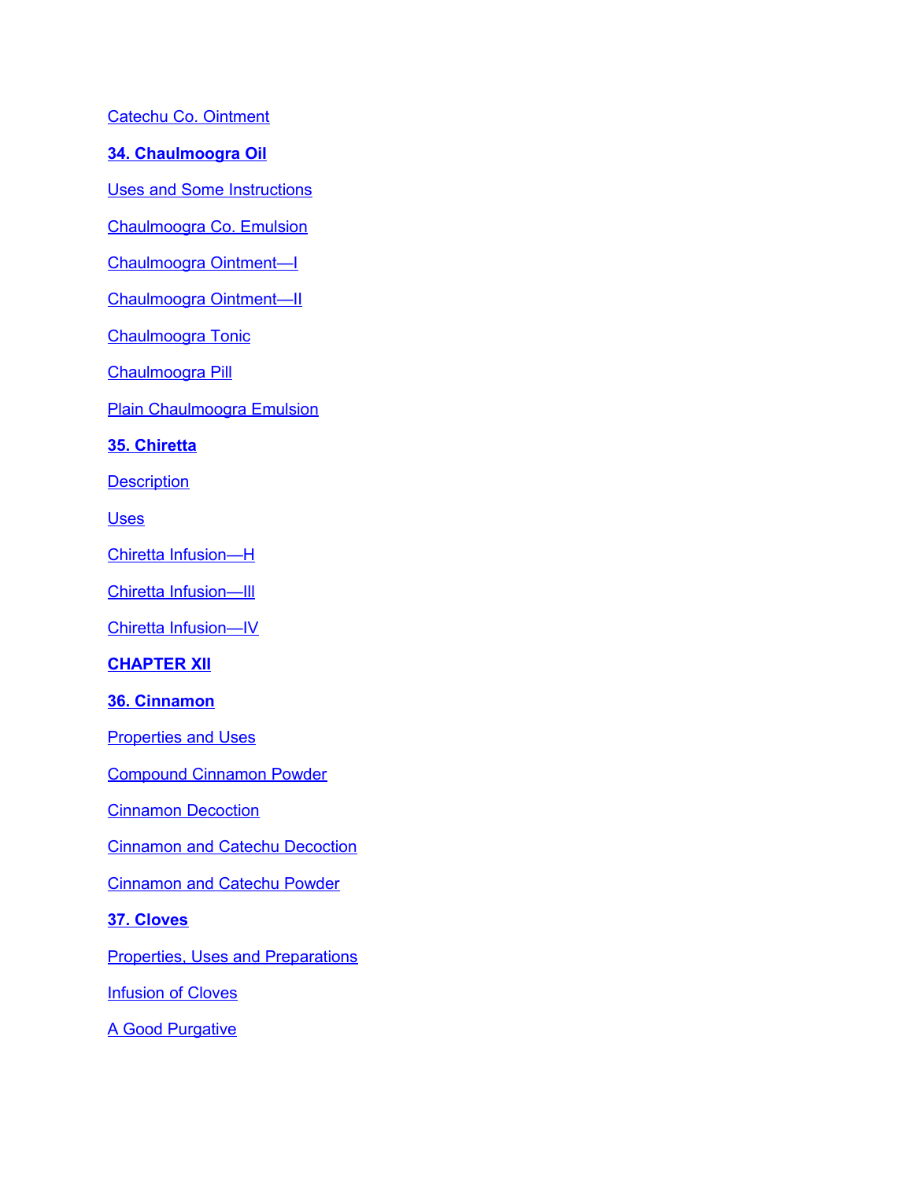Catechu Co. Ointment

**34. Chaulmoogra Oil**

Uses and Some Instructions

Chaulmoogra Co. Emulsion

Chaulmoogra Ointment—I

Chaulmoogra Ointment—II

Chaulmoogra Tonic

Chaulmoogra Pill

Plain Chaulmoogra Emulsion

**35. Chiretta**

Description

Uses

Chiretta Infusion—H

Chiretta Infusion—III

Chiretta Infusion—IV

**CHAPTER XII**

**36. Cinnamon**

Properties and Uses

Compound Cinnamon Powder

Cinnamon Decoction

Cinnamon and Catechu Decoction

Cinnamon and Catechu Powder

**37. Cloves**

Properties, Uses and Preparations

Infusion of Cloves

A Good Purgative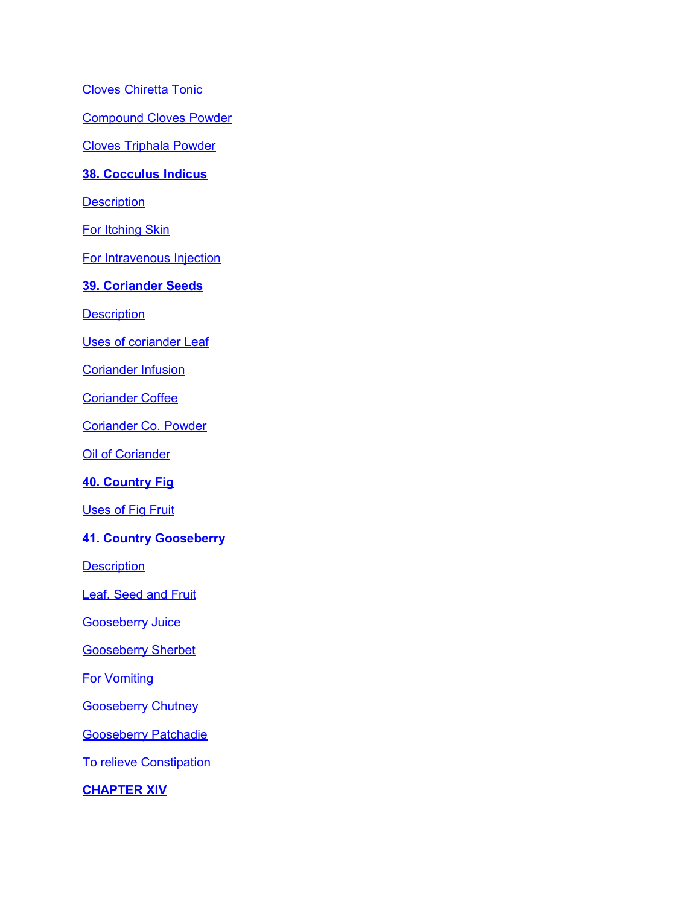Cloves Chiretta Tonic

Compound Cloves Powder

Cloves Triphala Powder

**38. Cocculus Indicus**

Description

For Itching Skin

For Intravenous Injection

**39. Coriander Seeds**

Description

Uses of coriander Leaf

Coriander Infusion

Coriander Coffee

Coriander Co. Powder

Oil of Coriander

**40. Country Fig**

Uses of Fig Fruit

**41. Country Gooseberry**

Description

Leaf, Seed and Fruit

Gooseberry Juice

Gooseberry Sherbet

For Vomiting

Gooseberry Chutney

Gooseberry Patchadie

To relieve Constipation

**CHAPTER XIV**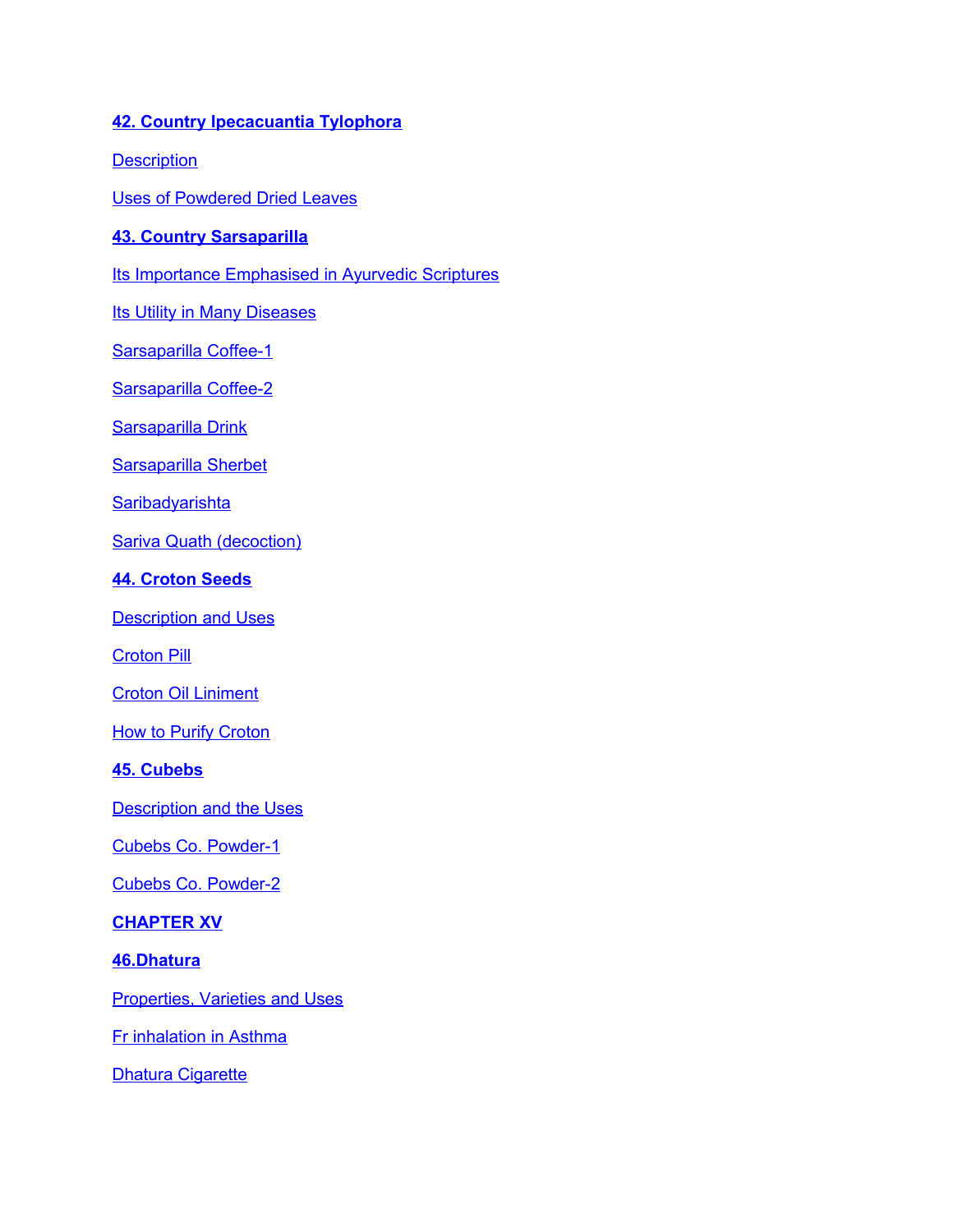**42. Country Ipecacuantia Tylophora**

Description

Uses of Powdered Dried Leaves

**43. Country Sarsaparilla**

Its Importance Emphasised in Ayurvedic Scriptures

Its Utility in Many Diseases

Sarsaparilla Coffee-1

Sarsaparilla Coffee-2

Sarsaparilla Drink

Sarsaparilla Sherbet

Saribadyarishta

Sariva Quath (decoction)

**44. Croton Seeds**

Description and Uses

Croton Pill

Croton Oil Liniment

How to Purify Croton

**45. Cubebs**

Description and the Uses

Cubebs Co. Powder-1

Cubebs Co. Powder-2

**CHAPTER XV**

**46.Dhatura**

Properties, Varieties and Uses

Fr inhalation in Asthma

Dhatura Cigarette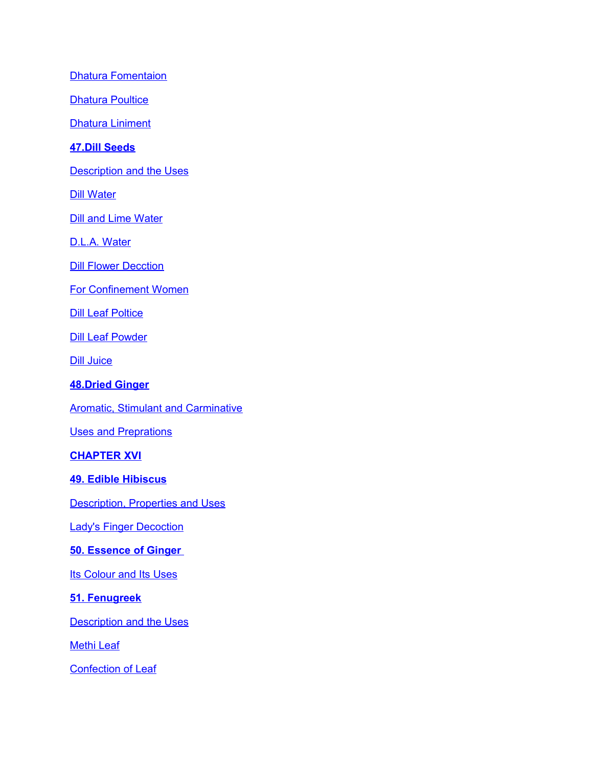Dhatura Fomentaion

Dhatura Poultice

Dhatura Liniment

**47.Dill Seeds**

Description and the Uses

Dill Water

Dill and Lime Water

D.L.A. Water

Dill Flower Decction

For Confinement Women

Dill Leaf Poltice

Dill Leaf Powder

Dill Juice

**48.Dried Ginger**

Aromatic, Stimulant and Carminative

Uses and Seprations

**CHAPTER XVI**

**49. Edible Hibiscus**

Description, Properties and Uses

Lady's Finger Decoction

**50. Essence of Ginger**

Its Colour and Its Uses

**51. Fenugreek**

Description and the Uses

Methi Leaf

Confection of Leaf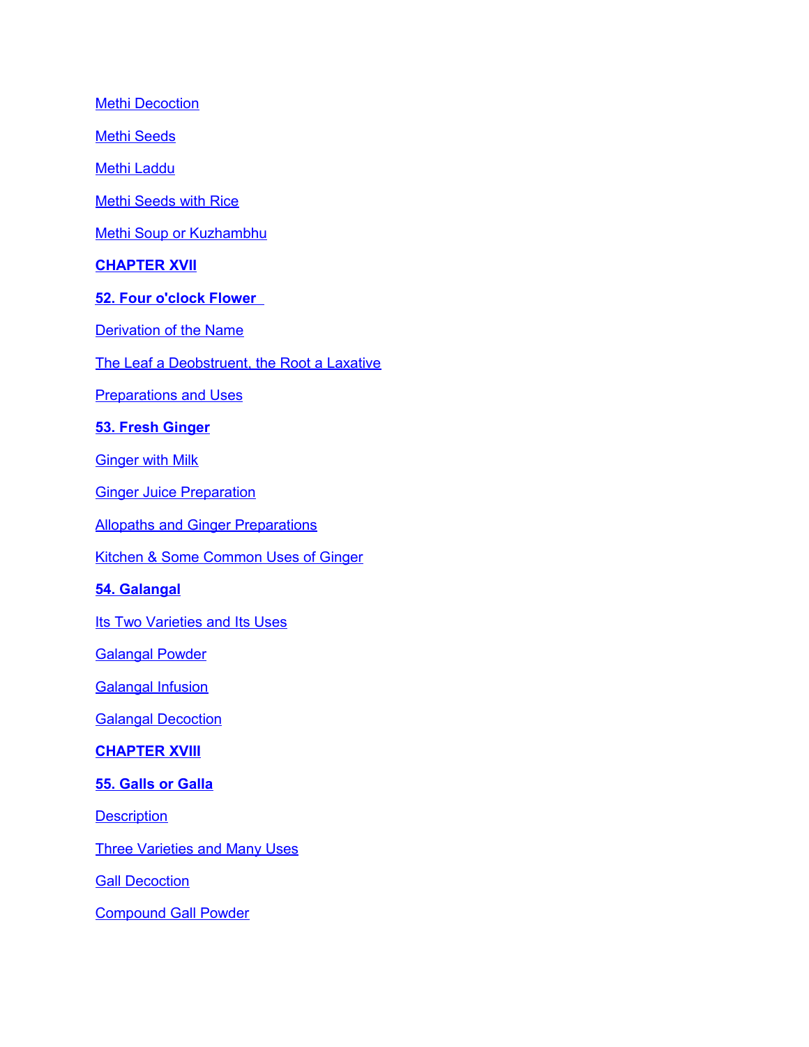Methi Decoction

Methi Seeds

Methi Laddu

Methi Seeds with Rice

Methi Soup or Kuzhambhu

**CHAPTER XVII**

**52. Four o'clock Flower**

Derivation of the Name

The Leaf a Deobstruent, the Root a Laxative

Preparations and Uses

**53. Fresh Ginger**

Ginger with Milk

Ginger Juice Preparation

Allopaths and Ginger Preparations

Kitchen & Some Common Uses of Ginger

**54. Galangal**

Its Two Varieties and Its Uses

Galangal Powder

Galangal Infusion

Galangal Decoction

**CHAPTER XVIII**

**55. Galls or Galla**

Description

Three Varieties and Many Uses

Gall Decoction

Compound Gall Powder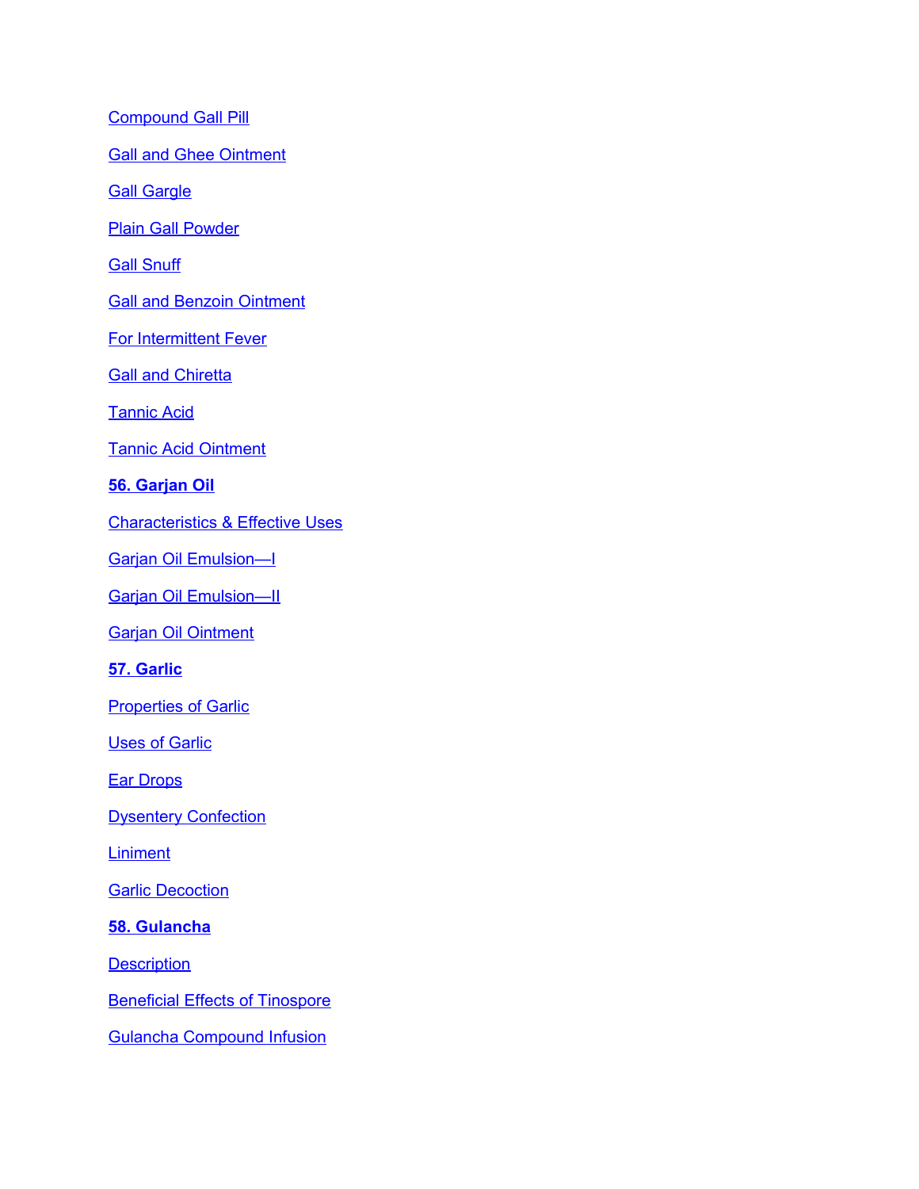Compound Gall Pill

Gall and Ghee Ointment

Gall Gargle

Plain Gall Powder

Gall Snuff

Gall and Benzoin Ointment

For Intermittent Fever

Gall and Chiretta

Tannic Acid

Tannic Acid Ointment

**56. Garjan Oil**

Characteristics & Effective Uses

Garjan Oil Emulsion—I

Garjan Oil Emulsion—II

Garjan Oil Ointment

**57. Garlic**

Properties of Garlic

Uses of Garlic

Ear Drops

Dysentery Confection

Liniment

Garlic Decoction

**58. Gulancha**

Description

Beneficial Effects of Tinospore

Gulancha Compound Infusion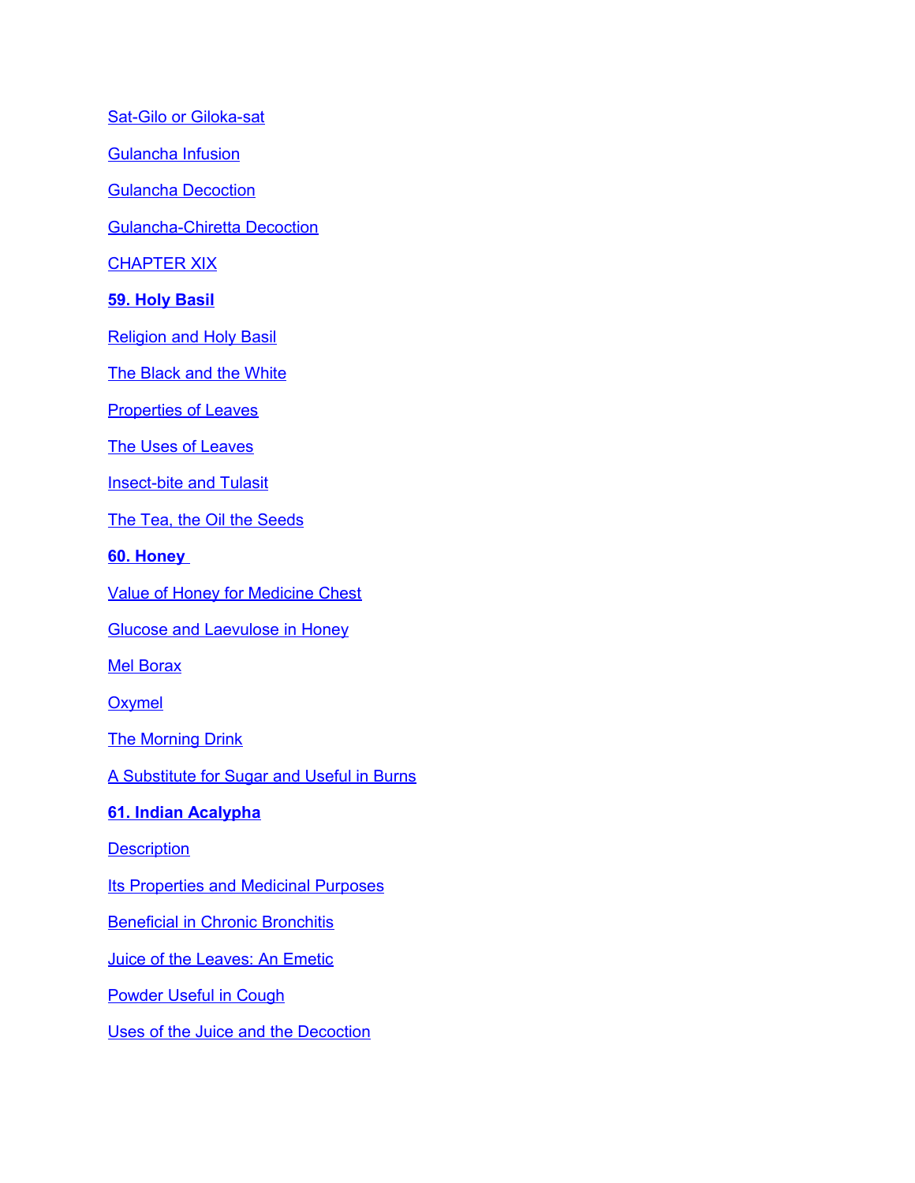Sat-Gilo or Giloka-sat

Gulancha Infusion

Gulancha Decoction

Gulancha-Chiretta Decoction

CHAPTER XIX

**59. Holy Basil**

Religion and Holy Basil

The Black and the White

Properties of Leaves

The Uses of Leaves

Insect-bite and Tulasit

The Tea, the Oil the Seeds

**60. Honey**

Value of Honey for Medicine Chest

Glucose and Laevulose in Honey

Mel Borax

Oxymel

The Morning Drink

A Substitute for Sugar and Useful in Burns

**61. Indian Acalypha**

Description

Its Properties and Medicinal Purposes

Beneficial in Chronic Bronchitis

Juice of the Leaves: An Emetic

Powder Useful in Cough

Uses of the Juice and the Decoction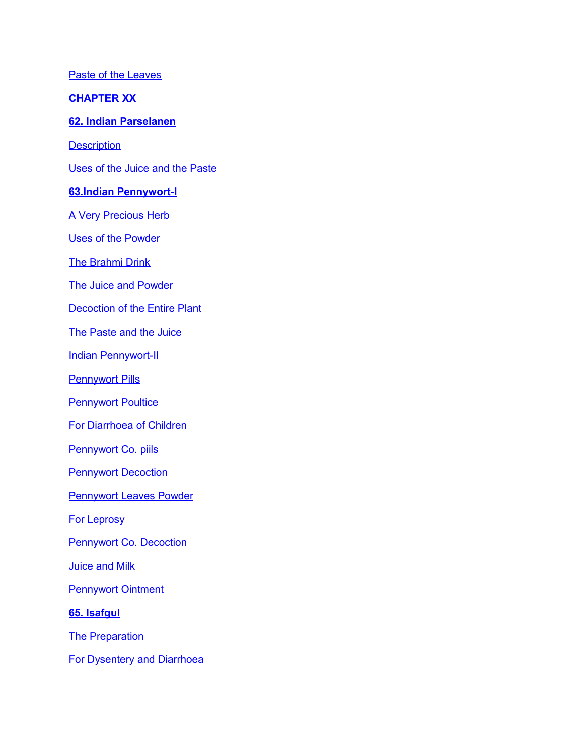Paste of the Leaves

**CHAPTER XX**

**62. Indian Parselanen**

Description

Uses of the Juice and the Paste

**63.Indian Pennywort-I**

A Very Precious Herb

Uses of the Powder

The Brahmi Drink

The Juice and Powder

Decoction of the Entire Plant

The Paste and the Juice

Indian Pennywort-II

Pennywort Pills

Pennywort Poultice

For Diarrhoea of Children

Pennywort Co. piils

Pennywort Decoction

Pennywort Leaves Powder

For Leprosy

Pennywort Co. Decoction

Juice and Milk

Pennywort Ointment

**65. Isafgul**

The Preparation

For Dysentery and Diarrhoea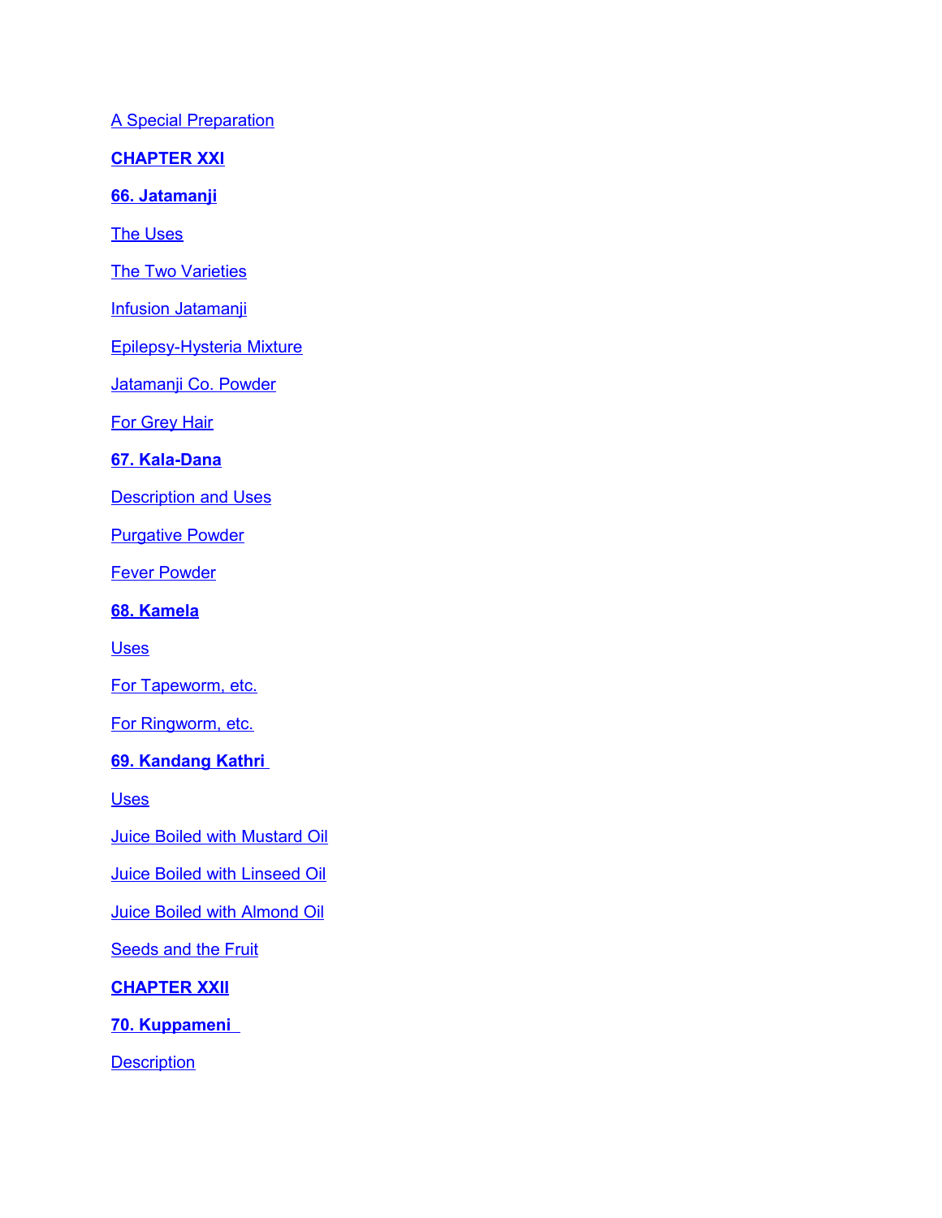A Special Preparation

**CHAPTER XXI**

**66. Jatamanji**

The Uses

The Two Varieties

Infusion Jatamanji

Epilepsy-Hysteria Mixture

Jatamanji Co. Powder

For Grey Hair

**67. Kala-Dana**

Description and Uses

Purgative Powder

Fever Powder

**68. Kamela**

Uses

For Tapeworm, etc.

For Ringworm, etc.

**69. Kandang Kathri**

Uses

Juice Boiled with Mustard Oil

Juice Boiled with Linseed Oil

Juice Boiled with Almond Oil

Seeds and the Fruit

**CHAPTER XXII**

**70. Kuppameni**

Description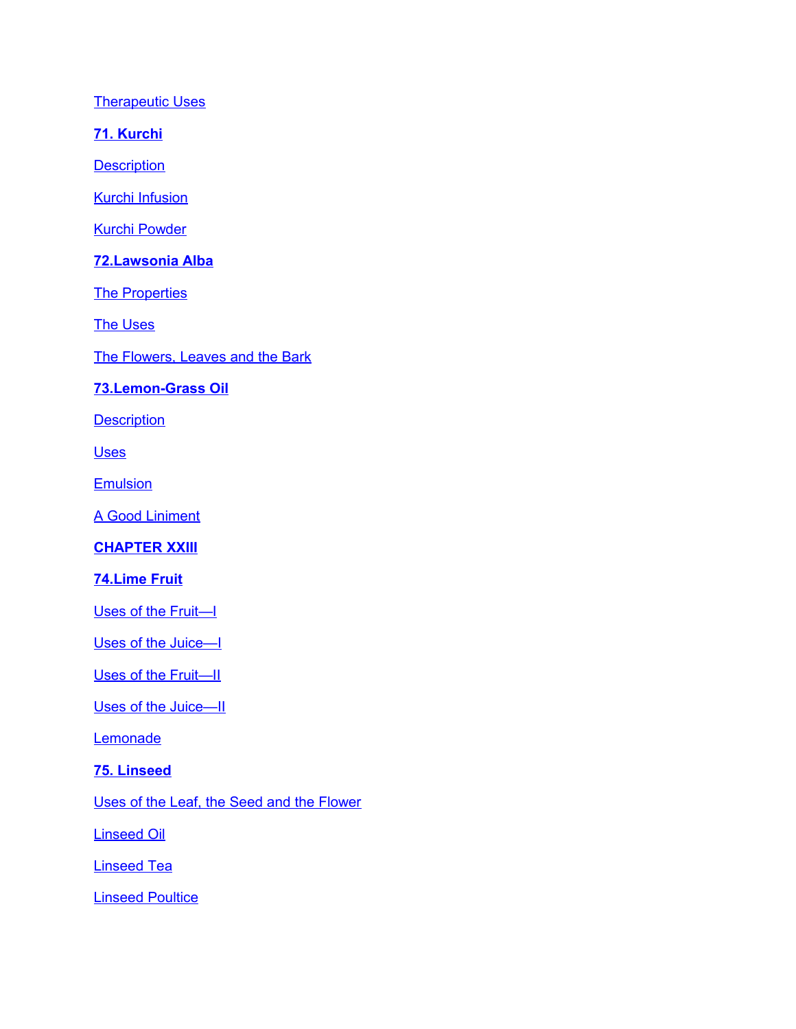Therapeutic Uses

**71. Kurchi**

Description

Kurchi Infusion

Kurchi Powder

**72.Lawsonia Alba**

The Properties

The Uses

The Flowers, Leaves and the Bark

**73.Lemon-Grass Oil**

Description

Uses

Emulsion

A Good Liniment

**CHAPTER XXIII**

**74.Lime Fruit**

Uses of the Fruit—I

Uses of the Juice—I

Uses of the Fruit—II

Uses of the Juice—II

Lemonade

**75. Linseed**

Uses of the Leaf, the Seed and the Flower

Linseed Oil

Linseed Tea

Linseed Poultice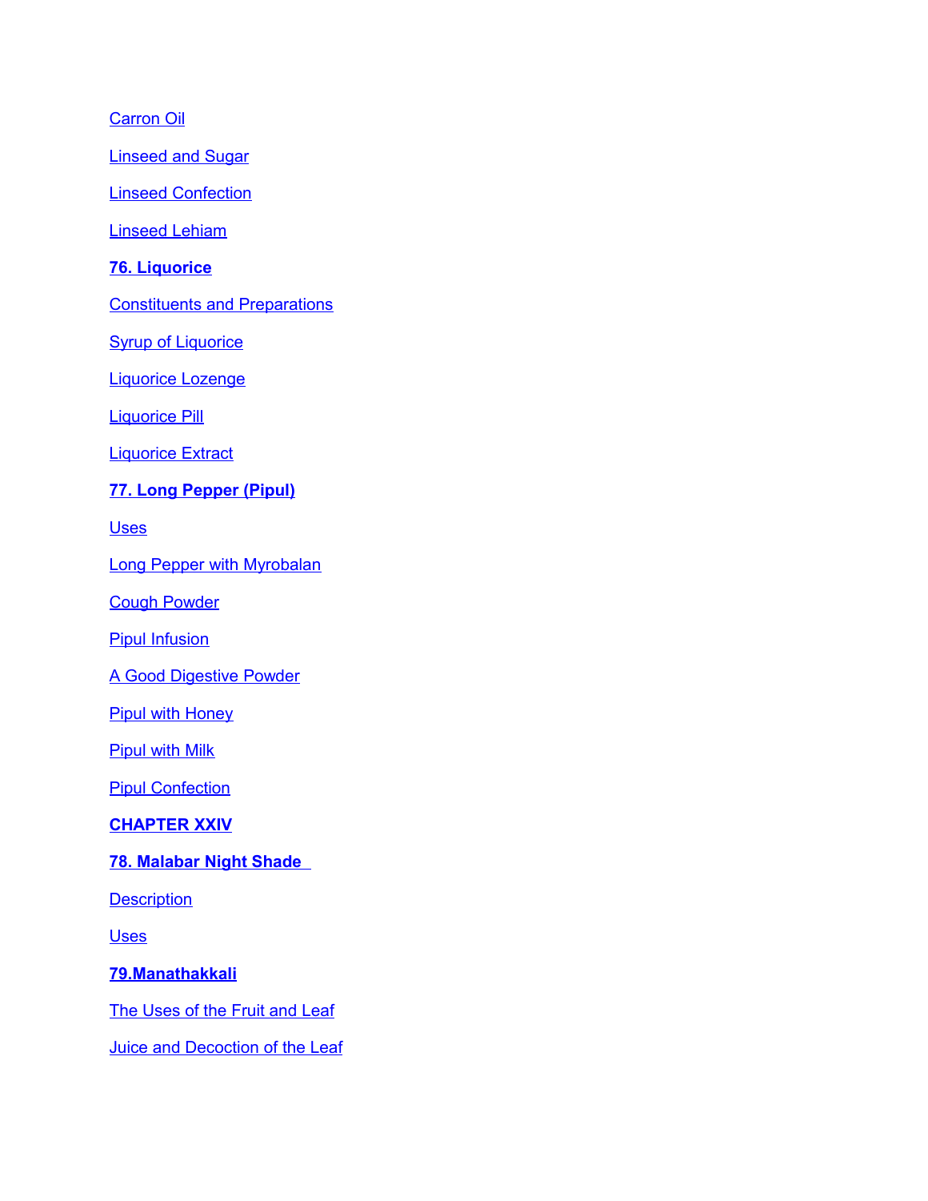Carron Oil

Linseed and Sugar

Linseed Confection

Linseed Lehiam

**76. Liquorice**

Constituents and Preparations

Syrup of Liquorice

Liquorice Lozenge

Liquorice Pill

Liquorice Extract

**77. Long Pepper (Pipul)**

Uses

Long Pepper with Myrobalan

Cough Powder

Pipul Infusion

A Good Digestive Powder

Pipul with Honey

Pipul with Milk

Pipul Confection

**CHAPTER XXIV**

**78. Malabar Night Shade**

Description

Uses

**79.Manathakkali**

The Uses of the Fruit and Leaf

Juice and Decoction of the Leaf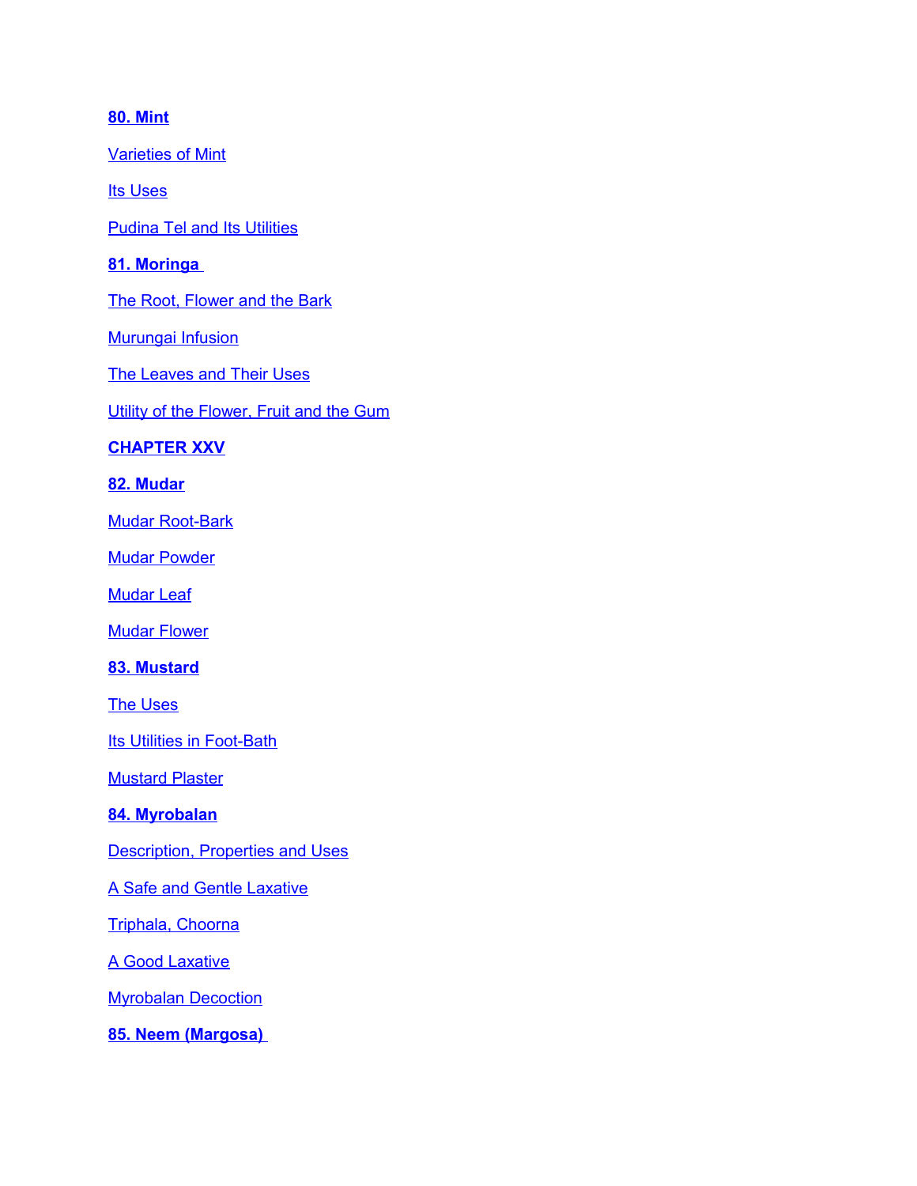**80. Mint**

Varieties of Mint

Its Uses

Pudina Tel and Its Utilities

**81. Moringa**

The Root, Flower and the Bark

Murungai Infusion

The Leaves and Their Uses

Utility of the Flower, Fruit and the Gum

**CHAPTER XXV**

**82. Mudar**

Mudar Root-Bark

Mudar Powder

Mudar Leaf

Mudar Flower

**83. Mustard**

The Uses

Its Utilities in Foot-Bath

Mustard Plaster

**84. Myrobalan**

Description, Properties and Uses

A Safe and Gentle Laxative

Triphala, Choorna

A Good Laxative

Myrobalan Decoction

**85. Neem (Margosa)**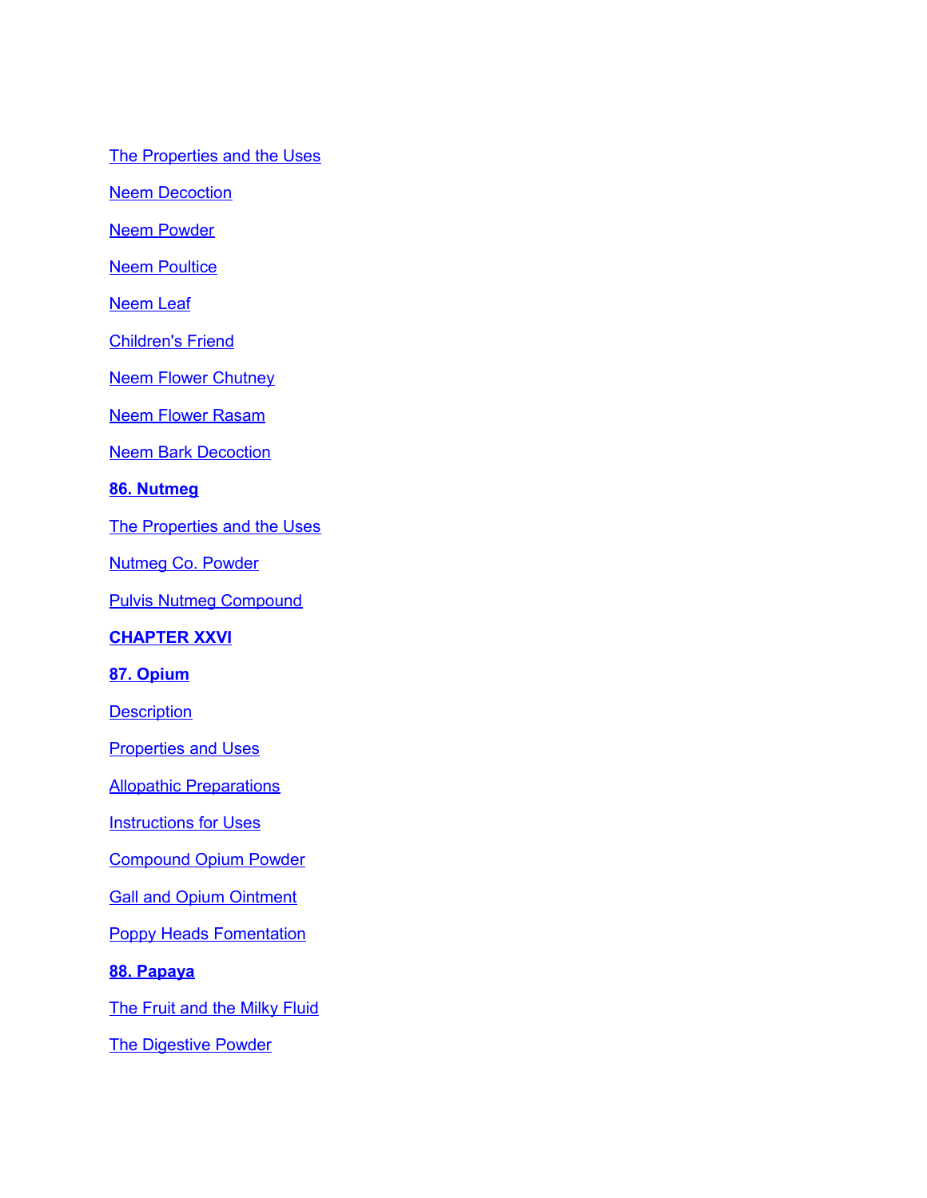The Properties and the Uses

Neem Decoction

Neem Powder

Neem Poultice

Neem Leaf

Children's Friend

Neem Flower Chutney

Neem Flower Rasam

Neem Bark Decoction

**86. Nutmeg**

The Properties and the Uses

Nutmeg Co. Powder

Pulvis Nutmeg Compound

**CHAPTER XXVI**

**87. Opium**

Description

Properties and Uses

Allopathic Preparations

Instructions for Uses

Compound Opium Powder

Gall and Opium Ointment

Poppy Heads Fomentation

**88. Papaya**

The Fruit and the Milky Fluid

The Digestive Powder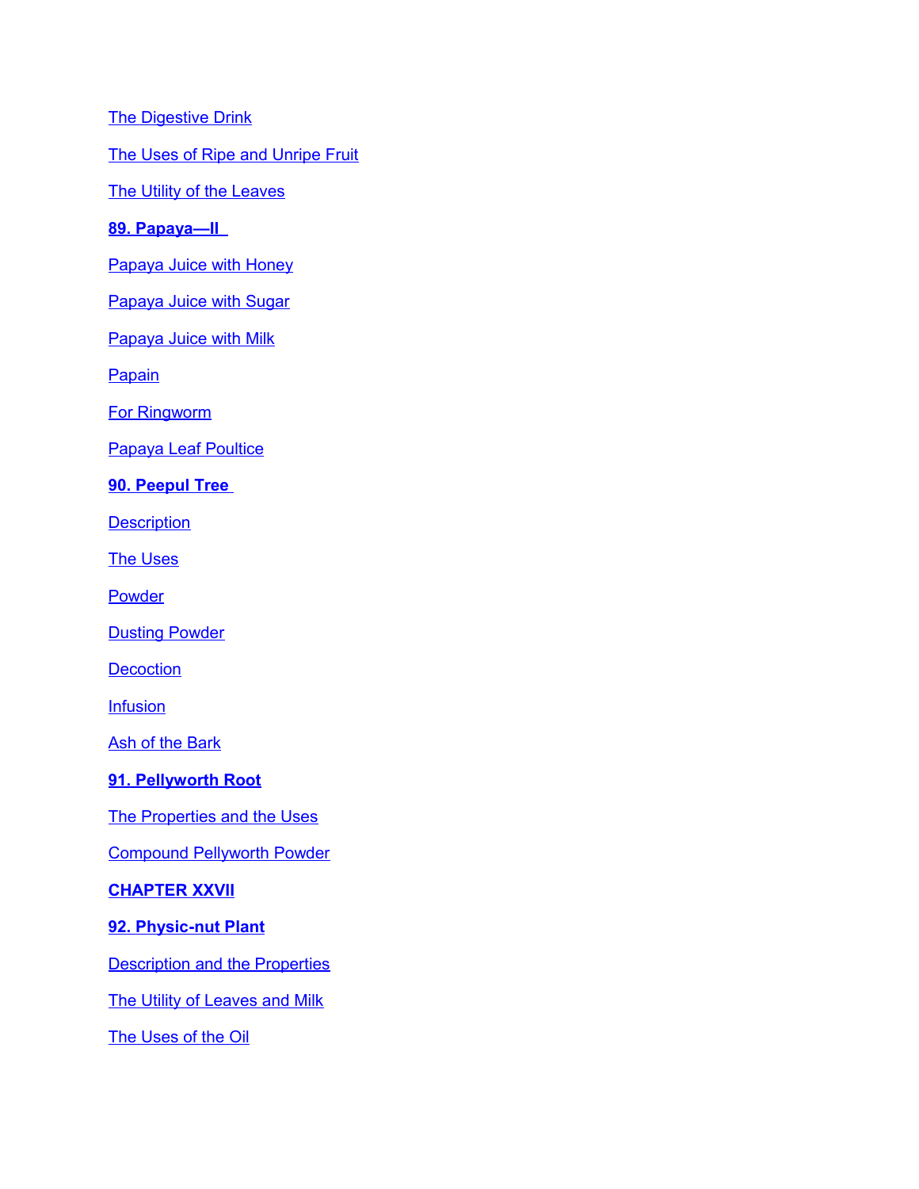The Digestive Drink

The Uses of Ripe and Unripe Fruit

The Utility of the Leaves

**89. Papaya—II**

Papaya Juice with Honey

Papaya Juice with Sugar

Papaya Juice with Milk

Papain

For Ringworm

Papaya Leaf Poultice

**90. Peepul Tree**

Description

The Uses

Powder

Dusting Powder

Decoction

Infusion

Ash of the Bark

**91. Pellyworth Root**

The Properties and the Uses

Compound Pellyworth Powder

**CHAPTER XXVII**

**92. Physic-nut Plant**

Description and the Properties

The Utility of Leaves and Milk

The Uses of the Oil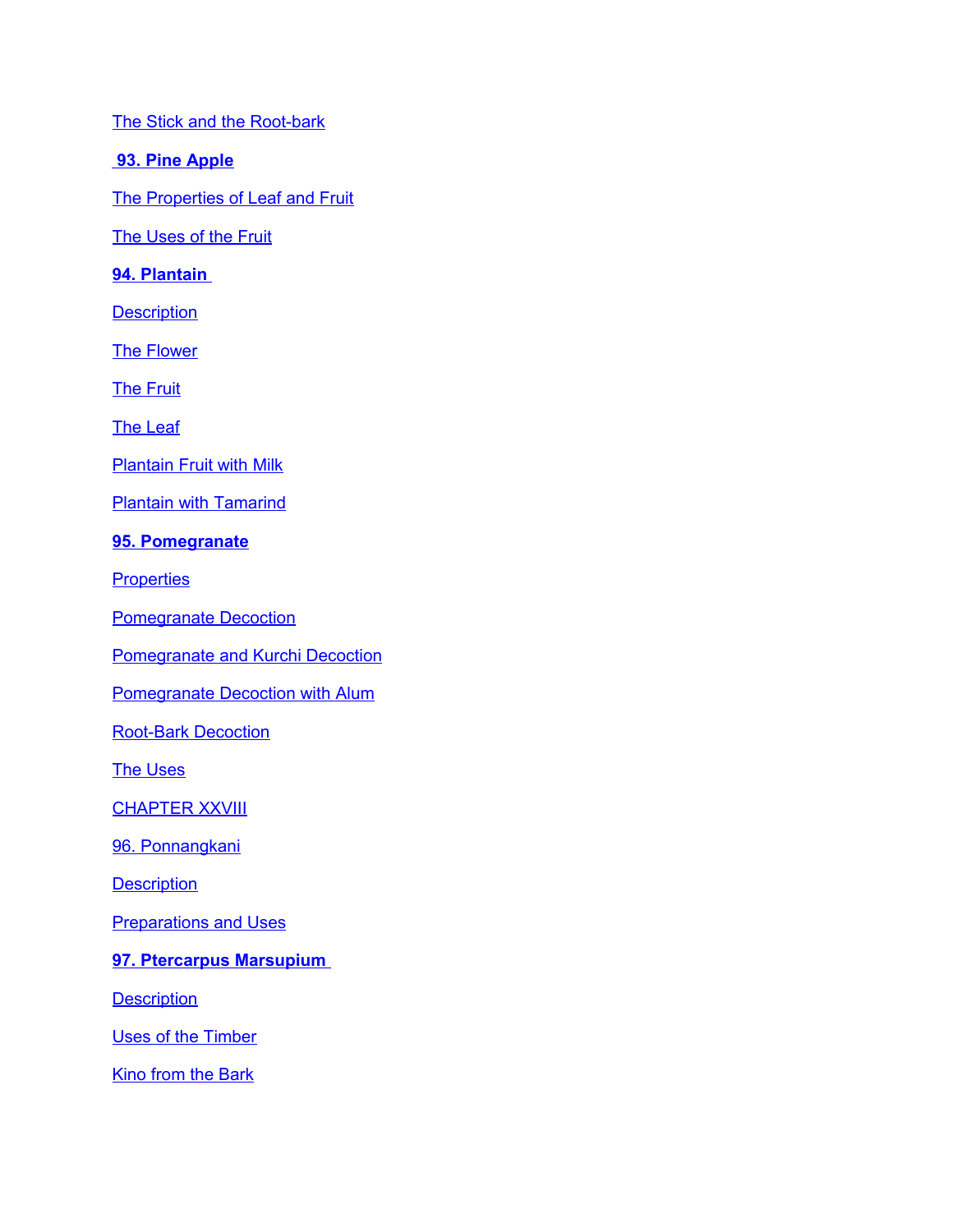The Stick and the Root-bark

**93. Pine Apple**

The Properties of Leaf and Fruit

The Uses of the Fruit

**94. Plantain**

Description

The Flower

The Fruit

The Leaf

Plantain Fruit with Milk

Plantain with Tamarind

**95. Pomegranate**

Properties

Pomegranate Decoction

Pomegranate and Kurchi Decoction

Pomegranate Decoction with Alum

Root-Bark Decoction

The Uses

CHAPTER XXVIII

96. Ponnangkani

Description

Preparations and Uses

**97. Ptercarpus Marsupium**

Description

Uses of the Timber

Kino from the Bark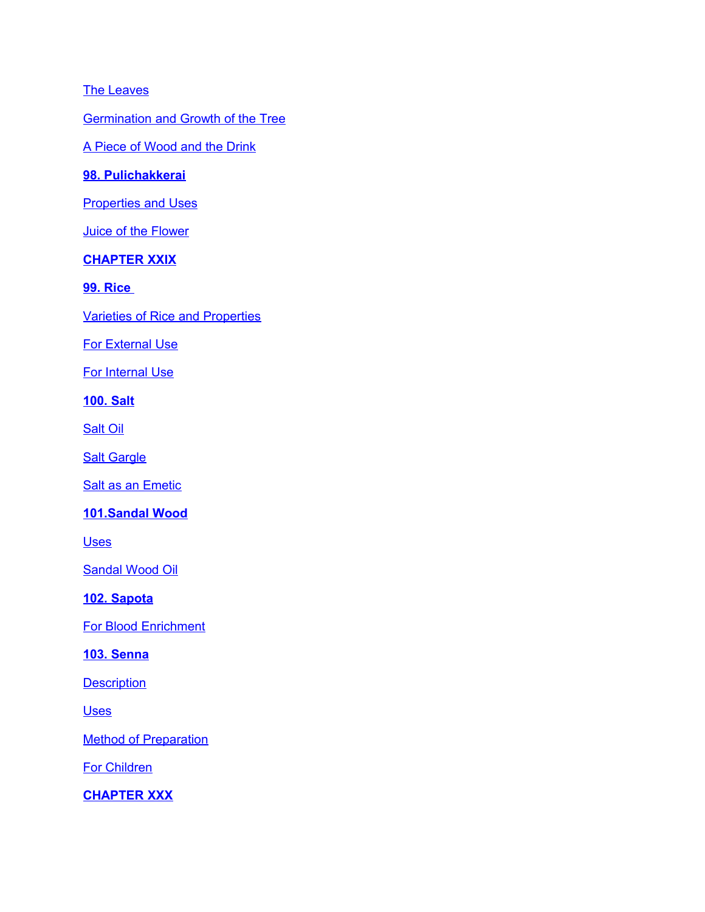The Leaves

Germination and Growth of the Tree

A Piece of Wood and the Drink

**98. Pulichakkerai**

Properties and Uses

Juice of the Flower

**CHAPTER XXIX**

**99. Rice**

Varieties of Rice and Properties

For External Use

For Internal Use

**100. Salt**

Salt Oil

Salt Gargle

Salt as an Emetic

**101.Sandal Wood**

Uses

Sandal Wood Oil

**102. Sapota**

For Blood Enrichment

**103. Senna**

Description

Uses

Method of Preparation

For Children

**CHAPTER XXX**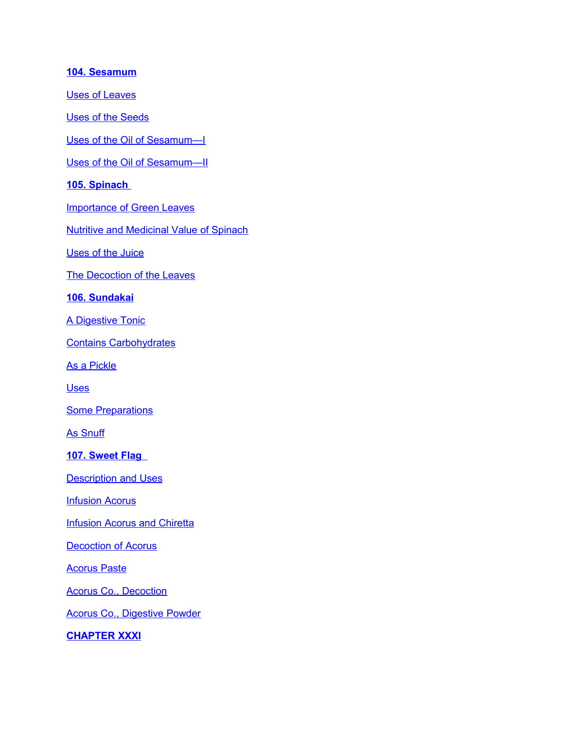**104. Sesamum**

Uses of Leaves

Uses of the Seeds

Uses of the Oil of Sesamum—I

Uses of the Oil of Sesamum—II

**105. Spinach**

Importance of Green Leaves

Nutritive and Medicinal Value of Spinach

Uses of the Juice

The Decoction of the Leaves

**106. Sundakai**

A Digestive Tonic

Contains Carbohydrates

As a Pickle

Uses

Some Preparations

As Snuff

**107. Sweet Flag**

Description and Uses

Infusion Acorus

Infusion Acorus and Chiretta

Decoction of Acorus

Acorus Paste

Acorus Co., Decoction

Acorus Co., Digestive Powder

**CHAPTER XXXI**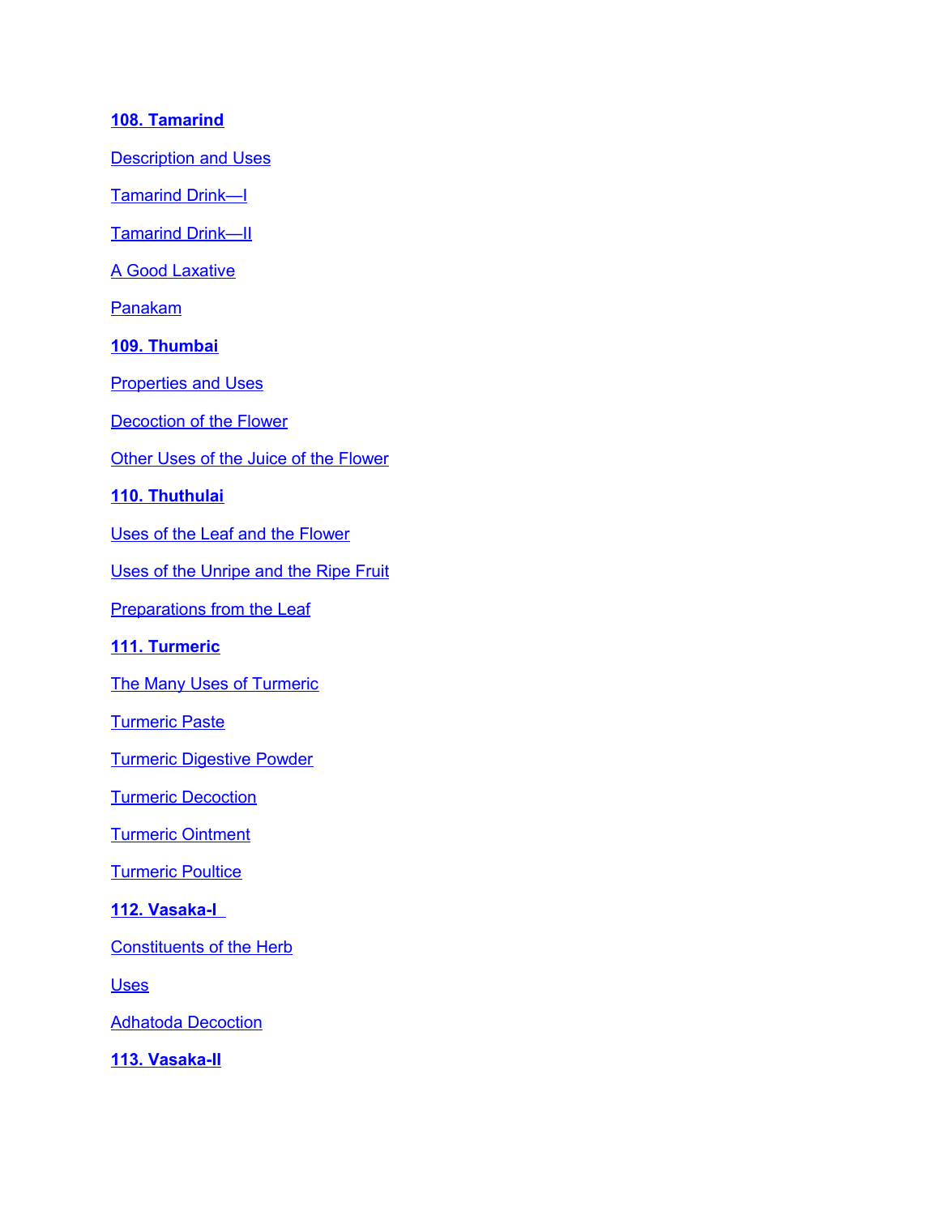**108. Tamarind**

Description and Uses

Tamarind Drink—I

Tamarind Drink—II

A Good Laxative

Panakam

**109. Thumbai**

Properties and Uses

Decoction of the Flower

Other Uses of the Juice of the Flower

**110. Thuthulai**

Uses of the Leaf and the Flower

Uses of the Unripe and the Ripe Fruit

Preparations from the Leaf

**111. Turmeric**

The Many Uses of Turmeric

Turmeric Paste

Turmeric Digestive Powder

Turmeric Decoction

Turmeric Ointment

Turmeric Poultice

**112. Vasaka-I**

Constituents of the Herb

Uses

Adhatoda Decoction

**113. Vasaka-II**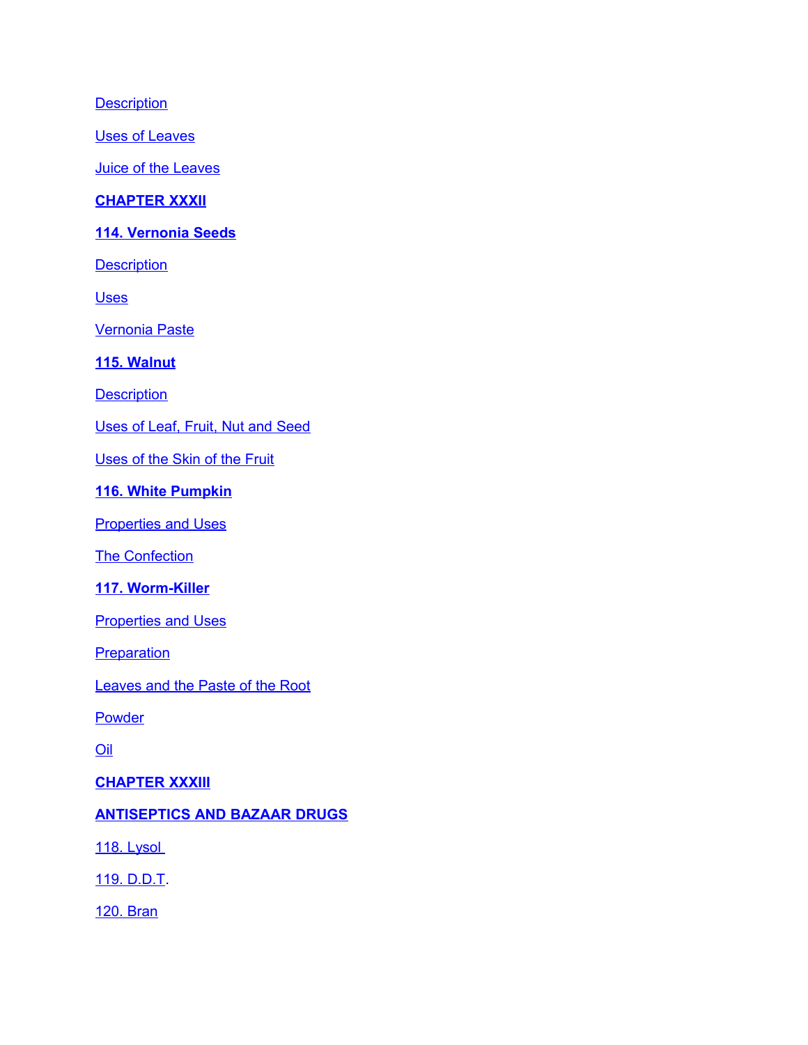Description

Uses of Leaves

Juice of the Leaves

**CHAPTER XXXII**

**114. Vernonia Seeds**

Description

Uses

Vernonia Paste

**115. Walnut**

Description

Uses of Leaf, Fruit, Nut and Seed

Uses of the Skin of the Fruit

**116. White Pumpkin**

Properties and Uses

The Confection

**117. Worm-Killer**

Properties and Uses

Preparation

Leaves and the Paste of the Root

Powder

Oil

**CHAPTER XXXIII**

**ANTISEPTICS AND BAZAAR DRUGS**

118. Lysol

119. D.D.T.

120. Bran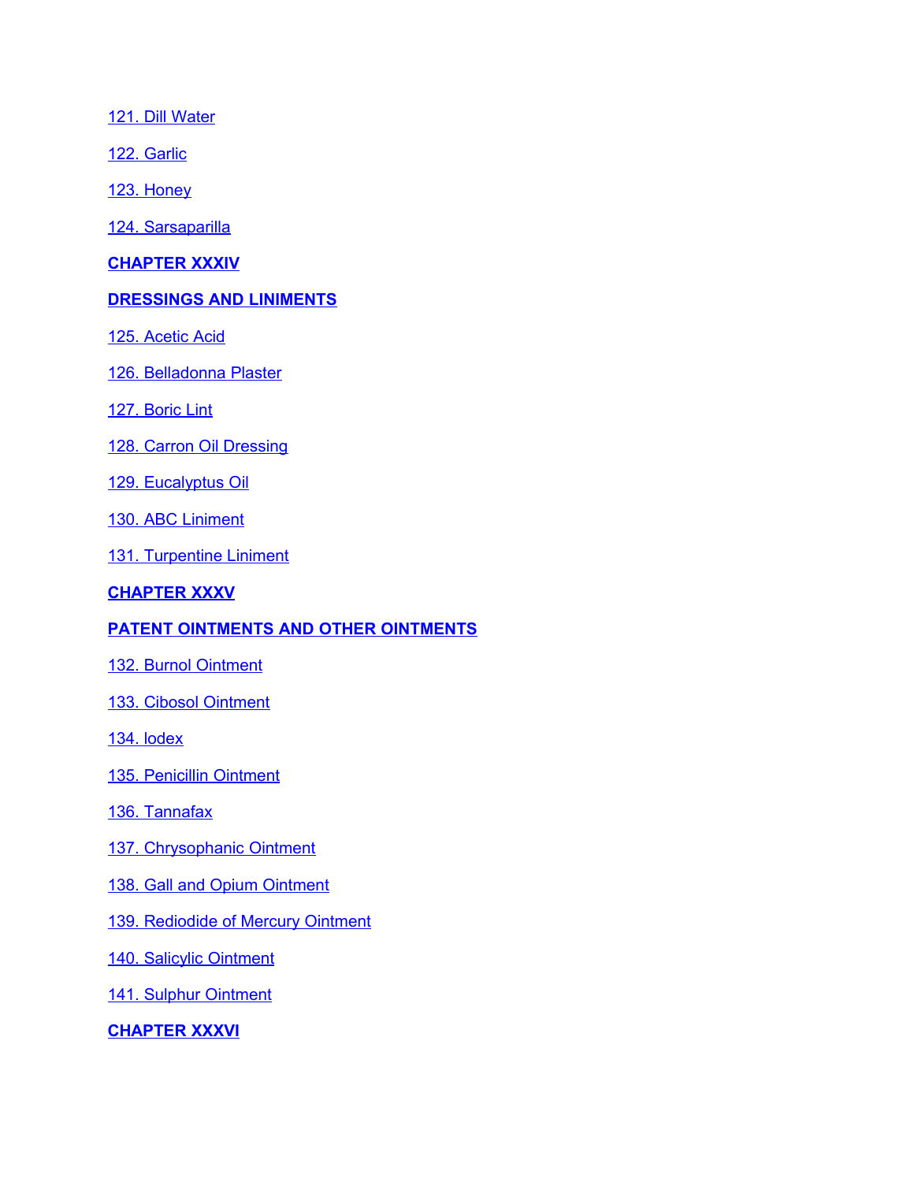121. Dill Water

122. Garlic

123. Honey

124. Sarsaparilla

**CHAPTER XXXIV**

**DRESSINGS AND LINIMENTS**

125. Acetic Acid

126. Belladonna Plaster

127. Boric Lint

128. Carron Oil Dressing

129. Eucalyptus Oil

130. ABC Liniment

131. Turpentine Liniment

**CHAPTER XXXV**

**PATENT OINTMENTS AND OTHER OINTMENTS**

132. Burnol Ointment

133. Cibosol Ointment

134. Iodex

135. Penicillin Ointment

136. Tannafax

137. Chrysophanic Ointment

138. Gall and Opium Ointment

139. Rediodide of Mercury Ointment

140. Salicylic Ointment

141. Sulphur Ointment

**CHAPTER XXXVI**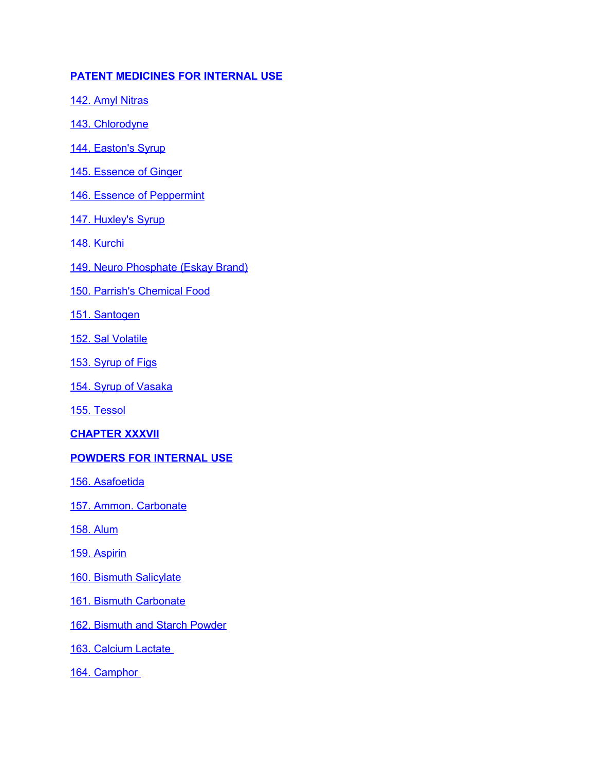**PATENT MEDICINES FOR INTERNAL USE**

142. Amyl Nitras

143. Chlorodyne

144. Easton's Syrup

145. Essence of Ginger

146. Essence of Peppermint

147. Huxley's Syrup

148. Kurchi

149. Neuro Phosphate (Eskay Brand)

150. Parrish's Chemical Food

151. Santogen

152. Sal Volatile

153. Syrup of Figs

154. Syrup of Vasaka

155. Tessol

**CHAPTER XXXVII**

**POWDERS FOR INTERNAL USE**

156. Asafoetida

157. Ammon. Carbonate

158. Alum

159. Aspirin

160. Bismuth Salicylate

161. Bismuth Carbonate

162. Bismuth and Starch Powder

163. Calcium Lactate

164. Camphor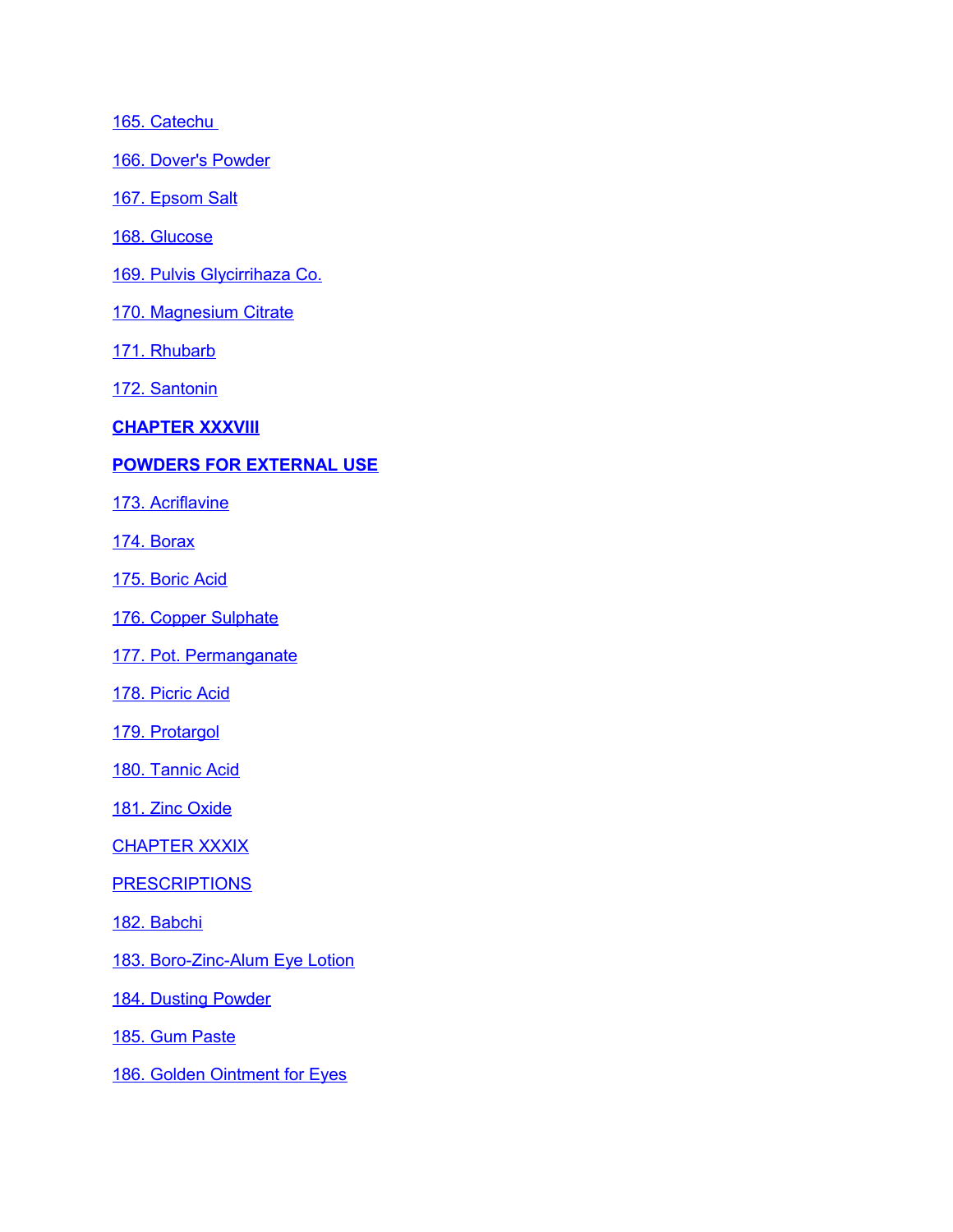165. Catechu

166. Dover's Powder

167. Epsom Salt

168. Glucose

169. Pulvis Glycirrihaza Co.

170. Magnesium Citrate

171. Rhubarb

172. Santonin

**CHAPTER XXXVIII**

**POWDERS FOR EXTERNAL USE**

173. Acriflavine

174. Borax

175. Boric Acid

176. Copper Sulphate

177. Pot. Permanganate

178. Picric Acid

179. Protargol

180. Tannic Acid

181. Zinc Oxide

CHAPTER XXXIX

PRESCRIPTIONS

182. Babchi

183. Boro-Zinc-Alum Eye Lotion

184. Dusting Powder

185. Gum Paste

186. Golden Ointment for Eyes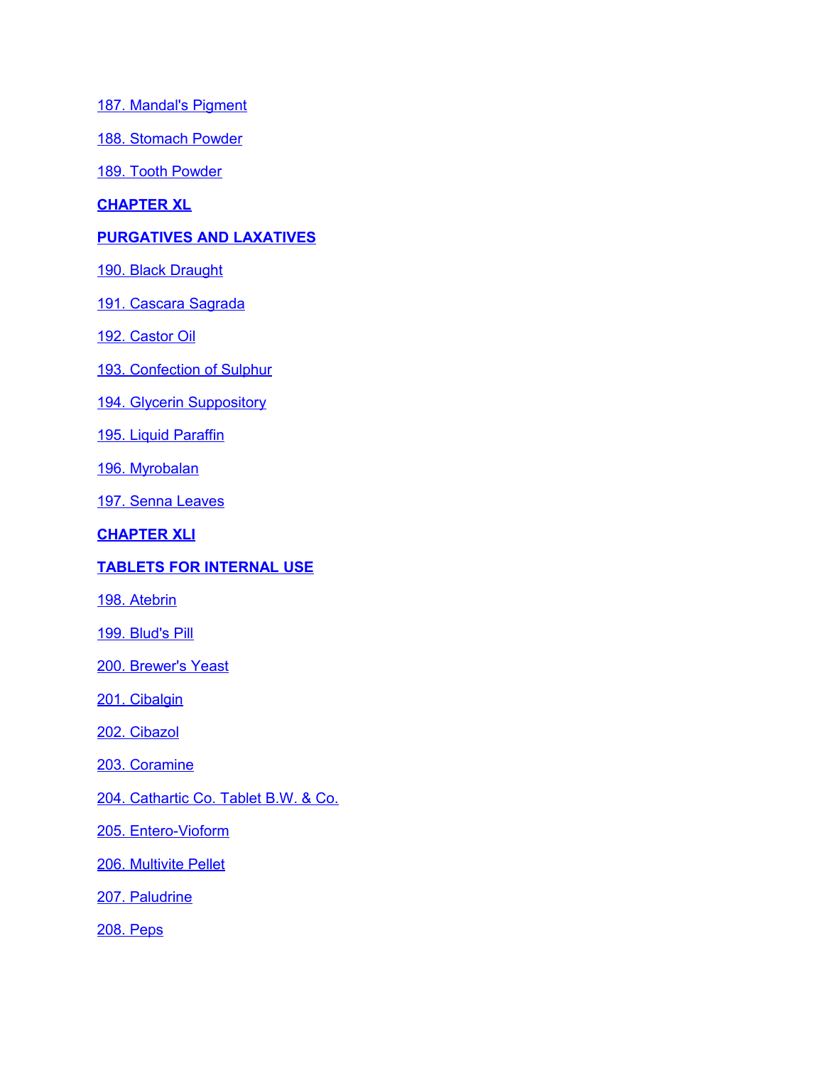187. Mandal's Pigment

188. Stomach Powder

189. Tooth Powder

**CHAPTER XL**

**PURGATIVES AND LAXATIVES**

190. Black Draught

191. Cascara Sagrada

192. Castor Oil

193. Confection of Sulphur

194. Glycerin Suppository

195. Liquid Paraffin

196. Myrobalan

197. Senna Leaves

**CHAPTER XLI**

**TABLETS FOR INTERNAL USE**

198. Atebrin

199. Blud's Pill

200. Brewer's Yeast

201. Cibalgin

202. Cibazol

203. Coramine

204. Cathartic Co. Tablet B.W. & Co.

205. Entero-Vioform

206. Multivite Pellet

207. Paludrine

208. Peps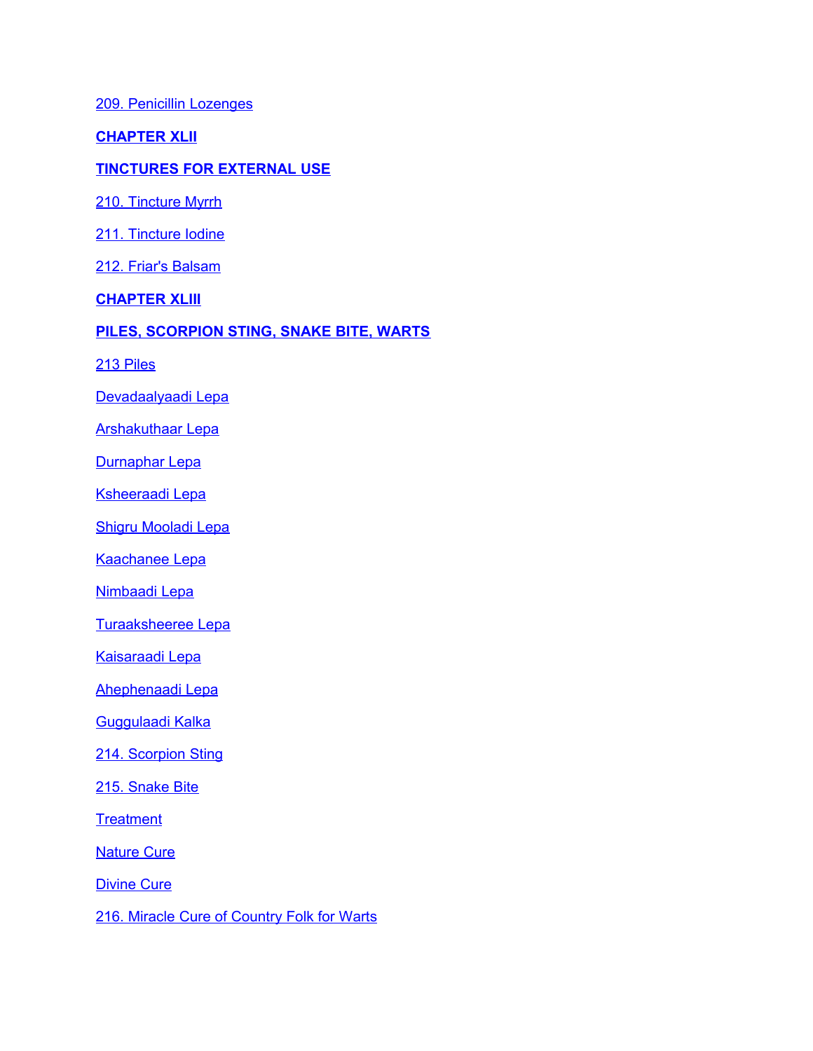209. Penicillin Lozenges

**CHAPTER XLII**

**TINCTURES FOR EXTERNAL USE**

210. Tincture Myrrh

211. Tincture Iodine

212. Friar's Balsam

**CHAPTER XLIII**

**PILES, SCORPION STING, SNAKE BITE, WARTS**

213 Piles

Devadaalyaadi Lepa

Arshakuthaar Lepa

Durnaphar Lepa

Ksheeraadi Lepa

Shigru Mooladi Lepa

Kaachanee Lepa

Nimbaadi Lepa

Turaaksheeree Lepa

Kaisaraadi Lepa

Ahephenaadi Lepa

Guggulaadi Kalka

214. Scorpion Sting

215. Snake Bite

Treatment

Nature Cure

Divine Cure

216. Miracle Cure of Country Folk for Warts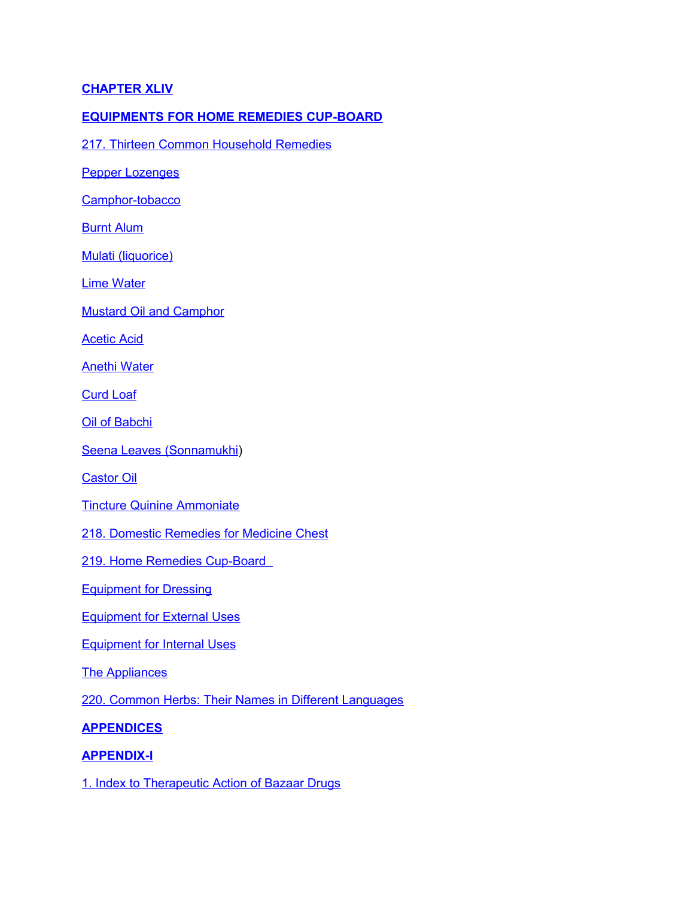**CHAPTER XLIV**

**EQUIPMENTS FOR HOME REMEDIES CUP-BOARD**

217. Thirteen Common Household Remedies

Pepper Lozenges

Camphor-tobacco

Burnt Alum

Mulati (liquorice)

Lime Water

Mustard Oil and Camphor

Acetic Acid

Anethi Water

Curd Loaf

Oil of Babchi

Seena Leaves (Sonnamukhi)

Castor Oil

Tincture Quinine Ammoniate

218. Domestic Remedies for Medicine Chest

219. Home Remedies Cup-Board

Equipment for Dressing

Equipment for External Uses

Equipment for Internal Uses

The Appliances

220. Common Herbs: Their Names in Different Languages

**APPENDICES**

**APPENDIX-I**

1. Index to Therapeutic Action of Bazaar Drugs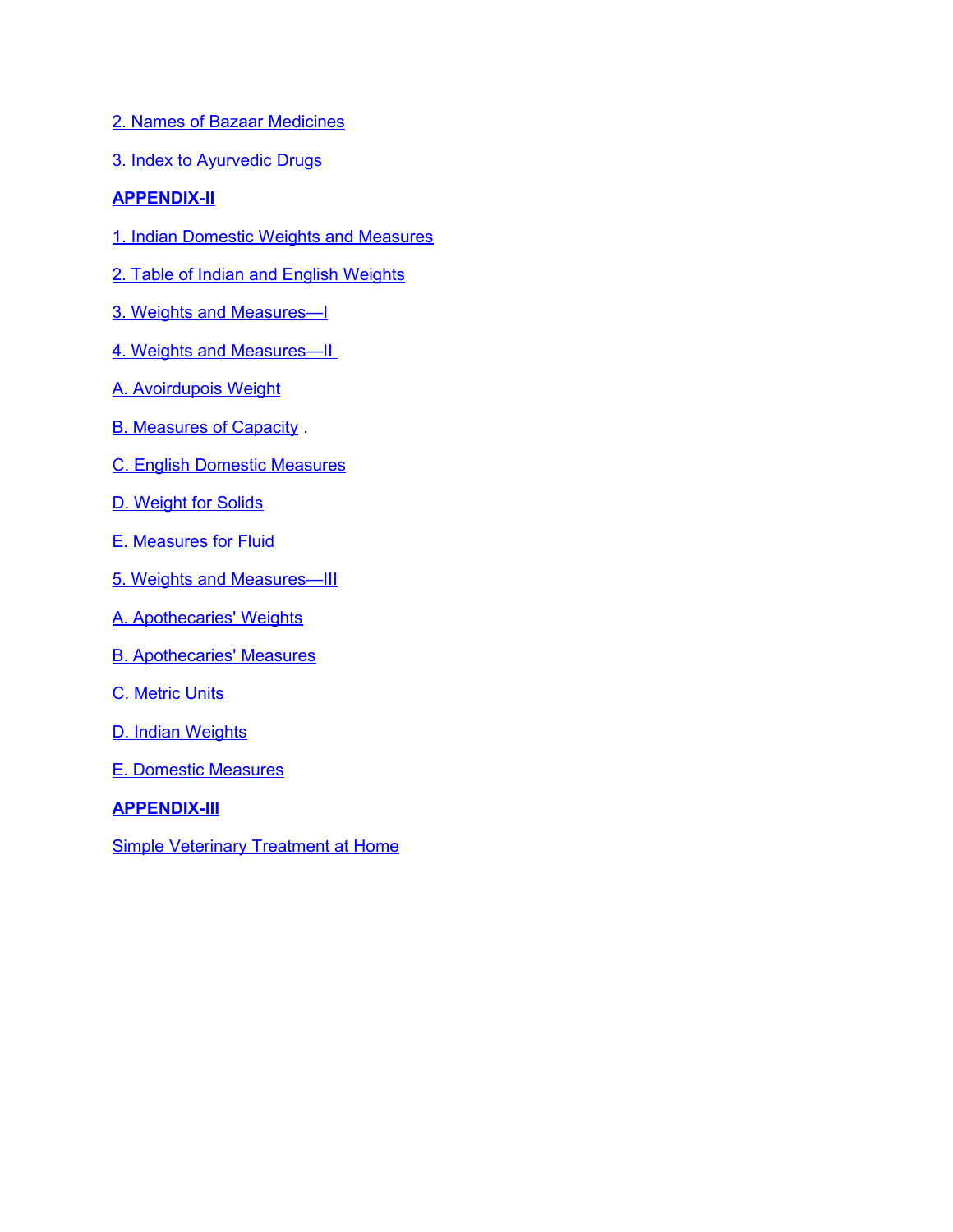2. Names of Bazaar Medicines

3. Index to Ayurvedic Drugs

**APPENDIX-II**

1. Indian Domestic Weights and Measures

2. Table of Indian and English Weights

3. Weights and Measures—I

4. Weights and Measures—II

A. Avoirdupois Weight

B. Measures of Capacity .

C. English Domestic Measures

D. Weight for Solids

E. Measures for Fluid

5. Weights and Measures—III

A. Apothecaries' Weights

B. Apothecaries' Measures

C. Metric Units

D. Indian Weights

E. Domestic Measures

**APPENDIX-III**

Simple Veterinary Treatment at Home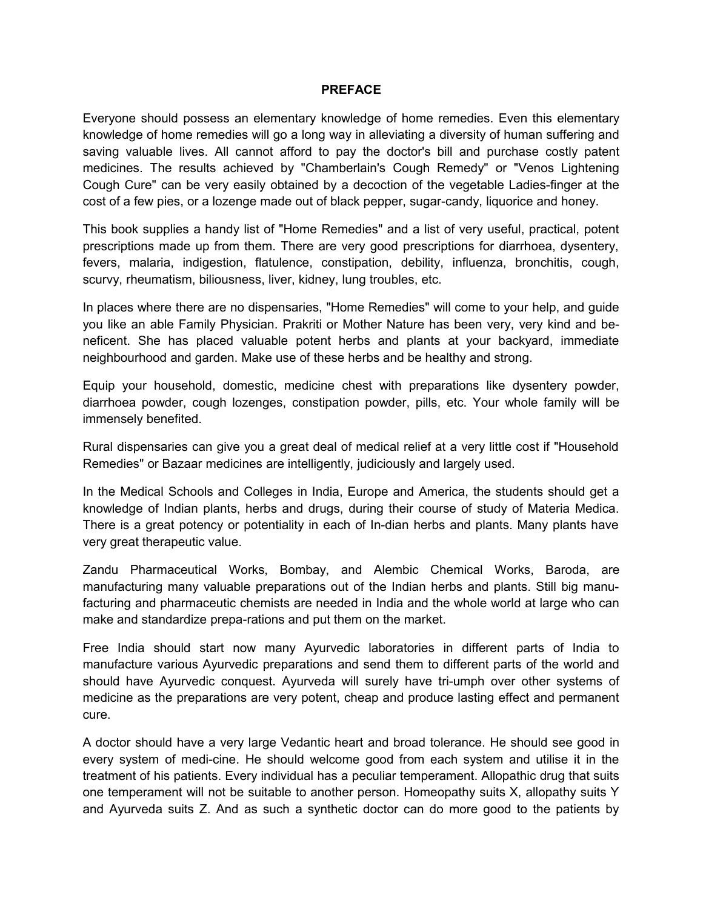# PREFACE

Everyone should possess an elementary knowledge of home remedies. Even this elementary knowledge of home remedies will go a long way in alleviating a diversity of human suffering and saving valuable lives. All cannot afford to pay the doctor's bill and purchase costly patent medicines. The results achieved by "Chamberlain's Cough Remedy" or "Venos Lightening Cough Cure" can be very easily obtained by a decoction of the vegetable Ladies-finger at the cost of a few pies, or a lozenge made out of black pepper, sugar-candy, liquorice and honey.

This book supplies a handy list of "Home Remedies" and a list of very useful, practical, potent prescriptions made up from them. There are very good prescriptions for diarrhoea, dysentery, fevers, malaria, indigestion, flatulence, constipation, debility, influenza, bronchitis, cough, scurvy, rheumatism, biliousness, liver, kidney, lung troubles, etc.

In places where there are no dispensaries, "Home Remedies" will come to your help, and guide you like an able Family Physician. Prakriti or Mother Nature has been very, very kind and beneficent. She has placed valuable potent herbs and plants at your backyard, immediate neighbourhood and garden. Make use of these herbs and be healthy and strong.

Equip your household, domestic, medicine chest with preparations like dysentery powder, diarrhoea powder, cough lozenges, constipation powder, pills, etc. Your whole family will be immensely benefited.

Rural dispensaries can give you a great deal of medical relief at a very little cost if "Household Remedies" or Bazaar medicines are intelligently, judiciously and largely used.

In the Medical Schools and Colleges in India, Europe and America, the students should get a knowledge of Indian plants, herbs and drugs, during their course of study of Materia Medica. There is a great potency or potentiality in each of Indian herbs and plants. Many plants have very great therapeutic value.

Zandu Pharmaceutical Works, Bombay, and Alembic Chemical Works, Baroda, are manufacturing many valuable preparations out of the Indian herbs and plants. Still big manufacturing and pharmaceutic chemists are needed in India and the whole world at large who can make and standardize preparations and put them on the market.

Free India should start now many Ayurvedic laboratories in different parts of India to manufacture various Ayurvedic preparations and send them to different parts of the world and should have Ayurvedic conquest. Ayurveda will surely have triumph over other systems of medicine as the preparations are very potent, cheap and produce lasting effect and permanent cure.

A doctor should have a very large Vedantic heart and broad tolerance. He should see good in every system of medicine. He should welcome good from each system and utilise it in the treatment of his patients. Every individual has a peculiar temperament. Allopathic drug that suits one temperament will not be suitable to another person. Homeopathy suits X, allopathy suits Y and Ayurveda suits Z. And as such a synthetic doctor can do more good to the patients by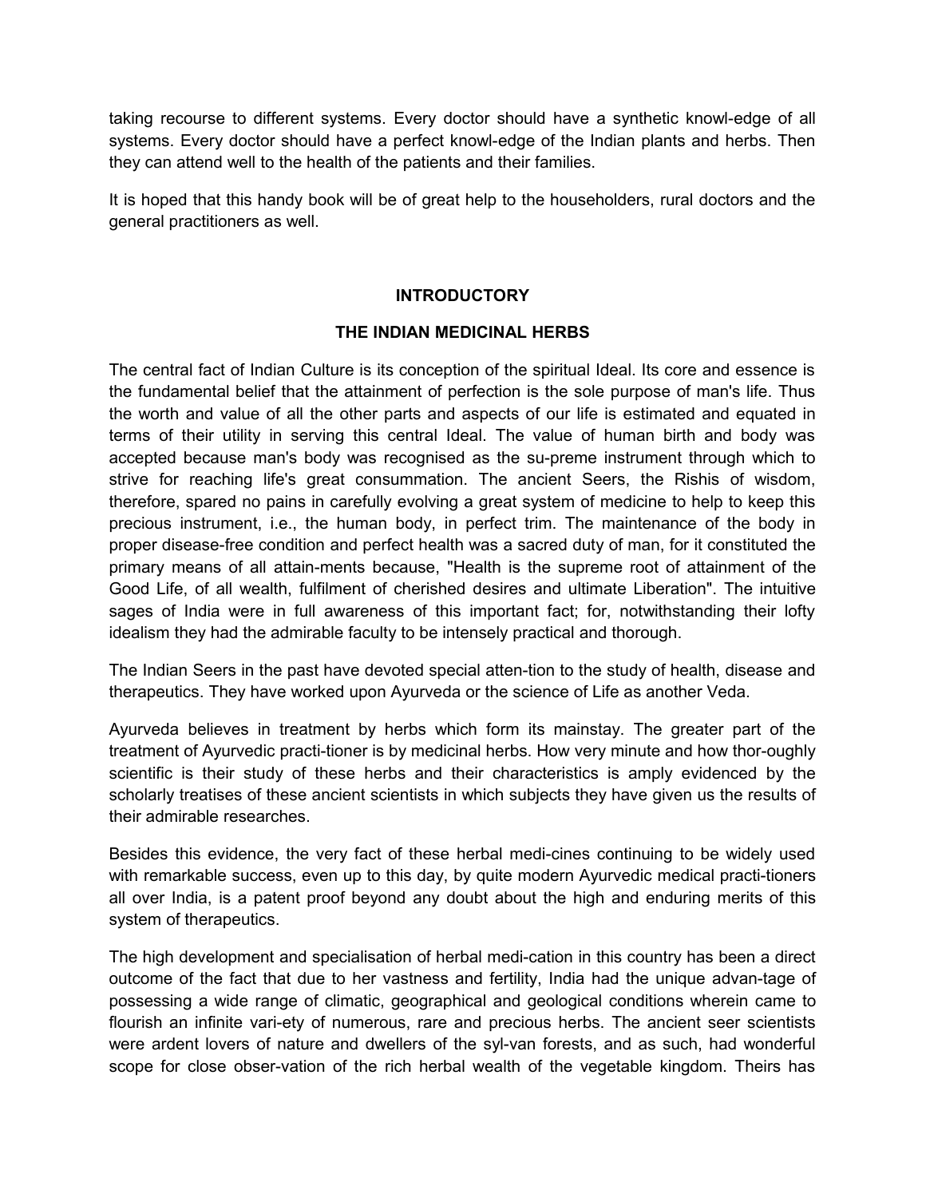taking recourse to different systems. Every doctor should have a synthetic knowl-edge of all systems. Every doctor should have a perfect knowl-edge of the Indian plants and herbs. Then they can attend well to the health of the patients and their families.

It is hoped that this handy book will be of great help to the householders, rural doctors and the general practitioners as well.

## INTRODUCTORY

## THE INDIAN MEDICINAL HERBS

The central fact of Indian Culture is its conception of the spiritual Ideal. Its core and essence is the fundamental belief that the attainment of perfection is the sole purpose of man's life. Thus the worth and value of all the other parts and aspects of our life is estimated and equated in terms of their utility in serving this central Ideal. The value of human birth and body was accepted because man's body was recognised as the su-preme instrument through which to strive for reaching life's great consummation. The ancient Seers, the Rishis of wisdom, therefore, spared no pains in carefully evolving a great system of medicine to help to keep this precious instrument, i.e., the human body, in perfect trim. The maintenance of the body in proper disease-free condition and perfect health was a sacred duty of man, for it constituted the primary means of all attain-ments because, "Health is the supreme root of attainment of the Good Life, of all wealth, fulfilment of cherished desires and ultimate Liberation". The intuitive sages of India were in full awareness of this important fact; for, notwithstanding their lofty idealism they had the admirable faculty to be intensely practical and thorough.

The Indian Seers in the past have devoted special atten-tion to the study of health, disease and therapeutics. They have worked upon Ayurveda or the science of Life as another Veda.

Ayurveda believes in treatment by herbs which form its mainstay. The greater part of the treatment of Ayurvedic practi-tioner is by medicinal herbs. How very minute and how thor-oughly scientific is their study of these herbs and their characteristics is amply evidenced by the scholarly treatises of these ancient scientists in which subjects they have given us the results of their admirable researches.

Besides this evidence, the very fact of these herbal medi-cines continuing to be widely used with remarkable success, even up to this day, by quite modern Ayurvedic medical practi-tioners all over India, is a patent proof beyond any doubt about the high and enduring merits of this system of therapeutics.

The high development and specialisation of herbal medi-cation in this country has been a direct outcome of the fact that due to her vastness and fertility, India had the unique advan-tage of possessing a wide range of climatic, geographical and geological conditions wherein came to flourish an infinite vari-ety of numerous, rare and precious herbs. The ancient seer scientists were ardent lovers of nature and dwellers of the syl-van forests, and as such, had wonderful scope for close obser-vation of the rich herbal wealth of the vegetable kingdom. Theirs has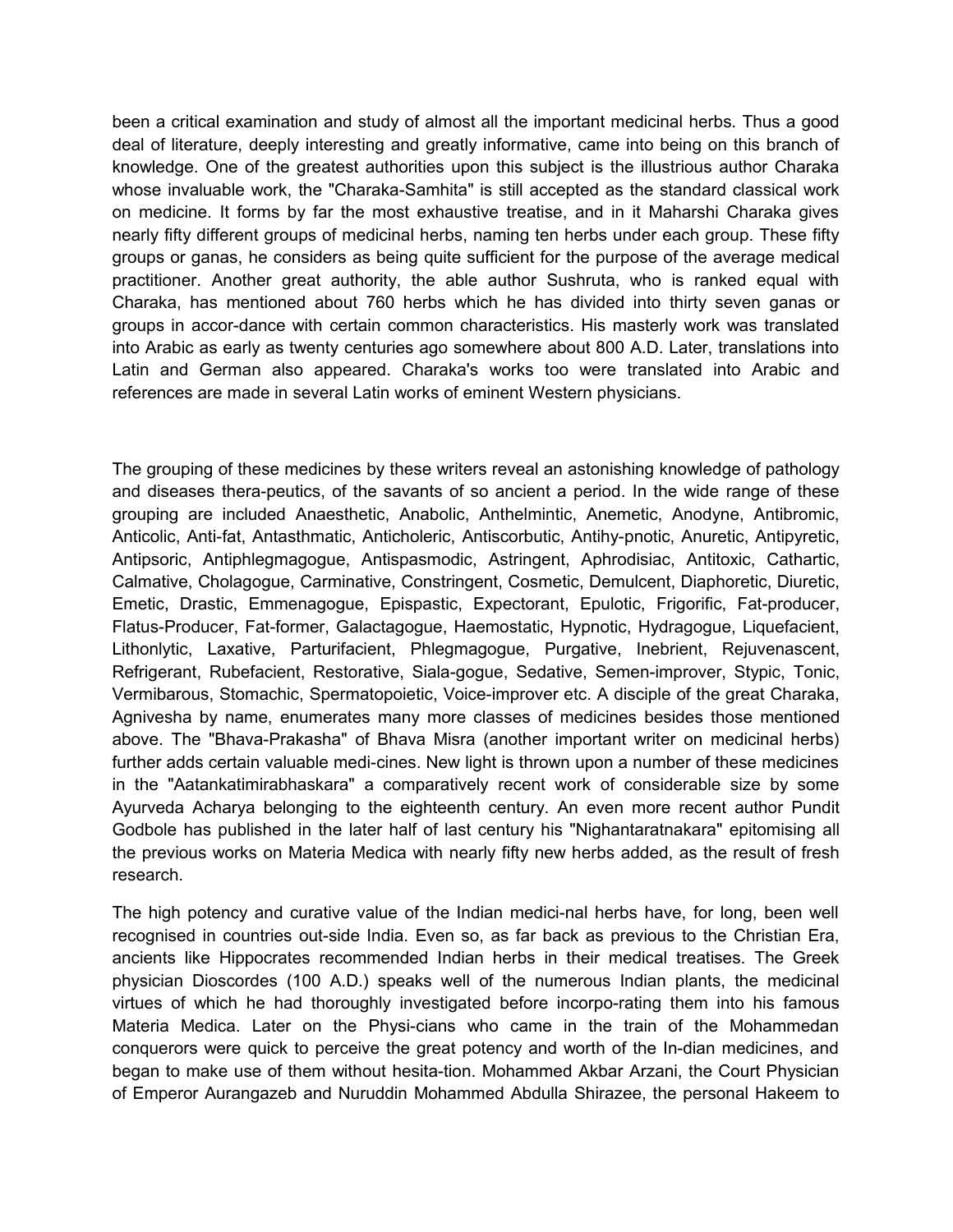been a critical examination and study of almost all the important medicinal herbs. Thus a good deal of literature, deeply interesting and greatly informative, came into being on this branch of knowledge. One of the greatest authorities upon this subject is the illustrious author Charaka whose invaluable work, the "Charaka-Samhita" is still accepted as the standard classical work on medicine. It forms by far the most exhaustive treatise, and in it Maharshi Charaka gives nearly fifty different groups of medicinal herbs, naming ten herbs under each group. These fifty groups or ganas, he considers as being quite sufficient for the purpose of the average medical practitioner. Another great authority, the able author Sushruta, who is ranked equal with Charaka, has mentioned about 760 herbs which he has divided into thirty seven ganas or groups in accor-dance with certain common characteristics. His masterly work was translated into Arabic as early as twenty centuries ago somewhere about 800 A.D. Later, translations into Latin and German also appeared. Charaka's works too were translated into Arabic and references are made in several Latin works of eminent Western physicians.

The grouping of these medicines by these writers reveal an astonishing knowledge of pathology and diseases thera-peutics, of the savants of so ancient a period. In the wide range of these grouping are included Anaesthetic, Anabolic, Anthelmintic, Anemetic, Anodyne, Antibromic, Anticolic, Anti-fat, Antasthmatic, Anticholeric, Antiscorbutic, Antihy-pnotic, Anuretic, Antipyretic, Antipsoric, Antiphlegmagogue, Antispasmodic, Astringent, Aphrodisiac, Antitoxic, Cathartic, Calmative, Cholagogue, Carminative, Constringent, Cosmetic, Demulcent, Diaphoretic, Diuretic, Emetic, Drastic, Emmenagogue, Epispastic, Expectorant, Epulotic, Frigorific, Fat-producer, Flatus-Producer, Fat-former, Galactagogue, Haemostatic, Hypnotic, Hydragogue, Liquefacient, Lithonlytic, Laxative, Parturifacient, Phlegmagogue, Purgative, Inebrient, Rejuvenascent, Refrigerant, Rubefacient, Restorative, Siala-gogue, Sedative, Semen-improver, Stypic, Tonic, Vermibarous, Stomachic, Spermatopoietic, Voice-improver etc. A disciple of the great Charaka, Agnivesha by name, enumerates many more classes of medicines besides those mentioned above. The "Bhava-Prakasha" of Bhava Misra (another important writer on medicinal herbs) further adds certain valuable medi-cines. New light is thrown upon a number of these medicines in the "Aatankatimirabhaskara" a comparatively recent work of considerable size by some Ayurveda Acharya belonging to the eighteenth century. An even more recent author Pundit Godbole has published in the later half of last century his "Nighantaratnakara" epitomising all the previous works on Materia Medica with nearly fifty new herbs added, as the result of fresh research.

The high potency and curative value of the Indian medici-nal herbs have, for long, been well recognised in countries out-side India. Even so, as far back as previous to the Christian Era, ancients like Hippocrates recommended Indian herbs in their medical treatises. The Greek physician Dioscordes (100 A.D.) speaks well of the numerous Indian plants, the medicinal virtues of which he had thoroughly investigated before incorpo-rating them into his famous Materia Medica. Later on the Physi-cians who came in the train of the Mohammedan conquerors were quick to perceive the great potency and worth of the In-dian medicines, and began to make use of them without hesita-tion. Mohammed Akbar Arzani, the Court Physician of Emperor Aurangazeb and Nuruddin Mohammed Abdulla Shirazee, the personal Hakeem to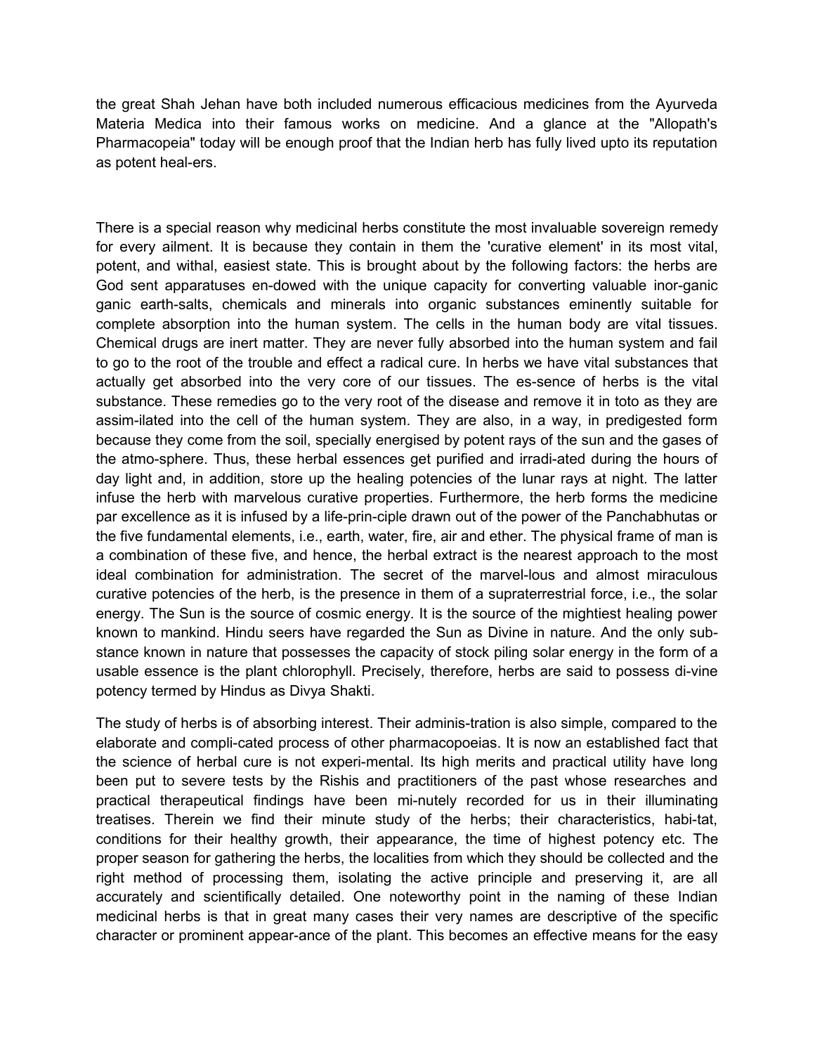the great Shah Jehan have both included numerous efficacious medicines from the Ayurveda Materia Medica into their famous works on medicine. And a glance at the "Allopath's Pharmacopeia" today will be enough proof that the Indian herb has fully lived upto its reputation as potent heal-ers.

There is a special reason why medicinal herbs constitute the most invaluable sovereign remedy for every ailment. It is because they contain in them the 'curative element' in its most vital, potent, and withal, easiest state. This is brought about by the following factors: the herbs are God sent apparatuses en-dowed with the unique capacity for converting valuable inor-ganic ganic earth-salts, chemicals and minerals into organic substances eminently suitable for complete absorption into the human system. The cells in the human body are vital tissues. Chemical drugs are inert matter. They are never fully absorbed into the human system and fail to go to the root of the trouble and effect a radical cure. In herbs we have vital substances that actually get absorbed into the very core of our tissues. The es-sence of herbs is the vital substance. These remedies go to the very root of the disease and remove it in toto as they are assim-ilated into the cell of the human system. They are also, in a way, in predigested form because they come from the soil, specially energised by potent rays of the sun and the gases of the atmo-sphere. Thus, these herbal essences get purified and irradi-ated during the hours of day light and, in addition, store up the healing potencies of the lunar rays at night. The latter infuse the herb with marvelous curative properties. Furthermore, the herb forms the medicine par excellence as it is infused by a life-prin-ciple drawn out of the power of the Panchabhutas or the five fundamental elements, i.e., earth, water, fire, air and ether. The physical frame of man is a combination of these five, and hence, the herbal extract is the nearest approach to the most ideal combination for administration. The secret of the marvel-lous and almost miraculous curative potencies of the herb, is the presence in them of a supraterrestrial force, i.e., the solar energy. The Sun is the source of cosmic energy. It is the source of the mightiest healing power known to mankind. Hindu seers have regarded the Sun as Divine in nature. And the only sub-stance known in nature that possesses the capacity of stock piling solar energy in the form of a usable essence is the plant chlorophyll. Precisely, therefore, herbs are said to possess di-vine potency termed by Hindus as Divya Shakti.

The study of herbs is of absorbing interest. Their adminis-tration is also simple, compared to the elaborate and compli-cated process of other pharmacopoeias. It is now an established fact that the science of herbal cure is not experi-mental. Its high merits and practical utility have long been put to severe tests by the Rishis and practitioners of the past whose researches and practical therapeutical findings have been mi-nutely recorded for us in their illuminating treatises. Therein we find their minute study of the herbs; their characteristics, habi-tat, conditions for their healthy growth, their appearance, the time of highest potency etc. The proper season for gathering the herbs, the localities from which they should be collected and the right method of processing them, isolating the active principle and preserving it, are all accurately and scientifically detailed. One noteworthy point in the naming of these Indian medicinal herbs is that in great many cases their very names are descriptive of the specific character or prominent appear-ance of the plant. This becomes an effective means for the easy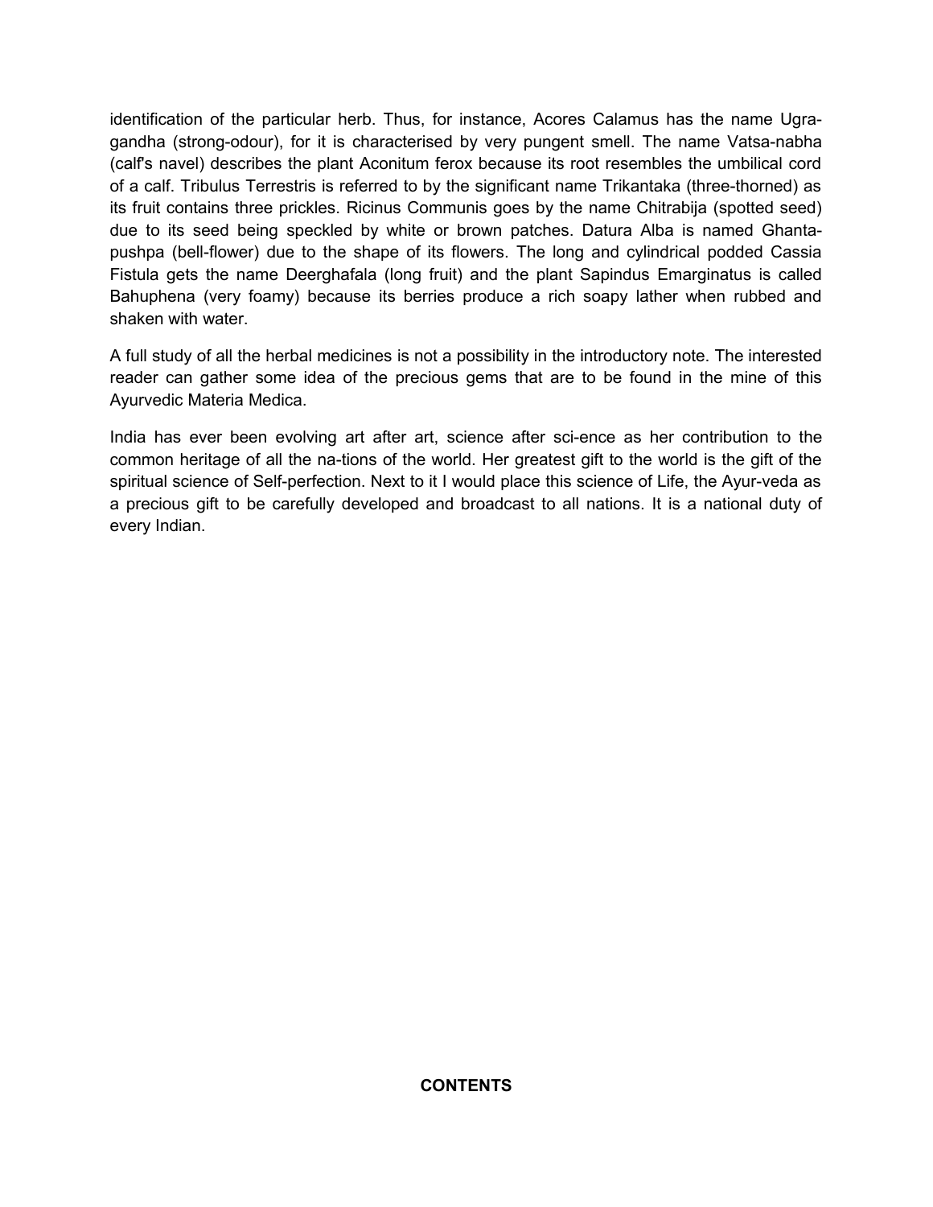identification of the particular herb. Thus, for instance, Acores Calamus has the name Ugra-gandha (strong-odour), for it is characterised by very pungent smell. The name Vatsa-nabha (calf's navel) describes the plant Aconitum ferox because its root resembles the umbilical cord of a calf. Tribulus Terrestris is referred to by the significant name Trikantaka (three-thorned) as its fruit contains three prickles. Ricinus Communis goes by the name Chitrabija (spotted seed) due to its seed being speckled by white or brown patches. Datura Alba is named Ghanta-pushpa (bell-flower) due to the shape of its flowers. The long and cylindrical podded Cassia Fistula gets the name Deerghafala (long fruit) and the plant Sapindus Emarginatus is called Bahuphena (very foamy) because its berries produce a rich soapy lather when rubbed and shaken with water.

A full study of all the herbal medicines is not a possibility in the introductory note. The interested reader can gather some idea of the precious gems that are to be found in the mine of this Ayurvedic Materia Medica.

India has ever been evolving art after art, science after sci-ence as her contribution to the common heritage of all the na-tions of the world. Her greatest gift to the world is the gift of the spiritual science of Self-perfection. Next to it I would place this science of Life, the Ayur-veda as a precious gift to be carefully developed and broadcast to all nations. It is a national duty of every Indian.

## CONTENTS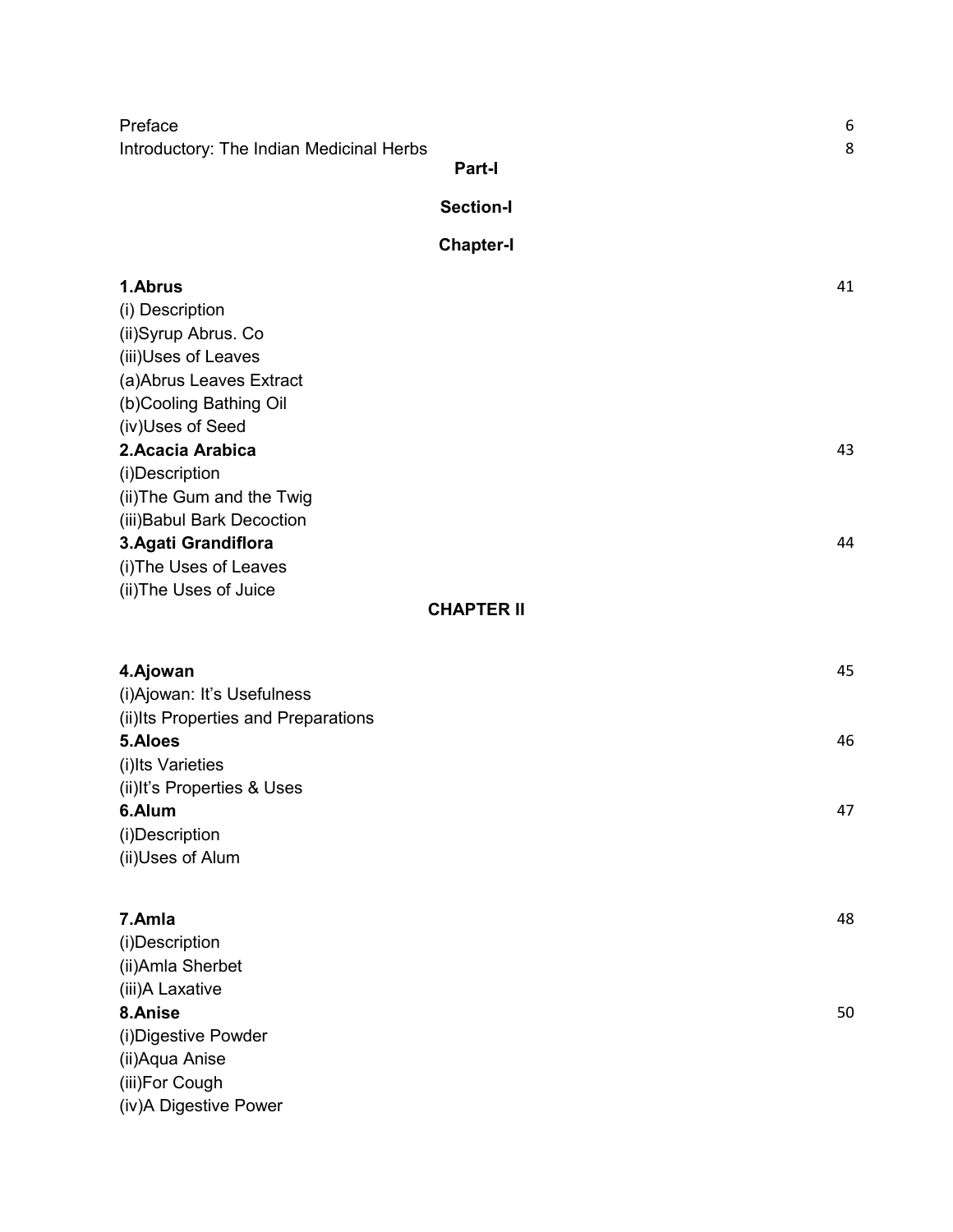Preface 6

Introductory: The Indian Medicinal Herbs 8

**Part-I**

**Section-I**

**Chapter-I**

**1.Abrus** 41

(i) Description

(ii)Syrup Abrus. Co

(iii)Uses of Leaves

(a)Abrus Leaves Extract

(b)Cooling Bathing Oil

(iv)Uses of Seed

**2.Acacia Arabica** 43

(i)Description

(ii)The Gum and the Twig

(iii)Babul Bark Decoction

**3.Agati Grandiflora** 44

(i)The Uses of Leaves

(ii)The Uses of Juice

**CHAPTER II**

**4.Ajowan** 45

(i)Ajowan: It's Usefulness

(ii)Its Properties and Preparations

**5.Aloes** 46

(i)Its Varieties

(ii)It's Properties & Uses

**6.Alum** 47

(i)Description

(ii)Uses of Alum

**7.Amla** 48

(i)Description

(ii)Amla Sherbet

(iii)A Laxative

**8.Anise** 50

(i)Digestive Powder

(ii)Aqua Anise

(iii)For Cough

(iv)A Digestive Power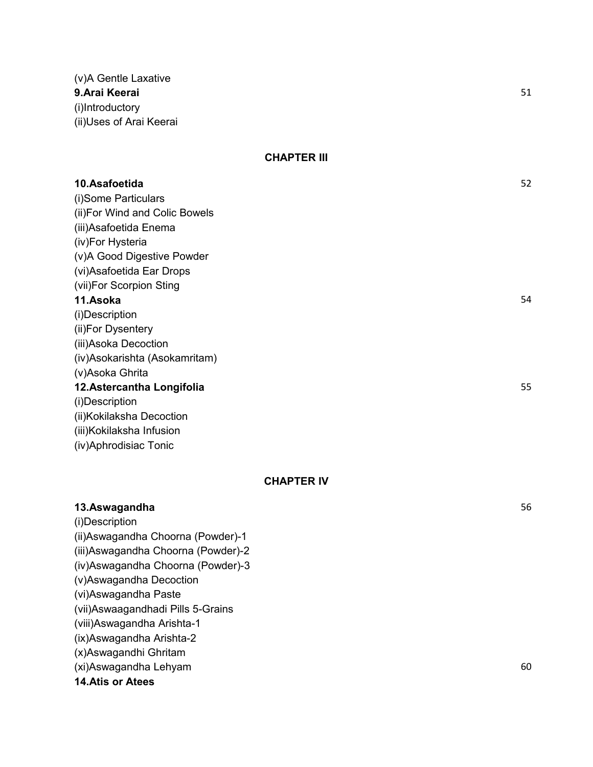(v)A Gentle Laxative

**9.Arai Keerai** 51

(i)Introductory

(ii)Uses of Arai Keerai

## CHAPTER III

**10.Asafoetida** 52

(i)Some Particulars

(ii)For Wind and Colic Bowels

(iii)Asafoetida Enema

(iv)For Hysteria

(v)A Good Digestive Powder

(vi)Asafoetida Ear Drops

(vii)For Scorpion Sting

**11.Asoka** 54

(i)Description

(ii)For Dysentery

(iii)Asoka Decoction

(iv)Asokarishta (Asokamritam)

(v)Asoka Ghrita

**12.Astercantha Longifolia** 55

(i)Description

(ii)Kokilaksha Decoction

(iii)Kokilaksha Infusion

(iv)Aphrodisiac Tonic

## CHAPTER IV

**13.Aswagandha** 56

(i)Description

(ii)Aswagandha Choorna (Powder)-1

(iii)Aswagandha Choorna (Powder)-2

(iv)Aswagandha Choorna (Powder)-3

(v)Aswagandha Decoction

(vi)Aswagandha Paste

(vii)Aswaagandhadi Pills 5-Grains

(viii)Aswagandha Arishta-1

(ix)Aswagandha Arishta-2

(x)Aswagandhi Ghritam

(xi)Aswagandha Lehyam 60

**14.Atis or Atees**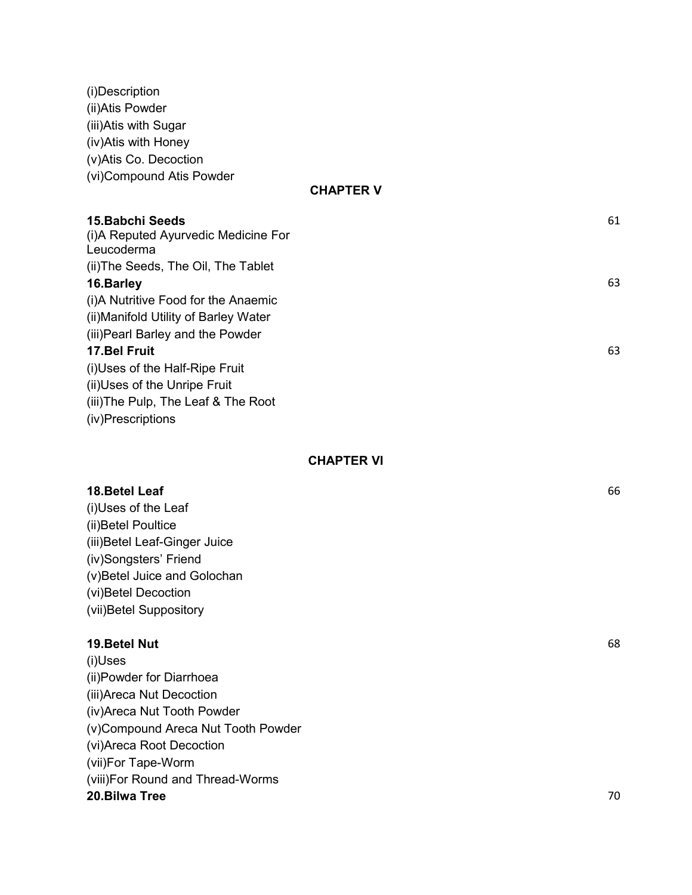(i)Description
(ii)Atis Powder
(iii)Atis with Sugar
(iv)Atis with Honey
(v)Atis Co. Decoction
(vi)Compound Atis Powder

## CHAPTER V

**15.Babchi Seeds** 61
(i)A Reputed Ayurvedic Medicine For Leucoderma
(ii)The Seeds, The Oil, The Tablet
**16.Barley** 63
(i)A Nutritive Food for the Anaemic
(ii)Manifold Utility of Barley Water
(iii)Pearl Barley and the Powder
**17.Bel Fruit** 63
(i)Uses of the Half-Ripe Fruit
(ii)Uses of the Unripe Fruit
(iii)The Pulp, The Leaf & The Root
(iv)Prescriptions

## CHAPTER VI

**18.Betel Leaf** 66
(i)Uses of the Leaf
(ii)Betel Poultice
(iii)Betel Leaf-Ginger Juice
(iv)Songsters' Friend
(v)Betel Juice and Golochan
(vi)Betel Decoction
(vii)Betel Suppository

**19.Betel Nut** 68
(i)Uses
(ii)Powder for Diarrhoea
(iii)Areca Nut Decoction
(iv)Areca Nut Tooth Powder
(v)Compound Areca Nut Tooth Powder
(vi)Areca Root Decoction
(vii)For Tape-Worm
(viii)For Round and Thread-Worms
**20.Bilwa Tree** 70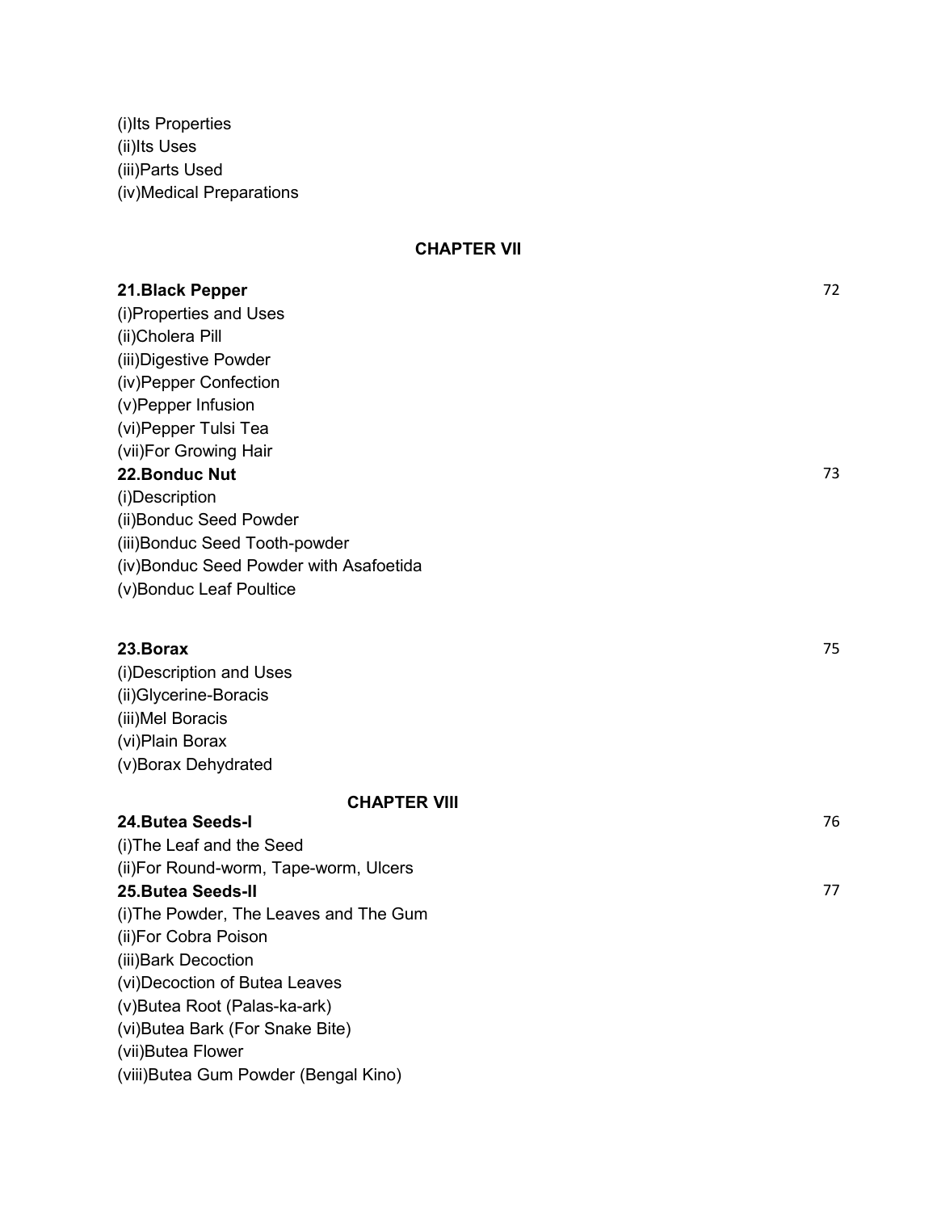(i)Its Properties
(ii)Its Uses
(iii)Parts Used
(iv)Medical Preparations

## CHAPTER VII

**21.Black Pepper** 72

(i)Properties and Uses
(ii)Cholera Pill
(iii)Digestive Powder
(iv)Pepper Confection
(v)Pepper Infusion
(vi)Pepper Tulsi Tea
(vii)For Growing Hair

**22.Bonduc Nut** 73

(i)Description
(ii)Bonduc Seed Powder
(iii)Bonduc Seed Tooth-powder
(iv)Bonduc Seed Powder with Asafoetida
(v)Bonduc Leaf Poultice

**23.Borax** 75

(i)Description and Uses
(ii)Glycerine-Boracis
(iii)Mel Boracis
(vi)Plain Borax
(v)Borax Dehydrated

## CHAPTER VIII

**24.Butea Seeds-I** 76

(i)The Leaf and the Seed
(ii)For Round-worm, Tape-worm, Ulcers

**25.Butea Seeds-II** 77

(i)The Powder, The Leaves and The Gum
(ii)For Cobra Poison
(iii)Bark Decoction
(vi)Decoction of Butea Leaves
(v)Butea Root (Palas-ka-ark)
(vi)Butea Bark (For Snake Bite)
(vii)Butea Flower
(viii)Butea Gum Powder (Bengal Kino)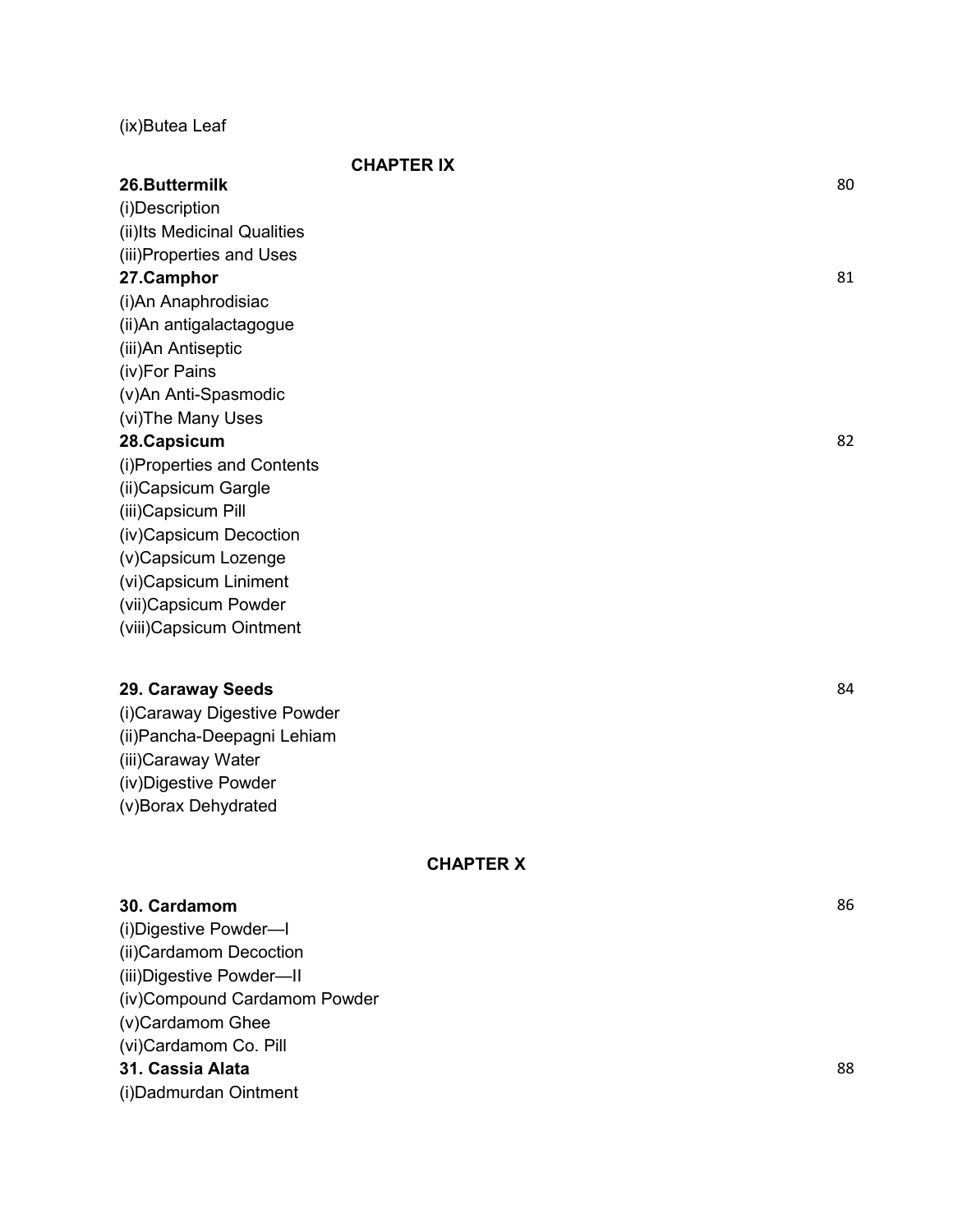(ix)Butea Leaf

## CHAPTER IX

**26.Buttermilk** 80

(i)Description
(ii)Its Medicinal Qualities
(iii)Properties and Uses

**27.Camphor** 81

(i)An Anaphrodisiac
(ii)An antigalactagogue
(iii)An Antiseptic
(iv)For Pains
(v)An Anti-Spasmodic
(vi)The Many Uses

**28.Capsicum** 82

(i)Properties and Contents
(ii)Capsicum Gargle
(iii)Capsicum Pill
(iv)Capsicum Decoction
(v)Capsicum Lozenge
(vi)Capsicum Liniment
(vii)Capsicum Powder
(viii)Capsicum Ointment

**29. Caraway Seeds** 84

(i)Caraway Digestive Powder
(ii)Pancha-Deepagni Lehiam
(iii)Caraway Water
(iv)Digestive Powder
(v)Borax Dehydrated

## CHAPTER X

**30. Cardamom** 86

(i)Digestive Powder—I
(ii)Cardamom Decoction
(iii)Digestive Powder—II
(iv)Compound Cardamom Powder
(v)Cardamom Ghee
(vi)Cardamom Co. Pill

**31. Cassia Alata** 88

(i)Dadmurdan Ointment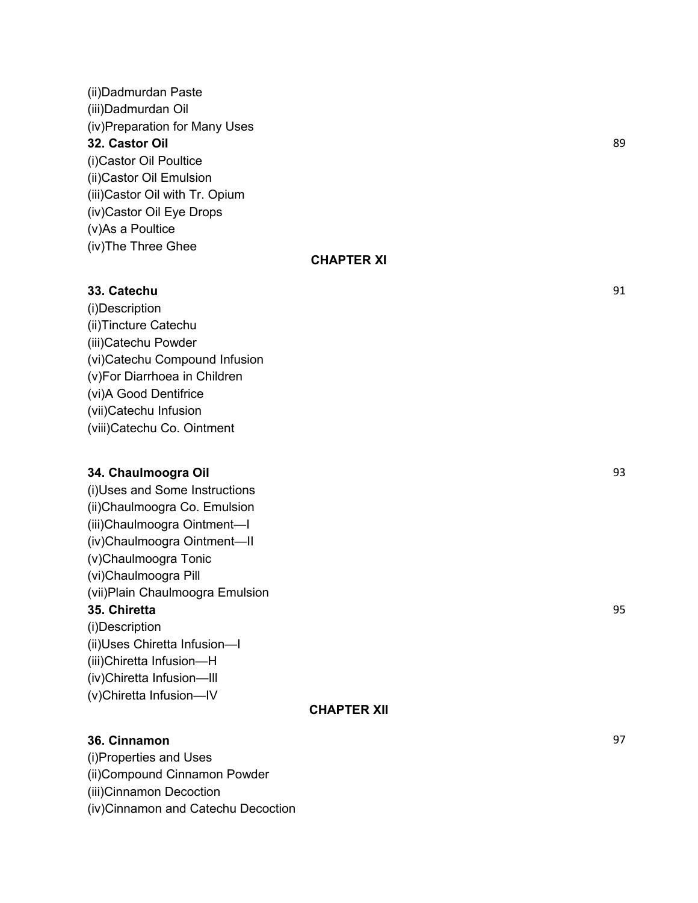(ii)Dadmurdan Paste
(iii)Dadmurdan Oil
(iv)Preparation for Many Uses

**32. Castor Oil** 89

(i)Castor Oil Poultice
(ii)Castor Oil Emulsion
(iii)Castor Oil with Tr. Opium
(iv)Castor Oil Eye Drops
(v)As a Poultice
(iv)The Three Ghee

## CHAPTER XI

**33. Catechu** 91

(i)Description
(ii)Tincture Catechu
(iii)Catechu Powder
(vi)Catechu Compound Infusion
(v)For Diarrhoea in Children
(vi)A Good Dentifrice
(vii)Catechu Infusion
(viii)Catechu Co. Ointment

**34. Chaulmoogra Oil** 93

(i)Uses and Some Instructions
(ii)Chaulmoogra Co. Emulsion
(iii)Chaulmoogra Ointment—I
(iv)Chaulmoogra Ointment—II
(v)Chaulmoogra Tonic
(vi)Chaulmoogra Pill
(vii)Plain Chaulmoogra Emulsion

**35. Chiretta** 95

(i)Description
(ii)Uses Chiretta Infusion—I
(iii)Chiretta Infusion—H
(iv)Chiretta Infusion—Ill
(v)Chiretta Infusion—IV

## CHAPTER XII

**36. Cinnamon** 97

(i)Properties and Uses
(ii)Compound Cinnamon Powder
(iii)Cinnamon Decoction
(iv)Cinnamon and Catechu Decoction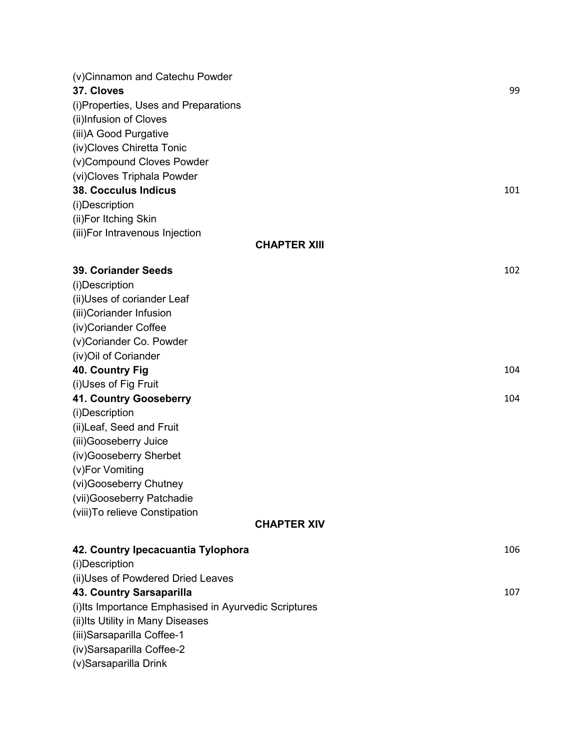(v)Cinnamon and Catechu Powder

**37. Cloves** 99

(i)Properties, Uses and Preparations
(ii)Infusion of Cloves
(iii)A Good Purgative
(iv)Cloves Chiretta Tonic
(v)Compound Cloves Powder
(vi)Cloves Triphala Powder

**38. Cocculus Indicus** 101

(i)Description
(ii)For Itching Skin
(iii)For Intravenous Injection

**CHAPTER XIII**

**39. Coriander Seeds** 102

(i)Description
(ii)Uses of coriander Leaf
(iii)Coriander Infusion
(iv)Coriander Coffee
(v)Coriander Co. Powder
(iv)Oil of Coriander

**40. Country Fig** 104

(i)Uses of Fig Fruit

**41. Country Gooseberry** 104

(i)Description
(ii)Leaf, Seed and Fruit
(iii)Gooseberry Juice
(iv)Gooseberry Sherbet
(v)For Vomiting
(vi)Gooseberry Chutney
(vii)Gooseberry Patchadie
(viii)To relieve Constipation

**CHAPTER XIV**

**42. Country Ipecacuantia Tylophora** 106

(i)Description
(ii)Uses of Powdered Dried Leaves

**43. Country Sarsaparilla** 107

(i)Its Importance Emphasised in Ayurvedic Scriptures
(ii)Its Utility in Many Diseases
(iii)Sarsaparilla Coffee-1
(iv)Sarsaparilla Coffee-2
(v)Sarsaparilla Drink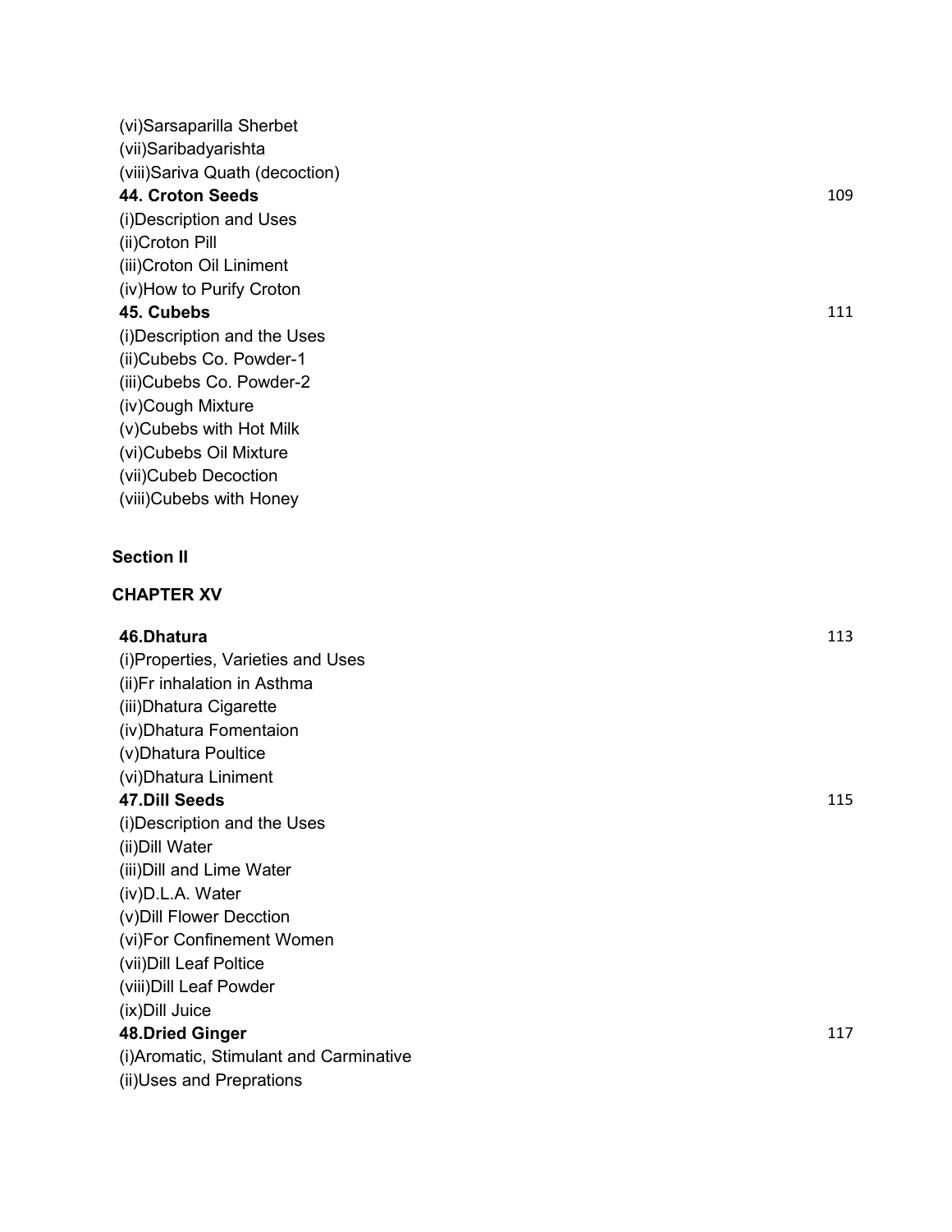(vi)Sarsaparilla Sherbet
(vii)Saribadyarishta
(viii)Sariva Quath (decoction)

**44. Croton Seeds** 109

(i)Description and Uses
(ii)Croton Pill
(iii)Croton Oil Liniment
(iv)How to Purify Croton

**45. Cubebs** 111

(i)Description and the Uses
(ii)Cubebs Co. Powder-1
(iii)Cubebs Co. Powder-2
(iv)Cough Mixture
(v)Cubebs with Hot Milk
(vi)Cubebs Oil Mixture
(vii)Cubeb Decoction
(viii)Cubebs with Honey

**Section II**

**CHAPTER XV**

**46.Dhatura** 113

(i)Properties, Varieties and Uses
(ii)Fr inhalation in Asthma
(iii)Dhatura Cigarette
(iv)Dhatura Fomentaion
(v)Dhatura Poultice
(vi)Dhatura Liniment

**47.Dill Seeds** 115

(i)Description and the Uses
(ii)Dill Water
(iii)Dill and Lime Water
(iv)D.L.A. Water
(v)Dill Flower Decction
(vi)For Confinement Women
(vii)Dill Leaf Poltice
(viii)Dill Leaf Powder
(ix)Dill Juice

**48.Dried Ginger** 117

(i)Aromatic, Stimulant and Carminative
(ii)Uses and Preprations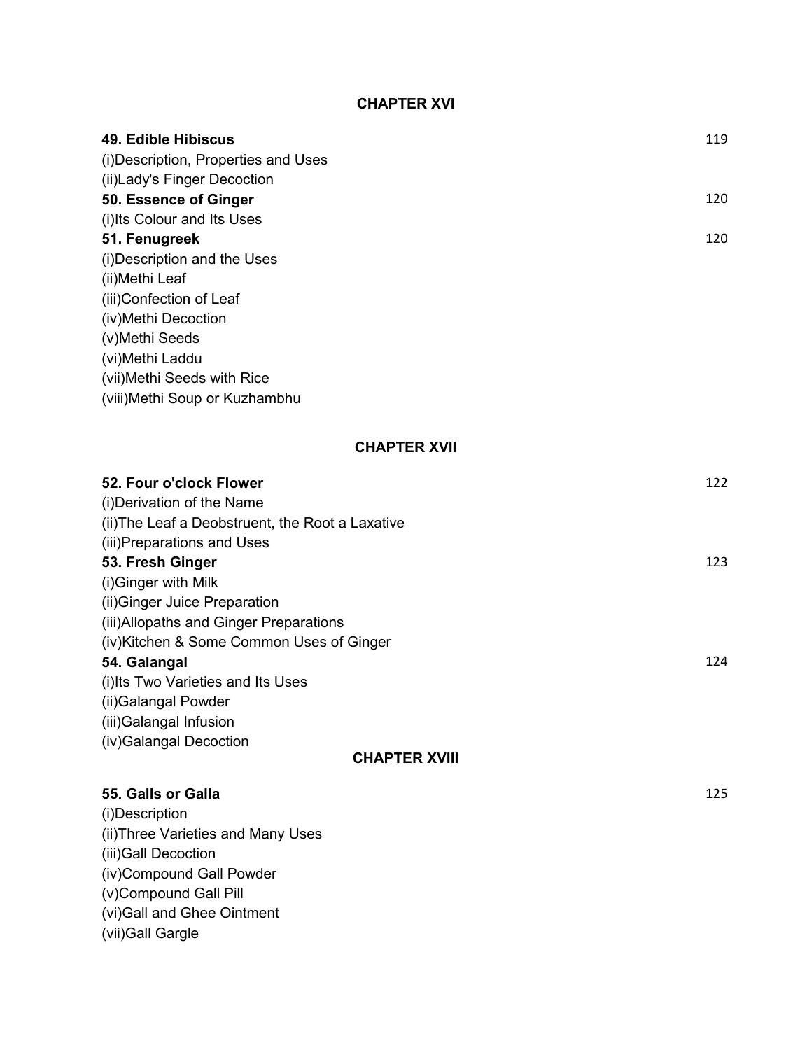## CHAPTER XVI

**49. Edible Hibiscus** 119

(i)Description, Properties and Uses

(ii)Lady's Finger Decoction

**50. Essence of Ginger** 120

(i)Its Colour and Its Uses

**51. Fenugreek** 120

(i)Description and the Uses

(ii)Methi Leaf

(iii)Confection of Leaf

(iv)Methi Decoction

(v)Methi Seeds

(vi)Methi Laddu

(vii)Methi Seeds with Rice

(viii)Methi Soup or Kuzhambhu

## CHAPTER XVII

**52. Four o'clock Flower** 122

(i)Derivation of the Name

(ii)The Leaf a Deobstruent, the Root a Laxative

(iii)Preparations and Uses

**53. Fresh Ginger** 123

(i)Ginger with Milk

(ii)Ginger Juice Preparation

(iii)Allopaths and Ginger Preparations

(iv)Kitchen & Some Common Uses of Ginger

**54. Galangal** 124

(i)Its Two Varieties and Its Uses

(ii)Galangal Powder

(iii)Galangal Infusion

(iv)Galangal Decoction

## CHAPTER XVIII

**55. Galls or Galla** 125

(i)Description

(ii)Three Varieties and Many Uses

(iii)Gall Decoction

(iv)Compound Gall Powder

(v)Compound Gall Pill

(vi)Gall and Ghee Ointment

(vii)Gall Gargle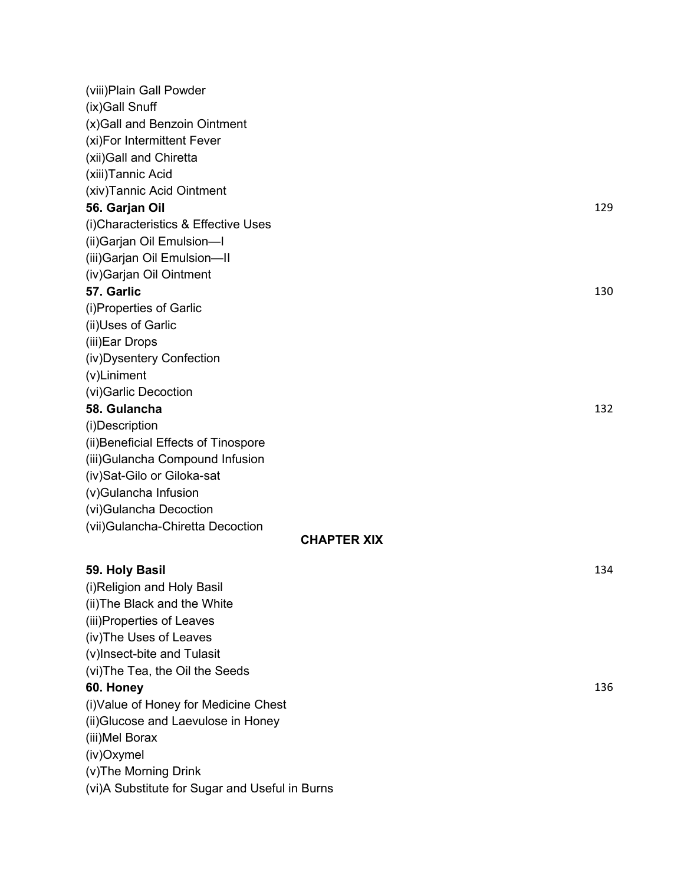(viii)Plain Gall Powder
(ix)Gall Snuff
(x)Gall and Benzoin Ointment
(xi)For Intermittent Fever
(xii)Gall and Chiretta
(xiii)Tannic Acid
(xiv)Tannic Acid Ointment

**56. Garjan Oil** 129

(i)Characteristics & Effective Uses
(ii)Garjan Oil Emulsion—I
(iii)Garjan Oil Emulsion—II
(iv)Garjan Oil Ointment

**57. Garlic** 130

(i)Properties of Garlic
(ii)Uses of Garlic
(iii)Ear Drops
(iv)Dysentery Confection
(v)Liniment
(vi)Garlic Decoction

**58. Gulancha** 132

(i)Description
(ii)Beneficial Effects of Tinospore
(iii)Gulancha Compound Infusion
(iv)Sat-Gilo or Giloka-sat
(v)Gulancha Infusion
(vi)Gulancha Decoction
(vii)Gulancha-Chiretta Decoction

## CHAPTER XIX

**59. Holy Basil** 134

(i)Religion and Holy Basil
(ii)The Black and the White
(iii)Properties of Leaves
(iv)The Uses of Leaves
(v)Insect-bite and Tulasit
(vi)The Tea, the Oil the Seeds

**60. Honey** 136

(i)Value of Honey for Medicine Chest
(ii)Glucose and Laevulose in Honey
(iii)Mel Borax
(iv)Oxymel
(v)The Morning Drink
(vi)A Substitute for Sugar and Useful in Burns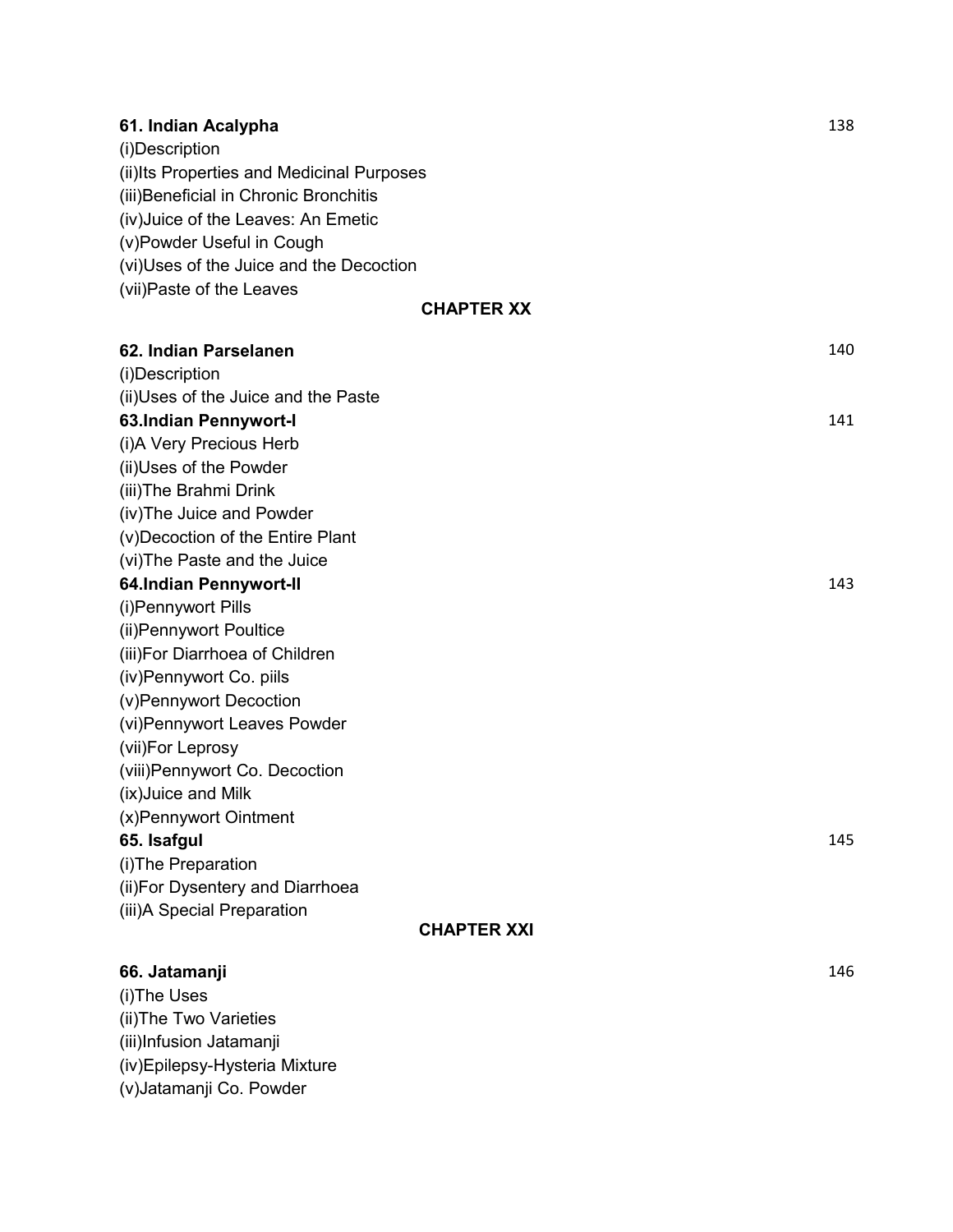**61. Indian Acalypha** 138

(i)Description
(ii)Its Properties and Medicinal Purposes
(iii)Beneficial in Chronic Bronchitis
(iv)Juice of the Leaves: An Emetic
(v)Powder Useful in Cough
(vi)Uses of the Juice and the Decoction
(vii)Paste of the Leaves

## CHAPTER XX

**62. Indian Parselanen** 140

(i)Description
(ii)Uses of the Juice and the Paste

**63.Indian Pennywort-I** 141

(i)A Very Precious Herb
(ii)Uses of the Powder
(iii)The Brahmi Drink
(iv)The Juice and Powder
(v)Decoction of the Entire Plant
(vi)The Paste and the Juice

**64.Indian Pennywort-II** 143

(i)Pennywort Pills
(ii)Pennywort Poultice
(iii)For Diarrhoea of Children
(iv)Pennywort Co. piils
(v)Pennywort Decoction
(vi)Pennywort Leaves Powder
(vii)For Leprosy
(viii)Pennywort Co. Decoction
(ix)Juice and Milk
(x)Pennywort Ointment

**65. Isafgul** 145

(i)The Preparation
(ii)For Dysentery and Diarrhoea
(iii)A Special Preparation

## CHAPTER XXI

**66. Jatamanji** 146

(i)The Uses
(ii)The Two Varieties
(iii)Infusion Jatamanji
(iv)Epilepsy-Hysteria Mixture
(v)Jatamanji Co. Powder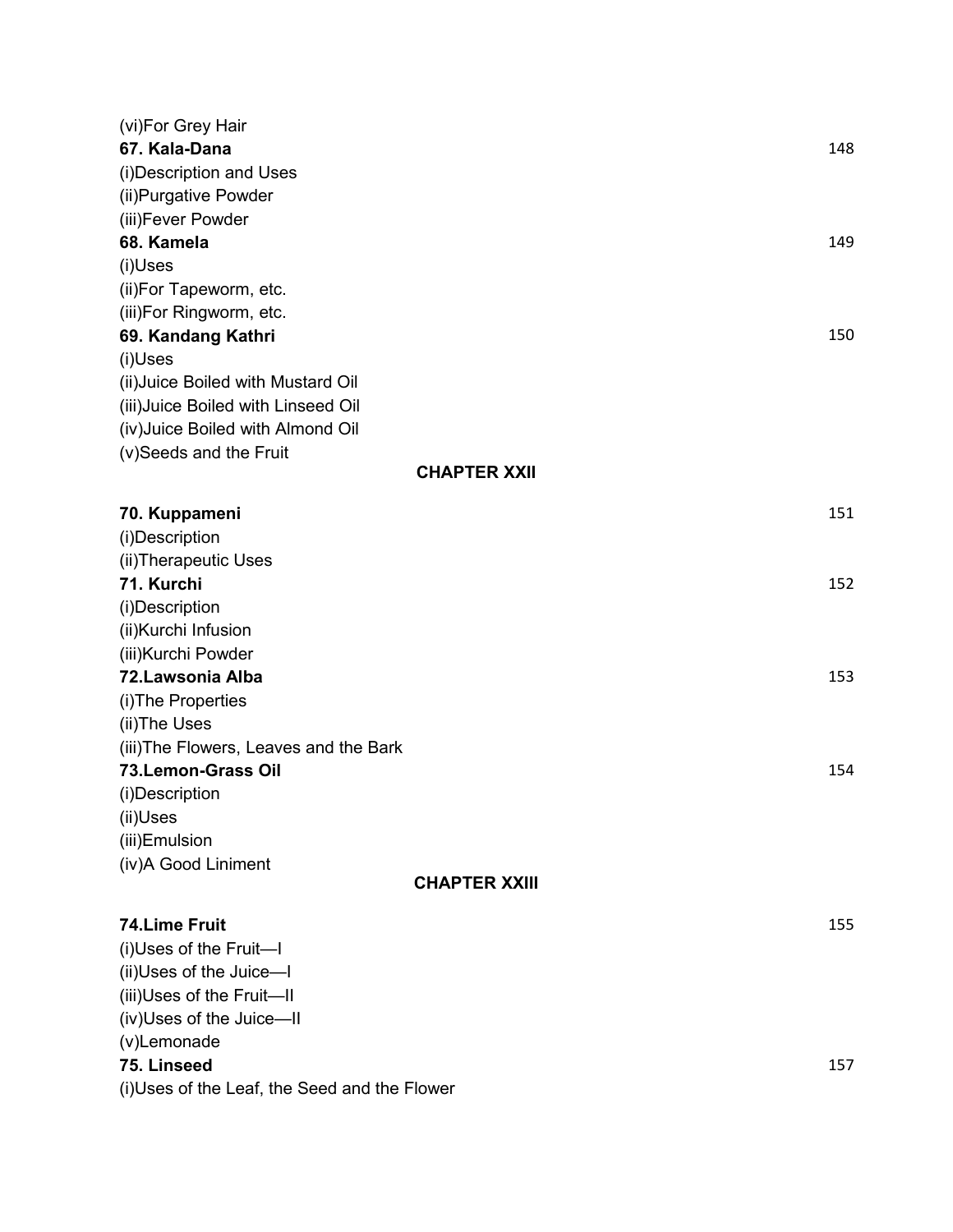(vi)For Grey Hair

**67. Kala-Dana** 148

(i)Description and Uses

(ii)Purgative Powder

(iii)Fever Powder

**68. Kamela** 149

(i)Uses

(ii)For Tapeworm, etc.

(iii)For Ringworm, etc.

**69. Kandang Kathri** 150

(i)Uses

(ii)Juice Boiled with Mustard Oil

(iii)Juice Boiled with Linseed Oil

(iv)Juice Boiled with Almond Oil

(v)Seeds and the Fruit

## CHAPTER XXII

**70. Kuppameni** 151

(i)Description

(ii)Therapeutic Uses

**71. Kurchi** 152

(i)Description

(ii)Kurchi Infusion

(iii)Kurchi Powder

**72.Lawsonia Alba** 153

(i)The Properties

(ii)The Uses

(iii)The Flowers, Leaves and the Bark

**73.Lemon-Grass Oil** 154

(i)Description

(ii)Uses

(iii)Emulsion

(iv)A Good Liniment

## CHAPTER XXIII

**74.Lime Fruit** 155

(i)Uses of the Fruit—I

(ii)Uses of the Juice—I

(iii)Uses of the Fruit—II

(iv)Uses of the Juice—II

(v)Lemonade

**75. Linseed** 157

(i)Uses of the Leaf, the Seed and the Flower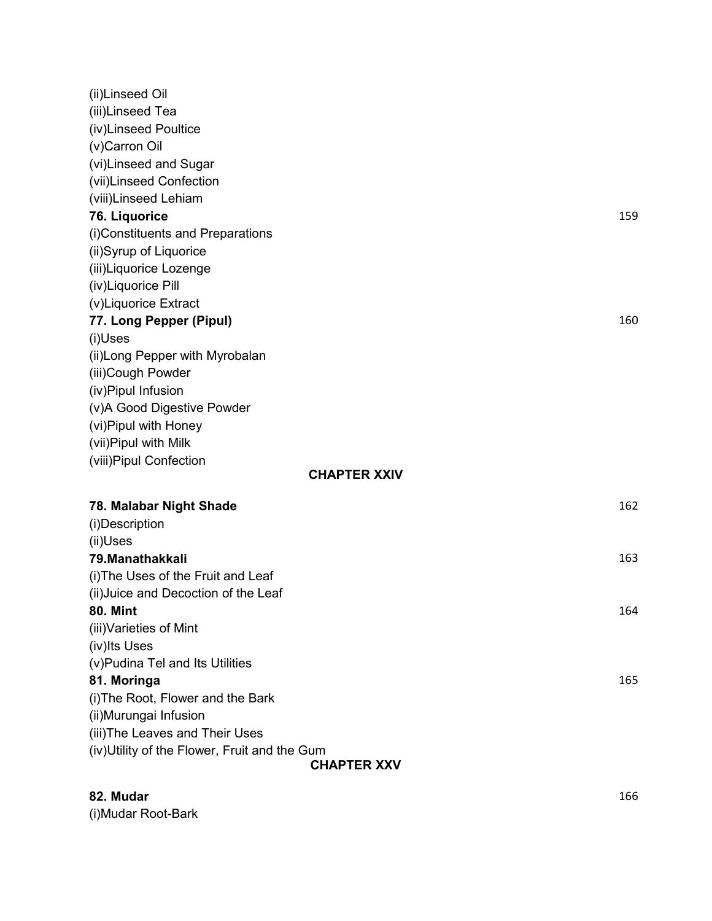(ii)Linseed Oil
(iii)Linseed Tea
(iv)Linseed Poultice
(v)Carron Oil
(vi)Linseed and Sugar
(vii)Linseed Confection
(viii)Linseed Lehiam

**76. Liquorice** 159

(i)Constituents and Preparations
(ii)Syrup of Liquorice
(iii)Liquorice Lozenge
(iv)Liquorice Pill
(v)Liquorice Extract

**77. Long Pepper (Pipul)** 160

(i)Uses
(ii)Long Pepper with Myrobalan
(iii)Cough Powder
(iv)Pipul Infusion
(v)A Good Digestive Powder
(vi)Pipul with Honey
(vii)Pipul with Milk
(viii)Pipul Confection

## CHAPTER XXIV

**78. Malabar Night Shade** 162

(i)Description
(ii)Uses

**79.Manathakkali** 163

(i)The Uses of the Fruit and Leaf
(ii)Juice and Decoction of the Leaf

**80. Mint** 164

(iii)Varieties of Mint
(iv)Its Uses
(v)Pudina Tel and Its Utilities

**81. Moringa** 165

(i)The Root, Flower and the Bark
(ii)Murungai Infusion
(iii)The Leaves and Their Uses
(iv)Utility of the Flower, Fruit and the Gum

## CHAPTER XXV

**82. Mudar** 166

(i)Mudar Root-Bark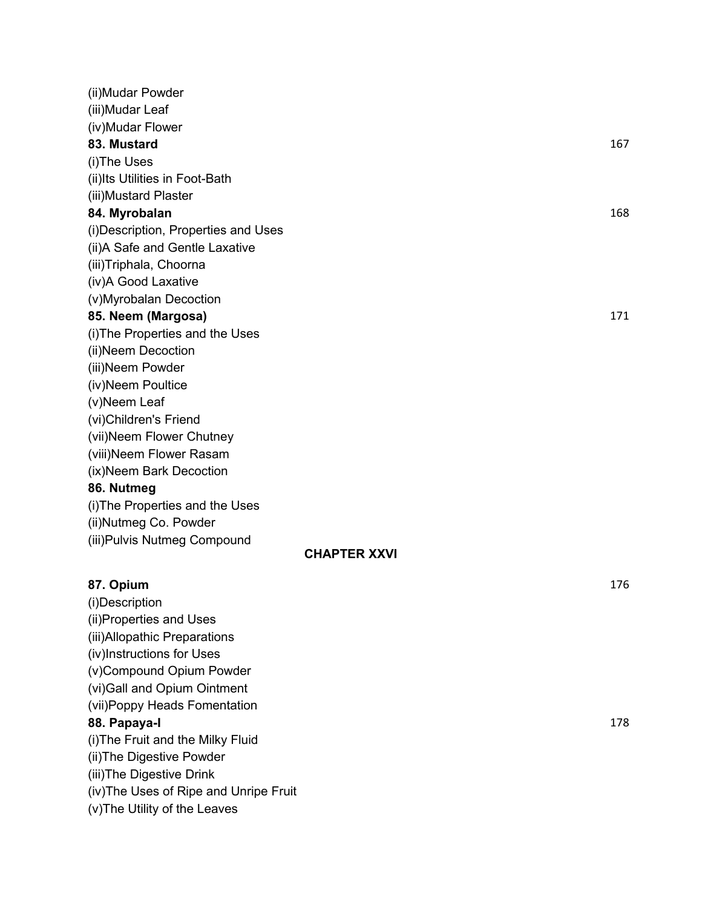(ii)Mudar Powder
(iii)Mudar Leaf
(iv)Mudar Flower

**83. Mustard** 167

(i)The Uses
(ii)Its Utilities in Foot-Bath
(iii)Mustard Plaster

**84. Myrobalan** 168

(i)Description, Properties and Uses
(ii)A Safe and Gentle Laxative
(iii)Triphala, Choorna
(iv)A Good Laxative
(v)Myrobalan Decoction

**85. Neem (Margosa)** 171

(i)The Properties and the Uses
(ii)Neem Decoction
(iii)Neem Powder
(iv)Neem Poultice
(v)Neem Leaf
(vi)Children's Friend
(vii)Neem Flower Chutney
(viii)Neem Flower Rasam
(ix)Neem Bark Decoction

**86. Nutmeg**

(i)The Properties and the Uses
(ii)Nutmeg Co. Powder
(iii)Pulvis Nutmeg Compound

## CHAPTER XXVI

**87. Opium** 176

(i)Description
(ii)Properties and Uses
(iii)Allopathic Preparations
(iv)Instructions for Uses
(v)Compound Opium Powder
(vi)Gall and Opium Ointment
(vii)Poppy Heads Fomentation

**88. Papaya-I** 178

(i)The Fruit and the Milky Fluid
(ii)The Digestive Powder
(iii)The Digestive Drink
(iv)The Uses of Ripe and Unripe Fruit
(v)The Utility of the Leaves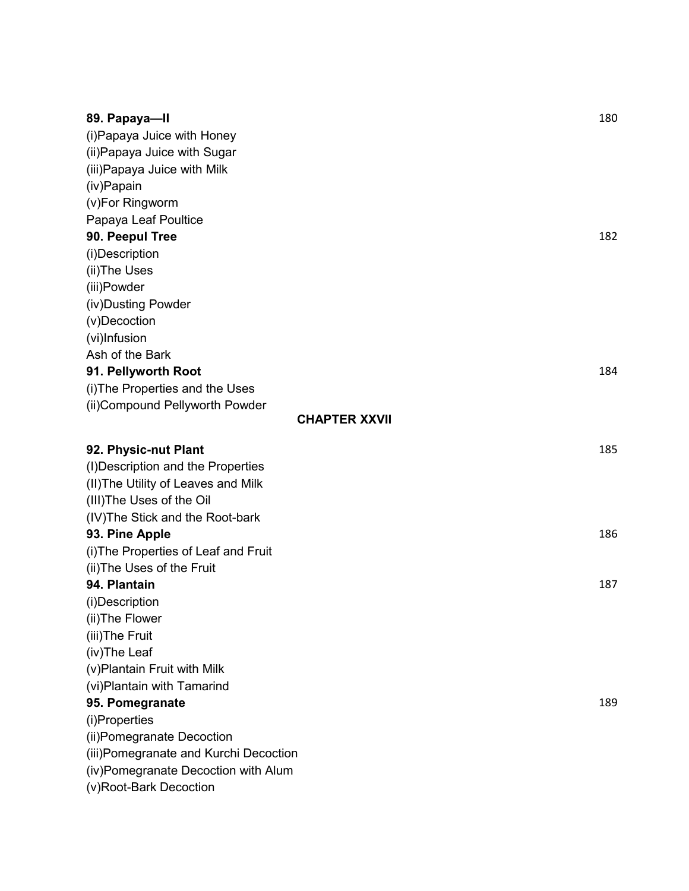**89. Papaya—II** 180

(i)Papaya Juice with Honey
(ii)Papaya Juice with Sugar
(iii)Papaya Juice with Milk
(iv)Papain
(v)For Ringworm
Papaya Leaf Poultice

**90. Peepul Tree** 182

(i)Description
(ii)The Uses
(iii)Powder
(iv)Dusting Powder
(v)Decoction
(vi)Infusion
Ash of the Bark

**91. Pellyworth Root** 184

(i)The Properties and the Uses
(ii)Compound Pellyworth Powder

## CHAPTER XXVII

**92. Physic-nut Plant** 185

(I)Description and the Properties
(II)The Utility of Leaves and Milk
(III)The Uses of the Oil
(IV)The Stick and the Root-bark

**93. Pine Apple** 186

(i)The Properties of Leaf and Fruit
(ii)The Uses of the Fruit

**94. Plantain** 187

(i)Description
(ii)The Flower
(iii)The Fruit
(iv)The Leaf
(v)Plantain Fruit with Milk
(vi)Plantain with Tamarind

**95. Pomegranate** 189

(i)Properties
(ii)Pomegranate Decoction
(iii)Pomegranate and Kurchi Decoction
(iv)Pomegranate Decoction with Alum
(v)Root-Bark Decoction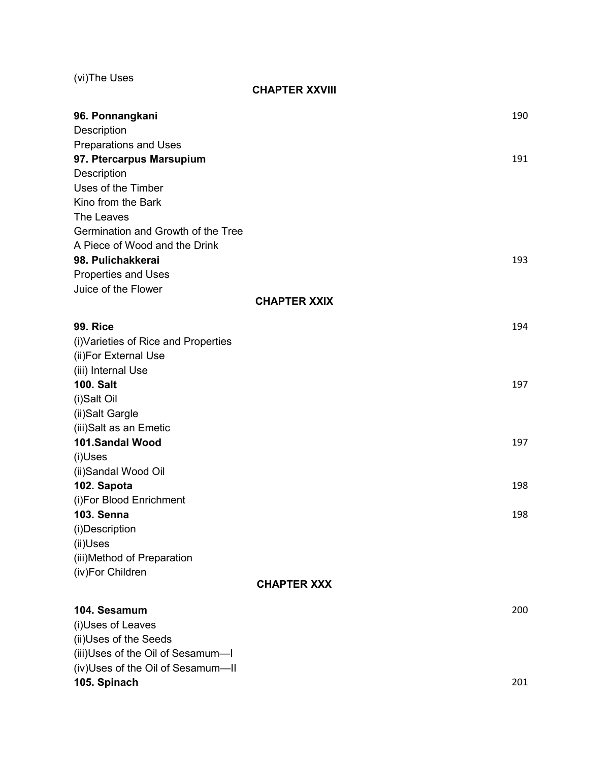(vi)The Uses

## CHAPTER XXVIII

| | |
|---|---|
| **96. Ponnangkani** | 190 |
| Description | |
| Preparations and Uses | |
| **97. Ptercarpus Marsupium** | 191 |
| Description | |
| Uses of the Timber | |
| Kino from the Bark | |
| The Leaves | |
| Germination and Growth of the Tree | |
| A Piece of Wood and the Drink | |
| **98. Pulichakkerai** | 193 |
| Properties and Uses | |
| Juice of the Flower | |

## CHAPTER XXIX

| | |
|---|---|
| **99. Rice** | 194 |
| (i)Varieties of Rice and Properties | |
| (ii)For External Use | |
| (iii) Internal Use | |
| **100. Salt** | 197 |
| (i)Salt Oil | |
| (ii)Salt Gargle | |
| (iii)Salt as an Emetic | |
| **101.Sandal Wood** | 197 |
| (i)Uses | |
| (ii)Sandal Wood Oil | |
| **102. Sapota** | 198 |
| (i)For Blood Enrichment | |
| **103. Senna** | 198 |
| (i)Description | |
| (ii)Uses | |
| (iii)Method of Preparation | |
| (iv)For Children | |

## CHAPTER XXX

| | |
|---|---|
| **104. Sesamum** | 200 |
| (i)Uses of Leaves | |
| (ii)Uses of the Seeds | |
| (iii)Uses of the Oil of Sesamum—I | |
| (iv)Uses of the Oil of Sesamum—II | |
| **105. Spinach** | 201 |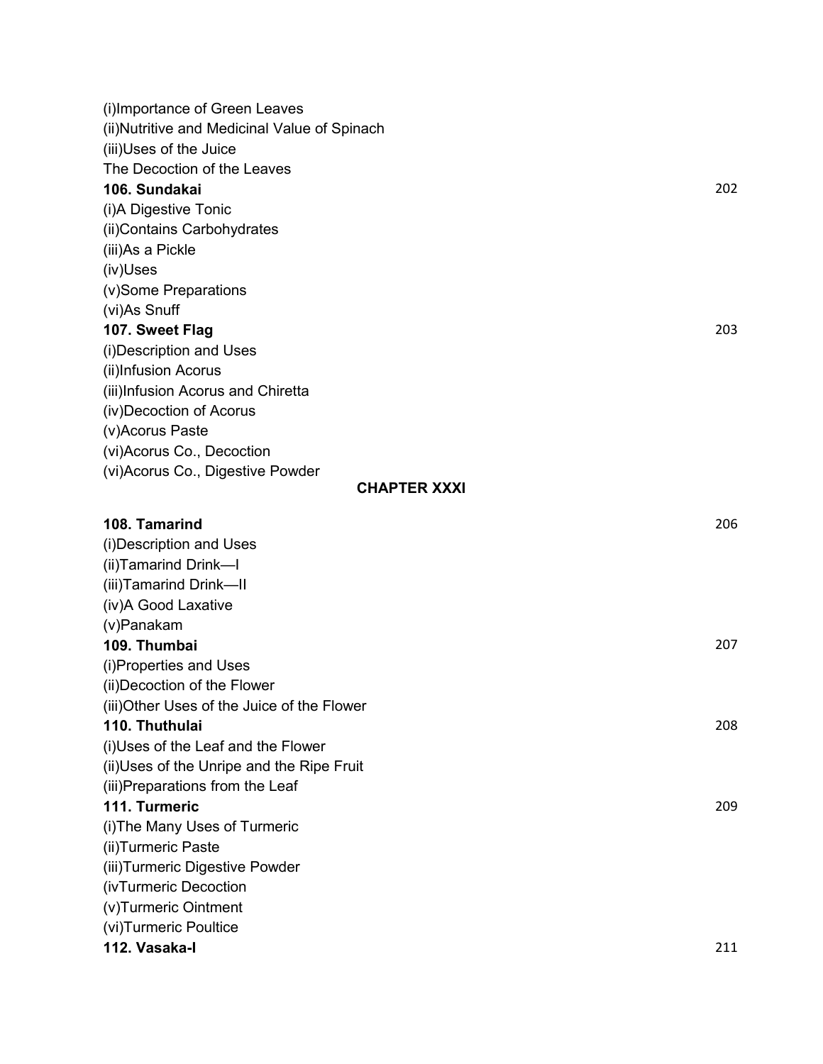(i)Importance of Green Leaves
(ii)Nutritive and Medicinal Value of Spinach
(iii)Uses of the Juice
The Decoction of the Leaves

**106. Sundakai** 202

(i)A Digestive Tonic
(ii)Contains Carbohydrates
(iii)As a Pickle
(iv)Uses
(v)Some Preparations
(vi)As Snuff

**107. Sweet Flag** 203

(i)Description and Uses
(ii)Infusion Acorus
(iii)Infusion Acorus and Chiretta
(iv)Decoction of Acorus
(v)Acorus Paste
(vi)Acorus Co., Decoction
(vi)Acorus Co., Digestive Powder

## CHAPTER XXXI

**108. Tamarind** 206

(i)Description and Uses
(ii)Tamarind Drink—I
(iii)Tamarind Drink—II
(iv)A Good Laxative
(v)Panakam

**109. Thumbai** 207

(i)Properties and Uses
(ii)Decoction of the Flower
(iii)Other Uses of the Juice of the Flower

**110. Thuthulai** 208

(i)Uses of the Leaf and the Flower
(ii)Uses of the Unripe and the Ripe Fruit
(iii)Preparations from the Leaf

**111. Turmeric** 209

(i)The Many Uses of Turmeric
(ii)Turmeric Paste
(iii)Turmeric Digestive Powder
(ivTurmeric Decoction
(v)Turmeric Ointment
(vi)Turmeric Poultice

**112. Vasaka-I** 211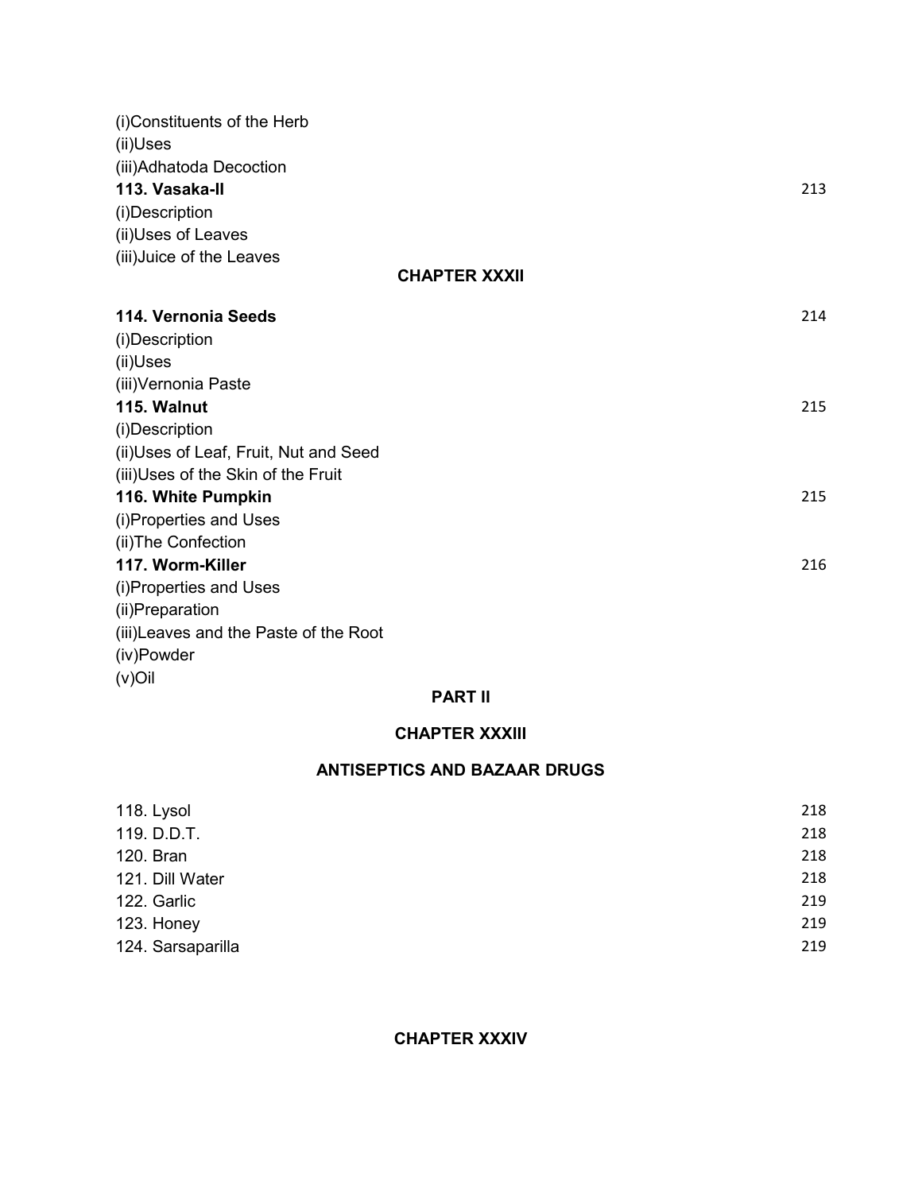(i)Constituents of the Herb
(ii)Uses
(iii)Adhatoda Decoction

**113. Vasaka-II** 213

(i)Description
(ii)Uses of Leaves
(iii)Juice of the Leaves

## CHAPTER XXXII

**114. Vernonia Seeds** 214

(i)Description
(ii)Uses
(iii)Vernonia Paste

**115. Walnut** 215

(i)Description
(ii)Uses of Leaf, Fruit, Nut and Seed
(iii)Uses of the Skin of the Fruit

**116. White Pumpkin** 215

(i)Properties and Uses
(ii)The Confection

**117. Worm-Killer** 216

(i)Properties and Uses
(ii)Preparation
(iii)Leaves and the Paste of the Root
(iv)Powder
(v)Oil

# PART II

## CHAPTER XXXIII

## ANTISEPTICS AND BAZAAR DRUGS

118. Lysol 218
119. D.D.T. 218
120. Bran 218
121. Dill Water 218
122. Garlic 219
123. Honey 219
124. Sarsaparilla 219

## CHAPTER XXXIV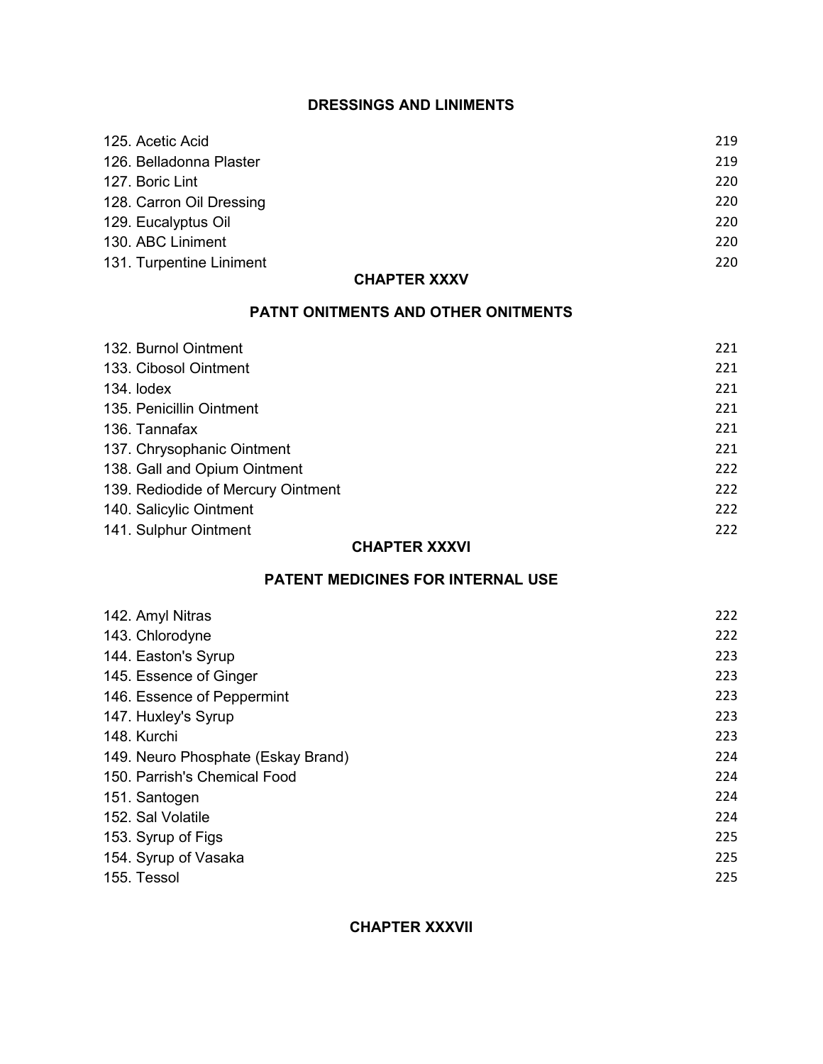## DRESSINGS AND LINIMENTS

| | |
|---|---|
| 125. Acetic Acid | 219 |
| 126. Belladonna Plaster | 219 |
| 127. Boric Lint | 220 |
| 128. Carron Oil Dressing | 220 |
| 129. Eucalyptus Oil | 220 |
| 130. ABC Liniment | 220 |
| 131. Turpentine Liniment | 220 |

## CHAPTER XXXV

## PATNT ONITMENTS AND OTHER ONITMENTS

| | |
|---|---|
| 132. Burnol Ointment | 221 |
| 133. Cibosol Ointment | 221 |
| 134. Iodex | 221 |
| 135. Penicillin Ointment | 221 |
| 136. Tannafax | 221 |
| 137. Chrysophanic Ointment | 221 |
| 138. Gall and Opium Ointment | 222 |
| 139. Rediodide of Mercury Ointment | 222 |
| 140. Salicylic Ointment | 222 |
| 141. Sulphur Ointment | 222 |

## CHAPTER XXXVI

## PATENT MEDICINES FOR INTERNAL USE

| | |
|---|---|
| 142. Amyl Nitras | 222 |
| 143. Chlorodyne | 222 |
| 144. Easton's Syrup | 223 |
| 145. Essence of Ginger | 223 |
| 146. Essence of Peppermint | 223 |
| 147. Huxley's Syrup | 223 |
| 148. Kurchi | 223 |
| 149. Neuro Phosphate (Eskay Brand) | 224 |
| 150. Parrish's Chemical Food | 224 |
| 151. Santogen | 224 |
| 152. Sal Volatile | 224 |
| 153. Syrup of Figs | 225 |
| 154. Syrup of Vasaka | 225 |
| 155. Tessol | 225 |

## CHAPTER XXXVII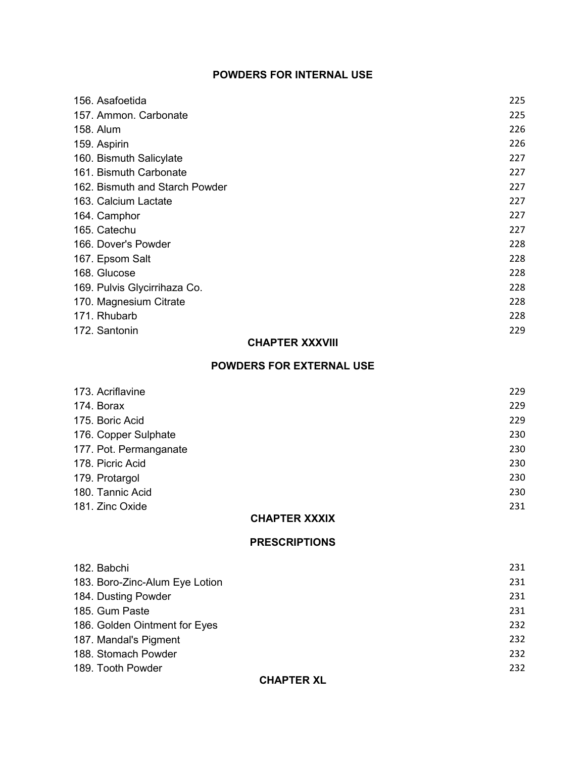## POWDERS FOR INTERNAL USE

| | |
|---|---|
| 156. Asafoetida | 225 |
| 157. Ammon. Carbonate | 225 |
| 158. Alum | 226 |
| 159. Aspirin | 226 |
| 160. Bismuth Salicylate | 227 |
| 161. Bismuth Carbonate | 227 |
| 162. Bismuth and Starch Powder | 227 |
| 163. Calcium Lactate | 227 |
| 164. Camphor | 227 |
| 165. Catechu | 227 |
| 166. Dover's Powder | 228 |
| 167. Epsom Salt | 228 |
| 168. Glucose | 228 |
| 169. Pulvis Glycirrihaza Co. | 228 |
| 170. Magnesium Citrate | 228 |
| 171. Rhubarb | 228 |
| 172. Santonin | 229 |

## CHAPTER XXXVIII

## POWDERS FOR EXTERNAL USE

| | |
|---|---|
| 173. Acriflavine | 229 |
| 174. Borax | 229 |
| 175. Boric Acid | 229 |
| 176. Copper Sulphate | 230 |
| 177. Pot. Permanganate | 230 |
| 178. Picric Acid | 230 |
| 179. Protargol | 230 |
| 180. Tannic Acid | 230 |
| 181. Zinc Oxide | 231 |

## CHAPTER XXXIX

## PRESCRIPTIONS

| | |
|---|---|
| 182. Babchi | 231 |
| 183. Boro-Zinc-Alum Eye Lotion | 231 |
| 184. Dusting Powder | 231 |
| 185. Gum Paste | 231 |
| 186. Golden Ointment for Eyes | 232 |
| 187. Mandal's Pigment | 232 |
| 188. Stomach Powder | 232 |
| 189. Tooth Powder | 232 |

## CHAPTER XL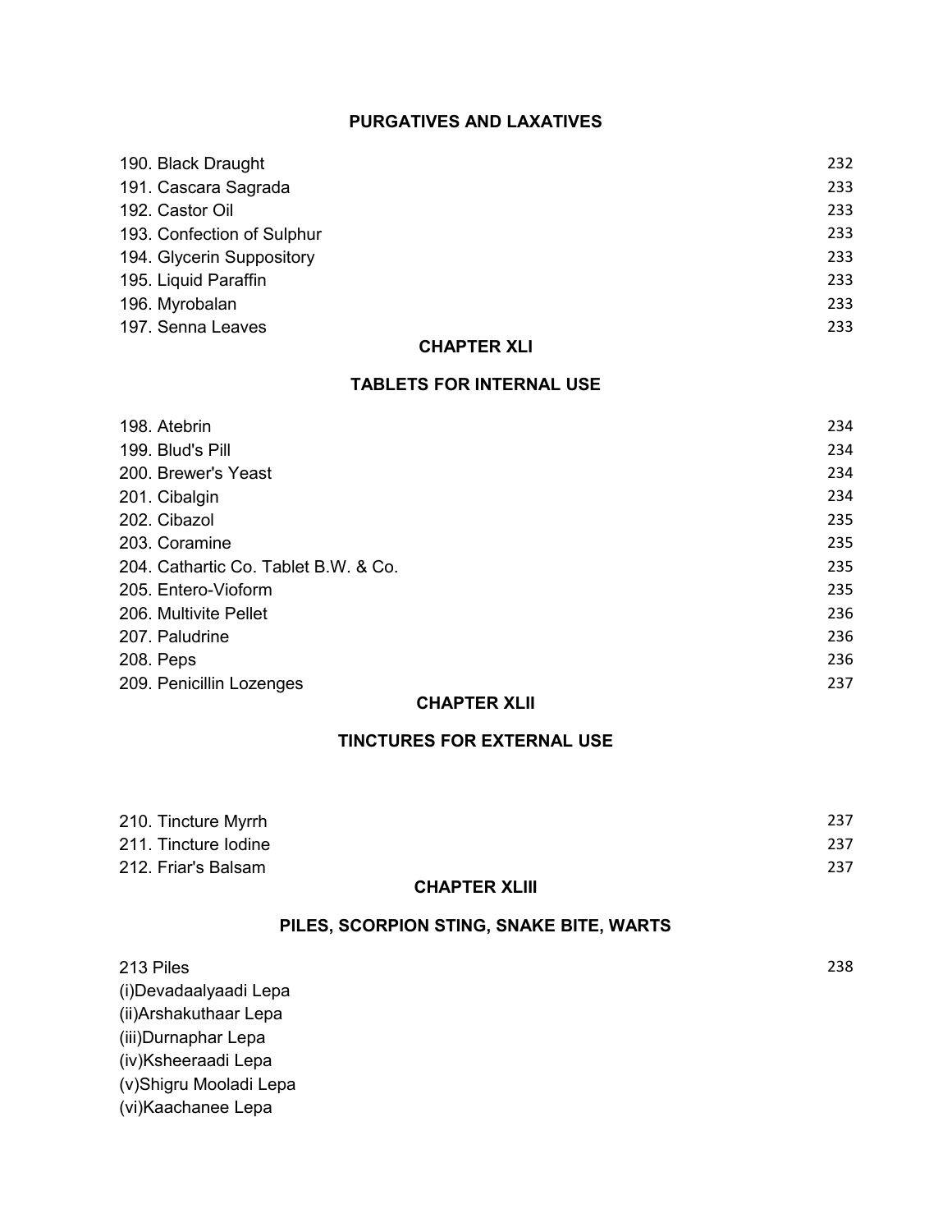## PURGATIVES AND LAXATIVES

| | |
|---|---|
| 190. Black Draught | 232 |
| 191. Cascara Sagrada | 233 |
| 192. Castor Oil | 233 |
| 193. Confection of Sulphur | 233 |
| 194. Glycerin Suppository | 233 |
| 195. Liquid Paraffin | 233 |
| 196. Myrobalan | 233 |
| 197. Senna Leaves | 233 |

## CHAPTER XLI

## TABLETS FOR INTERNAL USE

| | |
|---|---|
| 198. Atebrin | 234 |
| 199. Blud's Pill | 234 |
| 200. Brewer's Yeast | 234 |
| 201. Cibalgin | 234 |
| 202. Cibazol | 235 |
| 203. Coramine | 235 |
| 204. Cathartic Co. Tablet B.W. & Co. | 235 |
| 205. Entero-Vioform | 235 |
| 206. Multivite Pellet | 236 |
| 207. Paludrine | 236 |
| 208. Peps | 236 |
| 209. Penicillin Lozenges | 237 |

## CHAPTER XLII

## TINCTURES FOR EXTERNAL USE

| | |
|---|---|
| 210. Tincture Myrrh | 237 |
| 211. Tincture Iodine | 237 |
| 212. Friar's Balsam | 237 |

## CHAPTER XLIII

## PILES, SCORPION STING, SNAKE BITE, WARTS

| | |
|---|---|
| 213 Piles | 238 |
| (i)Devadaalyaadi Lepa | |
| (ii)Arshakuthaar Lepa | |
| (iii)Durnaphar Lepa | |
| (iv)Ksheeraadi Lepa | |
| (v)Shigru Mooladi Lepa | |
| (vi)Kaachanee Lepa | |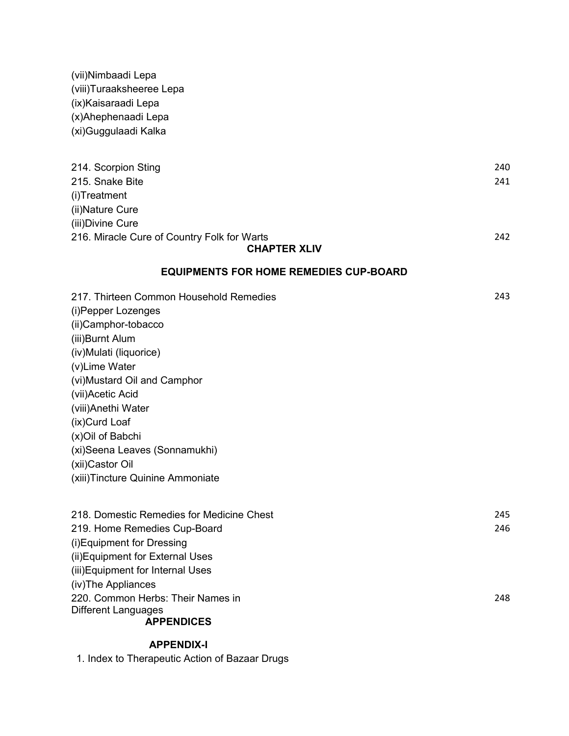(vii)Nimbaadi Lepa
(viii)Turaaksheeree Lepa
(ix)Kaisaraadi Lepa
(x)Ahephenaadi Lepa
(xi)Guggulaadi Kalka

214. Scorpion Sting 240
215. Snake Bite 241
(i)Treatment
(ii)Nature Cure
(iii)Divine Cure
216. Miracle Cure of Country Folk for Warts 242

## CHAPTER XLIV

## EQUIPMENTS FOR HOME REMEDIES CUP-BOARD

217. Thirteen Common Household Remedies 243
(i)Pepper Lozenges
(ii)Camphor-tobacco
(iii)Burnt Alum
(iv)Mulati (liquorice)
(v)Lime Water
(vi)Mustard Oil and Camphor
(vii)Acetic Acid
(viii)Anethi Water
(ix)Curd Loaf
(x)Oil of Babchi
(xi)Seena Leaves (Sonnamukhi)
(xii)Castor Oil
(xiii)Tincture Quinine Ammoniate

218. Domestic Remedies for Medicine Chest 245
219. Home Remedies Cup-Board 246
(i)Equipment for Dressing
(ii)Equipment for External Uses
(iii)Equipment for Internal Uses
(iv)The Appliances
220. Common Herbs: Their Names in Different Languages 248

## APPENDICES

### APPENDIX-I

1. Index to Therapeutic Action of Bazaar Drugs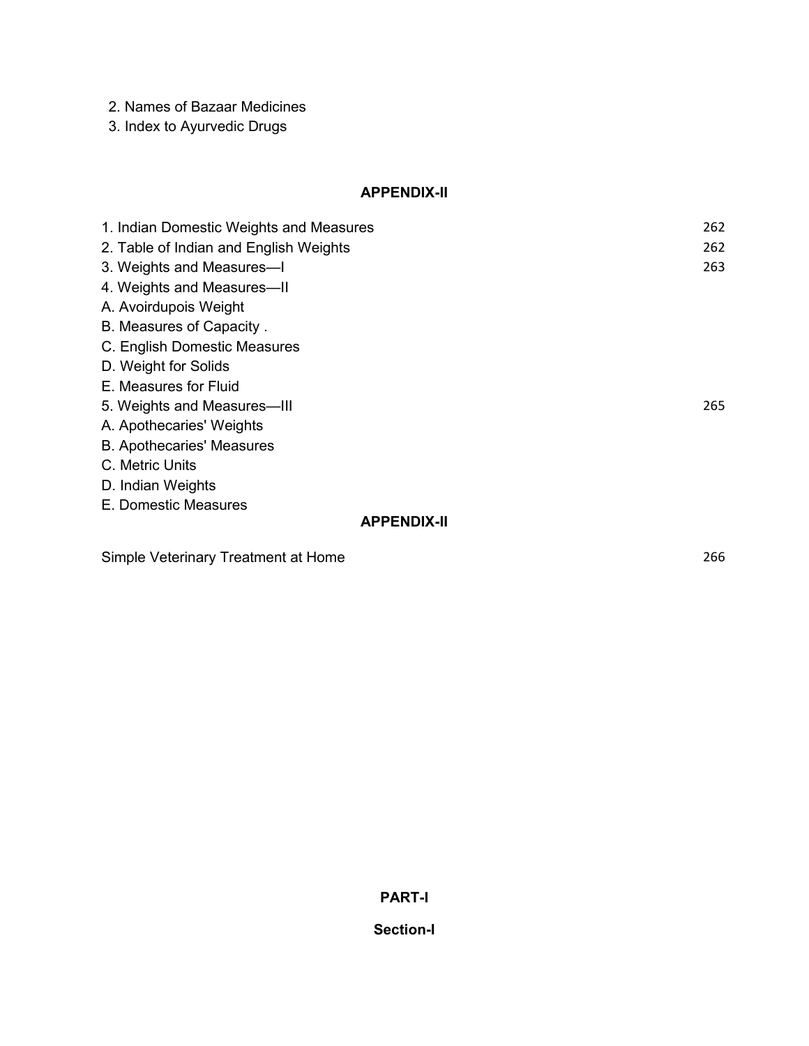2. Names of Bazaar Medicines
3. Index to Ayurvedic Drugs

## APPENDIX-II

| | |
|---|---|
| 1. Indian Domestic Weights and Measures | 262 |
| 2. Table of Indian and English Weights | 262 |
| 3. Weights and Measures—I | 263 |
| 4. Weights and Measures—II | |
| A. Avoirdupois Weight | |
| B. Measures of Capacity . | |
| C. English Domestic Measures | |
| D. Weight for Solids | |
| E. Measures for Fluid | |
| 5. Weights and Measures—III | 265 |
| A. Apothecaries' Weights | |
| B. Apothecaries' Measures | |
| C. Metric Units | |
| D. Indian Weights | |
| E. Domestic Measures | |

## APPENDIX-II

| | |
|---|---|
| Simple Veterinary Treatment at Home | 266 |

## PART-I

### Section-I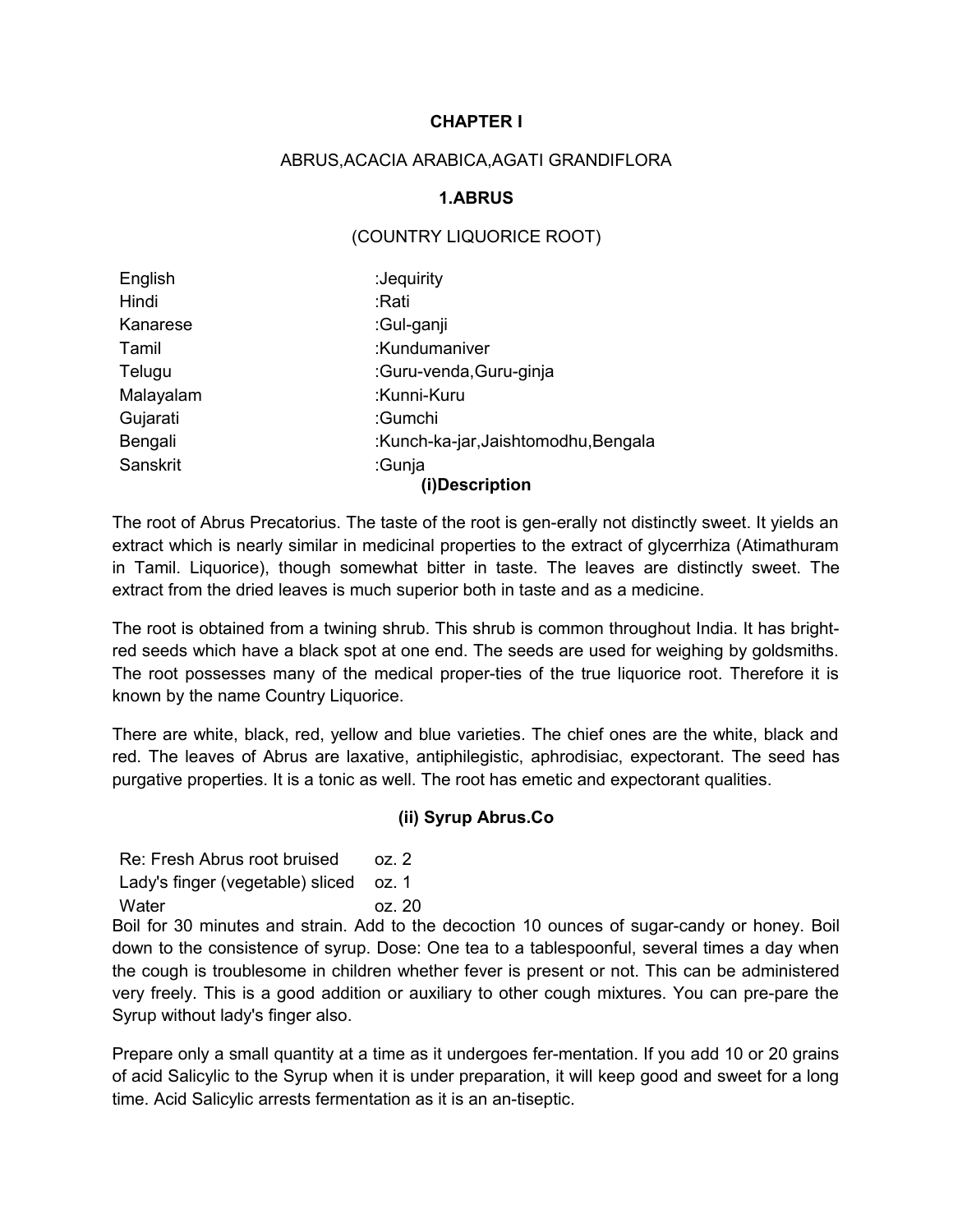# CHAPTER I

## ABRUS,ACACIA ARABICA,AGATI GRANDIFLORA

### 1.ABRUS

(COUNTRY LIQUORICE ROOT)

| | |
|---|---|
| English | :Jequirity |
| Hindi | :Rati |
| Kanarese | :Gul-ganji |
| Tamil | :Kundumaniver |
| Telugu | :Guru-venda,Guru-ginja |
| Malayalam | :Kunni-Kuru |
| Gujarati | :Gumchi |
| Bengali | :Kunch-ka-jar,Jaishtomodhu,Bengala |
| Sanskrit | :Gunja |

#### (i)Description

The root of Abrus Precatorius. The taste of the root is gen-erally not distinctly sweet. It yields an extract which is nearly similar in medicinal properties to the extract of glycerrhiza (Atimathuram in Tamil. Liquorice), though somewhat bitter in taste. The leaves are distinctly sweet. The extract from the dried leaves is much superior both in taste and as a medicine.

The root is obtained from a twining shrub. This shrub is common throughout India. It has bright-red seeds which have a black spot at one end. The seeds are used for weighing by goldsmiths. The root possesses many of the medical proper-ties of the true liquorice root. Therefore it is known by the name Country Liquorice.

There are white, black, red, yellow and blue varieties. The chief ones are the white, black and red. The leaves of Abrus are laxative, antiphilegistic, aphrodisiac, expectorant. The seed has purgative properties. It is a tonic as well. The root has emetic and expectorant qualities.

#### (ii) Syrup Abrus.Co

| | |
|---|---|
| Re: Fresh Abrus root bruised | oz. 2 |
| Lady's finger (vegetable) sliced | oz. 1 |
| Water | oz. 20 |

Boil for 30 minutes and strain. Add to the decoction 10 ounces of sugar-candy or honey. Boil down to the consistence of syrup. Dose: One tea to a tablespoonful, several times a day when the cough is troublesome in children whether fever is present or not. This can be administered very freely. This is a good addition or auxiliary to other cough mixtures. You can pre-pare the Syrup without lady's finger also.

Prepare only a small quantity at a time as it undergoes fer-mentation. If you add 10 or 20 grains of acid Salicylic to the Syrup when it is under preparation, it will keep good and sweet for a long time. Acid Salicylic arrests fermentation as it is an an-tiseptic.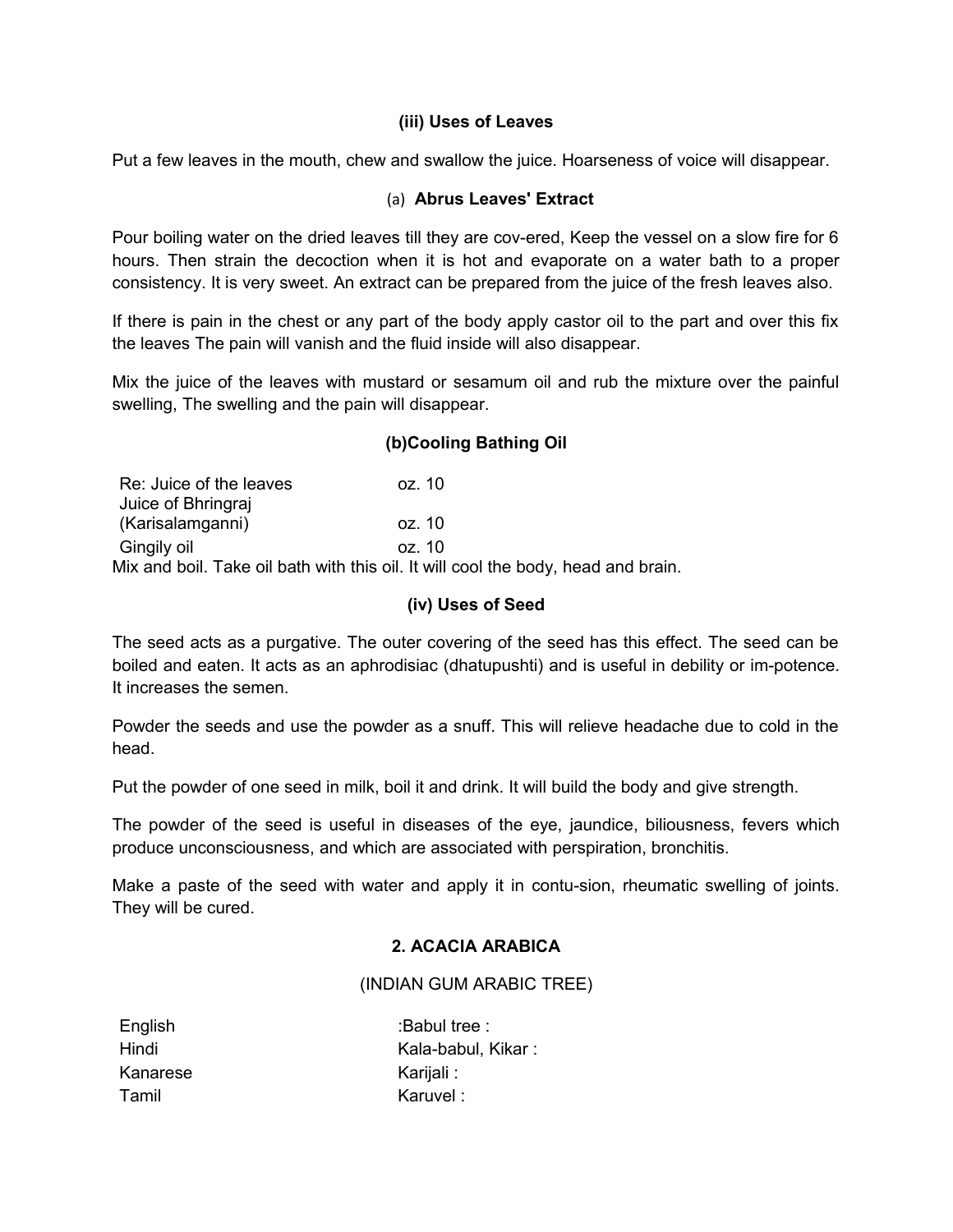### (iii) Uses of Leaves

Put a few leaves in the mouth, chew and swallow the juice. Hoarseness of voice will disappear.

#### (a) Abrus Leaves' Extract

Pour boiling water on the dried leaves till they are cov-ered, Keep the vessel on a slow fire for 6 hours. Then strain the decoction when it is hot and evaporate on a water bath to a proper consistency. It is very sweet. An extract can be prepared from the juice of the fresh leaves also.

If there is pain in the chest or any part of the body apply castor oil to the part and over this fix the leaves The pain will vanish and the fluid inside will also disappear.

Mix the juice of the leaves with mustard or sesamum oil and rub the mixture over the painful swelling, The swelling and the pain will disappear.

#### (b)Cooling Bathing Oil

| | |
|---|---|
| Re: Juice of the leaves | oz. 10 |
| Juice of Bhringraj (Karisalamganni) | oz. 10 |
| Gingily oil | oz. 10 |

Mix and boil. Take oil bath with this oil. It will cool the body, head and brain.

### (iv) Uses of Seed

The seed acts as a purgative. The outer covering of the seed has this effect. The seed can be boiled and eaten. It acts as an aphrodisiac (dhatupushti) and is useful in debility or im-potence. It increases the semen.

Powder the seeds and use the powder as a snuff. This will relieve headache due to cold in the head.

Put the powder of one seed in milk, boil it and drink. It will build the body and give strength.

The powder of the seed is useful in diseases of the eye, jaundice, biliousness, fevers which produce unconsciousness, and which are associated with perspiration, bronchitis.

Make a paste of the seed with water and apply it in contu-sion, rheumatic swelling of joints. They will be cured.

## 2. ACACIA ARABICA

(INDIAN GUM ARABIC TREE)

| | |
|---|---|
| English | :Babul tree : |
| Hindi | Kala-babul, Kikar : |
| Kanarese | Karijali : |
| Tamil | Karuvel : |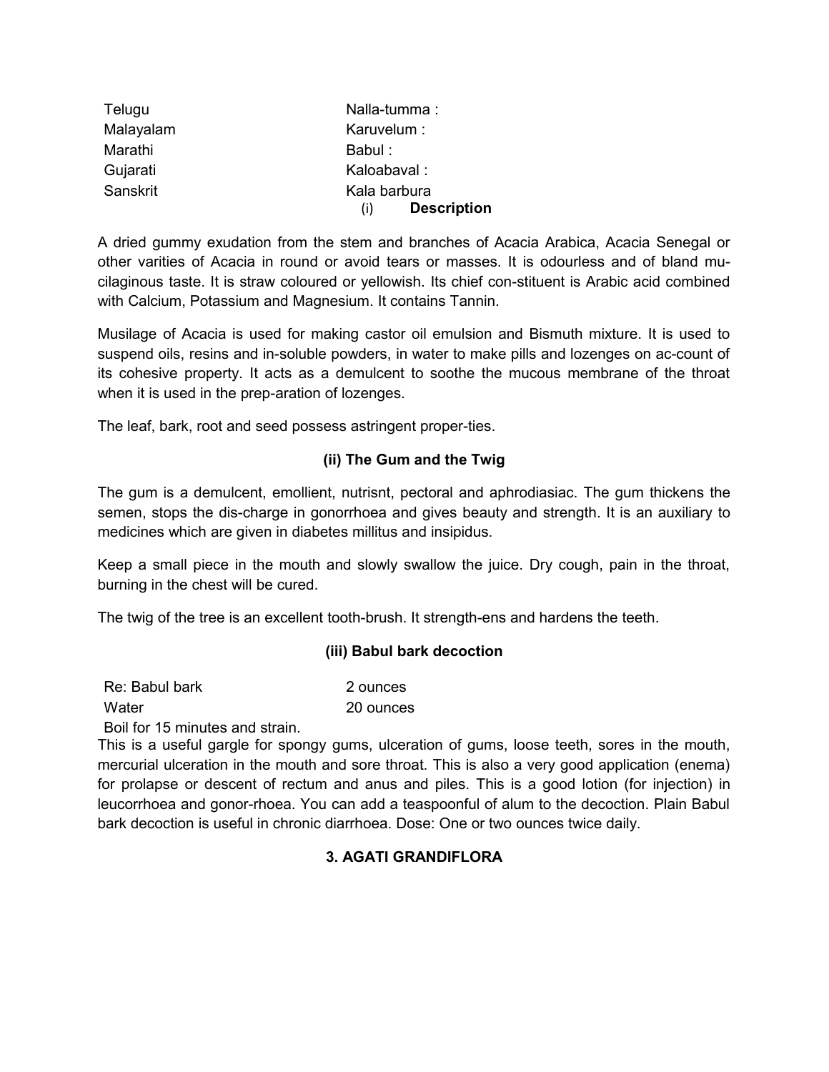| | |
|---|---|
| Telugu | Nalla-tumma : |
| Malayalam | Karuvelum : |
| Marathi | Babul : |
| Gujarati | Kaloabaval : |
| Sanskrit | Kala barbura |

### (i) Description

A dried gummy exudation from the stem and branches of Acacia Arabica, Acacia Senegal or other varities of Acacia in round or avoid tears or masses. It is odourless and of bland mu-cilaginous taste. It is straw coloured or yellowish. Its chief con-stituent is Arabic acid combined with Calcium, Potassium and Magnesium. It contains Tannin.

Musilage of Acacia is used for making castor oil emulsion and Bismuth mixture. It is used to suspend oils, resins and in-soluble powders, in water to make pills and lozenges on ac-count of its cohesive property. It acts as a demulcent to soothe the mucous membrane of the throat when it is used in the prep-aration of lozenges.

The leaf, bark, root and seed possess astringent proper-ties.

### (ii) The Gum and the Twig

The gum is a demulcent, emollient, nutrisnt, pectoral and aphrodiasiac. The gum thickens the semen, stops the dis-charge in gonorrhoea and gives beauty and strength. It is an auxiliary to medicines which are given in diabetes millitus and insipidus.

Keep a small piece in the mouth and slowly swallow the juice. Dry cough, pain in the throat, burning in the chest will be cured.

The twig of the tree is an excellent tooth-brush. It strength-ens and hardens the teeth.

### (iii) Babul bark decoction

| | |
|---|---|
| Re: Babul bark | 2 ounces |
| Water | 20 ounces |

Boil for 15 minutes and strain.

This is a useful gargle for spongy gums, ulceration of gums, loose teeth, sores in the mouth, mercurial ulceration in the mouth and sore throat. This is also a very good application (enema) for prolapse or descent of rectum and anus and piles. This is a good lotion (for injection) in leucorrhoea and gonor-rhoea. You can add a teaspoonful of alum to the decoction. Plain Babul bark decoction is useful in chronic diarrhoea. Dose: One or two ounces twice daily.

## 3. AGATI GRANDIFLORA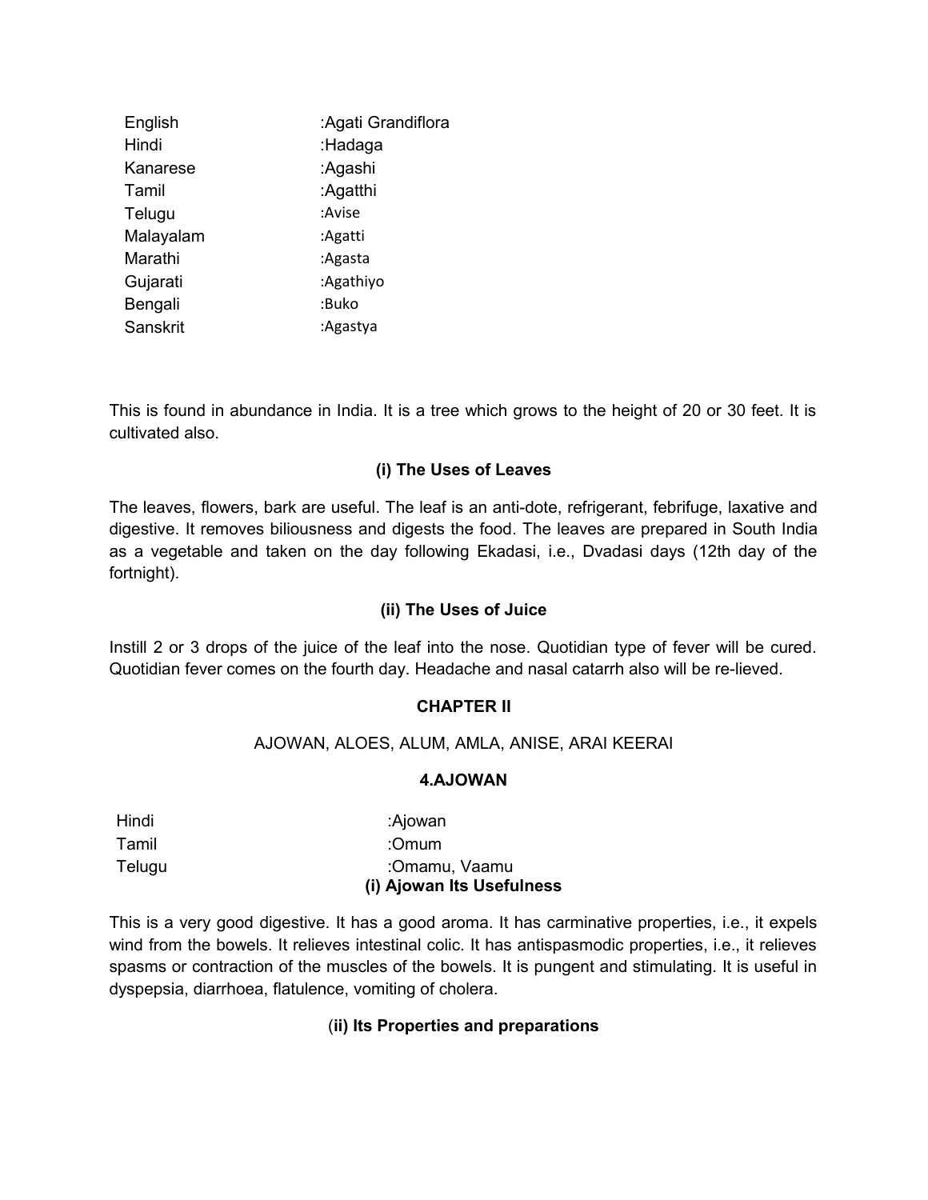| | |
|---|---|
| English | :Agati Grandiflora |
| Hindi | :Hadaga |
| Kanarese | :Agashi |
| Tamil | :Agatthi |
| Telugu | :Avise |
| Malayalam | :Agatti |
| Marathi | :Agasta |
| Gujarati | :Agathiyo |
| Bengali | :Buko |
| Sanskrit | :Agastya |

This is found in abundance in India. It is a tree which grows to the height of 20 or 30 feet. It is cultivated also.

**(i) The Uses of Leaves**

The leaves, flowers, bark are useful. The leaf is an anti-dote, refrigerant, febrifuge, laxative and digestive. It removes biliousness and digests the food. The leaves are prepared in South India as a vegetable and taken on the day following Ekadasi, i.e., Dvadasi days (12th day of the fortnight).

**(ii) The Uses of Juice**

Instill 2 or 3 drops of the juice of the leaf into the nose. Quotidian type of fever will be cured. Quotidian fever comes on the fourth day. Headache and nasal catarrh also will be re-lieved.

## CHAPTER II

AJOWAN, ALOES, ALUM, AMLA, ANISE, ARAI KEERAI

### 4.AJOWAN

| | |
|---|---|
| Hindi | :Ajowan |
| Tamil | :Omum |
| Telugu | :Omamu, Vaamu |

**(i) Ajowan Its Usefulness**

This is a very good digestive. It has a good aroma. It has carminative properties, i.e., it expels wind from the bowels. It relieves intestinal colic. It has antispasmodic properties, i.e., it relieves spasms or contraction of the muscles of the bowels. It is pungent and stimulating. It is useful in dyspepsia, diarrhoea, flatulence, vomiting of cholera.

**(ii) Its Properties and preparations**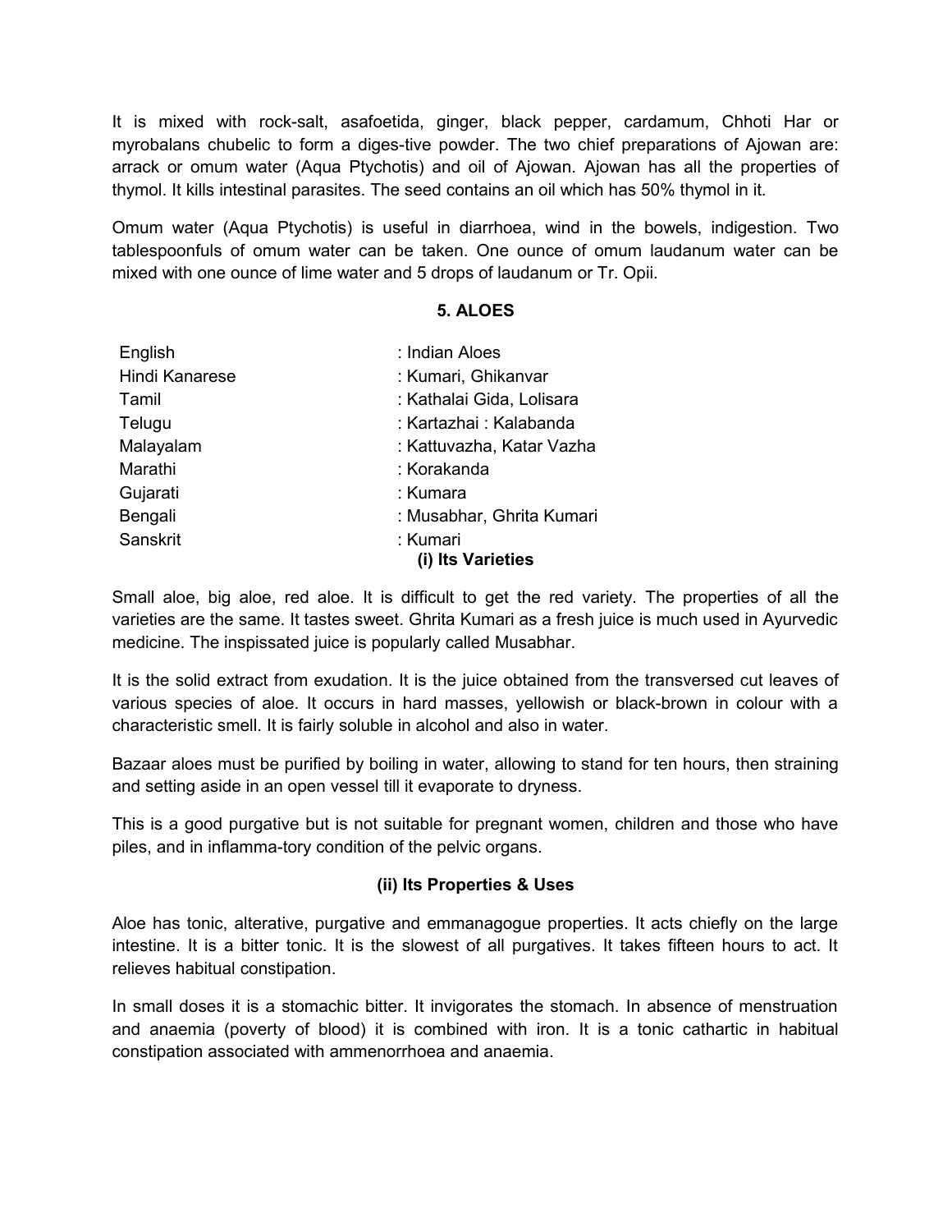It is mixed with rock-salt, asafoetida, ginger, black pepper, cardamum, Chhoti Har or myrobalans chubelic to form a diges-tive powder. The two chief preparations of Ajowan are: arrack or omum water (Aqua Ptychotis) and oil of Ajowan. Ajowan has all the properties of thymol. It kills intestinal parasites. The seed contains an oil which has 50% thymol in it.

Omum water (Aqua Ptychotis) is useful in diarrhoea, wind in the bowels, indigestion. Two tablespoonfuls of omum water can be taken. One ounce of omum laudanum water can be mixed with one ounce of lime water and 5 drops of laudanum or Tr. Opii.

## 5. ALOES

| | |
|---|---|
| English | : Indian Aloes |
| Hindi Kanarese | : Kumari, Ghikanvar |
| Tamil | : Kathalai Gida, Lolisara |
| Telugu | : Kartazhai : Kalabanda |
| Malayalam | : Kattuvazha, Katar Vazha |
| Marathi | : Korakanda |
| Gujarati | : Kumara |
| Bengali | : Musabhar, Ghrita Kumari |
| Sanskrit | : Kumari |

### (i) Its Varieties

Small aloe, big aloe, red aloe. It is difficult to get the red variety. The properties of all the varieties are the same. It tastes sweet. Ghrita Kumari as a fresh juice is much used in Ayurvedic medicine. The inspissated juice is popularly called Musabhar.

It is the solid extract from exudation. It is the juice obtained from the transversed cut leaves of various species of aloe. It occurs in hard masses, yellowish or black-brown in colour with a characteristic smell. It is fairly soluble in alcohol and also in water.

Bazaar aloes must be purified by boiling in water, allowing to stand for ten hours, then straining and setting aside in an open vessel till it evaporate to dryness.

This is a good purgative but is not suitable for pregnant women, children and those who have piles, and in inflamma-tory condition of the pelvic organs.

### (ii) Its Properties & Uses

Aloe has tonic, alterative, purgative and emmanagogue properties. It acts chiefly on the large intestine. It is a bitter tonic. It is the slowest of all purgatives. It takes fifteen hours to act. It relieves habitual constipation.

In small doses it is a stomachic bitter. It invigorates the stomach. In absence of menstruation and anaemia (poverty of blood) it is combined with iron. It is a tonic cathartic in habitual constipation associated with ammenorrhoea and anaemia.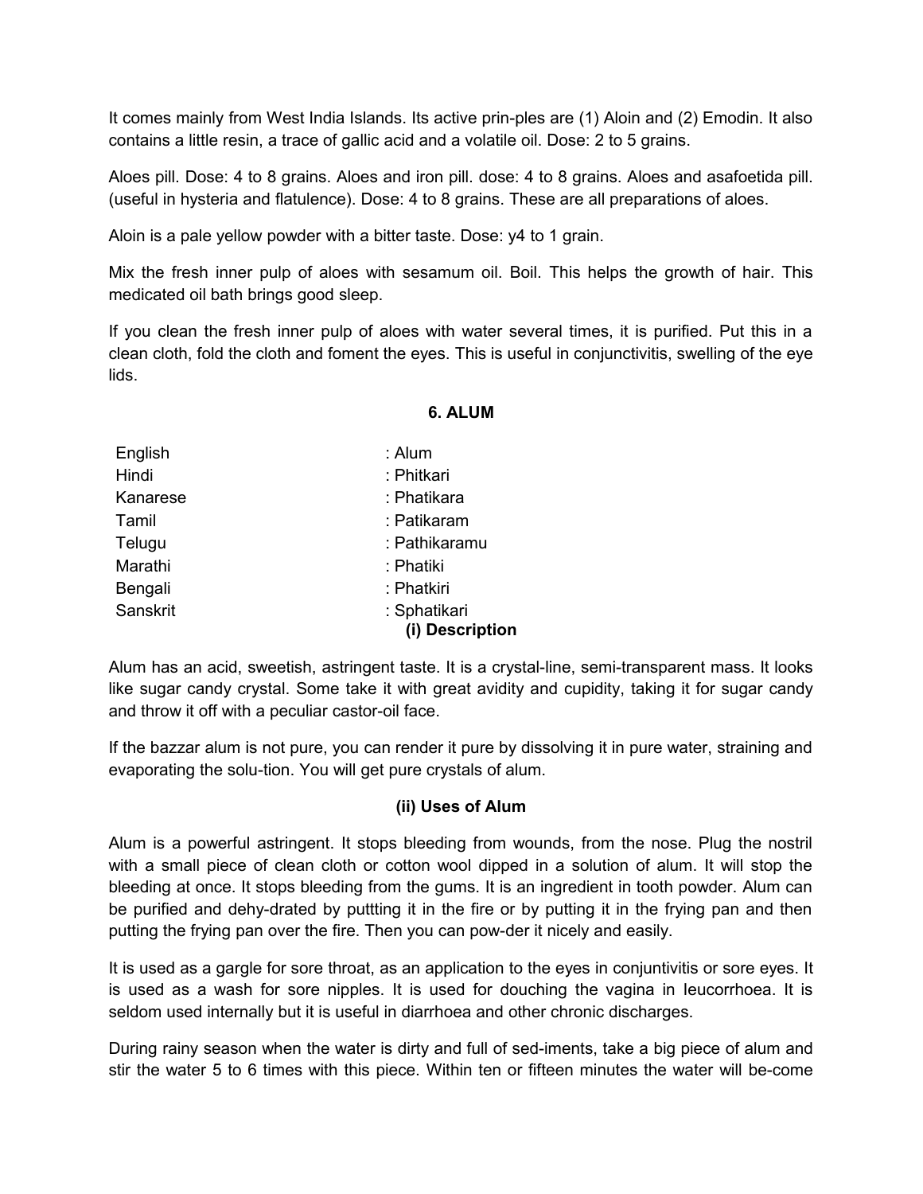It comes mainly from West India Islands. Its active prin-ples are (1) Aloin and (2) Emodin. It also contains a little resin, a trace of gallic acid and a volatile oil. Dose: 2 to 5 grains.

Aloes pill. Dose: 4 to 8 grains. Aloes and iron pill. dose: 4 to 8 grains. Aloes and asafoetida pill. (useful in hysteria and flatulence). Dose: 4 to 8 grains. These are all preparations of aloes.

Aloin is a pale yellow powder with a bitter taste. Dose: y4 to 1 grain.

Mix the fresh inner pulp of aloes with sesamum oil. Boil. This helps the growth of hair. This medicated oil bath brings good sleep.

If you clean the fresh inner pulp of aloes with water several times, it is purified. Put this in a clean cloth, fold the cloth and foment the eyes. This is useful in conjunctivitis, swelling of the eye lids.

## 6. ALUM

| | |
|---|---|
| English | : Alum |
| Hindi | : Phitkari |
| Kanarese | : Phatikara |
| Tamil | : Patikaram |
| Telugu | : Pathikaramu |
| Marathi | : Phatiki |
| Bengali | : Phatkiri |
| Sanskrit | : Sphatikari |

### (i) Description

Alum has an acid, sweetish, astringent taste. It is a crystal-line, semi-transparent mass. It looks like sugar candy crystal. Some take it with great avidity and cupidity, taking it for sugar candy and throw it off with a peculiar castor-oil face.

If the bazzar alum is not pure, you can render it pure by dissolving it in pure water, straining and evaporating the solu-tion. You will get pure crystals of alum.

### (ii) Uses of Alum

Alum is a powerful astringent. It stops bleeding from wounds, from the nose. Plug the nostril with a small piece of clean cloth or cotton wool dipped in a solution of alum. It will stop the bleeding at once. It stops bleeding from the gums. It is an ingredient in tooth powder. Alum can be purified and dehy-drated by puttting it in the fire or by putting it in the frying pan and then putting the frying pan over the fire. Then you can pow-der it nicely and easily.

It is used as a gargle for sore throat, as an application to the eyes in conjuntivitis or sore eyes. It is used as a wash for sore nipples. It is used for douching the vagina in Ieucorrhoea. It is seldom used internally but it is useful in diarrhoea and other chronic discharges.

During rainy season when the water is dirty and full of sed-iments, take a big piece of alum and stir the water 5 to 6 times with this piece. Within ten or fifteen minutes the water will be-come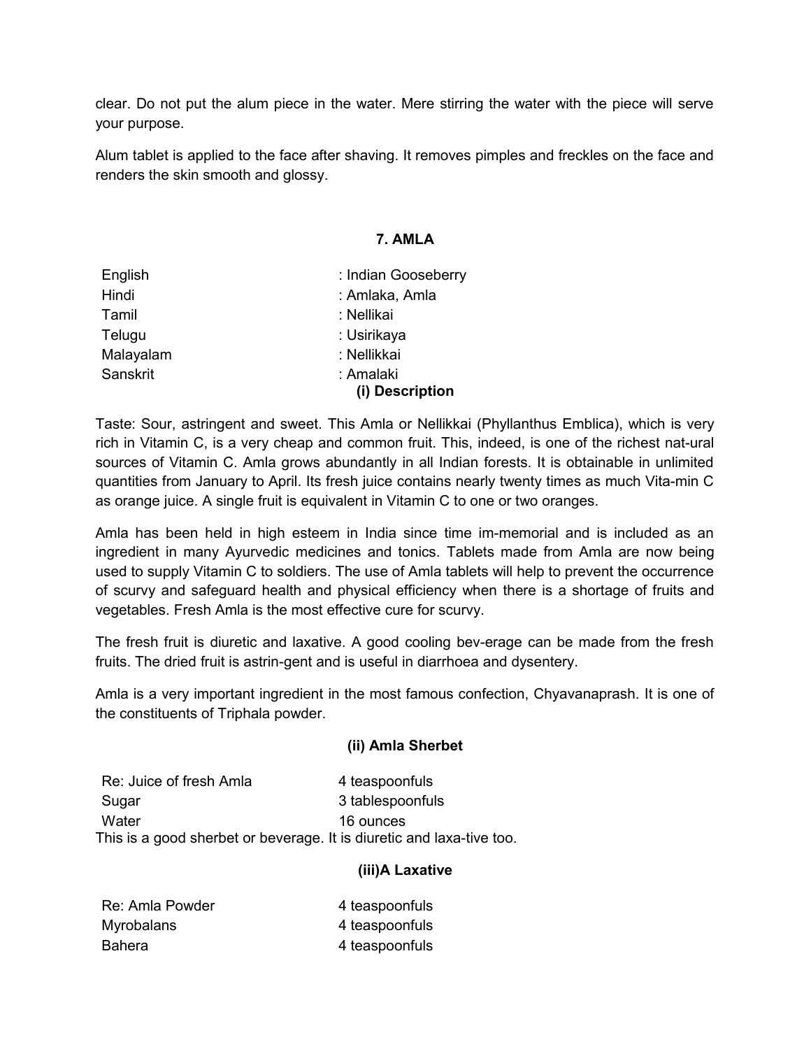clear. Do not put the alum piece in the water. Mere stirring the water with the piece will serve your purpose.

Alum tablet is applied to the face after shaving. It removes pimples and freckles on the face and renders the skin smooth and glossy.

## 7. AMLA

| | |
|---|---|
| English | : Indian Gooseberry |
| Hindi | : Amlaka, Amla |
| Tamil | : Nellikai |
| Telugu | : Usirikaya |
| Malayalam | : Nellikkai |
| Sanskrit | : Amalaki |

### (i) Description

Taste: Sour, astringent and sweet. This Amla or Nellikkai (Phyllanthus Emblica), which is very rich in Vitamin C, is a very cheap and common fruit. This, indeed, is one of the richest nat-ural sources of Vitamin C. Amla grows abundantly in all Indian forests. It is obtainable in unlimited quantities from January to April. Its fresh juice contains nearly twenty times as much Vita-min C as orange juice. A single fruit is equivalent in Vitamin C to one or two oranges.

Amla has been held in high esteem in India since time im-memorial and is included as an ingredient in many Ayurvedic medicines and tonics. Tablets made from Amla are now being used to supply Vitamin C to soldiers. The use of Amla tablets will help to prevent the occurrence of scurvy and safeguard health and physical efficiency when there is a shortage of fruits and vegetables. Fresh Amla is the most effective cure for scurvy.

The fresh fruit is diuretic and laxative. A good cooling bev-erage can be made from the fresh fruits. The dried fruit is astrin-gent and is useful in diarrhoea and dysentery.

Amla is a very important ingredient in the most famous confection, Chyavanaprash. It is one of the constituents of Triphala powder.

### (ii) Amla Sherbet

| | |
|---|---|
| Re: Juice of fresh Amla | 4 teaspoonfuls |
| Sugar | 3 tablespoonfuls |
| Water | 16 ounces |

This is a good sherbet or beverage. It is diuretic and laxa-tive too.

### (iii)A Laxative

| | |
|---|---|
| Re: Amla Powder | 4 teaspoonfuls |
| Myrobalans | 4 teaspoonfuls |
| Bahera | 4 teaspoonfuls |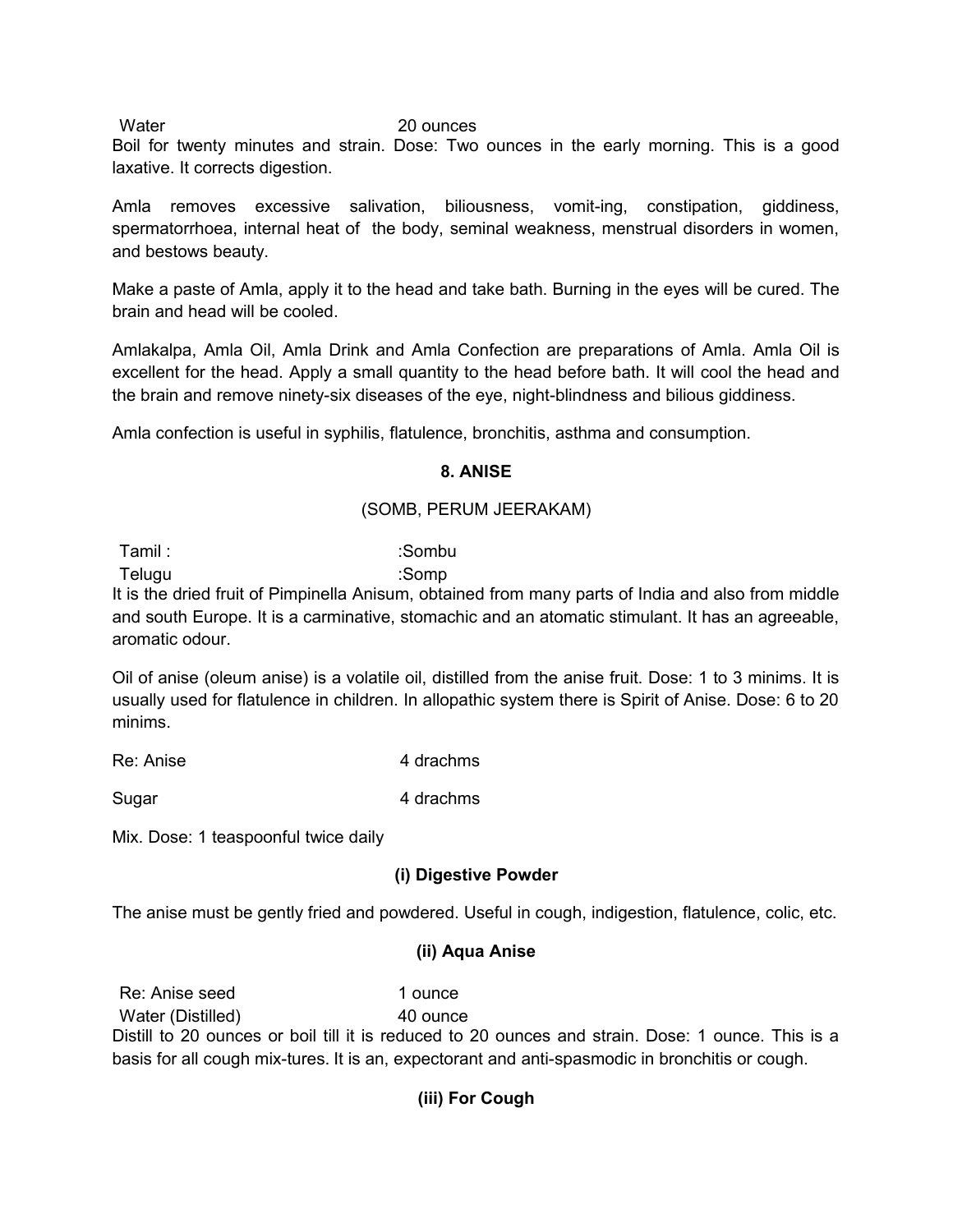| | |
|---|---|
| Water | 20 ounces |

Boil for twenty minutes and strain. Dose: Two ounces in the early morning. This is a good laxative. It corrects digestion.

Amla removes excessive salivation, biliousness, vomit-ing, constipation, giddiness, spermatorrhoea, internal heat of the body, seminal weakness, menstrual disorders in women, and bestows beauty.

Make a paste of Amla, apply it to the head and take bath. Burning in the eyes will be cured. The brain and head will be cooled.

Amlakalpa, Amla Oil, Amla Drink and Amla Confection are preparations of Amla. Amla Oil is excellent for the head. Apply a small quantity to the head before bath. It will cool the head and the brain and remove ninety-six diseases of the eye, night-blindness and bilious giddiness.

Amla confection is useful in syphilis, flatulence, bronchitis, asthma and consumption.

## 8. ANISE

(SOMB, PERUM JEERAKAM)

| | |
|---|---|
| Tamil : | :Sombu |
| Telugu | :Somp |

It is the dried fruit of Pimpinella Anisum, obtained from many parts of India and also from middle and south Europe. It is a carminative, stomachic and an atomatic stimulant. It has an agreeable, aromatic odour.

Oil of anise (oleum anise) is a volatile oil, distilled from the anise fruit. Dose: 1 to 3 minims. It is usually used for flatulence in children. In allopathic system there is Spirit of Anise. Dose: 6 to 20 minims.

| | |
|---|---|
| Re: Anise | 4 drachms |
| Sugar | 4 drachms |

Mix. Dose: 1 teaspoonful twice daily

### (i) Digestive Powder

The anise must be gently fried and powdered. Useful in cough, indigestion, flatulence, colic, etc.

### (ii) Aqua Anise

| | |
|---|---|
| Re: Anise seed | 1 ounce |
| Water (Distilled) | 40 ounce |

Distill to 20 ounces or boil till it is reduced to 20 ounces and strain. Dose: 1 ounce. This is a basis for all cough mix-tures. It is an, expectorant and anti-spasmodic in bronchitis or cough.

### (iii) For Cough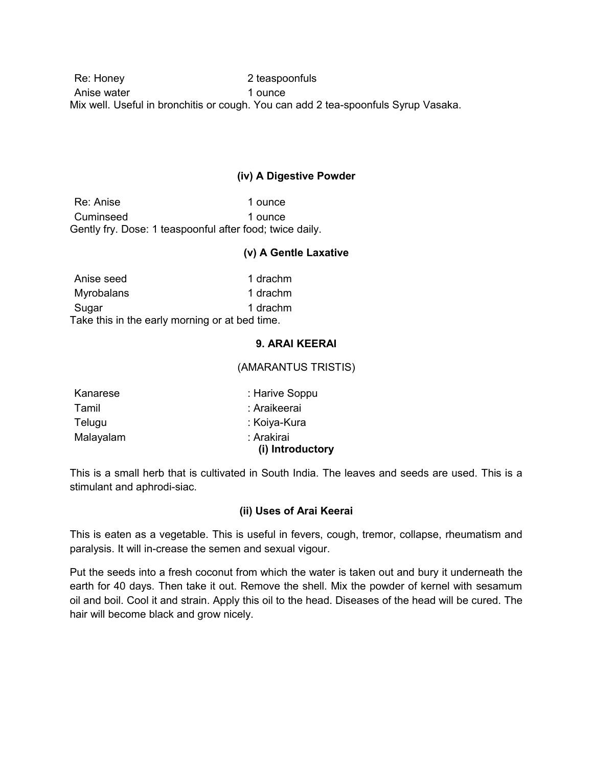| | |
|---|---|
| Re: Honey | 2 teaspoonfuls |
| Anise water | 1 ounce |

Mix well. Useful in bronchitis or cough. You can add 2 tea-spoonfuls Syrup Vasaka.

### (iv) A Digestive Powder

| | |
|---|---|
| Re: Anise | 1 ounce |
| Cuminseed | 1 ounce |

Gently fry. Dose: 1 teaspoonful after food; twice daily.

### (v) A Gentle Laxative

| | |
|---|---|
| Anise seed | 1 drachm |
| Myrobalans | 1 drachm |
| Sugar | 1 drachm |

Take this in the early morning or at bed time.

## 9. ARAI KEERAI

(AMARANTUS TRISTIS)

| | |
|---|---|
| Kanarese | : Harive Soppu |
| Tamil | : Araikeerai |
| Telugu | : Koiya-Kura |
| Malayalam | : Arakirai |

### (i) Introductory

This is a small herb that is cultivated in South India. The leaves and seeds are used. This is a stimulant and aphrodi-siac.

### (ii) Uses of Arai Keerai

This is eaten as a vegetable. This is useful in fevers, cough, tremor, collapse, rheumatism and paralysis. It will in-crease the semen and sexual vigour.

Put the seeds into a fresh coconut from which the water is taken out and bury it underneath the earth for 40 days. Then take it out. Remove the shell. Mix the powder of kernel with sesamum oil and boil. Cool it and strain. Apply this oil to the head. Diseases of the head will be cured. The hair will become black and grow nicely.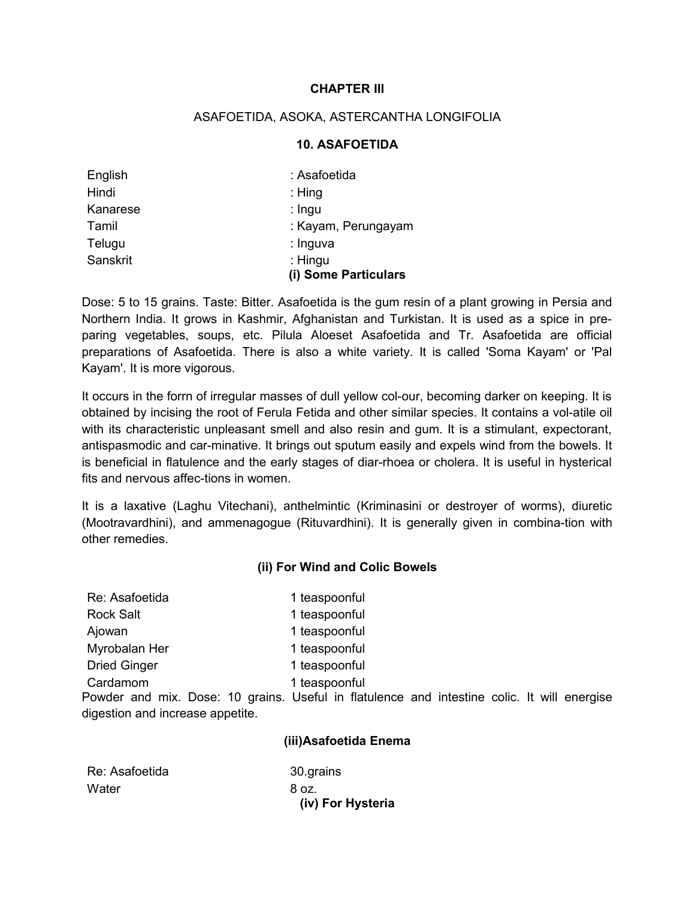# CHAPTER III

ASAFOETIDA, ASOKA, ASTERCANTHA LONGIFOLIA

## 10. ASAFOETIDA

| | |
|---|---|
| English | : Asafoetida |
| Hindi | : Hing |
| Kanarese | : Ingu |
| Tamil | : Kayam, Perungayam |
| Telugu | : Inguva |
| Sanskrit | : Hingu |

### (i) Some Particulars

Dose: 5 to 15 grains. Taste: Bitter. Asafoetida is the gum resin of a plant growing in Persia and Northern India. It grows in Kashmir, Afghanistan and Turkistan. It is used as a spice in preparing vegetables, soups, etc. Pilula Aloeset Asafoetida and Tr. Asafoetida are official preparations of Asafoetida. There is also a white variety. It is called 'Soma Kayam' or 'Pal Kayam'. It is more vigorous.

It occurs in the forrn of irregular masses of dull yellow col-our, becoming darker on keeping. It is obtained by incising the root of Ferula Fetida and other similar species. It contains a vol-atile oil with its characteristic unpleasant smell and also resin and gum. It is a stimulant, expectorant, antispasmodic and car-minative. It brings out sputum easily and expels wind from the bowels. It is beneficial in flatulence and the early stages of diar-rhoea or cholera. It is useful in hysterical fits and nervous affec-tions in women.

It is a laxative (Laghu Vitechani), anthelmintic (Kriminasini or destroyer of worms), diuretic (Mootravardhini), and ammenagogue (Rituvardhini). It is generally given in combina-tion with other remedies.

### (ii) For Wind and Colic Bowels

| | |
|---|---|
| Re: Asafoetida | 1 teaspoonful |
| Rock Salt | 1 teaspoonful |
| Ajowan | 1 teaspoonful |
| Myrobalan Her | 1 teaspoonful |
| Dried Ginger | 1 teaspoonful |
| Cardamom | 1 teaspoonful |

Powder and mix. Dose: 10 grains. Useful in flatulence and intestine colic. It will energise digestion and increase appetite.

### (iii)Asafoetida Enema

| | |
|---|---|
| Re: Asafoetida | 30.grains |
| Water | 8 oz. |

### (iv) For Hysteria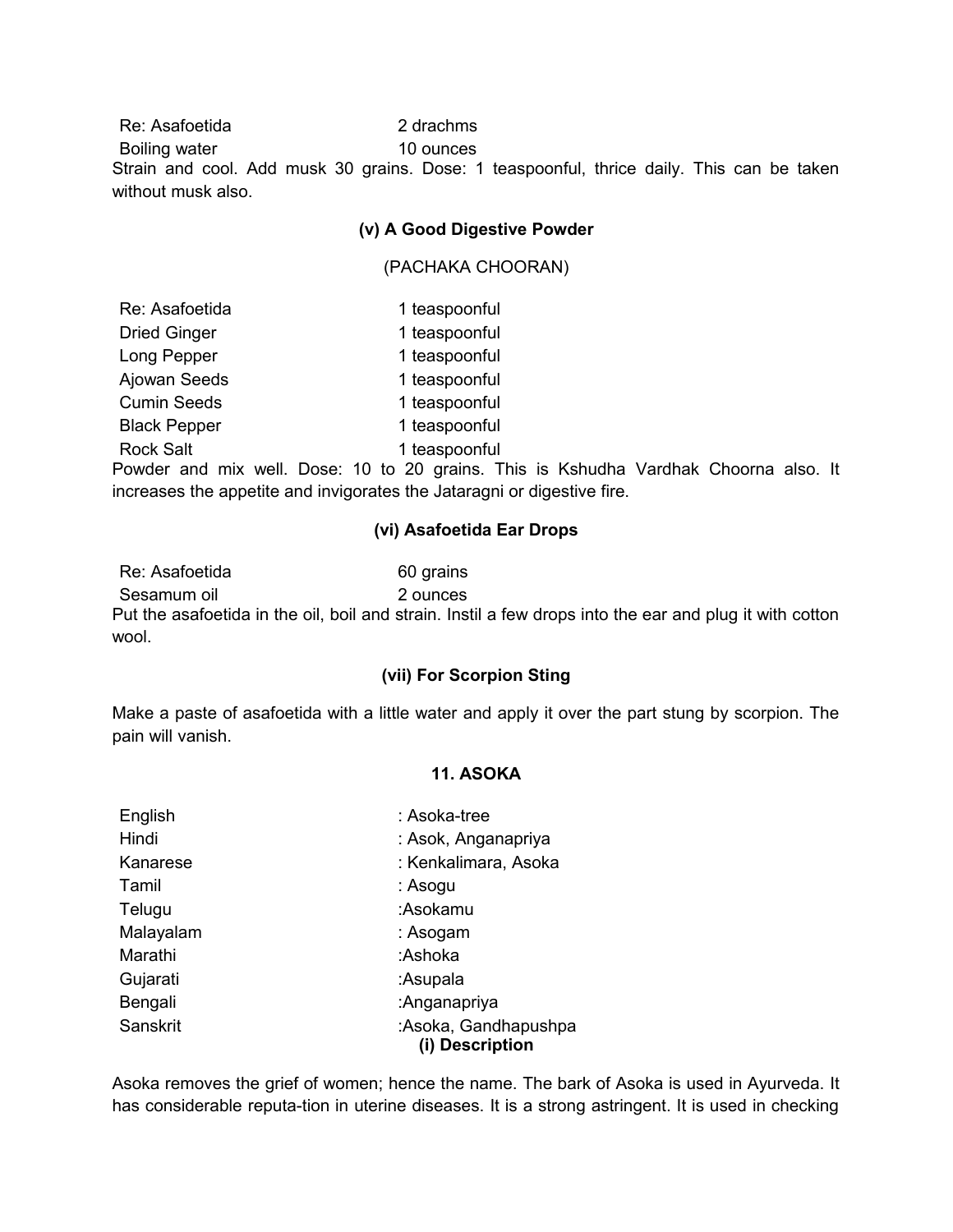| | |
|---|---|
| Re: Asafoetida | 2 drachms |
| Boiling water | 10 ounces |

Strain and cool. Add musk 30 grains. Dose: 1 teaspoonful, thrice daily. This can be taken without musk also.

### (v) A Good Digestive Powder

(PACHAKA CHOORAN)

| | |
|---|---|
| Re: Asafoetida | 1 teaspoonful |
| Dried Ginger | 1 teaspoonful |
| Long Pepper | 1 teaspoonful |
| Ajowan Seeds | 1 teaspoonful |
| Cumin Seeds | 1 teaspoonful |
| Black Pepper | 1 teaspoonful |
| Rock Salt | 1 teaspoonful |

Powder and mix well. Dose: 10 to 20 grains. This is Kshudha Vardhak Choorna also. It increases the appetite and invigorates the Jataragni or digestive fire.

### (vi) Asafoetida Ear Drops

| | |
|---|---|
| Re: Asafoetida | 60 grains |
| Sesamum oil | 2 ounces |

Put the asafoetida in the oil, boil and strain. Instil a few drops into the ear and plug it with cotton wool.

### (vii) For Scorpion Sting

Make a paste of asafoetida with a little water and apply it over the part stung by scorpion. The pain will vanish.

## 11. ASOKA

| | |
|---|---|
| English | : Asoka-tree |
| Hindi | : Asok, Anganapriya |
| Kanarese | : Kenkalimara, Asoka |
| Tamil | : Asogu |
| Telugu | :Asokamu |
| Malayalam | : Asogam |
| Marathi | :Ashoka |
| Gujarati | :Asupala |
| Bengali | :Anganapriya |
| Sanskrit | :Asoka, Gandhapushpa |

### (i) Description

Asoka removes the grief of women; hence the name. The bark of Asoka is used in Ayurveda. It has considerable reputa-tion in uterine diseases. It is a strong astringent. It is used in checking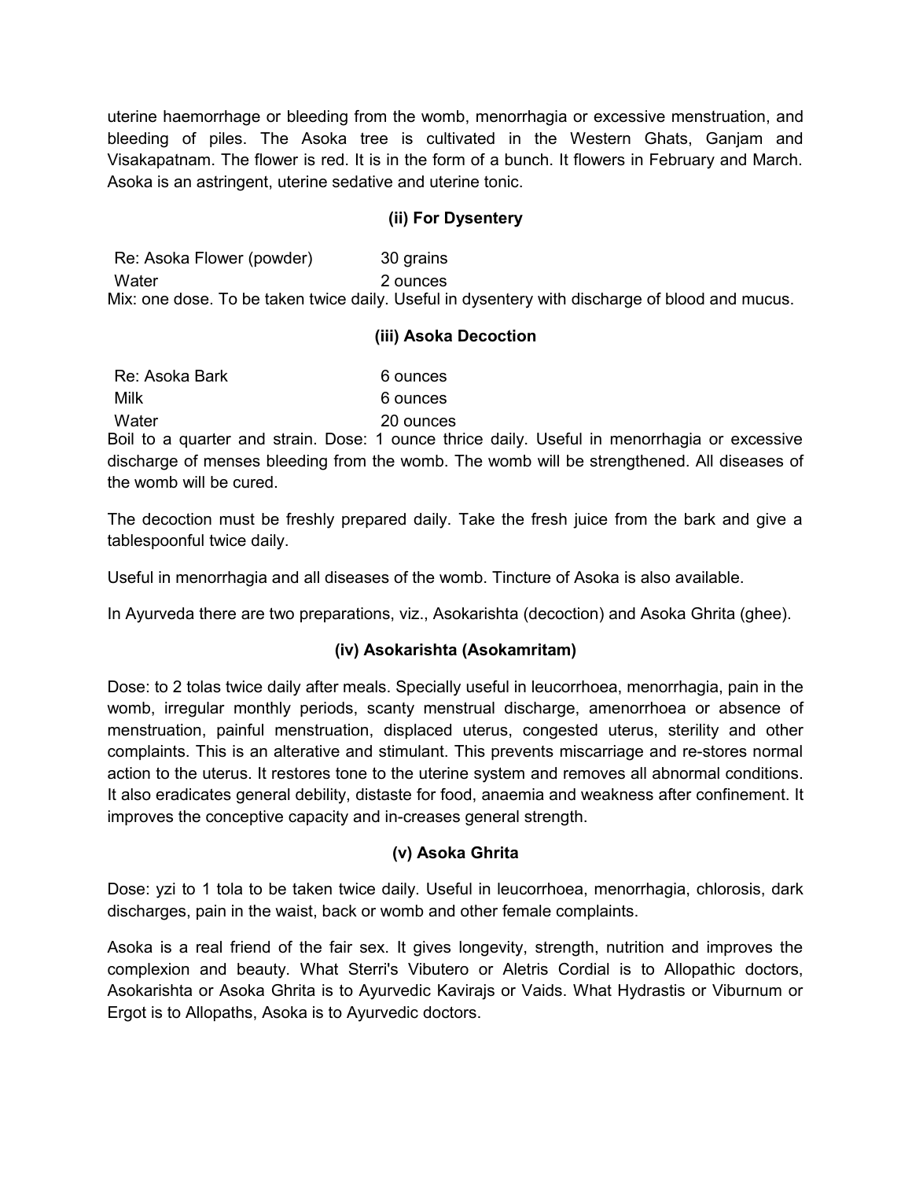uterine haemorrhage or bleeding from the womb, menorrhagia or excessive menstruation, and bleeding of piles. The Asoka tree is cultivated in the Western Ghats, Ganjam and Visakapatnam. The flower is red. It is in the form of a bunch. It flowers in February and March. Asoka is an astringent, uterine sedative and uterine tonic.

### (ii) For Dysentery

| | |
|---|---|
| Re: Asoka Flower (powder) | 30 grains |
| Water | 2 ounces |

Mix: one dose. To be taken twice daily. Useful in dysentery with discharge of blood and mucus.

### (iii) Asoka Decoction

| | |
|---|---|
| Re: Asoka Bark | 6 ounces |
| Milk | 6 ounces |
| Water | 20 ounces |

Boil to a quarter and strain. Dose: 1 ounce thrice daily. Useful in menorrhagia or excessive discharge of menses bleeding from the womb. The womb will be strengthened. All diseases of the womb will be cured.

The decoction must be freshly prepared daily. Take the fresh juice from the bark and give a tablespoonful twice daily.

Useful in menorrhagia and all diseases of the womb. Tincture of Asoka is also available.

In Ayurveda there are two preparations, viz., Asokarishta (decoction) and Asoka Ghrita (ghee).

### (iv) Asokarishta (Asokamritam)

Dose: to 2 tolas twice daily after meals. Specially useful in leucorrhoea, menorrhagia, pain in the womb, irregular monthly periods, scanty menstrual discharge, amenorrhoea or absence of menstruation, painful menstruation, displaced uterus, congested uterus, sterility and other complaints. This is an alterative and stimulant. This prevents miscarriage and re-stores normal action to the uterus. It restores tone to the uterine system and removes all abnormal conditions. It also eradicates general debility, distaste for food, anaemia and weakness after confinement. It improves the conceptive capacity and in-creases general strength.

### (v) Asoka Ghrita

Dose: yzi to 1 tola to be taken twice daily. Useful in leucorrhoea, menorrhagia, chlorosis, dark discharges, pain in the waist, back or womb and other female complaints.

Asoka is a real friend of the fair sex. It gives longevity, strength, nutrition and improves the complexion and beauty. What Sterri's Vibutero or Aletris Cordial is to Allopathic doctors, Asokarishta or Asoka Ghrita is to Ayurvedic Kavirajs or Vaids. What Hydrastis or Viburnum or Ergot is to Allopaths, Asoka is to Ayurvedic doctors.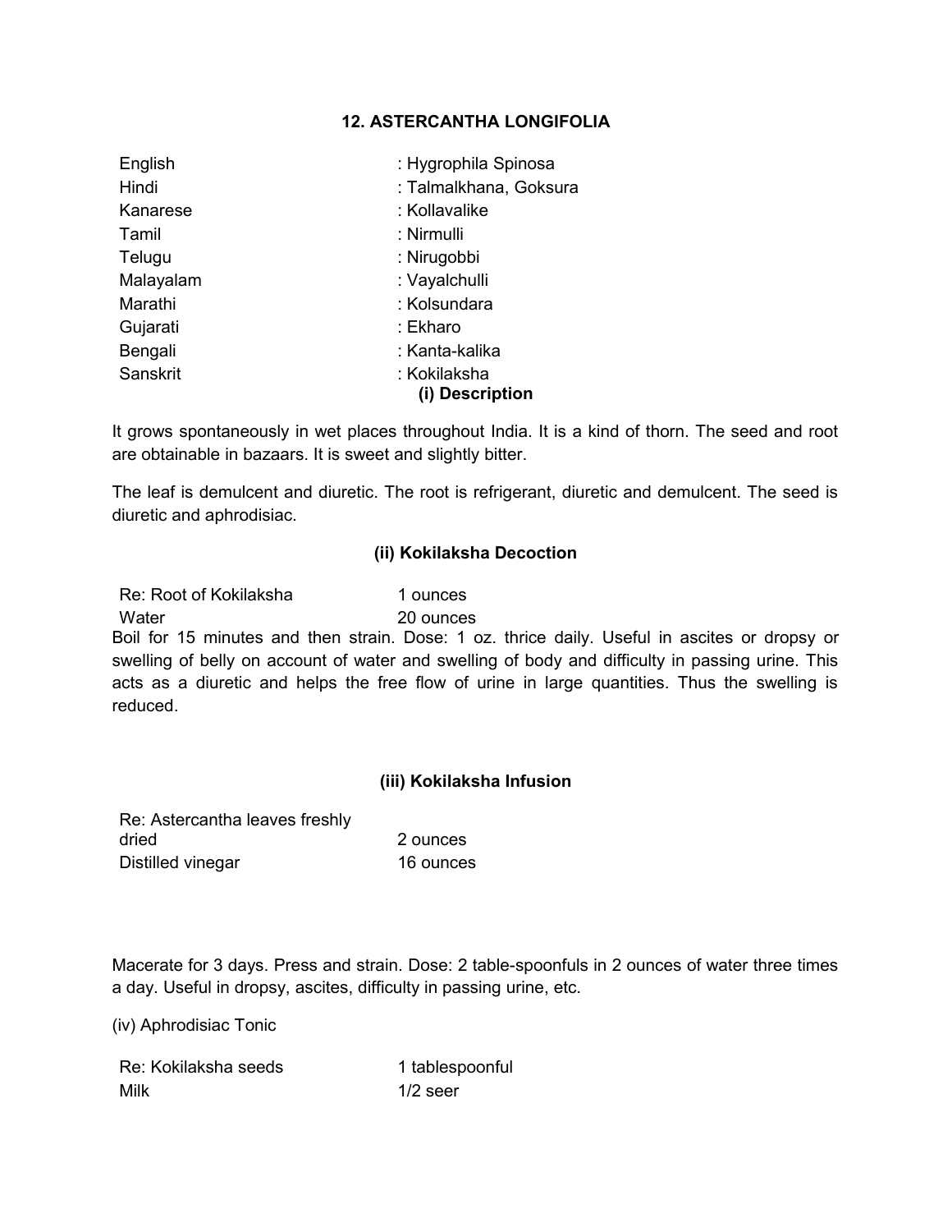## 12. ASTERCANTHA LONGIFOLIA

| | |
|---|---|
| English | : Hygrophila Spinosa |
| Hindi | : Talmalkhana, Goksura |
| Kanarese | : Kollavalike |
| Tamil | : Nirmulli |
| Telugu | : Nirugobbi |
| Malayalam | : Vayalchulli |
| Marathi | : Kolsundara |
| Gujarati | : Ekharo |
| Bengali | : Kanta-kalika |
| Sanskrit | : Kokilaksha |

### (i) Description

It grows spontaneously in wet places throughout India. It is a kind of thorn. The seed and root are obtainable in bazaars. It is sweet and slightly bitter.

The leaf is demulcent and diuretic. The root is refrigerant, diuretic and demulcent. The seed is diuretic and aphrodisiac.

### (ii) Kokilaksha Decoction

| | |
|---|---|
| Re: Root of Kokilaksha | 1 ounces |
| Water | 20 ounces |

Boil for 15 minutes and then strain. Dose: 1 oz. thrice daily. Useful in ascites or dropsy or swelling of belly on account of water and swelling of body and difficulty in passing urine. This acts as a diuretic and helps the free flow of urine in large quantities. Thus the swelling is reduced.

### (iii) Kokilaksha Infusion

| | |
|---|---|
| Re: Astercantha leaves freshly dried | 2 ounces |
| Distilled vinegar | 16 ounces |

Macerate for 3 days. Press and strain. Dose: 2 table-spoonfuls in 2 ounces of water three times a day. Useful in dropsy, ascites, difficulty in passing urine, etc.

(iv) Aphrodisiac Tonic

| | |
|---|---|
| Re: Kokilaksha seeds | 1 tablespoonful |
| Milk | 1/2 seer |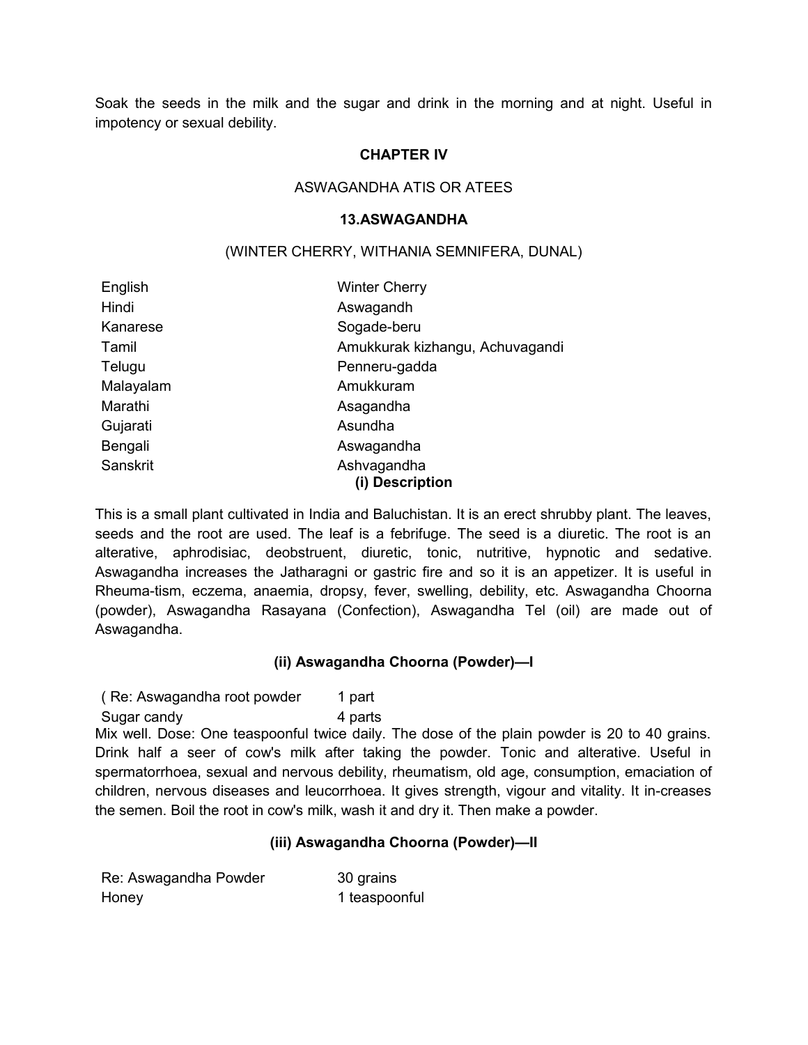Soak the seeds in the milk and the sugar and drink in the morning and at night. Useful in impotency or sexual debility.

## CHAPTER IV

ASWAGANDHA ATIS OR ATEES

### 13.ASWAGANDHA

(WINTER CHERRY, WITHANIA SEMNIFERA, DUNAL)

| | |
|---|---|
| English | Winter Cherry |
| Hindi | Aswagandh |
| Kanarese | Sogade-beru |
| Tamil | Amukkurak kizhangu, Achuvagandi |
| Telugu | Penneru-gadda |
| Malayalam | Amukkuram |
| Marathi | Asagandha |
| Gujarati | Asundha |
| Bengali | Aswagandha |
| Sanskrit | Ashvagandha |

#### (i) Description

This is a small plant cultivated in India and Baluchistan. It is an erect shrubby plant. The leaves, seeds and the root are used. The leaf is a febrifuge. The seed is a diuretic. The root is an alterative, aphrodisiac, deobstruent, diuretic, tonic, nutritive, hypnotic and sedative. Aswagandha increases the Jatharagni or gastric fire and so it is an appetizer. It is useful in Rheuma-tism, eczema, anaemia, dropsy, fever, swelling, debility, etc. Aswagandha Choorna (powder), Aswagandha Rasayana (Confection), Aswagandha Tel (oil) are made out of Aswagandha.

#### (ii) Aswagandha Choorna (Powder)—I

| | |
|---|---|
| ( Re: Aswagandha root powder | 1 part |
| Sugar candy | 4 parts |

Mix well. Dose: One teaspoonful twice daily. The dose of the plain powder is 20 to 40 grains. Drink half a seer of cow's milk after taking the powder. Tonic and alterative. Useful in spermatorrhoea, sexual and nervous debility, rheumatism, old age, consumption, emaciation of children, nervous diseases and leucorrhoea. It gives strength, vigour and vitality. It in-creases the semen. Boil the root in cow's milk, wash it and dry it. Then make a powder.

#### (iii) Aswagandha Choorna (Powder)—II

| | |
|---|---|
| Re: Aswagandha Powder | 30 grains |
| Honey | 1 teaspoonful |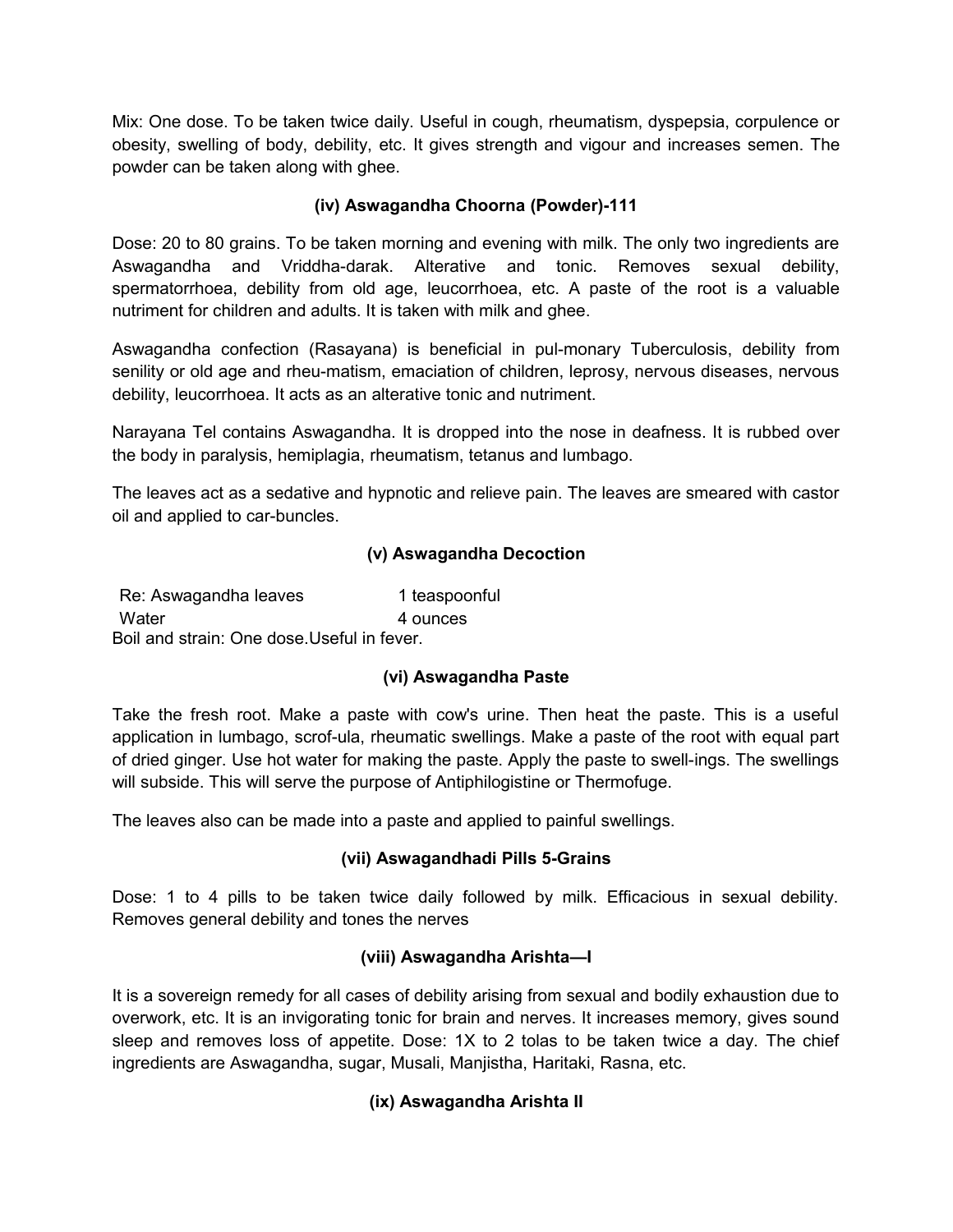Mix: One dose. To be taken twice daily. Useful in cough, rheumatism, dyspepsia, corpulence or obesity, swelling of body, debility, etc. It gives strength and vigour and increases semen. The powder can be taken along with ghee.

### (iv) Aswagandha Choorna (Powder)-111

Dose: 20 to 80 grains. To be taken morning and evening with milk. The only two ingredients are Aswagandha and Vriddha-darak. Alterative and tonic. Removes sexual debility, spermatorrhoea, debility from old age, leucorrhoea, etc. A paste of the root is a valuable nutriment for children and adults. It is taken with milk and ghee.

Aswagandha confection (Rasayana) is beneficial in pul-monary Tuberculosis, debility from senility or old age and rheu-matism, emaciation of children, leprosy, nervous diseases, nervous debility, leucorrhoea. It acts as an alterative tonic and nutriment.

Narayana Tel contains Aswagandha. It is dropped into the nose in deafness. It is rubbed over the body in paralysis, hemiplagia, rheumatism, tetanus and lumbago.

The leaves act as a sedative and hypnotic and relieve pain. The leaves are smeared with castor oil and applied to car-buncles.

### (v) Aswagandha Decoction

| | |
|---|---|
| Re: Aswagandha leaves | 1 teaspoonful |
| Water | 4 ounces |

Boil and strain: One dose.Useful in fever.

### (vi) Aswagandha Paste

Take the fresh root. Make a paste with cow's urine. Then heat the paste. This is a useful application in lumbago, scrof-ula, rheumatic swellings. Make a paste of the root with equal part of dried ginger. Use hot water for making the paste. Apply the paste to swell-ings. The swellings will subside. This will serve the purpose of Antiphilogistine or Thermofuge.

The leaves also can be made into a paste and applied to painful swellings.

### (vii) Aswagandhadi Pills 5-Grains

Dose: 1 to 4 pills to be taken twice daily followed by milk. Efficacious in sexual debility. Removes general debility and tones the nerves

### (viii) Aswagandha Arishta—I

It is a sovereign remedy for all cases of debility arising from sexual and bodily exhaustion due to overwork, etc. It is an invigorating tonic for brain and nerves. It increases memory, gives sound sleep and removes loss of appetite. Dose: 1X to 2 tolas to be taken twice a day. The chief ingredients are Aswagandha, sugar, Musali, Manjistha, Haritaki, Rasna, etc.

### (ix) Aswagandha Arishta II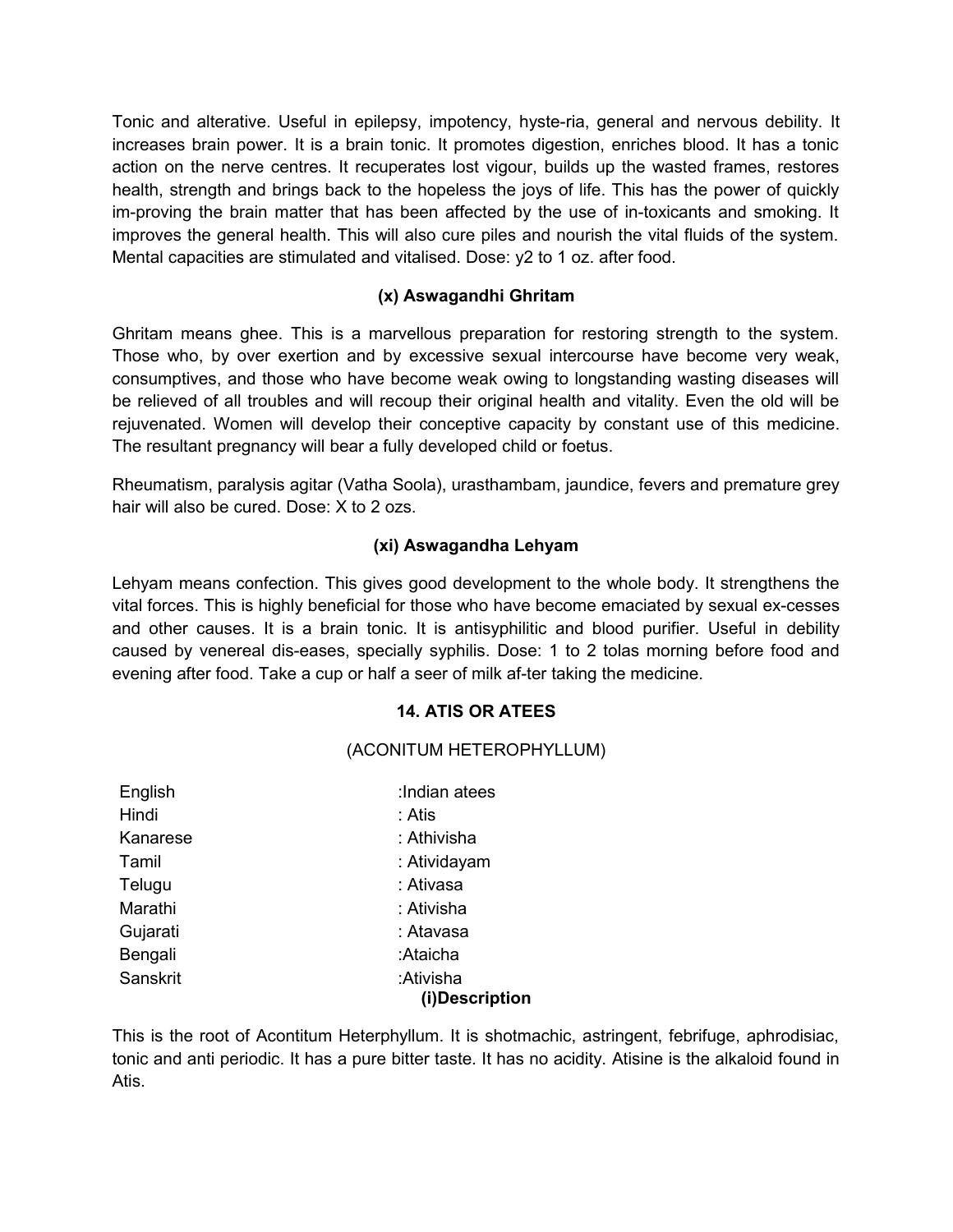Tonic and alterative. Useful in epilepsy, impotency, hyste-ria, general and nervous debility. It increases brain power. It is a brain tonic. It promotes digestion, enriches blood. It has a tonic action on the nerve centres. It recuperates lost vigour, builds up the wasted frames, restores health, strength and brings back to the hopeless the joys of life. This has the power of quickly im-proving the brain matter that has been affected by the use of in-toxicants and smoking. It improves the general health. This will also cure piles and nourish the vital fluids of the system. Mental capacities are stimulated and vitalised. Dose: y2 to 1 oz. after food.

### (x) Aswagandhi Ghritam

Ghritam means ghee. This is a marvellous preparation for restoring strength to the system. Those who, by over exertion and by excessive sexual intercourse have become very weak, consumptives, and those who have become weak owing to longstanding wasting diseases will be relieved of all troubles and will recoup their original health and vitality. Even the old will be rejuvenated. Women will develop their conceptive capacity by constant use of this medicine. The resultant pregnancy will bear a fully developed child or foetus.

Rheumatism, paralysis agitar (Vatha Soola), urasthambam, jaundice, fevers and premature grey hair will also be cured. Dose: X to 2 ozs.

### (xi) Aswagandha Lehyam

Lehyam means confection. This gives good development to the whole body. It strengthens the vital forces. This is highly beneficial for those who have become emaciated by sexual ex-cesses and other causes. It is a brain tonic. It is antisyphilitic and blood purifier. Useful in debility caused by venereal dis-eases, specially syphilis. Dose: 1 to 2 tolas morning before food and evening after food. Take a cup or half a seer of milk af-ter taking the medicine.

## 14. ATIS OR ATEES

(ACONITUM HETEROPHYLLUM)

| | |
|---|---|
| English | :Indian atees |
| Hindi | : Atis |
| Kanarese | : Athivisha |
| Tamil | : Atividayam |
| Telugu | : Ativasa |
| Marathi | : Ativisha |
| Gujarati | : Atavasa |
| Bengali | :Ataicha |
| Sanskrit | :Ativisha |

### (i)Description

This is the root of Acontitum Heterphyllum. It is shotmachic, astringent, febrifuge, aphrodisiac, tonic and anti periodic. It has a pure bitter taste. It has no acidity. Atisine is the alkaloid found in Atis.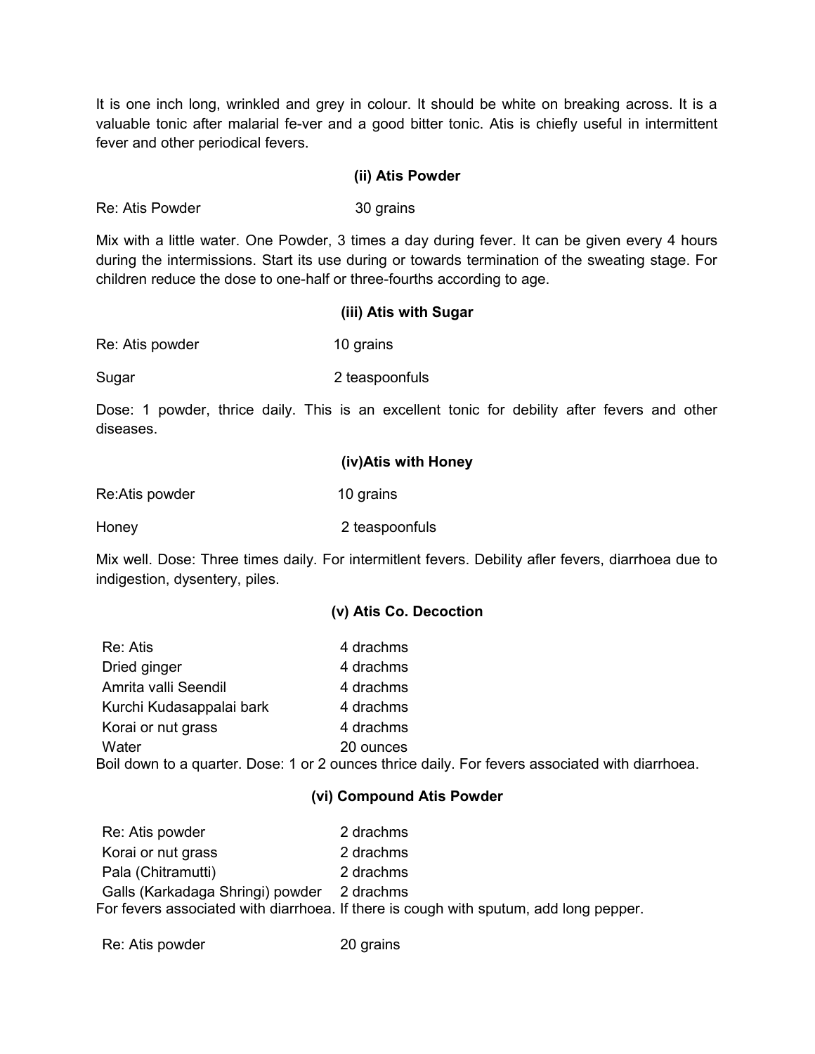It is one inch long, wrinkled and grey in colour. It should be white on breaking across. It is a valuable tonic after malarial fe-ver and a good bitter tonic. Atis is chiefly useful in intermittent fever and other periodical fevers.

### (ii) Atis Powder

| | |
|---|---|
| Re: Atis Powder | 30 grains |

Mix with a little water. One Powder, 3 times a day during fever. It can be given every 4 hours during the intermissions. Start its use during or towards termination of the sweating stage. For children reduce the dose to one-half or three-fourths according to age.

### (iii) Atis with Sugar

| | |
|---|---|
| Re: Atis powder | 10 grains |
| Sugar | 2 teaspoonfuls |

Dose: 1 powder, thrice daily. This is an excellent tonic for debility after fevers and other diseases.

### (iv)Atis with Honey

| | |
|---|---|
| Re:Atis powder | 10 grains |
| Honey | 2 teaspoonfuls |

Mix well. Dose: Three times daily. For intermitlent fevers. Debility afler fevers, diarrhoea due to indigestion, dysentery, piles.

### (v) Atis Co. Decoction

| | |
|---|---|
| Re: Atis | 4 drachms |
| Dried ginger | 4 drachms |
| Amrita valli Seendil | 4 drachms |
| Kurchi Kudasappalai bark | 4 drachms |
| Korai or nut grass | 4 drachms |
| Water | 20 ounces |

Boil down to a quarter. Dose: 1 or 2 ounces thrice daily. For fevers associated with diarrhoea.

### (vi) Compound Atis Powder

| | |
|---|---|
| Re: Atis powder | 2 drachms |
| Korai or nut grass | 2 drachms |
| Pala (Chitramutti) | 2 drachms |
| Galls (Karkadaga Shringi) powder | 2 drachms |

For fevers associated with diarrhoea. If there is cough with sputum, add long pepper.

| | |
|---|---|
| Re: Atis powder | 20 grains |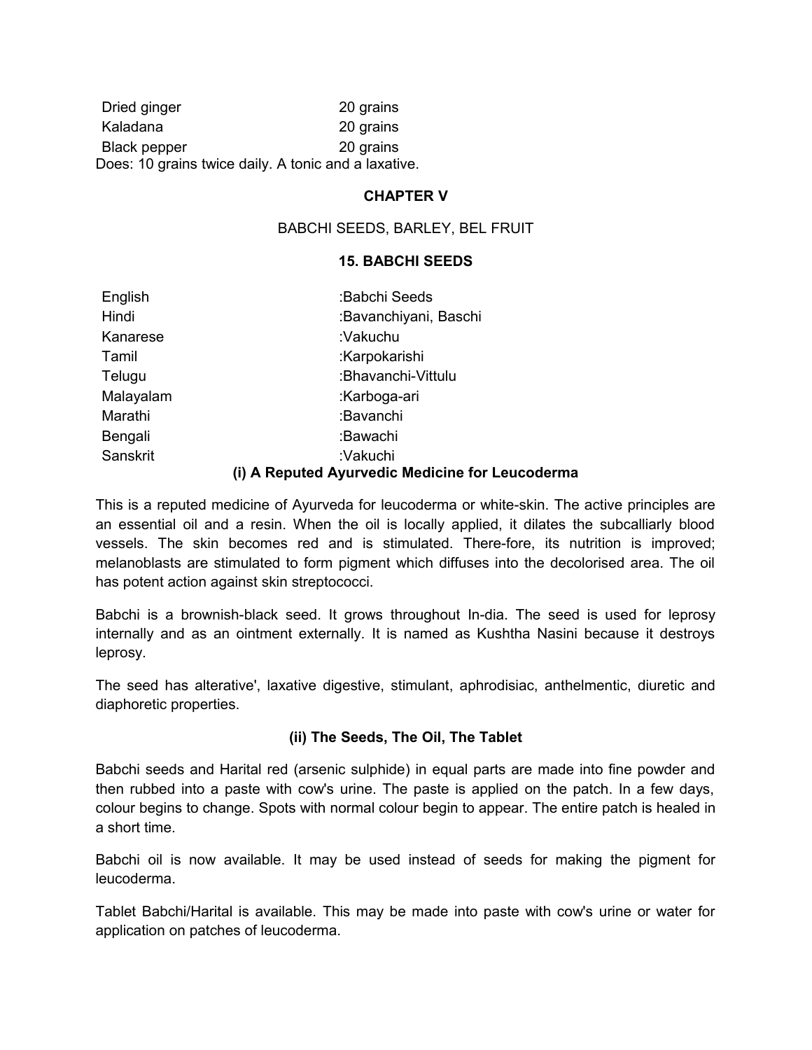| | |
|---|---|
| Dried ginger | 20 grains |
| Kaladana | 20 grains |
| Black pepper | 20 grains |

Does: 10 grains twice daily. A tonic and a laxative.

## CHAPTER V

BABCHI SEEDS, BARLEY, BEL FRUIT

### 15. BABCHI SEEDS

| | |
|---|---|
| English | :Babchi Seeds |
| Hindi | :Bavanchiyani, Baschi |
| Kanarese | :Vakuchu |
| Tamil | :Karpokarishi |
| Telugu | :Bhavanchi-Vittulu |
| Malayalam | :Karboga-ari |
| Marathi | :Bavanchi |
| Bengali | :Bawachi |
| Sanskrit | :Vakuchi |

#### (i) A Reputed Ayurvedic Medicine for Leucoderma

This is a reputed medicine of Ayurveda for leucoderma or white-skin. The active principles are an essential oil and a resin. When the oil is locally applied, it dilates the subcalliarly blood vessels. The skin becomes red and is stimulated. There-fore, its nutrition is improved; melanoblasts are stimulated to form pigment which diffuses into the decolorised area. The oil has potent action against skin streptococci.

Babchi is a brownish-black seed. It grows throughout In-dia. The seed is used for leprosy internally and as an ointment externally. It is named as Kushtha Nasini because it destroys leprosy.

The seed has alterative', laxative digestive, stimulant, aphrodisiac, anthelmentic, diuretic and diaphoretic properties.

#### (ii) The Seeds, The Oil, The Tablet

Babchi seeds and Harital red (arsenic sulphide) in equal parts are made into fine powder and then rubbed into a paste with cow's urine. The paste is applied on the patch. In a few days, colour begins to change. Spots with normal colour begin to appear. The entire patch is healed in a short time.

Babchi oil is now available. It may be used instead of seeds for making the pigment for leucoderma.

Tablet Babchi/Harital is available. This may be made into paste with cow's urine or water for application on patches of leucoderma.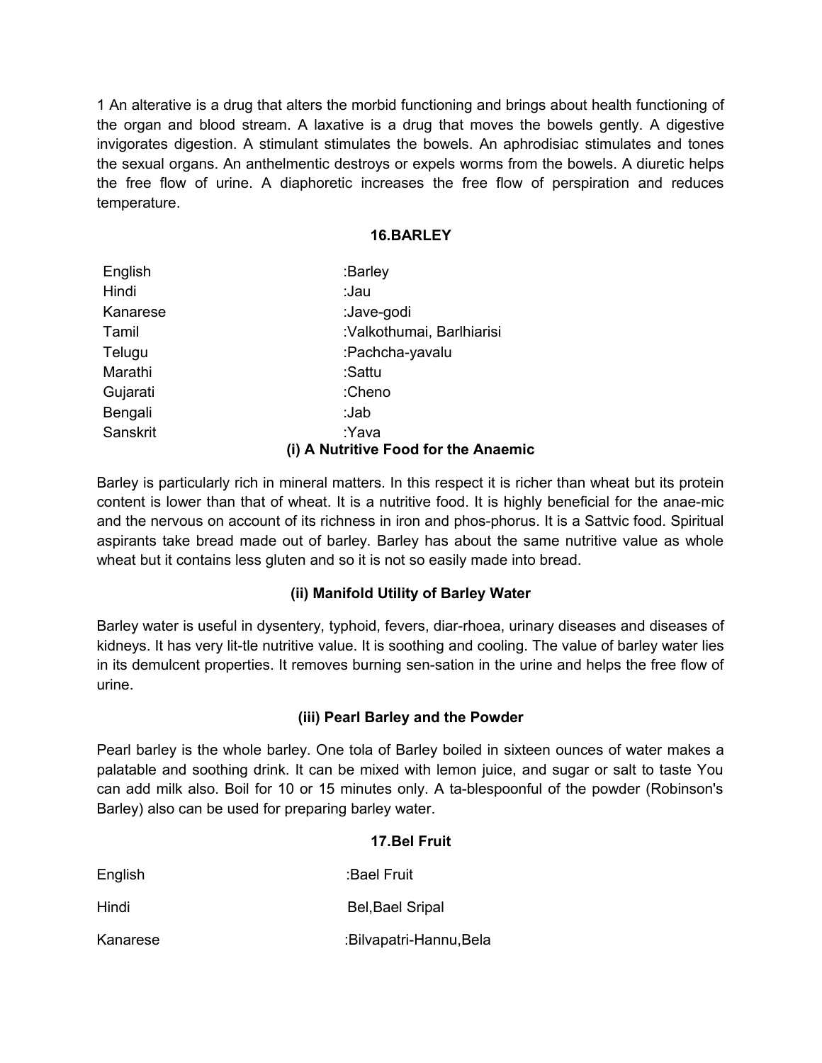1 An alterative is a drug that alters the morbid functioning and brings about health functioning of the organ and blood stream. A laxative is a drug that moves the bowels gently. A digestive invigorates digestion. A stimulant stimulates the bowels. An aphrodisiac stimulates and tones the sexual organs. An anthelmentic destroys or expels worms from the bowels. A diuretic helps the free flow of urine. A diaphoretic increases the free flow of perspiration and reduces temperature.

## 16.BARLEY

| | |
|---|---|
| English | :Barley |
| Hindi | :Jau |
| Kanarese | :Jave-godi |
| Tamil | :Valkothumai, Barlhiarisi |
| Telugu | :Pachcha-yavalu |
| Marathi | :Sattu |
| Gujarati | :Cheno |
| Bengali | :Jab |
| Sanskrit | :Yava |

### (i) A Nutritive Food for the Anaemic

Barley is particularly rich in mineral matters. In this respect it is richer than wheat but its protein content is lower than that of wheat. It is a nutritive food. It is highly beneficial for the anae-mic and the nervous on account of its richness in iron and phos-phorus. It is a Sattvic food. Spiritual aspirants take bread made out of barley. Barley has about the same nutritive value as whole wheat but it contains less gluten and so it is not so easily made into bread.

### (ii) Manifold Utility of Barley Water

Barley water is useful in dysentery, typhoid, fevers, diar-rhoea, urinary diseases and diseases of kidneys. It has very lit-tle nutritive value. It is soothing and cooling. The value of barley water lies in its demulcent properties. It removes burning sen-sation in the urine and helps the free flow of urine.

### (iii) Pearl Barley and the Powder

Pearl barley is the whole barley. One tola of Barley boiled in sixteen ounces of water makes a palatable and soothing drink. It can be mixed with lemon juice, and sugar or salt to taste You can add milk also. Boil for 10 or 15 minutes only. A ta-blespoonful of the powder (Robinson's Barley) also can be used for preparing barley water.

## 17.Bel Fruit

| | |
|---|---|
| English | :Bael Fruit |
| Hindi | Bel,Bael Sripal |
| Kanarese | :Bilvapatri-Hannu,Bela |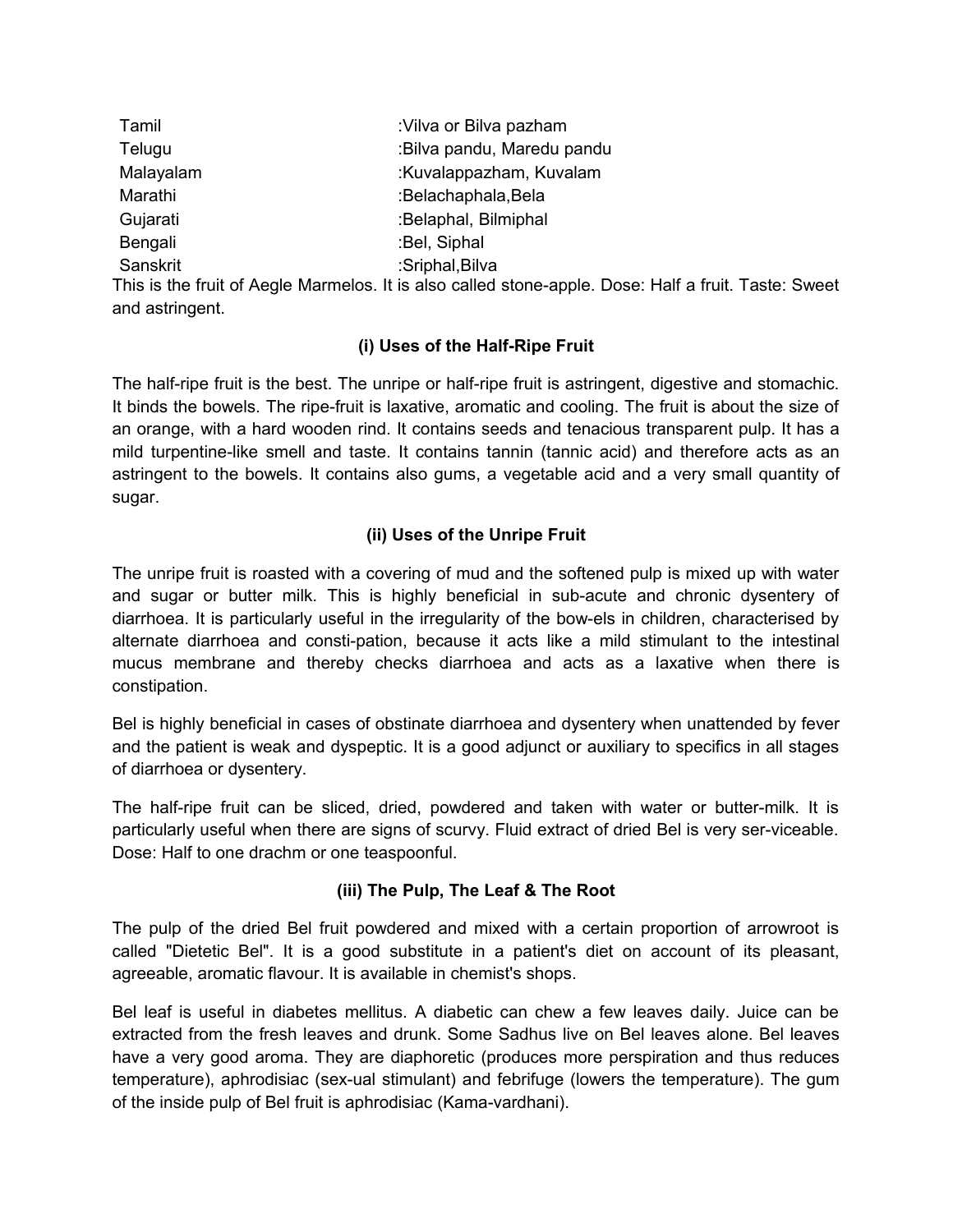| | |
|---|---|
| Tamil | :Vilva or Bilva pazham |
| Telugu | :Bilva pandu, Maredu pandu |
| Malayalam | :Kuvalappazham, Kuvalam |
| Marathi | :Belachaphala,Bela |
| Gujarati | :Belaphal, Bilmiphal |
| Bengali | :Bel, Siphal |
| Sanskrit | :Sriphal,Bilva |

This is the fruit of Aegle Marmelos. It is also called stone-apple. Dose: Half a fruit. Taste: Sweet and astringent.

### (i) Uses of the Half-Ripe Fruit

The half-ripe fruit is the best. The unripe or half-ripe fruit is astringent, digestive and stomachic. It binds the bowels. The ripe-fruit is laxative, aromatic and cooling. The fruit is about the size of an orange, with a hard wooden rind. It contains seeds and tenacious transparent pulp. It has a mild turpentine-like smell and taste. It contains tannin (tannic acid) and therefore acts as an astringent to the bowels. It contains also gums, a vegetable acid and a very small quantity of sugar.

### (ii) Uses of the Unripe Fruit

The unripe fruit is roasted with a covering of mud and the softened pulp is mixed up with water and sugar or butter milk. This is highly beneficial in sub-acute and chronic dysentery of diarrhoea. It is particularly useful in the irregularity of the bow-els in children, characterised by alternate diarrhoea and consti-pation, because it acts like a mild stimulant to the intestinal mucus membrane and thereby checks diarrhoea and acts as a laxative when there is constipation.

Bel is highly beneficial in cases of obstinate diarrhoea and dysentery when unattended by fever and the patient is weak and dyspeptic. It is a good adjunct or auxiliary to specifics in all stages of diarrhoea or dysentery.

The half-ripe fruit can be sliced, dried, powdered and taken with water or butter-milk. It is particularly useful when there are signs of scurvy. Fluid extract of dried Bel is very ser-viceable. Dose: Half to one drachm or one teaspoonful.

### (iii) The Pulp, The Leaf & The Root

The pulp of the dried Bel fruit powdered and mixed with a certain proportion of arrowroot is called "Dietetic Bel". It is a good substitute in a patient's diet on account of its pleasant, agreeable, aromatic flavour. It is available in chemist's shops.

Bel leaf is useful in diabetes mellitus. A diabetic can chew a few leaves daily. Juice can be extracted from the fresh leaves and drunk. Some Sadhus live on Bel leaves alone. Bel leaves have a very good aroma. They are diaphoretic (produces more perspiration and thus reduces temperature), aphrodisiac (sex-ual stimulant) and febrifuge (lowers the temperature). The gum of the inside pulp of Bel fruit is aphrodisiac (Kama-vardhani).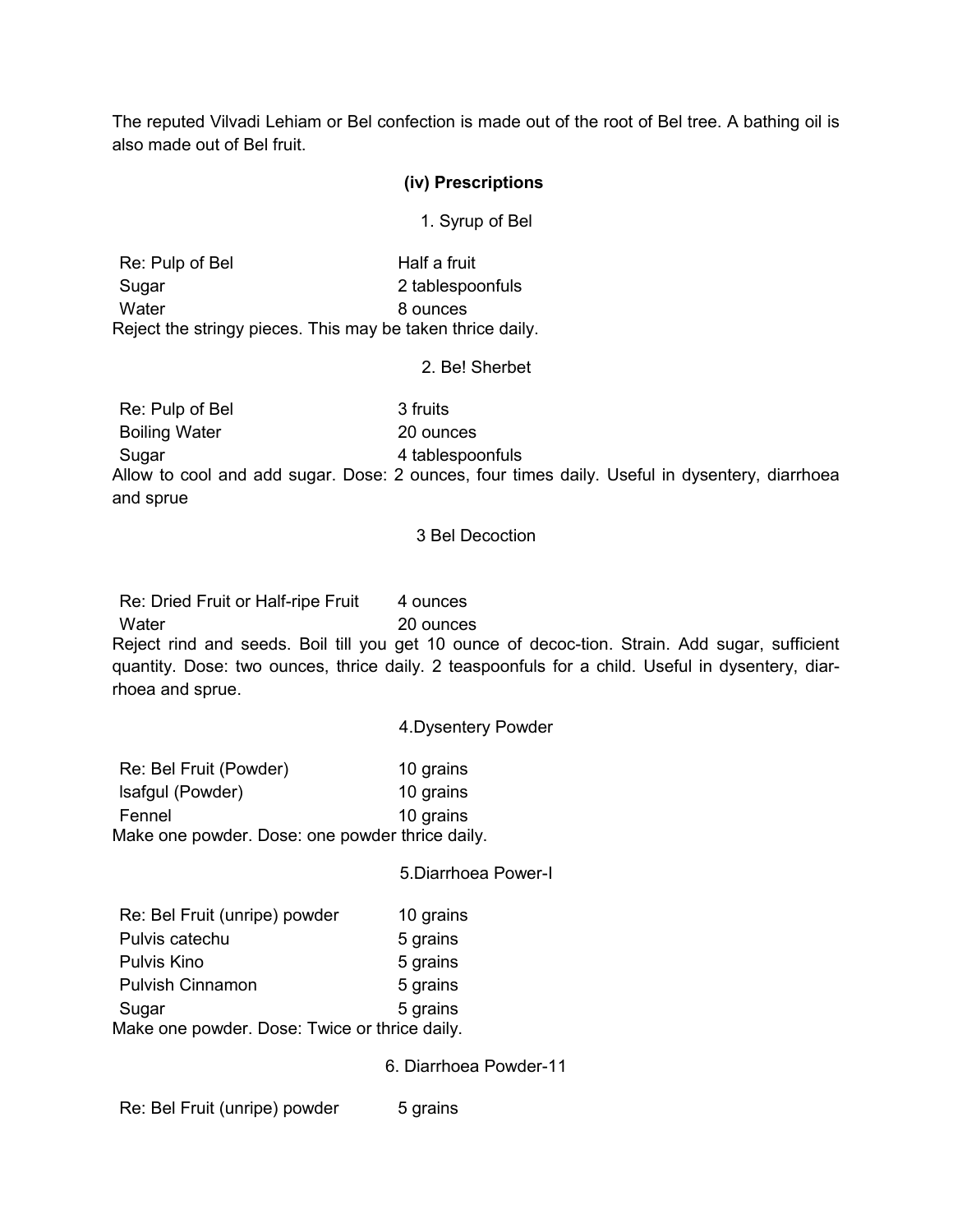The reputed Vilvadi Lehiam or Bel confection is made out of the root of Bel tree. A bathing oil is also made out of Bel fruit.

### (iv) Prescriptions

1. Syrup of Bel

| | |
|---|---|
| Re: Pulp of Bel | Half a fruit |
| Sugar | 2 tablespoonfuls |
| Water | 8 ounces |

Reject the stringy pieces. This may be taken thrice daily.

2. Be! Sherbet

| | |
|---|---|
| Re: Pulp of Bel | 3 fruits |
| Boiling Water | 20 ounces |
| Sugar | 4 tablespoonfuls |

Allow to cool and add sugar. Dose: 2 ounces, four times daily. Useful in dysentery, diarrhoea and sprue

3 Bel Decoction

| | |
|---|---|
| Re: Dried Fruit or Half-ripe Fruit | 4 ounces |
| Water | 20 ounces |

Reject rind and seeds. Boil till you get 10 ounce of decoc-tion. Strain. Add sugar, sufficient quantity. Dose: two ounces, thrice daily. 2 teaspoonfuls for a child. Useful in dysentery, diar-rhoea and sprue.

4.Dysentery Powder

| | |
|---|---|
| Re: Bel Fruit (Powder) | 10 grains |
| lsafgul (Powder) | 10 grains |
| Fennel | 10 grains |

Make one powder. Dose: one powder thrice daily.

5.Diarrhoea Power-I

| | |
|---|---|
| Re: Bel Fruit (unripe) powder | 10 grains |
| Pulvis catechu | 5 grains |
| Pulvis Kino | 5 grains |
| Pulvish Cinnamon | 5 grains |
| Sugar | 5 grains |

Make one powder. Dose: Twice or thrice daily.

6. Diarrhoea Powder-11

| | |
|---|---|
| Re: Bel Fruit (unripe) powder | 5 grains |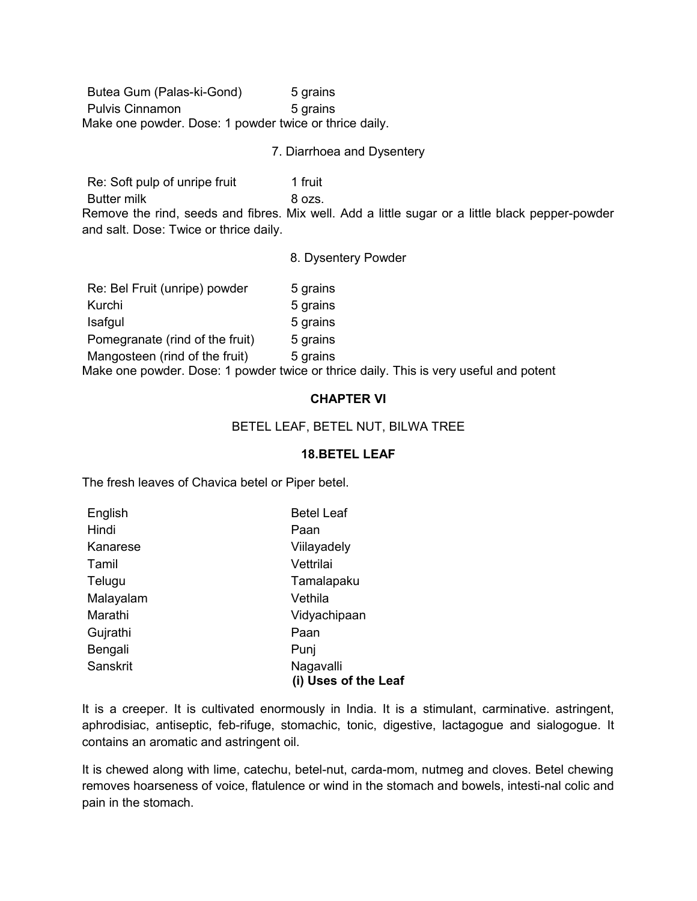| | |
|---|---|
| Butea Gum (Palas-ki-Gond) | 5 grains |
| Pulvis Cinnamon | 5 grains |

Make one powder. Dose: 1 powder twice or thrice daily.

7. Diarrhoea and Dysentery

| | |
|---|---|
| Re: Soft pulp of unripe fruit | 1 fruit |
| Butter milk | 8 ozs. |

Remove the rind, seeds and fibres. Mix well. Add a little sugar or a little black pepper-powder and salt. Dose: Twice or thrice daily.

8. Dysentery Powder

| | |
|---|---|
| Re: Bel Fruit (unripe) powder | 5 grains |
| Kurchi | 5 grains |
| Isafgul | 5 grains |
| Pomegranate (rind of the fruit) | 5 grains |
| Mangosteen (rind of the fruit) | 5 grains |

Make one powder. Dose: 1 powder twice or thrice daily. This is very useful and potent

## CHAPTER VI

BETEL LEAF, BETEL NUT, BILWA TREE

### 18.BETEL LEAF

The fresh leaves of Chavica betel or Piper betel.

| | |
|---|---|
| English | Betel Leaf |
| Hindi | Paan |
| Kanarese | Viilayadely |
| Tamil | Vettrilai |
| Telugu | Tamalapaku |
| Malayalam | Vethila |
| Marathi | Vidyachipaan |
| Gujrathi | Paan |
| Bengali | Punj |
| Sanskrit | Nagavalli |

**(i) Uses of the Leaf**

It is a creeper. It is cultivated enormously in India. It is a stimulant, carminative. astringent, aphrodisiac, antiseptic, feb-rifuge, stomachic, tonic, digestive, lactagogue and sialogogue. It contains an aromatic and astringent oil.

It is chewed along with lime, catechu, betel-nut, carda-mom, nutmeg and cloves. Betel chewing removes hoarseness of voice, flatulence or wind in the stomach and bowels, intesti-nal colic and pain in the stomach.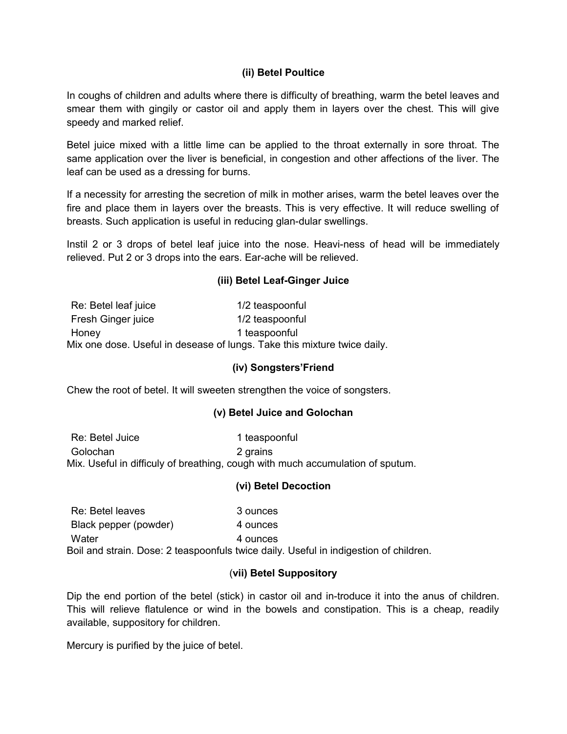### (ii) Betel Poultice

In coughs of children and adults where there is difficulty of breathing, warm the betel leaves and smear them with gingily or castor oil and apply them in layers over the chest. This will give speedy and marked relief.

Betel juice mixed with a little lime can be applied to the throat externally in sore throat. The same application over the liver is beneficial, in congestion and other affections of the liver. The leaf can be used as a dressing for burns.

If a necessity for arresting the secretion of milk in mother arises, warm the betel leaves over the fire and place them in layers over the breasts. This is very effective. It will reduce swelling of breasts. Such application is useful in reducing glan-dular swellings.

Instil 2 or 3 drops of betel leaf juice into the nose. Heavi-ness of head will be immediately relieved. Put 2 or 3 drops into the ears. Ear-ache will be relieved.

### (iii) Betel Leaf-Ginger Juice

| | |
|---|---|
| Re: Betel leaf juice | 1/2 teaspoonful |
| Fresh Ginger juice | 1/2 teaspoonful |
| Honey | 1 teaspoonful |

Mix one dose. Useful in desease of lungs. Take this mixture twice daily.

### (iv) Songsters'Friend

Chew the root of betel. It will sweeten strengthen the voice of songsters.

### (v) Betel Juice and Golochan

| | |
|---|---|
| Re: Betel Juice | 1 teaspoonful |
| Golochan | 2 grains |

Mix. Useful in difficuly of breathing, cough with much accumulation of sputum.

### (vi) Betel Decoction

| | |
|---|---|
| Re: Betel leaves | 3 ounces |
| Black pepper (powder) | 4 ounces |
| Water | 4 ounces |

Boil and strain. Dose: 2 teaspoonfuls twice daily. Useful in indigestion of children.

### (vii) Betel Suppository

Dip the end portion of the betel (stick) in castor oil and in-troduce it into the anus of children. This will relieve flatulence or wind in the bowels and constipation. This is a cheap, readily available, suppository for children.

Mercury is purified by the juice of betel.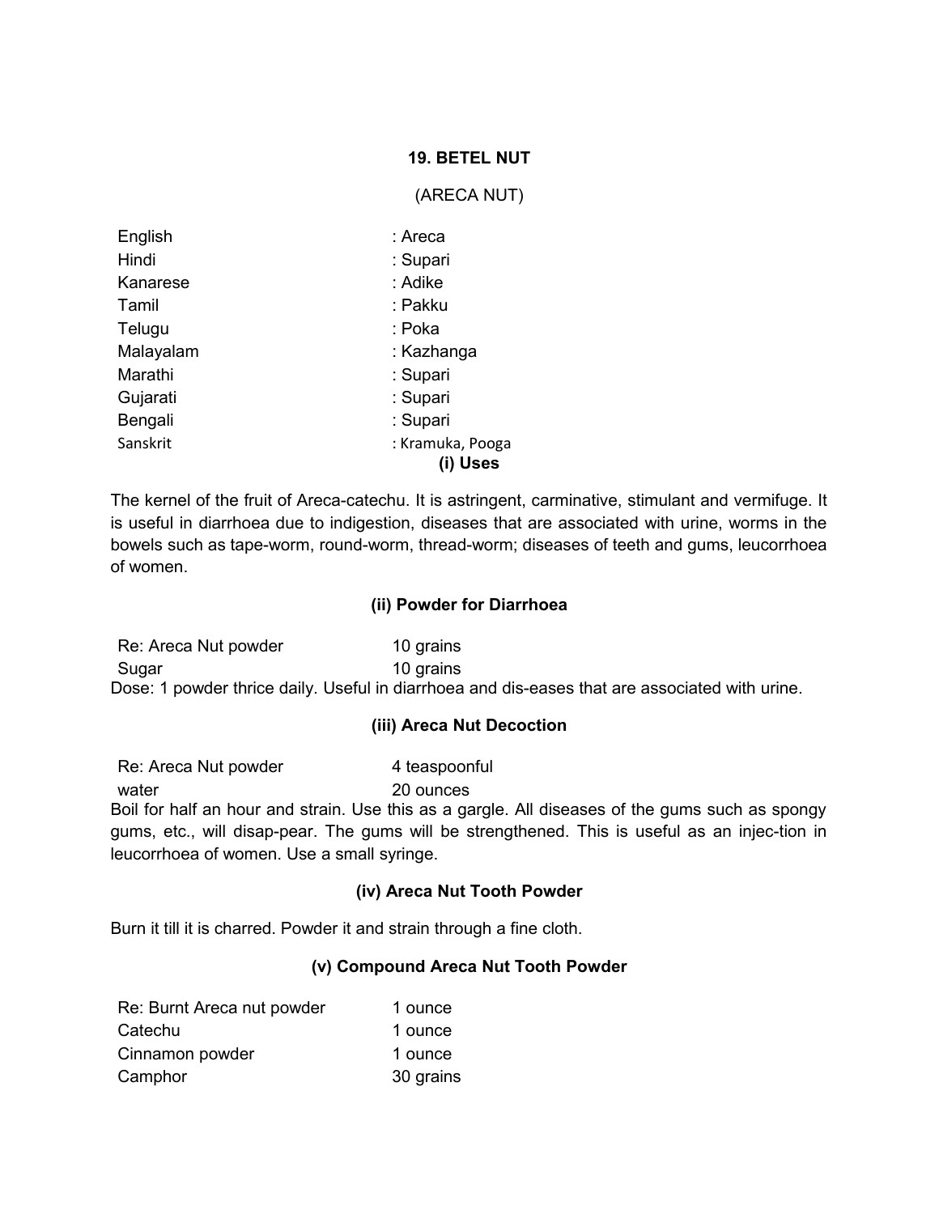### 19. BETEL NUT

(ARECA NUT)

| | |
|---|---|
| English | : Areca |
| Hindi | : Supari |
| Kanarese | : Adike |
| Tamil | : Pakku |
| Telugu | : Poka |
| Malayalam | : Kazhanga |
| Marathi | : Supari |
| Gujarati | : Supari |
| Bengali | : Supari |
| Sanskrit | : Kramuka, Pooga |

#### (i) Uses

The kernel of the fruit of Areca-catechu. It is astringent, carminative, stimulant and vermifuge. It is useful in diarrhoea due to indigestion, diseases that are associated with urine, worms in the bowels such as tape-worm, round-worm, thread-worm; diseases of teeth and gums, leucorrhoea of women.

#### (ii) Powder for Diarrhoea

| | |
|---|---|
| Re: Areca Nut powder | 10 grains |
| Sugar | 10 grains |

Dose: 1 powder thrice daily. Useful in diarrhoea and dis-eases that are associated with urine.

#### (iii) Areca Nut Decoction

| | |
|---|---|
| Re: Areca Nut powder | 4 teaspoonful |
| water | 20 ounces |

Boil for half an hour and strain. Use this as a gargle. All diseases of the gums such as spongy gums, etc., will disap-pear. The gums will be strengthened. This is useful as an injec-tion in leucorrhoea of women. Use a small syringe.

#### (iv) Areca Nut Tooth Powder

Burn it till it is charred. Powder it and strain through a fine cloth.

#### (v) Compound Areca Nut Tooth Powder

| | |
|---|---|
| Re: Burnt Areca nut powder | 1 ounce |
| Catechu | 1 ounce |
| Cinnamon powder | 1 ounce |
| Camphor | 30 grains |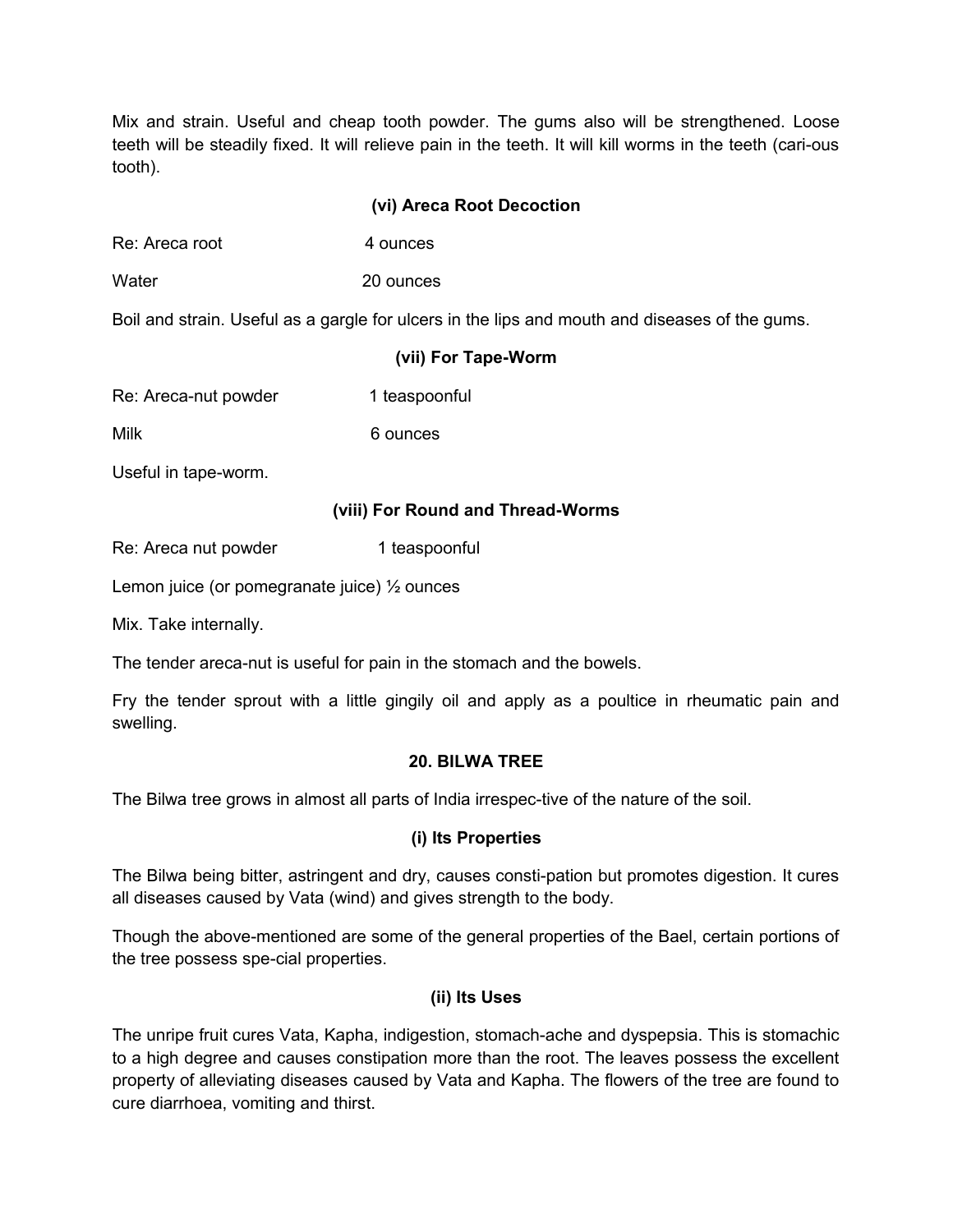Mix and strain. Useful and cheap tooth powder. The gums also will be strengthened. Loose teeth will be steadily fixed. It will relieve pain in the teeth. It will kill worms in the teeth (cari-ous tooth).

### (vi) Areca Root Decoction

| | |
|---|---|
| Re: Areca root | 4 ounces |
| Water | 20 ounces |

Boil and strain. Useful as a gargle for ulcers in the lips and mouth and diseases of the gums.

### (vii) For Tape-Worm

| | |
|---|---|
| Re: Areca-nut powder | 1 teaspoonful |
| Milk | 6 ounces |

Useful in tape-worm.

### (viii) For Round and Thread-Worms

Re: Areca nut powder 1 teaspoonful

Lemon juice (or pomegranate juice) ½ ounces

Mix. Take internally.

The tender areca-nut is useful for pain in the stomach and the bowels.

Fry the tender sprout with a little gingily oil and apply as a poultice in rheumatic pain and swelling.

## 20. BILWA TREE

The Bilwa tree grows in almost all parts of India irrespec-tive of the nature of the soil.

### (i) Its Properties

The Bilwa being bitter, astringent and dry, causes consti-pation but promotes digestion. It cures all diseases caused by Vata (wind) and gives strength to the body.

Though the above-mentioned are some of the general properties of the Bael, certain portions of the tree possess spe-cial properties.

### (ii) Its Uses

The unripe fruit cures Vata, Kapha, indigestion, stomach-ache and dyspepsia. This is stomachic to a high degree and causes constipation more than the root. The leaves possess the excellent property of alleviating diseases caused by Vata and Kapha. The flowers of the tree are found to cure diarrhoea, vomiting and thirst.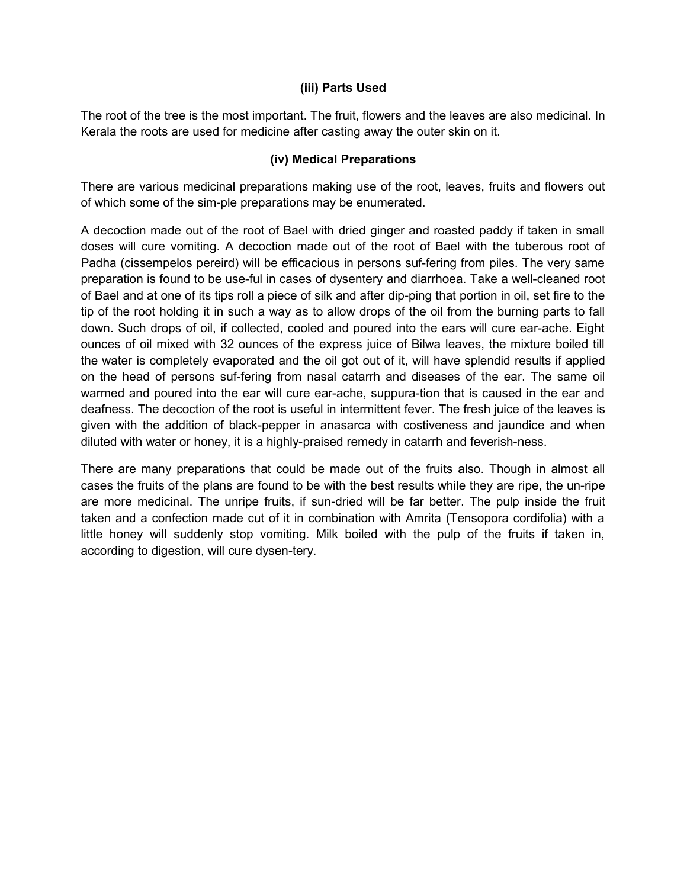### (iii) Parts Used

The root of the tree is the most important. The fruit, flowers and the leaves are also medicinal. In Kerala the roots are used for medicine after casting away the outer skin on it.

### (iv) Medical Preparations

There are various medicinal preparations making use of the root, leaves, fruits and flowers out of which some of the sim-ple preparations may be enumerated.

A decoction made out of the root of Bael with dried ginger and roasted paddy if taken in small doses will cure vomiting. A decoction made out of the root of Bael with the tuberous root of Padha (cissempelos pereird) will be efficacious in persons suf-fering from piles. The very same preparation is found to be use-ful in cases of dysentery and diarrhoea. Take a well-cleaned root of Bael and at one of its tips roll a piece of silk and after dip-ping that portion in oil, set fire to the tip of the root holding it in such a way as to allow drops of the oil from the burning parts to fall down. Such drops of oil, if collected, cooled and poured into the ears will cure ear-ache. Eight ounces of oil mixed with 32 ounces of the express juice of Bilwa leaves, the mixture boiled till the water is completely evaporated and the oil got out of it, will have splendid results if applied on the head of persons suf-fering from nasal catarrh and diseases of the ear. The same oil warmed and poured into the ear will cure ear-ache, suppura-tion that is caused in the ear and deafness. The decoction of the root is useful in intermittent fever. The fresh juice of the leaves is given with the addition of black-pepper in anasarca with costiveness and jaundice and when diluted with water or honey, it is a highly-praised remedy in catarrh and feverish-ness.

There are many preparations that could be made out of the fruits also. Though in almost all cases the fruits of the plans are found to be with the best results while they are ripe, the un-ripe are more medicinal. The unripe fruits, if sun-dried will be far better. The pulp inside the fruit taken and a confection made cut of it in combination with Amrita (Tensopora cordifolia) with a little honey will suddenly stop vomiting. Milk boiled with the pulp of the fruits if taken in, according to digestion, will cure dysen-tery.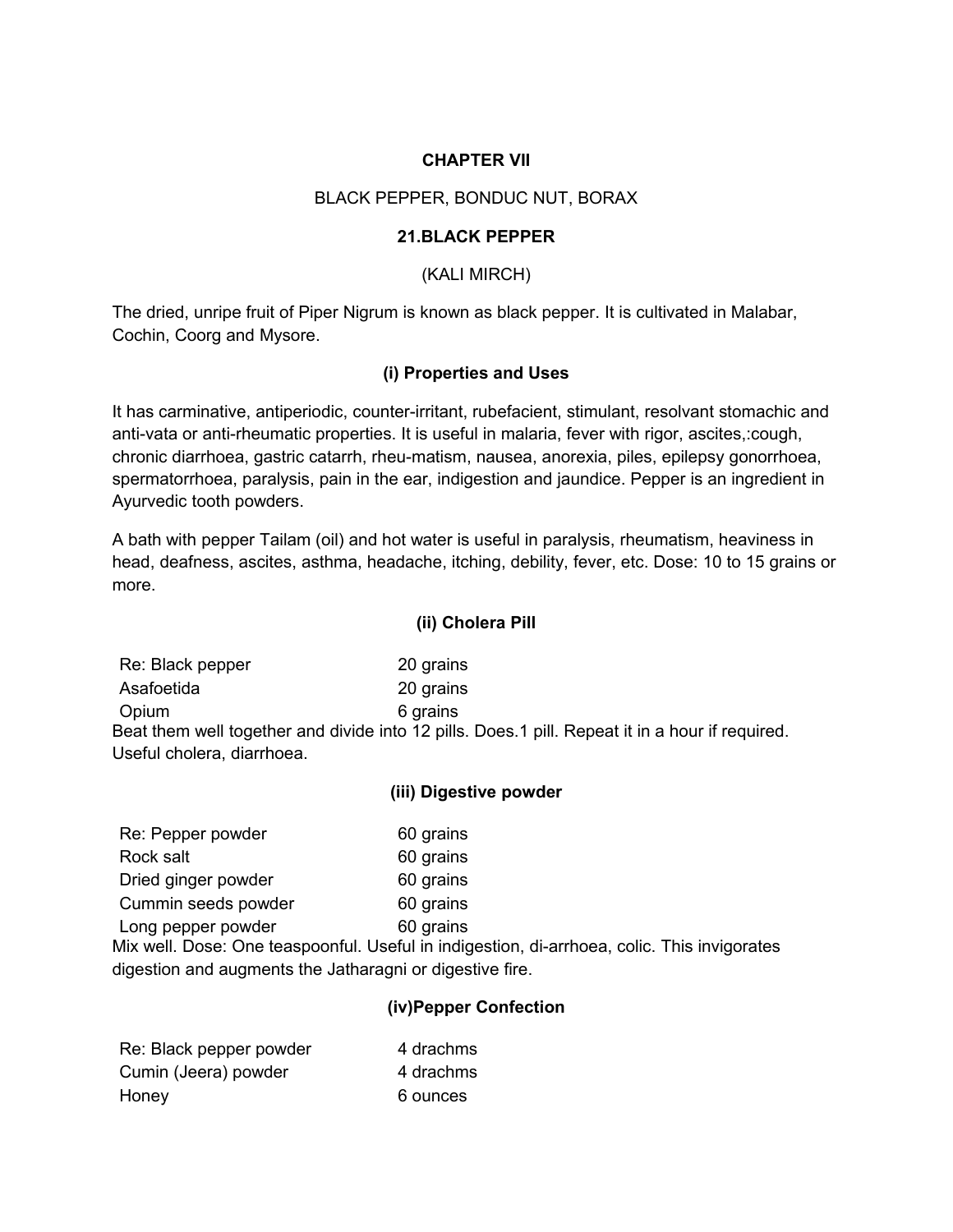# CHAPTER VII

## BLACK PEPPER, BONDUC NUT, BORAX

## 21.BLACK PEPPER

(KALI MIRCH)

The dried, unripe fruit of Piper Nigrum is known as black pepper. It is cultivated in Malabar, Cochin, Coorg and Mysore.

### (i) Properties and Uses

It has carminative, antiperiodic, counter-irritant, rubefacient, stimulant, resolvant stomachic and anti-vata or anti-rheumatic properties. It is useful in malaria, fever with rigor, ascites,:cough, chronic diarrhoea, gastric catarrh, rheu-matism, nausea, anorexia, piles, epilepsy gonorrhoea, spermatorrhoea, paralysis, pain in the ear, indigestion and jaundice. Pepper is an ingredient in Ayurvedic tooth powders.

A bath with pepper Tailam (oil) and hot water is useful in paralysis, rheumatism, heaviness in head, deafness, ascites, asthma, headache, itching, debility, fever, etc. Dose: 10 to 15 grains or more.

### (ii) Cholera Pill

| | |
|---|---|
| Re: Black pepper | 20 grains |
| Asafoetida | 20 grains |
| Opium | 6 grains |

Beat them well together and divide into 12 pills. Does.1 pill. Repeat it in a hour if required. Useful cholera, diarrhoea.

### (iii) Digestive powder

| | |
|---|---|
| Re: Pepper powder | 60 grains |
| Rock salt | 60 grains |
| Dried ginger powder | 60 grains |
| Cummin seeds powder | 60 grains |
| Long pepper powder | 60 grains |

Mix well. Dose: One teaspoonful. Useful in indigestion, di-arrhoea, colic. This invigorates digestion and augments the Jatharagni or digestive fire.

### (iv)Pepper Confection

| | |
|---|---|
| Re: Black pepper powder | 4 drachms |
| Cumin (Jeera) powder | 4 drachms |
| Honey | 6 ounces |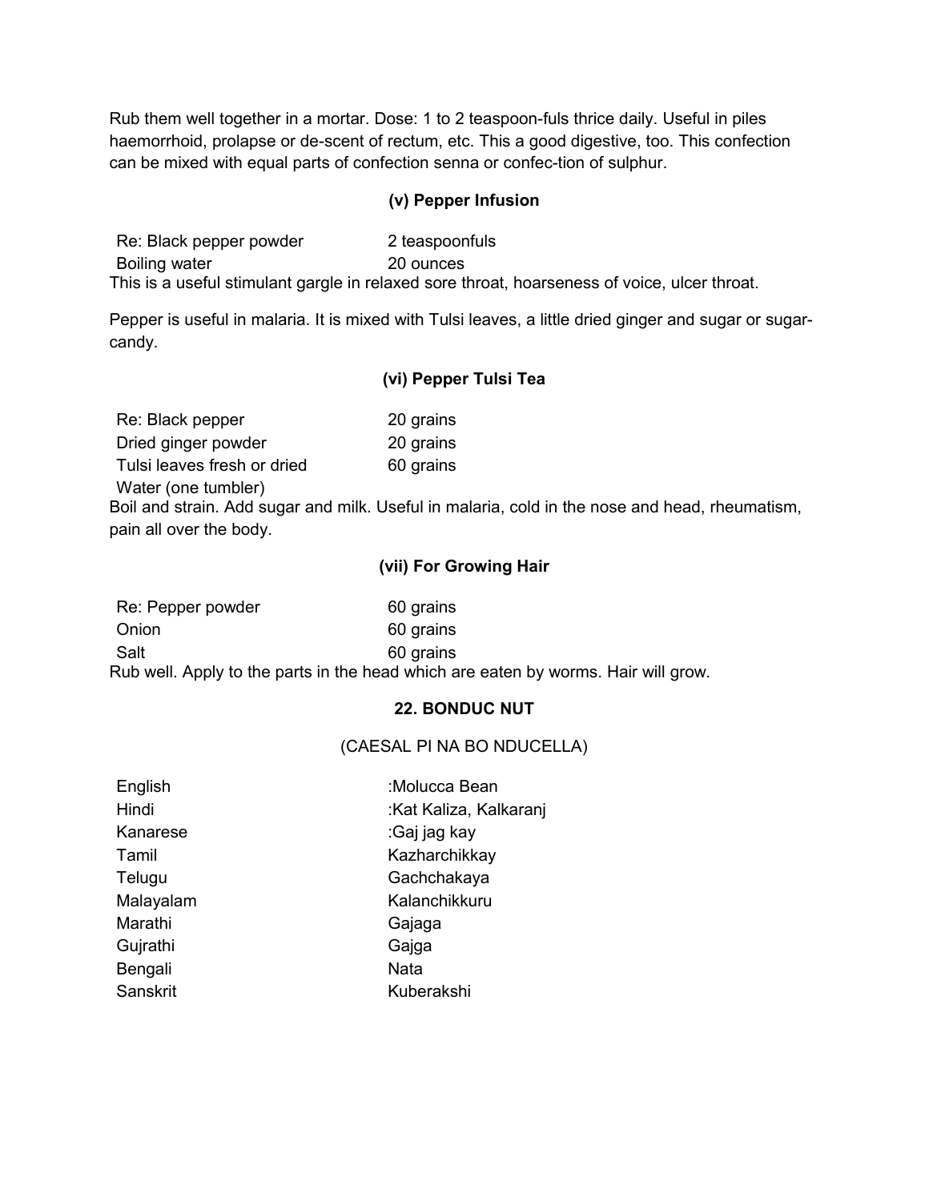Rub them well together in a mortar. Dose: 1 to 2 teaspoon-fuls thrice daily. Useful in piles haemorrhoid, prolapse or de-scent of rectum, etc. This a good digestive, too. This confection can be mixed with equal parts of confection senna or confec-tion of sulphur.

### (v) Pepper Infusion

| | |
|---|---|
| Re: Black pepper powder | 2 teaspoonfuls |
| Boiling water | 20 ounces |

This is a useful stimulant gargle in relaxed sore throat, hoarseness of voice, ulcer throat.

Pepper is useful in malaria. It is mixed with Tulsi leaves, a little dried ginger and sugar or sugar-candy.

### (vi) Pepper Tulsi Tea

| | |
|---|---|
| Re: Black pepper | 20 grains |
| Dried ginger powder | 20 grains |
| Tulsi leaves fresh or dried | 60 grains |
| Water (one tumbler) | |

Boil and strain. Add sugar and milk. Useful in malaria, cold in the nose and head, rheumatism, pain all over the body.

### (vii) For Growing Hair

| | |
|---|---|
| Re: Pepper powder | 60 grains |
| Onion | 60 grains |
| Salt | 60 grains |

Rub well. Apply to the parts in the head which are eaten by worms. Hair will grow.

## 22. BONDUC NUT

(CAESAL PI NA BO NDUCELLA)

| | |
|---|---|
| English | :Molucca Bean |
| Hindi | :Kat Kaliza, Kalkaranj |
| Kanarese | :Gaj jag kay |
| Tamil | Kazharchikkay |
| Telugu | Gachchakaya |
| Malayalam | Kalanchikkuru |
| Marathi | Gajaga |
| Gujrathi | Gajga |
| Bengali | Nata |
| Sanskrit | Kuberakshi |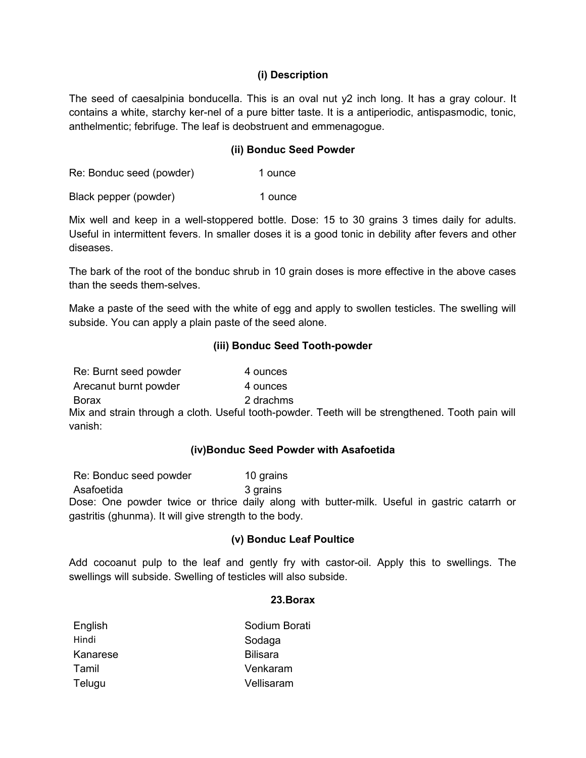### (i) Description

The seed of caesalpinia bonducella. This is an oval nut y2 inch long. It has a gray colour. It contains a white, starchy ker-nel of a pure bitter taste. It is a antiperiodic, antispasmodic, tonic, anthelmentic; febrifuge. The leaf is deobstruent and emmenagogue.

### (ii) Bonduc Seed Powder

| | |
|---|---|
| Re: Bonduc seed (powder) | 1 ounce |
| Black pepper (powder) | 1 ounce |

Mix well and keep in a well-stoppered bottle. Dose: 15 to 30 grains 3 times daily for adults. Useful in intermittent fevers. In smaller doses it is a good tonic in debility after fevers and other diseases.

The bark of the root of the bonduc shrub in 10 grain doses is more effective in the above cases than the seeds them-selves.

Make a paste of the seed with the white of egg and apply to swollen testicles. The swelling will subside. You can apply a plain paste of the seed alone.

### (iii) Bonduc Seed Tooth-powder

| | |
|---|---|
| Re: Burnt seed powder | 4 ounces |
| Arecanut burnt powder | 4 ounces |
| Borax | 2 drachms |

Mix and strain through a cloth. Useful tooth-powder. Teeth will be strengthened. Tooth pain will vanish:

### (iv)Bonduc Seed Powder with Asafoetida

| | |
|---|---|
| Re: Bonduc seed powder | 10 grains |
| Asafoetida | 3 grains |

Dose: One powder twice or thrice daily along with butter-milk. Useful in gastric catarrh or gastritis (ghunma). It will give strength to the body.

### (v) Bonduc Leaf Poultice

Add cocoanut pulp to the leaf and gently fry with castor-oil. Apply this to swellings. The swellings will subside. Swelling of testicles will also subside.

## 23.Borax

| | |
|---|---|
| English | Sodium Borati |
| Hindi | Sodaga |
| Kanarese | Bilisara |
| Tamil | Venkaram |
| Telugu | Vellisaram |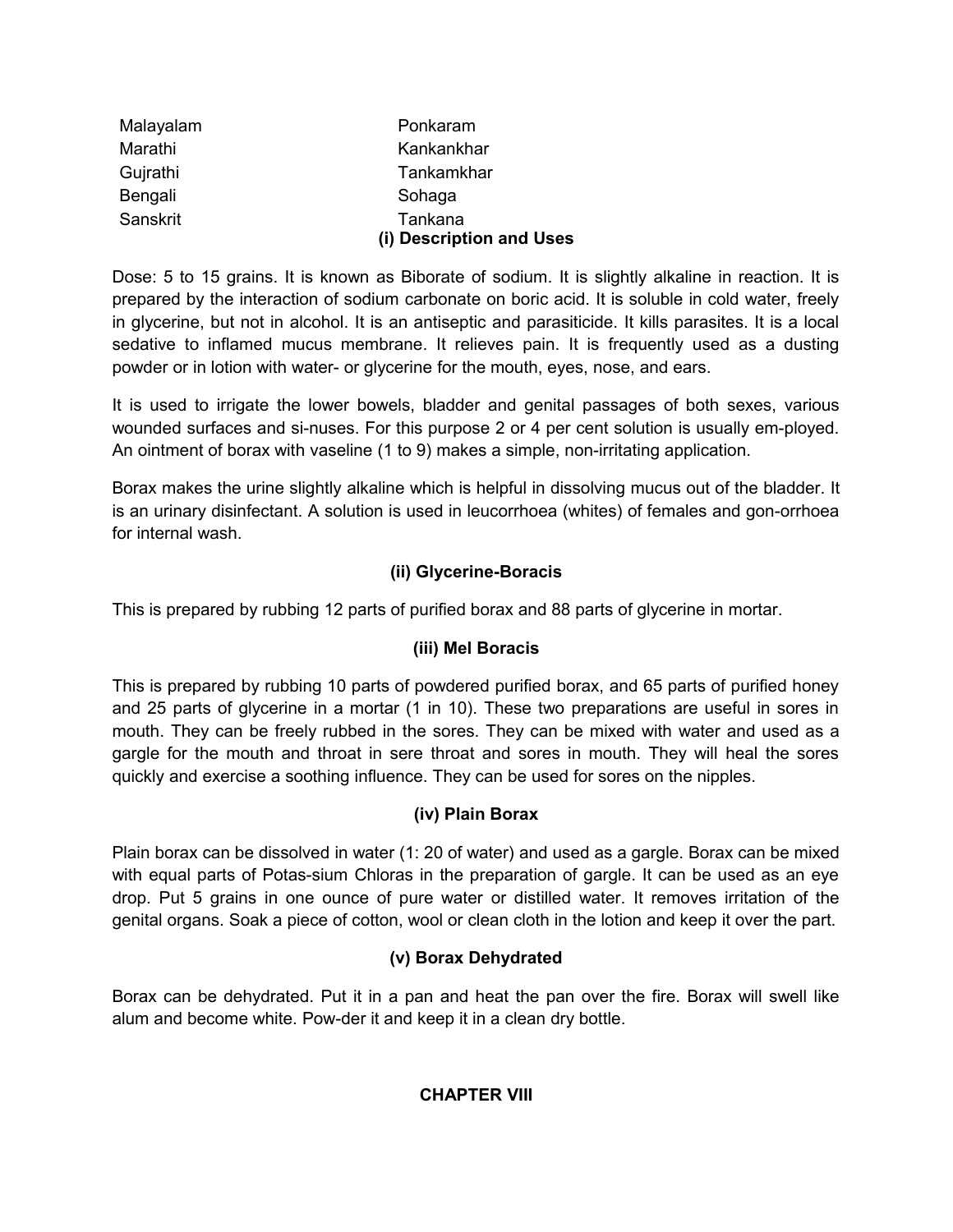| | |
|---|---|
| Malayalam | Ponkaram |
| Marathi | Kankankhar |
| Gujrathi | Tankamkhar |
| Bengali | Sohaga |
| Sanskrit | Tankana |

### (i) Description and Uses

Dose: 5 to 15 grains. It is known as Biborate of sodium. It is slightly alkaline in reaction. It is prepared by the interaction of sodium carbonate on boric acid. It is soluble in cold water, freely in glycerine, but not in alcohol. It is an antiseptic and parasiticide. It kills parasites. It is a local sedative to inflamed mucus membrane. It relieves pain. It is frequently used as a dusting powder or in lotion with water- or glycerine for the mouth, eyes, nose, and ears.

It is used to irrigate the lower bowels, bladder and genital passages of both sexes, various wounded surfaces and si-nuses. For this purpose 2 or 4 per cent solution is usually em-ployed. An ointment of borax with vaseline (1 to 9) makes a simple, non-irritating application.

Borax makes the urine slightly alkaline which is helpful in dissolving mucus out of the bladder. It is an urinary disinfectant. A solution is used in leucorrhoea (whites) of females and gon-orrhoea for internal wash.

### (ii) Glycerine-Boracis

This is prepared by rubbing 12 parts of purified borax and 88 parts of glycerine in mortar.

### (iii) Mel Boracis

This is prepared by rubbing 10 parts of powdered purified borax, and 65 parts of purified honey and 25 parts of glycerine in a mortar (1 in 10). These two preparations are useful in sores in mouth. They can be freely rubbed in the sores. They can be mixed with water and used as a gargle for the mouth and throat in sere throat and sores in mouth. They will heal the sores quickly and exercise a soothing influence. They can be used for sores on the nipples.

### (iv) Plain Borax

Plain borax can be dissolved in water (1: 20 of water) and used as a gargle. Borax can be mixed with equal parts of Potas-sium Chloras in the preparation of gargle. It can be used as an eye drop. Put 5 grains in one ounce of pure water or distilled water. It removes irritation of the genital organs. Soak a piece of cotton, wool or clean cloth in the lotion and keep it over the part.

### (v) Borax Dehydrated

Borax can be dehydrated. Put it in a pan and heat the pan over the fire. Borax will swell like alum and become white. Pow-der it and keep it in a clean dry bottle.

## CHAPTER VIII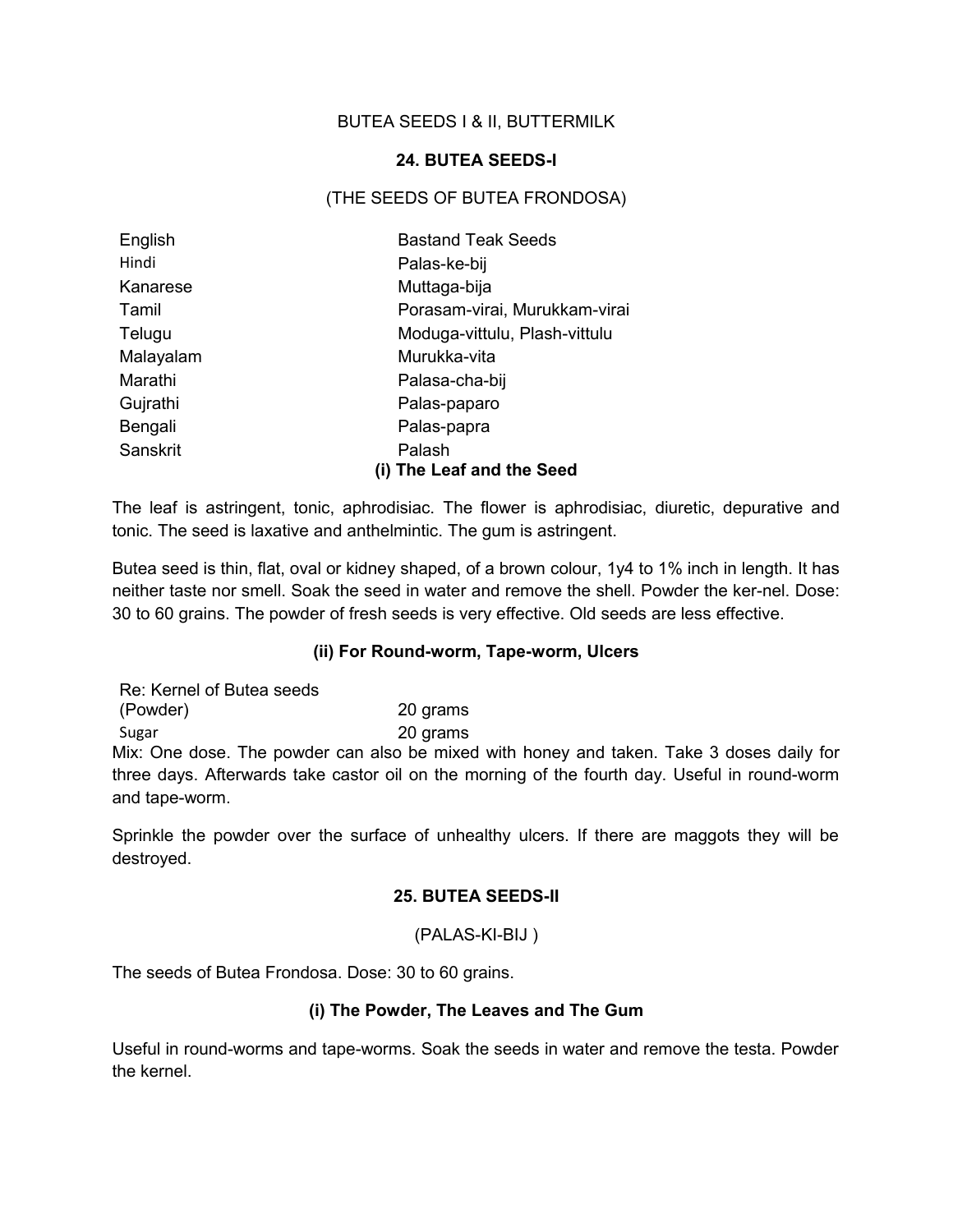BUTEA SEEDS I & II, BUTTERMILK

## 24. BUTEA SEEDS-I

(THE SEEDS OF BUTEA FRONDOSA)

| | |
|---|---|
| English | Bastand Teak Seeds |
| Hindi | Palas-ke-bij |
| Kanarese | Muttaga-bija |
| Tamil | Porasam-virai, Murukkam-virai |
| Telugu | Moduga-vittulu, Plash-vittulu |
| Malayalam | Murukka-vita |
| Marathi | Palasa-cha-bij |
| Gujrathi | Palas-paparo |
| Bengali | Palas-papra |
| Sanskrit | Palash |

### (i) The Leaf and the Seed

The leaf is astringent, tonic, aphrodisiac. The flower is aphrodisiac, diuretic, depurative and tonic. The seed is laxative and anthelmintic. The gum is astringent.

Butea seed is thin, flat, oval or kidney shaped, of a brown colour, 1y4 to 1% inch in length. It has neither taste nor smell. Soak the seed in water and remove the shell. Powder the ker-nel. Dose: 30 to 60 grains. The powder of fresh seeds is very effective. Old seeds are less effective.

### (ii) For Round-worm, Tape-worm, Ulcers

| | |
|---|---|
| Re: Kernel of Butea seeds | |
| (Powder) | 20 grams |
| Sugar | 20 grams |

Mix: One dose. The powder can also be mixed with honey and taken. Take 3 doses daily for three days. Afterwards take castor oil on the morning of the fourth day. Useful in round-worm and tape-worm.

Sprinkle the powder over the surface of unhealthy ulcers. If there are maggots they will be destroyed.

## 25. BUTEA SEEDS-II

(PALAS-KI-BIJ )

The seeds of Butea Frondosa. Dose: 30 to 60 grains.

### (i) The Powder, The Leaves and The Gum

Useful in round-worms and tape-worms. Soak the seeds in water and remove the testa. Powder the kernel.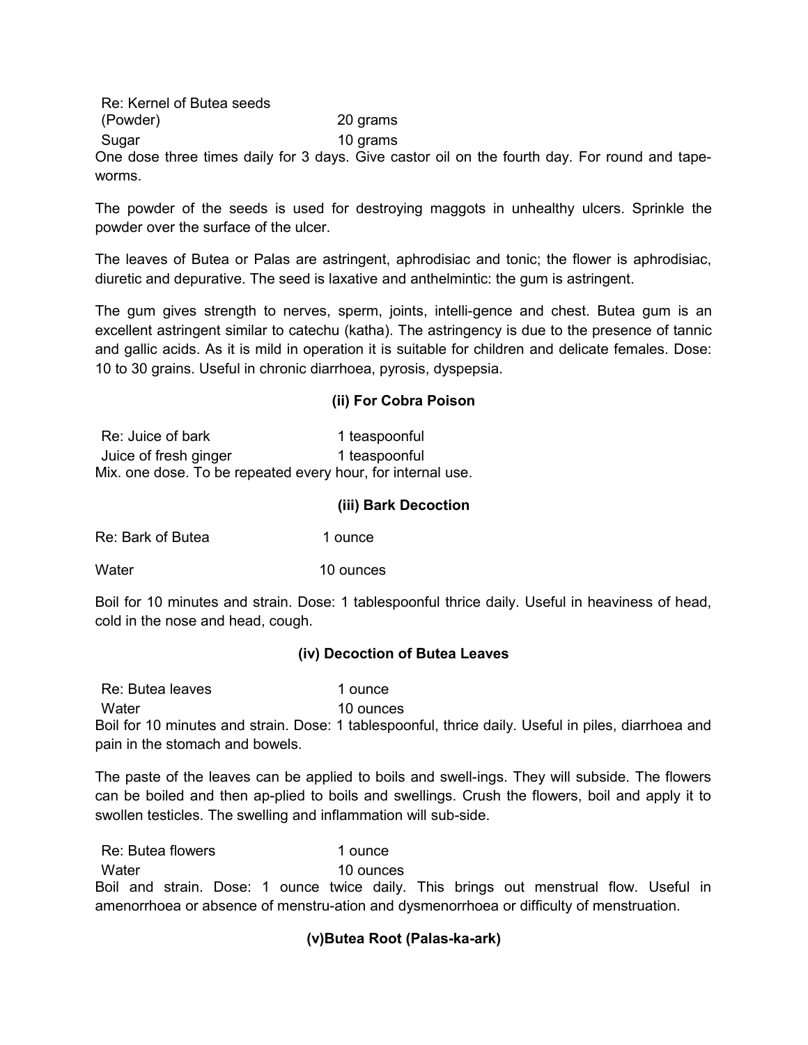| | |
|---|---|
| Re: Kernel of Butea seeds (Powder) | 20 grams |
| Sugar | 10 grams |

One dose three times daily for 3 days. Give castor oil on the fourth day. For round and tape-worms.

The powder of the seeds is used for destroying maggots in unhealthy ulcers. Sprinkle the powder over the surface of the ulcer.

The leaves of Butea or Palas are astringent, aphrodisiac and tonic; the flower is aphrodisiac, diuretic and depurative. The seed is laxative and anthelmintic: the gum is astringent.

The gum gives strength to nerves, sperm, joints, intelli-gence and chest. Butea gum is an excellent astringent similar to catechu (katha). The astringency is due to the presence of tannic and gallic acids. As it is mild in operation it is suitable for children and delicate females. Dose: 10 to 30 grains. Useful in chronic diarrhoea, pyrosis, dyspepsia.

### (ii) For Cobra Poison

| | |
|---|---|
| Re: Juice of bark | 1 teaspoonful |
| Juice of fresh ginger | 1 teaspoonful |

Mix. one dose. To be repeated every hour, for internal use.

### (iii) Bark Decoction

| | |
|---|---|
| Re: Bark of Butea | 1 ounce |
| Water | 10 ounces |

Boil for 10 minutes and strain. Dose: 1 tablespoonful thrice daily. Useful in heaviness of head, cold in the nose and head, cough.

### (iv) Decoction of Butea Leaves

| | |
|---|---|
| Re: Butea leaves | 1 ounce |
| Water | 10 ounces |

Boil for 10 minutes and strain. Dose: 1 tablespoonful, thrice daily. Useful in piles, diarrhoea and pain in the stomach and bowels.

The paste of the leaves can be applied to boils and swell-ings. They will subside. The flowers can be boiled and then ap-plied to boils and swellings. Crush the flowers, boil and apply it to swollen testicles. The swelling and inflammation will sub-side.

| | |
|---|---|
| Re: Butea flowers | 1 ounce |
| Water | 10 ounces |

Boil and strain. Dose: 1 ounce twice daily. This brings out menstrual flow. Useful in amenorrhoea or absence of menstru-ation and dysmenorrhoea or difficulty of menstruation.

### (v)Butea Root (Palas-ka-ark)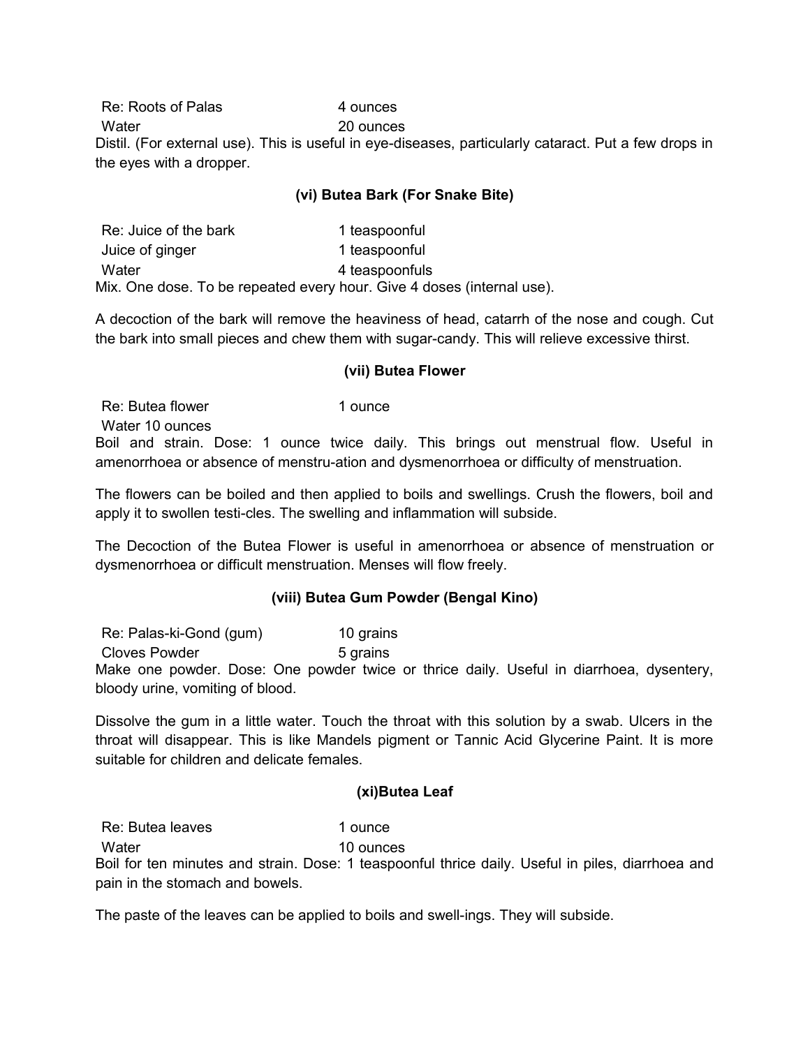| | |
|---|---|
| Re: Roots of Palas | 4 ounces |
| Water | 20 ounces |

Distil. (For external use). This is useful in eye-diseases, particularly cataract. Put a few drops in the eyes with a dropper.

### (vi) Butea Bark (For Snake Bite)

| | |
|---|---|
| Re: Juice of the bark | 1 teaspoonful |
| Juice of ginger | 1 teaspoonful |
| Water | 4 teaspoonfuls |

Mix. One dose. To be repeated every hour. Give 4 doses (internal use).

A decoction of the bark will remove the heaviness of head, catarrh of the nose and cough. Cut the bark into small pieces and chew them with sugar-candy. This will relieve excessive thirst.

### (vii) Butea Flower

| | |
|---|---|
| Re: Butea flower | 1 ounce |
| Water 10 ounces | |

Boil and strain. Dose: 1 ounce twice daily. This brings out menstrual flow. Useful in amenorrhoea or absence of menstru-ation and dysmenorrhoea or difficulty of menstruation.

The flowers can be boiled and then applied to boils and swellings. Crush the flowers, boil and apply it to swollen testi-cles. The swelling and inflammation will subside.

The Decoction of the Butea Flower is useful in amenorrhoea or absence of menstruation or dysmenorrhoea or difficult menstruation. Menses will flow freely.

### (viii) Butea Gum Powder (Bengal Kino)

| | |
|---|---|
| Re: Palas-ki-Gond (gum) | 10 grains |
| Cloves Powder | 5 grains |

Make one powder. Dose: One powder twice or thrice daily. Useful in diarrhoea, dysentery, bloody urine, vomiting of blood.

Dissolve the gum in a little water. Touch the throat with this solution by a swab. Ulcers in the throat will disappear. This is like Mandels pigment or Tannic Acid Glycerine Paint. It is more suitable for children and delicate females.

### (xi)Butea Leaf

| | |
|---|---|
| Re: Butea leaves | 1 ounce |
| Water | 10 ounces |

Boil for ten minutes and strain. Dose: 1 teaspoonful thrice daily. Useful in piles, diarrhoea and pain in the stomach and bowels.

The paste of the leaves can be applied to boils and swell-ings. They will subside.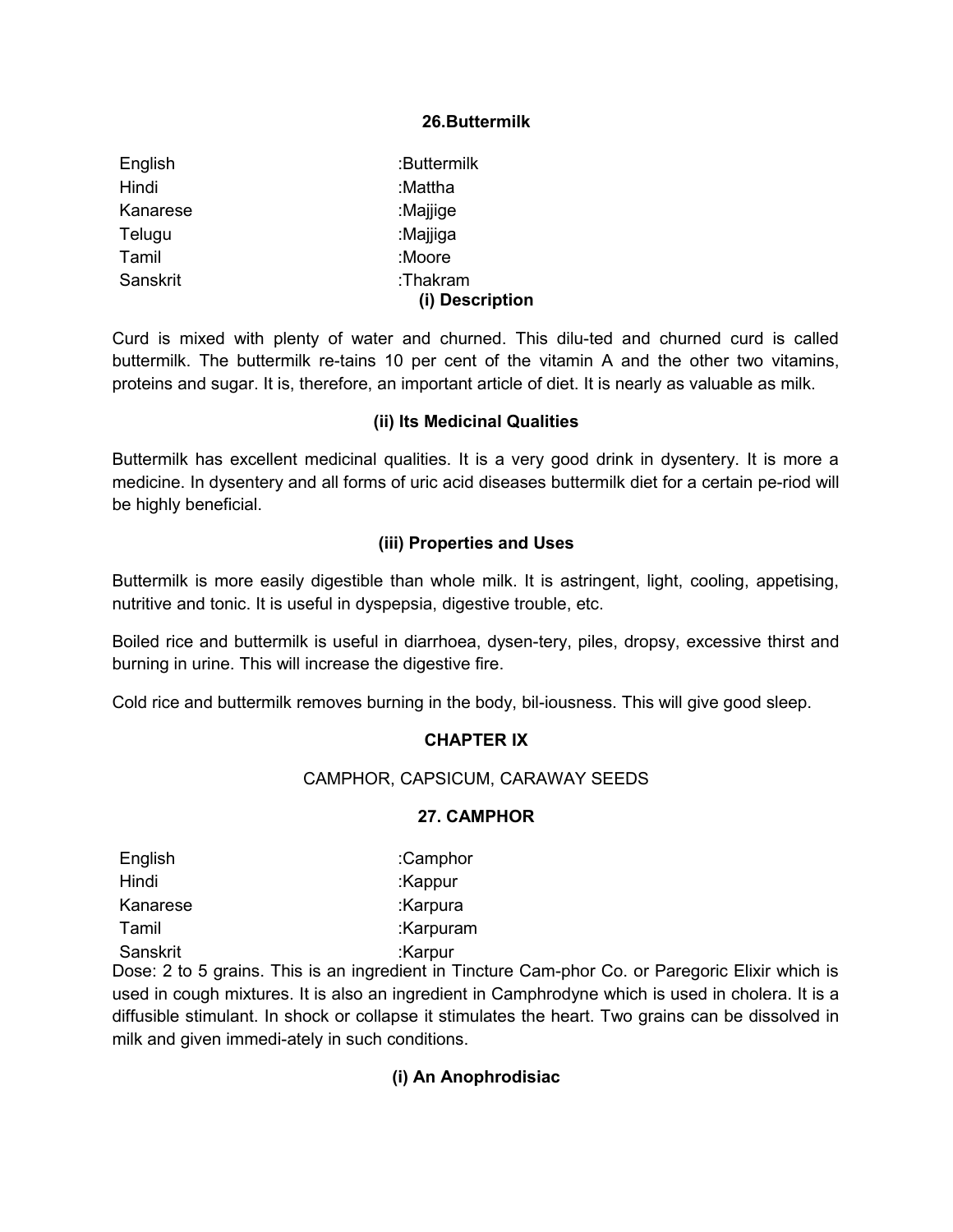### 26.Buttermilk

| | |
|---|---|
| English | :Buttermilk |
| Hindi | :Mattha |
| Kanarese | :Majjige |
| Telugu | :Majjiga |
| Tamil | :Moore |
| Sanskrit | :Thakram |

#### (i) Description

Curd is mixed with plenty of water and churned. This dilu-ted and churned curd is called buttermilk. The buttermilk re-tains 10 per cent of the vitamin A and the other two vitamins, proteins and sugar. It is, therefore, an important article of diet. It is nearly as valuable as milk.

#### (ii) Its Medicinal Qualities

Buttermilk has excellent medicinal qualities. It is a very good drink in dysentery. It is more a medicine. In dysentery and all forms of uric acid diseases buttermilk diet for a certain pe-riod will be highly beneficial.

#### (iii) Properties and Uses

Buttermilk is more easily digestible than whole milk. It is astringent, light, cooling, appetising, nutritive and tonic. It is useful in dyspepsia, digestive trouble, etc.

Boiled rice and buttermilk is useful in diarrhoea, dysen-tery, piles, dropsy, excessive thirst and burning in urine. This will increase the digestive fire.

Cold rice and buttermilk removes burning in the body, bil-iousness. This will give good sleep.

## CHAPTER IX

CAMPHOR, CAPSICUM, CARAWAY SEEDS

### 27. CAMPHOR

| | |
|---|---|
| English | :Camphor |
| Hindi | :Kappur |
| Kanarese | :Karpura |
| Tamil | :Karpuram |
| Sanskrit | :Karpur |

Dose: 2 to 5 grains. This is an ingredient in Tincture Cam-phor Co. or Paregoric Elixir which is used in cough mixtures. It is also an ingredient in Camphrodyne which is used in cholera. It is a diffusible stimulant. In shock or collapse it stimulates the heart. Two grains can be dissolved in milk and given immedi-ately in such conditions.

#### (i) An Anophrodisiac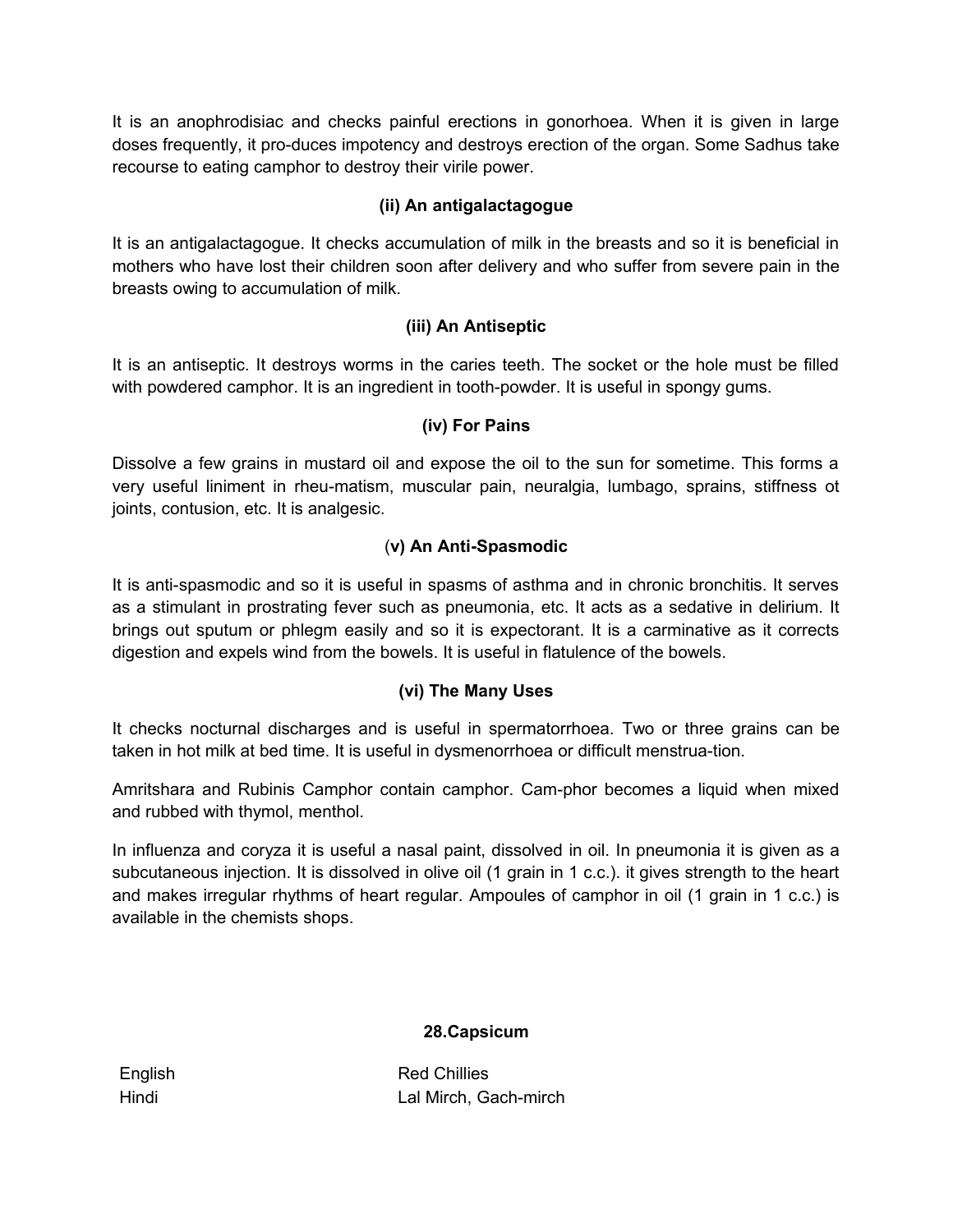It is an anophrodisiac and checks painful erections in gonorhoea. When it is given in large doses frequently, it pro-duces impotency and destroys erection of the organ. Some Sadhus take recourse to eating camphor to destroy their virile power.

### (ii) An antigalactagogue

It is an antigalactagogue. It checks accumulation of milk in the breasts and so it is beneficial in mothers who have lost their children soon after delivery and who suffer from severe pain in the breasts owing to accumulation of milk.

### (iii) An Antiseptic

It is an antiseptic. It destroys worms in the caries teeth. The socket or the hole must be filled with powdered camphor. It is an ingredient in tooth-powder. It is useful in spongy gums.

### (iv) For Pains

Dissolve a few grains in mustard oil and expose the oil to the sun for sometime. This forms a very useful liniment in rheu-matism, muscular pain, neuralgia, lumbago, sprains, stiffness ot joints, contusion, etc. It is analgesic.

### (v) An Anti-Spasmodic

It is anti-spasmodic and so it is useful in spasms of asthma and in chronic bronchitis. It serves as a stimulant in prostrating fever such as pneumonia, etc. It acts as a sedative in delirium. It brings out sputum or phlegm easily and so it is expectorant. It is a carminative as it corrects digestion and expels wind from the bowels. It is useful in flatulence of the bowels.

### (vi) The Many Uses

It checks nocturnal discharges and is useful in spermatorrhoea. Two or three grains can be taken in hot milk at bed time. It is useful in dysmenorrhoea or difficult menstrua-tion.

Amritshara and Rubinis Camphor contain camphor. Cam-phor becomes a liquid when mixed and rubbed with thymol, menthol.

In influenza and coryza it is useful a nasal paint, dissolved in oil. In pneumonia it is given as a subcutaneous injection. It is dissolved in olive oil (1 grain in 1 c.c.). it gives strength to the heart and makes irregular rhythms of heart regular. Ampoules of camphor in oil (1 grain in 1 c.c.) is available in the chemists shops.

## 28.Capsicum

| | |
|---|---|
| English | Red Chillies |
| Hindi | Lal Mirch, Gach-mirch |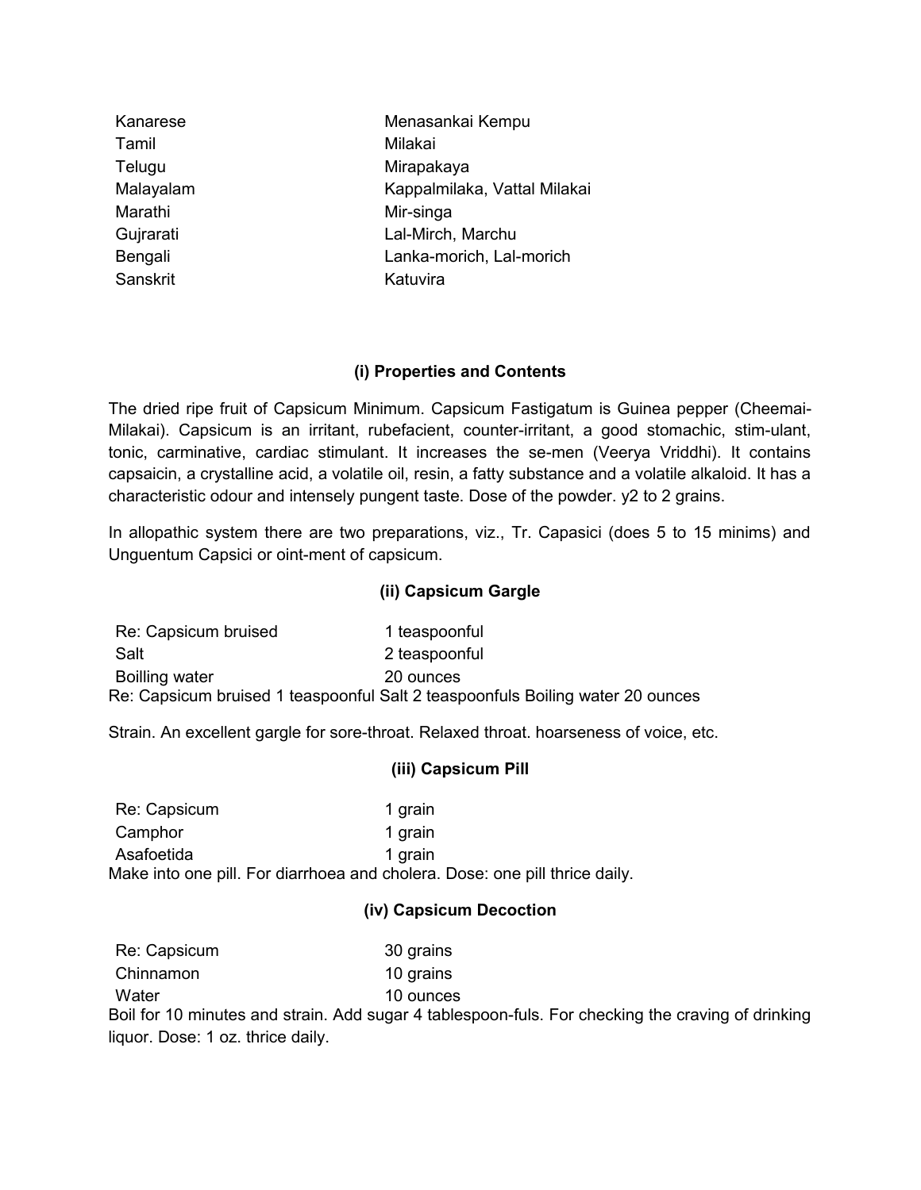| | |
|---|---|
| Kanarese | Menasankai Kempu |
| Tamil | Milakai |
| Telugu | Mirapakaya |
| Malayalam | Kappalmilaka, Vattal Milakai |
| Marathi | Mir-singa |
| Gujrarati | Lal-Mirch, Marchu |
| Bengali | Lanka-morich, Lal-morich |
| Sanskrit | Katuvira |

### (i) Properties and Contents

The dried ripe fruit of Capsicum Minimum. Capsicum Fastigatum is Guinea pepper (Cheemai-Milakai). Capsicum is an irritant, rubefacient, counter-irritant, a good stomachic, stim-ulant, tonic, carminative, cardiac stimulant. It increases the se-men (Veerya Vriddhi). It contains capsaicin, a crystalline acid, a volatile oil, resin, a fatty substance and a volatile alkaloid. It has a characteristic odour and intensely pungent taste. Dose of the powder. y2 to 2 grains.

In allopathic system there are two preparations, viz., Tr. Capasici (does 5 to 15 minims) and Unguentum Capsici or oint-ment of capsicum.

### (ii) Capsicum Gargle

| | |
|---|---|
| Re: Capsicum bruised | 1 teaspoonful |
| Salt | 2 teaspoonful |
| Boilling water | 20 ounces |

Re: Capsicum bruised 1 teaspoonful Salt 2 teaspoonfuls Boiling water 20 ounces

Strain. An excellent gargle for sore-throat. Relaxed throat. hoarseness of voice, etc.

### (iii) Capsicum Pill

| | |
|---|---|
| Re: Capsicum | 1 grain |
| Camphor | 1 grain |
| Asafoetida | 1 grain |

Make into one pill. For diarrhoea and cholera. Dose: one pill thrice daily.

### (iv) Capsicum Decoction

| | |
|---|---|
| Re: Capsicum | 30 grains |
| Chinnamon | 10 grains |
| Water | 10 ounces |

Boil for 10 minutes and strain. Add sugar 4 tablespoon-fuls. For checking the craving of drinking liquor. Dose: 1 oz. thrice daily.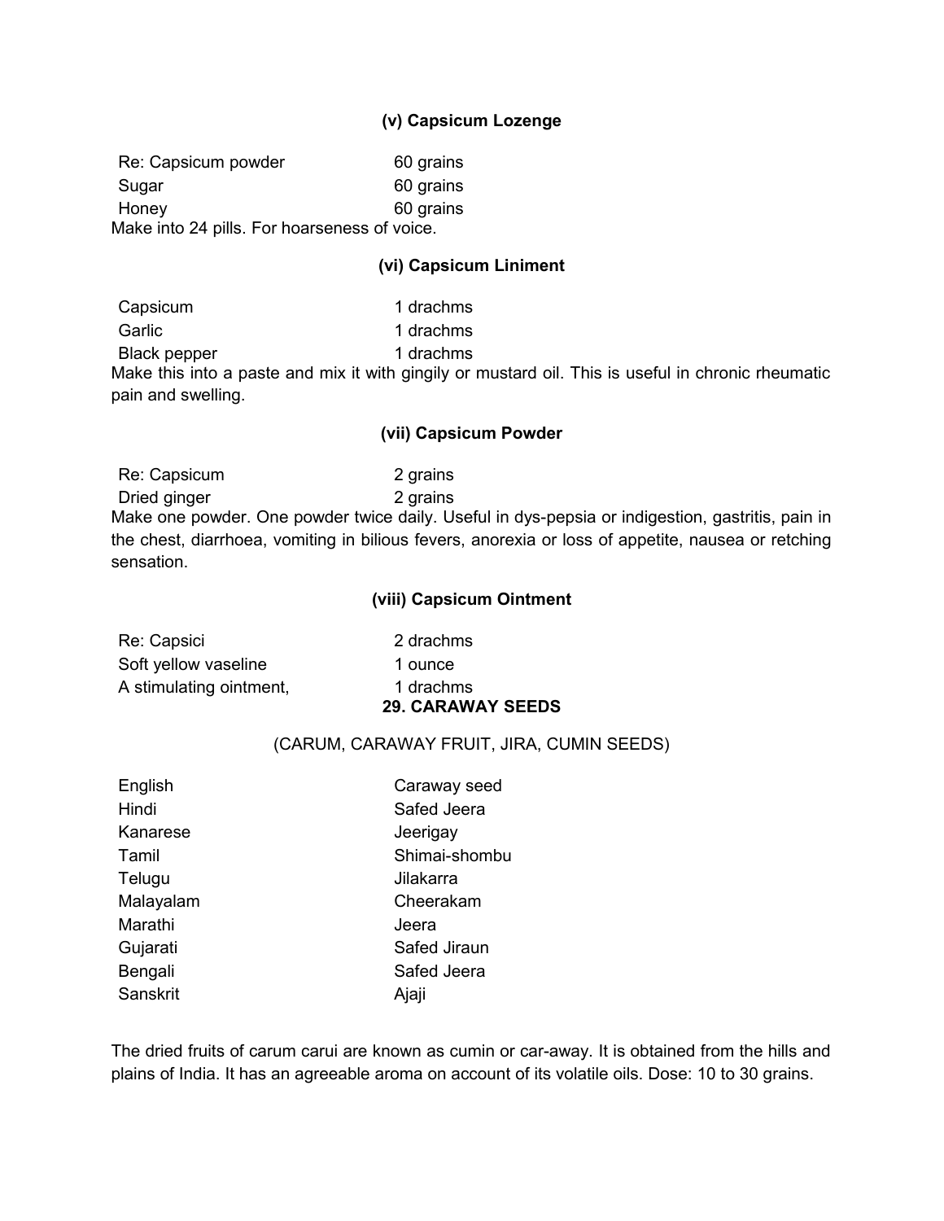### (v) Capsicum Lozenge

| | |
|---|---|
| Re: Capsicum powder | 60 grains |
| Sugar | 60 grains |
| Honey | 60 grains |

Make into 24 pills. For hoarseness of voice.

### (vi) Capsicum Liniment

| | |
|---|---|
| Capsicum | 1 drachms |
| Garlic | 1 drachms |
| Black pepper | 1 drachms |

Make this into a paste and mix it with gingily or mustard oil. This is useful in chronic rheumatic pain and swelling.

### (vii) Capsicum Powder

| | |
|---|---|
| Re: Capsicum | 2 grains |
| Dried ginger | 2 grains |

Make one powder. One powder twice daily. Useful in dys-pepsia or indigestion, gastritis, pain in the chest, diarrhoea, vomiting in bilious fevers, anorexia or loss of appetite, nausea or retching sensation.

### (viii) Capsicum Ointment

| | |
|---|---|
| Re: Capsici | 2 drachms |
| Soft yellow vaseline | 1 ounce |
| A stimulating ointment, | 1 drachms |

## 29. CARAWAY SEEDS

(CARUM, CARAWAY FRUIT, JIRA, CUMIN SEEDS)

| | |
|---|---|
| English | Caraway seed |
| Hindi | Safed Jeera |
| Kanarese | Jeerigay |
| Tamil | Shimai-shombu |
| Telugu | Jilakarra |
| Malayalam | Cheerakam |
| Marathi | Jeera |
| Gujarati | Safed Jiraun |
| Bengali | Safed Jeera |
| Sanskrit | Ajaji |

The dried fruits of carum carui are known as cumin or car-away. It is obtained from the hills and plains of India. It has an agreeable aroma on account of its volatile oils. Dose: 10 to 30 grains.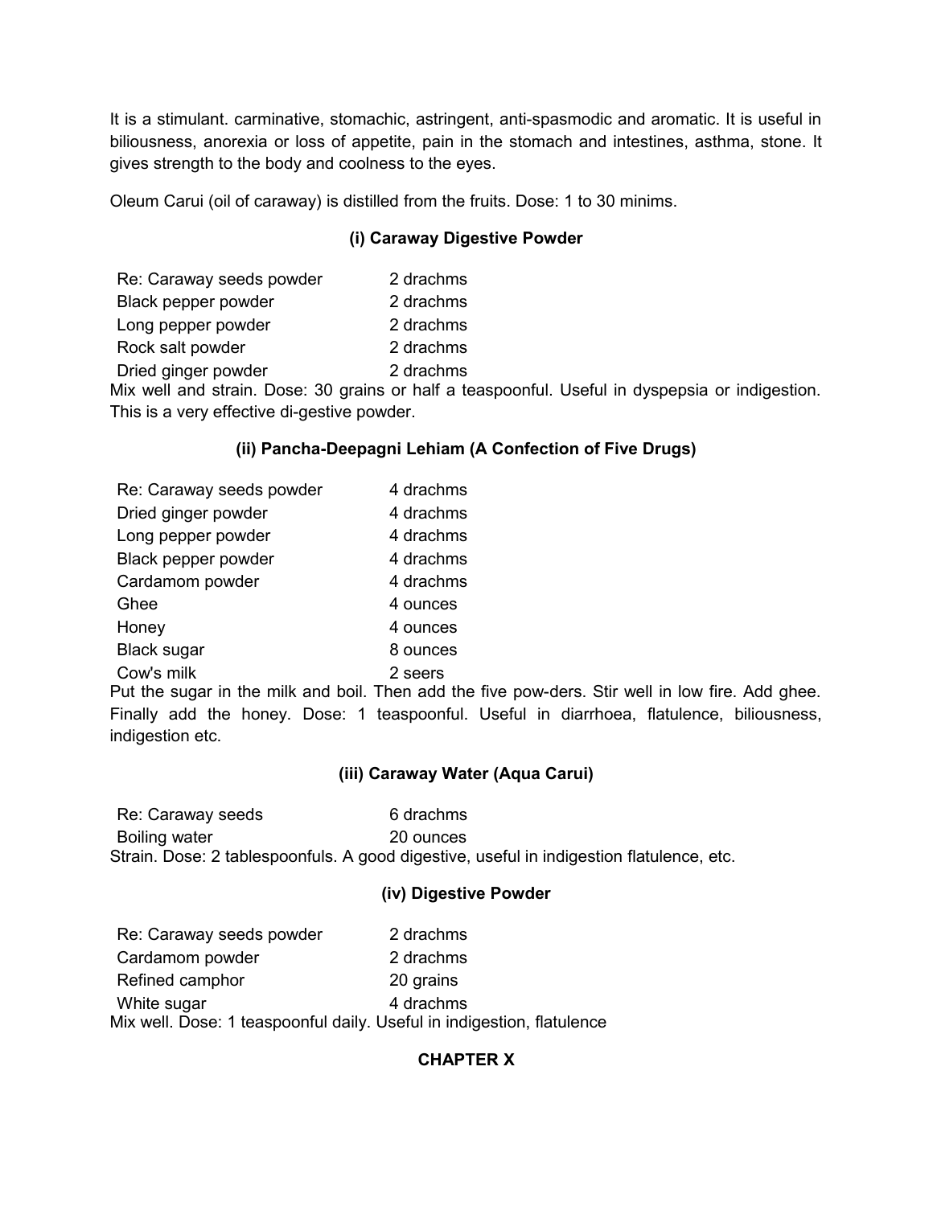It is a stimulant. carminative, stomachic, astringent, anti-spasmodic and aromatic. It is useful in biliousness, anorexia or loss of appetite, pain in the stomach and intestines, asthma, stone. It gives strength to the body and coolness to the eyes.

Oleum Carui (oil of caraway) is distilled from the fruits. Dose: 1 to 30 minims.

### (i) Caraway Digestive Powder

| | |
|---|---|
| Re: Caraway seeds powder | 2 drachms |
| Black pepper powder | 2 drachms |
| Long pepper powder | 2 drachms |
| Rock salt powder | 2 drachms |
| Dried ginger powder | 2 drachms |

Mix well and strain. Dose: 30 grains or half a teaspoonful. Useful in dyspepsia or indigestion. This is a very effective di-gestive powder.

### (ii) Pancha-Deepagni Lehiam (A Confection of Five Drugs)

| | |
|---|---|
| Re: Caraway seeds powder | 4 drachms |
| Dried ginger powder | 4 drachms |
| Long pepper powder | 4 drachms |
| Black pepper powder | 4 drachms |
| Cardamom powder | 4 drachms |
| Ghee | 4 ounces |
| Honey | 4 ounces |
| Black sugar | 8 ounces |
| Cow's milk | 2 seers |

Put the sugar in the milk and boil. Then add the five pow-ders. Stir well in low fire. Add ghee. Finally add the honey. Dose: 1 teaspoonful. Useful in diarrhoea, flatulence, biliousness, indigestion etc.

### (iii) Caraway Water (Aqua Carui)

| | |
|---|---|
| Re: Caraway seeds | 6 drachms |
| Boiling water | 20 ounces |

Strain. Dose: 2 tablespoonfuls. A good digestive, useful in indigestion flatulence, etc.

### (iv) Digestive Powder

| | |
|---|---|
| Re: Caraway seeds powder | 2 drachms |
| Cardamom powder | 2 drachms |
| Refined camphor | 20 grains |
| White sugar | 4 drachms |

Mix well. Dose: 1 teaspoonful daily. Useful in indigestion, flatulence

## CHAPTER X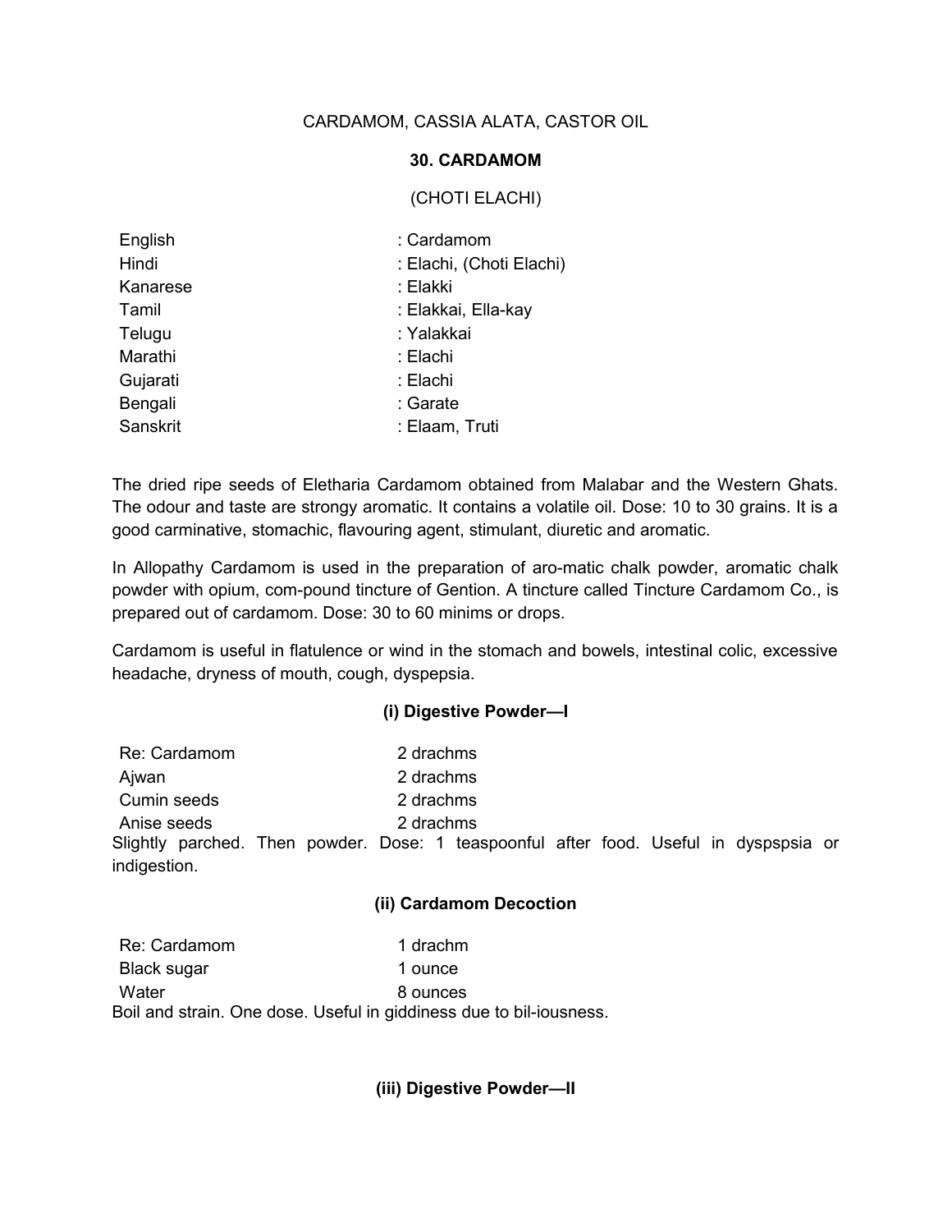CARDAMOM, CASSIA ALATA, CASTOR OIL

## 30. CARDAMOM

(CHOTI ELACHI)

| | |
|---|---|
| English | : Cardamom |
| Hindi | : Elachi, (Choti Elachi) |
| Kanarese | : Elakki |
| Tamil | : Elakkai, Ella-kay |
| Telugu | : Yalakkai |
| Marathi | : Elachi |
| Gujarati | : Elachi |
| Bengali | : Garate |
| Sanskrit | : Elaam, Truti |

The dried ripe seeds of Eletharia Cardamom obtained from Malabar and the Western Ghats. The odour and taste are strongy aromatic. It contains a volatile oil. Dose: 10 to 30 grains. It is a good carminative, stomachic, flavouring agent, stimulant, diuretic and aromatic.

In Allopathy Cardamom is used in the preparation of aro-matic chalk powder, aromatic chalk powder with opium, com-pound tincture of Gention. A tincture called Tincture Cardamom Co., is prepared out of cardamom. Dose: 30 to 60 minims or drops.

Cardamom is useful in flatulence or wind in the stomach and bowels, intestinal colic, excessive headache, dryness of mouth, cough, dyspepsia.

### (i) Digestive Powder—I

| | |
|---|---|
| Re: Cardamom | 2 drachms |
| Ajwan | 2 drachms |
| Cumin seeds | 2 drachms |
| Anise seeds | 2 drachms |

Slightly parched. Then powder. Dose: 1 teaspoonful after food. Useful in dyspspsia or indigestion.

### (ii) Cardamom Decoction

| | |
|---|---|
| Re: Cardamom | 1 drachm |
| Black sugar | 1 ounce |
| Water | 8 ounces |

Boil and strain. One dose. Useful in giddiness due to bil-iousness.

### (iii) Digestive Powder—II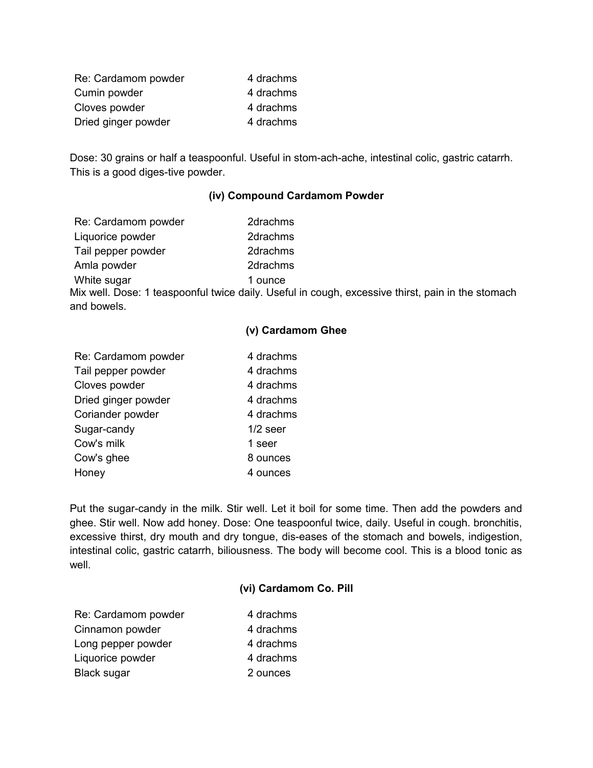| | |
|---|---|
| Re: Cardamom powder | 4 drachms |
| Cumin powder | 4 drachms |
| Cloves powder | 4 drachms |
| Dried ginger powder | 4 drachms |

Dose: 30 grains or half a teaspoonful. Useful in stom-ach-ache, intestinal colic, gastric catarrh. This is a good diges-tive powder.

### (iv) Compound Cardamom Powder

| | |
|---|---|
| Re: Cardamom powder | 2drachms |
| Liquorice powder | 2drachms |
| Tail pepper powder | 2drachms |
| Amla powder | 2drachms |
| White sugar | 1 ounce |

Mix well. Dose: 1 teaspoonful twice daily. Useful in cough, excessive thirst, pain in the stomach and bowels.

### (v) Cardamom Ghee

| | |
|---|---|
| Re: Cardamom powder | 4 drachms |
| Tail pepper powder | 4 drachms |
| Cloves powder | 4 drachms |
| Dried ginger powder | 4 drachms |
| Coriander powder | 4 drachms |
| Sugar-candy | 1/2 seer |
| Cow's milk | 1 seer |
| Cow's ghee | 8 ounces |
| Honey | 4 ounces |

Put the sugar-candy in the milk. Stir well. Let it boil for some time. Then add the powders and ghee. Stir well. Now add honey. Dose: One teaspoonful twice, daily. Useful in cough. bronchitis, excessive thirst, dry mouth and dry tongue, dis-eases of the stomach and bowels, indigestion, intestinal colic, gastric catarrh, biliousness. The body will become cool. This is a blood tonic as well.

### (vi) Cardamom Co. Pill

| | |
|---|---|
| Re: Cardamom powder | 4 drachms |
| Cinnamon powder | 4 drachms |
| Long pepper powder | 4 drachms |
| Liquorice powder | 4 drachms |
| Black sugar | 2 ounces |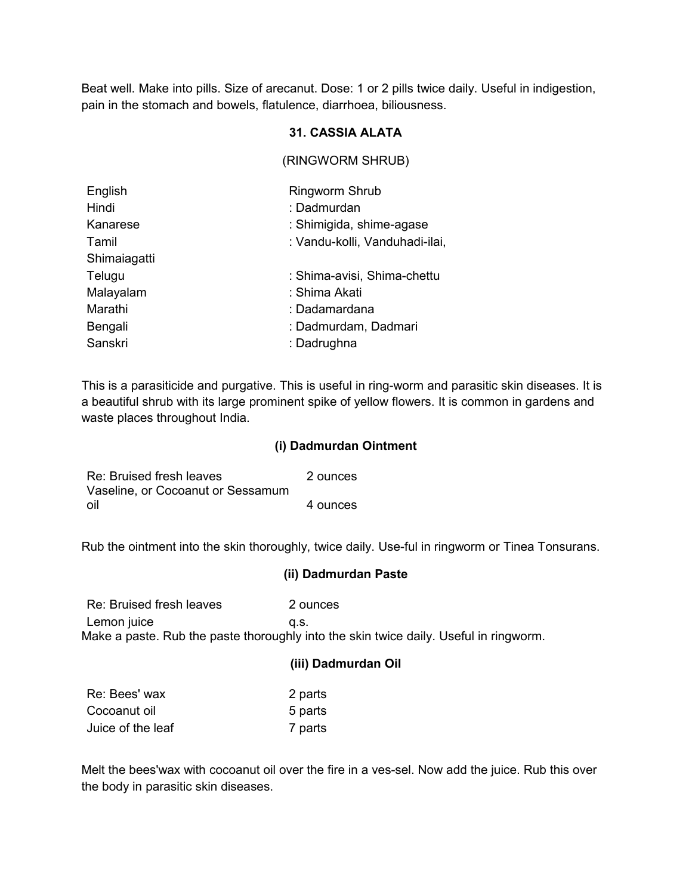Beat well. Make into pills. Size of arecanut. Dose: 1 or 2 pills twice daily. Useful in indigestion, pain in the stomach and bowels, flatulence, diarrhoea, biliousness.

## 31. CASSIA ALATA

(RINGWORM SHRUB)

| | |
|---|---|
| English | Ringworm Shrub |
| Hindi | : Dadmurdan |
| Kanarese | : Shimigida, shime-agase |
| Tamil | : Vandu-kolli, Vanduhadi-ilai, |
| Shimaiagatti | |
| Telugu | : Shima-avisi, Shima-chettu |
| Malayalam | : Shima Akati |
| Marathi | : Dadamardana |
| Bengali | : Dadmurdam, Dadmari |
| Sanskri | : Dadrughna |

This is a parasiticide and purgative. This is useful in ring-worm and parasitic skin diseases. It is a beautiful shrub with its large prominent spike of yellow flowers. It is common in gardens and waste places throughout India.

### (i) Dadmurdan Ointment

| | |
|---|---|
| Re: Bruised fresh leaves | 2 ounces |
| Vaseline, or Cocoanut or Sessamum oil | 4 ounces |

Rub the ointment into the skin thoroughly, twice daily. Use-ful in ringworm or Tinea Tonsurans.

### (ii) Dadmurdan Paste

| | |
|---|---|
| Re: Bruised fresh leaves | 2 ounces |
| Lemon juice | q.s. |

Make a paste. Rub the paste thoroughly into the skin twice daily. Useful in ringworm.

### (iii) Dadmurdan Oil

| | |
|---|---|
| Re: Bees' wax | 2 parts |
| Cocoanut oil | 5 parts |
| Juice of the leaf | 7 parts |

Melt the bees'wax with cocoanut oil over the fire in a ves-sel. Now add the juice. Rub this over the body in parasitic skin diseases.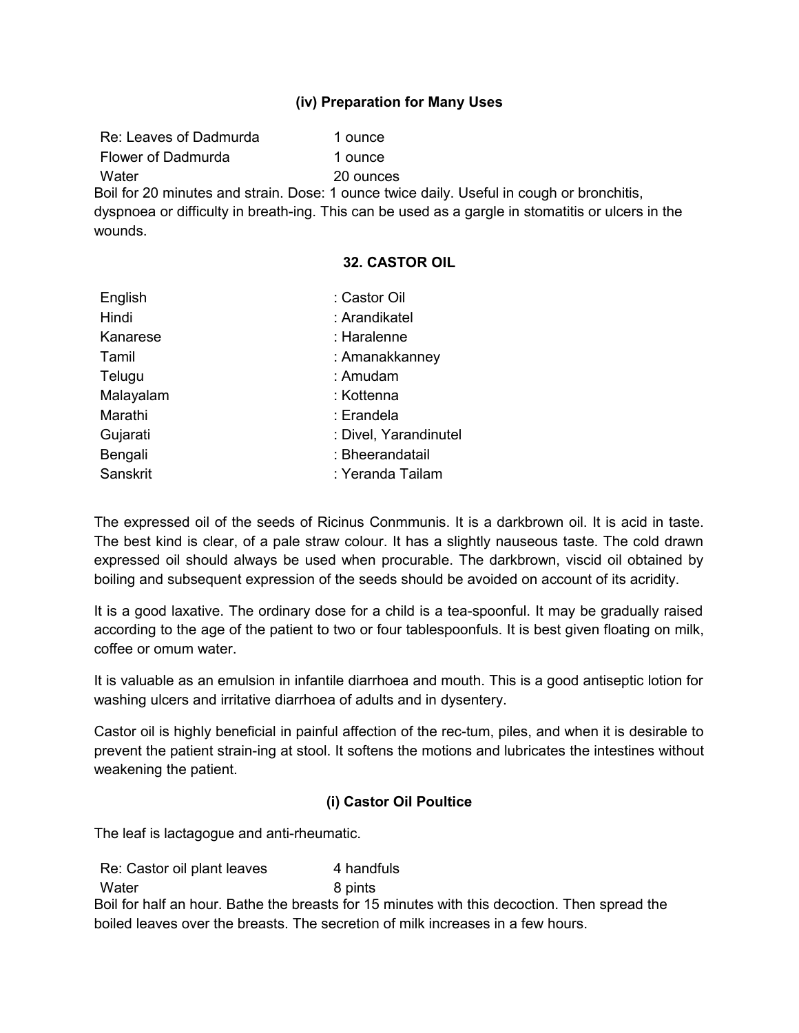### (iv) Preparation for Many Uses

| | |
|---|---|
| Re: Leaves of Dadmurda | 1 ounce |
| Flower of Dadmurda | 1 ounce |
| Water | 20 ounces |

Boil for 20 minutes and strain. Dose: 1 ounce twice daily. Useful in cough or bronchitis, dyspnoea or difficulty in breath-ing. This can be used as a gargle in stomatitis or ulcers in the wounds.

## 32. CASTOR OIL

| | |
|---|---|
| English | : Castor Oil |
| Hindi | : Arandikatel |
| Kanarese | : Haralenne |
| Tamil | : Amanakkanney |
| Telugu | : Amudam |
| Malayalam | : Kottenna |
| Marathi | : Erandela |
| Gujarati | : Divel, Yarandinutel |
| Bengali | : Bheerandatail |
| Sanskrit | : Yeranda Tailam |

The expressed oil of the seeds of Ricinus Conmmunis. It is a darkbrown oil. It is acid in taste. The best kind is clear, of a pale straw colour. It has a slightly nauseous taste. The cold drawn expressed oil should always be used when procurable. The darkbrown, viscid oil obtained by boiling and subsequent expression of the seeds should be avoided on account of its acridity.

It is a good laxative. The ordinary dose for a child is a tea-spoonful. It may be gradually raised according to the age of the patient to two or four tablespoonfuls. It is best given floating on milk, coffee or omum water.

It is valuable as an emulsion in infantile diarrhoea and mouth. This is a good antiseptic lotion for washing ulcers and irritative diarrhoea of adults and in dysentery.

Castor oil is highly beneficial in painful affection of the rec-tum, piles, and when it is desirable to prevent the patient strain-ing at stool. It softens the motions and lubricates the intestines without weakening the patient.

### (i) Castor Oil Poultice

The leaf is lactagogue and anti-rheumatic.

| | |
|---|---|
| Re: Castor oil plant leaves | 4 handfuls |
| Water | 8 pints |

Boil for half an hour. Bathe the breasts for 15 minutes with this decoction. Then spread the boiled leaves over the breasts. The secretion of milk increases in a few hours.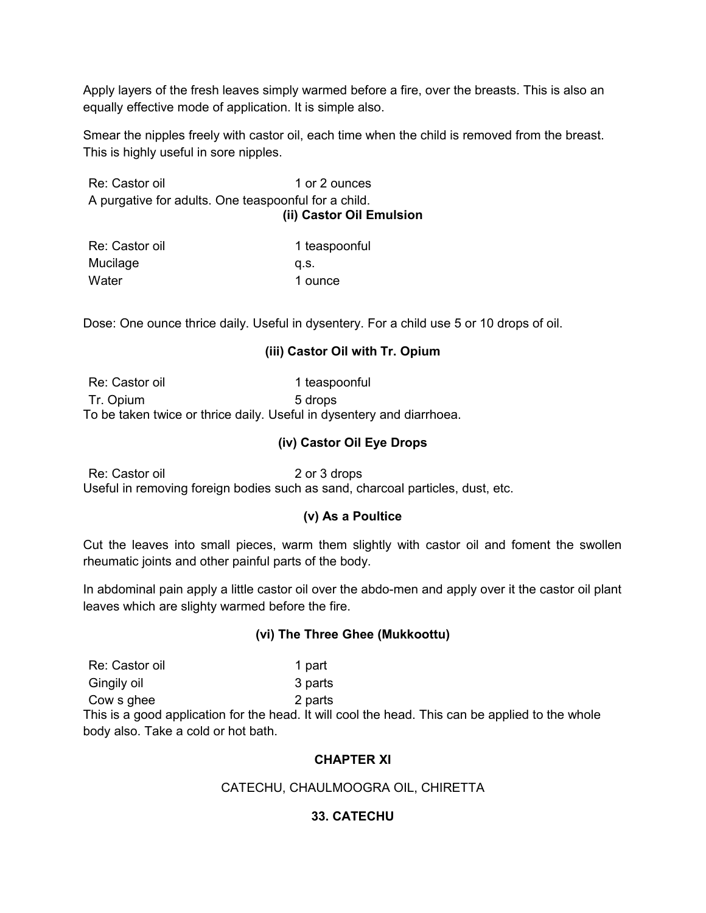Apply layers of the fresh leaves simply warmed before a fire, over the breasts. This is also an equally effective mode of application. It is simple also.

Smear the nipples freely with castor oil, each time when the child is removed from the breast. This is highly useful in sore nipples.

| | |
|---|---|
| Re: Castor oil | 1 or 2 ounces |

A purgative for adults. One teaspoonful for a child.

**(ii) Castor Oil Emulsion**

| | |
|---|---|
| Re: Castor oil | 1 teaspoonful |
| Mucilage | q.s. |
| Water | 1 ounce |

Dose: One ounce thrice daily. Useful in dysentery. For a child use 5 or 10 drops of oil.

**(iii) Castor Oil with Tr. Opium**

| | |
|---|---|
| Re: Castor oil | 1 teaspoonful |
| Tr. Opium | 5 drops |

To be taken twice or thrice daily. Useful in dysentery and diarrhoea.

**(iv) Castor Oil Eye Drops**

| | |
|---|---|
| Re: Castor oil | 2 or 3 drops |

Useful in removing foreign bodies such as sand, charcoal particles, dust, etc.

**(v) As a Poultice**

Cut the leaves into small pieces, warm them slightly with castor oil and foment the swollen rheumatic joints and other painful parts of the body.

In abdominal pain apply a little castor oil over the abdo-men and apply over it the castor oil plant leaves which are slighty warmed before the fire.

**(vi) The Three Ghee (Mukkoottu)**

| | |
|---|---|
| Re: Castor oil | 1 part |
| Gingily oil | 3 parts |
| Cow s ghee | 2 parts |

This is a good application for the head. It will cool the head. This can be applied to the whole body also. Take a cold or hot bath.

## CHAPTER XI

CATECHU, CHAULMOOGRA OIL, CHIRETTA

### 33. CATECHU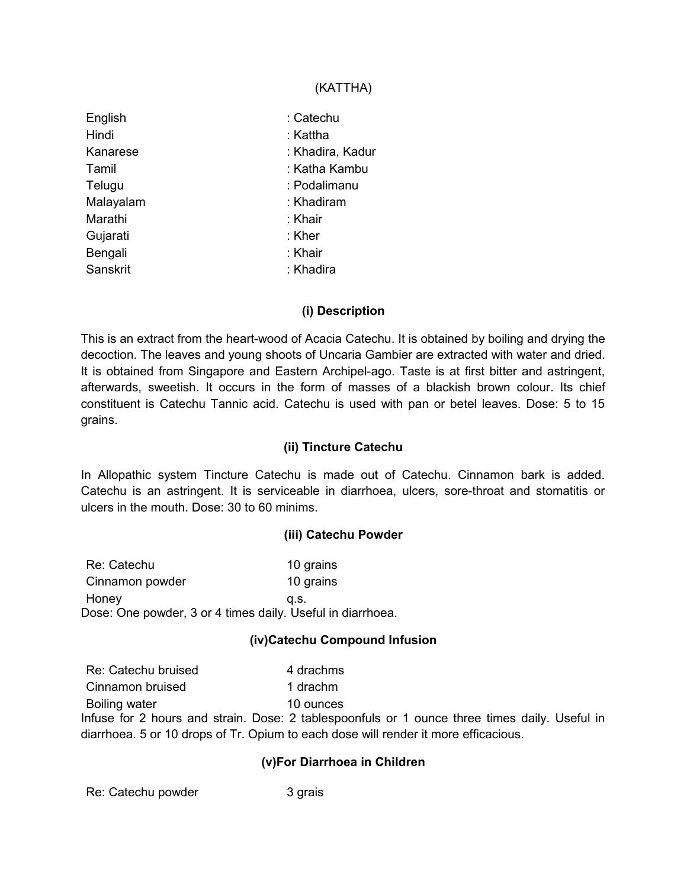(KATTHA)

| | |
|---|---|
| English | : Catechu |
| Hindi | : Kattha |
| Kanarese | : Khadira, Kadur |
| Tamil | : Katha Kambu |
| Telugu | : Podalimanu |
| Malayalam | : Khadiram |
| Marathi | : Khair |
| Gujarati | : Kher |
| Bengali | : Khair |
| Sanskrit | : Khadira |

### (i) Description

This is an extract from the heart-wood of Acacia Catechu. It is obtained by boiling and drying the decoction. The leaves and young shoots of Uncaria Gambier are extracted with water and dried. It is obtained from Singapore and Eastern Archipel-ago. Taste is at first bitter and astringent, afterwards, sweetish. It occurs in the form of masses of a blackish brown colour. Its chief constituent is Catechu Tannic acid. Catechu is used with pan or betel leaves. Dose: 5 to 15 grains.

### (ii) Tincture Catechu

In Allopathic system Tincture Catechu is made out of Catechu. Cinnamon bark is added. Catechu is an astringent. It is serviceable in diarrhoea, ulcers, sore-throat and stomatitis or ulcers in the mouth. Dose: 30 to 60 minims.

### (iii) Catechu Powder

| | |
|---|---|
| Re: Catechu | 10 grains |
| Cinnamon powder | 10 grains |
| Honey | q.s. |

Dose: One powder, 3 or 4 times daily. Useful in diarrhoea.

### (iv)Catechu Compound Infusion

| | |
|---|---|
| Re: Catechu bruised | 4 drachms |
| Cinnamon bruised | 1 drachm |
| Boiling water | 10 ounces |

Infuse for 2 hours and strain. Dose: 2 tablespoonfuls or 1 ounce three times daily. Useful in diarrhoea. 5 or 10 drops of Tr. Opium to each dose will render it more efficacious.

### (v)For Diarrhoea in Children

| | |
|---|---|
| Re: Catechu powder | 3 grais |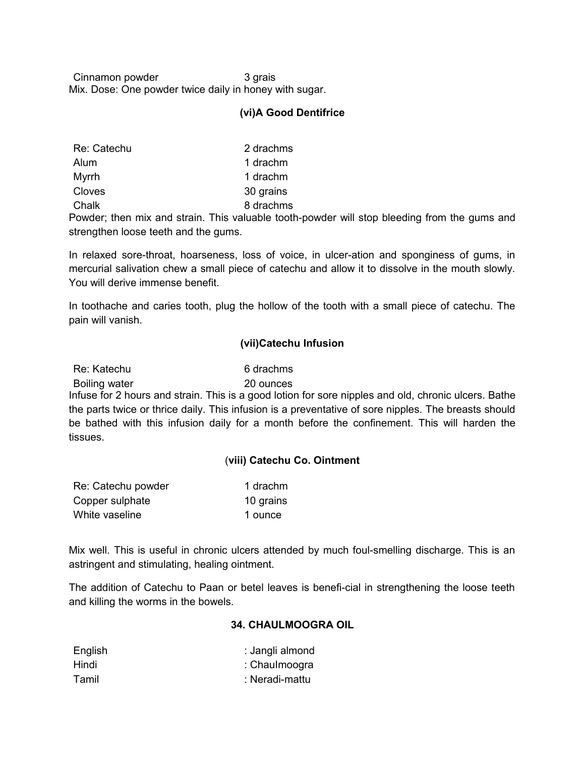| | |
|---|---|
| Cinnamon powder | 3 grais |

Mix. Dose: One powder twice daily in honey with sugar.

### (vi)A Good Dentifrice

| | |
|---|---|
| Re: Catechu | 2 drachms |
| Alum | 1 drachm |
| Myrrh | 1 drachm |
| Cloves | 30 grains |
| Chalk | 8 drachms |

Powder; then mix and strain. This valuable tooth-powder will stop bleeding from the gums and strengthen loose teeth and the gums.

In relaxed sore-throat, hoarseness, loss of voice, in ulcer-ation and sponginess of gums, in mercurial salivation chew a small piece of catechu and allow it to dissolve in the mouth slowly. You will derive immense benefit.

In toothache and caries tooth, plug the hollow of the tooth with a small piece of catechu. The pain will vanish.

### (vii)Catechu Infusion

| | |
|---|---|
| Re: Katechu | 6 drachms |
| Boiling water | 20 ounces |

Infuse for 2 hours and strain. This is a good lotion for sore nipples and old, chronic ulcers. Bathe the parts twice or thrice daily. This infusion is a preventative of sore nipples. The breasts should be bathed with this infusion daily for a month before the confinement. This will harden the tissues.

### (viii) Catechu Co. Ointment

| | |
|---|---|
| Re: Catechu powder | 1 drachm |
| Copper sulphate | 10 grains |
| White vaseline | 1 ounce |

Mix well. This is useful in chronic ulcers attended by much foul-smelling discharge. This is an astringent and stimulating, healing ointment.

The addition of Catechu to Paan or betel leaves is benefi-cial in strengthening the loose teeth and killing the worms in the bowels.

## 34. CHAULMOOGRA OIL

| | |
|---|---|
| English | : Jangli almond |
| Hindi | : Chaulmoogra |
| Tamil | : Neradi-mattu |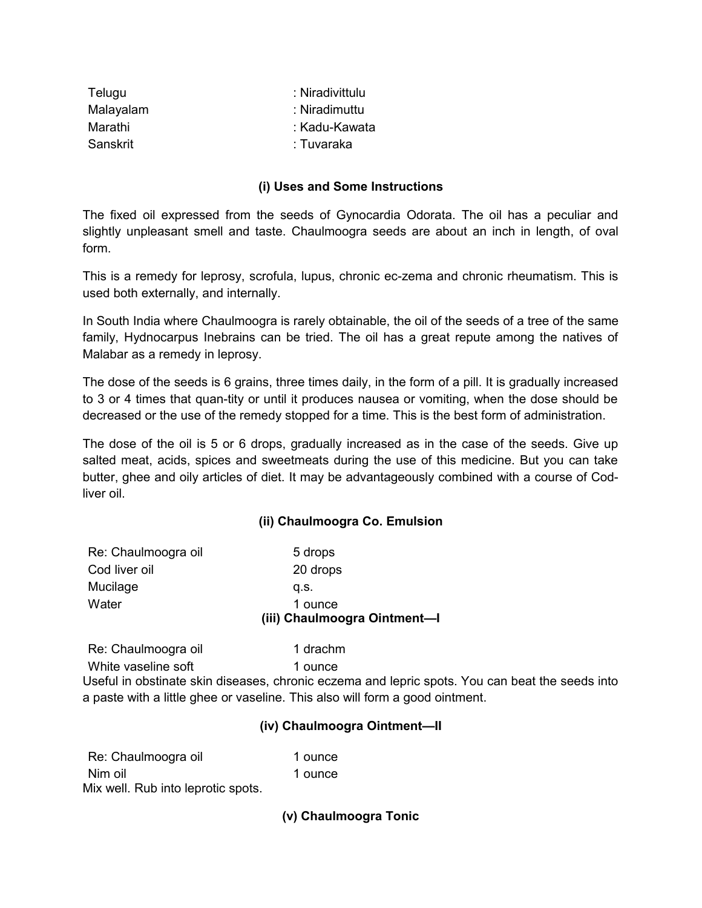| | |
|---|---|
| Telugu | : Niradivittulu |
| Malayalam | : Niradimuttu |
| Marathi | : Kadu-Kawata |
| Sanskrit | : Tuvaraka |

### (i) Uses and Some Instructions

The fixed oil expressed from the seeds of Gynocardia Odorata. The oil has a peculiar and slightly unpleasant smell and taste. Chaulmoogra seeds are about an inch in length, of oval form.

This is a remedy for leprosy, scrofula, lupus, chronic ec-zema and chronic rheumatism. This is used both externally, and internally.

In South India where Chaulmoogra is rarely obtainable, the oil of the seeds of a tree of the same family, Hydnocarpus Inebrains can be tried. The oil has a great repute among the natives of Malabar as a remedy in leprosy.

The dose of the seeds is 6 grains, three times daily, in the form of a pill. It is gradually increased to 3 or 4 times that quan-tity or until it produces nausea or vomiting, when the dose should be decreased or the use of the remedy stopped for a time. This is the best form of administration.

The dose of the oil is 5 or 6 drops, gradually increased as in the case of the seeds. Give up salted meat, acids, spices and sweetmeats during the use of this medicine. But you can take butter, ghee and oily articles of diet. It may be advantageously combined with a course of Cod-liver oil.

### (ii) Chaulmoogra Co. Emulsion

| | |
|---|---|
| Re: Chaulmoogra oil | 5 drops |
| Cod liver oil | 20 drops |
| Mucilage | q.s. |
| Water | 1 ounce |

### (iii) Chaulmoogra Ointment—I

| | |
|---|---|
| Re: Chaulmoogra oil | 1 drachm |
| White vaseline soft | 1 ounce |

Useful in obstinate skin diseases, chronic eczema and lepric spots. You can beat the seeds into a paste with a little ghee or vaseline. This also will form a good ointment.

### (iv) Chaulmoogra Ointment—II

| | |
|---|---|
| Re: Chaulmoogra oil | 1 ounce |
| Nim oil | 1 ounce |

Mix well. Rub into leprotic spots.

### (v) Chaulmoogra Tonic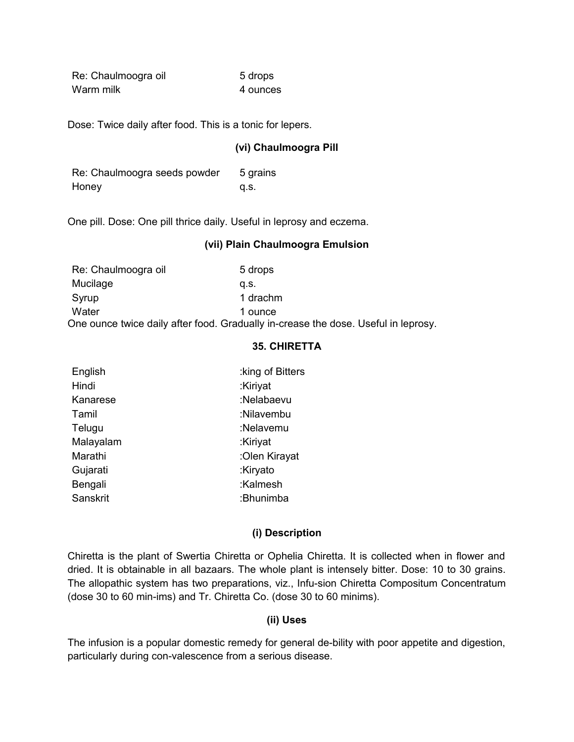| | |
|---|---|
| Re: Chaulmoogra oil | 5 drops |
| Warm milk | 4 ounces |

Dose: Twice daily after food. This is a tonic for lepers.

### (vi) Chaulmoogra Pill

| | |
|---|---|
| Re: Chaulmoogra seeds powder | 5 grains |
| Honey | q.s. |

One pill. Dose: One pill thrice daily. Useful in leprosy and eczema.

### (vii) Plain Chaulmoogra Emulsion

| | |
|---|---|
| Re: Chaulmoogra oil | 5 drops |
| Mucilage | q.s. |
| Syrup | 1 drachm |
| Water | 1 ounce |

One ounce twice daily after food. Gradually in-crease the dose. Useful in leprosy.

## 35. CHIRETTA

| | |
|---|---|
| English | :king of Bitters |
| Hindi | :Kiriyat |
| Kanarese | :Nelabaevu |
| Tamil | :Nilavembu |
| Telugu | :Nelavemu |
| Malayalam | :Kiriyat |
| Marathi | :Olen Kirayat |
| Gujarati | :Kiryato |
| Bengali | :Kalmesh |
| Sanskrit | :Bhunimba |

### (i) Description

Chiretta is the plant of Swertia Chiretta or Ophelia Chiretta. It is collected when in flower and dried. It is obtainable in all bazaars. The whole plant is intensely bitter. Dose: 10 to 30 grains. The allopathic system has two preparations, viz., Infu-sion Chiretta Compositum Concentratum (dose 30 to 60 min-ims) and Tr. Chiretta Co. (dose 30 to 60 minims).

### (ii) Uses

The infusion is a popular domestic remedy for general de-bility with poor appetite and digestion, particularly during con-valescence from a serious disease.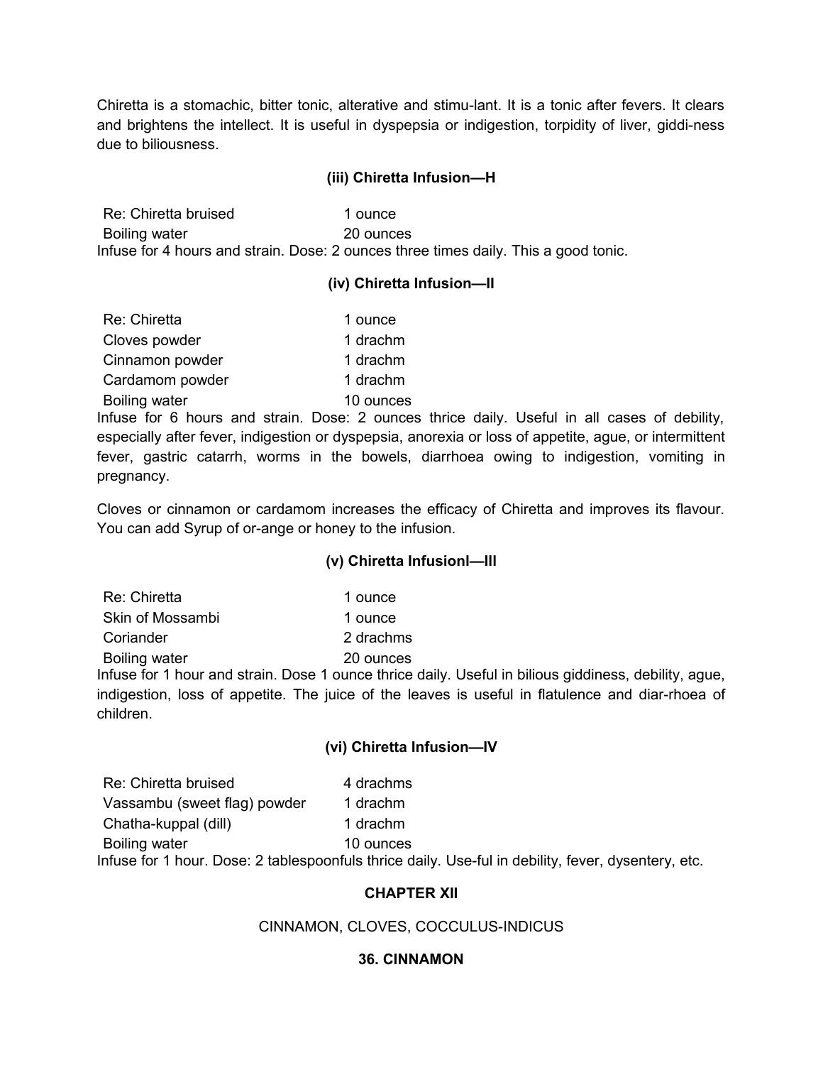Chiretta is a stomachic, bitter tonic, alterative and stimu-lant. It is a tonic after fevers. It clears and brightens the intellect. It is useful in dyspepsia or indigestion, torpidity of liver, giddi-ness due to biliousness.

### (iii) Chiretta Infusion—H

| | |
|---|---|
| Re: Chiretta bruised | 1 ounce |
| Boiling water | 20 ounces |

Infuse for 4 hours and strain. Dose: 2 ounces three times daily. This a good tonic.

### (iv) Chiretta Infusion—II

| | |
|---|---|
| Re: Chiretta | 1 ounce |
| Cloves powder | 1 drachm |
| Cinnamon powder | 1 drachm |
| Cardamom powder | 1 drachm |
| Boiling water | 10 ounces |

Infuse for 6 hours and strain. Dose: 2 ounces thrice daily. Useful in all cases of debility, especially after fever, indigestion or dyspepsia, anorexia or loss of appetite, ague, or intermittent fever, gastric catarrh, worms in the bowels, diarrhoea owing to indigestion, vomiting in pregnancy.

Cloves or cinnamon or cardamom increases the efficacy of Chiretta and improves its flavour. You can add Syrup of or-ange or honey to the infusion.

### (v) Chiretta InfusionI—III

| | |
|---|---|
| Re: Chiretta | 1 ounce |
| Skin of Mossambi | 1 ounce |
| Coriander | 2 drachms |
| Boiling water | 20 ounces |

Infuse for 1 hour and strain. Dose 1 ounce thrice daily. Useful in bilious giddiness, debility, ague, indigestion, loss of appetite. The juice of the leaves is useful in flatulence and diar-rhoea of children.

### (vi) Chiretta Infusion—IV

| | |
|---|---|
| Re: Chiretta bruised | 4 drachms |
| Vassambu (sweet flag) powder | 1 drachm |
| Chatha-kuppal (dill) | 1 drachm |
| Boiling water | 10 ounces |

Infuse for 1 hour. Dose: 2 tablespoonfuls thrice daily. Use-ful in debility, fever, dysentery, etc.

## CHAPTER XII

CINNAMON, CLOVES, COCCULUS-INDICUS

### 36. CINNAMON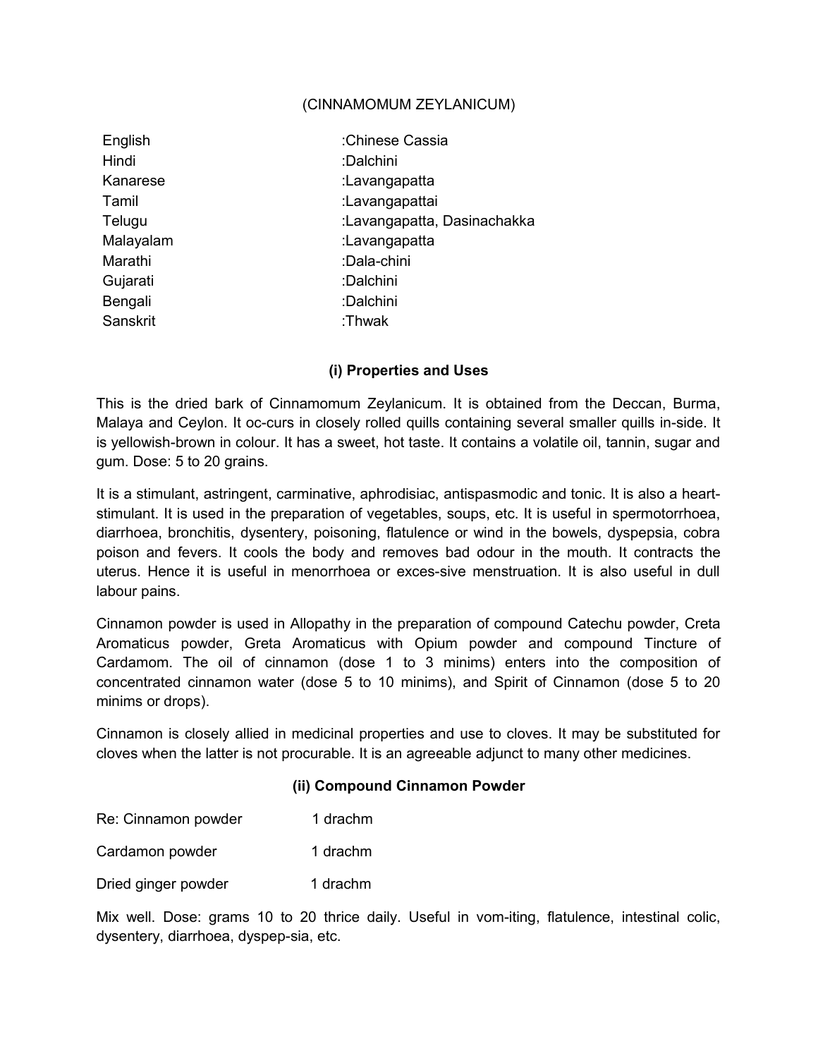(CINNAMOMUM ZEYLANICUM)

| | |
|---|---|
| English | :Chinese Cassia |
| Hindi | :Dalchini |
| Kanarese | :Lavangapatta |
| Tamil | :Lavangapattai |
| Telugu | :Lavangapatta, Dasinachakka |
| Malayalam | :Lavangapatta |
| Marathi | :Dala-chini |
| Gujarati | :Dalchini |
| Bengali | :Dalchini |
| Sanskrit | :Thwak |

### (i) Properties and Uses

This is the dried bark of Cinnamomum Zeylanicum. It is obtained from the Deccan, Burma, Malaya and Ceylon. It oc-curs in closely rolled quills containing several smaller quills in-side. It is yellowish-brown in colour. It has a sweet, hot taste. It contains a volatile oil, tannin, sugar and gum. Dose: 5 to 20 grains.

It is a stimulant, astringent, carminative, aphrodisiac, antispasmodic and tonic. It is also a heart-stimulant. It is used in the preparation of vegetables, soups, etc. It is useful in spermotorrhoea, diarrhoea, bronchitis, dysentery, poisoning, flatulence or wind in the bowels, dyspepsia, cobra poison and fevers. It cools the body and removes bad odour in the mouth. It contracts the uterus. Hence it is useful in menorrhoea or exces-sive menstruation. It is also useful in dull labour pains.

Cinnamon powder is used in Allopathy in the preparation of compound Catechu powder, Creta Aromaticus powder, Greta Aromaticus with Opium powder and compound Tincture of Cardamom. The oil of cinnamon (dose 1 to 3 minims) enters into the composition of concentrated cinnamon water (dose 5 to 10 minims), and Spirit of Cinnamon (dose 5 to 20 minims or drops).

Cinnamon is closely allied in medicinal properties and use to cloves. It may be substituted for cloves when the latter is not procurable. It is an agreeable adjunct to many other medicines.

### (ii) Compound Cinnamon Powder

| | |
|---|---|
| Re: Cinnamon powder | 1 drachm |
| Cardamon powder | 1 drachm |
| Dried ginger powder | 1 drachm |

Mix well. Dose: grams 10 to 20 thrice daily. Useful in vom-iting, flatulence, intestinal colic, dysentery, diarrhoea, dyspep-sia, etc.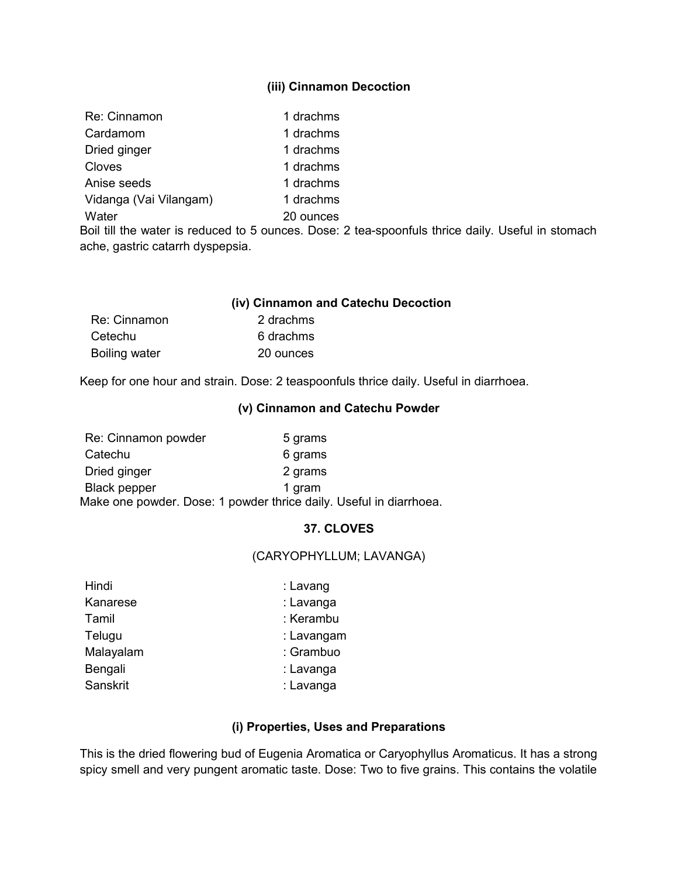### (iii) Cinnamon Decoction

| | |
|---|---|
| Re: Cinnamon | 1 drachms |
| Cardamom | 1 drachms |
| Dried ginger | 1 drachms |
| Cloves | 1 drachms |
| Anise seeds | 1 drachms |
| Vidanga (Vai Vilangam) | 1 drachms |
| Water | 20 ounces |

Boil till the water is reduced to 5 ounces. Dose: 2 tea-spoonfuls thrice daily. Useful in stomach ache, gastric catarrh dyspepsia.

### (iv) Cinnamon and Catechu Decoction

| | |
|---|---|
| Re: Cinnamon | 2 drachms |
| Cetechu | 6 drachms |
| Boiling water | 20 ounces |

Keep for one hour and strain. Dose: 2 teaspoonfuls thrice daily. Useful in diarrhoea.

### (v) Cinnamon and Catechu Powder

| | |
|---|---|
| Re: Cinnamon powder | 5 grams |
| Catechu | 6 grams |
| Dried ginger | 2 grams |
| Black pepper | 1 gram |

Make one powder. Dose: 1 powder thrice daily. Useful in diarrhoea.

## 37. CLOVES

(CARYOPHYLLUM; LAVANGA)

| | |
|---|---|
| Hindi | : Lavang |
| Kanarese | : Lavanga |
| Tamil | : Kerambu |
| Telugu | : Lavangam |
| Malayalam | : Grambuo |
| Bengali | : Lavanga |
| Sanskrit | : Lavanga |

### (i) Properties, Uses and Preparations

This is the dried flowering bud of Eugenia Aromatica or Caryophyllus Aromaticus. It has a strong spicy smell and very pungent aromatic taste. Dose: Two to five grains. This contains the volatile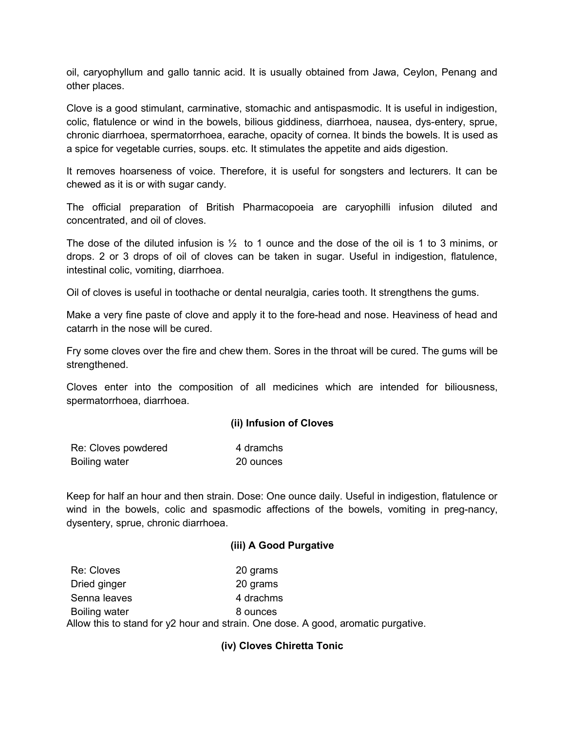oil, caryophyllum and gallo tannic acid. It is usually obtained from Jawa, Ceylon, Penang and other places.

Clove is a good stimulant, carminative, stomachic and antispasmodic. It is useful in indigestion, colic, flatulence or wind in the bowels, bilious giddiness, diarrhoea, nausea, dys-entery, sprue, chronic diarrhoea, spermatorrhoea, earache, opacity of cornea. It binds the bowels. It is used as a spice for vegetable curries, soups. etc. It stimulates the appetite and aids digestion.

It removes hoarseness of voice. Therefore, it is useful for songsters and lecturers. It can be chewed as it is or with sugar candy.

The official preparation of British Pharmacopoeia are caryophilli infusion diluted and concentrated, and oil of cloves.

The dose of the diluted infusion is ½ to 1 ounce and the dose of the oil is 1 to 3 minims, or drops. 2 or 3 drops of oil of cloves can be taken in sugar. Useful in indigestion, flatulence, intestinal colic, vomiting, diarrhoea.

Oil of cloves is useful in toothache or dental neuralgia, caries tooth. It strengthens the gums.

Make a very fine paste of clove and apply it to the fore-head and nose. Heaviness of head and catarrh in the nose will be cured.

Fry some cloves over the fire and chew them. Sores in the throat will be cured. The gums will be strengthened.

Cloves enter into the composition of all medicines which are intended for biliousness, spermatorrhoea, diarrhoea.

### (ii) Infusion of Cloves

| | |
|---|---|
| Re: Cloves powdered | 4 dramchs |
| Boiling water | 20 ounces |

Keep for half an hour and then strain. Dose: One ounce daily. Useful in indigestion, flatulence or wind in the bowels, colic and spasmodic affections of the bowels, vomiting in preg-nancy, dysentery, sprue, chronic diarrhoea.

### (iii) A Good Purgative

| | |
|---|---|
| Re: Cloves | 20 grams |
| Dried ginger | 20 grams |
| Senna leaves | 4 drachms |
| Boiling water | 8 ounces |

Allow this to stand for y2 hour and strain. One dose. A good, aromatic purgative.

### (iv) Cloves Chiretta Tonic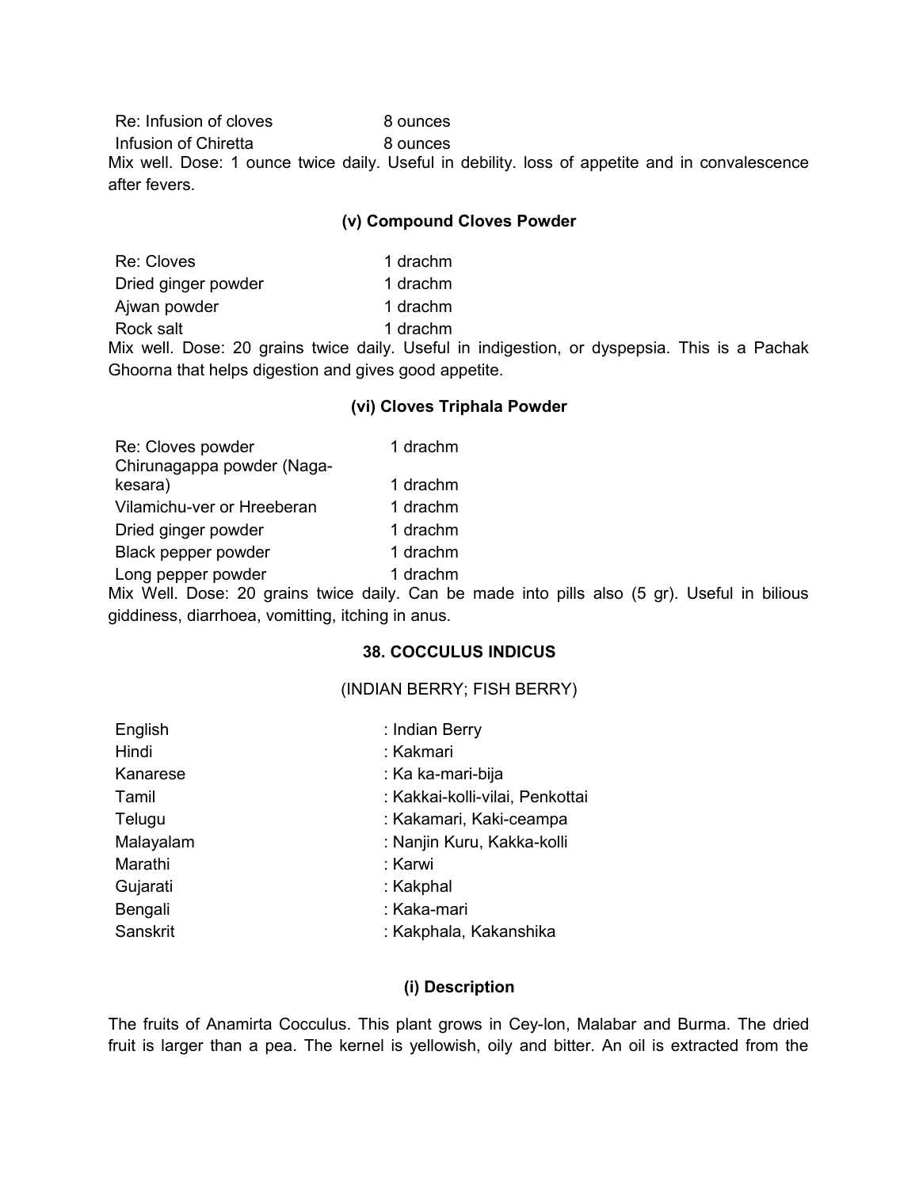| | |
|---|---|
| Re: Infusion of cloves | 8 ounces |
| Infusion of Chiretta | 8 ounces |

Mix well. Dose: 1 ounce twice daily. Useful in debility. loss of appetite and in convalescence after fevers.

### (v) Compound Cloves Powder

| | |
|---|---|
| Re: Cloves | 1 drachm |
| Dried ginger powder | 1 drachm |
| Ajwan powder | 1 drachm |
| Rock salt | 1 drachm |

Mix well. Dose: 20 grains twice daily. Useful in indigestion, or dyspepsia. This is a Pachak Ghoorna that helps digestion and gives good appetite.

### (vi) Cloves Triphala Powder

| | |
|---|---|
| Re: Cloves powder | 1 drachm |
| Chirunagappa powder (Naga-kesara) | 1 drachm |
| Vilamichu-ver or Hreeberan | 1 drachm |
| Dried ginger powder | 1 drachm |
| Black pepper powder | 1 drachm |
| Long pepper powder | 1 drachm |

Mix Well. Dose: 20 grains twice daily. Can be made into pills also (5 gr). Useful in bilious giddiness, diarrhoea, vomitting, itching in anus.

## 38. COCCULUS INDICUS

(INDIAN BERRY; FISH BERRY)

| | |
|---|---|
| English | : Indian Berry |
| Hindi | : Kakmari |
| Kanarese | : Ka ka-mari-bija |
| Tamil | : Kakkai-kolli-vilai, Penkottai |
| Telugu | : Kakamari, Kaki-ceampa |
| Malayalam | : Nanjin Kuru, Kakka-kolli |
| Marathi | : Karwi |
| Gujarati | : Kakphal |
| Bengali | : Kaka-mari |
| Sanskrit | : Kakphala, Kakanshika |

### (i) Description

The fruits of Anamirta Cocculus. This plant grows in Cey-lon, Malabar and Burma. The dried fruit is larger than a pea. The kernel is yellowish, oily and bitter. An oil is extracted from the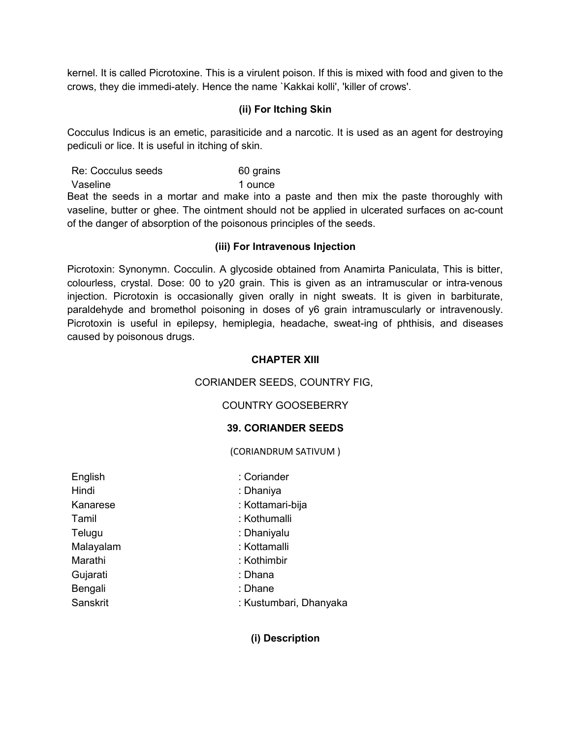kernel. It is called Picrotoxine. This is a virulent poison. If this is mixed with food and given to the crows, they die immedi-ately. Hence the name `Kakkai kolli', 'killer of crows'.

### (ii) For Itching Skin

Cocculus Indicus is an emetic, parasiticide and a narcotic. It is used as an agent for destroying pediculi or lice. It is useful in itching of skin.

| | |
|---|---|
| Re: Cocculus seeds | 60 grains |
| Vaseline | 1 ounce |

Beat the seeds in a mortar and make into a paste and then mix the paste thoroughly with vaseline, butter or ghee. The ointment should not be applied in ulcerated surfaces on ac-count of the danger of absorption of the poisonous principles of the seeds.

### (iii) For Intravenous Injection

Picrotoxin: Synonymn. Cocculin. A glycoside obtained from Anamirta Paniculata, This is bitter, colourless, crystal. Dose: 00 to y20 grain. This is given as an intramuscular or intra-venous injection. Picrotoxin is occasionally given orally in night sweats. It is given in barbiturate, paraldehyde and bromethol poisoning in doses of y6 grain intramuscularly or intravenously. Picrotoxin is useful in epilepsy, hemiplegia, headache, sweat-ing of phthisis, and diseases caused by poisonous drugs.

# CHAPTER XIII

## CORIANDER SEEDS, COUNTRY FIG, COUNTRY GOOSEBERRY

### 39. CORIANDER SEEDS

(CORIANDRUM SATIVUM )

| | |
|---|---|
| English | : Coriander |
| Hindi | : Dhaniya |
| Kanarese | : Kottamari-bija |
| Tamil | : Kothumalli |
| Telugu | : Dhaniyalu |
| Malayalam | : Kottamalli |
| Marathi | : Kothimbir |
| Gujarati | : Dhana |
| Bengali | : Dhane |
| Sanskrit | : Kustumbari, Dhanyaka |

### (i) Description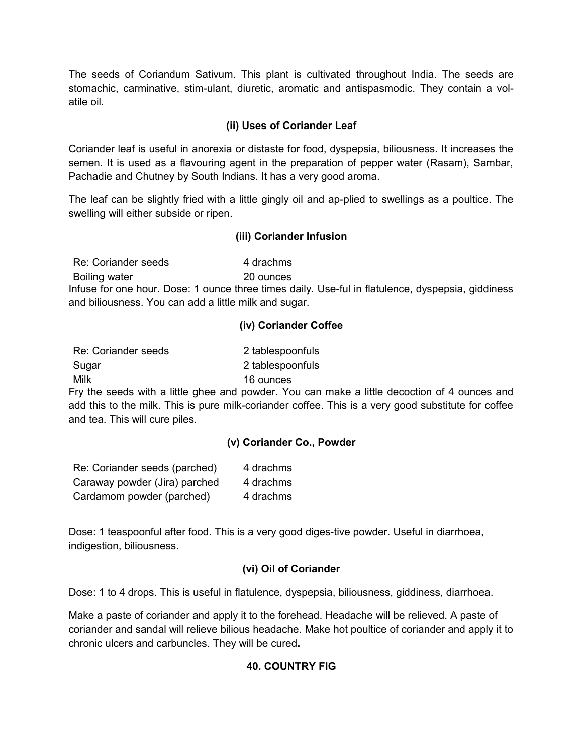The seeds of Coriandum Sativum. This plant is cultivated throughout India. The seeds are stomachic, carminative, stim-ulant, diuretic, aromatic and antispasmodic. They contain a vol-atile oil.

### (ii) Uses of Coriander Leaf

Coriander leaf is useful in anorexia or distaste for food, dyspepsia, biliousness. It increases the semen. It is used as a flavouring agent in the preparation of pepper water (Rasam), Sambar, Pachadie and Chutney by South Indians. It has a very good aroma.

The leaf can be slightly fried with a little gingly oil and ap-plied to swellings as a poultice. The swelling will either subside or ripen.

### (iii) Coriander Infusion

| | |
|---|---|
| Re: Coriander seeds | 4 drachms |
| Boiling water | 20 ounces |

Infuse for one hour. Dose: 1 ounce three times daily. Use-ful in flatulence, dyspepsia, giddiness and biliousness. You can add a little milk and sugar.

### (iv) Coriander Coffee

| | |
|---|---|
| Re: Coriander seeds | 2 tablespoonfuls |
| Sugar | 2 tablespoonfuls |
| Milk | 16 ounces |

Fry the seeds with a little ghee and powder. You can make a little decoction of 4 ounces and add this to the milk. This is pure milk-coriander coffee. This is a very good substitute for coffee and tea. This will cure piles.

### (v) Coriander Co., Powder

| | |
|---|---|
| Re: Coriander seeds (parched) | 4 drachms |
| Caraway powder (Jira) parched | 4 drachms |
| Cardamom powder (parched) | 4 drachms |

Dose: 1 teaspoonful after food. This is a very good diges-tive powder. Useful in diarrhoea, indigestion, biliousness.

### (vi) Oil of Coriander

Dose: 1 to 4 drops. This is useful in flatulence, dyspepsia, biliousness, giddiness, diarrhoea.

Make a paste of coriander and apply it to the forehead. Headache will be relieved. A paste of coriander and sandal will relieve bilious headache. Make hot poultice of coriander and apply it to chronic ulcers and carbuncles. They will be cured**.**

## 40. COUNTRY FIG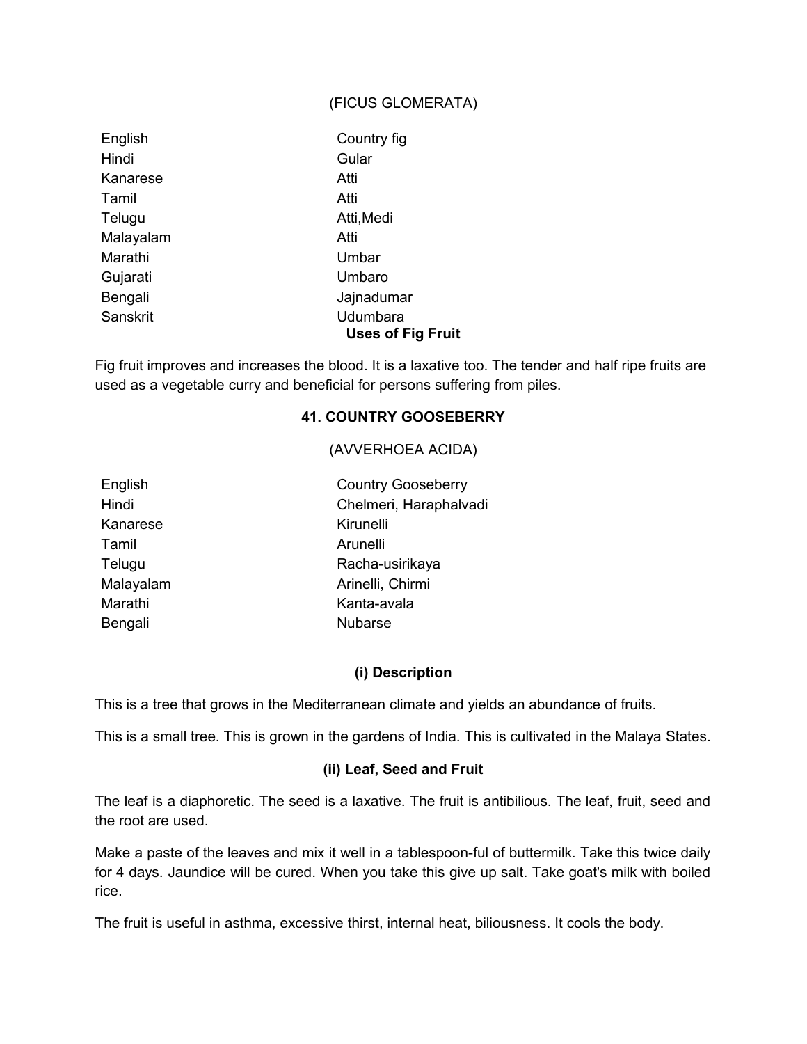(FICUS GLOMERATA)

| | |
|---|---|
| English | Country fig |
| Hindi | Gular |
| Kanarese | Atti |
| Tamil | Atti |
| Telugu | Atti,Medi |
| Malayalam | Atti |
| Marathi | Umbar |
| Gujarati | Umbaro |
| Bengali | Jajnadumar |
| Sanskrit | Udumbara |

**Uses of Fig Fruit**

Fig fruit improves and increases the blood. It is a laxative too. The tender and half ripe fruits are used as a vegetable curry and beneficial for persons suffering from piles.

## 41. COUNTRY GOOSEBERRY

(AVVERHOEA ACIDA)

| | |
|---|---|
| English | Country Gooseberry |
| Hindi | Chelmeri, Haraphalvadi |
| Kanarese | Kirunelli |
| Tamil | Arunelli |
| Telugu | Racha-usirikaya |
| Malayalam | Arinelli, Chirmi |
| Marathi | Kanta-avala |
| Bengali | Nubarse |

### (i) Description

This is a tree that grows in the Mediterranean climate and yields an abundance of fruits.

This is a small tree. This is grown in the gardens of India. This is cultivated in the Malaya States.

### (ii) Leaf, Seed and Fruit

The leaf is a diaphoretic. The seed is a laxative. The fruit is antibilious. The leaf, fruit, seed and the root are used.

Make a paste of the leaves and mix it well in a tablespoon-ful of buttermilk. Take this twice daily for 4 days. Jaundice will be cured. When you take this give up salt. Take goat's milk with boiled rice.

The fruit is useful in asthma, excessive thirst, internal heat, biliousness. It cools the body.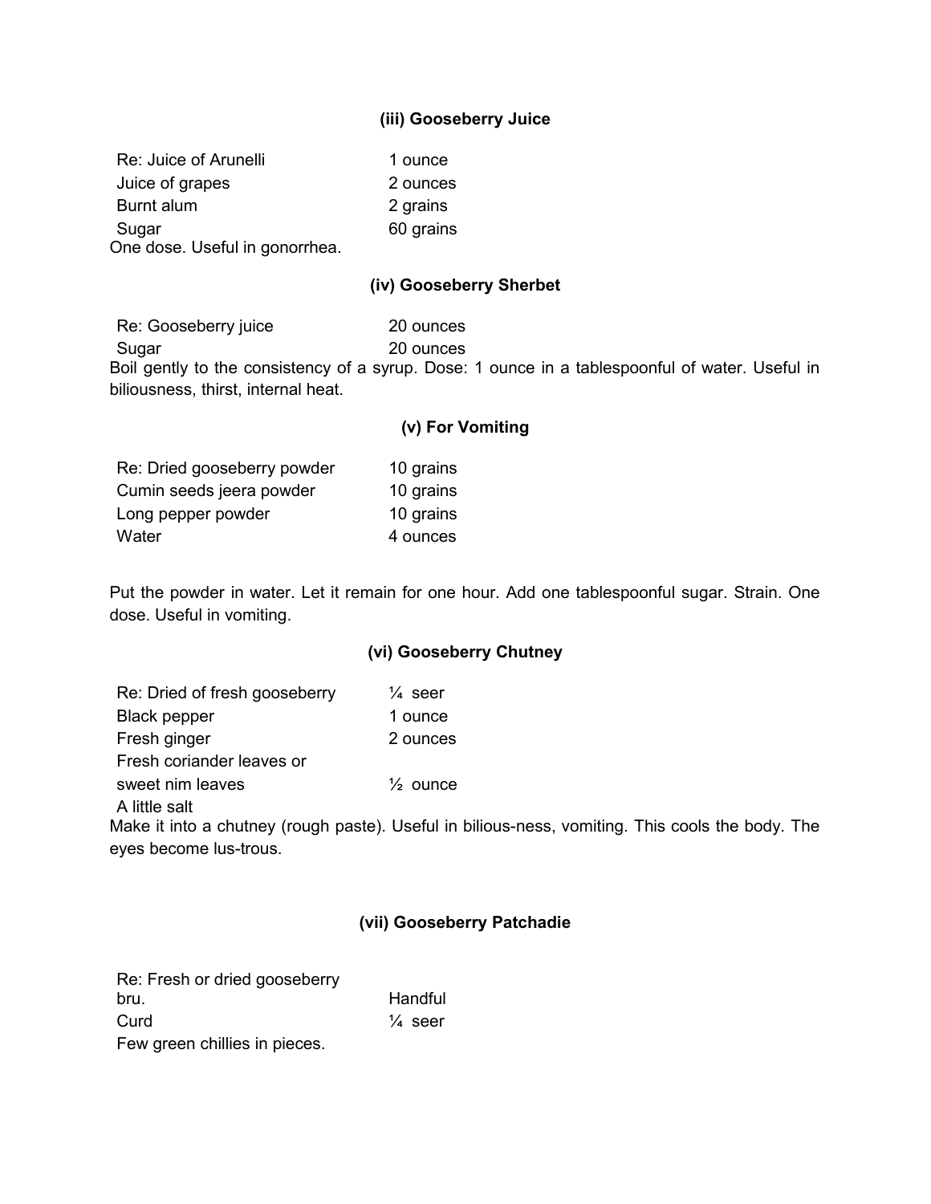### (iii) Gooseberry Juice

| | |
|---|---|
| Re: Juice of Arunelli | 1 ounce |
| Juice of grapes | 2 ounces |
| Burnt alum | 2 grains |
| Sugar | 60 grains |

One dose. Useful in gonorrhea.

### (iv) Gooseberry Sherbet

| | |
|---|---|
| Re: Gooseberry juice | 20 ounces |
| Sugar | 20 ounces |

Boil gently to the consistency of a syrup. Dose: 1 ounce in a tablespoonful of water. Useful in biliousness, thirst, internal heat.

### (v) For Vomiting

| | |
|---|---|
| Re: Dried gooseberry powder | 10 grains |
| Cumin seeds jeera powder | 10 grains |
| Long pepper powder | 10 grains |
| Water | 4 ounces |

Put the powder in water. Let it remain for one hour. Add one tablespoonful sugar. Strain. One dose. Useful in vomiting.

### (vi) Gooseberry Chutney

| | |
|---|---|
| Re: Dried of fresh gooseberry | ¼ seer |
| Black pepper | 1 ounce |
| Fresh ginger | 2 ounces |
| Fresh coriander leaves or sweet nim leaves | ½ ounce |
| A little salt | |

Make it into a chutney (rough paste). Useful in bilious-ness, vomiting. This cools the body. The eyes become lus-trous.

### (vii) Gooseberry Patchadie

| | |
|---|---|
| Re: Fresh or dried gooseberry bru. | Handful |
| Curd | ¼ seer |
| Few green chillies in pieces. | |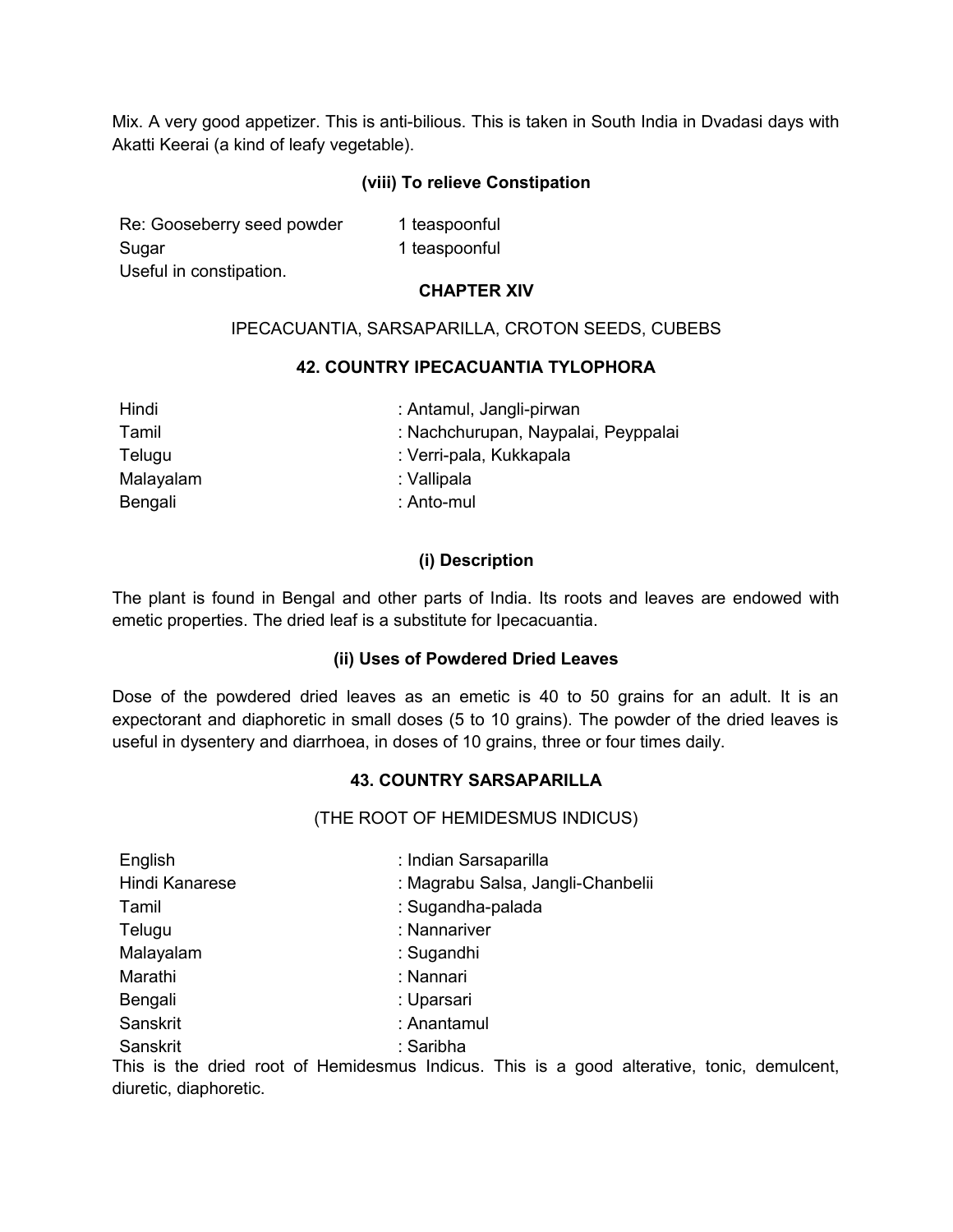Mix. A very good appetizer. This is anti-bilious. This is taken in South India in Dvadasi days with Akatti Keerai (a kind of leafy vegetable).

### (viii) To relieve Constipation

| | |
|---|---|
| Re: Gooseberry seed powder | 1 teaspoonful |
| Sugar | 1 teaspoonful |

Useful in constipation.

## CHAPTER XIV

IPECACUANTIA, SARSAPARILLA, CROTON SEEDS, CUBEBS

### 42. COUNTRY IPECACUANTIA TYLOPHORA

| | |
|---|---|
| Hindi | : Antamul, Jangli-pirwan |
| Tamil | : Nachchurupan, Naypalai, Peyppalai |
| Telugu | : Verri-pala, Kukkapala |
| Malayalam | : Vallipala |
| Bengali | : Anto-mul |

### (i) Description

The plant is found in Bengal and other parts of India. Its roots and leaves are endowed with emetic properties. The dried leaf is a substitute for Ipecacuantia.

### (ii) Uses of Powdered Dried Leaves

Dose of the powdered dried leaves as an emetic is 40 to 50 grains for an adult. It is an expectorant and diaphoretic in small doses (5 to 10 grains). The powder of the dried leaves is useful in dysentery and diarrhoea, in doses of 10 grains, three or four times daily.

### 43. COUNTRY SARSAPARILLA

(THE ROOT OF HEMIDESMUS INDICUS)

| | |
|---|---|
| English | : Indian Sarsaparilla |
| Hindi Kanarese | : Magrabu Salsa, Jangli-Chanbelii |
| Tamil | : Sugandha-palada |
| Telugu | : Nannariver |
| Malayalam | : Sugandhi |
| Marathi | : Nannari |
| Bengali | : Uparsari |
| Sanskrit | : Anantamul |
| Sanskrit | : Saribha |

This is the dried root of Hemidesmus Indicus. This is a good alterative, tonic, demulcent, diuretic, diaphoretic.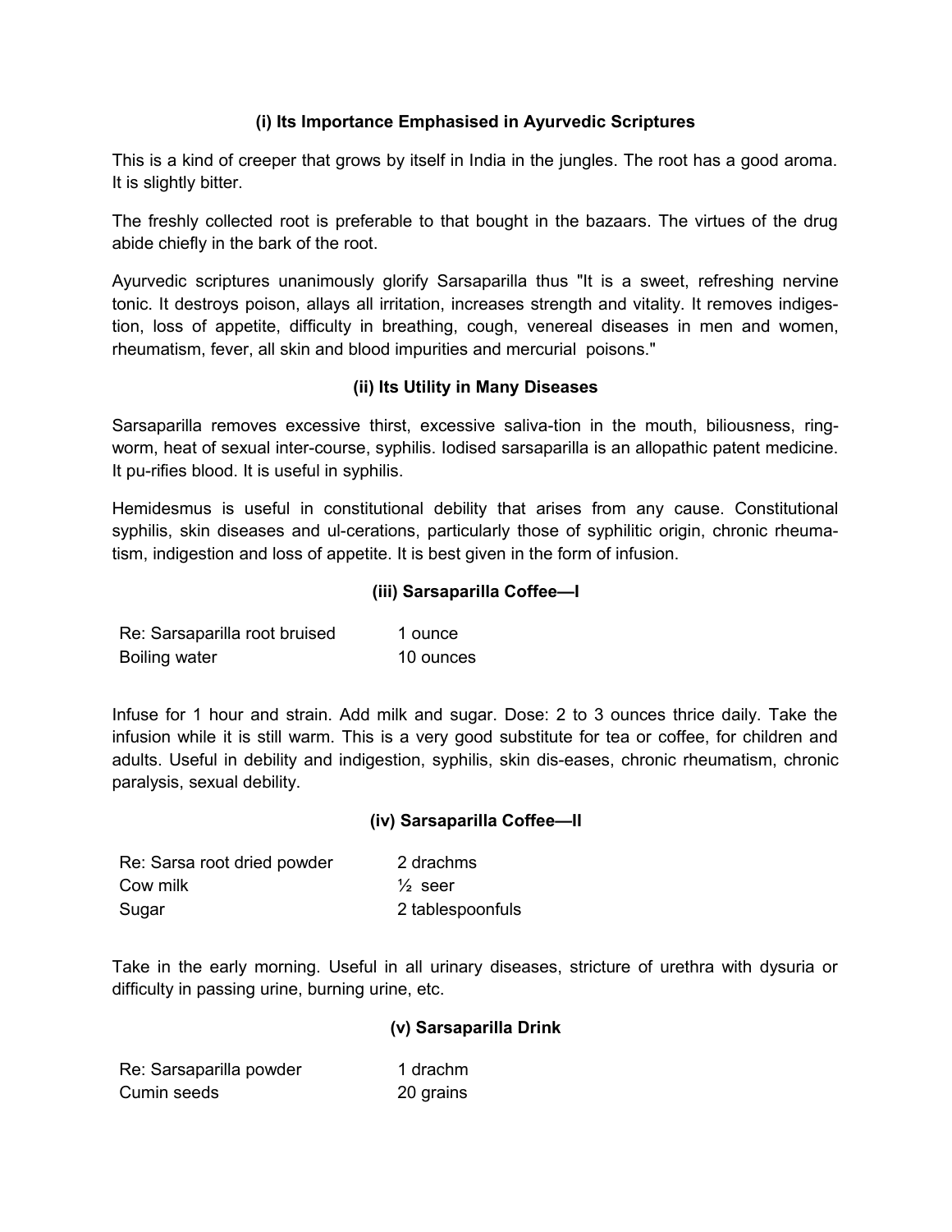### (i) Its Importance Emphasised in Ayurvedic Scriptures

This is a kind of creeper that grows by itself in India in the jungles. The root has a good aroma. It is slightly bitter.

The freshly collected root is preferable to that bought in the bazaars. The virtues of the drug abide chiefly in the bark of the root.

Ayurvedic scriptures unanimously glorify Sarsaparilla thus "It is a sweet, refreshing nervine tonic. It destroys poison, allays all irritation, increases strength and vitality. It removes indigestion, loss of appetite, difficulty in breathing, cough, venereal diseases in men and women, rheumatism, fever, all skin and blood impurities and mercurial poisons."

### (ii) Its Utility in Many Diseases

Sarsaparilla removes excessive thirst, excessive saliva-tion in the mouth, biliousness, ringworm, heat of sexual inter-course, syphilis. Iodised sarsaparilla is an allopathic patent medicine. It pu-rifies blood. It is useful in syphilis.

Hemidesmus is useful in constitutional debility that arises from any cause. Constitutional syphilis, skin diseases and ul-cerations, particularly those of syphilitic origin, chronic rheumatism, indigestion and loss of appetite. It is best given in the form of infusion.

### (iii) Sarsaparilla Coffee—I

| | |
|---|---|
| Re: Sarsaparilla root bruised | 1 ounce |
| Boiling water | 10 ounces |

Infuse for 1 hour and strain. Add milk and sugar. Dose: 2 to 3 ounces thrice daily. Take the infusion while it is still warm. This is a very good substitute for tea or coffee, for children and adults. Useful in debility and indigestion, syphilis, skin dis-eases, chronic rheumatism, chronic paralysis, sexual debility.

### (iv) Sarsaparilla Coffee—II

| | |
|---|---|
| Re: Sarsa root dried powder | 2 drachms |
| Cow milk | ½ seer |
| Sugar | 2 tablespoonfuls |

Take in the early morning. Useful in all urinary diseases, stricture of urethra with dysuria or difficulty in passing urine, burning urine, etc.

### (v) Sarsaparilla Drink

| | |
|---|---|
| Re: Sarsaparilla powder | 1 drachm |
| Cumin seeds | 20 grains |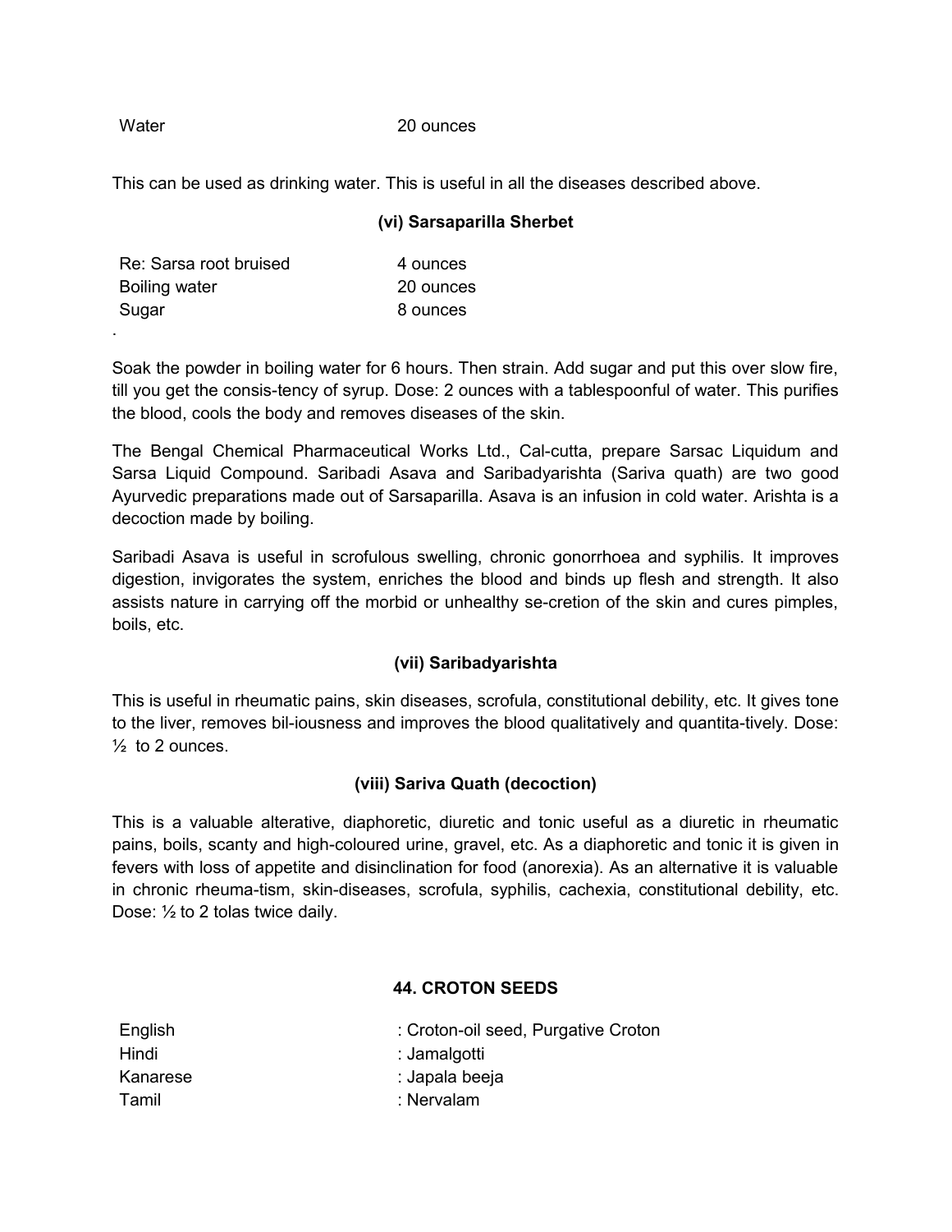| | |
|---|---|
| Water | 20 ounces |

This can be used as drinking water. This is useful in all the diseases described above.

### (vi) Sarsaparilla Sherbet

| | |
|---|---|
| Re: Sarsa root bruised | 4 ounces |
| Boiling water | 20 ounces |
| Sugar | 8 ounces |

.

Soak the powder in boiling water for 6 hours. Then strain. Add sugar and put this over slow fire, till you get the consis-tency of syrup. Dose: 2 ounces with a tablespoonful of water. This purifies the blood, cools the body and removes diseases of the skin.

The Bengal Chemical Pharmaceutical Works Ltd., Cal-cutta, prepare Sarsac Liquidum and Sarsa Liquid Compound. Saribadi Asava and Saribadyarishta (Sariva quath) are two good Ayurvedic preparations made out of Sarsaparilla. Asava is an infusion in cold water. Arishta is a decoction made by boiling.

Saribadi Asava is useful in scrofulous swelling, chronic gonorrhoea and syphilis. It improves digestion, invigorates the system, enriches the blood and binds up flesh and strength. It also assists nature in carrying off the morbid or unhealthy se-cretion of the skin and cures pimples, boils, etc.

### (vii) Saribadyarishta

This is useful in rheumatic pains, skin diseases, scrofula, constitutional debility, etc. It gives tone to the liver, removes bil-iousness and improves the blood qualitatively and quantita-tively. Dose: ½ to 2 ounces.

### (viii) Sariva Quath (decoction)

This is a valuable alterative, diaphoretic, diuretic and tonic useful as a diuretic in rheumatic pains, boils, scanty and high-coloured urine, gravel, etc. As a diaphoretic and tonic it is given in fevers with loss of appetite and disinclination for food (anorexia). As an alternative it is valuable in chronic rheuma-tism, skin-diseases, scrofula, syphilis, cachexia, constitutional debility, etc. Dose: ½ to 2 tolas twice daily.

## 44. CROTON SEEDS

| | |
|---|---|
| English | : Croton-oil seed, Purgative Croton |
| Hindi | : Jamalgotti |
| Kanarese | : Japala beeja |
| Tamil | : Nervalam |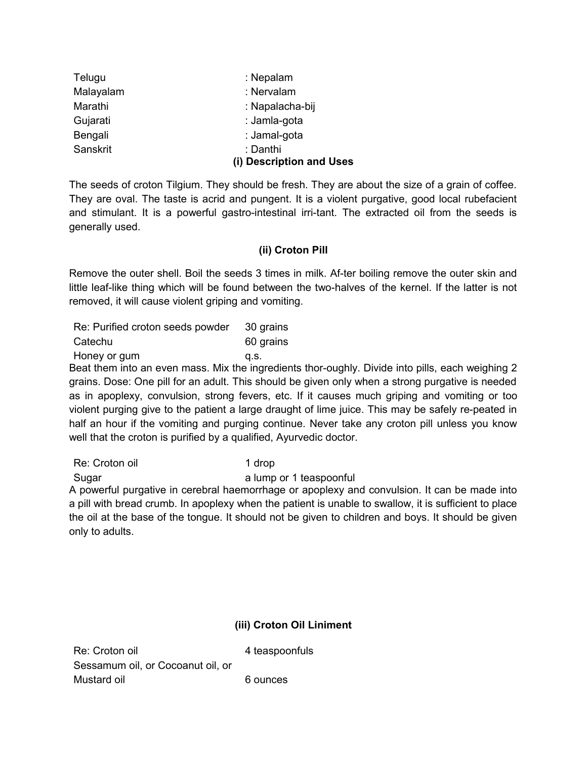| | |
|---|---|
| Telugu | : Nepalam |
| Malayalam | : Nervalam |
| Marathi | : Napalacha-bij |
| Gujarati | : Jamla-gota |
| Bengali | : Jamal-gota |
| Sanskrit | : Danthi |

### (i) Description and Uses

The seeds of croton Tilgium. They should be fresh. They are about the size of a grain of coffee. They are oval. The taste is acrid and pungent. It is a violent purgative, good local rubefacient and stimulant. It is a powerful gastro-intestinal irri-tant. The extracted oil from the seeds is generally used.

### (ii) Croton Pill

Remove the outer shell. Boil the seeds 3 times in milk. Af-ter boiling remove the outer skin and little leaf-like thing which will be found between the two-halves of the kernel. If the latter is not removed, it will cause violent griping and vomiting.

| | |
|---|---|
| Re: Purified croton seeds powder | 30 grains |
| Catechu | 60 grains |
| Honey or gum | q.s. |

Beat them into an even mass. Mix the ingredients thor-oughly. Divide into pills, each weighing 2 grains. Dose: One pill for an adult. This should be given only when a strong purgative is needed as in apoplexy, convulsion, strong fevers, etc. If it causes much griping and vomiting or too violent purging give to the patient a large draught of lime juice. This may be safely re-peated in half an hour if the vomiting and purging continue. Never take any croton pill unless you know well that the croton is purified by a qualified, Ayurvedic doctor.

| | |
|---|---|
| Re: Croton oil | 1 drop |
| Sugar | a lump or 1 teaspoonful |

A powerful purgative in cerebral haemorrhage or apoplexy and convulsion. It can be made into a pill with bread crumb. In apoplexy when the patient is unable to swallow, it is sufficient to place the oil at the base of the tongue. It should not be given to children and boys. It should be given only to adults.

### (iii) Croton Oil Liniment

| | |
|---|---|
| Re: Croton oil | 4 teaspoonfuls |
| Sessamum oil, or Cocoanut oil, or Mustard oil | 6 ounces |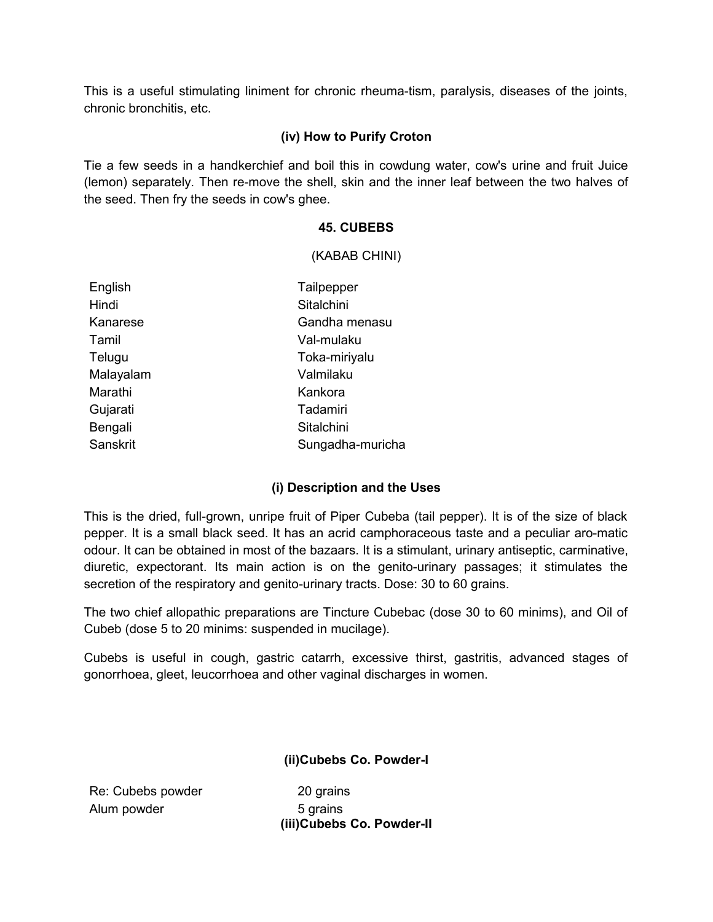This is a useful stimulating liniment for chronic rheuma-tism, paralysis, diseases of the joints, chronic bronchitis, etc.

### (iv) How to Purify Croton

Tie a few seeds in a handkerchief and boil this in cowdung water, cow's urine and fruit Juice (lemon) separately. Then re-move the shell, skin and the inner leaf between the two halves of the seed. Then fry the seeds in cow's ghee.

## 45. CUBEBS

(KABAB CHINI)

| | |
|---|---|
| English | Tailpepper |
| Hindi | Sitalchini |
| Kanarese | Gandha menasu |
| Tamil | Val-mulaku |
| Telugu | Toka-miriyalu |
| Malayalam | Valmilaku |
| Marathi | Kankora |
| Gujarati | Tadamiri |
| Bengali | Sitalchini |
| Sanskrit | Sungadha-muricha |

### (i) Description and the Uses

This is the dried, full-grown, unripe fruit of Piper Cubeba (tail pepper). It is of the size of black pepper. It is a small black seed. It has an acrid camphoraceous taste and a peculiar aro-matic odour. It can be obtained in most of the bazaars. It is a stimulant, urinary antiseptic, carminative, diuretic, expectorant. Its main action is on the genito-urinary passages; it stimulates the secretion of the respiratory and genito-urinary tracts. Dose: 30 to 60 grains.

The two chief allopathic preparations are Tincture Cubebac (dose 30 to 60 minims), and Oil of Cubeb (dose 5 to 20 minims: suspended in mucilage).

Cubebs is useful in cough, gastric catarrh, excessive thirst, gastritis, advanced stages of gonorrhoea, gleet, leucorrhoea and other vaginal discharges in women.

### (ii)Cubebs Co. Powder-I

| | |
|---|---|
| Re: Cubebs powder | 20 grains |
| Alum powder | 5 grains |

### (iii)Cubebs Co. Powder-II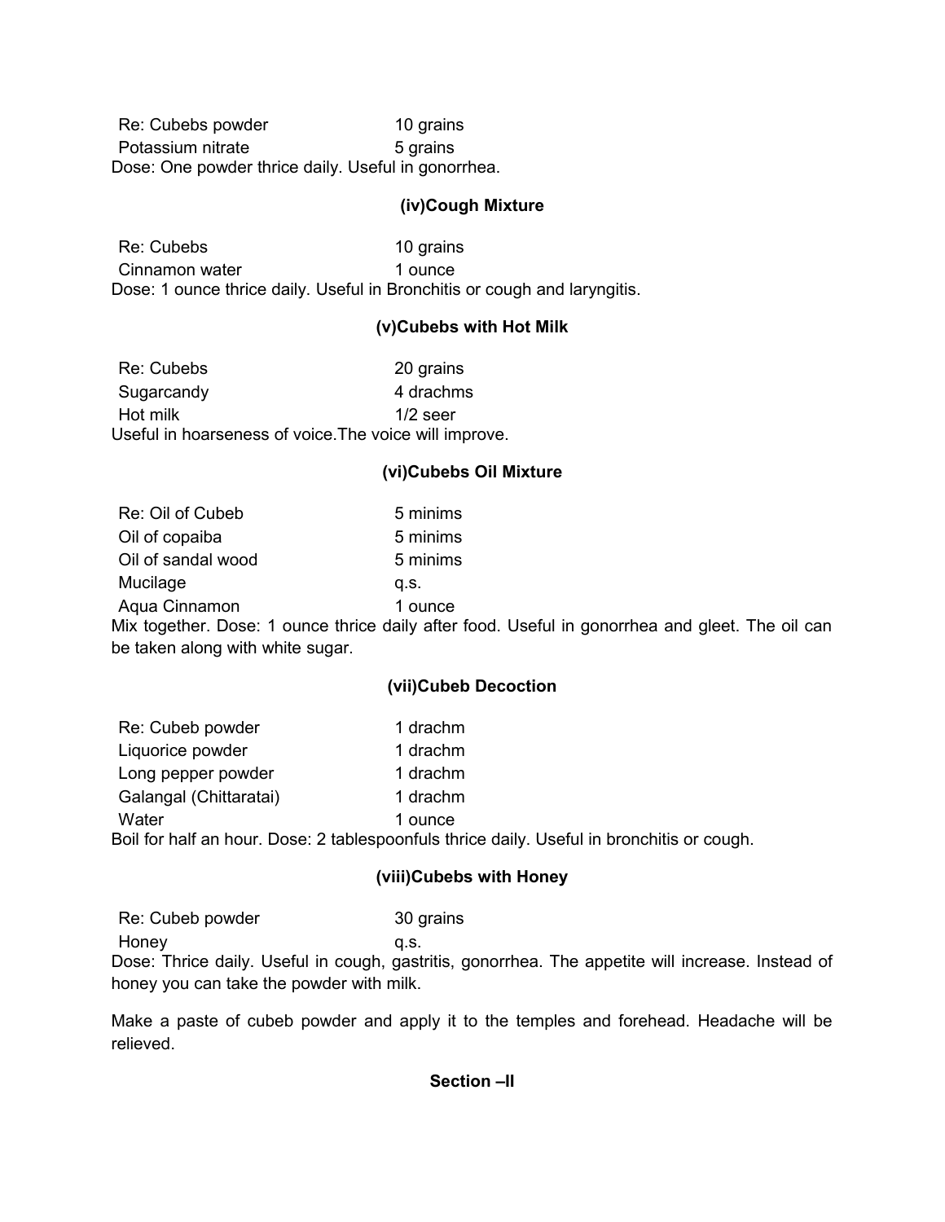| | |
|---|---|
| Re: Cubebs powder | 10 grains |
| Potassium nitrate | 5 grains |

Dose: One powder thrice daily. Useful in gonorrhea.

### (iv)Cough Mixture

| | |
|---|---|
| Re: Cubebs | 10 grains |
| Cinnamon water | 1 ounce |

Dose: 1 ounce thrice daily. Useful in Bronchitis or cough and laryngitis.

### (v)Cubebs with Hot Milk

| | |
|---|---|
| Re: Cubebs | 20 grains |
| Sugarcandy | 4 drachms |
| Hot milk | 1/2 seer |

Useful in hoarseness of voice.The voice will improve.

### (vi)Cubebs Oil Mixture

| | |
|---|---|
| Re: Oil of Cubeb | 5 minims |
| Oil of copaiba | 5 minims |
| Oil of sandal wood | 5 minims |
| Mucilage | q.s. |
| Aqua Cinnamon | 1 ounce |

Mix together. Dose: 1 ounce thrice daily after food. Useful in gonorrhea and gleet. The oil can be taken along with white sugar.

### (vii)Cubeb Decoction

| | |
|---|---|
| Re: Cubeb powder | 1 drachm |
| Liquorice powder | 1 drachm |
| Long pepper powder | 1 drachm |
| Galangal (Chittaratai) | 1 drachm |
| Water | 1 ounce |

Boil for half an hour. Dose: 2 tablespoonfuls thrice daily. Useful in bronchitis or cough.

### (viii)Cubebs with Honey

| | |
|---|---|
| Re: Cubeb powder | 30 grains |
| Honey | q.s. |

Dose: Thrice daily. Useful in cough, gastritis, gonorrhea. The appetite will increase. Instead of honey you can take the powder with milk.

Make a paste of cubeb powder and apply it to the temples and forehead. Headache will be relieved.

## Section –II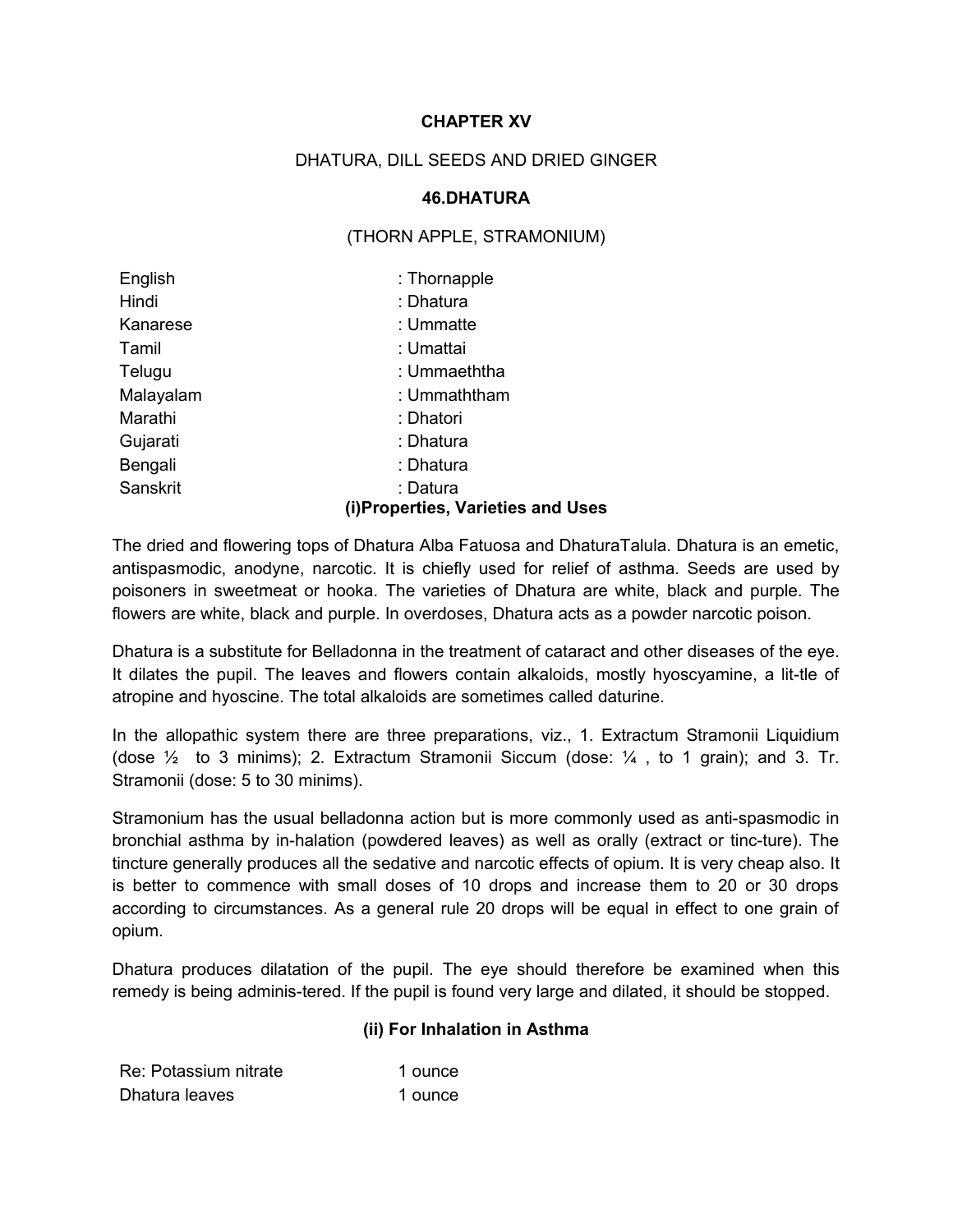## CHAPTER XV

DHATURA, DILL SEEDS AND DRIED GINGER

### 46.DHATURA

(THORN APPLE, STRAMONIUM)

| | |
|---|---|
| English | : Thornapple |
| Hindi | : Dhatura |
| Kanarese | : Ummatte |
| Tamil | : Umattai |
| Telugu | : Ummaeththa |
| Malayalam | : Ummaththam |
| Marathi | : Dhatori |
| Gujarati | : Dhatura |
| Bengali | : Dhatura |
| Sanskrit | : Datura |

#### (i)Properties, Varieties and Uses

The dried and flowering tops of Dhatura Alba Fatuosa and DhaturaTalula. Dhatura is an emetic, antispasmodic, anodyne, narcotic. It is chiefly used for relief of asthma. Seeds are used by poisoners in sweetmeat or hooka. The varieties of Dhatura are white, black and purple. The flowers are white, black and purple. In overdoses, Dhatura acts as a powder narcotic poison.

Dhatura is a substitute for Belladonna in the treatment of cataract and other diseases of the eye. It dilates the pupil. The leaves and flowers contain alkaloids, mostly hyoscyamine, a lit-tle of atropine and hyoscine. The total alkaloids are sometimes called daturine.

In the allopathic system there are three preparations, viz., 1. Extractum Stramonii Liquidium (dose ½ to 3 minims); 2. Extractum Stramonii Siccum (dose: ¼ , to 1 grain); and 3. Tr. Stramonii (dose: 5 to 30 minims).

Stramonium has the usual belladonna action but is more commonly used as anti-spasmodic in bronchial asthma by in-halation (powdered leaves) as well as orally (extract or tinc-ture). The tincture generally produces all the sedative and narcotic effects of opium. It is very cheap also. It is better to commence with small doses of 10 drops and increase them to 20 or 30 drops according to circumstances. As a general rule 20 drops will be equal in effect to one grain of opium.

Dhatura produces dilatation of the pupil. The eye should therefore be examined when this remedy is being adminis-tered. If the pupil is found very large and dilated, it should be stopped.

#### (ii) For Inhalation in Asthma

| | |
|---|---|
| Re: Potassium nitrate | 1 ounce |
| Dhatura leaves | 1 ounce |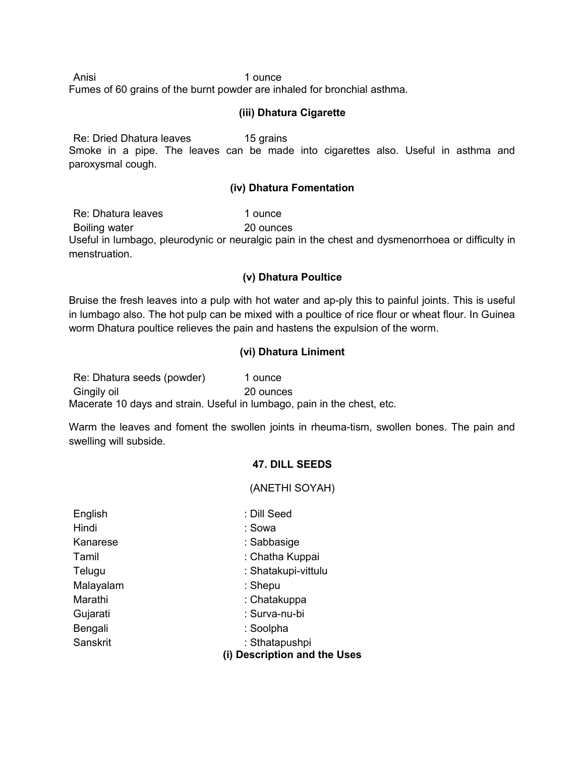| | |
|---|---|
| Anisi | 1 ounce |

Fumes of 60 grains of the burnt powder are inhaled for bronchial asthma.

### (iii) Dhatura Cigarette

| | |
|---|---|
| Re: Dried Dhatura leaves | 15 grains |

Smoke in a pipe. The leaves can be made into cigarettes also. Useful in asthma and paroxysmal cough.

### (iv) Dhatura Fomentation

| | |
|---|---|
| Re: Dhatura leaves | 1 ounce |
| Boiling water | 20 ounces |

Useful in lumbago, pleurodynic or neuralgic pain in the chest and dysmenorrhoea or difficulty in menstruation.

### (v) Dhatura Poultice

Bruise the fresh leaves into a pulp with hot water and ap-ply this to painful joints. This is useful in lumbago also. The hot pulp can be mixed with a poultice of rice flour or wheat flour. In Guinea worm Dhatura poultice relieves the pain and hastens the expulsion of the worm.

### (vi) Dhatura Liniment

| | |
|---|---|
| Re: Dhatura seeds (powder) | 1 ounce |
| Gingily oil | 20 ounces |

Macerate 10 days and strain. Useful in lumbago, pain in the chest, etc.

Warm the leaves and foment the swollen joints in rheuma-tism, swollen bones. The pain and swelling will subside.

## 47. DILL SEEDS

(ANETHI SOYAH)

| | |
|---|---|
| English | : Dill Seed |
| Hindi | : Sowa |
| Kanarese | : Sabbasige |
| Tamil | : Chatha Kuppai |
| Telugu | : Shatakupi-vittulu |
| Malayalam | : Shepu |
| Marathi | : Chatakuppa |
| Gujarati | : Surva-nu-bi |
| Bengali | : Soolpha |
| Sanskrit | : Sthatapushpi |

### (i) Description and the Uses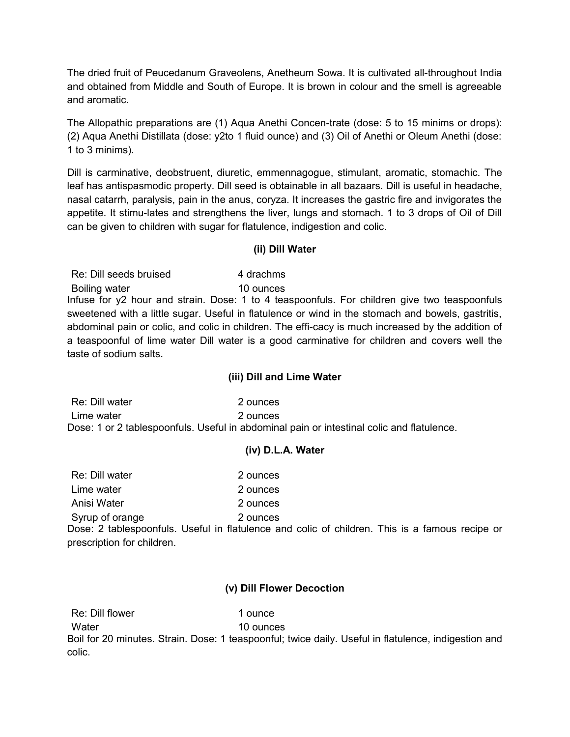The dried fruit of Peucedanum Graveolens, Anetheum Sowa. It is cultivated all-throughout India and obtained from Middle and South of Europe. It is brown in colour and the smell is agreeable and aromatic.

The Allopathic preparations are (1) Aqua Anethi Concen-trate (dose: 5 to 15 minims or drops): (2) Aqua Anethi Distillata (dose: y2to 1 fluid ounce) and (3) Oil of Anethi or Oleum Anethi (dose: 1 to 3 minims).

Dill is carminative, deobstruent, diuretic, emmennagogue, stimulant, aromatic, stomachic. The leaf has antispasmodic property. Dill seed is obtainable in all bazaars. Dill is useful in headache, nasal catarrh, paralysis, pain in the anus, coryza. It increases the gastric fire and invigorates the appetite. It stimu-lates and strengthens the liver, lungs and stomach. 1 to 3 drops of Oil of Dill can be given to children with sugar for flatulence, indigestion and colic.

### (ii) Dill Water

| | |
|---|---|
| Re: Dill seeds bruised | 4 drachms |
| Boiling water | 10 ounces |

Infuse for y2 hour and strain. Dose: 1 to 4 teaspoonfuls. For children give two teaspoonfuls sweetened with a little sugar. Useful in flatulence or wind in the stomach and bowels, gastritis, abdominal pain or colic, and colic in children. The effi-cacy is much increased by the addition of a teaspoonful of lime water Dill water is a good carminative for children and covers well the taste of sodium salts.

### (iii) Dill and Lime Water

| | |
|---|---|
| Re: Dill water | 2 ounces |
| Lime water | 2 ounces |

Dose: 1 or 2 tablespoonfuls. Useful in abdominal pain or intestinal colic and flatulence.

### (iv) D.L.A. Water

| | |
|---|---|
| Re: Dill water | 2 ounces |
| Lime water | 2 ounces |
| Anisi Water | 2 ounces |
| Syrup of orange | 2 ounces |

Dose: 2 tablespoonfuls. Useful in flatulence and colic of children. This is a famous recipe or prescription for children.

### (v) Dill Flower Decoction

| | |
|---|---|
| Re: Dill flower | 1 ounce |
| Water | 10 ounces |

Boil for 20 minutes. Strain. Dose: 1 teaspoonful; twice daily. Useful in flatulence, indigestion and colic.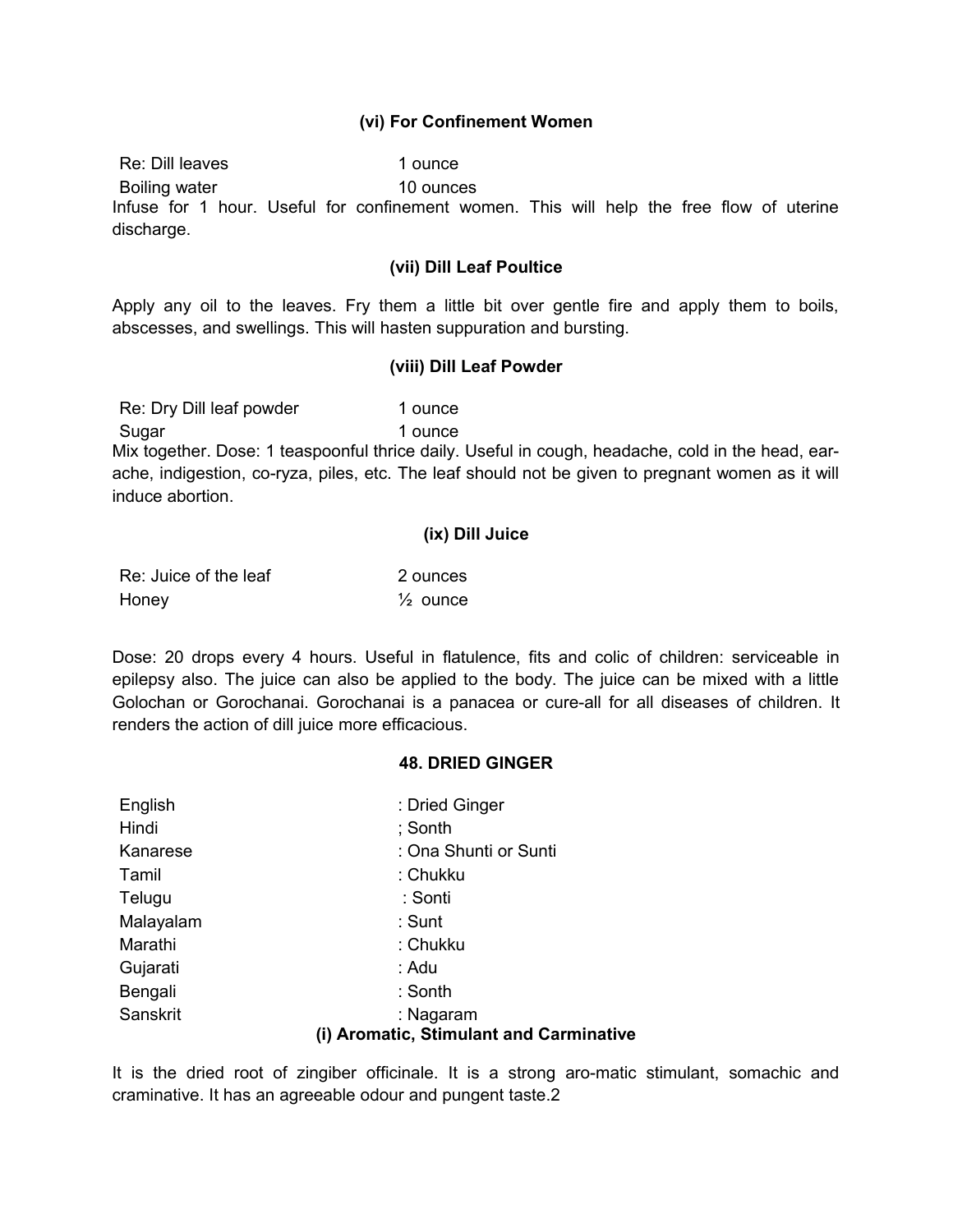### (vi) For Confinement Women

| | |
|---|---|
| Re: Dill leaves | 1 ounce |
| Boiling water | 10 ounces |

Infuse for 1 hour. Useful for confinement women. This will help the free flow of uterine discharge.

### (vii) Dill Leaf Poultice

Apply any oil to the leaves. Fry them a little bit over gentle fire and apply them to boils, abscesses, and swellings. This will hasten suppuration and bursting.

### (viii) Dill Leaf Powder

| | |
|---|---|
| Re: Dry Dill leaf powder | 1 ounce |
| Sugar | 1 ounce |

Mix together. Dose: 1 teaspoonful thrice daily. Useful in cough, headache, cold in the head, ear-ache, indigestion, co-ryza, piles, etc. The leaf should not be given to pregnant women as it will induce abortion.

### (ix) Dill Juice

| | |
|---|---|
| Re: Juice of the leaf | 2 ounces |
| Honey | ½ ounce |

Dose: 20 drops every 4 hours. Useful in flatulence, fits and colic of children: serviceable in epilepsy also. The juice can also be applied to the body. The juice can be mixed with a little Golochan or Gorochanai. Gorochanai is a panacea or cure-all for all diseases of children. It renders the action of dill juice more efficacious.

## 48. DRIED GINGER

| | |
|---|---|
| English | : Dried Ginger |
| Hindi | ; Sonth |
| Kanarese | : Ona Shunti or Sunti |
| Tamil | : Chukku |
| Telugu | : Sonti |
| Malayalam | : Sunt |
| Marathi | : Chukku |
| Gujarati | : Adu |
| Bengali | : Sonth |
| Sanskrit | : Nagaram |

### (i) Aromatic, Stimulant and Carminative

It is the dried root of zingiber officinale. It is a strong aro-matic stimulant, somachic and craminative. It has an agreeable odour and pungent taste.2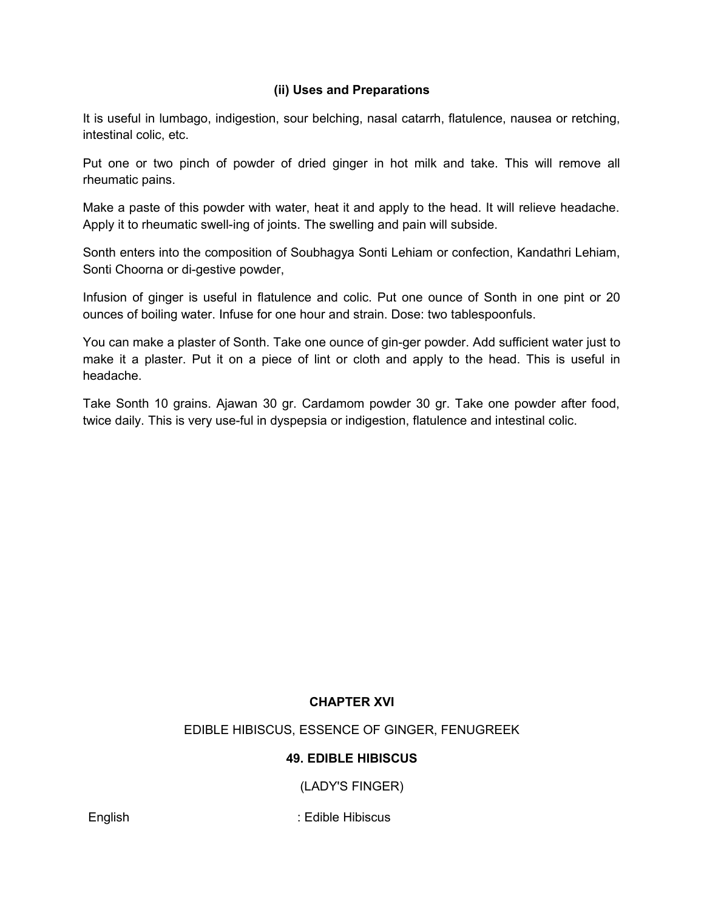### (ii) Uses and Preparations

It is useful in lumbago, indigestion, sour belching, nasal catarrh, flatulence, nausea or retching, intestinal colic, etc.

Put one or two pinch of powder of dried ginger in hot milk and take. This will remove all rheumatic pains.

Make a paste of this powder with water, heat it and apply to the head. It will relieve headache. Apply it to rheumatic swell-ing of joints. The swelling and pain will subside.

Sonth enters into the composition of Soubhagya Sonti Lehiam or confection, Kandathri Lehiam, Sonti Choorna or di-gestive powder,

Infusion of ginger is useful in flatulence and colic. Put one ounce of Sonth in one pint or 20 ounces of boiling water. Infuse for one hour and strain. Dose: two tablespoonfuls.

You can make a plaster of Sonth. Take one ounce of gin-ger powder. Add sufficient water just to make it a plaster. Put it on a piece of lint or cloth and apply to the head. This is useful in headache.

Take Sonth 10 grains. Ajawan 30 gr. Cardamom powder 30 gr. Take one powder after food, twice daily. This is very use-ful in dyspepsia or indigestion, flatulence and intestinal colic.

## CHAPTER XVI

EDIBLE HIBISCUS, ESSENCE OF GINGER, FENUGREEK

### 49. EDIBLE HIBISCUS

(LADY'S FINGER)

English : Edible Hibiscus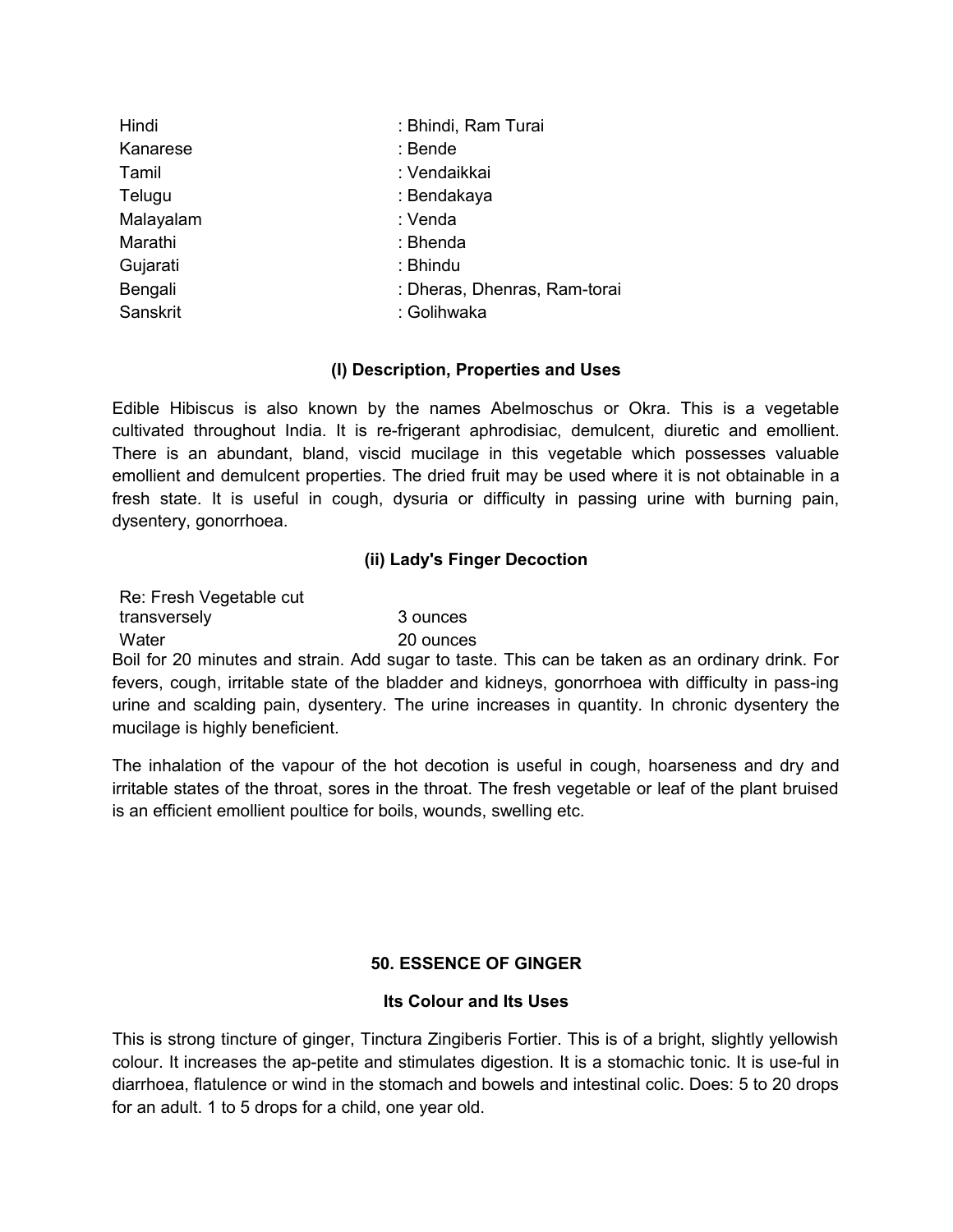| | |
|---|---|
| Hindi | : Bhindi, Ram Turai |
| Kanarese | : Bende |
| Tamil | : Vendaikkai |
| Telugu | : Bendakaya |
| Malayalam | : Venda |
| Marathi | : Bhenda |
| Gujarati | : Bhindu |
| Bengali | : Dheras, Dhenras, Ram-torai |
| Sanskrit | : Golihwaka |

### (I) Description, Properties and Uses

Edible Hibiscus is also known by the names Abelmoschus or Okra. This is a vegetable cultivated throughout India. It is re-frigerant aphrodisiac, demulcent, diuretic and emollient. There is an abundant, bland, viscid mucilage in this vegetable which possesses valuable emollient and demulcent properties. The dried fruit may be used where it is not obtainable in a fresh state. It is useful in cough, dysuria or difficulty in passing urine with burning pain, dysentery, gonorrhoea.

### (ii) Lady's Finger Decoction

| | |
|---|---|
| Re: Fresh Vegetable cut transversely | 3 ounces |
| Water | 20 ounces |

Boil for 20 minutes and strain. Add sugar to taste. This can be taken as an ordinary drink. For fevers, cough, irritable state of the bladder and kidneys, gonorrhoea with difficulty in pass-ing urine and scalding pain, dysentery. The urine increases in quantity. In chronic dysentery the mucilage is highly beneficient.

The inhalation of the vapour of the hot decotion is useful in cough, hoarseness and dry and irritable states of the throat, sores in the throat. The fresh vegetable or leaf of the plant bruised is an efficient emollient poultice for boils, wounds, swelling etc.

## 50. ESSENCE OF GINGER

### Its Colour and Its Uses

This is strong tincture of ginger, Tinctura Zingiberis Fortier. This is of a bright, slightly yellowish colour. It increases the ap-petite and stimulates digestion. It is a stomachic tonic. It is use-ful in diarrhoea, flatulence or wind in the stomach and bowels and intestinal colic. Does: 5 to 20 drops for an adult. 1 to 5 drops for a child, one year old.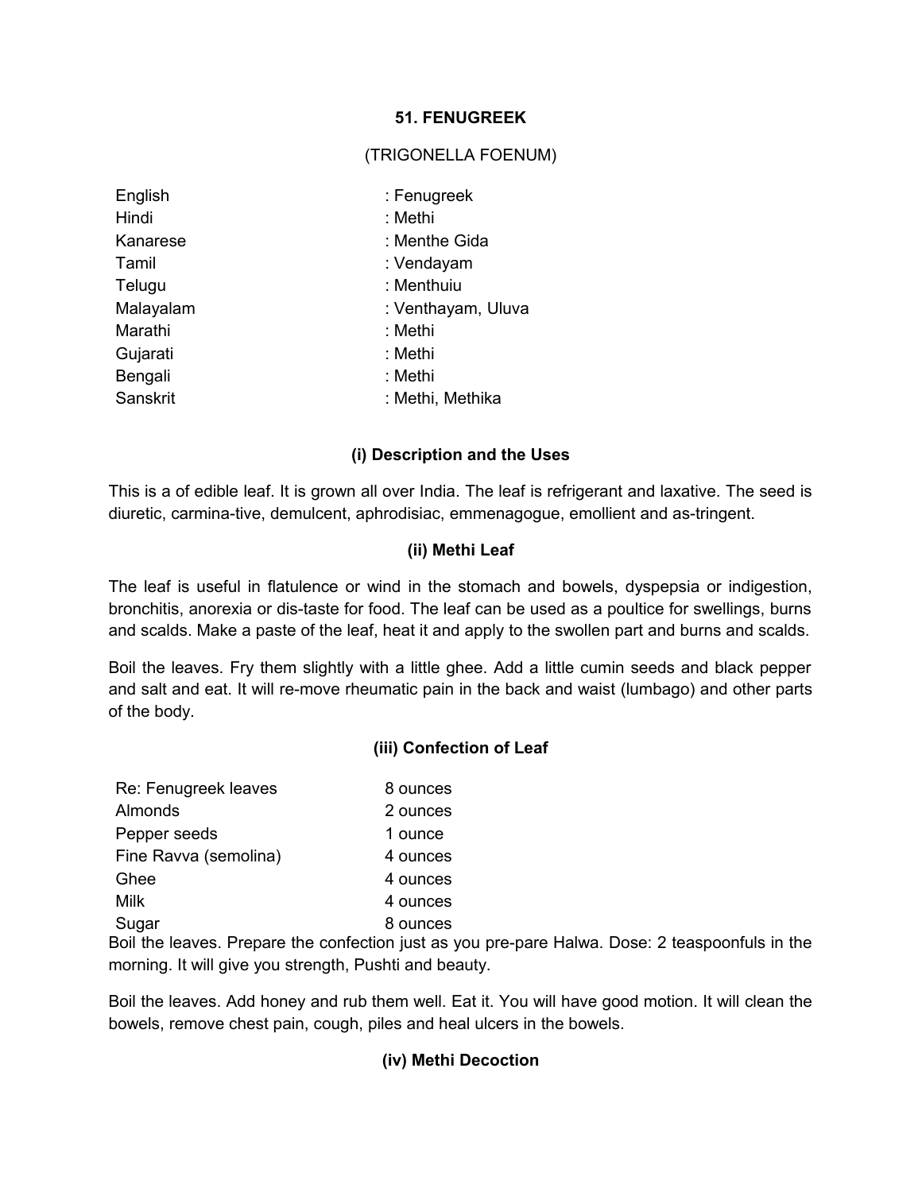# 51. FENUGREEK

(TRIGONELLA FOENUM)

| | |
|---|---|
| English | : Fenugreek |
| Hindi | : Methi |
| Kanarese | : Menthe Gida |
| Tamil | : Vendayam |
| Telugu | : Menthuiu |
| Malayalam | : Venthayam, Uluva |
| Marathi | : Methi |
| Gujarati | : Methi |
| Bengali | : Methi |
| Sanskrit | : Methi, Methika |

### (i) Description and the Uses

This is a of edible leaf. It is grown all over India. The leaf is refrigerant and laxative. The seed is diuretic, carmina-tive, demulcent, aphrodisiac, emmenagogue, emollient and as-tringent.

### (ii) Methi Leaf

The leaf is useful in flatulence or wind in the stomach and bowels, dyspepsia or indigestion, bronchitis, anorexia or dis-taste for food. The leaf can be used as a poultice for swellings, burns and scalds. Make a paste of the leaf, heat it and apply to the swollen part and burns and scalds.

Boil the leaves. Fry them slightly with a little ghee. Add a little cumin seeds and black pepper and salt and eat. It will re-move rheumatic pain in the back and waist (lumbago) and other parts of the body.

### (iii) Confection of Leaf

| | |
|---|---|
| Re: Fenugreek leaves | 8 ounces |
| Almonds | 2 ounces |
| Pepper seeds | 1 ounce |
| Fine Ravva (semolina) | 4 ounces |
| Ghee | 4 ounces |
| Milk | 4 ounces |
| Sugar | 8 ounces |

Boil the leaves. Prepare the confection just as you pre-pare Halwa. Dose: 2 teaspoonfuls in the morning. It will give you strength, Pushti and beauty.

Boil the leaves. Add honey and rub them well. Eat it. You will have good motion. It will clean the bowels, remove chest pain, cough, piles and heal ulcers in the bowels.

### (iv) Methi Decoction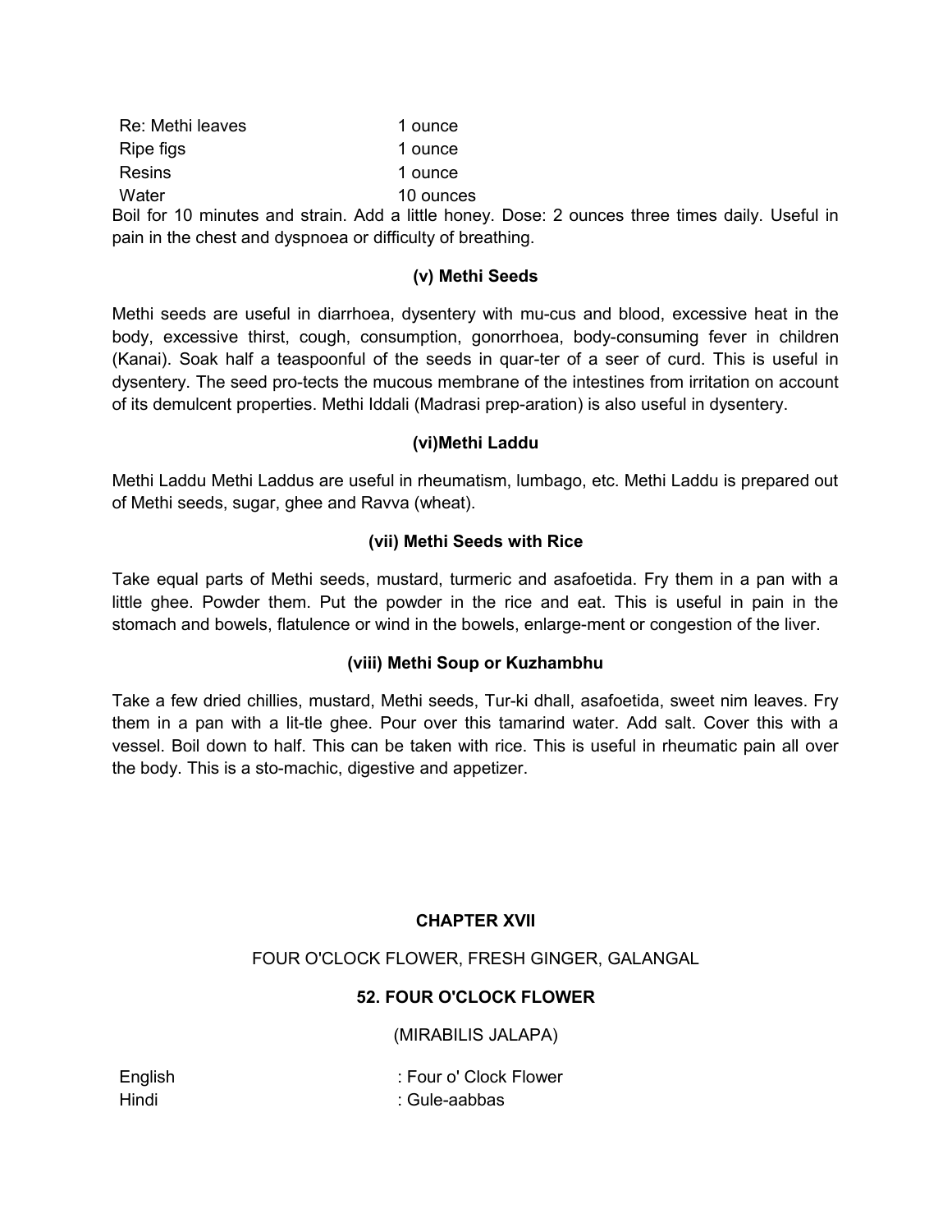| | |
|---|---|
| Re: Methi leaves | 1 ounce |
| Ripe figs | 1 ounce |
| Resins | 1 ounce |
| Water | 10 ounces |

Boil for 10 minutes and strain. Add a little honey. Dose: 2 ounces three times daily. Useful in pain in the chest and dyspnoea or difficulty of breathing.

### (v) Methi Seeds

Methi seeds are useful in diarrhoea, dysentery with mu-cus and blood, excessive heat in the body, excessive thirst, cough, consumption, gonorrhoea, body-consuming fever in children (Kanai). Soak half a teaspoonful of the seeds in quar-ter of a seer of curd. This is useful in dysentery. The seed pro-tects the mucous membrane of the intestines from irritation on account of its demulcent properties. Methi Iddali (Madrasi prep-aration) is also useful in dysentery.

### (vi)Methi Laddu

Methi Laddu Methi Laddus are useful in rheumatism, lumbago, etc. Methi Laddu is prepared out of Methi seeds, sugar, ghee and Ravva (wheat).

### (vii) Methi Seeds with Rice

Take equal parts of Methi seeds, mustard, turmeric and asafoetida. Fry them in a pan with a little ghee. Powder them. Put the powder in the rice and eat. This is useful in pain in the stomach and bowels, flatulence or wind in the bowels, enlarge-ment or congestion of the liver.

### (viii) Methi Soup or Kuzhambhu

Take a few dried chillies, mustard, Methi seeds, Tur-ki dhall, asafoetida, sweet nim leaves. Fry them in a pan with a lit-tle ghee. Pour over this tamarind water. Add salt. Cover this with a vessel. Boil down to half. This can be taken with rice. This is useful in rheumatic pain all over the body. This is a sto-machic, digestive and appetizer.

# CHAPTER XVII

FOUR O'CLOCK FLOWER, FRESH GINGER, GALANGAL

## 52. FOUR O'CLOCK FLOWER

(MIRABILIS JALAPA)

| | |
|---|---|
| English | : Four o' Clock Flower |
| Hindi | : Gule-aabbas |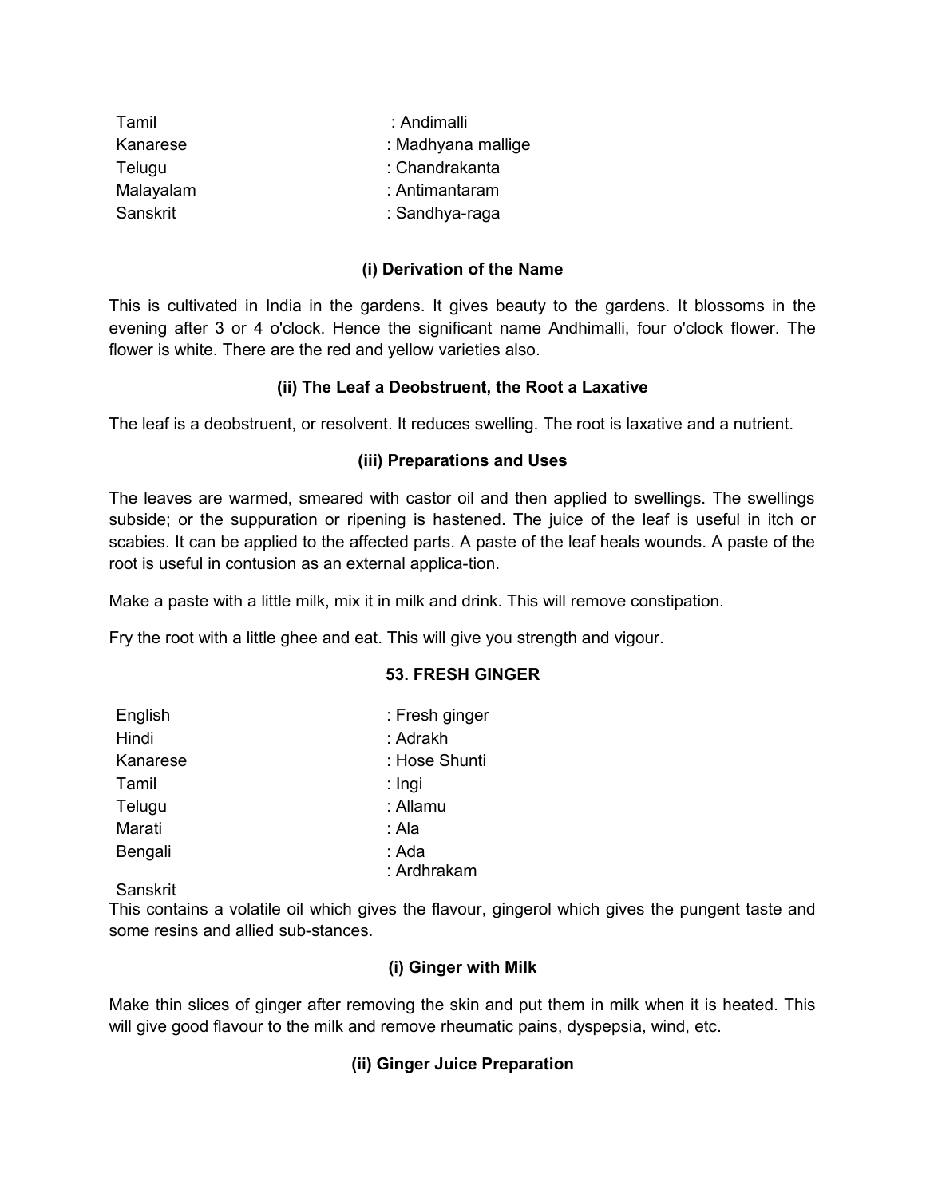| | |
|---|---|
| Tamil | : Andimalli |
| Kanarese | : Madhyana mallige |
| Telugu | : Chandrakanta |
| Malayalam | : Antimantaram |
| Sanskrit | : Sandhya-raga |

### (i) Derivation of the Name

This is cultivated in India in the gardens. It gives beauty to the gardens. It blossoms in the evening after 3 or 4 o'clock. Hence the significant name Andhimalli, four o'clock flower. The flower is white. There are the red and yellow varieties also.

### (ii) The Leaf a Deobstruent, the Root a Laxative

The leaf is a deobstruent, or resolvent. It reduces swelling. The root is laxative and a nutrient.

### (iii) Preparations and Uses

The leaves are warmed, smeared with castor oil and then applied to swellings. The swellings subside; or the suppuration or ripening is hastened. The juice of the leaf is useful in itch or scabies. It can be applied to the affected parts. A paste of the leaf heals wounds. A paste of the root is useful in contusion as an external applica-tion.

Make a paste with a little milk, mix it in milk and drink. This will remove constipation.

Fry the root with a little ghee and eat. This will give you strength and vigour.

## 53. FRESH GINGER

| | |
|---|---|
| English | : Fresh ginger |
| Hindi | : Adrakh |
| Kanarese | : Hose Shunti |
| Tamil | : Ingi |
| Telugu | : Allamu |
| Marati | : Ala |
| Bengali | : Ada |
| Sanskrit | : Ardhrakam |

This contains a volatile oil which gives the flavour, gingerol which gives the pungent taste and some resins and allied sub-stances.

### (i) Ginger with Milk

Make thin slices of ginger after removing the skin and put them in milk when it is heated. This will give good flavour to the milk and remove rheumatic pains, dyspepsia, wind, etc.

### (ii) Ginger Juice Preparation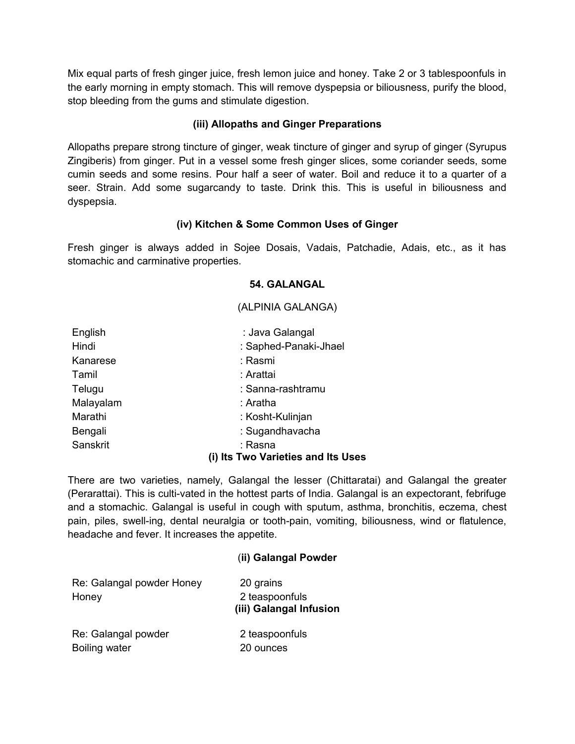Mix equal parts of fresh ginger juice, fresh lemon juice and honey. Take 2 or 3 tablespoonfuls in the early morning in empty stomach. This will remove dyspepsia or biliousness, purify the blood, stop bleeding from the gums and stimulate digestion.

### (iii) Allopaths and Ginger Preparations

Allopaths prepare strong tincture of ginger, weak tincture of ginger and syrup of ginger (Syrupus Zingiberis) from ginger. Put in a vessel some fresh ginger slices, some coriander seeds, some cumin seeds and some resins. Pour half a seer of water. Boil and reduce it to a quarter of a seer. Strain. Add some sugarcandy to taste. Drink this. This is useful in biliousness and dyspepsia.

### (iv) Kitchen & Some Common Uses of Ginger

Fresh ginger is always added in Sojee Dosais, Vadais, Patchadie, Adais, etc., as it has stomachic and carminative properties.

## 54. GALANGAL

(ALPINIA GALANGA)

| | |
|---|---|
| English | : Java Galangal |
| Hindi | : Saphed-Panaki-Jhael |
| Kanarese | : Rasmi |
| Tamil | : Arattai |
| Telugu | : Sanna-rashtramu |
| Malayalam | : Aratha |
| Marathi | : Kosht-Kulinjan |
| Bengali | : Sugandhavacha |
| Sanskrit | : Rasna |

### (i) Its Two Varieties and Its Uses

There are two varieties, namely, Galangal the lesser (Chittaratai) and Galangal the greater (Perarattai). This is culti-vated in the hottest parts of India. Galangal is an expectorant, febrifuge and a stomachic. Galangal is useful in cough with sputum, asthma, bronchitis, eczema, chest pain, piles, swell-ing, dental neuralgia or tooth-pain, vomiting, biliousness, wind or flatulence, headache and fever. It increases the appetite.

### (ii) Galangal Powder

| | |
|---|---|
| Re: Galangal powder Honey | 20 grains |
| Honey | 2 teaspoonfuls |

### (iii) Galangal Infusion

| | |
|---|---|
| Re: Galangal powder | 2 teaspoonfuls |
| Boiling water | 20 ounces |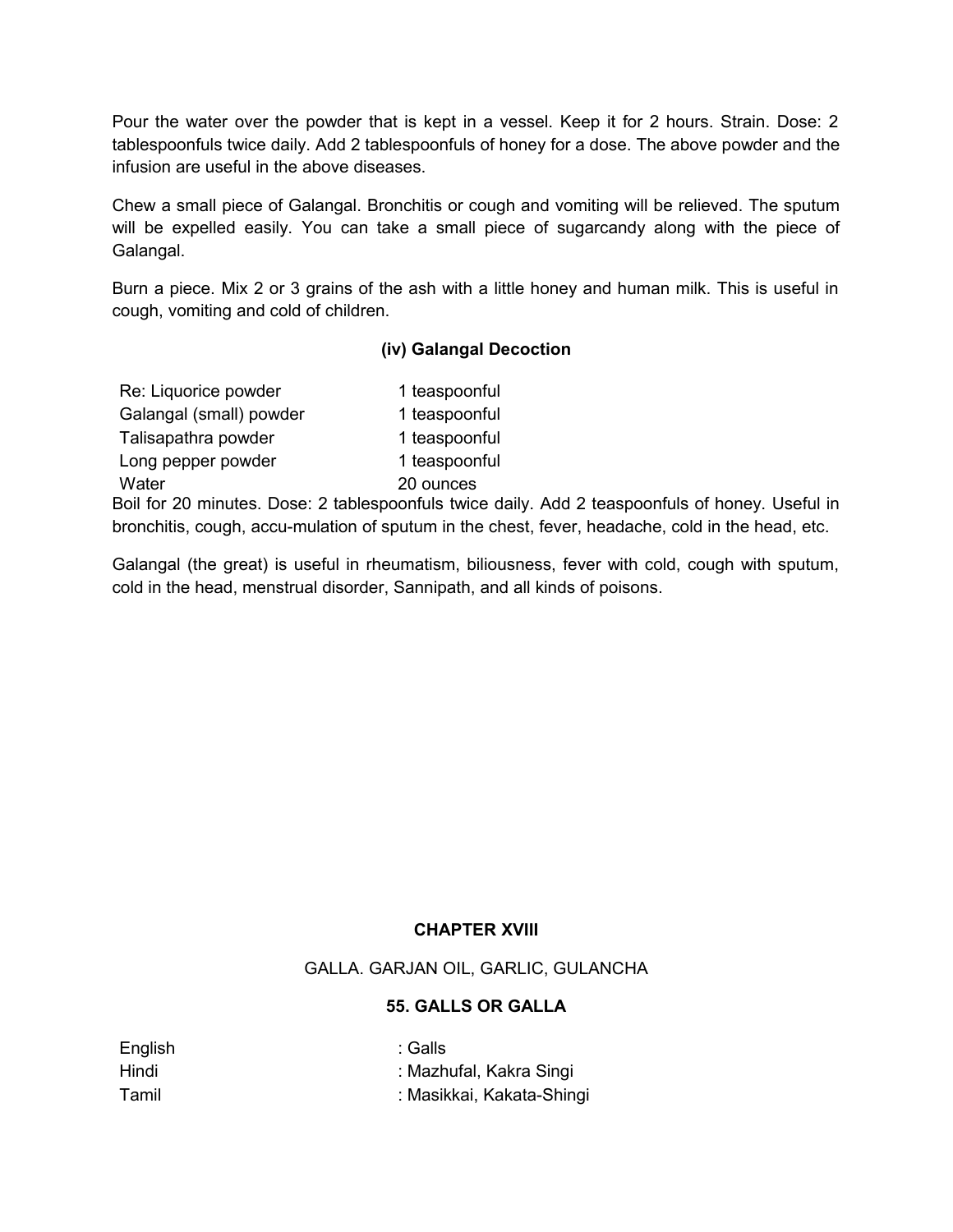Pour the water over the powder that is kept in a vessel. Keep it for 2 hours. Strain. Dose: 2 tablespoonfuls twice daily. Add 2 tablespoonfuls of honey for a dose. The above powder and the infusion are useful in the above diseases.

Chew a small piece of Galangal. Bronchitis or cough and vomiting will be relieved. The sputum will be expelled easily. You can take a small piece of sugarcandy along with the piece of Galangal.

Burn a piece. Mix 2 or 3 grains of the ash with a little honey and human milk. This is useful in cough, vomiting and cold of children.

### (iv) Galangal Decoction

| | |
|---|---|
| Re: Liquorice powder | 1 teaspoonful |
| Galangal (small) powder | 1 teaspoonful |
| Talisapathra powder | 1 teaspoonful |
| Long pepper powder | 1 teaspoonful |
| Water | 20 ounces |

Boil for 20 minutes. Dose: 2 tablespoonfuls twice daily. Add 2 teaspoonfuls of honey. Useful in bronchitis, cough, accu-mulation of sputum in the chest, fever, headache, cold in the head, etc.

Galangal (the great) is useful in rheumatism, biliousness, fever with cold, cough with sputum, cold in the head, menstrual disorder, Sannipath, and all kinds of poisons.

## CHAPTER XVIII

GALLA. GARJAN OIL, GARLIC, GULANCHA

### 55. GALLS OR GALLA

| | |
|---|---|
| English | : Galls |
| Hindi | : Mazhufal, Kakra Singi |
| Tamil | : Masikkai, Kakata-Shingi |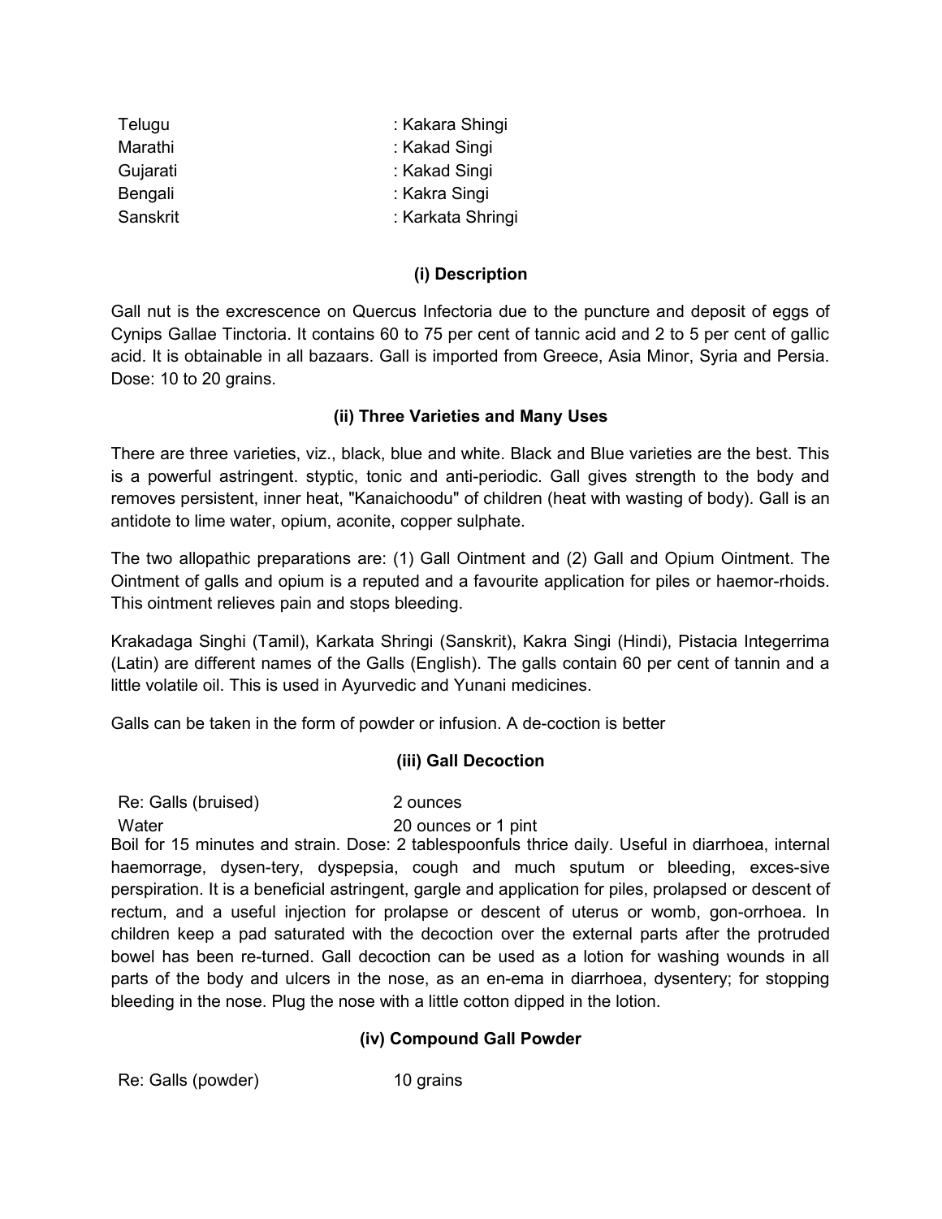| | |
|---|---|
| Telugu | : Kakara Shingi |
| Marathi | : Kakad Singi |
| Gujarati | : Kakad Singi |
| Bengali | : Kakra Singi |
| Sanskrit | : Karkata Shringi |

### (i) Description

Gall nut is the excrescence on Quercus Infectoria due to the puncture and deposit of eggs of Cynips Gallae Tinctoria. It contains 60 to 75 per cent of tannic acid and 2 to 5 per cent of gallic acid. It is obtainable in all bazaars. Gall is imported from Greece, Asia Minor, Syria and Persia. Dose: 10 to 20 grains.

### (ii) Three Varieties and Many Uses

There are three varieties, viz., black, blue and white. Black and Blue varieties are the best. This is a powerful astringent. styptic, tonic and anti-periodic. Gall gives strength to the body and removes persistent, inner heat, "Kanaichoodu" of children (heat with wasting of body). Gall is an antidote to lime water, opium, aconite, copper sulphate.

The two allopathic preparations are: (1) Gall Ointment and (2) Gall and Opium Ointment. The Ointment of galls and opium is a reputed and a favourite application for piles or haemor-rhoids. This ointment relieves pain and stops bleeding.

Krakadaga Singhi (Tamil), Karkata Shringi (Sanskrit), Kakra Singi (Hindi), Pistacia Integerrima (Latin) are different names of the Galls (English). The galls contain 60 per cent of tannin and a little volatile oil. This is used in Ayurvedic and Yunani medicines.

Galls can be taken in the form of powder or infusion. A de-coction is better

### (iii) Gall Decoction

| | |
|---|---|
| Re: Galls (bruised) | 2 ounces |
| Water | 20 ounces or 1 pint |

Boil for 15 minutes and strain. Dose: 2 tablespoonfuls thrice daily. Useful in diarrhoea, internal haemorrage, dysen-tery, dyspepsia, cough and much sputum or bleeding, exces-sive perspiration. It is a beneficial astringent, gargle and application for piles, prolapsed or descent of rectum, and a useful injection for prolapse or descent of uterus or womb, gon-orrhoea. In children keep a pad saturated with the decoction over the external parts after the protruded bowel has been re-turned. Gall decoction can be used as a lotion for washing wounds in all parts of the body and ulcers in the nose, as an en-ema in diarrhoea, dysentery; for stopping bleeding in the nose. Plug the nose with a little cotton dipped in the lotion.

### (iv) Compound Gall Powder

| | |
|---|---|
| Re: Galls (powder) | 10 grains |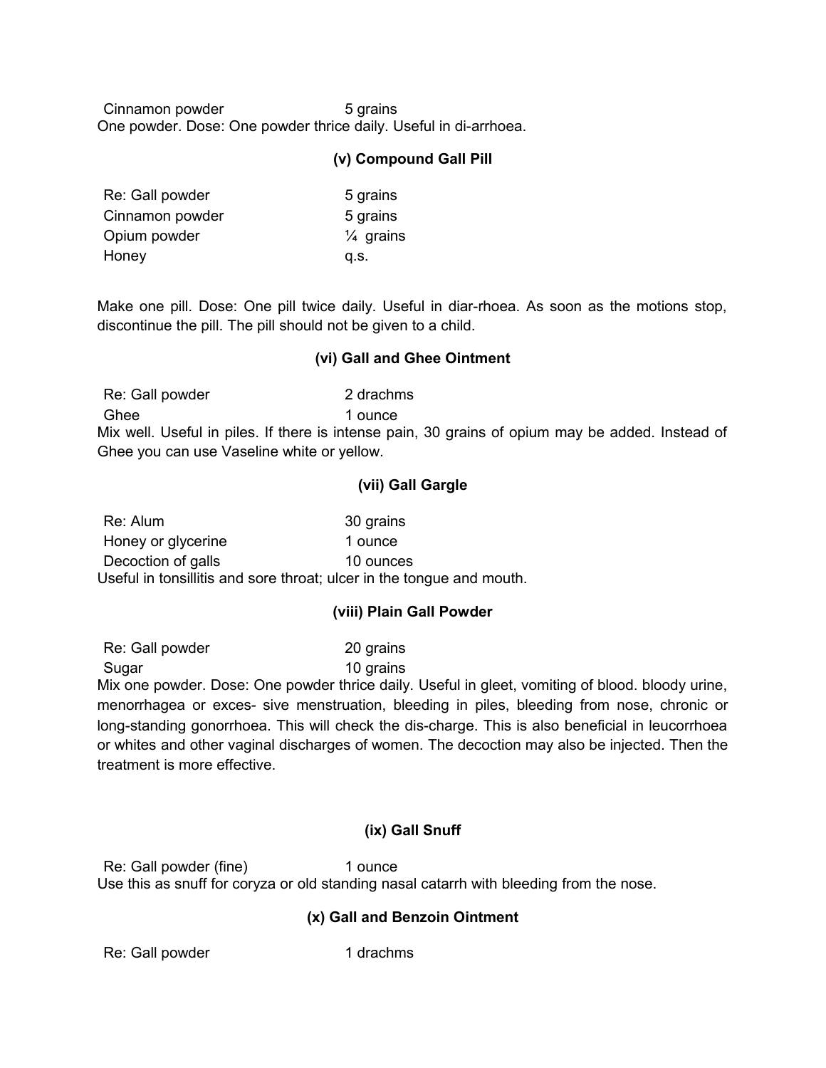| | |
|---|---|
| Cinnamon powder | 5 grains |

One powder. Dose: One powder thrice daily. Useful in di-arrhoea.

### (v) Compound Gall Pill

| | |
|---|---|
| Re: Gall powder | 5 grains |
| Cinnamon powder | 5 grains |
| Opium powder | ¼ grains |
| Honey | q.s. |

Make one pill. Dose: One pill twice daily. Useful in diar-rhoea. As soon as the motions stop, discontinue the pill. The pill should not be given to a child.

### (vi) Gall and Ghee Ointment

| | |
|---|---|
| Re: Gall powder | 2 drachms |
| Ghee | 1 ounce |

Mix well. Useful in piles. If there is intense pain, 30 grains of opium may be added. Instead of Ghee you can use Vaseline white or yellow.

### (vii) Gall Gargle

| | |
|---|---|
| Re: Alum | 30 grains |
| Honey or glycerine | 1 ounce |
| Decoction of galls | 10 ounces |

Useful in tonsillitis and sore throat; ulcer in the tongue and mouth.

### (viii) Plain Gall Powder

| | |
|---|---|
| Re: Gall powder | 20 grains |
| Sugar | 10 grains |

Mix one powder. Dose: One powder thrice daily. Useful in gleet, vomiting of blood. bloody urine, menorrhagea or exces- sive menstruation, bleeding in piles, bleeding from nose, chronic or long-standing gonorrhoea. This will check the dis-charge. This is also beneficial in leucorrhoea or whites and other vaginal discharges of women. The decoction may also be injected. Then the treatment is more effective.

### (ix) Gall Snuff

| | |
|---|---|
| Re: Gall powder (fine) | 1 ounce |

Use this as snuff for coryza or old standing nasal catarrh with bleeding from the nose.

### (x) Gall and Benzoin Ointment

| | |
|---|---|
| Re: Gall powder | 1 drachms |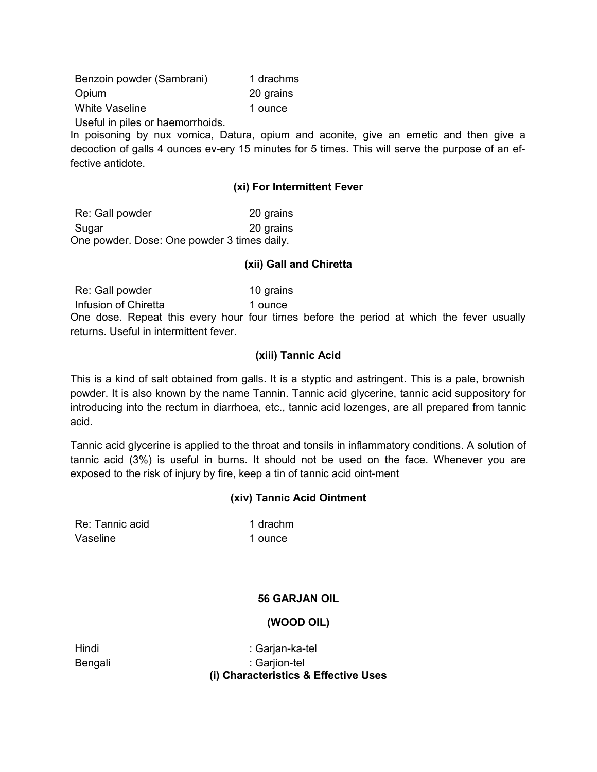| | |
|---|---|
| Benzoin powder (Sambrani) | 1 drachms |
| Opium | 20 grains |
| White Vaseline | 1 ounce |

Useful in piles or haemorrhoids.

In poisoning by nux vomica, Datura, opium and aconite, give an emetic and then give a decoction of galls 4 ounces ev-ery 15 minutes for 5 times. This will serve the purpose of an ef-fective antidote.

### (xi) For Intermittent Fever

| | |
|---|---|
| Re: Gall powder | 20 grains |
| Sugar | 20 grains |

One powder. Dose: One powder 3 times daily.

### (xii) Gall and Chiretta

| | |
|---|---|
| Re: Gall powder | 10 grains |
| Infusion of Chiretta | 1 ounce |

One dose. Repeat this every hour four times before the period at which the fever usually returns. Useful in intermittent fever.

### (xiii) Tannic Acid

This is a kind of salt obtained from galls. It is a styptic and astringent. This is a pale, brownish powder. It is also known by the name Tannin. Tannic acid glycerine, tannic acid suppository for introducing into the rectum in diarrhoea, etc., tannic acid lozenges, are all prepared from tannic acid.

Tannic acid glycerine is applied to the throat and tonsils in inflammatory conditions. A solution of tannic acid (3%) is useful in burns. It should not be used on the face. Whenever you are exposed to the risk of injury by fire, keep a tin of tannic acid oint-ment

### (xiv) Tannic Acid Ointment

| | |
|---|---|
| Re: Tannic acid | 1 drachm |
| Vaseline | 1 ounce |

## 56 GARJAN OIL

## (WOOD OIL)

| | |
|---|---|
| Hindi | : Garjan-ka-tel |
| Bengali | : Garjion-tel |

### (i) Characteristics & Effective Uses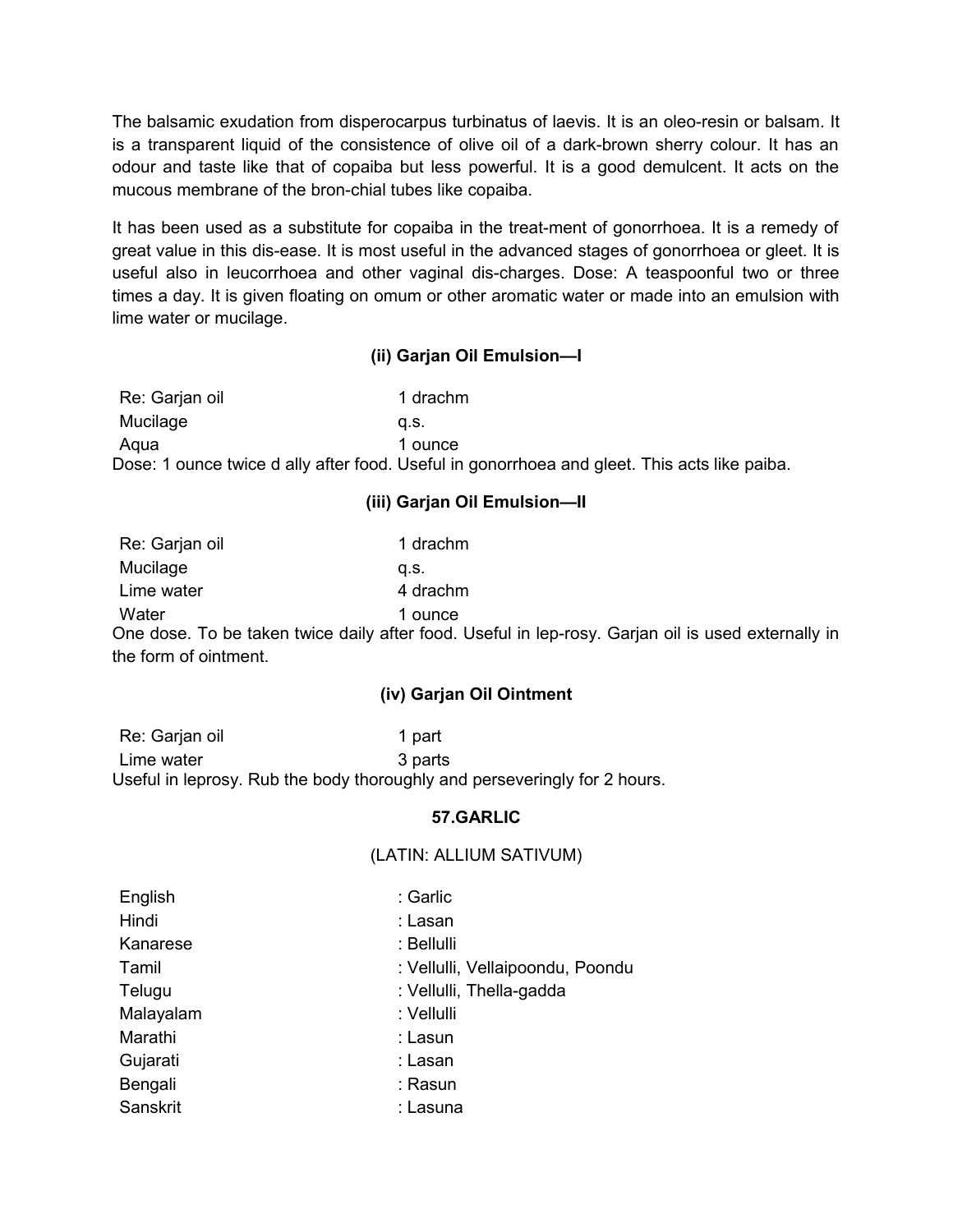The balsamic exudation from disperocarpus turbinatus of laevis. It is an oleo-resin or balsam. It is a transparent liquid of the consistence of olive oil of a dark-brown sherry colour. It has an odour and taste like that of copaiba but less powerful. It is a good demulcent. It acts on the mucous membrane of the bron-chial tubes like copaiba.

It has been used as a substitute for copaiba in the treat-ment of gonorrhoea. It is a remedy of great value in this dis-ease. It is most useful in the advanced stages of gonorrhoea or gleet. It is useful also in leucorrhoea and other vaginal dis-charges. Dose: A teaspoonful two or three times a day. It is given floating on omum or other aromatic water or made into an emulsion with lime water or mucilage.

### (ii) Garjan Oil Emulsion—I

| | |
|---|---|
| Re: Garjan oil | 1 drachm |
| Mucilage | q.s. |
| Aqua | 1 ounce |

Dose: 1 ounce twice d ally after food. Useful in gonorrhoea and gleet. This acts like paiba.

### (iii) Garjan Oil Emulsion—II

| | |
|---|---|
| Re: Garjan oil | 1 drachm |
| Mucilage | q.s. |
| Lime water | 4 drachm |
| Water | 1 ounce |

One dose. To be taken twice daily after food. Useful in lep-rosy. Garjan oil is used externally in the form of ointment.

### (iv) Garjan Oil Ointment

| | |
|---|---|
| Re: Garjan oil | 1 part |
| Lime water | 3 parts |

Useful in leprosy. Rub the body thoroughly and perseveringly for 2 hours.

## 57.GARLIC

(LATIN: ALLIUM SATIVUM)

| | |
|---|---|
| English | : Garlic |
| Hindi | : Lasan |
| Kanarese | : Bellulli |
| Tamil | : Vellulli, Vellaipoondu, Poondu |
| Telugu | : Vellulli, Thella-gadda |
| Malayalam | : Vellulli |
| Marathi | : Lasun |
| Gujarati | : Lasan |
| Bengali | : Rasun |
| Sanskrit | : Lasuna |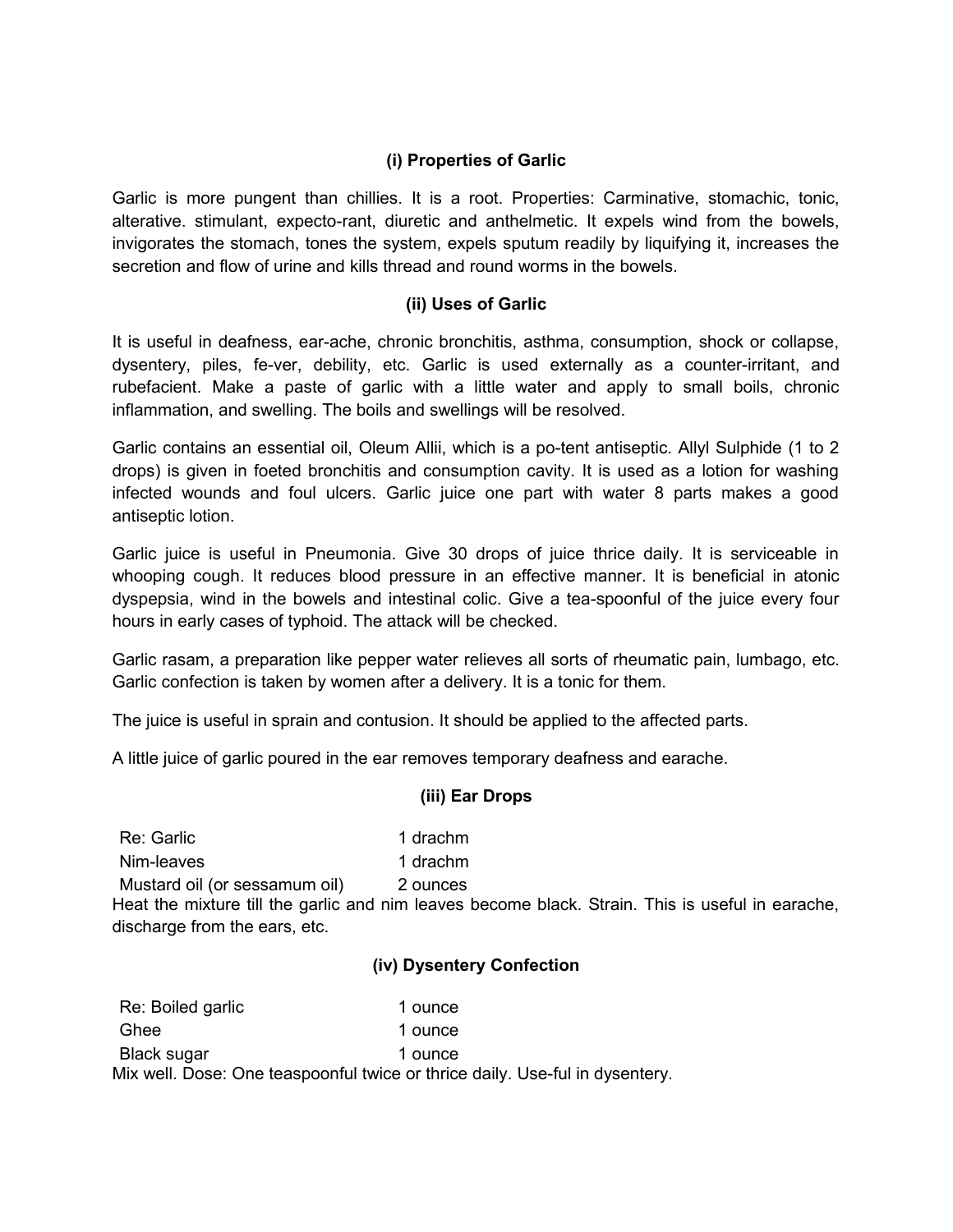### (i) Properties of Garlic

Garlic is more pungent than chillies. It is a root. Properties: Carminative, stomachic, tonic, alterative. stimulant, expecto-rant, diuretic and anthelmetic. It expels wind from the bowels, invigorates the stomach, tones the system, expels sputum readily by liquifying it, increases the secretion and flow of urine and kills thread and round worms in the bowels.

### (ii) Uses of Garlic

It is useful in deafness, ear-ache, chronic bronchitis, asthma, consumption, shock or collapse, dysentery, piles, fe-ver, debility, etc. Garlic is used externally as a counter-irritant, and rubefacient. Make a paste of garlic with a little water and apply to small boils, chronic inflammation, and swelling. The boils and swellings will be resolved.

Garlic contains an essential oil, Oleum Allii, which is a po-tent antiseptic. Allyl Sulphide (1 to 2 drops) is given in foeted bronchitis and consumption cavity. It is used as a lotion for washing infected wounds and foul ulcers. Garlic juice one part with water 8 parts makes a good antiseptic lotion.

Garlic juice is useful in Pneumonia. Give 30 drops of juice thrice daily. It is serviceable in whooping cough. It reduces blood pressure in an effective manner. It is beneficial in atonic dyspepsia, wind in the bowels and intestinal colic. Give a tea-spoonful of the juice every four hours in early cases of typhoid. The attack will be checked.

Garlic rasam, a preparation like pepper water relieves all sorts of rheumatic pain, lumbago, etc. Garlic confection is taken by women after a delivery. It is a tonic for them.

The juice is useful in sprain and contusion. It should be applied to the affected parts.

A little juice of garlic poured in the ear removes temporary deafness and earache.

### (iii) Ear Drops

| | |
|---|---|
| Re: Garlic | 1 drachm |
| Nim-leaves | 1 drachm |
| Mustard oil (or sessamum oil) | 2 ounces |

Heat the mixture till the garlic and nim leaves become black. Strain. This is useful in earache, discharge from the ears, etc.

### (iv) Dysentery Confection

| | |
|---|---|
| Re: Boiled garlic | 1 ounce |
| Ghee | 1 ounce |
| Black sugar | 1 ounce |

Mix well. Dose: One teaspoonful twice or thrice daily. Use-ful in dysentery.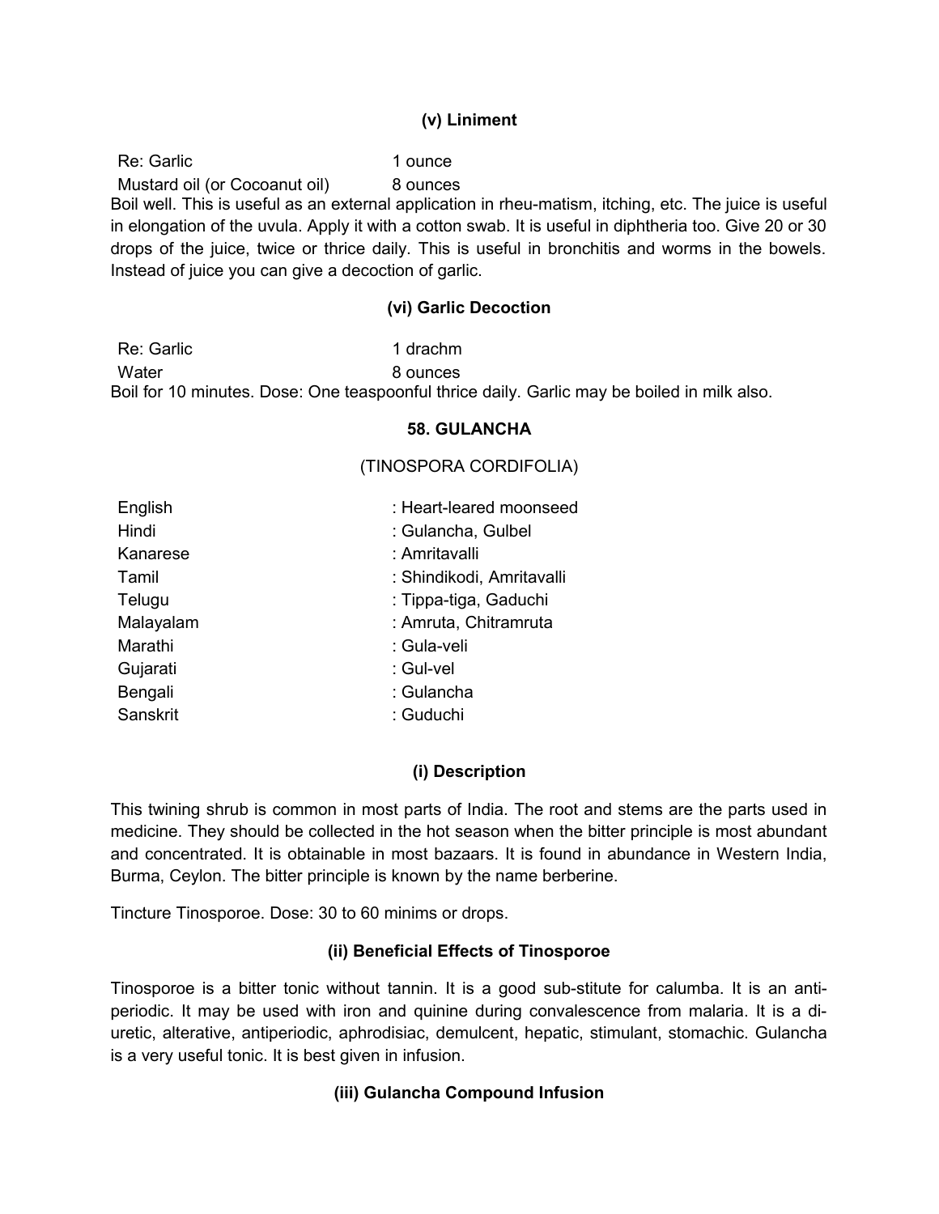### (v) Liniment

| | |
|---|---|
| Re: Garlic | 1 ounce |
| Mustard oil (or Cocoanut oil) | 8 ounces |

Boil well. This is useful as an external application in rheu-matism, itching, etc. The juice is useful in elongation of the uvula. Apply it with a cotton swab. It is useful in diphtheria too. Give 20 or 30 drops of the juice, twice or thrice daily. This is useful in bronchitis and worms in the bowels. Instead of juice you can give a decoction of garlic.

### (vi) Garlic Decoction

| | |
|---|---|
| Re: Garlic | 1 drachm |
| Water | 8 ounces |

Boil for 10 minutes. Dose: One teaspoonful thrice daily. Garlic may be boiled in milk also.

## 58. GULANCHA

(TINOSPORA CORDIFOLIA)

| | |
|---|---|
| English | : Heart-leared moonseed |
| Hindi | : Gulancha, Gulbel |
| Kanarese | : Amritavalli |
| Tamil | : Shindikodi, Amritavalli |
| Telugu | : Tippa-tiga, Gaduchi |
| Malayalam | : Amruta, Chitramruta |
| Marathi | : Gula-veli |
| Gujarati | : Gul-vel |
| Bengali | : Gulancha |
| Sanskrit | : Guduchi |

### (i) Description

This twining shrub is common in most parts of India. The root and stems are the parts used in medicine. They should be collected in the hot season when the bitter principle is most abundant and concentrated. It is obtainable in most bazaars. It is found in abundance in Western India, Burma, Ceylon. The bitter principle is known by the name berberine.

Tincture Tinosporoe. Dose: 30 to 60 minims or drops.

### (ii) Beneficial Effects of Tinosporoe

Tinosporoe is a bitter tonic without tannin. It is a good sub-stitute for calumba. It is an anti-periodic. It may be used with iron and quinine during convalescence from malaria. It is a di-uretic, alterative, antiperiodic, aphrodisiac, demulcent, hepatic, stimulant, stomachic. Gulancha is a very useful tonic. It is best given in infusion.

### (iii) Gulancha Compound Infusion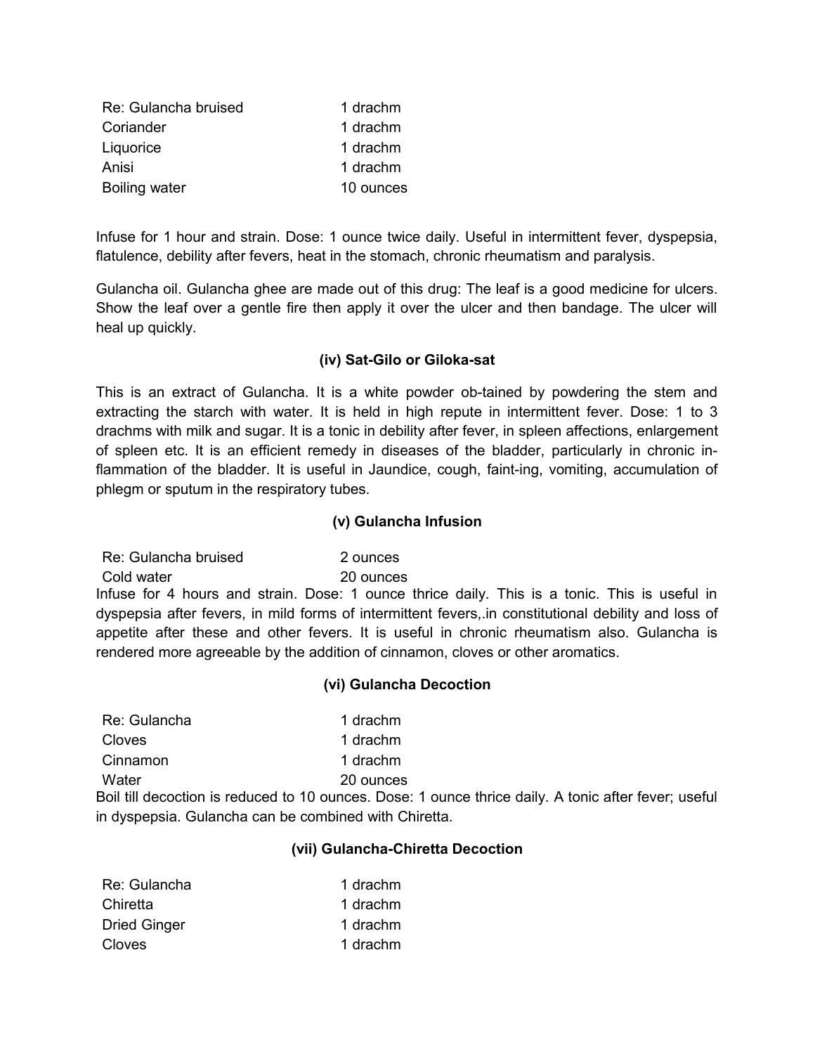| | |
|---|---|
| Re: Gulancha bruised | 1 drachm |
| Coriander | 1 drachm |
| Liquorice | 1 drachm |
| Anisi | 1 drachm |
| Boiling water | 10 ounces |

Infuse for 1 hour and strain. Dose: 1 ounce twice daily. Useful in intermittent fever, dyspepsia, flatulence, debility after fevers, heat in the stomach, chronic rheumatism and paralysis.

Gulancha oil. Gulancha ghee are made out of this drug: The leaf is a good medicine for ulcers. Show the leaf over a gentle fire then apply it over the ulcer and then bandage. The ulcer will heal up quickly.

**(iv) Sat-Gilo or Giloka-sat**

This is an extract of Gulancha. It is a white powder ob-tained by powdering the stem and extracting the starch with water. It is held in high repute in intermittent fever. Dose: 1 to 3 drachms with milk and sugar. It is a tonic in debility after fever, in spleen affections, enlargement of spleen etc. It is an efficient remedy in diseases of the bladder, particularly in chronic in-flammation of the bladder. It is useful in Jaundice, cough, faint-ing, vomiting, accumulation of phlegm or sputum in the respiratory tubes.

**(v) Gulancha Infusion**

| | |
|---|---|
| Re: Gulancha bruised | 2 ounces |
| Cold water | 20 ounces |

Infuse for 4 hours and strain. Dose: 1 ounce thrice daily. This is a tonic. This is useful in dyspepsia after fevers, in mild forms of intermittent fevers,.in constitutional debility and loss of appetite after these and other fevers. It is useful in chronic rheumatism also. Gulancha is rendered more agreeable by the addition of cinnamon, cloves or other aromatics.

**(vi) Gulancha Decoction**

| | |
|---|---|
| Re: Gulancha | 1 drachm |
| Cloves | 1 drachm |
| Cinnamon | 1 drachm |
| Water | 20 ounces |

Boil till decoction is reduced to 10 ounces. Dose: 1 ounce thrice daily. A tonic after fever; useful in dyspepsia. Gulancha can be combined with Chiretta.

**(vii) Gulancha-Chiretta Decoction**

| | |
|---|---|
| Re: Gulancha | 1 drachm |
| Chiretta | 1 drachm |
| Dried Ginger | 1 drachm |
| Cloves | 1 drachm |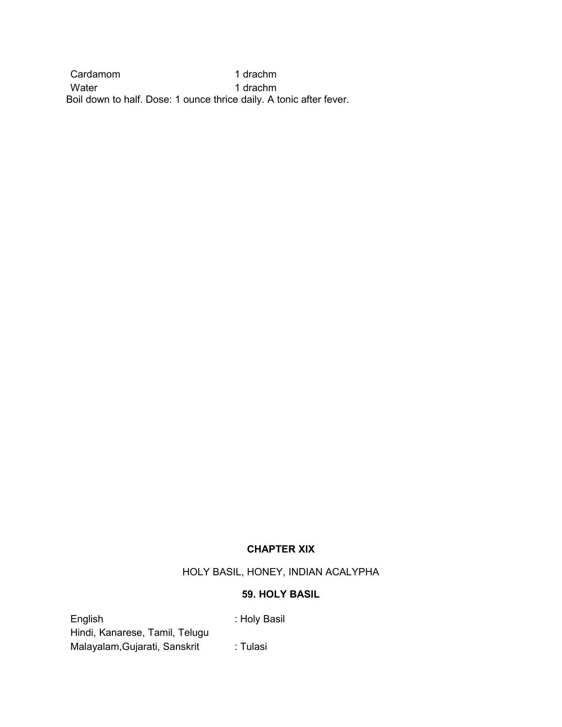| | |
|---|---|
| Cardamom | 1 drachm |
| Water | 1 drachm |

Boil down to half. Dose: 1 ounce thrice daily. A tonic after fever.

## CHAPTER XIX

HOLY BASIL, HONEY, INDIAN ACALYPHA

### 59. HOLY BASIL

| | |
|---|---|
| English | : Holy Basil |
| Hindi, Kanarese, Tamil, Telugu Malayalam,Gujarati, Sanskrit | : Tulasi |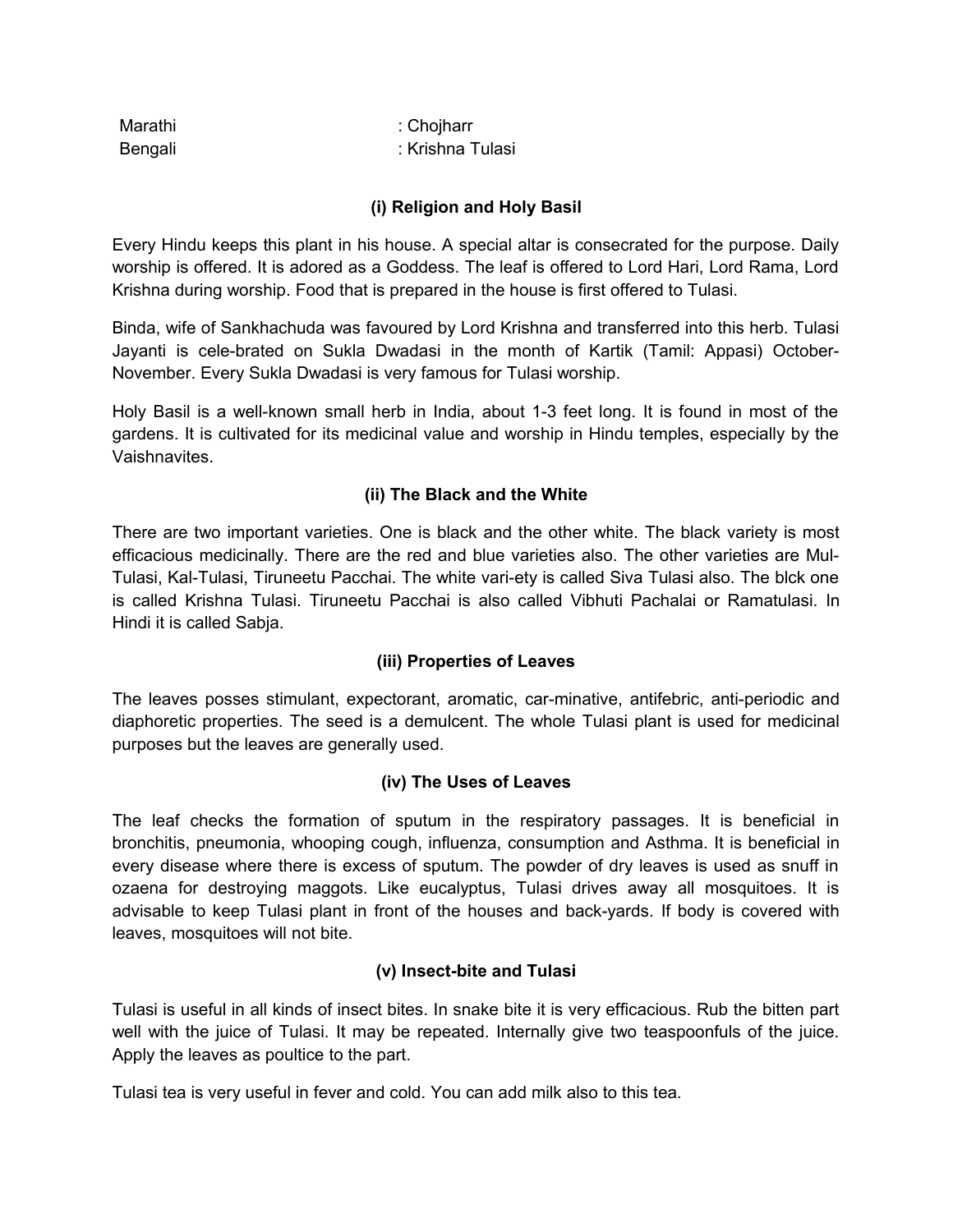| | |
|---|---|
| Marathi | : Chojharr |
| Bengali | : Krishna Tulasi |

### (i) Religion and Holy Basil

Every Hindu keeps this plant in his house. A special altar is consecrated for the purpose. Daily worship is offered. It is adored as a Goddess. The leaf is offered to Lord Hari, Lord Rama, Lord Krishna during worship. Food that is prepared in the house is first offered to Tulasi.

Binda, wife of Sankhachuda was favoured by Lord Krishna and transferred into this herb. Tulasi Jayanti is cele-brated on Sukla Dwadasi in the month of Kartik (Tamil: Appasi) October-November. Every Sukla Dwadasi is very famous for Tulasi worship.

Holy Basil is a well-known small herb in India, about 1-3 feet long. It is found in most of the gardens. It is cultivated for its medicinal value and worship in Hindu temples, especially by the Vaishnavites.

### (ii) The Black and the White

There are two important varieties. One is black and the other white. The black variety is most efficacious medicinally. There are the red and blue varieties also. The other varieties are Mul-Tulasi, Kal-Tulasi, Tiruneetu Pacchai. The white vari-ety is called Siva Tulasi also. The blck one is called Krishna Tulasi. Tiruneetu Pacchai is also called Vibhuti Pachalai or Ramatulasi. In Hindi it is called Sabja.

### (iii) Properties of Leaves

The leaves posses stimulant, expectorant, aromatic, car-minative, antifebric, anti-periodic and diaphoretic properties. The seed is a demulcent. The whole Tulasi plant is used for medicinal purposes but the leaves are generally used.

### (iv) The Uses of Leaves

The leaf checks the formation of sputum in the respiratory passages. It is beneficial in bronchitis, pneumonia, whooping cough, influenza, consumption and Asthma. It is beneficial in every disease where there is excess of sputum. The powder of dry leaves is used as snuff in ozaena for destroying maggots. Like eucalyptus, Tulasi drives away all mosquitoes. It is advisable to keep Tulasi plant in front of the houses and back-yards. If body is covered with leaves, mosquitoes will not bite.

### (v) Insect-bite and Tulasi

Tulasi is useful in all kinds of insect bites. In snake bite it is very efficacious. Rub the bitten part well with the juice of Tulasi. It may be repeated. Internally give two teaspoonfuls of the juice. Apply the leaves as poultice to the part.

Tulasi tea is very useful in fever and cold. You can add milk also to this tea.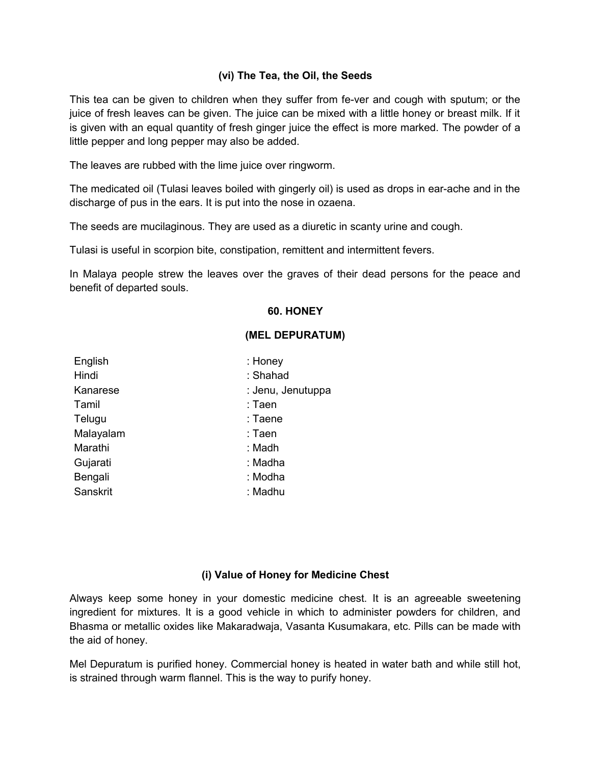### (vi) The Tea, the Oil, the Seeds

This tea can be given to children when they suffer from fe-ver and cough with sputum; or the juice of fresh leaves can be given. The juice can be mixed with a little honey or breast milk. If it is given with an equal quantity of fresh ginger juice the effect is more marked. The powder of a little pepper and long pepper may also be added.

The leaves are rubbed with the lime juice over ringworm.

The medicated oil (Tulasi leaves boiled with gingerly oil) is used as drops in ear-ache and in the discharge of pus in the ears. It is put into the nose in ozaena.

The seeds are mucilaginous. They are used as a diuretic in scanty urine and cough.

Tulasi is useful in scorpion bite, constipation, remittent and intermittent fevers.

In Malaya people strew the leaves over the graves of their dead persons for the peace and benefit of departed souls.

## 60. HONEY

## (MEL DEPURATUM)

| | |
|---|---|
| English | : Honey |
| Hindi | : Shahad |
| Kanarese | : Jenu, Jenutuppa |
| Tamil | : Taen |
| Telugu | : Taene |
| Malayalam | : Taen |
| Marathi | : Madh |
| Gujarati | : Madha |
| Bengali | : Modha |
| Sanskrit | : Madhu |

### (i) Value of Honey for Medicine Chest

Always keep some honey in your domestic medicine chest. It is an agreeable sweetening ingredient for mixtures. It is a good vehicle in which to administer powders for children, and Bhasma or metallic oxides like Makaradwaja, Vasanta Kusumakara, etc. Pills can be made with the aid of honey.

Mel Depuratum is purified honey. Commercial honey is heated in water bath and while still hot, is strained through warm flannel. This is the way to purify honey.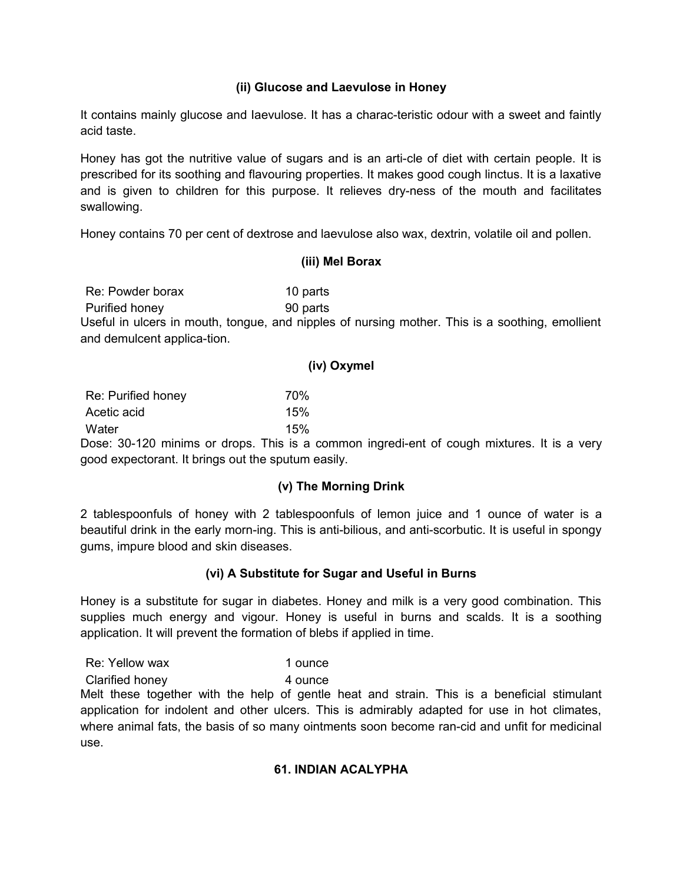### (ii) Glucose and Laevulose in Honey

It contains mainly glucose and Iaevulose. It has a charac-teristic odour with a sweet and faintly acid taste.

Honey has got the nutritive value of sugars and is an arti-cle of diet with certain people. It is prescribed for its soothing and flavouring properties. It makes good cough linctus. It is a laxative and is given to children for this purpose. It relieves dry-ness of the mouth and facilitates swallowing.

Honey contains 70 per cent of dextrose and laevulose also wax, dextrin, volatile oil and pollen.

### (iii) Mel Borax

| | |
|---|---|
| Re: Powder borax | 10 parts |
| Purified honey | 90 parts |

Useful in ulcers in mouth, tongue, and nipples of nursing mother. This is a soothing, emollient and demulcent applica-tion.

### (iv) Oxymel

| | |
|---|---|
| Re: Purified honey | 70% |
| Acetic acid | 15% |
| Water | 15% |

Dose: 30-120 minims or drops. This is a common ingredi-ent of cough mixtures. It is a very good expectorant. It brings out the sputum easily.

### (v) The Morning Drink

2 tablespoonfuls of honey with 2 tablespoonfuls of lemon juice and 1 ounce of water is a beautiful drink in the early morn-ing. This is anti-bilious, and anti-scorbutic. It is useful in spongy gums, impure blood and skin diseases.

### (vi) A Substitute for Sugar and Useful in Burns

Honey is a substitute for sugar in diabetes. Honey and milk is a very good combination. This supplies much energy and vigour. Honey is useful in burns and scalds. It is a soothing application. It will prevent the formation of blebs if applied in time.

| | |
|---|---|
| Re: Yellow wax | 1 ounce |
| Clarified honey | 4 ounce |

Melt these together with the help of gentle heat and strain. This is a beneficial stimulant application for indolent and other ulcers. This is admirably adapted for use in hot climates, where animal fats, the basis of so many ointments soon become ran-cid and unfit for medicinal use.

## 61. INDIAN ACALYPHA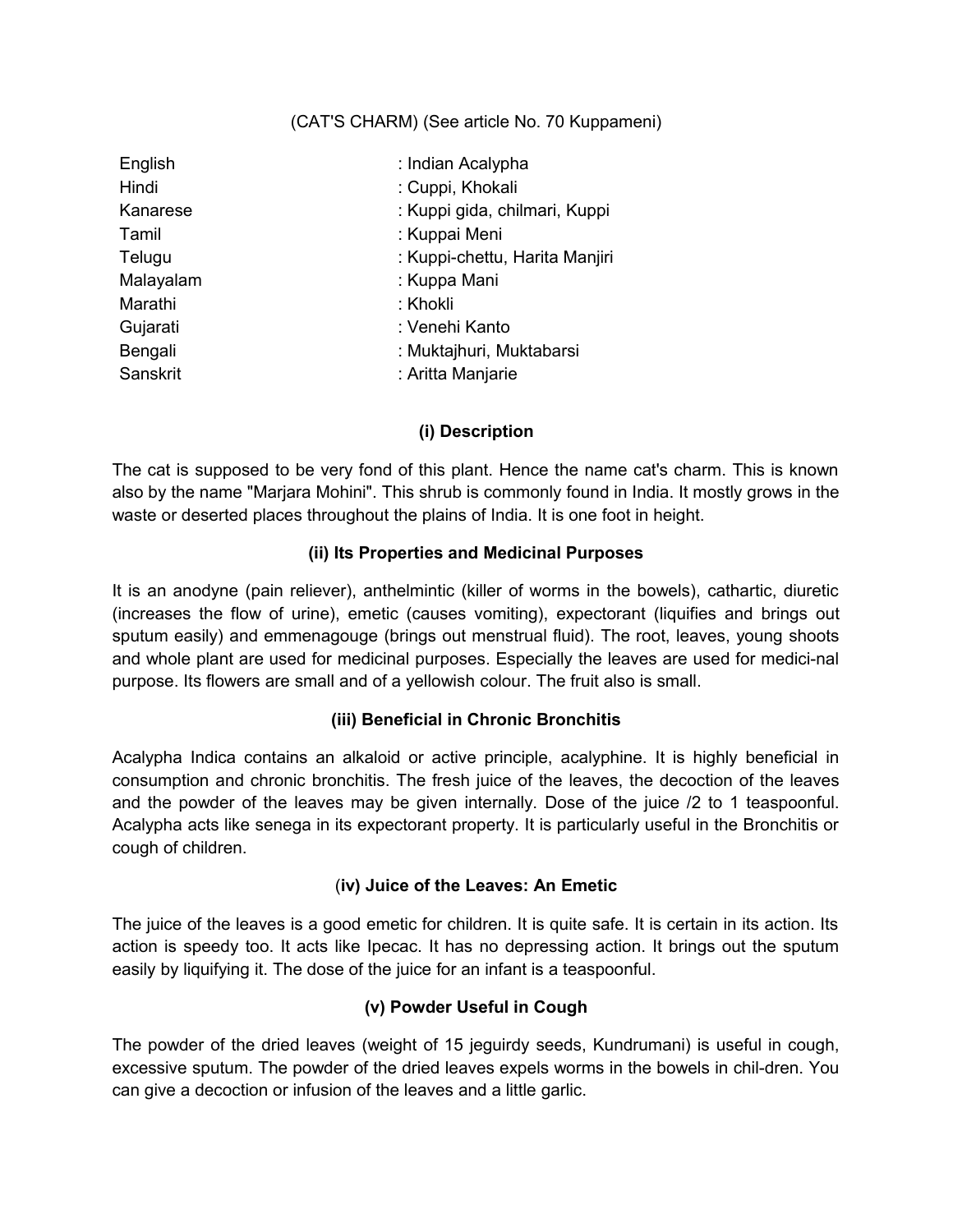(CAT'S CHARM) (See article No. 70 Kuppameni)

| | |
|---|---|
| English | : Indian Acalypha |
| Hindi | : Cuppi, Khokali |
| Kanarese | : Kuppi gida, chilmari, Kuppi |
| Tamil | : Kuppai Meni |
| Telugu | : Kuppi-chettu, Harita Manjiri |
| Malayalam | : Kuppa Mani |
| Marathi | : Khokli |
| Gujarati | : Venehi Kanto |
| Bengali | : Muktajhuri, Muktabarsi |
| Sanskrit | : Aritta Manjarie |

### (i) Description

The cat is supposed to be very fond of this plant. Hence the name cat's charm. This is known also by the name "Marjara Mohini". This shrub is commonly found in India. It mostly grows in the waste or deserted places throughout the plains of India. It is one foot in height.

### (ii) Its Properties and Medicinal Purposes

It is an anodyne (pain reliever), anthelmintic (killer of worms in the bowels), cathartic, diuretic (increases the flow of urine), emetic (causes vomiting), expectorant (liquifies and brings out sputum easily) and emmenagouge (brings out menstrual fluid). The root, leaves, young shoots and whole plant are used for medicinal purposes. Especially the leaves are used for medici-nal purpose. Its flowers are small and of a yellowish colour. The fruit also is small.

### (iii) Beneficial in Chronic Bronchitis

Acalypha Indica contains an alkaloid or active principle, acalyphine. It is highly beneficial in consumption and chronic bronchitis. The fresh juice of the leaves, the decoction of the leaves and the powder of the leaves may be given internally. Dose of the juice /2 to 1 teaspoonful. Acalypha acts like senega in its expectorant property. It is particularly useful in the Bronchitis or cough of children.

### (iv) Juice of the Leaves: An Emetic

The juice of the leaves is a good emetic for children. It is quite safe. It is certain in its action. Its action is speedy too. It acts like Ipecac. It has no depressing action. It brings out the sputum easily by liquifying it. The dose of the juice for an infant is a teaspoonful.

### (v) Powder Useful in Cough

The powder of the dried leaves (weight of 15 jeguirdy seeds, Kundrumani) is useful in cough, excessive sputum. The powder of the dried leaves expels worms in the bowels in chil-dren. You can give a decoction or infusion of the leaves and a little garlic.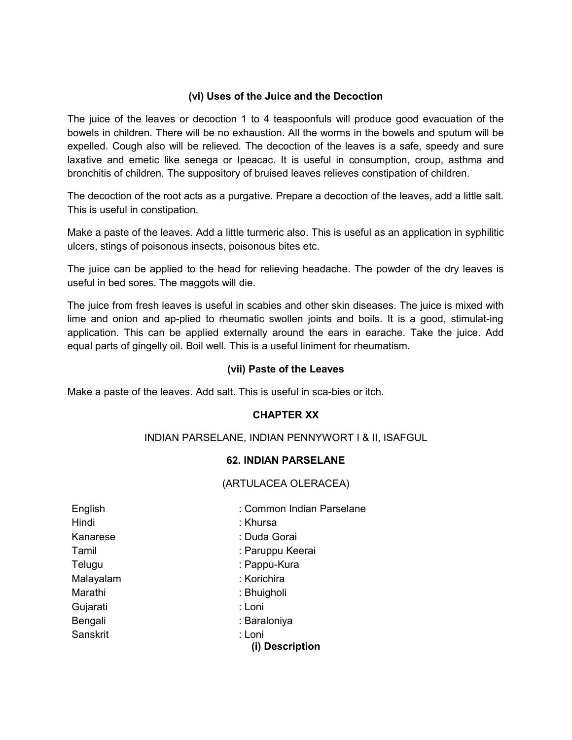### (vi) Uses of the Juice and the Decoction

The juice of the leaves or decoction 1 to 4 teaspoonfuls will produce good evacuation of the bowels in children. There will be no exhaustion. All the worms in the bowels and sputum will be expelled. Cough also will be relieved. The decoction of the leaves is a safe, speedy and sure laxative and emetic like senega or Ipeacac. It is useful in consumption, croup, asthma and bronchitis of children. The suppository of bruised leaves relieves constipation of children.

The decoction of the root acts as a purgative. Prepare a decoction of the leaves, add a little salt. This is useful in constipation.

Make a paste of the leaves. Add a little turmeric also. This is useful as an application in syphilitic ulcers, stings of poisonous insects, poisonous bites etc.

The juice can be applied to the head for relieving headache. The powder of the dry leaves is useful in bed sores. The maggots will die.

The juice from fresh leaves is useful in scabies and other skin diseases. The juice is mixed with lime and onion and ap-plied to rheumatic swollen joints and boils. It is a good, stimulat-ing application. This can be applied externally around the ears in earache. Take the juice. Add equal parts of gingelly oil. Boil well. This is a useful liniment for rheumatism.

### (vii) Paste of the Leaves

Make a paste of the leaves. Add salt. This is useful in sca-bies or itch.

## CHAPTER XX

INDIAN PARSELANE, INDIAN PENNYWORT I & II, ISAFGUL

### 62. INDIAN PARSELANE

(ARTULACEA OLERACEA)

| | |
|---|---|
| English | : Common Indian Parselane |
| Hindi | : Khursa |
| Kanarese | : Duda Gorai |
| Tamil | : Paruppu Keerai |
| Telugu | : Pappu-Kura |
| Malayalam | : Korichira |
| Marathi | : Bhuigholi |
| Gujarati | : Loni |
| Bengali | : Baraloniya |
| Sanskrit | : Loni |

### (i) Description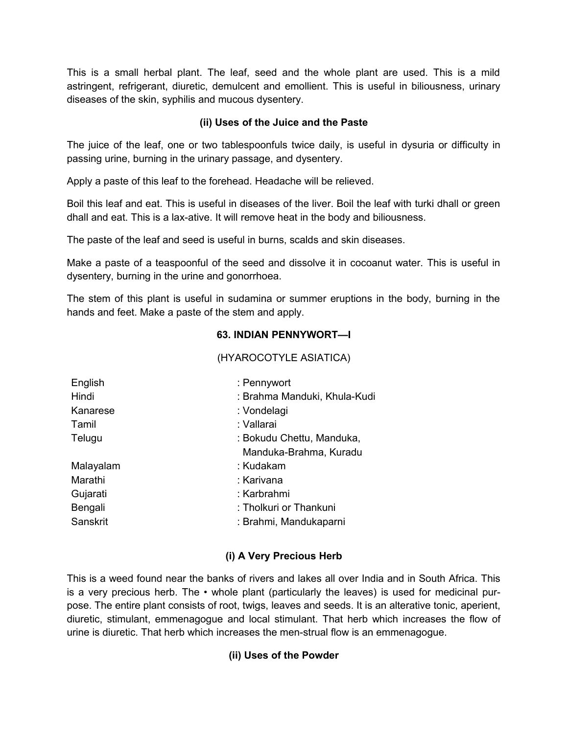This is a small herbal plant. The leaf, seed and the whole plant are used. This is a mild astringent, refrigerant, diuretic, demulcent and emollient. This is useful in biliousness, urinary diseases of the skin, syphilis and mucous dysentery.

### (ii) Uses of the Juice and the Paste

The juice of the leaf, one or two tablespoonfuls twice daily, is useful in dysuria or difficulty in passing urine, burning in the urinary passage, and dysentery.

Apply a paste of this leaf to the forehead. Headache will be relieved.

Boil this leaf and eat. This is useful in diseases of the liver. Boil the leaf with turki dhall or green dhall and eat. This is a lax-ative. It will remove heat in the body and biliousness.

The paste of the leaf and seed is useful in burns, scalds and skin diseases.

Make a paste of a teaspoonful of the seed and dissolve it in cocoanut water. This is useful in dysentery, burning in the urine and gonorrhoea.

The stem of this plant is useful in sudamina or summer eruptions in the body, burning in the hands and feet. Make a paste of the stem and apply.

## 63. INDIAN PENNYWORT—I

(HYAROCOTYLE ASIATICA)

| | |
|---|---|
| English | : Pennywort |
| Hindi | : Brahma Manduki, Khula-Kudi |
| Kanarese | : Vondelagi |
| Tamil | : Vallarai |
| Telugu | : Bokudu Chettu, Manduka, Manduka-Brahma, Kuradu |
| Malayalam | : Kudakam |
| Marathi | : Karivana |
| Gujarati | : Karbrahmi |
| Bengali | : Tholkuri or Thankuni |
| Sanskrit | : Brahmi, Mandukaparni |

### (i) A Very Precious Herb

This is a weed found near the banks of rivers and lakes all over India and in South Africa. This is a very precious herb. The • whole plant (particularly the leaves) is used for medicinal pur-pose. The entire plant consists of root, twigs, leaves and seeds. It is an alterative tonic, aperient, diuretic, stimulant, emmenagogue and local stimulant. That herb which increases the flow of urine is diuretic. That herb which increases the men-strual flow is an emmenagogue.

### (ii) Uses of the Powder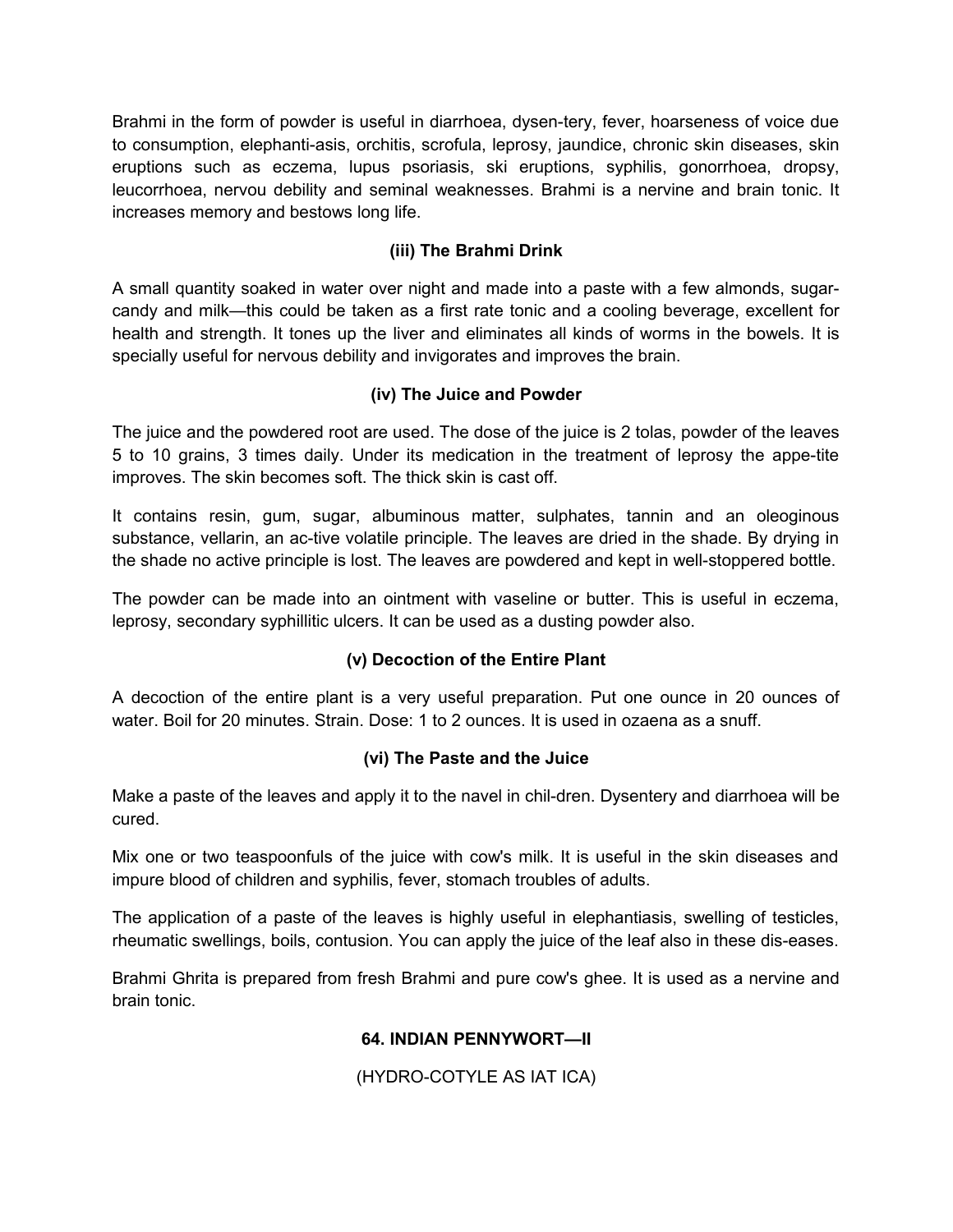Brahmi in the form of powder is useful in diarrhoea, dysen-tery, fever, hoarseness of voice due to consumption, elephanti-asis, orchitis, scrofula, leprosy, jaundice, chronic skin diseases, skin eruptions such as eczema, lupus psoriasis, ski eruptions, syphilis, gonorrhoea, dropsy, leucorrhoea, nervou debility and seminal weaknesses. Brahmi is a nervine and brain tonic. It increases memory and bestows long life.

### (iii) The Brahmi Drink

A small quantity soaked in water over night and made into a paste with a few almonds, sugar-candy and milk—this could be taken as a first rate tonic and a cooling beverage, excellent for health and strength. It tones up the liver and eliminates all kinds of worms in the bowels. It is specially useful for nervous debility and invigorates and improves the brain.

### (iv) The Juice and Powder

The juice and the powdered root are used. The dose of the juice is 2 tolas, powder of the leaves 5 to 10 grains, 3 times daily. Under its medication in the treatment of leprosy the appe-tite improves. The skin becomes soft. The thick skin is cast off.

It contains resin, gum, sugar, albuminous matter, sulphates, tannin and an oleoginous substance, vellarin, an ac-tive volatile principle. The leaves are dried in the shade. By drying in the shade no active principle is lost. The leaves are powdered and kept in well-stoppered bottle.

The powder can be made into an ointment with vaseline or butter. This is useful in eczema, leprosy, secondary syphillitic ulcers. It can be used as a dusting powder also.

### (v) Decoction of the Entire Plant

A decoction of the entire plant is a very useful preparation. Put one ounce in 20 ounces of water. Boil for 20 minutes. Strain. Dose: 1 to 2 ounces. It is used in ozaena as a snuff.

### (vi) The Paste and the Juice

Make a paste of the leaves and apply it to the navel in chil-dren. Dysentery and diarrhoea will be cured.

Mix one or two teaspoonfuls of the juice with cow's milk. It is useful in the skin diseases and impure blood of children and syphilis, fever, stomach troubles of adults.

The application of a paste of the leaves is highly useful in elephantiasis, swelling of testicles, rheumatic swellings, boils, contusion. You can apply the juice of the leaf also in these dis-eases.

Brahmi Ghrita is prepared from fresh Brahmi and pure cow's ghee. It is used as a nervine and brain tonic.

## 64. INDIAN PENNYWORT—II

(HYDRO-COTYLE AS IAT ICA)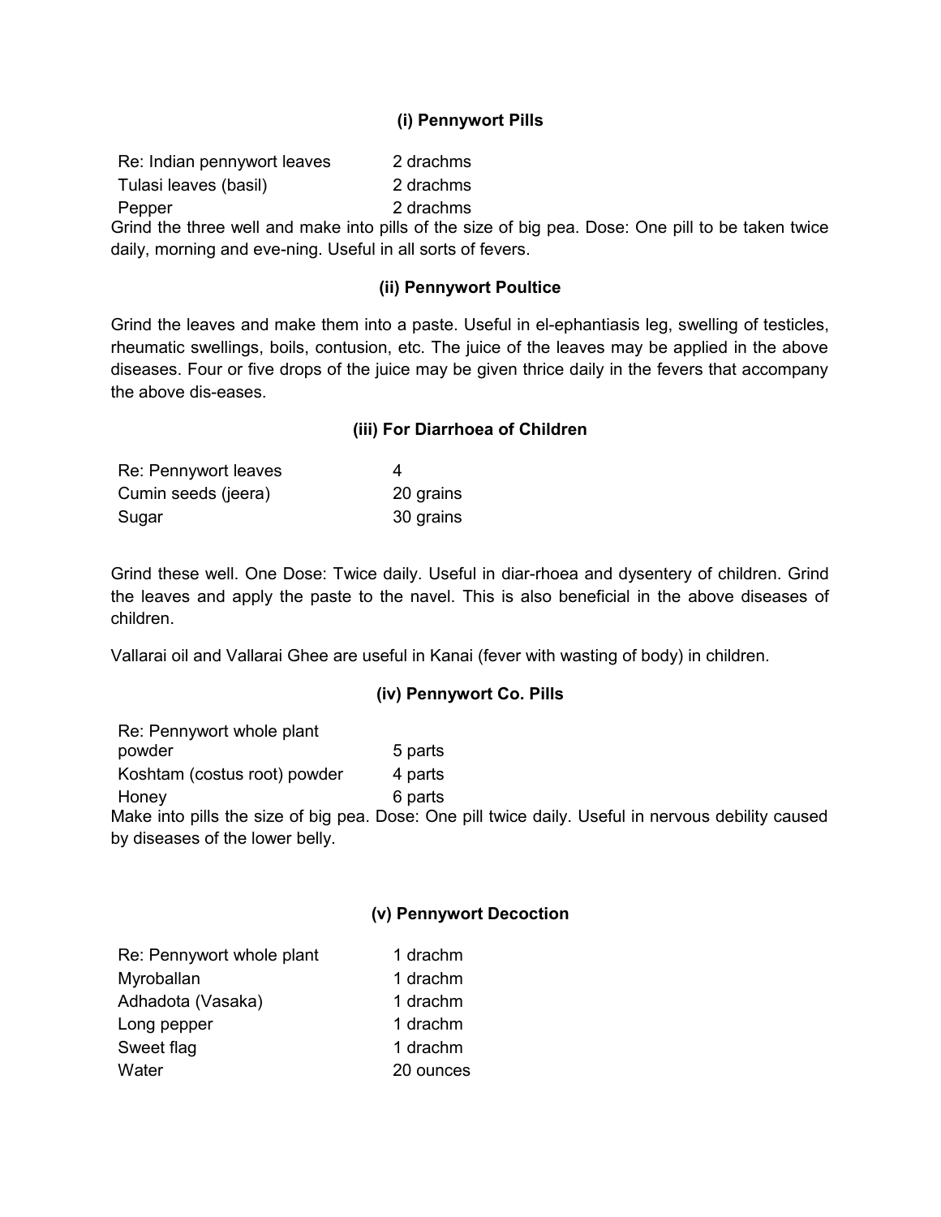### (i) Pennywort Pills

| | |
|---|---|
| Re: Indian pennywort leaves | 2 drachms |
| Tulasi leaves (basil) | 2 drachms |
| Pepper | 2 drachms |

Grind the three well and make into pills of the size of big pea. Dose: One pill to be taken twice daily, morning and eve-ning. Useful in all sorts of fevers.

### (ii) Pennywort Poultice

Grind the leaves and make them into a paste. Useful in el-ephantiasis leg, swelling of testicles, rheumatic swellings, boils, contusion, etc. The juice of the leaves may be applied in the above diseases. Four or five drops of the juice may be given thrice daily in the fevers that accompany the above dis-eases.

### (iii) For Diarrhoea of Children

| | |
|---|---|
| Re: Pennywort leaves | 4 |
| Cumin seeds (jeera) | 20 grains |
| Sugar | 30 grains |

Grind these well. One Dose: Twice daily. Useful in diar-rhoea and dysentery of children. Grind the leaves and apply the paste to the navel. This is also beneficial in the above diseases of children.

Vallarai oil and Vallarai Ghee are useful in Kanai (fever with wasting of body) in children.

### (iv) Pennywort Co. Pills

| | |
|---|---|
| Re: Pennywort whole plant powder | 5 parts |
| Koshtam (costus root) powder | 4 parts |
| Honey | 6 parts |

Make into pills the size of big pea. Dose: One pill twice daily. Useful in nervous debility caused by diseases of the lower belly.

### (v) Pennywort Decoction

| | |
|---|---|
| Re: Pennywort whole plant | 1 drachm |
| Myroballan | 1 drachm |
| Adhadota (Vasaka) | 1 drachm |
| Long pepper | 1 drachm |
| Sweet flag | 1 drachm |
| Water | 20 ounces |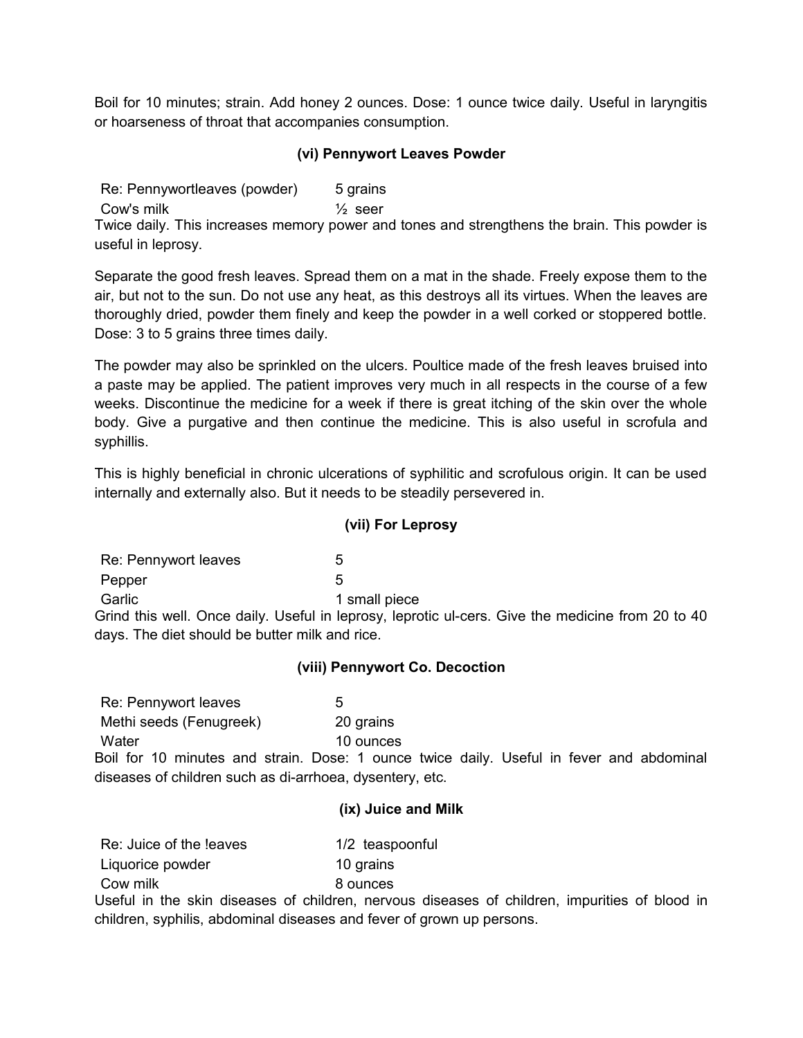Boil for 10 minutes; strain. Add honey 2 ounces. Dose: 1 ounce twice daily. Useful in laryngitis or hoarseness of throat that accompanies consumption.

### (vi) Pennywort Leaves Powder

| | |
|---|---|
| Re: Pennywortleaves (powder) | 5 grains |
| Cow's milk | ½ seer |

Twice daily. This increases memory power and tones and strengthens the brain. This powder is useful in leprosy.

Separate the good fresh leaves. Spread them on a mat in the shade. Freely expose them to the air, but not to the sun. Do not use any heat, as this destroys all its virtues. When the leaves are thoroughly dried, powder them finely and keep the powder in a well corked or stoppered bottle. Dose: 3 to 5 grains three times daily.

The powder may also be sprinkled on the ulcers. Poultice made of the fresh leaves bruised into a paste may be applied. The patient improves very much in all respects in the course of a few weeks. Discontinue the medicine for a week if there is great itching of the skin over the whole body. Give a purgative and then continue the medicine. This is also useful in scrofula and syphillis.

This is highly beneficial in chronic ulcerations of syphilitic and scrofulous origin. It can be used internally and externally also. But it needs to be steadily persevered in.

### (vii) For Leprosy

| | |
|---|---|
| Re: Pennywort leaves | 5 |
| Pepper | 5 |
| Garlic | 1 small piece |

Grind this well. Once daily. Useful in leprosy, leprotic ul-cers. Give the medicine from 20 to 40 days. The diet should be butter milk and rice.

### (viii) Pennywort Co. Decoction

| | |
|---|---|
| Re: Pennywort leaves | 5 |
| Methi seeds (Fenugreek) | 20 grains |
| Water | 10 ounces |

Boil for 10 minutes and strain. Dose: 1 ounce twice daily. Useful in fever and abdominal diseases of children such as di-arrhoea, dysentery, etc.

### (ix) Juice and Milk

| | |
|---|---|
| Re: Juice of the !eaves | 1/2 teaspoonful |
| Liquorice powder | 10 grains |
| Cow milk | 8 ounces |

Useful in the skin diseases of children, nervous diseases of children, impurities of blood in children, syphilis, abdominal diseases and fever of grown up persons.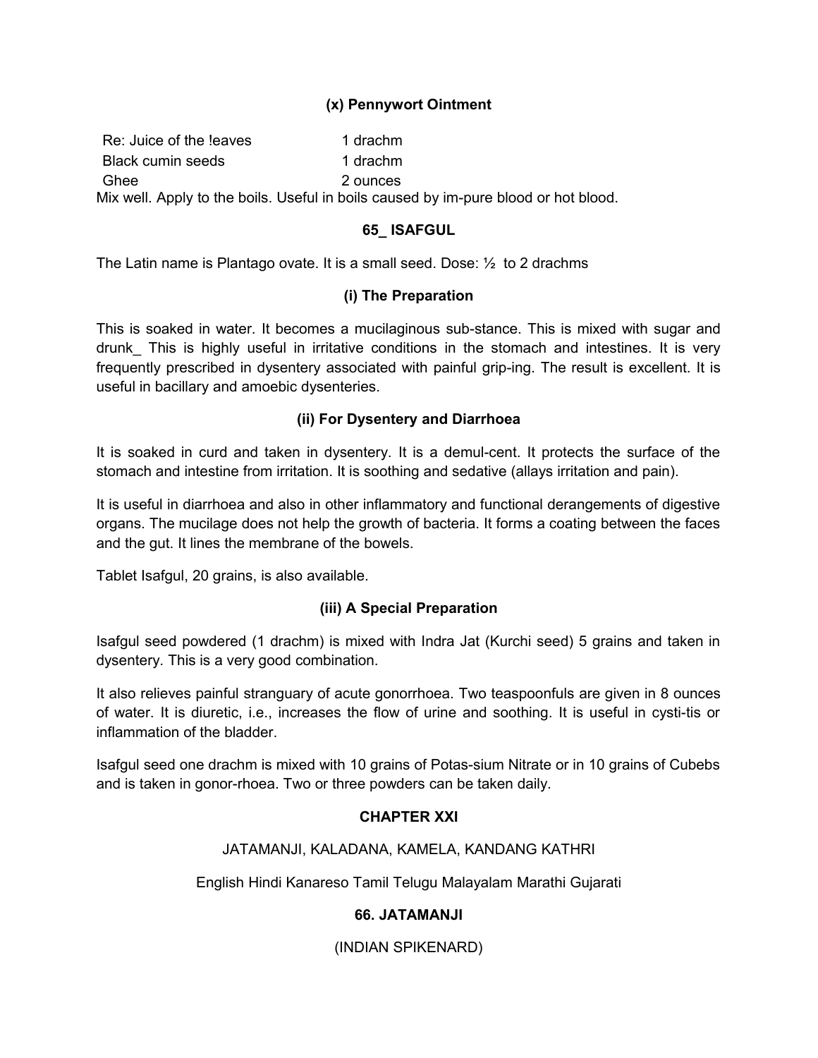### (x) Pennywort Ointment

| | |
|---|---|
| Re: Juice of the !eaves | 1 drachm |
| Black cumin seeds | 1 drachm |
| Ghee | 2 ounces |

Mix well. Apply to the boils. Useful in boils caused by im-pure blood or hot blood.

## 65_ ISAFGUL

The Latin name is Plantago ovate. It is a small seed. Dose: ½ to 2 drachms

### (i) The Preparation

This is soaked in water. It becomes a mucilaginous sub-stance. This is mixed with sugar and drunk_ This is highly useful in irritative conditions in the stomach and intestines. It is very frequently prescribed in dysentery associated with painful grip-ing. The result is excellent. It is useful in bacillary and amoebic dysenteries.

### (ii) For Dysentery and Diarrhoea

It is soaked in curd and taken in dysentery. It is a demul-cent. It protects the surface of the stomach and intestine from irritation. It is soothing and sedative (allays irritation and pain).

It is useful in diarrhoea and also in other inflammatory and functional derangements of digestive organs. The mucilage does not help the growth of bacteria. It forms a coating between the faces and the gut. It lines the membrane of the bowels.

Tablet Isafgul, 20 grains, is also available.

### (iii) A Special Preparation

Isafgul seed powdered (1 drachm) is mixed with Indra Jat (Kurchi seed) 5 grains and taken in dysentery. This is a very good combination.

It also relieves painful stranguary of acute gonorrhoea. Two teaspoonfuls are given in 8 ounces of water. It is diuretic, i.e., increases the flow of urine and soothing. It is useful in cysti-tis or inflammation of the bladder.

Isafgul seed one drachm is mixed with 10 grains of Potas-sium Nitrate or in 10 grains of Cubebs and is taken in gonor-rhoea. Two or three powders can be taken daily.

# CHAPTER XXI

JATAMANJI, KALADANA, KAMELA, KANDANG KATHRI

English Hindi Kanareso Tamil Telugu Malayalam Marathi Gujarati

## 66. JATAMANJI

(INDIAN SPIKENARD)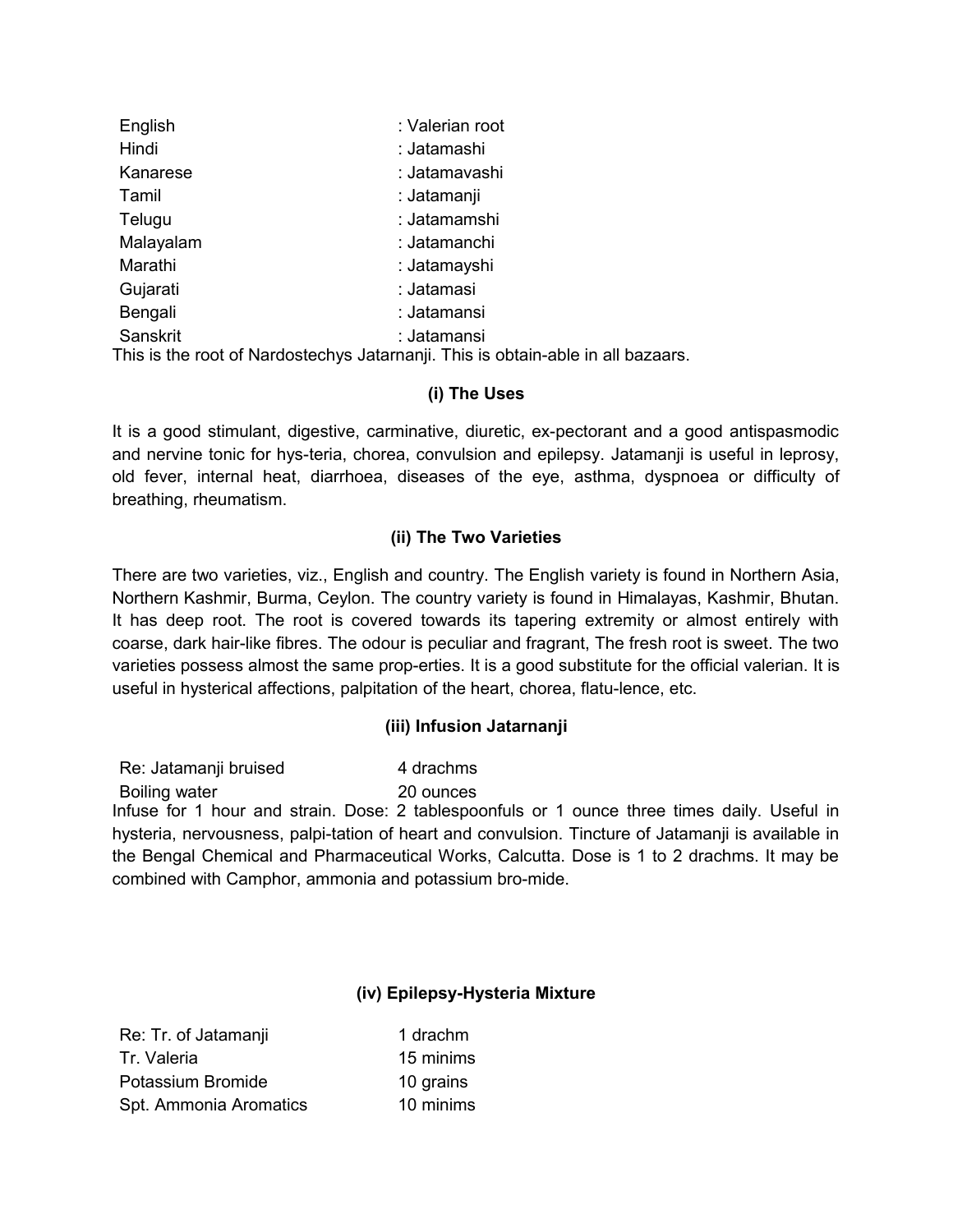| | |
|---|---|
| English | : Valerian root |
| Hindi | : Jatamashi |
| Kanarese | : Jatamavashi |
| Tamil | : Jatamanji |
| Telugu | : Jatamamshi |
| Malayalam | : Jatamanchi |
| Marathi | : Jatamayshi |
| Gujarati | : Jatamasi |
| Bengali | : Jatamansi |
| Sanskrit | : Jatamansi |

This is the root of Nardostechys Jatarnanji. This is obtain-able in all bazaars.

### (i) The Uses

It is a good stimulant, digestive, carminative, diuretic, ex-pectorant and a good antispasmodic and nervine tonic for hys-teria, chorea, convulsion and epilepsy. Jatamanji is useful in leprosy, old fever, internal heat, diarrhoea, diseases of the eye, asthma, dyspnoea or difficulty of breathing, rheumatism.

### (ii) The Two Varieties

There are two varieties, viz., English and country. The English variety is found in Northern Asia, Northern Kashmir, Burma, Ceylon. The country variety is found in Himalayas, Kashmir, Bhutan. It has deep root. The root is covered towards its tapering extremity or almost entirely with coarse, dark hair-like fibres. The odour is peculiar and fragrant, The fresh root is sweet. The two varieties possess almost the same prop-erties. It is a good substitute for the official valerian. It is useful in hysterical affections, palpitation of the heart, chorea, flatu-lence, etc.

### (iii) Infusion Jatarnanji

| | |
|---|---|
| Re: Jatamanji bruised | 4 drachms |
| Boiling water | 20 ounces |

Infuse for 1 hour and strain. Dose: 2 tablespoonfuls or 1 ounce three times daily. Useful in hysteria, nervousness, palpi-tation of heart and convulsion. Tincture of Jatamanji is available in the Bengal Chemical and Pharmaceutical Works, Calcutta. Dose is 1 to 2 drachms. It may be combined with Camphor, ammonia and potassium bro-mide.

### (iv) Epilepsy-Hysteria Mixture

| | |
|---|---|
| Re: Tr. of Jatamanji | 1 drachm |
| Tr. Valeria | 15 minims |
| Potassium Bromide | 10 grains |
| Spt. Ammonia Aromatics | 10 minims |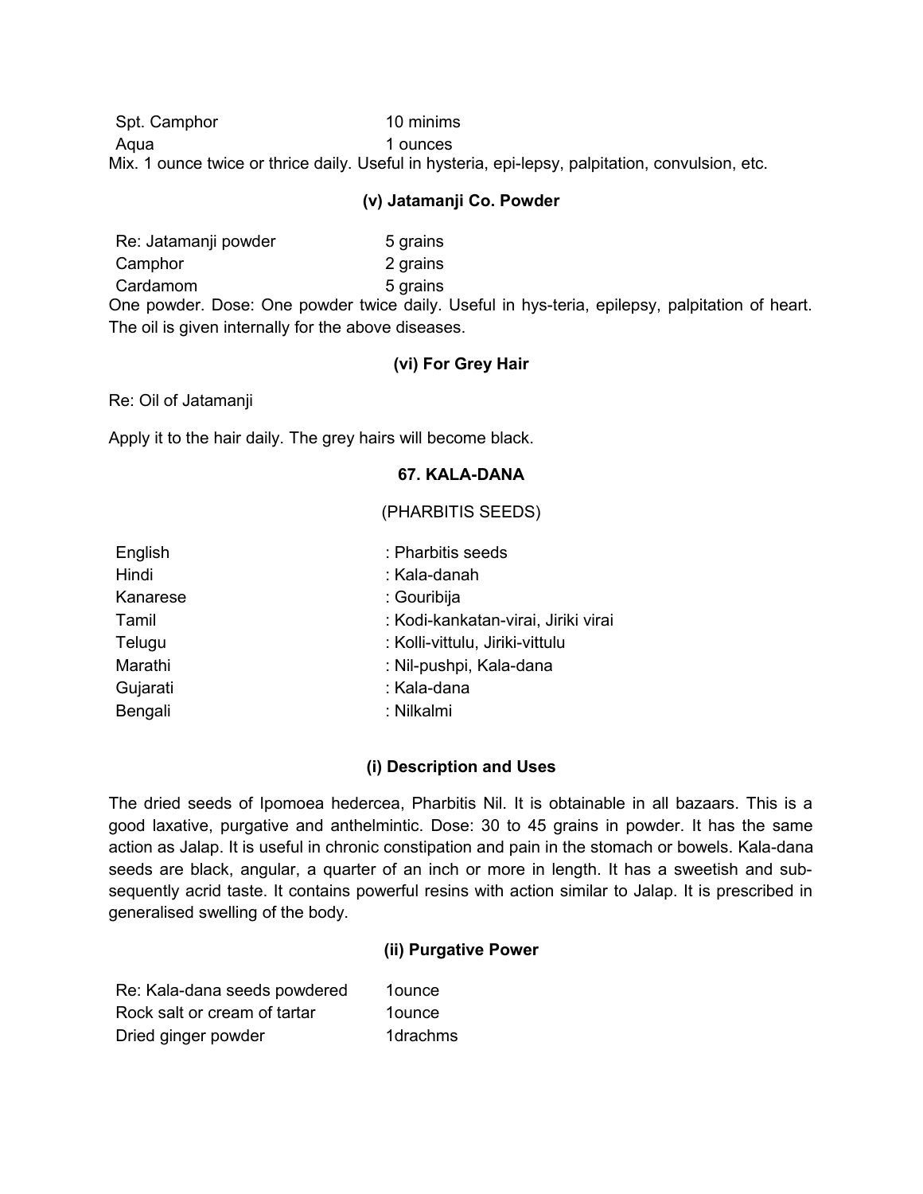| | |
|---|---|
| Spt. Camphor | 10 minims |
| Aqua | 1 ounces |

Mix. 1 ounce twice or thrice daily. Useful in hysteria, epi-lepsy, palpitation, convulsion, etc.

### (v) Jatamanji Co. Powder

| | |
|---|---|
| Re: Jatamanji powder | 5 grains |
| Camphor | 2 grains |
| Cardamom | 5 grains |

One powder. Dose: One powder twice daily. Useful in hys-teria, epilepsy, palpitation of heart. The oil is given internally for the above diseases.

### (vi) For Grey Hair

Re: Oil of Jatamanji

Apply it to the hair daily. The grey hairs will become black.

## 67. KALA-DANA

(PHARBITIS SEEDS)

| | |
|---|---|
| English | : Pharbitis seeds |
| Hindi | : Kala-danah |
| Kanarese | : Gouribija |
| Tamil | : Kodi-kankatan-virai, Jiriki virai |
| Telugu | : Kolli-vittulu, Jiriki-vittulu |
| Marathi | : Nil-pushpi, Kala-dana |
| Gujarati | : Kala-dana |
| Bengali | : Nilkalmi |

### (i) Description and Uses

The dried seeds of Ipomoea hedercea, Pharbitis Nil. It is obtainable in all bazaars. This is a good laxative, purgative and anthelmintic. Dose: 30 to 45 grains in powder. It has the same action as Jalap. It is useful in chronic constipation and pain in the stomach or bowels. Kala-dana seeds are black, angular, a quarter of an inch or more in length. It has a sweetish and sub-sequently acrid taste. It contains powerful resins with action similar to Jalap. It is prescribed in generalised swelling of the body.

### (ii) Purgative Power

| | |
|---|---|
| Re: Kala-dana seeds powdered | 1ounce |
| Rock salt or cream of tartar | 1ounce |
| Dried ginger powder | 1drachms |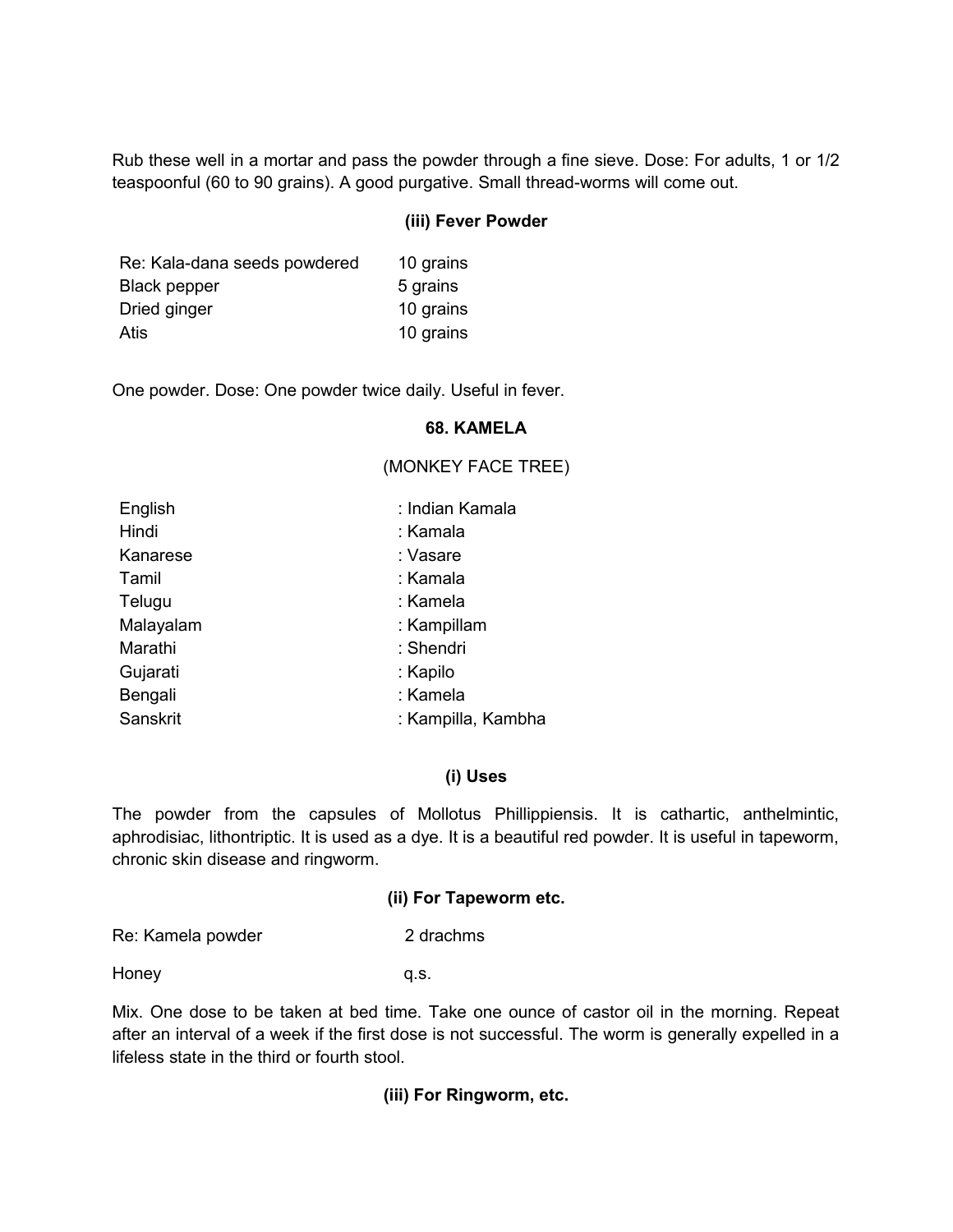Rub these well in a mortar and pass the powder through a fine sieve. Dose: For adults, 1 or 1/2 teaspoonful (60 to 90 grains). A good purgative. Small thread-worms will come out.

### (iii) Fever Powder

| | |
|---|---|
| Re: Kala-dana seeds powdered | 10 grains |
| Black pepper | 5 grains |
| Dried ginger | 10 grains |
| Atis | 10 grains |

One powder. Dose: One powder twice daily. Useful in fever.

## 68. KAMELA

(MONKEY FACE TREE)

| | |
|---|---|
| English | : Indian Kamala |
| Hindi | : Kamala |
| Kanarese | : Vasare |
| Tamil | : Kamala |
| Telugu | : Kamela |
| Malayalam | : Kampillam |
| Marathi | : Shendri |
| Gujarati | : Kapilo |
| Bengali | : Kamela |
| Sanskrit | : Kampilla, Kambha |

### (i) Uses

The powder from the capsules of Mollotus Phillippiensis. It is cathartic, anthelmintic, aphrodisiac, lithontriptic. It is used as a dye. It is a beautiful red powder. It is useful in tapeworm, chronic skin disease and ringworm.

### (ii) For Tapeworm etc.

| | |
|---|---|
| Re: Kamela powder | 2 drachms |
| Honey | q.s. |

Mix. One dose to be taken at bed time. Take one ounce of castor oil in the morning. Repeat after an interval of a week if the first dose is not successful. The worm is generally expelled in a lifeless state in the third or fourth stool.

### (iii) For Ringworm, etc.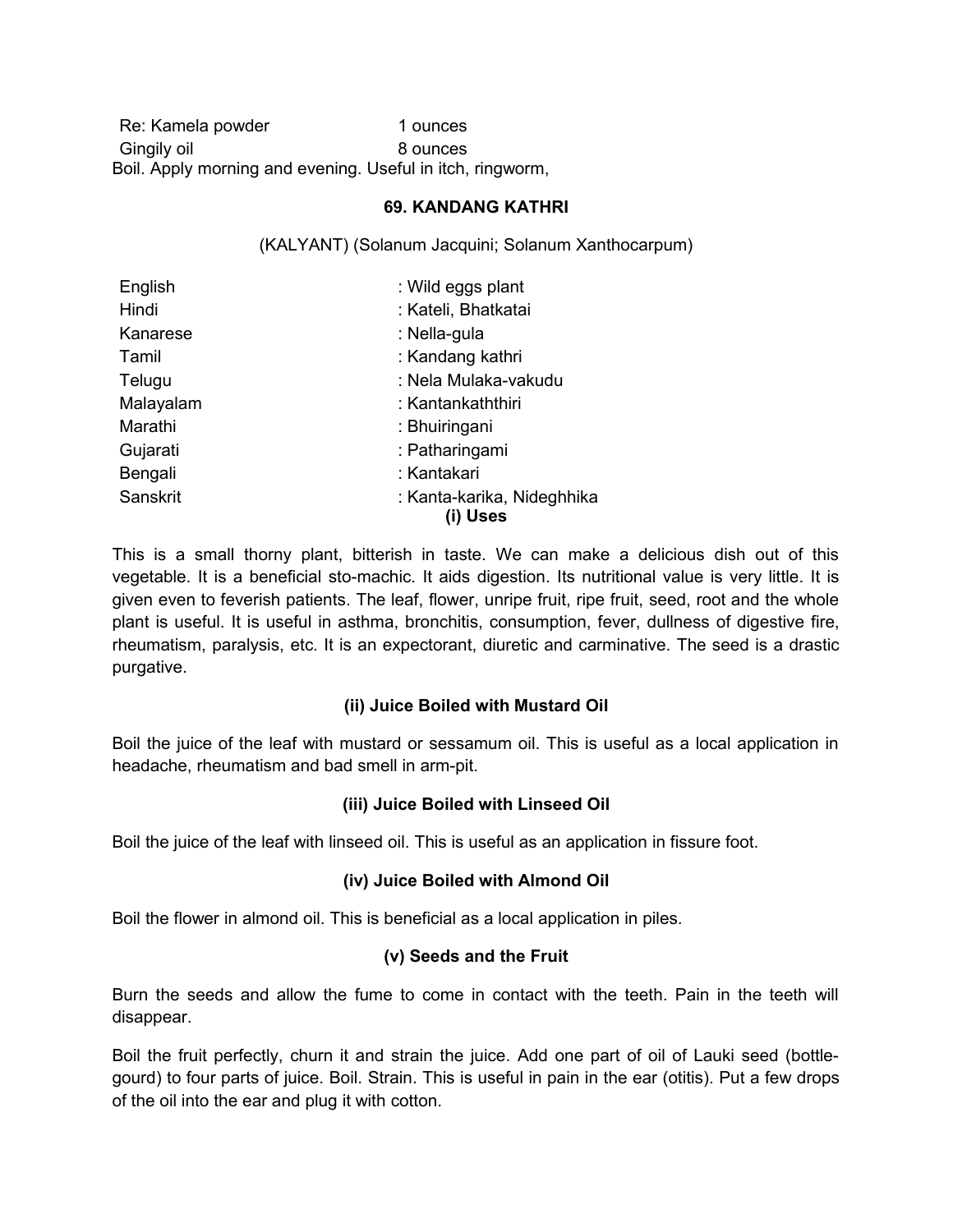| | |
|---|---|
| Re: Kamela powder | 1 ounces |
| Gingily oil | 8 ounces |

Boil. Apply morning and evening. Useful in itch, ringworm,

### 69. KANDANG KATHRI

(KALYANT) (Solanum Jacquini; Solanum Xanthocarpum)

| | |
|---|---|
| English | : Wild eggs plant |
| Hindi | : Kateli, Bhatkatai |
| Kanarese | : Nella-gula |
| Tamil | : Kandang kathri |
| Telugu | : Nela Mulaka-vakudu |
| Malayalam | : Kantankaththiri |
| Marathi | : Bhuiringani |
| Gujarati | : Patharingami |
| Bengali | : Kantakari |
| Sanskrit | : Kanta-karika, Nideghhika |

#### (i) Uses

This is a small thorny plant, bitterish in taste. We can make a delicious dish out of this vegetable. It is a beneficial sto-machic. It aids digestion. Its nutritional value is very little. It is given even to feverish patients. The leaf, flower, unripe fruit, ripe fruit, seed, root and the whole plant is useful. It is useful in asthma, bronchitis, consumption, fever, dullness of digestive fire, rheumatism, paralysis, etc. It is an expectorant, diuretic and carminative. The seed is a drastic purgative.

#### (ii) Juice Boiled with Mustard Oil

Boil the juice of the leaf with mustard or sessamum oil. This is useful as a local application in headache, rheumatism and bad smell in arm-pit.

#### (iii) Juice Boiled with Linseed Oil

Boil the juice of the leaf with linseed oil. This is useful as an application in fissure foot.

#### (iv) Juice Boiled with Almond Oil

Boil the flower in almond oil. This is beneficial as a local application in piles.

#### (v) Seeds and the Fruit

Burn the seeds and allow the fume to come in contact with the teeth. Pain in the teeth will disappear.

Boil the fruit perfectly, churn it and strain the juice. Add one part of oil of Lauki seed (bottle-gourd) to four parts of juice. Boil. Strain. This is useful in pain in the ear (otitis). Put a few drops of the oil into the ear and plug it with cotton.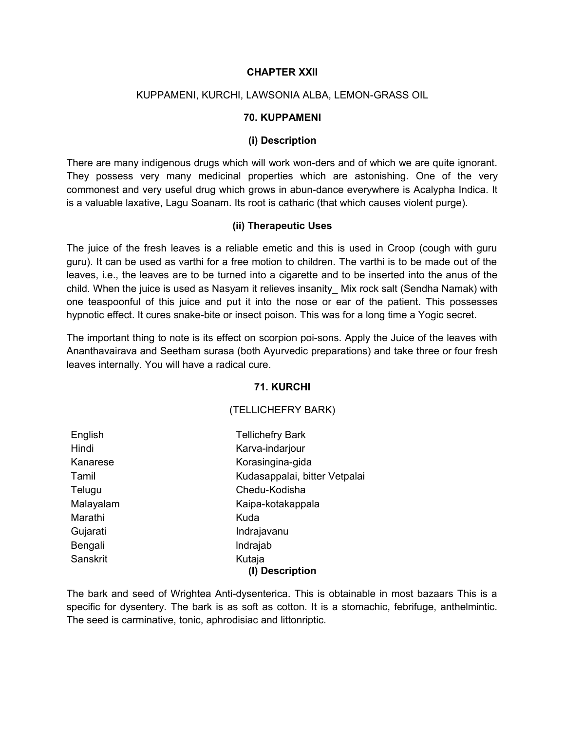## CHAPTER XXII

KUPPAMENI, KURCHI, LAWSONIA ALBA, LEMON-GRASS OIL

### 70. KUPPAMENI

#### (i) Description

There are many indigenous drugs which will work won-ders and of which we are quite ignorant. They possess very many medicinal properties which are astonishing. One of the very commonest and very useful drug which grows in abun-dance everywhere is Acalypha Indica. It is a valuable laxative, Lagu Soanam. Its root is catharic (that which causes violent purge).

#### (ii) Therapeutic Uses

The juice of the fresh leaves is a reliable emetic and this is used in Croop (cough with guru guru). It can be used as varthi for a free motion to children. The varthi is to be made out of the leaves, i.e., the leaves are to be turned into a cigarette and to be inserted into the anus of the child. When the juice is used as Nasyam it relieves insanity_ Mix rock salt (Sendha Namak) with one teaspoonful of this juice and put it into the nose or ear of the patient. This possesses hypnotic effect. It cures snake-bite or insect poison. This was for a long time a Yogic secret.

The important thing to note is its effect on scorpion poi-sons. Apply the Juice of the leaves with Ananthavairava and Seetham surasa (both Ayurvedic preparations) and take three or four fresh leaves internally. You will have a radical cure.

### 71. KURCHI

(TELLICHEFRY BARK)

| | |
|---|---|
| English | Tellichefry Bark |
| Hindi | Karva-indarjour |
| Kanarese | Korasingina-gida |
| Tamil | Kudasappalai, bitter Vetpalai |
| Telugu | Chedu-Kodisha |
| Malayalam | Kaipa-kotakappala |
| Marathi | Kuda |
| Gujarati | Indrajavanu |
| Bengali | Indrajab |
| Sanskrit | Kutaja |

#### (I) Description

The bark and seed of Wrightea Anti-dysenterica. This is obtainable in most bazaars This is a specific for dysentery. The bark is as soft as cotton. It is a stomachic, febrifuge, anthelmintic. The seed is carminative, tonic, aphrodisiac and littonriptic.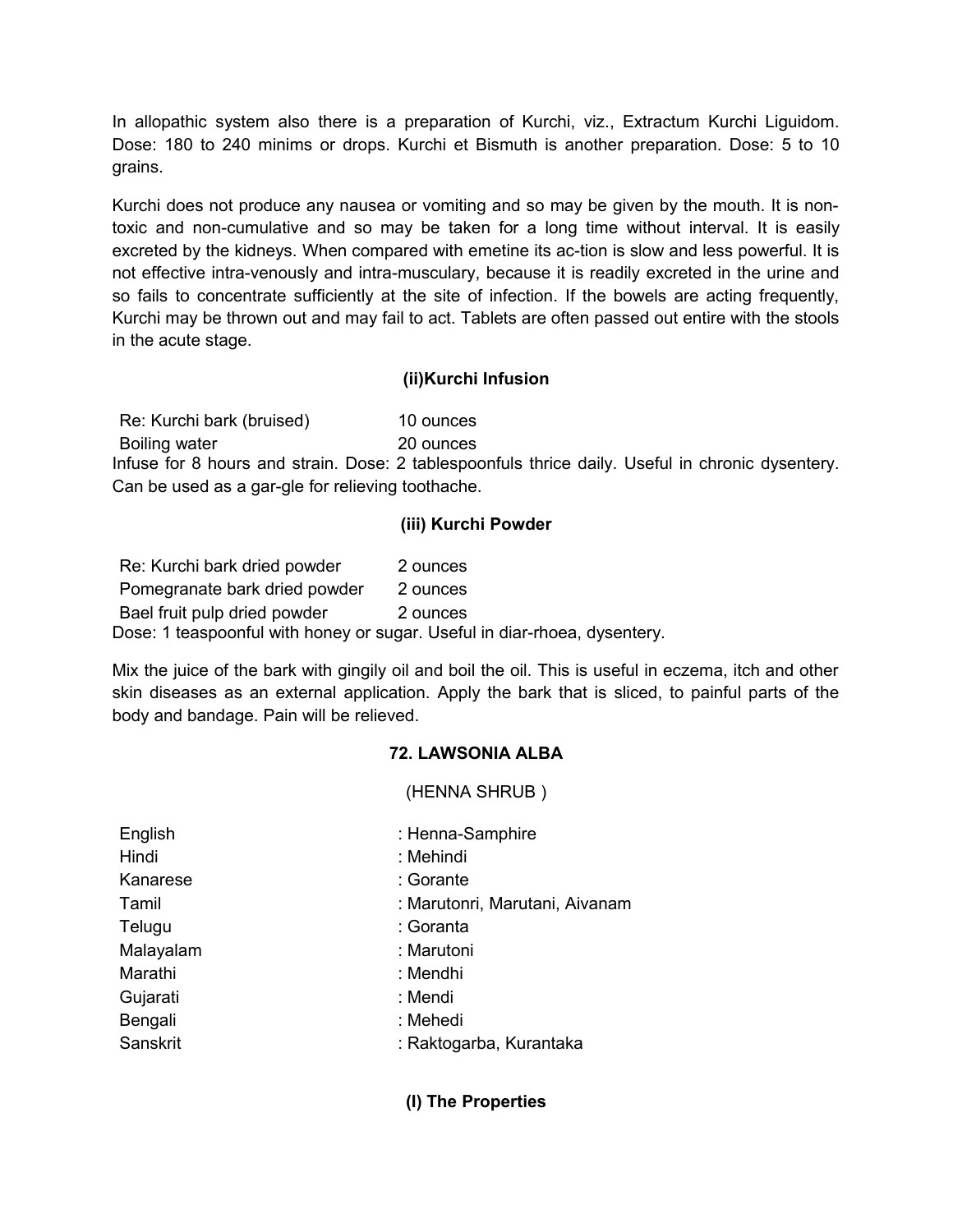In allopathic system also there is a preparation of Kurchi, viz., Extractum Kurchi Liguidom. Dose: 180 to 240 minims or drops. Kurchi et Bismuth is another preparation. Dose: 5 to 10 grains.

Kurchi does not produce any nausea or vomiting and so may be given by the mouth. It is non-toxic and non-cumulative and so may be taken for a long time without interval. It is easily excreted by the kidneys. When compared with emetine its ac-tion is slow and less powerful. It is not effective intra-venously and intra-musculary, because it is readily excreted in the urine and so fails to concentrate sufficiently at the site of infection. If the bowels are acting frequently, Kurchi may be thrown out and may fail to act. Tablets are often passed out entire with the stools in the acute stage.

#### (ii)Kurchi Infusion

| | |
|---|---|
| Re: Kurchi bark (bruised) | 10 ounces |
| Boiling water | 20 ounces |

Infuse for 8 hours and strain. Dose: 2 tablespoonfuls thrice daily. Useful in chronic dysentery. Can be used as a gar-gle for relieving toothache.

#### (iii) Kurchi Powder

| | |
|---|---|
| Re: Kurchi bark dried powder | 2 ounces |
| Pomegranate bark dried powder | 2 ounces |
| Bael fruit pulp dried powder | 2 ounces |

Dose: 1 teaspoonful with honey or sugar. Useful in diar-rhoea, dysentery.

Mix the juice of the bark with gingily oil and boil the oil. This is useful in eczema, itch and other skin diseases as an external application. Apply the bark that is sliced, to painful parts of the body and bandage. Pain will be relieved.

## 72. LAWSONIA ALBA

(HENNA SHRUB )

| | |
|---|---|
| English | : Henna-Samphire |
| Hindi | : Mehindi |
| Kanarese | : Gorante |
| Tamil | : Marutonri, Marutani, Aivanam |
| Telugu | : Goranta |
| Malayalam | : Marutoni |
| Marathi | : Mendhi |
| Gujarati | : Mendi |
| Bengali | : Mehedi |
| Sanskrit | : Raktogarba, Kurantaka |

#### (I) The Properties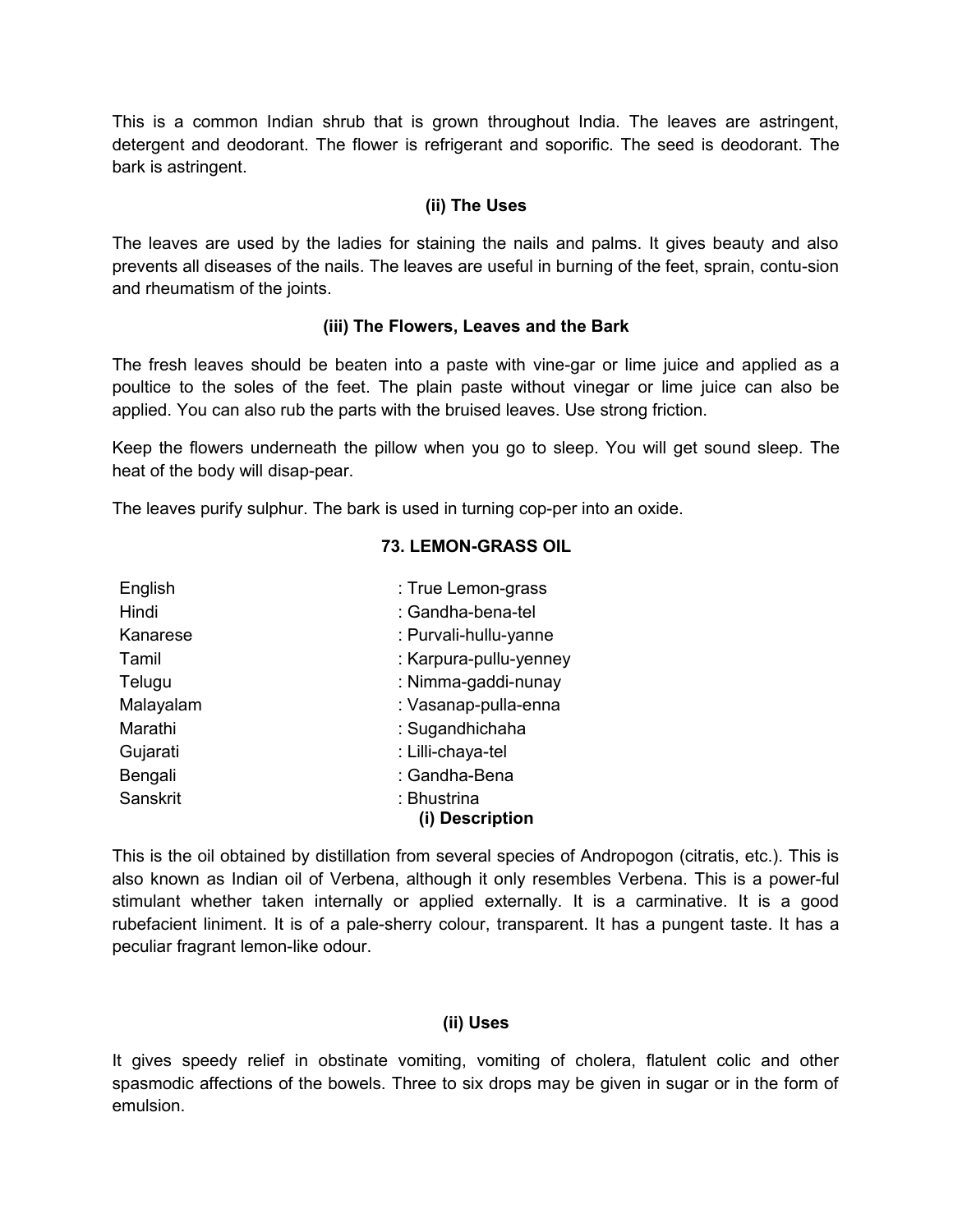This is a common Indian shrub that is grown throughout India. The leaves are astringent, detergent and deodorant. The flower is refrigerant and soporific. The seed is deodorant. The bark is astringent.

#### (ii) The Uses

The leaves are used by the ladies for staining the nails and palms. It gives beauty and also prevents all diseases of the nails. The leaves are useful in burning of the feet, sprain, contu-sion and rheumatism of the joints.

#### (iii) The Flowers, Leaves and the Bark

The fresh leaves should be beaten into a paste with vine-gar or lime juice and applied as a poultice to the soles of the feet. The plain paste without vinegar or lime juice can also be applied. You can also rub the parts with the bruised leaves. Use strong friction.

Keep the flowers underneath the pillow when you go to sleep. You will get sound sleep. The heat of the body will disap-pear.

The leaves purify sulphur. The bark is used in turning cop-per into an oxide.

### 73. LEMON-GRASS OIL

| | |
|---|---|
| English | : True Lemon-grass |
| Hindi | : Gandha-bena-tel |
| Kanarese | : Purvali-hullu-yanne |
| Tamil | : Karpura-pullu-yenney |
| Telugu | : Nimma-gaddi-nunay |
| Malayalam | : Vasanap-pulla-enna |
| Marathi | : Sugandhichaha |
| Gujarati | : Lilli-chaya-tel |
| Bengali | : Gandha-Bena |
| Sanskrit | : Bhustrina |

#### (i) Description

This is the oil obtained by distillation from several species of Andropogon (citratis, etc.). This is also known as Indian oil of Verbena, although it only resembles Verbena. This is a power-ful stimulant whether taken internally or applied externally. It is a carminative. It is a good rubefacient liniment. It is of a pale-sherry colour, transparent. It has a pungent taste. It has a peculiar fragrant lemon-like odour.

#### (ii) Uses

It gives speedy relief in obstinate vomiting, vomiting of cholera, flatulent colic and other spasmodic affections of the bowels. Three to six drops may be given in sugar or in the form of emulsion.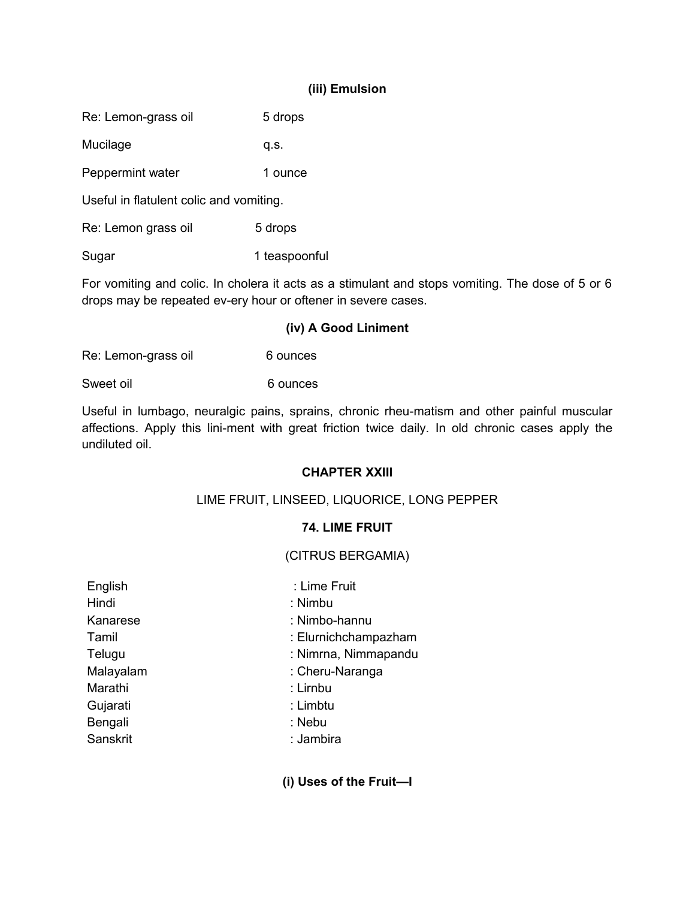### (iii) Emulsion

| | |
|---|---|
| Re: Lemon-grass oil | 5 drops |
| Mucilage | q.s. |
| Peppermint water | 1 ounce |

Useful in flatulent colic and vomiting.

| | |
|---|---|
| Re: Lemon grass oil | 5 drops |
| Sugar | 1 teaspoonful |

For vomiting and colic. In cholera it acts as a stimulant and stops vomiting. The dose of 5 or 6 drops may be repeated ev-ery hour or oftener in severe cases.

### (iv) A Good Liniment

| | |
|---|---|
| Re: Lemon-grass oil | 6 ounces |
| Sweet oil | 6 ounces |

Useful in lumbago, neuralgic pains, sprains, chronic rheu-matism and other painful muscular affections. Apply this lini-ment with great friction twice daily. In old chronic cases apply the undiluted oil.

## CHAPTER XXIII

LIME FRUIT, LINSEED, LIQUORICE, LONG PEPPER

### 74. LIME FRUIT

(CITRUS BERGAMIA)

| | |
|---|---|
| English | : Lime Fruit |
| Hindi | : Nimbu |
| Kanarese | : Nimbo-hannu |
| Tamil | : Elurnichchampazham |
| Telugu | : Nimrna, Nimmapandu |
| Malayalam | : Cheru-Naranga |
| Marathi | : Lirnbu |
| Gujarati | : Limbtu |
| Bengali | : Nebu |
| Sanskrit | : Jambira |

### (i) Uses of the Fruit—I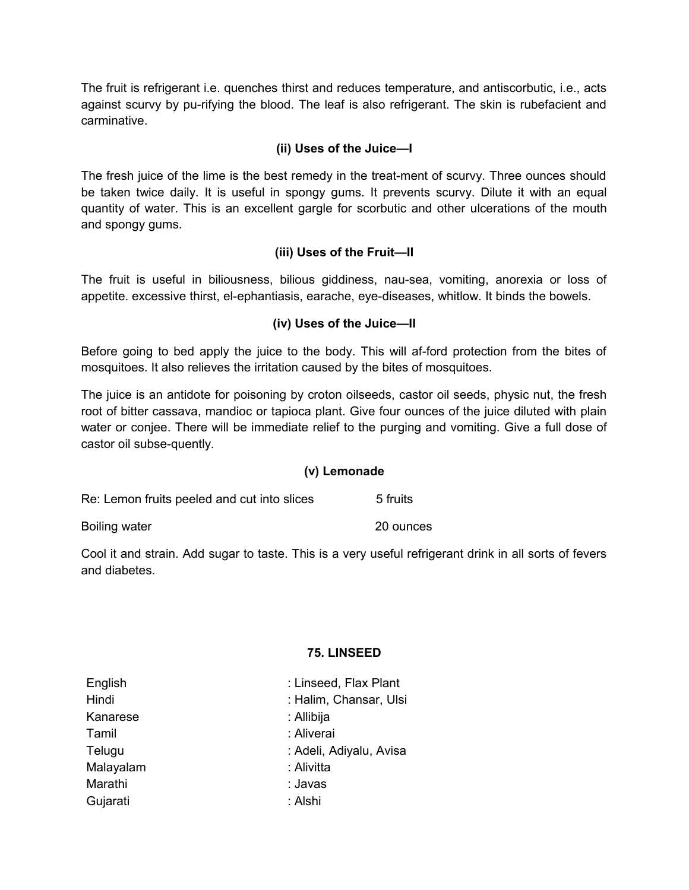The fruit is refrigerant i.e. quenches thirst and reduces temperature, and antiscorbutic, i.e., acts against scurvy by pu-rifying the blood. The leaf is also refrigerant. The skin is rubefacient and carminative.

### (ii) Uses of the Juice—I

The fresh juice of the lime is the best remedy in the treat-ment of scurvy. Three ounces should be taken twice daily. It is useful in spongy gums. It prevents scurvy. Dilute it with an equal quantity of water. This is an excellent gargle for scorbutic and other ulcerations of the mouth and spongy gums.

### (iii) Uses of the Fruit—II

The fruit is useful in biliousness, bilious giddiness, nau-sea, vomiting, anorexia or loss of appetite. excessive thirst, el-ephantiasis, earache, eye-diseases, whitlow. It binds the bowels.

### (iv) Uses of the Juice—II

Before going to bed apply the juice to the body. This will af-ford protection from the bites of mosquitoes. It also relieves the irritation caused by the bites of mosquitoes.

The juice is an antidote for poisoning by croton oilseeds, castor oil seeds, physic nut, the fresh root of bitter cassava, mandioc or tapioca plant. Give four ounces of the juice diluted with plain water or conjee. There will be immediate relief to the purging and vomiting. Give a full dose of castor oil subse-quently.

### (v) Lemonade

| | |
|---|---|
| Re: Lemon fruits peeled and cut into slices | 5 fruits |
| Boiling water | 20 ounces |

Cool it and strain. Add sugar to taste. This is a very useful refrigerant drink in all sorts of fevers and diabetes.

## 75. LINSEED

| | |
|---|---|
| English | : Linseed, Flax Plant |
| Hindi | : Halim, Chansar, Ulsi |
| Kanarese | : Allibija |
| Tamil | : Aliverai |
| Telugu | : Adeli, Adiyalu, Avisa |
| Malayalam | : Alivitta |
| Marathi | : Javas |
| Gujarati | : Alshi |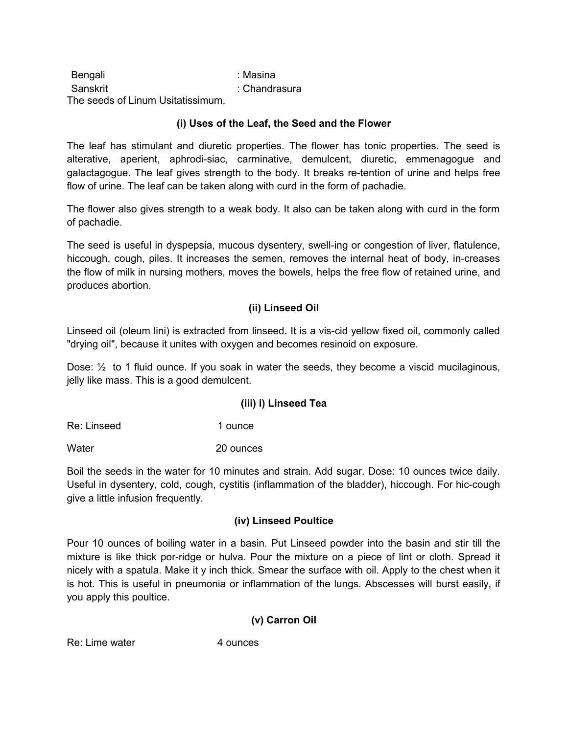| | |
|---|---|
| Bengali | : Masina |
| Sanskrit | : Chandrasura |

The seeds of Linum Usitatissimum.

### (i) Uses of the Leaf, the Seed and the Flower

The leaf has stimulant and diuretic properties. The flower has tonic properties. The seed is alterative, aperient, aphrodi-siac, carminative, demulcent, diuretic, emmenagogue and galactagogue. The leaf gives strength to the body. It breaks re-tention of urine and helps free flow of urine. The leaf can be taken along with curd in the form of pachadie.

The flower also gives strength to a weak body. It also can be taken along with curd in the form of pachadie.

The seed is useful in dyspepsia, mucous dysentery, swell-ing or congestion of liver, flatulence, hiccough, cough, piles. It increases the semen, removes the internal heat of body, in-creases the flow of milk in nursing mothers, moves the bowels, helps the free flow of retained urine, and produces abortion.

### (ii) Linseed Oil

Linseed oil (oleum lini) is extracted from linseed. It is a vis-cid yellow fixed oil, commonly called "drying oil", because it unites with oxygen and becomes resinoid on exposure.

Dose: ½ to 1 fluid ounce. If you soak in water the seeds, they become a viscid mucilaginous, jelly like mass. This is a good demulcent.

### (iii) i) Linseed Tea

| | |
|---|---|
| Re: Linseed | 1 ounce |
| Water | 20 ounces |

Boil the seeds in the water for 10 minutes and strain. Add sugar. Dose: 10 ounces twice daily. Useful in dysentery, cold, cough, cystitis (inflammation of the bladder), hiccough. For hic-cough give a little infusion frequently.

### (iv) Linseed Poultice

Pour 10 ounces of boiling water in a basin. Put Linseed powder into the basin and stir till the mixture is like thick por-ridge or hulva. Pour the mixture on a piece of lint or cloth. Spread it nicely with a spatula. Make it y inch thick. Smear the surface with oil. Apply to the chest when it is hot. This is useful in pneumonia or inflammation of the lungs. Abscesses will burst easily, if you apply this poultice.

### (v) Carron Oil

| | |
|---|---|
| Re: Lime water | 4 ounces |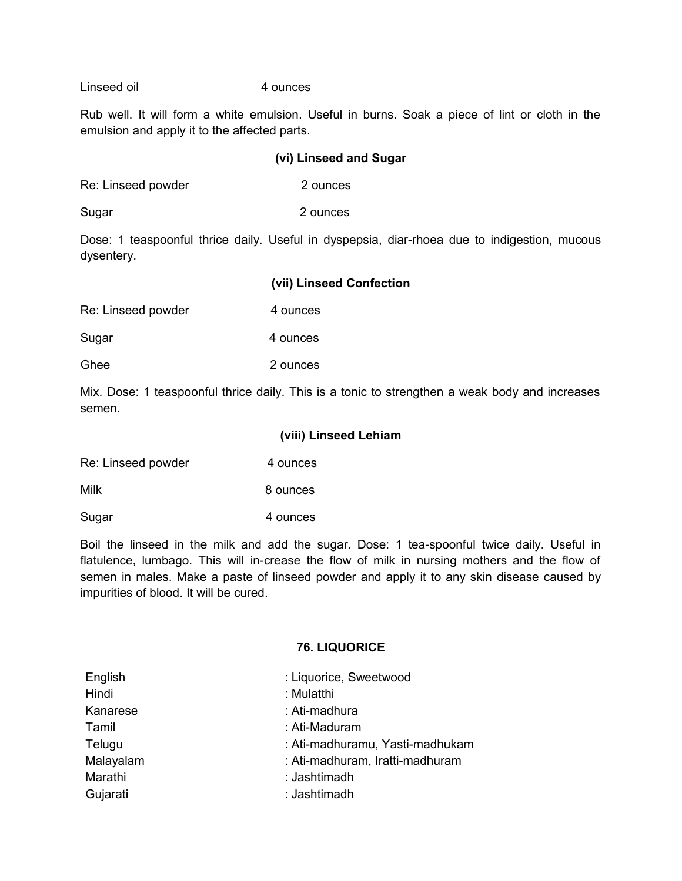Linseed oil 4 ounces

Rub well. It will form a white emulsion. Useful in burns. Soak a piece of lint or cloth in the emulsion and apply it to the affected parts.

### (vi) Linseed and Sugar

| | |
|---|---|
| Re: Linseed powder | 2 ounces |
| Sugar | 2 ounces |

Dose: 1 teaspoonful thrice daily. Useful in dyspepsia, diar-rhoea due to indigestion, mucous dysentery.

### (vii) Linseed Confection

| | |
|---|---|
| Re: Linseed powder | 4 ounces |
| Sugar | 4 ounces |
| Ghee | 2 ounces |

Mix. Dose: 1 teaspoonful thrice daily. This is a tonic to strengthen a weak body and increases semen.

### (viii) Linseed Lehiam

| | |
|---|---|
| Re: Linseed powder | 4 ounces |
| Milk | 8 ounces |
| Sugar | 4 ounces |

Boil the linseed in the milk and add the sugar. Dose: 1 tea-spoonful twice daily. Useful in flatulence, lumbago. This will in-crease the flow of milk in nursing mothers and the flow of semen in males. Make a paste of linseed powder and apply it to any skin disease caused by impurities of blood. It will be cured.

## 76. LIQUORICE

| | |
|---|---|
| English | : Liquorice, Sweetwood |
| Hindi | : Mulatthi |
| Kanarese | : Ati-madhura |
| Tamil | : Ati-Maduram |
| Telugu | : Ati-madhuramu, Yasti-madhukam |
| Malayalam | : Ati-madhuram, Iratti-madhuram |
| Marathi | : Jashtimadh |
| Gujarati | : Jashtimadh |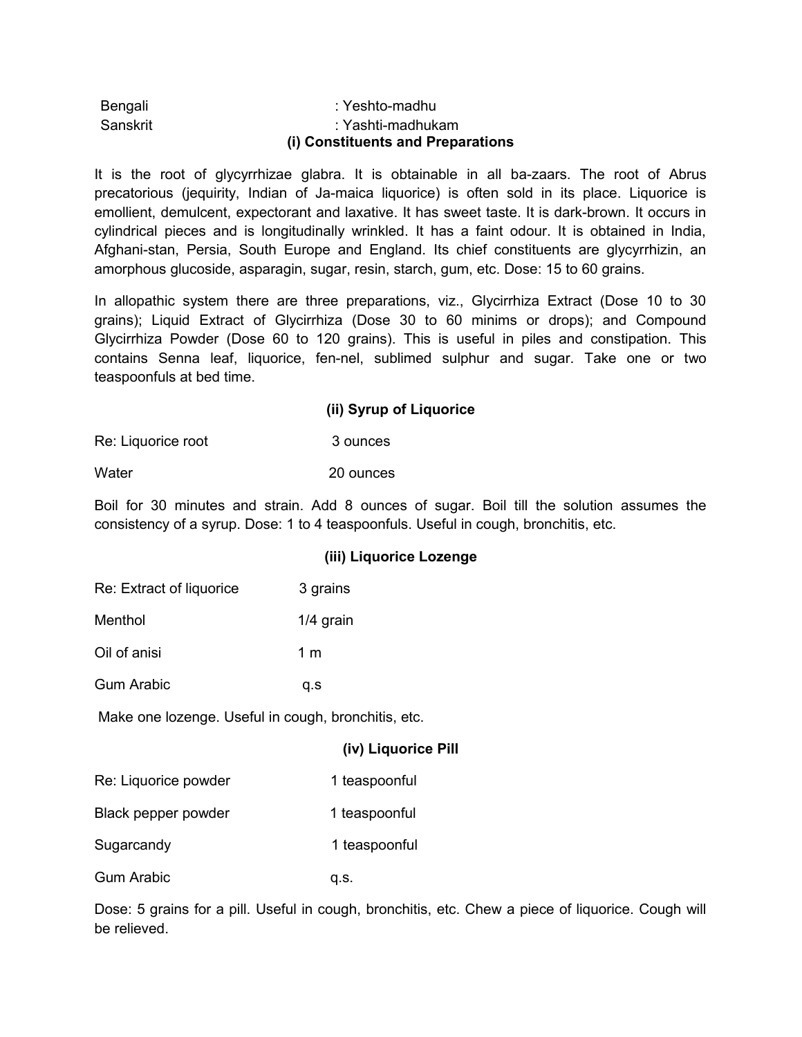| | |
|---|---|
| Bengali | : Yeshto-madhu |
| Sanskrit | : Yashti-madhukam |

### (i) Constituents and Preparations

It is the root of glycyrrhizae glabra. It is obtainable in all ba-zaars. The root of Abrus precatorious (jequirity, Indian of Ja-maica liquorice) is often sold in its place. Liquorice is emollient, demulcent, expectorant and laxative. It has sweet taste. It is dark-brown. It occurs in cylindrical pieces and is longitudinally wrinkled. It has a faint odour. It is obtained in India, Afghani-stan, Persia, South Europe and England. Its chief constituents are glycyrrhizin, an amorphous glucoside, asparagin, sugar, resin, starch, gum, etc. Dose: 15 to 60 grains.

In allopathic system there are three preparations, viz., Glycirrhiza Extract (Dose 10 to 30 grains); Liquid Extract of Glycirrhiza (Dose 30 to 60 minims or drops); and Compound Glycirrhiza Powder (Dose 60 to 120 grains). This is useful in piles and constipation. This contains Senna leaf, liquorice, fen-nel, sublimed sulphur and sugar. Take one or two teaspoonfuls at bed time.

### (ii) Syrup of Liquorice

| | |
|---|---|
| Re: Liquorice root | 3 ounces |
| Water | 20 ounces |

Boil for 30 minutes and strain. Add 8 ounces of sugar. Boil till the solution assumes the consistency of a syrup. Dose: 1 to 4 teaspoonfuls. Useful in cough, bronchitis, etc.

### (iii) Liquorice Lozenge

| | |
|---|---|
| Re: Extract of liquorice | 3 grains |
| Menthol | 1/4 grain |
| Oil of anisi | 1 m |
| Gum Arabic | q.s |

Make one lozenge. Useful in cough, bronchitis, etc.

### (iv) Liquorice Pill

| | |
|---|---|
| Re: Liquorice powder | 1 teaspoonful |
| Black pepper powder | 1 teaspoonful |
| Sugarcandy | 1 teaspoonful |
| Gum Arabic | q.s. |

Dose: 5 grains for a pill. Useful in cough, bronchitis, etc. Chew a piece of liquorice. Cough will be relieved.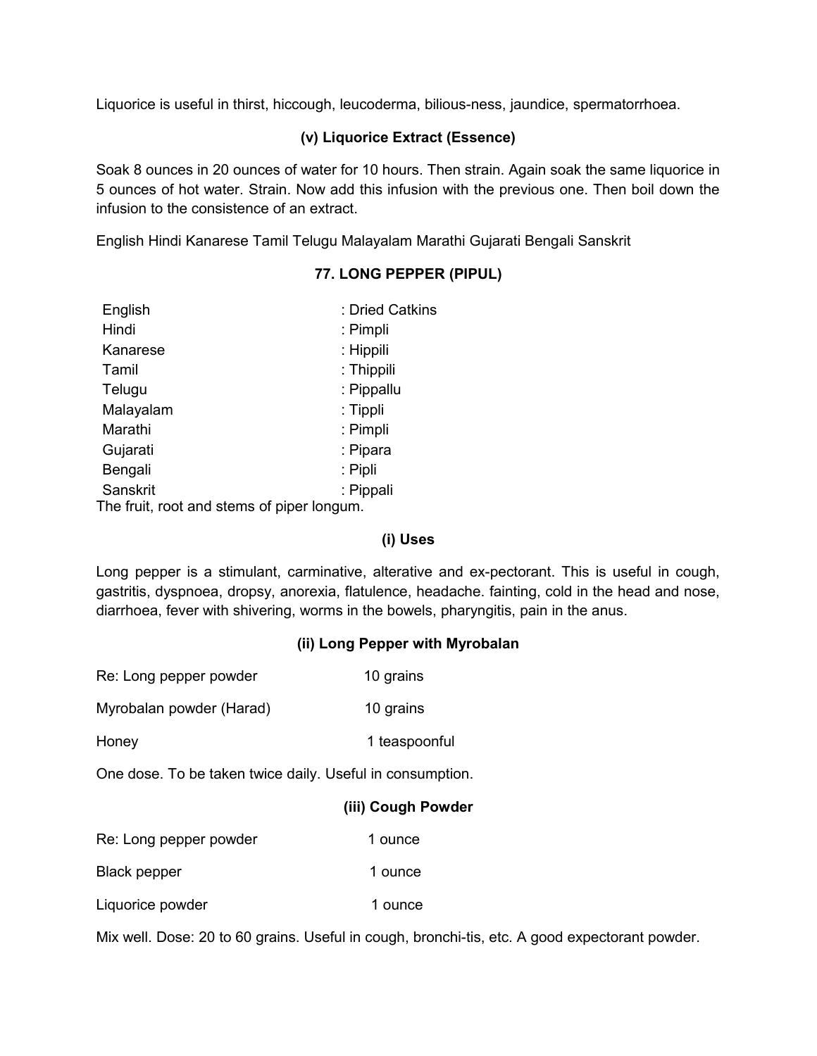Liquorice is useful in thirst, hiccough, leucoderma, bilious-ness, jaundice, spermatorrhoea.

### (v) Liquorice Extract (Essence)

Soak 8 ounces in 20 ounces of water for 10 hours. Then strain. Again soak the same liquorice in 5 ounces of hot water. Strain. Now add this infusion with the previous one. Then boil down the infusion to the consistence of an extract.

English Hindi Kanarese Tamil Telugu Malayalam Marathi Gujarati Bengali Sanskrit

## 77. LONG PEPPER (PIPUL)

| | |
|---|---|
| English | : Dried Catkins |
| Hindi | : Pimpli |
| Kanarese | : Hippili |
| Tamil | : Thippili |
| Telugu | : Pippallu |
| Malayalam | : Tippli |
| Marathi | : Pimpli |
| Gujarati | : Pipara |
| Bengali | : Pipli |
| Sanskrit | : Pippali |

The fruit, root and stems of piper longum.

### (i) Uses

Long pepper is a stimulant, carminative, alterative and ex-pectorant. This is useful in cough, gastritis, dyspnoea, dropsy, anorexia, flatulence, headache. fainting, cold in the head and nose, diarrhoea, fever with shivering, worms in the bowels, pharyngitis, pain in the anus.

### (ii) Long Pepper with Myrobalan

| | |
|---|---|
| Re: Long pepper powder | 10 grains |
| Myrobalan powder (Harad) | 10 grains |
| Honey | 1 teaspoonful |

One dose. To be taken twice daily. Useful in consumption.

### (iii) Cough Powder

| | |
|---|---|
| Re: Long pepper powder | 1 ounce |
| Black pepper | 1 ounce |
| Liquorice powder | 1 ounce |

Mix well. Dose: 20 to 60 grains. Useful in cough, bronchi-tis, etc. A good expectorant powder.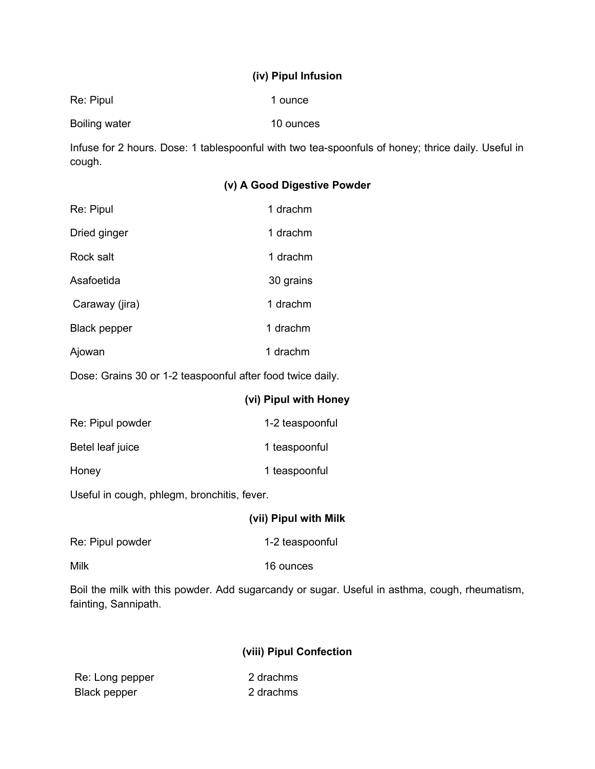### (iv) Pipul Infusion

| | |
|---|---|
| Re: Pipul | 1 ounce |
| Boiling water | 10 ounces |

Infuse for 2 hours. Dose: 1 tablespoonful with two tea-spoonfuls of honey; thrice daily. Useful in cough.

### (v) A Good Digestive Powder

| | |
|---|---|
| Re: Pipul | 1 drachm |
| Dried ginger | 1 drachm |
| Rock salt | 1 drachm |
| Asafoetida | 30 grains |
| Caraway (jira) | 1 drachm |
| Black pepper | 1 drachm |
| Ajowan | 1 drachm |

Dose: Grains 30 or 1-2 teaspoonful after food twice daily.

### (vi) Pipul with Honey

| | |
|---|---|
| Re: Pipul powder | 1-2 teaspoonful |
| Betel leaf juice | 1 teaspoonful |
| Honey | 1 teaspoonful |

Useful in cough, phlegm, bronchitis, fever.

### (vii) Pipul with Milk

| | |
|---|---|
| Re: Pipul powder | 1-2 teaspoonful |
| Milk | 16 ounces |

Boil the milk with this powder. Add sugarcandy or sugar. Useful in asthma, cough, rheumatism, fainting, Sannipath.

### (viii) Pipul Confection

| | |
|---|---|
| Re: Long pepper | 2 drachms |
| Black pepper | 2 drachms |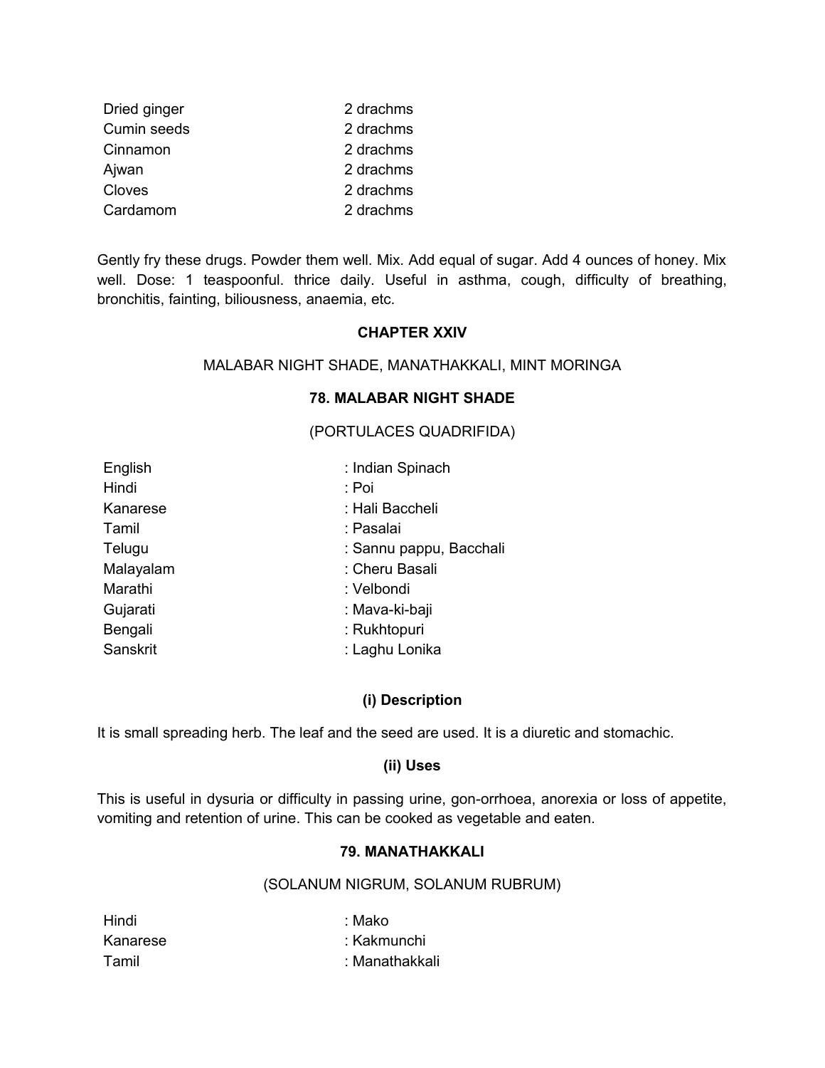| | |
|---|---|
| Dried ginger | 2 drachms |
| Cumin seeds | 2 drachms |
| Cinnamon | 2 drachms |
| Ajwan | 2 drachms |
| Cloves | 2 drachms |
| Cardamom | 2 drachms |

Gently fry these drugs. Powder them well. Mix. Add equal of sugar. Add 4 ounces of honey. Mix well. Dose: 1 teaspoonful. thrice daily. Useful in asthma, cough, difficulty of breathing, bronchitis, fainting, biliousness, anaemia, etc.

## CHAPTER XXIV

MALABAR NIGHT SHADE, MANATHAKKALI, MINT MORINGA

### 78. MALABAR NIGHT SHADE

(PORTULACES QUADRIFIDA)

| | |
|---|---|
| English | : Indian Spinach |
| Hindi | : Poi |
| Kanarese | : Hali Baccheli |
| Tamil | : Pasalai |
| Telugu | : Sannu pappu, Bacchali |
| Malayalam | : Cheru Basali |
| Marathi | : Velbondi |
| Gujarati | : Mava-ki-baji |
| Bengali | : Rukhtopuri |
| Sanskrit | : Laghu Lonika |

#### (i) Description

It is small spreading herb. The leaf and the seed are used. It is a diuretic and stomachic.

#### (ii) Uses

This is useful in dysuria or difficulty in passing urine, gon-orrhoea, anorexia or loss of appetite, vomiting and retention of urine. This can be cooked as vegetable and eaten.

### 79. MANATHAKKALI

(SOLANUM NIGRUM, SOLANUM RUBRUM)

| | |
|---|---|
| Hindi | : Mako |
| Kanarese | : Kakmunchi |
| Tamil | : Manathakkali |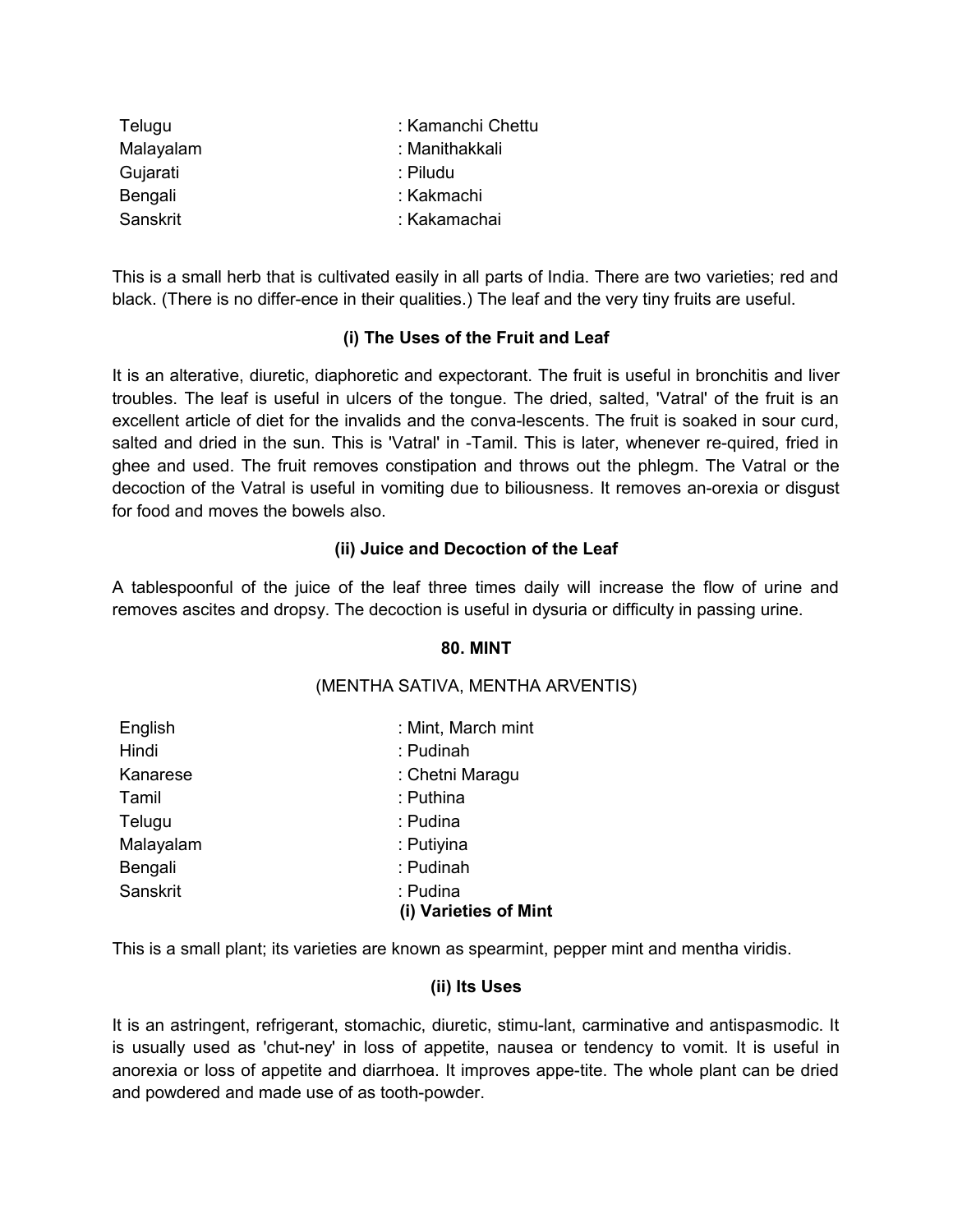| | |
|---|---|
| Telugu | : Kamanchi Chettu |
| Malayalam | : Manithakkali |
| Gujarati | : Piludu |
| Bengali | : Kakmachi |
| Sanskrit | : Kakamachai |

This is a small herb that is cultivated easily in all parts of India. There are two varieties; red and black. (There is no differ-ence in their qualities.) The leaf and the very tiny fruits are useful.

### (i) The Uses of the Fruit and Leaf

It is an alterative, diuretic, diaphoretic and expectorant. The fruit is useful in bronchitis and liver troubles. The leaf is useful in ulcers of the tongue. The dried, salted, 'Vatral' of the fruit is an excellent article of diet for the invalids and the conva-lescents. The fruit is soaked in sour curd, salted and dried in the sun. This is 'Vatral' in -Tamil. This is later, whenever re-quired, fried in ghee and used. The fruit removes constipation and throws out the phlegm. The Vatral or the decoction of the Vatral is useful in vomiting due to biliousness. It removes an-orexia or disgust for food and moves the bowels also.

### (ii) Juice and Decoction of the Leaf

A tablespoonful of the juice of the leaf three times daily will increase the flow of urine and removes ascites and dropsy. The decoction is useful in dysuria or difficulty in passing urine.

## 80. MINT

(MENTHA SATIVA, MENTHA ARVENTIS)

| | |
|---|---|
| English | : Mint, March mint |
| Hindi | : Pudinah |
| Kanarese | : Chetni Maragu |
| Tamil | : Puthina |
| Telugu | : Pudina |
| Malayalam | : Putiyina |
| Bengali | : Pudinah |
| Sanskrit | : Pudina |

### (i) Varieties of Mint

This is a small plant; its varieties are known as spearmint, pepper mint and mentha viridis.

### (ii) Its Uses

It is an astringent, refrigerant, stomachic, diuretic, stimu-lant, carminative and antispasmodic. It is usually used as 'chut-ney' in loss of appetite, nausea or tendency to vomit. It is useful in anorexia or loss of appetite and diarrhoea. It improves appe-tite. The whole plant can be dried and powdered and made use of as tooth-powder.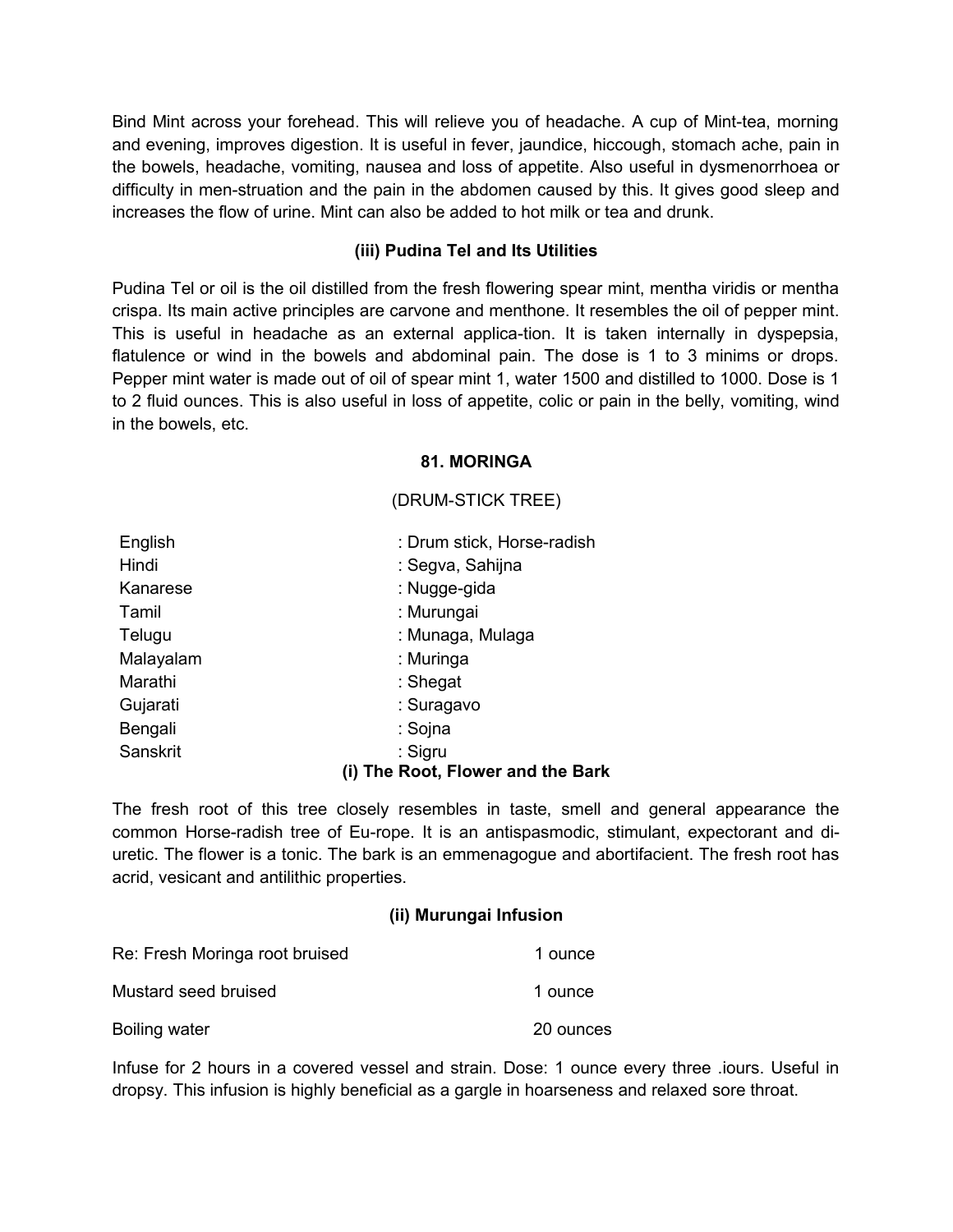Bind Mint across your forehead. This will relieve you of headache. A cup of Mint-tea, morning and evening, improves digestion. It is useful in fever, jaundice, hiccough, stomach ache, pain in the bowels, headache, vomiting, nausea and loss of appetite. Also useful in dysmenorrhoea or difficulty in men-struation and the pain in the abdomen caused by this. It gives good sleep and increases the flow of urine. Mint can also be added to hot milk or tea and drunk.

### (iii) Pudina Tel and Its Utilities

Pudina Tel or oil is the oil distilled from the fresh flowering spear mint, mentha viridis or mentha crispa. Its main active principles are carvone and menthone. It resembles the oil of pepper mint. This is useful in headache as an external applica-tion. It is taken internally in dyspepsia, flatulence or wind in the bowels and abdominal pain. The dose is 1 to 3 minims or drops. Pepper mint water is made out of oil of spear mint 1, water 1500 and distilled to 1000. Dose is 1 to 2 fluid ounces. This is also useful in loss of appetite, colic or pain in the belly, vomiting, wind in the bowels, etc.

## 81. MORINGA

(DRUM-STICK TREE)

| | |
|---|---|
| English | : Drum stick, Horse-radish |
| Hindi | : Segva, Sahijna |
| Kanarese | : Nugge-gida |
| Tamil | : Murungai |
| Telugu | : Munaga, Mulaga |
| Malayalam | : Muringa |
| Marathi | : Shegat |
| Gujarati | : Suragavo |
| Bengali | : Sojna |
| Sanskrit | : Sigru |

### (i) The Root, Flower and the Bark

The fresh root of this tree closely resembles in taste, smell and general appearance the common Horse-radish tree of Eu-rope. It is an antispasmodic, stimulant, expectorant and di-uretic. The flower is a tonic. The bark is an emmenagogue and abortifacient. The fresh root has acrid, vesicant and antilithic properties.

### (ii) Murungai Infusion

| | |
|---|---|
| Re: Fresh Moringa root bruised | 1 ounce |
| Mustard seed bruised | 1 ounce |
| Boiling water | 20 ounces |

Infuse for 2 hours in a covered vessel and strain. Dose: 1 ounce every three .iours. Useful in dropsy. This infusion is highly beneficial as a gargle in hoarseness and relaxed sore throat.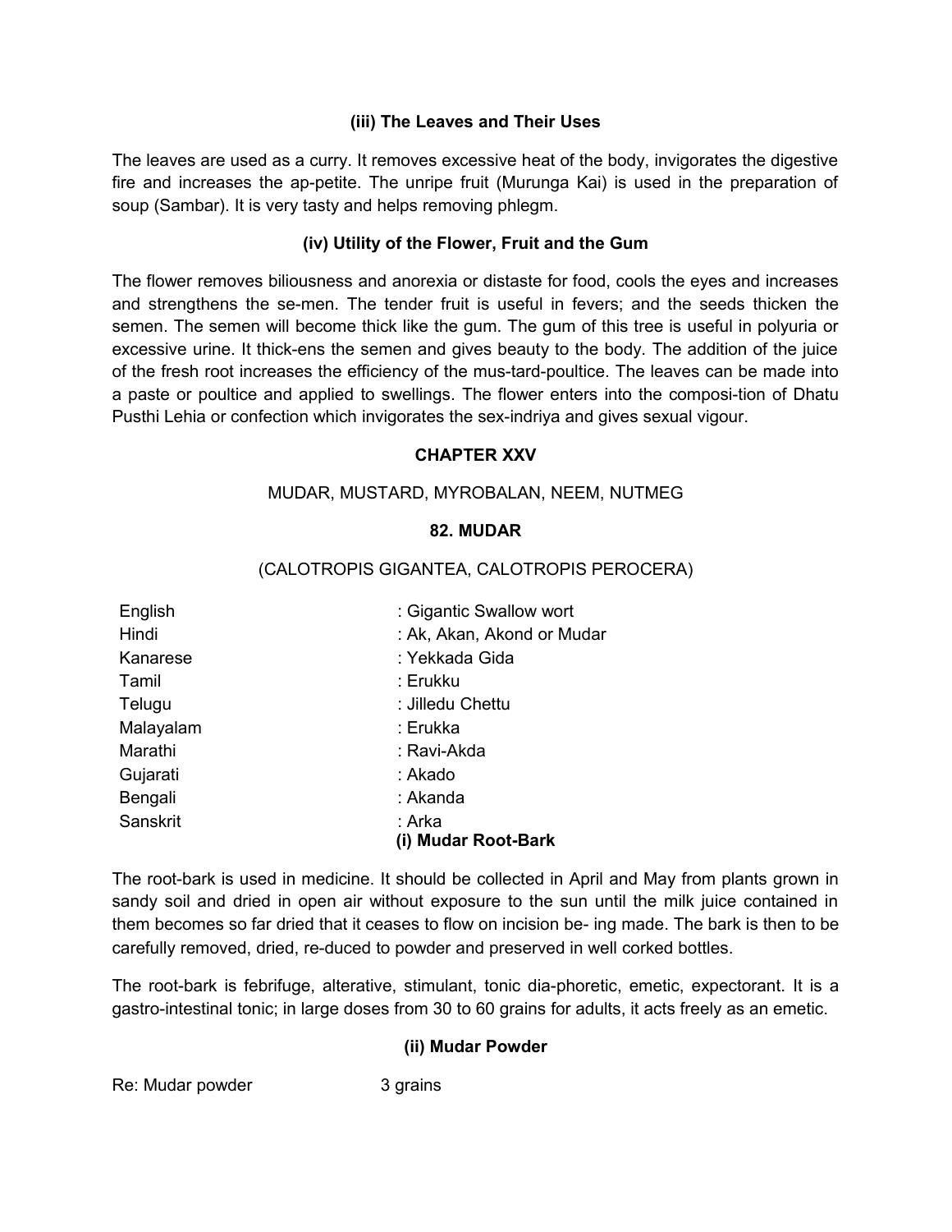### (iii) The Leaves and Their Uses

The leaves are used as a curry. It removes excessive heat of the body, invigorates the digestive fire and increases the ap-petite. The unripe fruit (Murunga Kai) is used in the preparation of soup (Sambar). It is very tasty and helps removing phlegm.

### (iv) Utility of the Flower, Fruit and the Gum

The flower removes biliousness and anorexia or distaste for food, cools the eyes and increases and strengthens the se-men. The tender fruit is useful in fevers; and the seeds thicken the semen. The semen will become thick like the gum. The gum of this tree is useful in polyuria or excessive urine. It thick-ens the semen and gives beauty to the body. The addition of the juice of the fresh root increases the efficiency of the mus-tard-poultice. The leaves can be made into a paste or poultice and applied to swellings. The flower enters into the composi-tion of Dhatu Pusthi Lehia or confection which invigorates the sex-indriya and gives sexual vigour.

## CHAPTER XXV

MUDAR, MUSTARD, MYROBALAN, NEEM, NUTMEG

### 82. MUDAR

(CALOTROPIS GIGANTEA, CALOTROPIS PEROCERA)

| | |
|---|---|
| English | : Gigantic Swallow wort |
| Hindi | : Ak, Akan, Akond or Mudar |
| Kanarese | : Yekkada Gida |
| Tamil | : Erukku |
| Telugu | : Jilledu Chettu |
| Malayalam | : Erukka |
| Marathi | : Ravi-Akda |
| Gujarati | : Akado |
| Bengali | : Akanda |
| Sanskrit | : Arka |

### (i) Mudar Root-Bark

The root-bark is used in medicine. It should be collected in April and May from plants grown in sandy soil and dried in open air without exposure to the sun until the milk juice contained in them becomes so far dried that it ceases to flow on incision be- ing made. The bark is then to be carefully removed, dried, re-duced to powder and preserved in well corked bottles.

The root-bark is febrifuge, alterative, stimulant, tonic dia-phoretic, emetic, expectorant. It is a gastro-intestinal tonic; in large doses from 30 to 60 grains for adults, it acts freely as an emetic.

### (ii) Mudar Powder

Re: Mudar powder 3 grains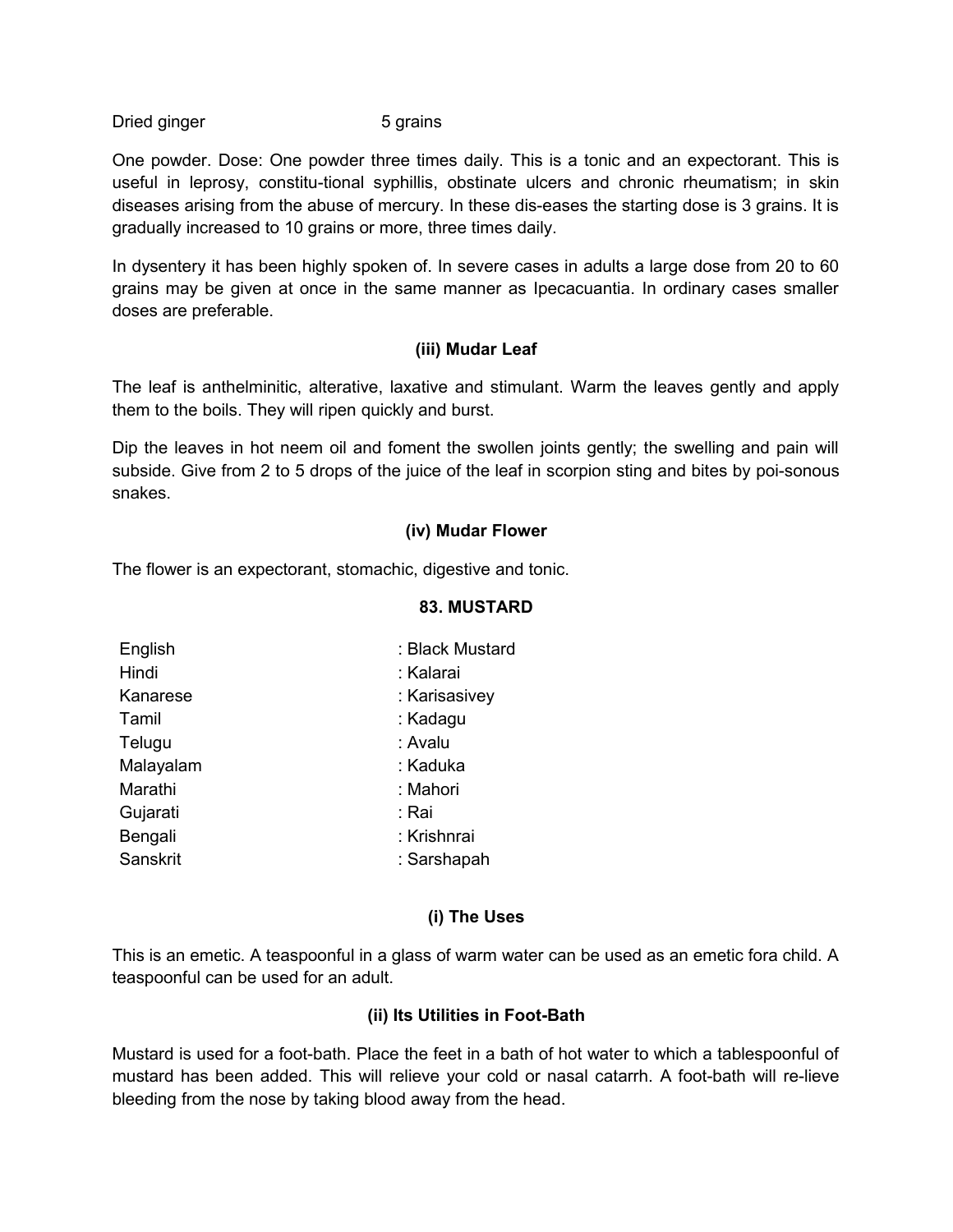Dried ginger 5 grains

One powder. Dose: One powder three times daily. This is a tonic and an expectorant. This is useful in leprosy, constitu-tional syphillis, obstinate ulcers and chronic rheumatism; in skin diseases arising from the abuse of mercury. In these dis-eases the starting dose is 3 grains. It is gradually increased to 10 grains or more, three times daily.

In dysentery it has been highly spoken of. In severe cases in adults a large dose from 20 to 60 grains may be given at once in the same manner as Ipecacuantia. In ordinary cases smaller doses are preferable.

### (iii) Mudar Leaf

The leaf is anthelminitic, alterative, laxative and stimulant. Warm the leaves gently and apply them to the boils. They will ripen quickly and burst.

Dip the leaves in hot neem oil and foment the swollen joints gently; the swelling and pain will subside. Give from 2 to 5 drops of the juice of the leaf in scorpion sting and bites by poi-sonous snakes.

### (iv) Mudar Flower

The flower is an expectorant, stomachic, digestive and tonic.

## 83. MUSTARD

| | |
|---|---|
| English | : Black Mustard |
| Hindi | : Kalarai |
| Kanarese | : Karisasivey |
| Tamil | : Kadagu |
| Telugu | : Avalu |
| Malayalam | : Kaduka |
| Marathi | : Mahori |
| Gujarati | : Rai |
| Bengali | : Krishnrai |
| Sanskrit | : Sarshapah |

### (i) The Uses

This is an emetic. A teaspoonful in a glass of warm water can be used as an emetic fora child. A teaspoonful can be used for an adult.

### (ii) Its Utilities in Foot-Bath

Mustard is used for a foot-bath. Place the feet in a bath of hot water to which a tablespoonful of mustard has been added. This will relieve your cold or nasal catarrh. A foot-bath will re-lieve bleeding from the nose by taking blood away from the head.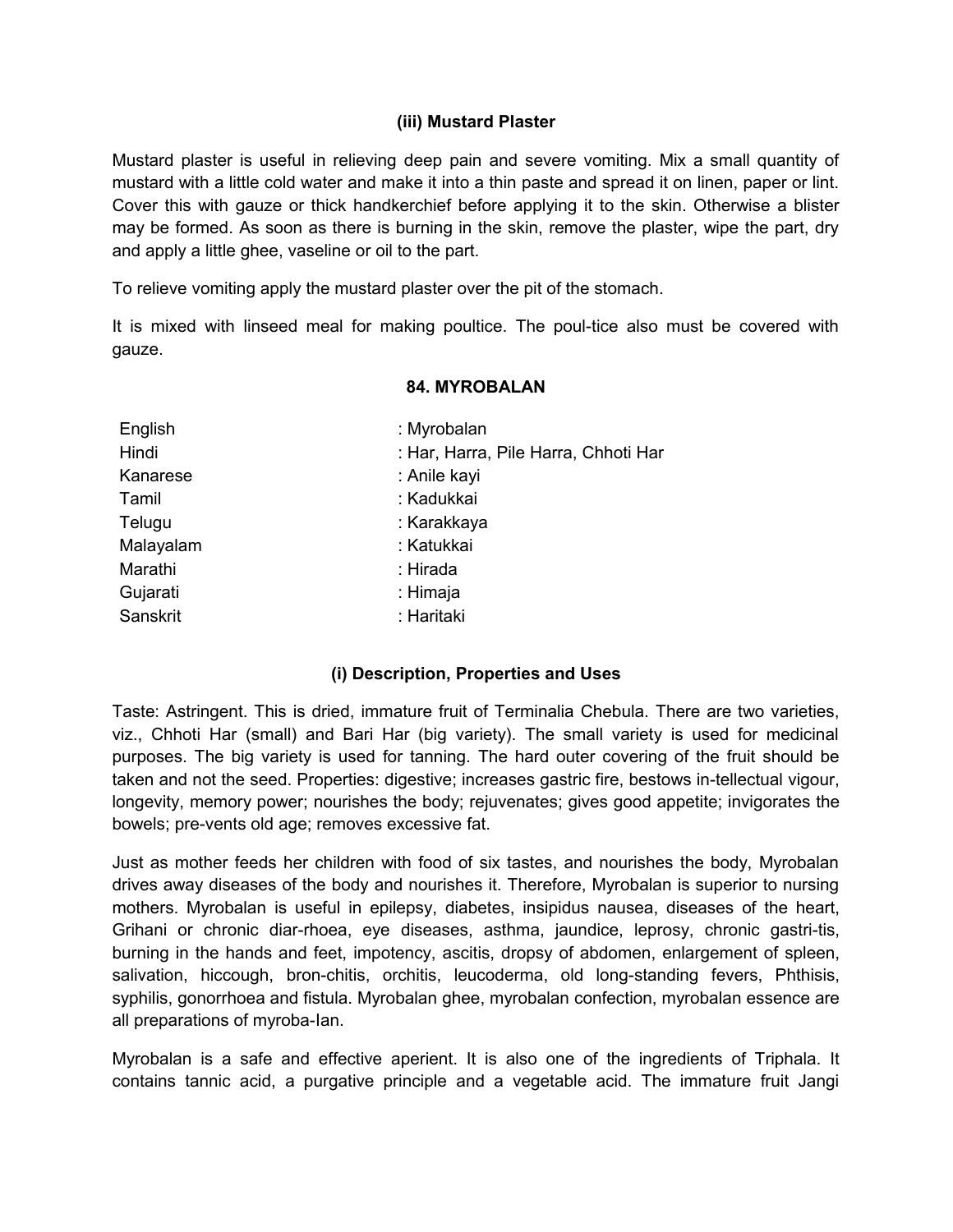### (iii) Mustard Plaster

Mustard plaster is useful in relieving deep pain and severe vomiting. Mix a small quantity of mustard with a little cold water and make it into a thin paste and spread it on linen, paper or lint. Cover this with gauze or thick handkerchief before applying it to the skin. Otherwise a blister may be formed. As soon as there is burning in the skin, remove the plaster, wipe the part, dry and apply a little ghee, vaseline or oil to the part.

To relieve vomiting apply the mustard plaster over the pit of the stomach.

It is mixed with linseed meal for making poultice. The poul-tice also must be covered with gauze.

## 84. MYROBALAN

| | |
|---|---|
| English | : Myrobalan |
| Hindi | : Har, Harra, Pile Harra, Chhoti Har |
| Kanarese | : Anile kayi |
| Tamil | : Kadukkai |
| Telugu | : Karakkaya |
| Malayalam | : Katukkai |
| Marathi | : Hirada |
| Gujarati | : Himaja |
| Sanskrit | : Haritaki |

### (i) Description, Properties and Uses

Taste: Astringent. This is dried, immature fruit of Terminalia Chebula. There are two varieties, viz., Chhoti Har (small) and Bari Har (big variety). The small variety is used for medicinal purposes. The big variety is used for tanning. The hard outer covering of the fruit should be taken and not the seed. Properties: digestive; increases gastric fire, bestows in-tellectual vigour, longevity, memory power; nourishes the body; rejuvenates; gives good appetite; invigorates the bowels; pre-vents old age; removes excessive fat.

Just as mother feeds her children with food of six tastes, and nourishes the body, Myrobalan drives away diseases of the body and nourishes it. Therefore, Myrobalan is superior to nursing mothers. Myrobalan is useful in epilepsy, diabetes, insipidus nausea, diseases of the heart, Grihani or chronic diar-rhoea, eye diseases, asthma, jaundice, leprosy, chronic gastri-tis, burning in the hands and feet, impotency, ascitis, dropsy of abdomen, enlargement of spleen, salivation, hiccough, bron-chitis, orchitis, leucoderma, old long-standing fevers, Phthisis, syphilis, gonorrhoea and fistula. Myrobalan ghee, myrobalan confection, myrobalan essence are all preparations of myroba-Ian.

Myrobalan is a safe and effective aperient. It is also one of the ingredients of Triphala. It contains tannic acid, a purgative principle and a vegetable acid. The immature fruit Jangi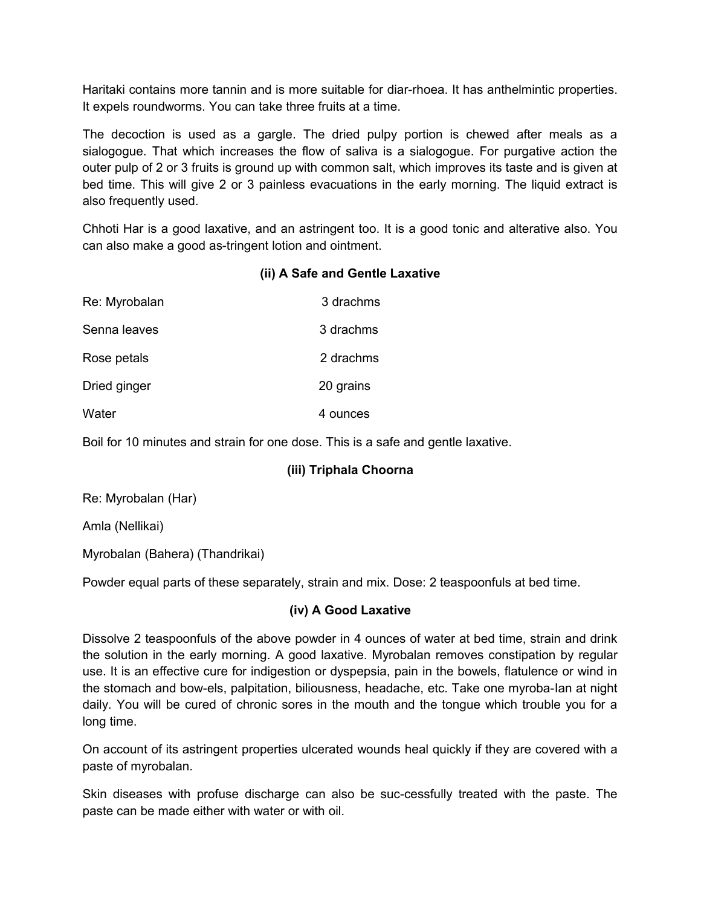Haritaki contains more tannin and is more suitable for diar-rhoea. It has anthelmintic properties. It expels roundworms. You can take three fruits at a time.

The decoction is used as a gargle. The dried pulpy portion is chewed after meals as a sialogogue. That which increases the flow of saliva is a sialogogue. For purgative action the outer pulp of 2 or 3 fruits is ground up with common salt, which improves its taste and is given at bed time. This will give 2 or 3 painless evacuations in the early morning. The liquid extract is also frequently used.

Chhoti Har is a good laxative, and an astringent too. It is a good tonic and alterative also. You can also make a good as-tringent lotion and ointment.

### (ii) A Safe and Gentle Laxative

| | |
|---|---|
| Re: Myrobalan | 3 drachms |
| Senna leaves | 3 drachms |
| Rose petals | 2 drachms |
| Dried ginger | 20 grains |
| Water | 4 ounces |

Boil for 10 minutes and strain for one dose. This is a safe and gentle laxative.

### (iii) Triphala Choorna

Re: Myrobalan (Har)

Amla (Nellikai)

Myrobalan (Bahera) (Thandrikai)

Powder equal parts of these separately, strain and mix. Dose: 2 teaspoonfuls at bed time.

### (iv) A Good Laxative

Dissolve 2 teaspoonfuls of the above powder in 4 ounces of water at bed time, strain and drink the solution in the early morning. A good laxative. Myrobalan removes constipation by regular use. It is an effective cure for indigestion or dyspepsia, pain in the bowels, flatulence or wind in the stomach and bow-els, palpitation, biliousness, headache, etc. Take one myroba-lan at night daily. You will be cured of chronic sores in the mouth and the tongue which trouble you for a long time.

On account of its astringent properties ulcerated wounds heal quickly if they are covered with a paste of myrobalan.

Skin diseases with profuse discharge can also be suc-cessfully treated with the paste. The paste can be made either with water or with oil.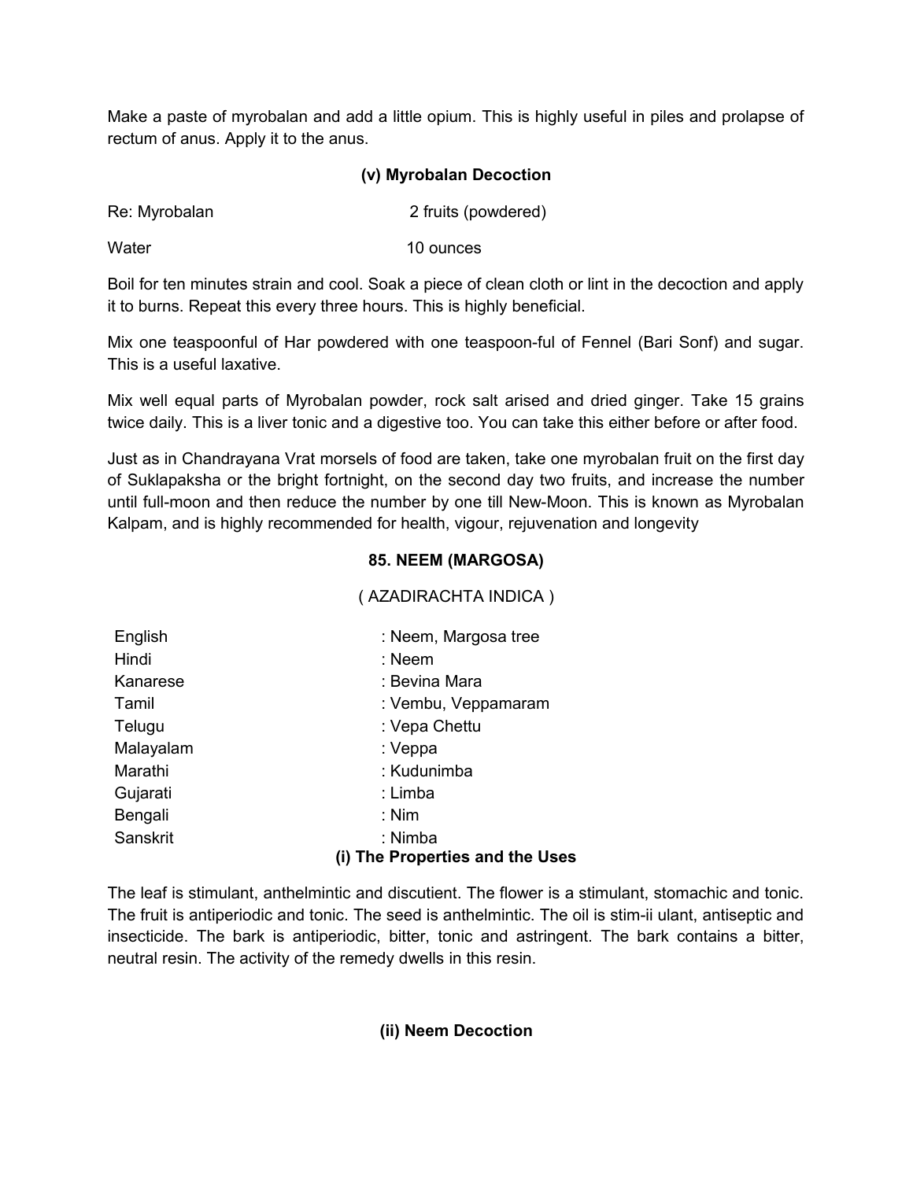Make a paste of myrobalan and add a little opium. This is highly useful in piles and prolapse of rectum of anus. Apply it to the anus.

### (v) Myrobalan Decoction

| | |
|---|---|
| Re: Myrobalan | 2 fruits (powdered) |
| Water | 10 ounces |

Boil for ten minutes strain and cool. Soak a piece of clean cloth or lint in the decoction and apply it to burns. Repeat this every three hours. This is highly beneficial.

Mix one teaspoonful of Har powdered with one teaspoon-ful of Fennel (Bari Sonf) and sugar. This is a useful laxative.

Mix well equal parts of Myrobalan powder, rock salt arised and dried ginger. Take 15 grains twice daily. This is a liver tonic and a digestive too. You can take this either before or after food.

Just as in Chandrayana Vrat morsels of food are taken, take one myrobalan fruit on the first day of Suklapaksha or the bright fortnight, on the second day two fruits, and increase the number until full-moon and then reduce the number by one till New-Moon. This is known as Myrobalan Kalpam, and is highly recommended for health, vigour, rejuvenation and longevity

## 85. NEEM (MARGOSA)

( AZADIRACHTA INDICA )

| | |
|---|---|
| English | : Neem, Margosa tree |
| Hindi | : Neem |
| Kanarese | : Bevina Mara |
| Tamil | : Vembu, Veppamaram |
| Telugu | : Vepa Chettu |
| Malayalam | : Veppa |
| Marathi | : Kudunimba |
| Gujarati | : Limba |
| Bengali | : Nim |
| Sanskrit | : Nimba |

### (i) The Properties and the Uses

The leaf is stimulant, anthelmintic and discutient. The flower is a stimulant, stomachic and tonic. The fruit is antiperiodic and tonic. The seed is anthelmintic. The oil is stim-ii ulant, antiseptic and insecticide. The bark is antiperiodic, bitter, tonic and astringent. The bark contains a bitter, neutral resin. The activity of the remedy dwells in this resin.

### (ii) Neem Decoction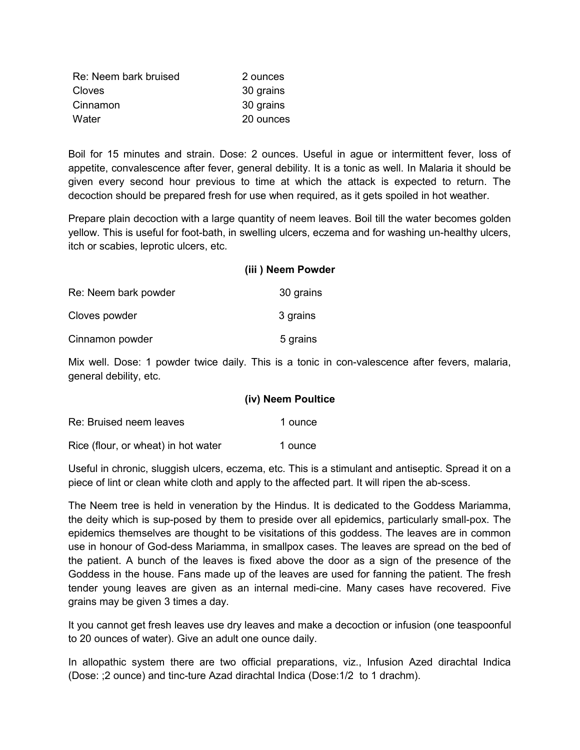| | |
|---|---|
| Re: Neem bark bruised | 2 ounces |
| Cloves | 30 grains |
| Cinnamon | 30 grains |
| Water | 20 ounces |

Boil for 15 minutes and strain. Dose: 2 ounces. Useful in ague or intermittent fever, loss of appetite, convalescence after fever, general debility. It is a tonic as well. In Malaria it should be given every second hour previous to time at which the attack is expected to return. The decoction should be prepared fresh for use when required, as it gets spoiled in hot weather.

Prepare plain decoction with a large quantity of neem leaves. Boil till the water becomes golden yellow. This is useful for foot-bath, in swelling ulcers, eczema and for washing un-healthy ulcers, itch or scabies, leprotic ulcers, etc.

### (iii ) Neem Powder

| | |
|---|---|
| Re: Neem bark powder | 30 grains |
| Cloves powder | 3 grains |
| Cinnamon powder | 5 grains |

Mix well. Dose: 1 powder twice daily. This is a tonic in con-valescence after fevers, malaria, general debility, etc.

### (iv) Neem Poultice

| | |
|---|---|
| Re: Bruised neem leaves | 1 ounce |
| Rice (flour, or wheat) in hot water | 1 ounce |

Useful in chronic, sluggish ulcers, eczema, etc. This is a stimulant and antiseptic. Spread it on a piece of lint or clean white cloth and apply to the affected part. It will ripen the ab-scess.

The Neem tree is held in veneration by the Hindus. It is dedicated to the Goddess Mariamma, the deity which is sup-posed by them to preside over all epidemics, particularly small-pox. The epidemics themselves are thought to be visitations of this goddess. The leaves are in common use in honour of God-dess Mariamma, in smallpox cases. The leaves are spread on the bed of the patient. A bunch of the leaves is fixed above the door as a sign of the presence of the Goddess in the house. Fans made up of the leaves are used for fanning the patient. The fresh tender young leaves are given as an internal medi-cine. Many cases have recovered. Five grains may be given 3 times a day.

It you cannot get fresh leaves use dry leaves and make a decoction or infusion (one teaspoonful to 20 ounces of water). Give an adult one ounce daily.

In allopathic system there are two official preparations, viz., Infusion Azed dirachtal Indica (Dose: ;2 ounce) and tinc-ture Azad dirachtal Indica (Dose:1/2 to 1 drachm).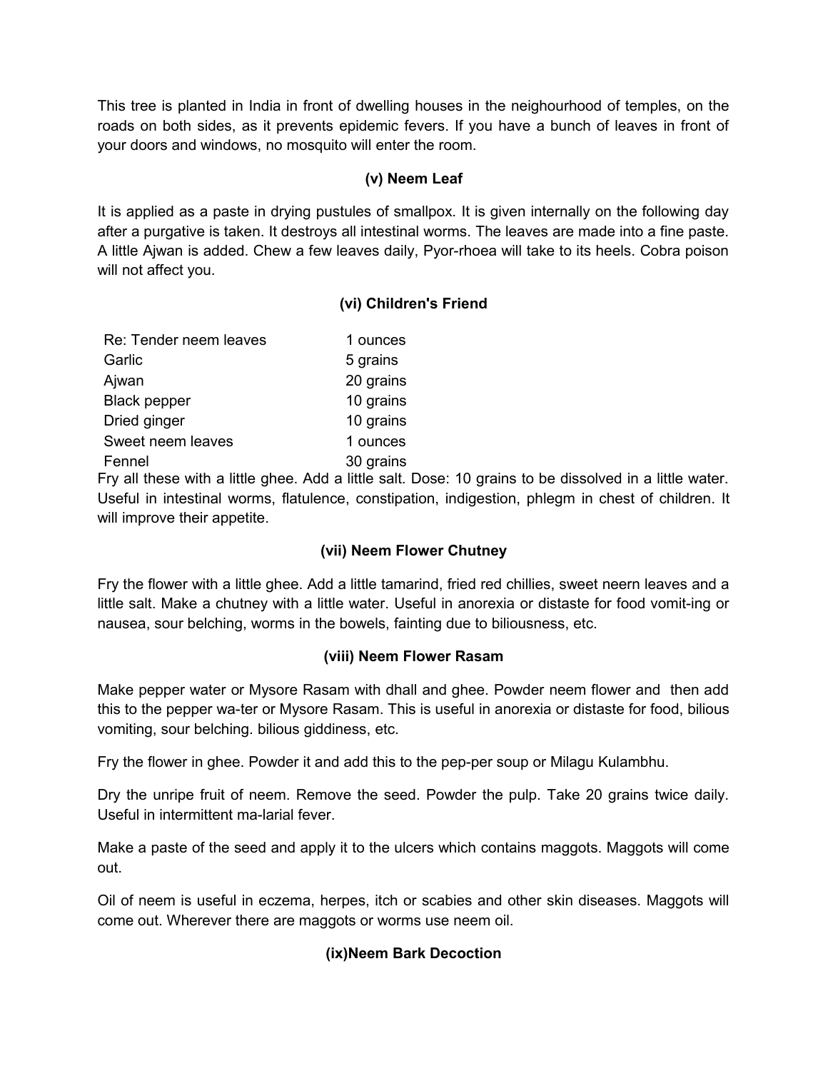This tree is planted in India in front of dwelling houses in the neighourhood of temples, on the roads on both sides, as it prevents epidemic fevers. If you have a bunch of leaves in front of your doors and windows, no mosquito will enter the room.

### (v) Neem Leaf

It is applied as a paste in drying pustules of smallpox. It is given internally on the following day after a purgative is taken. It destroys all intestinal worms. The leaves are made into a fine paste. A little Ajwan is added. Chew a few leaves daily, Pyor-rhoea will take to its heels. Cobra poison will not affect you.

### (vi) Children's Friend

| | |
|---|---|
| Re: Tender neem leaves | 1 ounces |
| Garlic | 5 grains |
| Ajwan | 20 grains |
| Black pepper | 10 grains |
| Dried ginger | 10 grains |
| Sweet neem leaves | 1 ounces |
| Fennel | 30 grains |

Fry all these with a little ghee. Add a little salt. Dose: 10 grains to be dissolved in a little water. Useful in intestinal worms, flatulence, constipation, indigestion, phlegm in chest of children. It will improve their appetite.

### (vii) Neem Flower Chutney

Fry the flower with a little ghee. Add a little tamarind, fried red chillies, sweet neern leaves and a little salt. Make a chutney with a little water. Useful in anorexia or distaste for food vomit-ing or nausea, sour belching, worms in the bowels, fainting due to biliousness, etc.

### (viii) Neem Flower Rasam

Make pepper water or Mysore Rasam with dhall and ghee. Powder neem flower and then add this to the pepper wa-ter or Mysore Rasam. This is useful in anorexia or distaste for food, bilious vomiting, sour belching. bilious giddiness, etc.

Fry the flower in ghee. Powder it and add this to the pep-per soup or Milagu Kulambhu.

Dry the unripe fruit of neem. Remove the seed. Powder the pulp. Take 20 grains twice daily. Useful in intermittent ma-larial fever.

Make a paste of the seed and apply it to the ulcers which contains maggots. Maggots will come out.

Oil of neem is useful in eczema, herpes, itch or scabies and other skin diseases. Maggots will come out. Wherever there are maggots or worms use neem oil.

### (ix)Neem Bark Decoction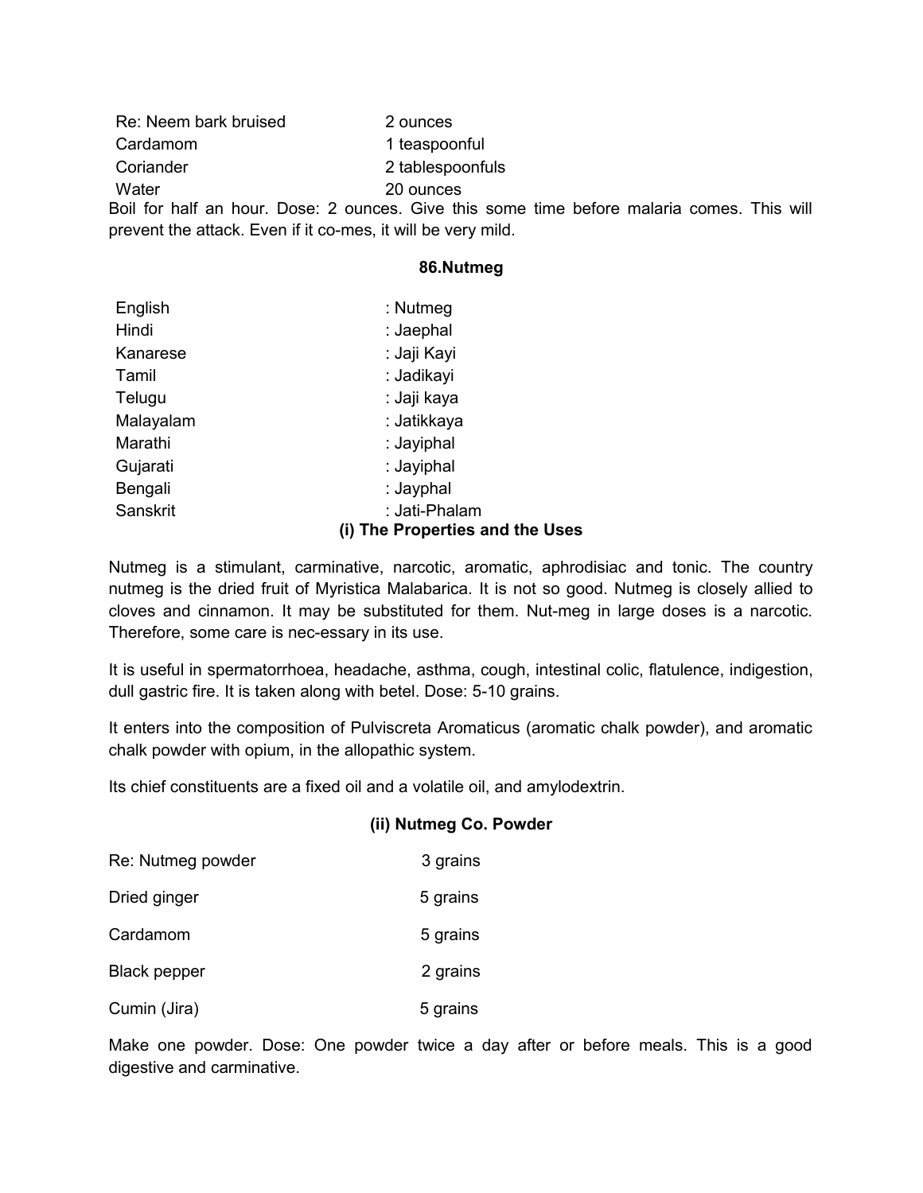| Re: Neem bark bruised | 2 ounces |
|---|---|
| Cardamom | 1 teaspoonful |
| Coriander | 2 tablespoonfuls |
| Water | 20 ounces |

Boil for half an hour. Dose: 2 ounces. Give this some time before malaria comes. This will prevent the attack. Even if it co-mes, it will be very mild.

### 86.Nutmeg

| | |
|---|---|
| English | : Nutmeg |
| Hindi | : Jaephal |
| Kanarese | : Jaji Kayi |
| Tamil | : Jadikayi |
| Telugu | : Jaji kaya |
| Malayalam | : Jatikkaya |
| Marathi | : Jayiphal |
| Gujarati | : Jayiphal |
| Bengali | : Jayphal |
| Sanskrit | : Jati-Phalam |

#### (i) The Properties and the Uses

Nutmeg is a stimulant, carminative, narcotic, aromatic, aphrodisiac and tonic. The country nutmeg is the dried fruit of Myristica Malabarica. It is not so good. Nutmeg is closely allied to cloves and cinnamon. It may be substituted for them. Nut-meg in large doses is a narcotic. Therefore, some care is nec-essary in its use.

It is useful in spermatorrhoea, headache, asthma, cough, intestinal colic, flatulence, indigestion, dull gastric fire. It is taken along with betel. Dose: 5-10 grains.

It enters into the composition of Pulviscreta Aromaticus (aromatic chalk powder), and aromatic chalk powder with opium, in the allopathic system.

Its chief constituents are a fixed oil and a volatile oil, and amylodextrin.

#### (ii) Nutmeg Co. Powder

| Re: Nutmeg powder | 3 grains |
|---|---|
| Dried ginger | 5 grains |
| Cardamom | 5 grains |
| Black pepper | 2 grains |
| Cumin (Jira) | 5 grains |

Make one powder. Dose: One powder twice a day after or before meals. This is a good digestive and carminative.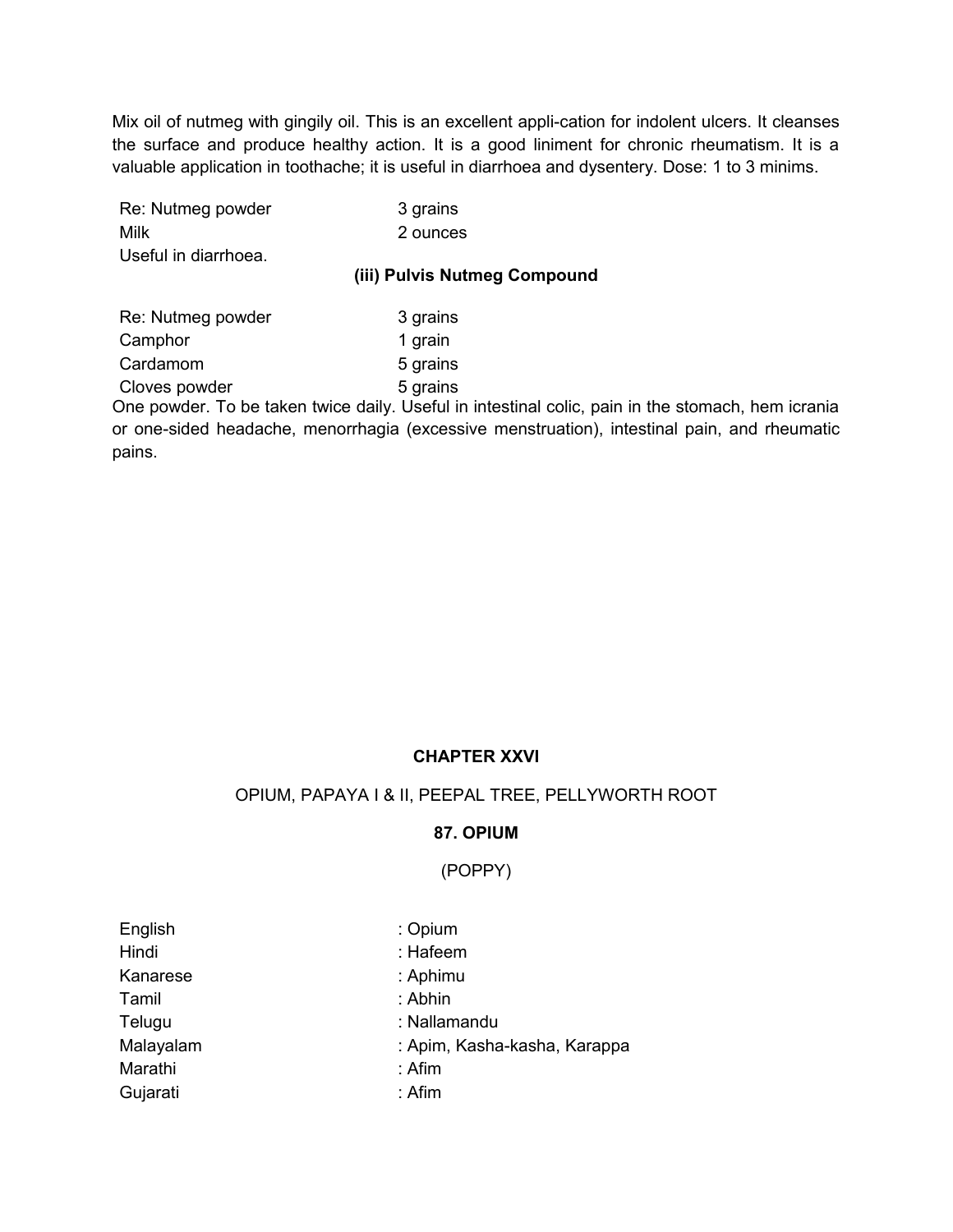Mix oil of nutmeg with gingily oil. This is an excellent appli-cation for indolent ulcers. It cleanses the surface and produce healthy action. It is a good liniment for chronic rheumatism. It is a valuable application in toothache; it is useful in diarrhoea and dysentery. Dose: 1 to 3 minims.

| | |
|---|---|
| Re: Nutmeg powder | 3 grains |
| Milk | 2 ounces |

Useful in diarrhoea.

**(iii) Pulvis Nutmeg Compound**

| | |
|---|---|
| Re: Nutmeg powder | 3 grains |
| Camphor | 1 grain |
| Cardamom | 5 grains |
| Cloves powder | 5 grains |

One powder. To be taken twice daily. Useful in intestinal colic, pain in the stomach, hem icrania or one-sided headache, menorrhagia (excessive menstruation), intestinal pain, and rheumatic pains.

## CHAPTER XXVI

OPIUM, PAPAYA I & II, PEEPAL TREE, PELLYWORTH ROOT

### 87. OPIUM

(POPPY)

| | |
|---|---|
| English | : Opium |
| Hindi | : Hafeem |
| Kanarese | : Aphimu |
| Tamil | : Abhin |
| Telugu | : Nallamandu |
| Malayalam | : Apim, Kasha-kasha, Karappa |
| Marathi | : Afim |
| Gujarati | : Afim |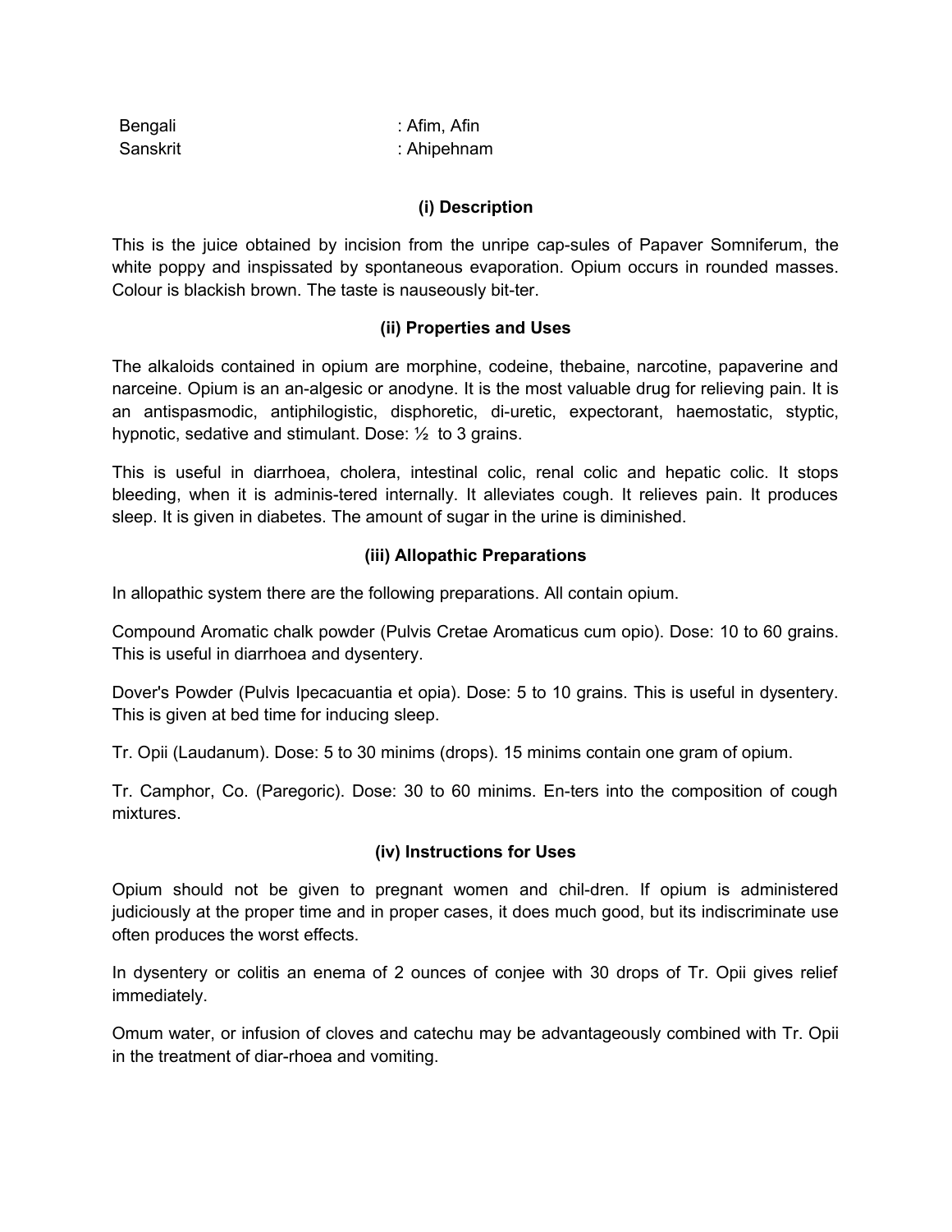Bengali : Afim, Afin
Sanskrit : Ahipehnam

### (i) Description

This is the juice obtained by incision from the unripe cap-sules of Papaver Somniferum, the white poppy and inspissated by spontaneous evaporation. Opium occurs in rounded masses. Colour is blackish brown. The taste is nauseously bit-ter.

### (ii) Properties and Uses

The alkaloids contained in opium are morphine, codeine, thebaine, narcotine, papaverine and narceine. Opium is an an-algesic or anodyne. It is the most valuable drug for relieving pain. It is an antispasmodic, antiphilogistic, disphoretic, di-uretic, expectorant, haemostatic, styptic, hypnotic, sedative and stimulant. Dose: ½ to 3 grains.

This is useful in diarrhoea, cholera, intestinal colic, renal colic and hepatic colic. It stops bleeding, when it is adminis-tered internally. It alleviates cough. It relieves pain. It produces sleep. It is given in diabetes. The amount of sugar in the urine is diminished.

### (iii) Allopathic Preparations

In allopathic system there are the following preparations. All contain opium.

Compound Aromatic chalk powder (Pulvis Cretae Aromaticus cum opio). Dose: 10 to 60 grains. This is useful in diarrhoea and dysentery.

Dover's Powder (Pulvis Ipecacuantia et opia). Dose: 5 to 10 grains. This is useful in dysentery. This is given at bed time for inducing sleep.

Tr. Opii (Laudanum). Dose: 5 to 30 minims (drops). 15 minims contain one gram of opium.

Tr. Camphor, Co. (Paregoric). Dose: 30 to 60 minims. En-ters into the composition of cough mixtures.

### (iv) Instructions for Uses

Opium should not be given to pregnant women and chil-dren. If opium is administered judiciously at the proper time and in proper cases, it does much good, but its indiscriminate use often produces the worst effects.

In dysentery or colitis an enema of 2 ounces of conjee with 30 drops of Tr. Opii gives relief immediately.

Omum water, or infusion of cloves and catechu may be advantageously combined with Tr. Opii in the treatment of diar-rhoea and vomiting.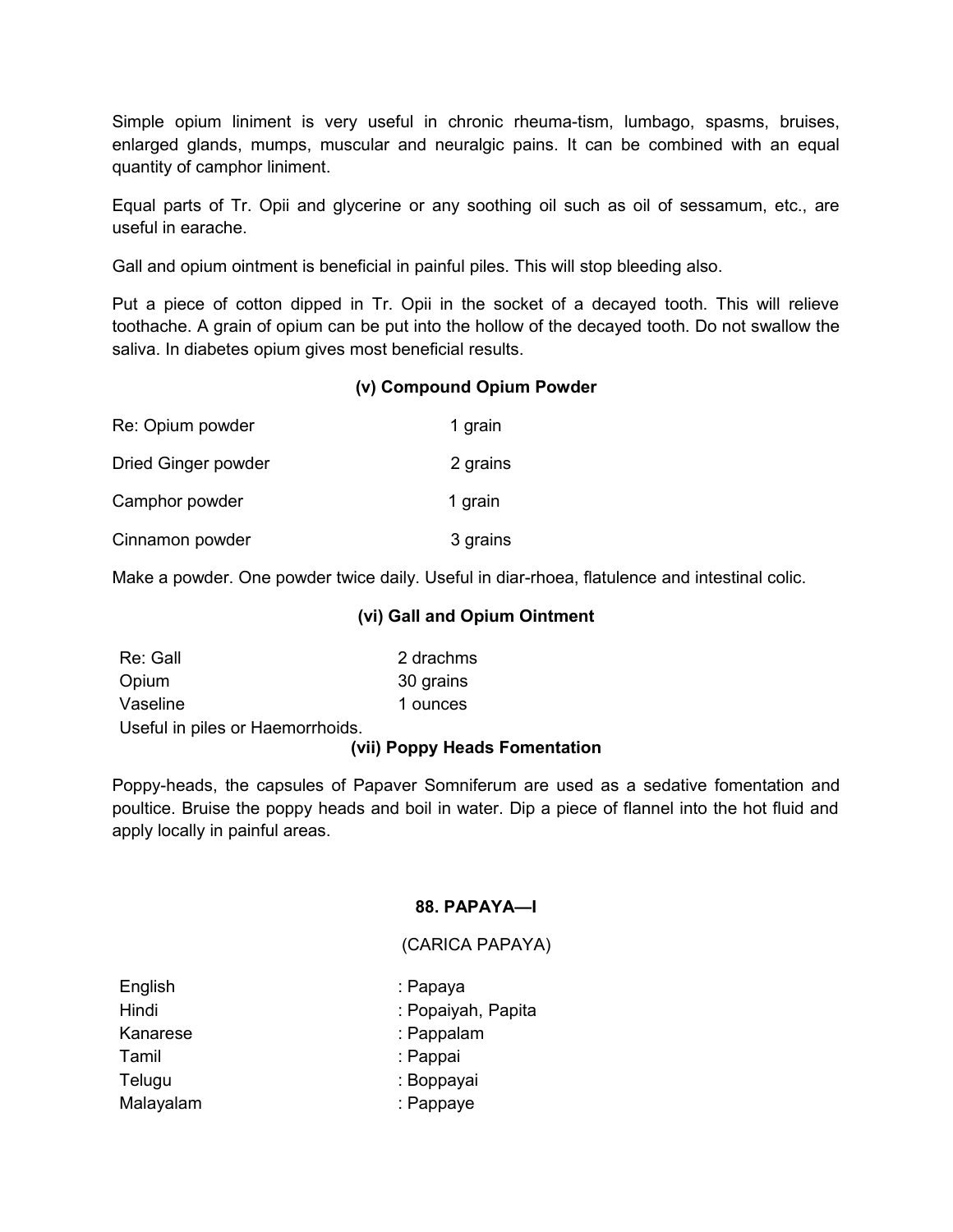Simple opium liniment is very useful in chronic rheuma-tism, lumbago, spasms, bruises, enlarged glands, mumps, muscular and neuralgic pains. It can be combined with an equal quantity of camphor liniment.

Equal parts of Tr. Opii and glycerine or any soothing oil such as oil of sessamum, etc., are useful in earache.

Gall and opium ointment is beneficial in painful piles. This will stop bleeding also.

Put a piece of cotton dipped in Tr. Opii in the socket of a decayed tooth. This will relieve toothache. A grain of opium can be put into the hollow of the decayed tooth. Do not swallow the saliva. In diabetes opium gives most beneficial results.

### (v) Compound Opium Powder

| | |
|---|---|
| Re: Opium powder | 1 grain |
| Dried Ginger powder | 2 grains |
| Camphor powder | 1 grain |
| Cinnamon powder | 3 grains |

Make a powder. One powder twice daily. Useful in diar-rhoea, flatulence and intestinal colic.

### (vi) Gall and Opium Ointment

| | |
|---|---|
| Re: Gall | 2 drachms |
| Opium | 30 grains |
| Vaseline | 1 ounces |

Useful in piles or Haemorrhoids.

### (vii) Poppy Heads Fomentation

Poppy-heads, the capsules of Papaver Somniferum are used as a sedative fomentation and poultice. Bruise the poppy heads and boil in water. Dip a piece of flannel into the hot fluid and apply locally in painful areas.

## 88. PAPAYA—I

(CARICA PAPAYA)

| | |
|---|---|
| English | : Papaya |
| Hindi | : Popaiyah, Papita |
| Kanarese | : Pappalam |
| Tamil | : Pappai |
| Telugu | : Boppayai |
| Malayalam | : Pappaye |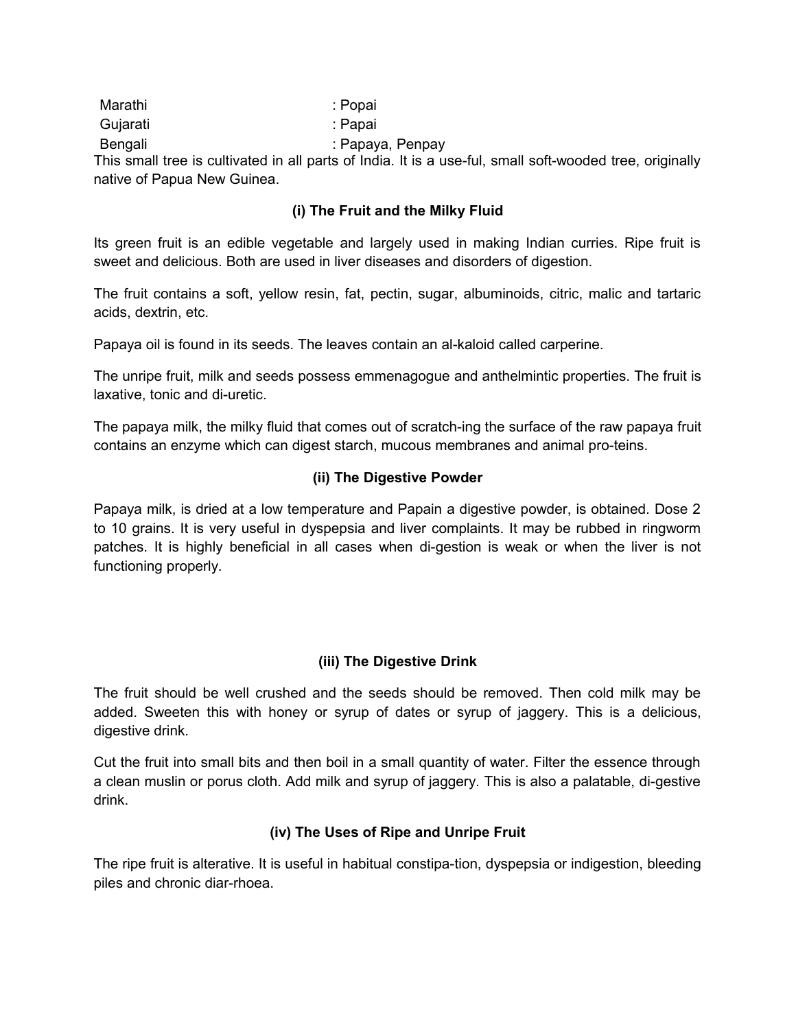| | |
|---|---|
| Marathi | : Popai |
| Gujarati | : Papai |
| Bengali | : Papaya, Penpay |

This small tree is cultivated in all parts of India. It is a use-ful, small soft-wooded tree, originally native of Papua New Guinea.

### (i) The Fruit and the Milky Fluid

Its green fruit is an edible vegetable and largely used in making Indian curries. Ripe fruit is sweet and delicious. Both are used in liver diseases and disorders of digestion.

The fruit contains a soft, yellow resin, fat, pectin, sugar, albuminoids, citric, malic and tartaric acids, dextrin, etc.

Papaya oil is found in its seeds. The leaves contain an al-kaloid called carperine.

The unripe fruit, milk and seeds possess emmenagogue and anthelmintic properties. The fruit is laxative, tonic and di-uretic.

The papaya milk, the milky fluid that comes out of scratch-ing the surface of the raw papaya fruit contains an enzyme which can digest starch, mucous membranes and animal pro-teins.

### (ii) The Digestive Powder

Papaya milk, is dried at a low temperature and Papain a digestive powder, is obtained. Dose 2 to 10 grains. It is very useful in dyspepsia and liver complaints. It may be rubbed in ringworm patches. It is highly beneficial in all cases when di-gestion is weak or when the liver is not functioning properly.

### (iii) The Digestive Drink

The fruit should be well crushed and the seeds should be removed. Then cold milk may be added. Sweeten this with honey or syrup of dates or syrup of jaggery. This is a delicious, digestive drink.

Cut the fruit into small bits and then boil in a small quantity of water. Filter the essence through a clean muslin or porus cloth. Add milk and syrup of jaggery. This is also a palatable, di-gestive drink.

### (iv) The Uses of Ripe and Unripe Fruit

The ripe fruit is alterative. It is useful in habitual constipa-tion, dyspepsia or indigestion, bleeding piles and chronic diar-rhoea.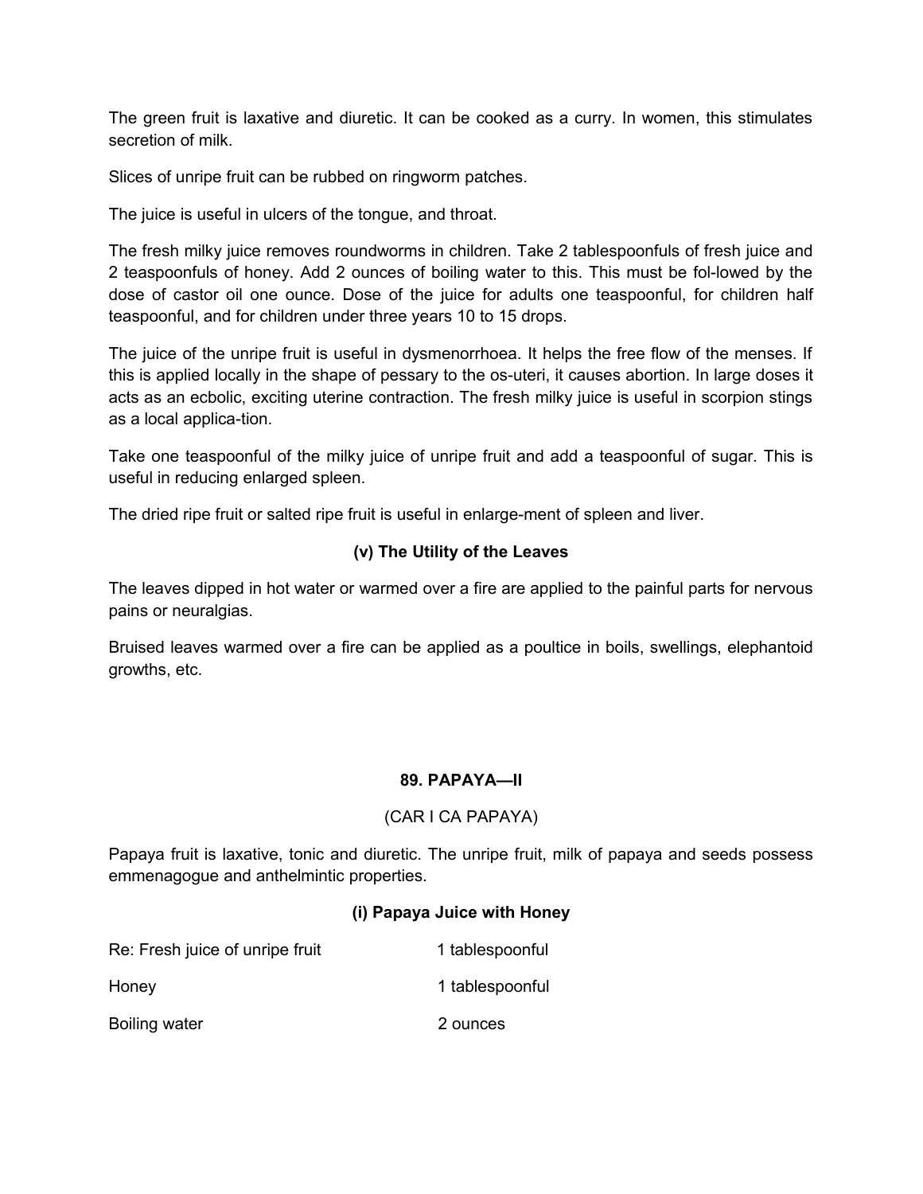The green fruit is laxative and diuretic. It can be cooked as a curry. In women, this stimulates secretion of milk.

Slices of unripe fruit can be rubbed on ringworm patches.

The juice is useful in ulcers of the tongue, and throat.

The fresh milky juice removes roundworms in children. Take 2 tablespoonfuls of fresh juice and 2 teaspoonfuls of honey. Add 2 ounces of boiling water to this. This must be fol-lowed by the dose of castor oil one ounce. Dose of the juice for adults one teaspoonful, for children half teaspoonful, and for children under three years 10 to 15 drops.

The juice of the unripe fruit is useful in dysmenorrhoea. It helps the free flow of the menses. If this is applied locally in the shape of pessary to the os-uteri, it causes abortion. In large doses it acts as an ecbolic, exciting uterine contraction. The fresh milky juice is useful in scorpion stings as a local applica-tion.

Take one teaspoonful of the milky juice of unripe fruit and add a teaspoonful of sugar. This is useful in reducing enlarged spleen.

The dried ripe fruit or salted ripe fruit is useful in enlarge-ment of spleen and liver.

### (v) The Utility of the Leaves

The leaves dipped in hot water or warmed over a fire are applied to the painful parts for nervous pains or neuralgias.

Bruised leaves warmed over a fire can be applied as a poultice in boils, swellings, elephantoid growths, etc.

## 89. PAPAYA—II

(CAR I CA PAPAYA)

Papaya fruit is laxative, tonic and diuretic. The unripe fruit, milk of papaya and seeds possess emmenagogue and anthelmintic properties.

### (i) Papaya Juice with Honey

| | |
|---|---|
| Re: Fresh juice of unripe fruit | 1 tablespoonful |
| Honey | 1 tablespoonful |
| Boiling water | 2 ounces |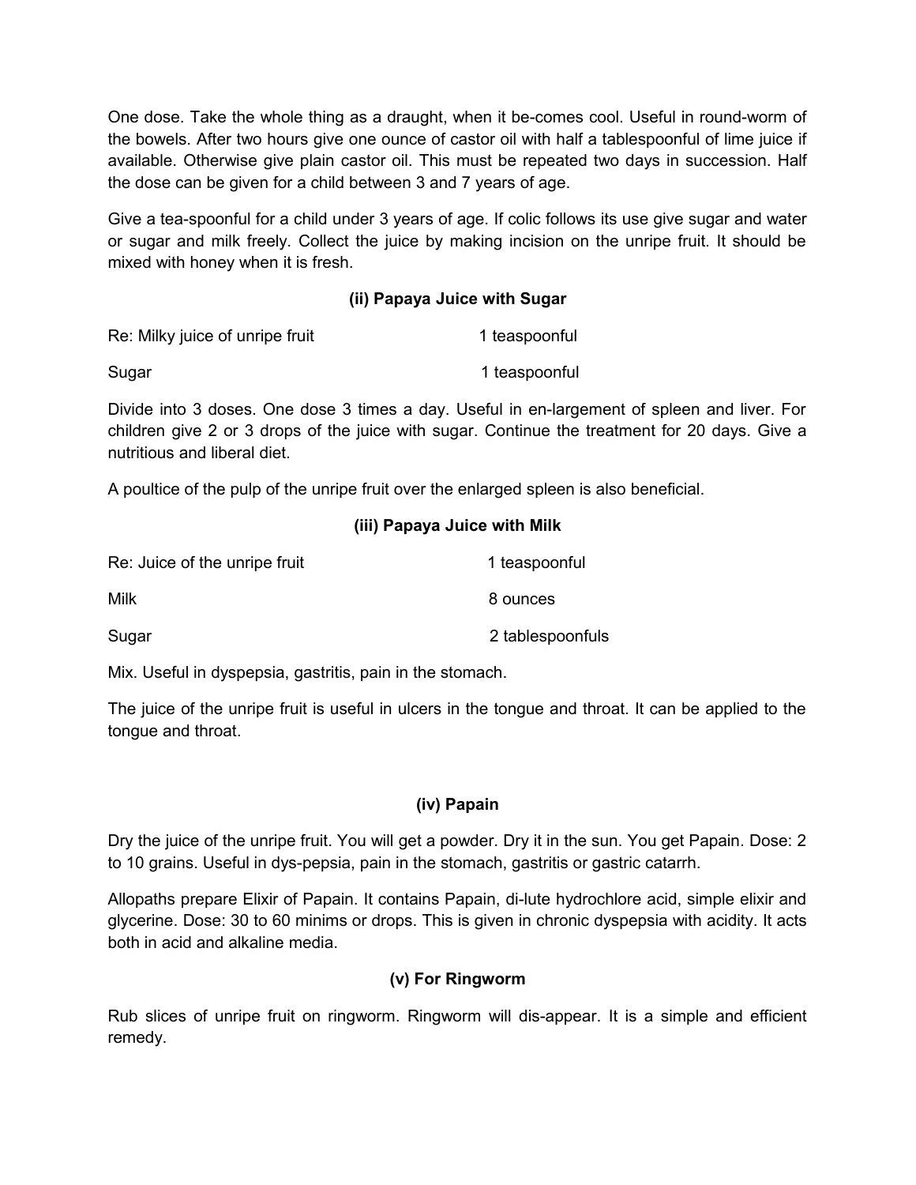One dose. Take the whole thing as a draught, when it be-comes cool. Useful in round-worm of the bowels. After two hours give one ounce of castor oil with half a tablespoonful of lime juice if available. Otherwise give plain castor oil. This must be repeated two days in succession. Half the dose can be given for a child between 3 and 7 years of age.

Give a tea-spoonful for a child under 3 years of age. If colic follows its use give sugar and water or sugar and milk freely. Collect the juice by making incision on the unripe fruit. It should be mixed with honey when it is fresh.

### (ii) Papaya Juice with Sugar

| | |
|---|---|
| Re: Milky juice of unripe fruit | 1 teaspoonful |
| Sugar | 1 teaspoonful |

Divide into 3 doses. One dose 3 times a day. Useful in en-largement of spleen and liver. For children give 2 or 3 drops of the juice with sugar. Continue the treatment for 20 days. Give a nutritious and liberal diet.

A poultice of the pulp of the unripe fruit over the enlarged spleen is also beneficial.

### (iii) Papaya Juice with Milk

| | |
|---|---|
| Re: Juice of the unripe fruit | 1 teaspoonful |
| Milk | 8 ounces |
| Sugar | 2 tablespoonfuls |

Mix. Useful in dyspepsia, gastritis, pain in the stomach.

The juice of the unripe fruit is useful in ulcers in the tongue and throat. It can be applied to the tongue and throat.

### (iv) Papain

Dry the juice of the unripe fruit. You will get a powder. Dry it in the sun. You get Papain. Dose: 2 to 10 grains. Useful in dys-pepsia, pain in the stomach, gastritis or gastric catarrh.

Allopaths prepare Elixir of Papain. It contains Papain, di-lute hydrochlore acid, simple elixir and glycerine. Dose: 30 to 60 minims or drops. This is given in chronic dyspepsia with acidity. It acts both in acid and alkaline media.

### (v) For Ringworm

Rub slices of unripe fruit on ringworm. Ringworm will dis-appear. It is a simple and efficient remedy.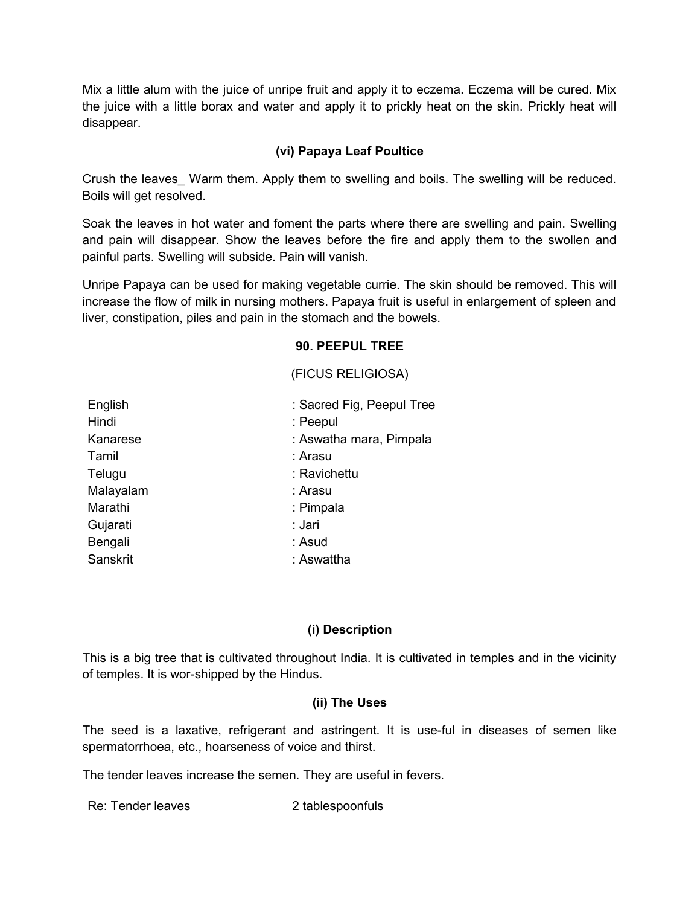Mix a little alum with the juice of unripe fruit and apply it to eczema. Eczema will be cured. Mix the juice with a little borax and water and apply it to prickly heat on the skin. Prickly heat will disappear.

### (vi) Papaya Leaf Poultice

Crush the leaves_ Warm them. Apply them to swelling and boils. The swelling will be reduced. Boils will get resolved.

Soak the leaves in hot water and foment the parts where there are swelling and pain. Swelling and pain will disappear. Show the leaves before the fire and apply them to the swollen and painful parts. Swelling will subside. Pain will vanish.

Unripe Papaya can be used for making vegetable currie. The skin should be removed. This will increase the flow of milk in nursing mothers. Papaya fruit is useful in enlargement of spleen and liver, constipation, piles and pain in the stomach and the bowels.

## 90. PEEPUL TREE

(FICUS RELIGIOSA)

| | |
|---|---|
| English | : Sacred Fig, Peepul Tree |
| Hindi | : Peepul |
| Kanarese | : Aswatha mara, Pimpala |
| Tamil | : Arasu |
| Telugu | : Ravichettu |
| Malayalam | : Arasu |
| Marathi | : Pimpala |
| Gujarati | : Jari |
| Bengali | : Asud |
| Sanskrit | : Aswattha |

### (i) Description

This is a big tree that is cultivated throughout India. It is cultivated in temples and in the vicinity of temples. It is wor-shipped by the Hindus.

### (ii) The Uses

The seed is a laxative, refrigerant and astringent. It is use-ful in diseases of semen like spermatorrhoea, etc., hoarseness of voice and thirst.

The tender leaves increase the semen. They are useful in fevers.

| | |
|---|---|
| Re: Tender leaves | 2 tablespoonfuls |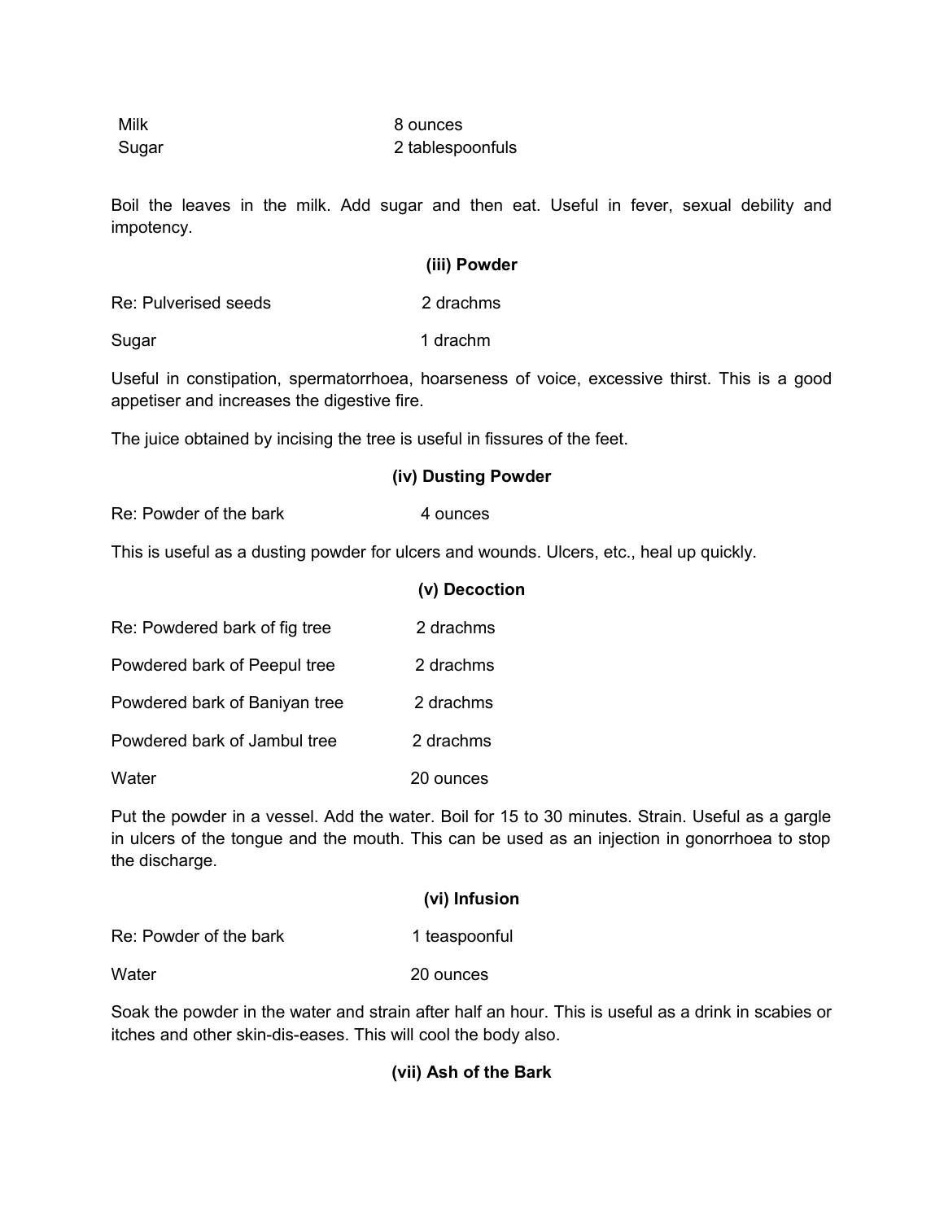| | |
|---|---|
| Milk | 8 ounces |
| Sugar | 2 tablespoonfuls |

Boil the leaves in the milk. Add sugar and then eat. Useful in fever, sexual debility and impotency.

**(iii) Powder**

| | |
|---|---|
| Re: Pulverised seeds | 2 drachms |
| Sugar | 1 drachm |

Useful in constipation, spermatorrhoea, hoarseness of voice, excessive thirst. This is a good appetiser and increases the digestive fire.

The juice obtained by incising the tree is useful in fissures of the feet.

**(iv) Dusting Powder**

| | |
|---|---|
| Re: Powder of the bark | 4 ounces |

This is useful as a dusting powder for ulcers and wounds. Ulcers, etc., heal up quickly.

**(v) Decoction**

| | |
|---|---|
| Re: Powdered bark of fig tree | 2 drachms |
| Powdered bark of Peepul tree | 2 drachms |
| Powdered bark of Baniyan tree | 2 drachms |
| Powdered bark of Jambul tree | 2 drachms |
| Water | 20 ounces |

Put the powder in a vessel. Add the water. Boil for 15 to 30 minutes. Strain. Useful as a gargle in ulcers of the tongue and the mouth. This can be used as an injection in gonorrhoea to stop the discharge.

**(vi) Infusion**

| | |
|---|---|
| Re: Powder of the bark | 1 teaspoonful |
| Water | 20 ounces |

Soak the powder in the water and strain after half an hour. This is useful as a drink in scabies or itches and other skin-dis-eases. This will cool the body also.

**(vii) Ash of the Bark**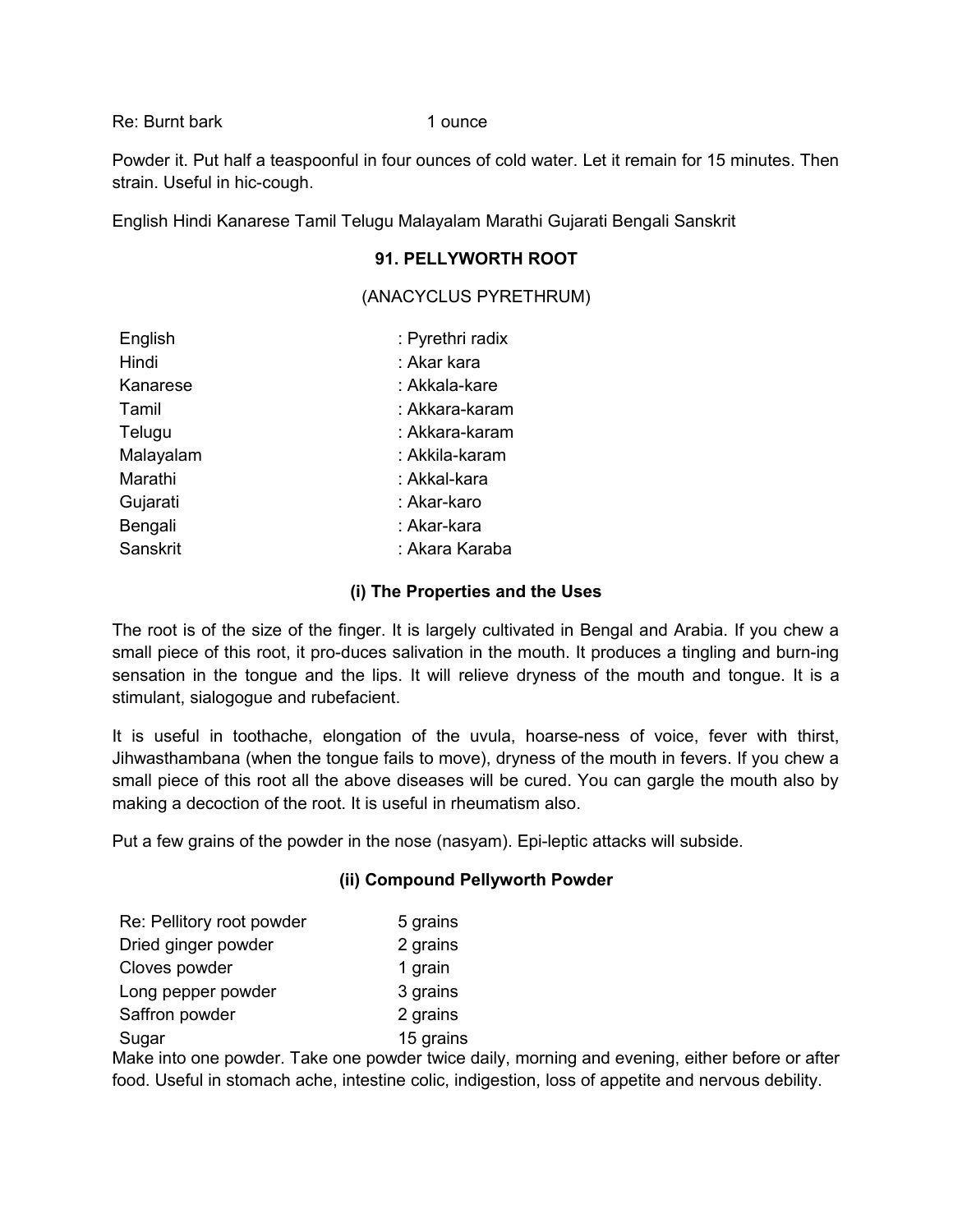| | |
|---|---|
| Re: Burnt bark | 1 ounce |

Powder it. Put half a teaspoonful in four ounces of cold water. Let it remain for 15 minutes. Then strain. Useful in hic-cough.

English Hindi Kanarese Tamil Telugu Malayalam Marathi Gujarati Bengali Sanskrit

### 91. PELLYWORTH ROOT

(ANACYCLUS PYRETHRUM)

| | |
|---|---|
| English | : Pyrethri radix |
| Hindi | : Akar kara |
| Kanarese | : Akkala-kare |
| Tamil | : Akkara-karam |
| Telugu | : Akkara-karam |
| Malayalam | : Akkila-karam |
| Marathi | : Akkal-kara |
| Gujarati | : Akar-karo |
| Bengali | : Akar-kara |
| Sanskrit | : Akara Karaba |

#### (i) The Properties and the Uses

The root is of the size of the finger. It is largely cultivated in Bengal and Arabia. If you chew a small piece of this root, it pro-duces salivation in the mouth. It produces a tingling and burn-ing sensation in the tongue and the lips. It will relieve dryness of the mouth and tongue. It is a stimulant, sialogogue and rubefacient.

It is useful in toothache, elongation of the uvula, hoarse-ness of voice, fever with thirst, Jihwasthambana (when the tongue fails to move), dryness of the mouth in fevers. If you chew a small piece of this root all the above diseases will be cured. You can gargle the mouth also by making a decoction of the root. It is useful in rheumatism also.

Put a few grains of the powder in the nose (nasyam). Epi-leptic attacks will subside.

#### (ii) Compound Pellyworth Powder

| | |
|---|---|
| Re: Pellitory root powder | 5 grains |
| Dried ginger powder | 2 grains |
| Cloves powder | 1 grain |
| Long pepper powder | 3 grains |
| Saffron powder | 2 grains |
| Sugar | 15 grains |

Make into one powder. Take one powder twice daily, morning and evening, either before or after food. Useful in stomach ache, intestine colic, indigestion, loss of appetite and nervous debility.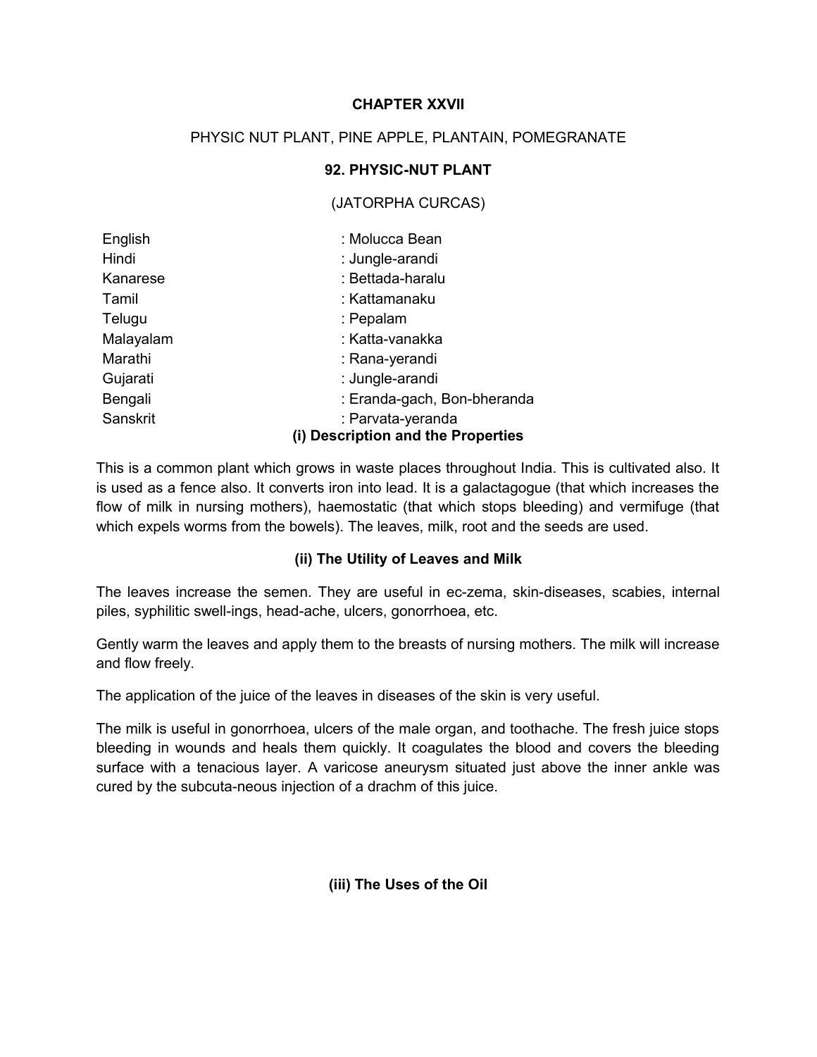# CHAPTER XXVII

PHYSIC NUT PLANT, PINE APPLE, PLANTAIN, POMEGRANATE

## 92. PHYSIC-NUT PLANT

(JATORPHA CURCAS)

| | |
|---|---|
| English | : Molucca Bean |
| Hindi | : Jungle-arandi |
| Kanarese | : Bettada-haralu |
| Tamil | : Kattamanaku |
| Telugu | : Pepalam |
| Malayalam | : Katta-vanakka |
| Marathi | : Rana-yerandi |
| Gujarati | : Jungle-arandi |
| Bengali | : Eranda-gach, Bon-bheranda |
| Sanskrit | : Parvata-yeranda |

### (i) Description and the Properties

This is a common plant which grows in waste places throughout India. This is cultivated also. It is used as a fence also. It converts iron into lead. It is a galactagogue (that which increases the flow of milk in nursing mothers), haemostatic (that which stops bleeding) and vermifuge (that which expels worms from the bowels). The leaves, milk, root and the seeds are used.

### (ii) The Utility of Leaves and Milk

The leaves increase the semen. They are useful in ec-zema, skin-diseases, scabies, internal piles, syphilitic swell-ings, head-ache, ulcers, gonorrhoea, etc.

Gently warm the leaves and apply them to the breasts of nursing mothers. The milk will increase and flow freely.

The application of the juice of the leaves in diseases of the skin is very useful.

The milk is useful in gonorrhoea, ulcers of the male organ, and toothache. The fresh juice stops bleeding in wounds and heals them quickly. It coagulates the blood and covers the bleeding surface with a tenacious layer. A varicose aneurysm situated just above the inner ankle was cured by the subcuta-neous injection of a drachm of this juice.

### (iii) The Uses of the Oil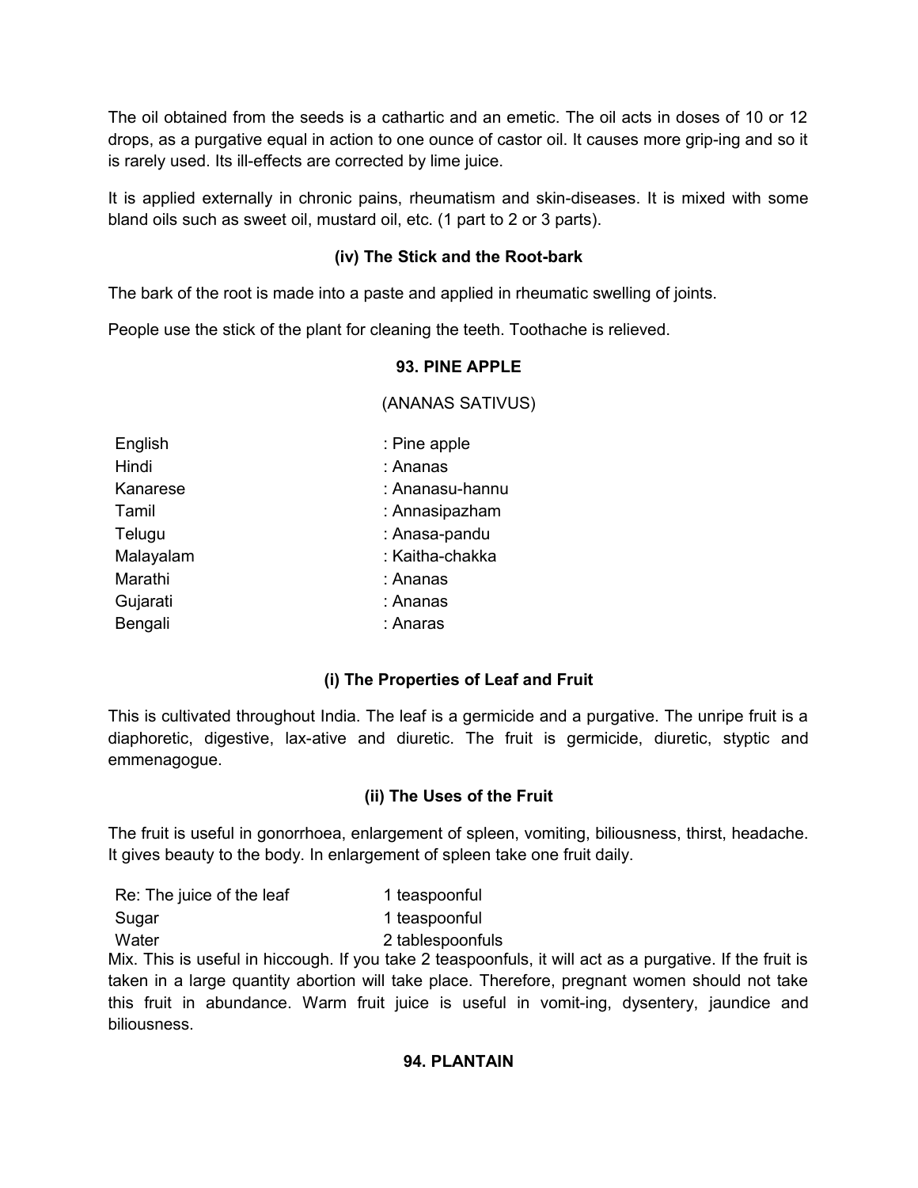The oil obtained from the seeds is a cathartic and an emetic. The oil acts in doses of 10 or 12 drops, as a purgative equal in action to one ounce of castor oil. It causes more grip-ing and so it is rarely used. Its ill-effects are corrected by lime juice.

It is applied externally in chronic pains, rheumatism and skin-diseases. It is mixed with some bland oils such as sweet oil, mustard oil, etc. (1 part to 2 or 3 parts).

### (iv) The Stick and the Root-bark

The bark of the root is made into a paste and applied in rheumatic swelling of joints.

People use the stick of the plant for cleaning the teeth. Toothache is relieved.

## 93. PINE APPLE

(ANANAS SATIVUS)

| | |
|---|---|
| English | : Pine apple |
| Hindi | : Ananas |
| Kanarese | : Ananasu-hannu |
| Tamil | : Annasipazham |
| Telugu | : Anasa-pandu |
| Malayalam | : Kaitha-chakka |
| Marathi | : Ananas |
| Gujarati | : Ananas |
| Bengali | : Anaras |

### (i) The Properties of Leaf and Fruit

This is cultivated throughout India. The leaf is a germicide and a purgative. The unripe fruit is a diaphoretic, digestive, lax-ative and diuretic. The fruit is germicide, diuretic, styptic and emmenagogue.

### (ii) The Uses of the Fruit

The fruit is useful in gonorrhoea, enlargement of spleen, vomiting, biliousness, thirst, headache. It gives beauty to the body. In enlargement of spleen take one fruit daily.

| | |
|---|---|
| Re: The juice of the leaf | 1 teaspoonful |
| Sugar | 1 teaspoonful |
| Water | 2 tablespoonfuls |

Mix. This is useful in hiccough. If you take 2 teaspoonfuls, it will act as a purgative. If the fruit is taken in a large quantity abortion will take place. Therefore, pregnant women should not take this fruit in abundance. Warm fruit juice is useful in vomit-ing, dysentery, jaundice and biliousness.

## 94. PLANTAIN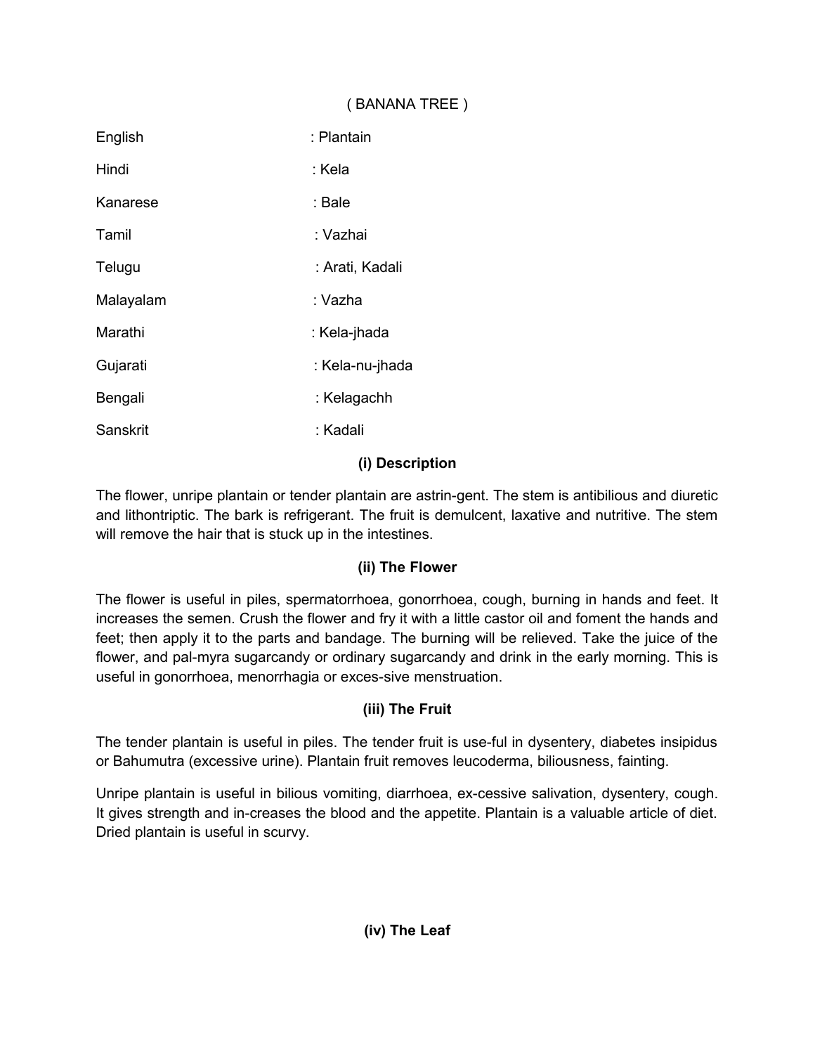( BANANA TREE )

| | |
|---|---|
| English | : Plantain |
| Hindi | : Kela |
| Kanarese | : Bale |
| Tamil | : Vazhai |
| Telugu | : Arati, Kadali |
| Malayalam | : Vazha |
| Marathi | : Kela-jhada |
| Gujarati | : Kela-nu-jhada |
| Bengali | : Kelagachh |
| Sanskrit | : Kadali |

**(i) Description**

The flower, unripe plantain or tender plantain are astrin-gent. The stem is antibilious and diuretic and lithontriptic. The bark is refrigerant. The fruit is demulcent, laxative and nutritive. The stem will remove the hair that is stuck up in the intestines.

**(ii) The Flower**

The flower is useful in piles, spermatorrhoea, gonorrhoea, cough, burning in hands and feet. It increases the semen. Crush the flower and fry it with a little castor oil and foment the hands and feet; then apply it to the parts and bandage. The burning will be relieved. Take the juice of the flower, and pal-myra sugarcandy or ordinary sugarcandy and drink in the early morning. This is useful in gonorrhoea, menorrhagia or exces-sive menstruation.

**(iii) The Fruit**

The tender plantain is useful in piles. The tender fruit is use-ful in dysentery, diabetes insipidus or Bahumutra (excessive urine). Plantain fruit removes leucoderma, biliousness, fainting.

Unripe plantain is useful in bilious vomiting, diarrhoea, ex-cessive salivation, dysentery, cough. It gives strength and in-creases the blood and the appetite. Plantain is a valuable article of diet. Dried plantain is useful in scurvy.

**(iv) The Leaf**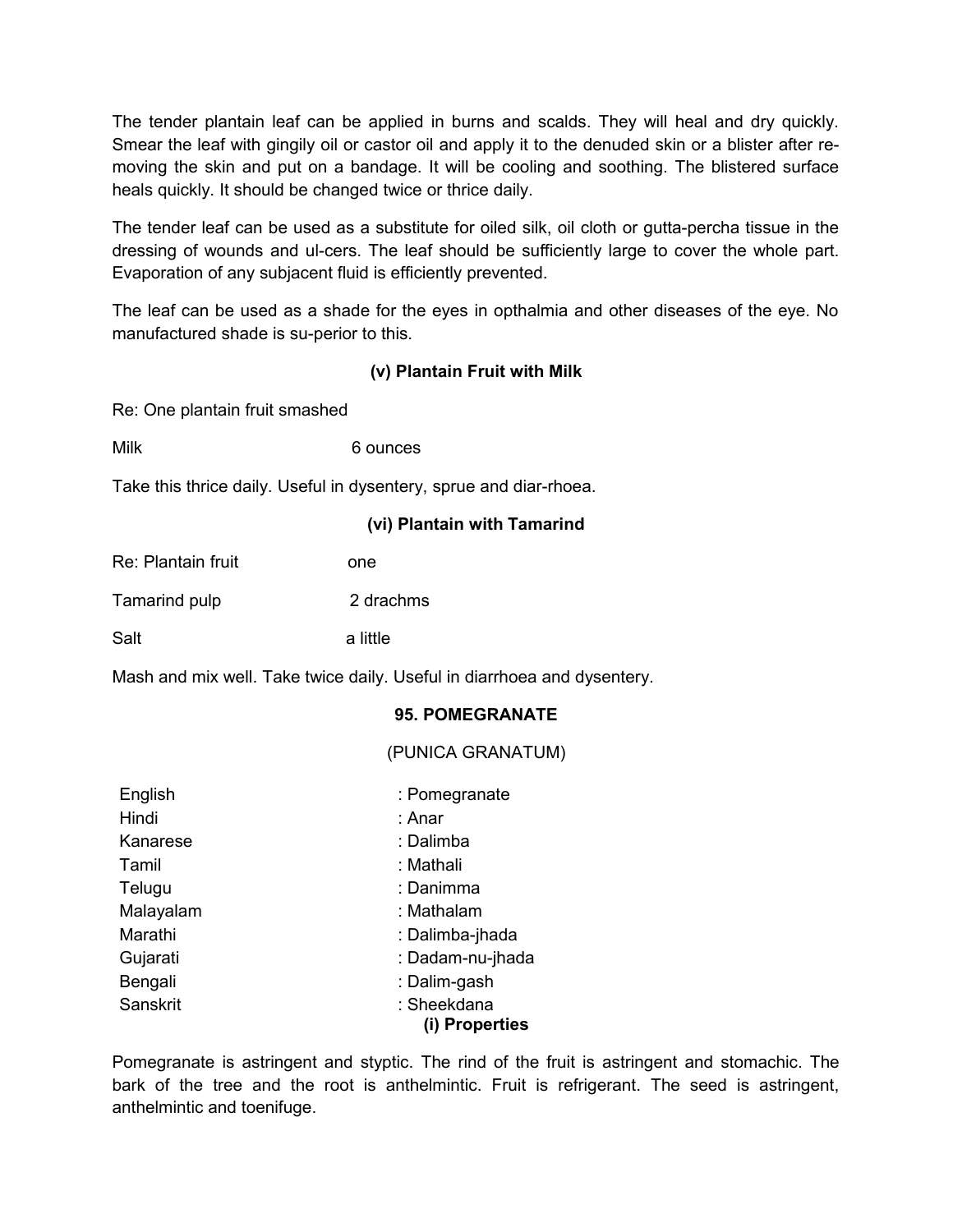The tender plantain leaf can be applied in burns and scalds. They will heal and dry quickly. Smear the leaf with gingily oil or castor oil and apply it to the denuded skin or a blister after re-moving the skin and put on a bandage. It will be cooling and soothing. The blistered surface heals quickly. It should be changed twice or thrice daily.

The tender leaf can be used as a substitute for oiled silk, oil cloth or gutta-percha tissue in the dressing of wounds and ul-cers. The leaf should be sufficiently large to cover the whole part. Evaporation of any subjacent fluid is efficiently prevented.

The leaf can be used as a shade for the eyes in opthalmia and other diseases of the eye. No manufactured shade is su-perior to this.

### (v) Plantain Fruit with Milk

Re: One plantain fruit smashed

| | |
|---|---|
| Milk | 6 ounces |

Take this thrice daily. Useful in dysentery, sprue and diar-rhoea.

### (vi) Plantain with Tamarind

| | |
|---|---|
| Re: Plantain fruit | one |
| Tamarind pulp | 2 drachms |
| Salt | a little |

Mash and mix well. Take twice daily. Useful in diarrhoea and dysentery.

## 95. POMEGRANATE

(PUNICA GRANATUM)

| | |
|---|---|
| English | : Pomegranate |
| Hindi | : Anar |
| Kanarese | : Dalimba |
| Tamil | : Mathali |
| Telugu | : Danimma |
| Malayalam | : Mathalam |
| Marathi | : Dalimba-jhada |
| Gujarati | : Dadam-nu-jhada |
| Bengali | : Dalim-gash |
| Sanskrit | : Sheekdana |

### (i) Properties

Pomegranate is astringent and styptic. The rind of the fruit is astringent and stomachic. The bark of the tree and the root is anthelmintic. Fruit is refrigerant. The seed is astringent, anthelmintic and toenifuge.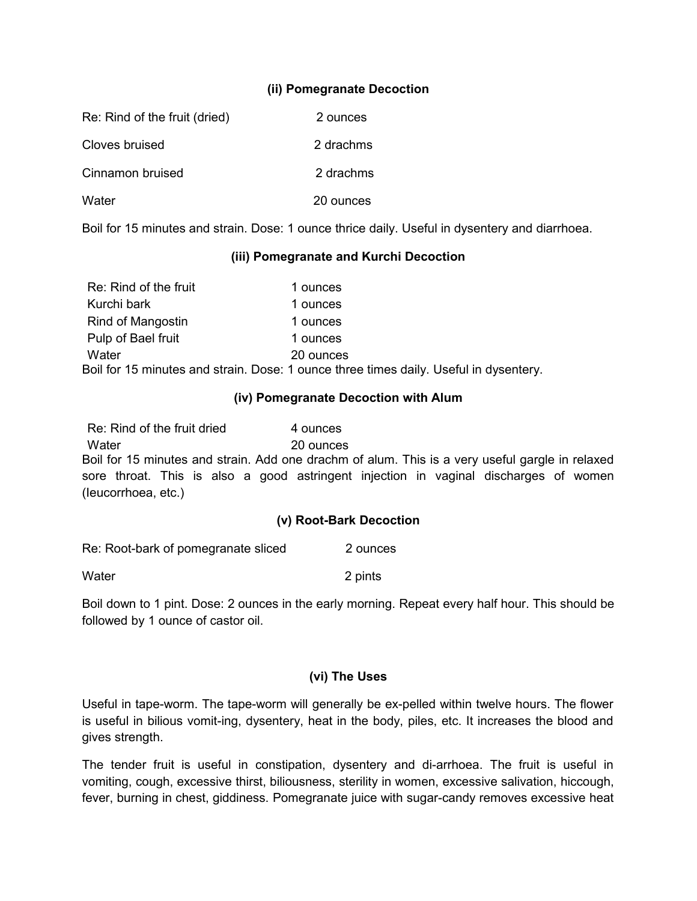### (ii) Pomegranate Decoction

| | |
|---|---|
| Re: Rind of the fruit (dried) | 2 ounces |
| Cloves bruised | 2 drachms |
| Cinnamon bruised | 2 drachms |
| Water | 20 ounces |

Boil for 15 minutes and strain. Dose: 1 ounce thrice daily. Useful in dysentery and diarrhoea.

### (iii) Pomegranate and Kurchi Decoction

| | |
|---|---|
| Re: Rind of the fruit | 1 ounces |
| Kurchi bark | 1 ounces |
| Rind of Mangostin | 1 ounces |
| Pulp of Bael fruit | 1 ounces |
| Water | 20 ounces |

Boil for 15 minutes and strain. Dose: 1 ounce three times daily. Useful in dysentery.

### (iv) Pomegranate Decoction with Alum

| | |
|---|---|
| Re: Rind of the fruit dried | 4 ounces |
| Water | 20 ounces |

Boil for 15 minutes and strain. Add one drachm of alum. This is a very useful gargle in relaxed sore throat. This is also a good astringent injection in vaginal discharges of women (leucorrhoea, etc.)

### (v) Root-Bark Decoction

| | |
|---|---|
| Re: Root-bark of pomegranate sliced | 2 ounces |
| Water | 2 pints |

Boil down to 1 pint. Dose: 2 ounces in the early morning. Repeat every half hour. This should be followed by 1 ounce of castor oil.

### (vi) The Uses

Useful in tape-worm. The tape-worm will generally be ex-pelled within twelve hours. The flower is useful in bilious vomit-ing, dysentery, heat in the body, piles, etc. It increases the blood and gives strength.

The tender fruit is useful in constipation, dysentery and di-arrhoea. The fruit is useful in vomiting, cough, excessive thirst, biliousness, sterility in women, excessive salivation, hiccough, fever, burning in chest, giddiness. Pomegranate juice with sugar-candy removes excessive heat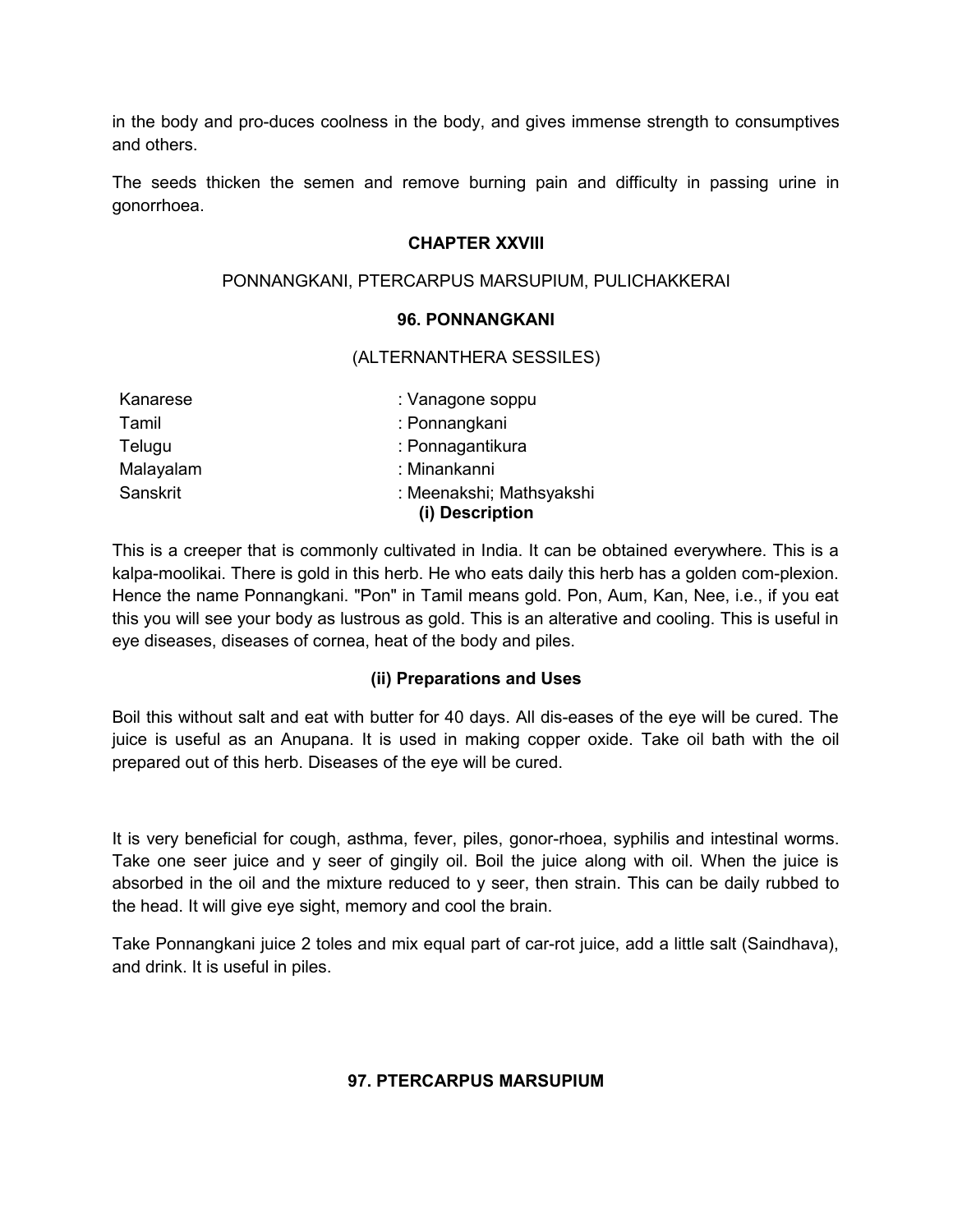in the body and pro-duces coolness in the body, and gives immense strength to consumptives and others.

The seeds thicken the semen and remove burning pain and difficulty in passing urine in gonorrhoea.

## CHAPTER XXVIII

PONNANGKANI, PTERCARPUS MARSUPIUM, PULICHAKKERAI

### 96. PONNANGKANI

(ALTERNANTHERA SESSILES)

| | |
|---|---|
| Kanarese | : Vanagone soppu |
| Tamil | : Ponnangkani |
| Telugu | : Ponnagantikura |
| Malayalam | : Minankanni |
| Sanskrit | : Meenakshi; Mathsyakshi |

**(i) Description**

This is a creeper that is commonly cultivated in India. It can be obtained everywhere. This is a kalpa-moolikai. There is gold in this herb. He who eats daily this herb has a golden com-plexion. Hence the name Ponnangkani. "Pon" in Tamil means gold. Pon, Aum, Kan, Nee, i.e., if you eat this you will see your body as lustrous as gold. This is an alterative and cooling. This is useful in eye diseases, diseases of cornea, heat of the body and piles.

**(ii) Preparations and Uses**

Boil this without salt and eat with butter for 40 days. All dis-eases of the eye will be cured. The juice is useful as an Anupana. It is used in making copper oxide. Take oil bath with the oil prepared out of this herb. Diseases of the eye will be cured.

It is very beneficial for cough, asthma, fever, piles, gonor-rhoea, syphilis and intestinal worms. Take one seer juice and y seer of gingily oil. Boil the juice along with oil. When the juice is absorbed in the oil and the mixture reduced to y seer, then strain. This can be daily rubbed to the head. It will give eye sight, memory and cool the brain.

Take Ponnangkani juice 2 toles and mix equal part of car-rot juice, add a little salt (Saindhava), and drink. It is useful in piles.

### 97. PTERCARPUS MARSUPIUM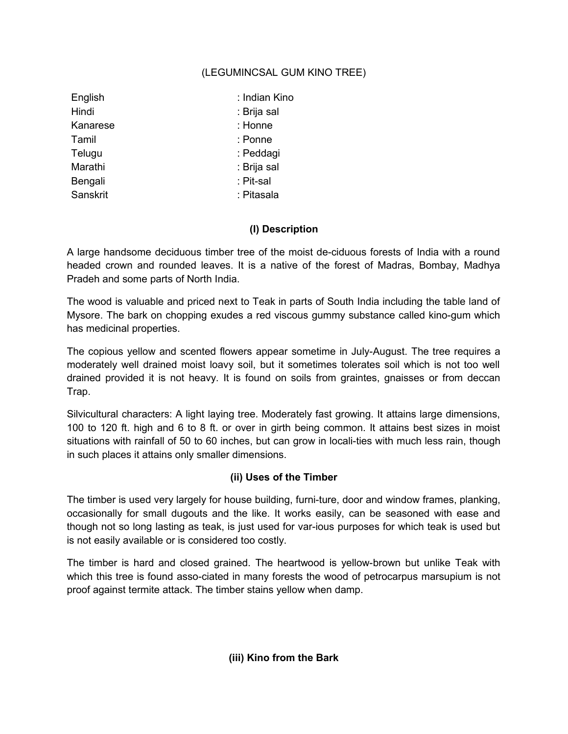(LEGUMINCSAL GUM KINO TREE)

| | |
|---|---|
| English | : Indian Kino |
| Hindi | : Brija sal |
| Kanarese | : Honne |
| Tamil | : Ponne |
| Telugu | : Peddagi |
| Marathi | : Brija sal |
| Bengali | : Pit-sal |
| Sanskrit | : Pitasala |

### (I) Description

A large handsome deciduous timber tree of the moist de-ciduous forests of India with a round headed crown and rounded leaves. It is a native of the forest of Madras, Bombay, Madhya Pradeh and some parts of North India.

The wood is valuable and priced next to Teak in parts of South India including the table land of Mysore. The bark on chopping exudes a red viscous gummy substance called kino-gum which has medicinal properties.

The copious yellow and scented flowers appear sometime in July-August. The tree requires a moderately well drained moist loavy soil, but it sometimes tolerates soil which is not too well drained provided it is not heavy. It is found on soils from graintes, gnaisses or from deccan Trap.

Silvicultural characters: A light laying tree. Moderately fast growing. It attains large dimensions, 100 to 120 ft. high and 6 to 8 ft. or over in girth being common. It attains best sizes in moist situations with rainfall of 50 to 60 inches, but can grow in locali-ties with much less rain, though in such places it attains only smaller dimensions.

### (ii) Uses of the Timber

The timber is used very largely for house building, furni-ture, door and window frames, planking, occasionally for small dugouts and the like. It works easily, can be seasoned with ease and though not so long lasting as teak, is just used for var-ious purposes for which teak is used but is not easily available or is considered too costly.

The timber is hard and closed grained. The heartwood is yellow-brown but unlike Teak with which this tree is found asso-ciated in many forests the wood of petrocarpus marsupium is not proof against termite attack. The timber stains yellow when damp.

### (iii) Kino from the Bark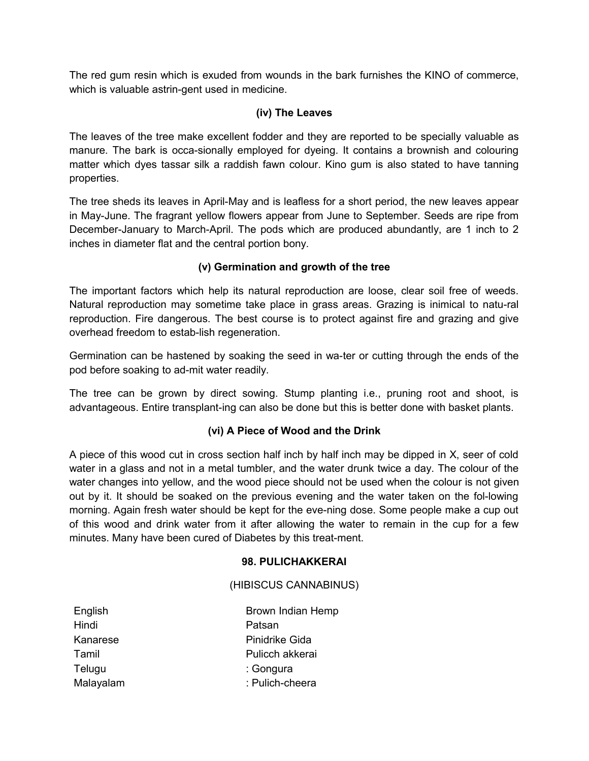The red gum resin which is exuded from wounds in the bark furnishes the KINO of commerce, which is valuable astrin-gent used in medicine.

### (iv) The Leaves

The leaves of the tree make excellent fodder and they are reported to be specially valuable as manure. The bark is occa-sionally employed for dyeing. It contains a brownish and colouring matter which dyes tassar silk a raddish fawn colour. Kino gum is also stated to have tanning properties.

The tree sheds its leaves in April-May and is leafless for a short period, the new leaves appear in May-June. The fragrant yellow flowers appear from June to September. Seeds are ripe from December-January to March-April. The pods which are produced abundantly, are 1 inch to 2 inches in diameter flat and the central portion bony.

### (v) Germination and growth of the tree

The important factors which help its natural reproduction are loose, clear soil free of weeds. Natural reproduction may sometime take place in grass areas. Grazing is inimical to natu-ral reproduction. Fire dangerous. The best course is to protect against fire and grazing and give overhead freedom to estab-lish regeneration.

Germination can be hastened by soaking the seed in wa-ter or cutting through the ends of the pod before soaking to ad-mit water readily.

The tree can be grown by direct sowing. Stump planting i.e., pruning root and shoot, is advantageous. Entire transplant-ing can also be done but this is better done with basket plants.

### (vi) A Piece of Wood and the Drink

A piece of this wood cut in cross section half inch by half inch may be dipped in X, seer of cold water in a glass and not in a metal tumbler, and the water drunk twice a day. The colour of the water changes into yellow, and the wood piece should not be used when the colour is not given out by it. It should be soaked on the previous evening and the water taken on the fol-lowing morning. Again fresh water should be kept for the eve-ning dose. Some people make a cup out of this wood and drink water from it after allowing the water to remain in the cup for a few minutes. Many have been cured of Diabetes by this treat-ment.

## 98. PULICHAKKERAI

(HIBISCUS CANNABINUS)

| | |
|---|---|
| English | Brown Indian Hemp |
| Hindi | Patsan |
| Kanarese | Pinidrike Gida |
| Tamil | Pulicch akkerai |
| Telugu | : Gongura |
| Malayalam | : Pulich-cheera |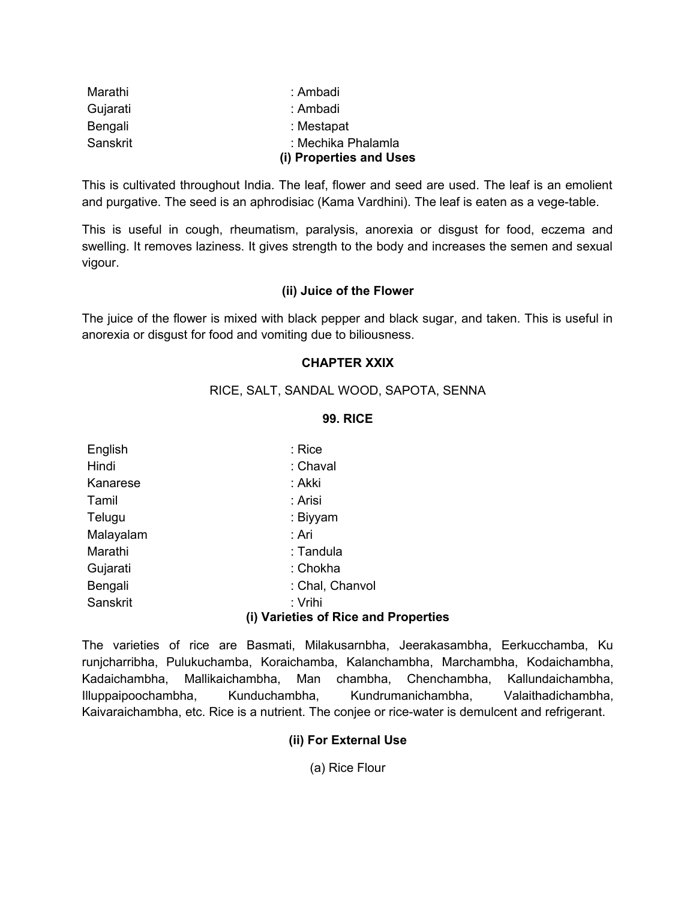| | |
|---|---|
| Marathi | : Ambadi |
| Gujarati | : Ambadi |
| Bengali | : Mestapat |
| Sanskrit | : Mechika Phalamla |

### (i) Properties and Uses

This is cultivated throughout India. The leaf, flower and seed are used. The leaf is an emolient and purgative. The seed is an aphrodisiac (Kama Vardhini). The leaf is eaten as a vege-table.

This is useful in cough, rheumatism, paralysis, anorexia or disgust for food, eczema and swelling. It removes laziness. It gives strength to the body and increases the semen and sexual vigour.

### (ii) Juice of the Flower

The juice of the flower is mixed with black pepper and black sugar, and taken. This is useful in anorexia or disgust for food and vomiting due to biliousness.

# CHAPTER XXIX

RICE, SALT, SANDAL WOOD, SAPOTA, SENNA

## 99. RICE

| | |
|---|---|
| English | : Rice |
| Hindi | : Chaval |
| Kanarese | : Akki |
| Tamil | : Arisi |
| Telugu | : Biyyam |
| Malayalam | : Ari |
| Marathi | : Tandula |
| Gujarati | : Chokha |
| Bengali | : Chal, Chanvol |
| Sanskrit | : Vrihi |

### (i) Varieties of Rice and Properties

The varieties of rice are Basmati, Milakusarnbha, Jeerakasambha, Eerkucchamba, Ku runjcharribha, Pulukuchamba, Koraichamba, Kalanchambha, Marchambha, Kodaichambha, Kadaichambha, Mallikaichambha, Man chambha, Chenchambha, Kallundaichambha, Illuppaipoochambha, Kunduchambha, Kundrumanichambha, Valaithadichambha, Kaivaraichambha, etc. Rice is a nutrient. The conjee or rice-water is demulcent and refrigerant.

### (ii) For External Use

(a) Rice Flour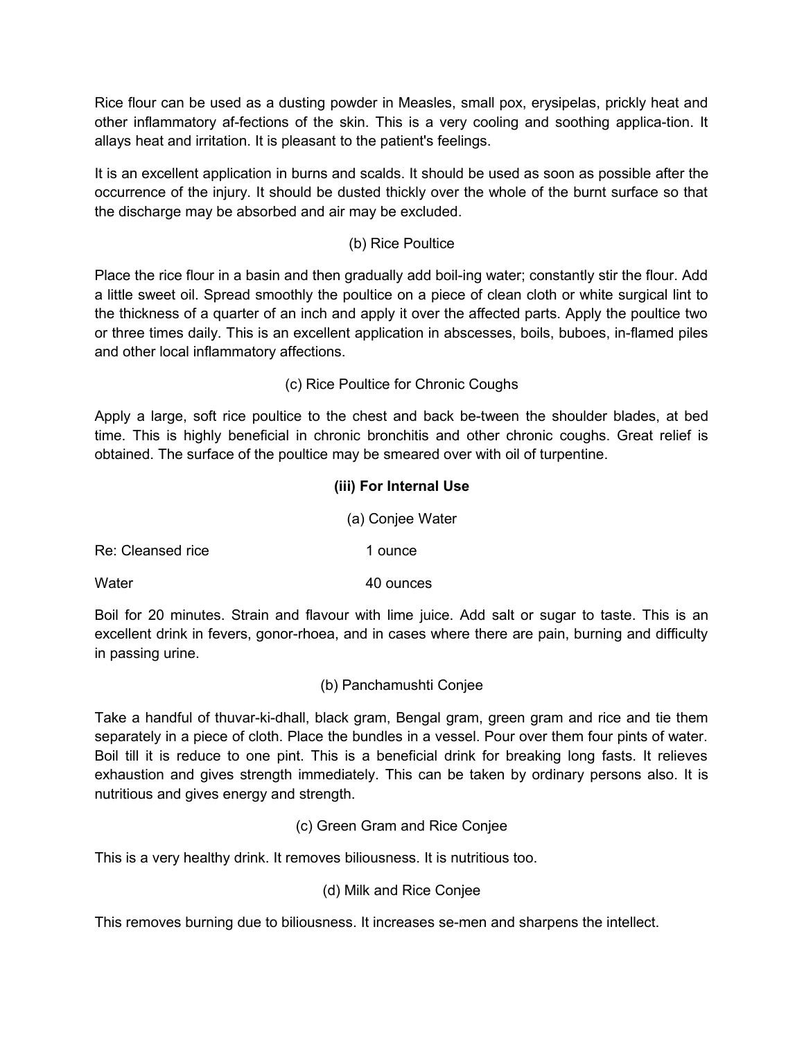Rice flour can be used as a dusting powder in Measles, small pox, erysipelas, prickly heat and other inflammatory af-fections of the skin. This is a very cooling and soothing applica-tion. It allays heat and irritation. It is pleasant to the patient's feelings.

It is an excellent application in burns and scalds. It should be used as soon as possible after the occurrence of the injury. It should be dusted thickly over the whole of the burnt surface so that the discharge may be absorbed and air may be excluded.

(b) Rice Poultice

Place the rice flour in a basin and then gradually add boil-ing water; constantly stir the flour. Add a little sweet oil. Spread smoothly the poultice on a piece of clean cloth or white surgical lint to the thickness of a quarter of an inch and apply it over the affected parts. Apply the poultice two or three times daily. This is an excellent application in abscesses, boils, buboes, in-flamed piles and other local inflammatory affections.

(c) Rice Poultice for Chronic Coughs

Apply a large, soft rice poultice to the chest and back be-tween the shoulder blades, at bed time. This is highly beneficial in chronic bronchitis and other chronic coughs. Great relief is obtained. The surface of the poultice may be smeared over with oil of turpentine.

**(iii) For Internal Use**

(a) Conjee Water

| | |
|---|---|
| Re: Cleansed rice | 1 ounce |
| Water | 40 ounces |

Boil for 20 minutes. Strain and flavour with lime juice. Add salt or sugar to taste. This is an excellent drink in fevers, gonor-rhoea, and in cases where there are pain, burning and difficulty in passing urine.

(b) Panchamushti Conjee

Take a handful of thuvar-ki-dhall, black gram, Bengal gram, green gram and rice and tie them separately in a piece of cloth. Place the bundles in a vessel. Pour over them four pints of water. Boil till it is reduce to one pint. This is a beneficial drink for breaking long fasts. It relieves exhaustion and gives strength immediately. This can be taken by ordinary persons also. It is nutritious and gives energy and strength.

(c) Green Gram and Rice Conjee

This is a very healthy drink. It removes biliousness. It is nutritious too.

(d) Milk and Rice Conjee

This removes burning due to biliousness. It increases se-men and sharpens the intellect.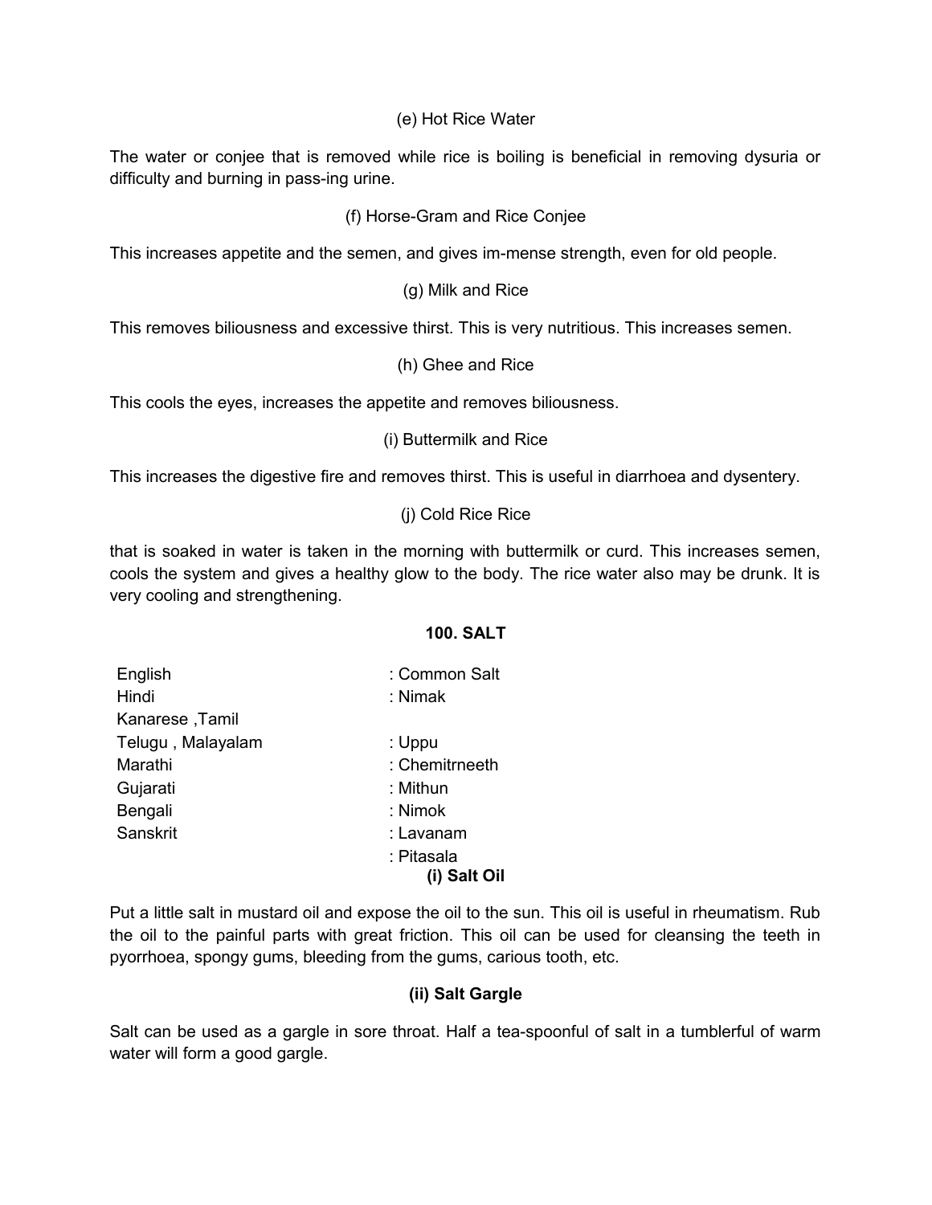(e) Hot Rice Water

The water or conjee that is removed while rice is boiling is beneficial in removing dysuria or difficulty and burning in pass-ing urine.

(f) Horse-Gram and Rice Conjee

This increases appetite and the semen, and gives im-mense strength, even for old people.

(g) Milk and Rice

This removes biliousness and excessive thirst. This is very nutritious. This increases semen.

(h) Ghee and Rice

This cools the eyes, increases the appetite and removes biliousness.

(i) Buttermilk and Rice

This increases the digestive fire and removes thirst. This is useful in diarrhoea and dysentery.

(j) Cold Rice Rice

that is soaked in water is taken in the morning with buttermilk or curd. This increases semen, cools the system and gives a healthy glow to the body. The rice water also may be drunk. It is very cooling and strengthening.

## 100. SALT

| | |
|---|---|
| English | : Common Salt |
| Hindi | : Nimak |
| Kanarese ,Tamil | |
| Telugu , Malayalam | : Uppu |
| Marathi | : Chemitrneeth |
| Gujarati | : Mithun |
| Bengali | : Nimok |
| Sanskrit | : Lavanam |
| | : Pitasala |

**(i) Salt Oil**

Put a little salt in mustard oil and expose the oil to the sun. This oil is useful in rheumatism. Rub the oil to the painful parts with great friction. This oil can be used for cleansing the teeth in pyorrhoea, spongy gums, bleeding from the gums, carious tooth, etc.

**(ii) Salt Gargle**

Salt can be used as a gargle in sore throat. Half a tea-spoonful of salt in a tumblerful of warm water will form a good gargle.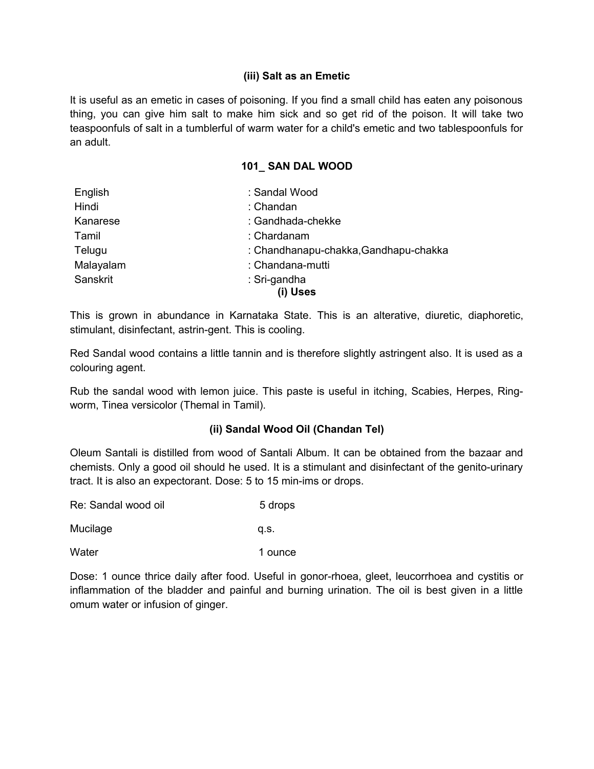### (iii) Salt as an Emetic

It is useful as an emetic in cases of poisoning. If you find a small child has eaten any poisonous thing, you can give him salt to make him sick and so get rid of the poison. It will take two teaspoonfuls of salt in a tumblerful of warm water for a child's emetic and two tablespoonfuls for an adult.

## 101_ SAN DAL WOOD

| | |
|---|---|
| English | : Sandal Wood |
| Hindi | : Chandan |
| Kanarese | : Gandhada-chekke |
| Tamil | : Chardanam |
| Telugu | : Chandhanapu-chakka,Gandhapu-chakka |
| Malayalam | : Chandana-mutti |
| Sanskrit | : Sri-gandha |

### (i) Uses

This is grown in abundance in Karnataka State. This is an alterative, diuretic, diaphoretic, stimulant, disinfectant, astrin-gent. This is cooling.

Red Sandal wood contains a little tannin and is therefore slightly astringent also. It is used as a colouring agent.

Rub the sandal wood with lemon juice. This paste is useful in itching, Scabies, Herpes, Ring-worm, Tinea versicolor (Themal in Tamil).

### (ii) Sandal Wood Oil (Chandan Tel)

Oleum Santali is distilled from wood of Santali Album. It can be obtained from the bazaar and chemists. Only a good oil should he used. It is a stimulant and disinfectant of the genito-urinary tract. It is also an expectorant. Dose: 5 to 15 min-ims or drops.

| | |
|---|---|
| Re: Sandal wood oil | 5 drops |
| Mucilage | q.s. |
| Water | 1 ounce |

Dose: 1 ounce thrice daily after food. Useful in gonor-rhoea, gleet, leucorrhoea and cystitis or inflammation of the bladder and painful and burning urination. The oil is best given in a little omum water or infusion of ginger.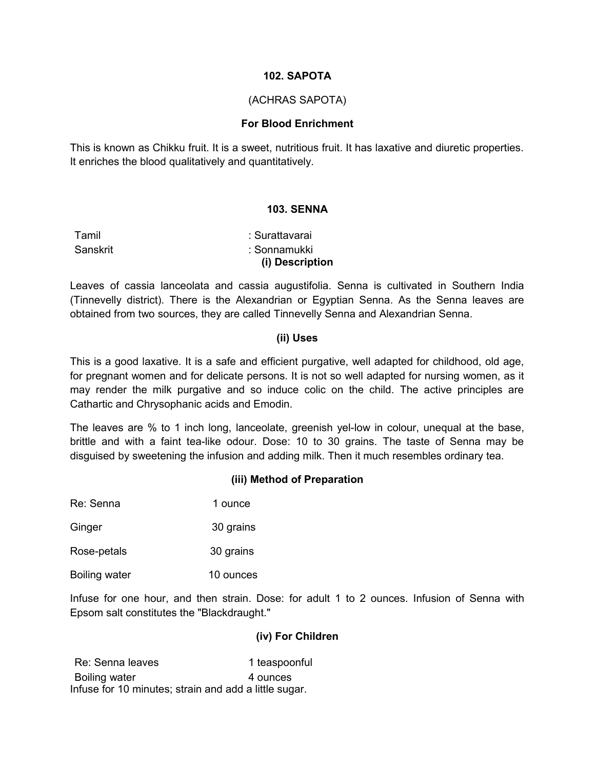## 102. SAPOTA

(ACHRAS SAPOTA)

**For Blood Enrichment**

This is known as Chikku fruit. It is a sweet, nutritious fruit. It has laxative and diuretic properties. It enriches the blood qualitatively and quantitatively.

## 103. SENNA

| | |
|---|---|
| Tamil | : Surattavarai |
| Sanskrit | : Sonnamukki |

**(i) Description**

Leaves of cassia lanceolata and cassia augustifolia. Senna is cultivated in Southern India (Tinnevelly district). There is the Alexandrian or Egyptian Senna. As the Senna leaves are obtained from two sources, they are called Tinnevelly Senna and Alexandrian Senna.

**(ii) Uses**

This is a good laxative. It is a safe and efficient purgative, well adapted for childhood, old age, for pregnant women and for delicate persons. It is not so well adapted for nursing women, as it may render the milk purgative and so induce colic on the child. The active principles are Cathartic and Chrysophanic acids and Emodin.

The leaves are % to 1 inch long, lanceolate, greenish yel-low in colour, unequal at the base, brittle and with a faint tea-like odour. Dose: 10 to 30 grains. The taste of Senna may be disguised by sweetening the infusion and adding milk. Then it much resembles ordinary tea.

**(iii) Method of Preparation**

| | |
|---|---|
| Re: Senna | 1 ounce |
| Ginger | 30 grains |
| Rose-petals | 30 grains |
| Boiling water | 10 ounces |

Infuse for one hour, and then strain. Dose: for adult 1 to 2 ounces. Infusion of Senna with Epsom salt constitutes the "Blackdraught."

**(iv) For Children**

| | |
|---|---|
| Re: Senna leaves | 1 teaspoonful |
| Boiling water | 4 ounces |

Infuse for 10 minutes; strain and add a little sugar.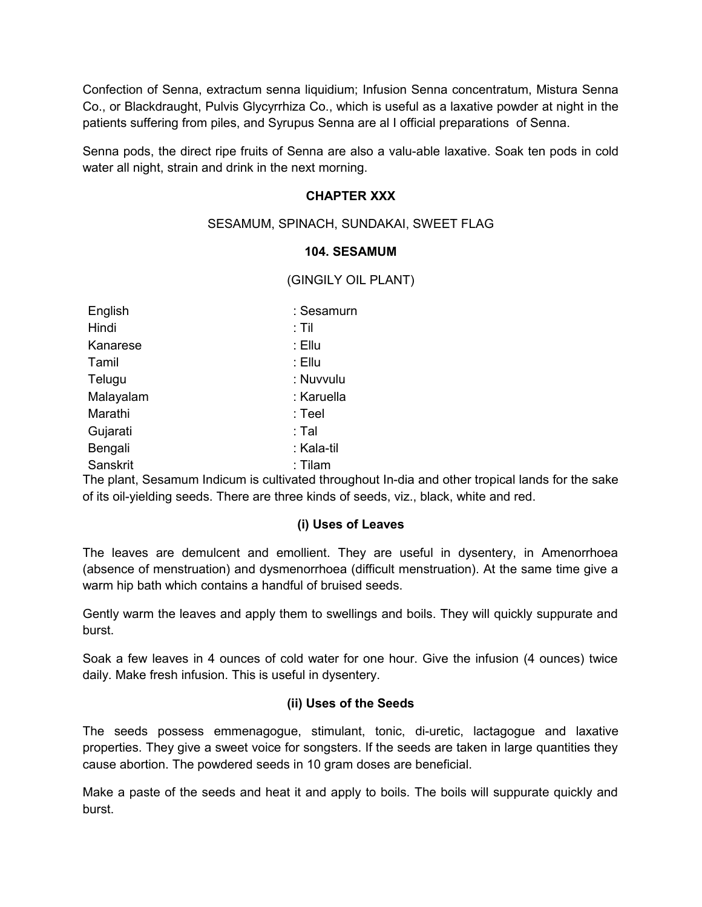Confection of Senna, extractum senna liquidium; Infusion Senna concentratum, Mistura Senna Co., or Blackdraught, Pulvis Glycyrrhiza Co., which is useful as a laxative powder at night in the patients suffering from piles, and Syrupus Senna are al l official preparations of Senna.

Senna pods, the direct ripe fruits of Senna are also a valu-able laxative. Soak ten pods in cold water all night, strain and drink in the next morning.

## CHAPTER XXX

SESAMUM, SPINACH, SUNDAKAI, SWEET FLAG

### 104. SESAMUM

(GINGILY OIL PLANT)

| | |
|---|---|
| English | : Sesamurn |
| Hindi | : Til |
| Kanarese | : Ellu |
| Tamil | : Ellu |
| Telugu | : Nuvvulu |
| Malayalam | : Karuella |
| Marathi | : Teel |
| Gujarati | : Tal |
| Bengali | : Kala-til |
| Sanskrit | : Tilam |

The plant, Sesamum Indicum is cultivated throughout In-dia and other tropical lands for the sake of its oil-yielding seeds. There are three kinds of seeds, viz., black, white and red.

#### (i) Uses of Leaves

The leaves are demulcent and emollient. They are useful in dysentery, in Amenorrhoea (absence of menstruation) and dysmenorrhoea (difficult menstruation). At the same time give a warm hip bath which contains a handful of bruised seeds.

Gently warm the leaves and apply them to swellings and boils. They will quickly suppurate and burst.

Soak a few leaves in 4 ounces of cold water for one hour. Give the infusion (4 ounces) twice daily. Make fresh infusion. This is useful in dysentery.

#### (ii) Uses of the Seeds

The seeds possess emmenagogue, stimulant, tonic, di-uretic, lactagogue and laxative properties. They give a sweet voice for songsters. If the seeds are taken in large quantities they cause abortion. The powdered seeds in 10 gram doses are beneficial.

Make a paste of the seeds and heat it and apply to boils. The boils will suppurate quickly and burst.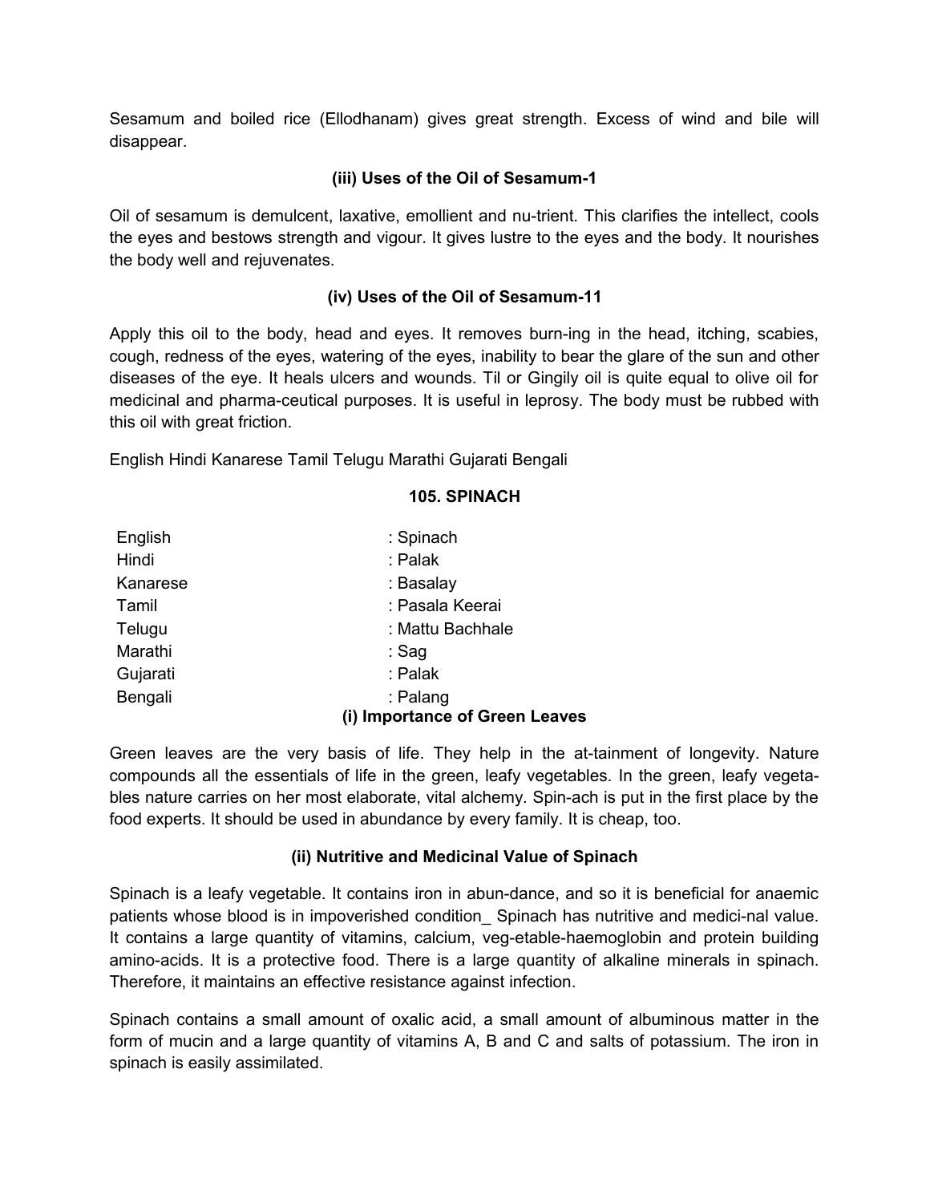Sesamum and boiled rice (Ellodhanam) gives great strength. Excess of wind and bile will disappear.

### (iii) Uses of the Oil of Sesamum-1

Oil of sesamum is demulcent, laxative, emollient and nu-trient. This clarifies the intellect, cools the eyes and bestows strength and vigour. It gives lustre to the eyes and the body. It nourishes the body well and rejuvenates.

### (iv) Uses of the Oil of Sesamum-11

Apply this oil to the body, head and eyes. It removes burn-ing in the head, itching, scabies, cough, redness of the eyes, watering of the eyes, inability to bear the glare of the sun and other diseases of the eye. It heals ulcers and wounds. Til or Gingily oil is quite equal to olive oil for medicinal and pharma-ceutical purposes. It is useful in leprosy. The body must be rubbed with this oil with great friction.

English Hindi Kanarese Tamil Telugu Marathi Gujarati Bengali

## 105. SPINACH

| | |
|---|---|
| English | : Spinach |
| Hindi | : Palak |
| Kanarese | : Basalay |
| Tamil | : Pasala Keerai |
| Telugu | : Mattu Bachhale |
| Marathi | : Sag |
| Gujarati | : Palak |
| Bengali | : Palang |

### (i) Importance of Green Leaves

Green leaves are the very basis of life. They help in the at-tainment of longevity. Nature compounds all the essentials of life in the green, leafy vegetables. In the green, leafy vegeta-bles nature carries on her most elaborate, vital alchemy. Spin-ach is put in the first place by the food experts. It should be used in abundance by every family. It is cheap, too.

### (ii) Nutritive and Medicinal Value of Spinach

Spinach is a leafy vegetable. It contains iron in abun-dance, and so it is beneficial for anaemic patients whose blood is in impoverished condition_ Spinach has nutritive and medici-nal value. It contains a large quantity of vitamins, calcium, veg-etable-haemoglobin and protein building amino-acids. It is a protective food. There is a large quantity of alkaline minerals in spinach. Therefore, it maintains an effective resistance against infection.

Spinach contains a small amount of oxalic acid, a small amount of albuminous matter in the form of mucin and a large quantity of vitamins A, B and C and salts of potassium. The iron in spinach is easily assimilated.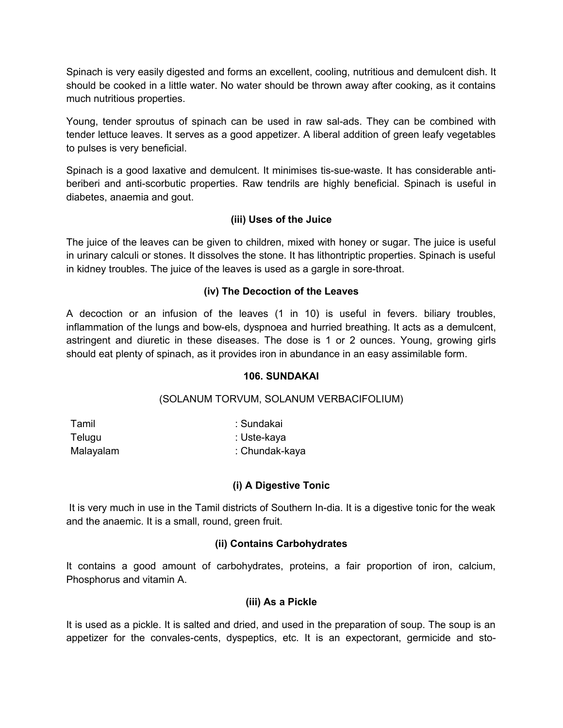Spinach is very easily digested and forms an excellent, cooling, nutritious and demulcent dish. It should be cooked in a little water. No water should be thrown away after cooking, as it contains much nutritious properties.

Young, tender sproutus of spinach can be used in raw sal-ads. They can be combined with tender lettuce leaves. It serves as a good appetizer. A liberal addition of green leafy vegetables to pulses is very beneficial.

Spinach is a good laxative and demulcent. It minimises tis-sue-waste. It has considerable anti-beriberi and anti-scorbutic properties. Raw tendrils are highly beneficial. Spinach is useful in diabetes, anaemia and gout.

### (iii) Uses of the Juice

The juice of the leaves can be given to children, mixed with honey or sugar. The juice is useful in urinary calculi or stones. It dissolves the stone. It has lithontriptic properties. Spinach is useful in kidney troubles. The juice of the leaves is used as a gargle in sore-throat.

### (iv) The Decoction of the Leaves

A decoction or an infusion of the leaves (1 in 10) is useful in fevers. biliary troubles, inflammation of the lungs and bow-els, dyspnoea and hurried breathing. It acts as a demulcent, astringent and diuretic in these diseases. The dose is 1 or 2 ounces. Young, growing girls should eat plenty of spinach, as it provides iron in abundance in an easy assimilable form.

## 106. SUNDAKAI

(SOLANUM TORVUM, SOLANUM VERBACIFOLIUM)

| | |
|---|---|
| Tamil | : Sundakai |
| Telugu | : Uste-kaya |
| Malayalam | : Chundak-kaya |

### (i) A Digestive Tonic

It is very much in use in the Tamil districts of Southern In-dia. It is a digestive tonic for the weak and the anaemic. It is a small, round, green fruit.

### (ii) Contains Carbohydrates

It contains a good amount of carbohydrates, proteins, a fair proportion of iron, calcium, Phosphorus and vitamin A.

### (iii) As a Pickle

It is used as a pickle. It is salted and dried, and used in the preparation of soup. The soup is an appetizer for the convales-cents, dyspeptics, etc. It is an expectorant, germicide and sto-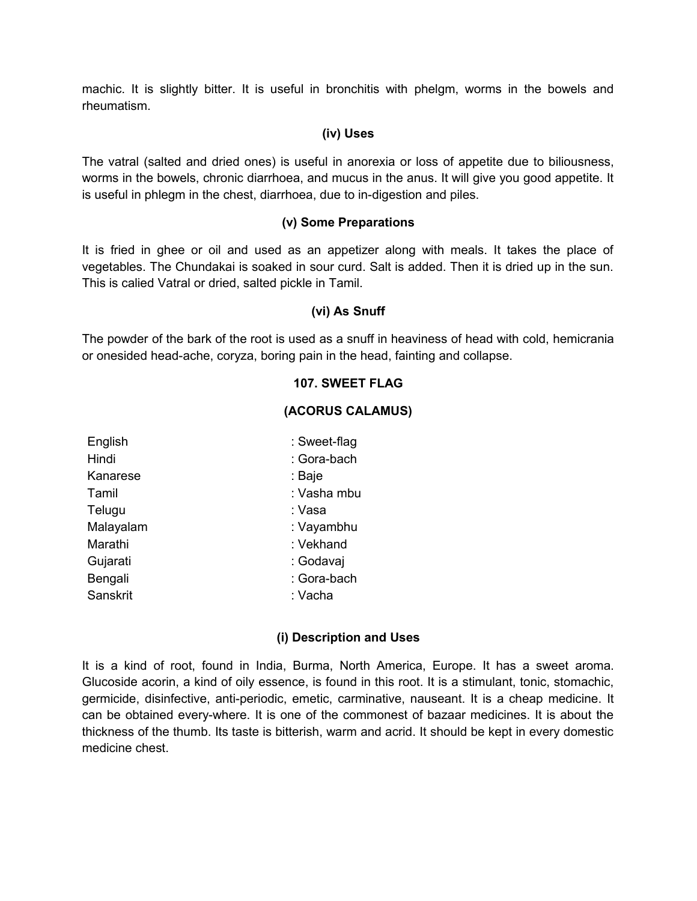machic. It is slightly bitter. It is useful in bronchitis with phelgm, worms in the bowels and rheumatism.

### (iv) Uses

The vatral (salted and dried ones) is useful in anorexia or loss of appetite due to biliousness, worms in the bowels, chronic diarrhoea, and mucus in the anus. It will give you good appetite. It is useful in phlegm in the chest, diarrhoea, due to in-digestion and piles.

### (v) Some Preparations

It is fried in ghee or oil and used as an appetizer along with meals. It takes the place of vegetables. The Chundakai is soaked in sour curd. Salt is added. Then it is dried up in the sun. This is calied Vatral or dried, salted pickle in Tamil.

### (vi) As Snuff

The powder of the bark of the root is used as a snuff in heaviness of head with cold, hemicrania or onesided head-ache, coryza, boring pain in the head, fainting and collapse.

## 107. SWEET FLAG

## (ACORUS CALAMUS)

| | |
|---|---|
| English | : Sweet-flag |
| Hindi | : Gora-bach |
| Kanarese | : Baje |
| Tamil | : Vasha mbu |
| Telugu | : Vasa |
| Malayalam | : Vayambhu |
| Marathi | : Vekhand |
| Gujarati | : Godavaj |
| Bengali | : Gora-bach |
| Sanskrit | : Vacha |

### (i) Description and Uses

It is a kind of root, found in India, Burma, North America, Europe. It has a sweet aroma. Glucoside acorin, a kind of oily essence, is found in this root. It is a stimulant, tonic, stomachic, germicide, disinfective, anti-periodic, emetic, carminative, nauseant. It is a cheap medicine. It can be obtained every-where. It is one of the commonest of bazaar medicines. It is about the thickness of the thumb. Its taste is bitterish, warm and acrid. It should be kept in every domestic medicine chest.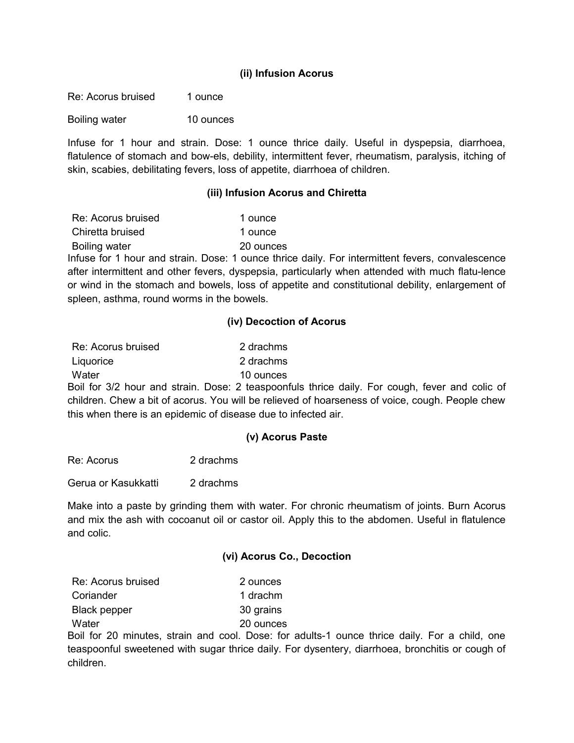### (ii) Infusion Acorus

| | |
|---|---|
| Re: Acorus bruised | 1 ounce |
| Boiling water | 10 ounces |

Infuse for 1 hour and strain. Dose: 1 ounce thrice daily. Useful in dyspepsia, diarrhoea, flatulence of stomach and bow-els, debility, intermittent fever, rheumatism, paralysis, itching of skin, scabies, debilitating fevers, loss of appetite, diarrhoea of children.

### (iii) Infusion Acorus and Chiretta

| | |
|---|---|
| Re: Acorus bruised | 1 ounce |
| Chiretta bruised | 1 ounce |
| Boiling water | 20 ounces |

Infuse for 1 hour and strain. Dose: 1 ounce thrice daily. For intermittent fevers, convalescence after intermittent and other fevers, dyspepsia, particularly when attended with much flatu-lence or wind in the stomach and bowels, loss of appetite and constitutional debility, enlargement of spleen, asthma, round worms in the bowels.

### (iv) Decoction of Acorus

| | |
|---|---|
| Re: Acorus bruised | 2 drachms |
| Liquorice | 2 drachms |
| Water | 10 ounces |

Boil for 3/2 hour and strain. Dose: 2 teaspoonfuls thrice daily. For cough, fever and colic of children. Chew a bit of acorus. You will be relieved of hoarseness of voice, cough. People chew this when there is an epidemic of disease due to infected air.

### (v) Acorus Paste

| | |
|---|---|
| Re: Acorus | 2 drachms |
| Gerua or Kasukkatti | 2 drachms |

Make into a paste by grinding them with water. For chronic rheumatism of joints. Burn Acorus and mix the ash with cocoanut oil or castor oil. Apply this to the abdomen. Useful in flatulence and colic.

### (vi) Acorus Co., Decoction

| | |
|---|---|
| Re: Acorus bruised | 2 ounces |
| Coriander | 1 drachm |
| Black pepper | 30 grains |
| Water | 20 ounces |

Boil for 20 minutes, strain and cool. Dose: for adults-1 ounce thrice daily. For a child, one teaspoonful sweetened with sugar thrice daily. For dysentery, diarrhoea, bronchitis or cough of children.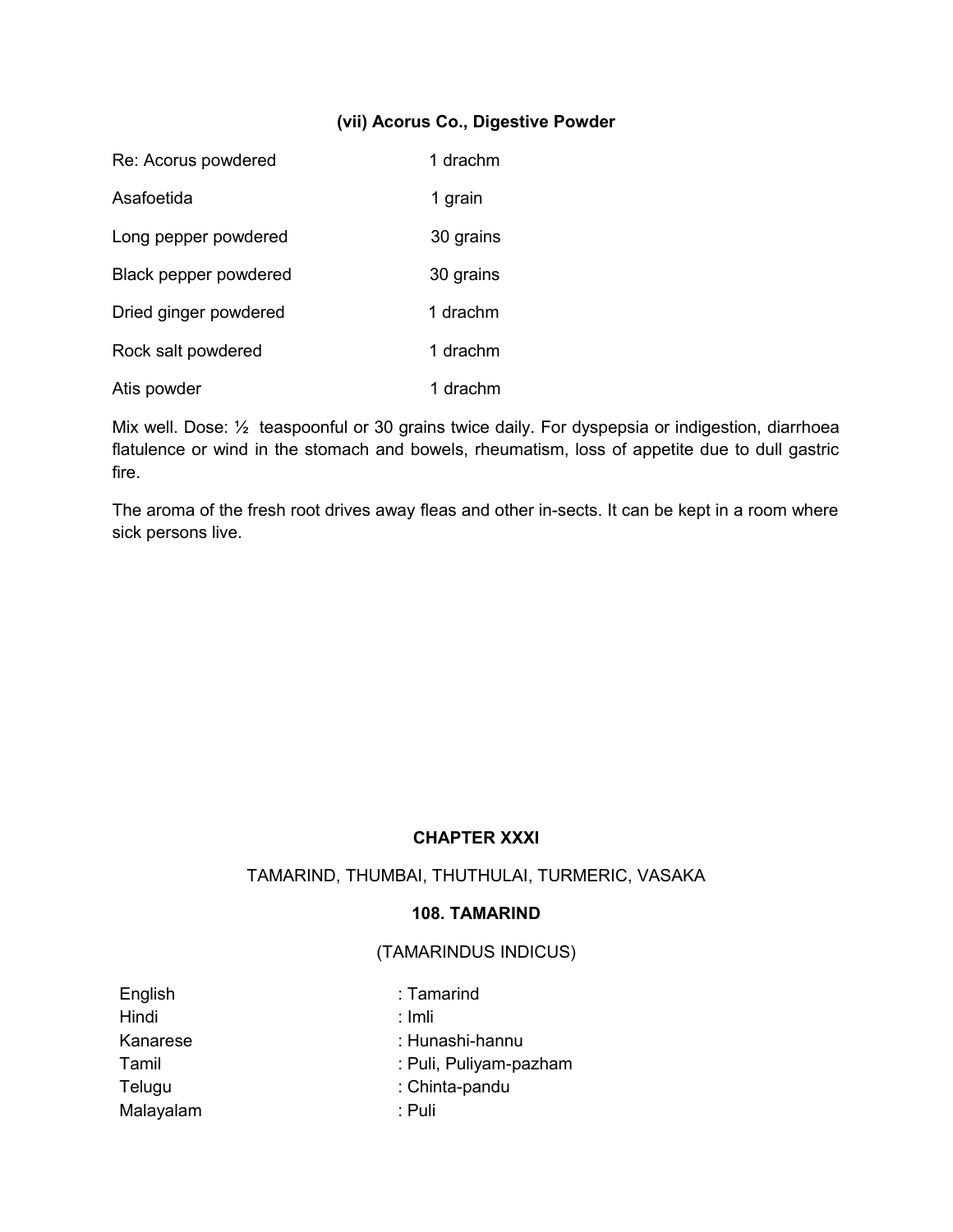### (vii) Acorus Co., Digestive Powder

| | |
|---|---|
| Re: Acorus powdered | 1 drachm |
| Asafoetida | 1 grain |
| Long pepper powdered | 30 grains |
| Black pepper powdered | 30 grains |
| Dried ginger powdered | 1 drachm |
| Rock salt powdered | 1 drachm |
| Atis powder | 1 drachm |

Mix well. Dose: ½ teaspoonful or 30 grains twice daily. For dyspepsia or indigestion, diarrhoea flatulence or wind in the stomach and bowels, rheumatism, loss of appetite due to dull gastric fire.

The aroma of the fresh root drives away fleas and other in-sects. It can be kept in a room where sick persons live.

## CHAPTER XXXI

TAMARIND, THUMBAI, THUTHULAI, TURMERIC, VASAKA

### 108. TAMARIND

(TAMARINDUS INDICUS)

| | |
|---|---|
| English | : Tamarind |
| Hindi | : Imli |
| Kanarese | : Hunashi-hannu |
| Tamil | : Puli, Puliyam-pazham |
| Telugu | : Chinta-pandu |
| Malayalam | : Puli |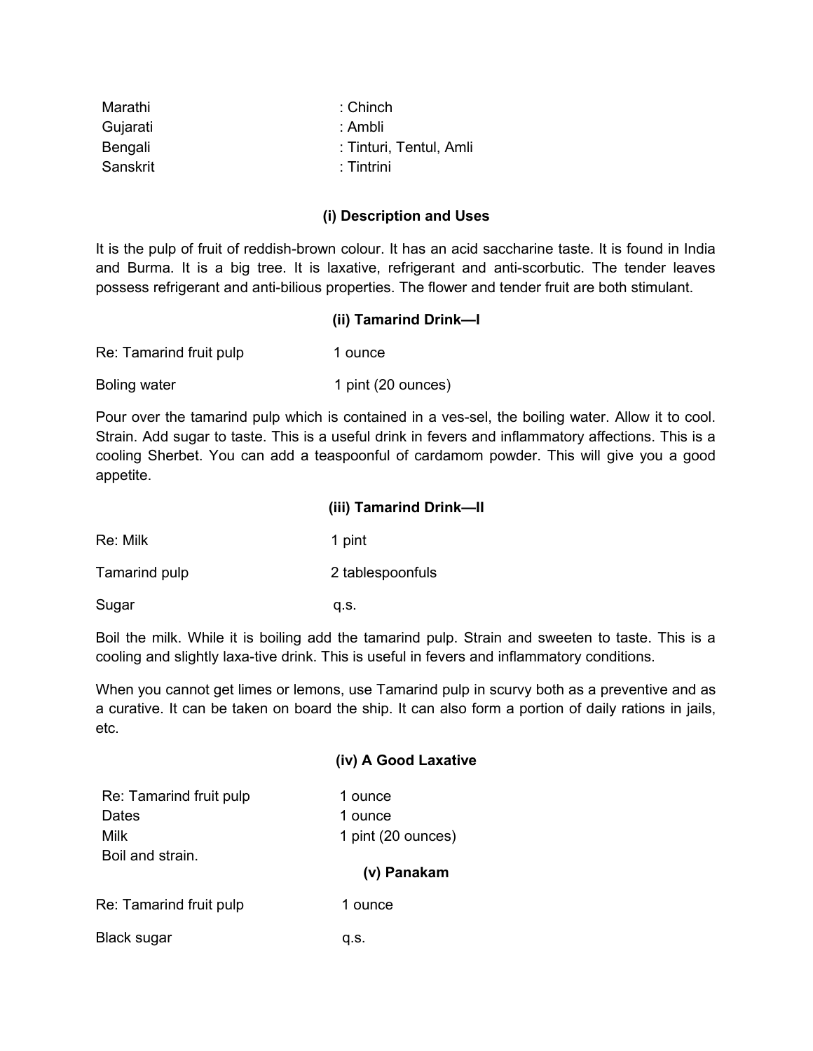| | |
|---|---|
| Marathi | : Chinch |
| Gujarati | : Ambli |
| Bengali | : Tinturi, Tentul, Amli |
| Sanskrit | : Tintrini |

### (i) Description and Uses

It is the pulp of fruit of reddish-brown colour. It has an acid saccharine taste. It is found in India and Burma. It is a big tree. It is laxative, refrigerant and anti-scorbutic. The tender leaves possess refrigerant and anti-bilious properties. The flower and tender fruit are both stimulant.

### (ii) Tamarind Drink—I

| | |
|---|---|
| Re: Tamarind fruit pulp | 1 ounce |
| Boling water | 1 pint (20 ounces) |

Pour over the tamarind pulp which is contained in a ves-sel, the boiling water. Allow it to cool. Strain. Add sugar to taste. This is a useful drink in fevers and inflammatory affections. This is a cooling Sherbet. You can add a teaspoonful of cardamom powder. This will give you a good appetite.

### (iii) Tamarind Drink—II

| | |
|---|---|
| Re: Milk | 1 pint |
| Tamarind pulp | 2 tablespoonfuls |
| Sugar | q.s. |

Boil the milk. While it is boiling add the tamarind pulp. Strain and sweeten to taste. This is a cooling and slightly laxa-tive drink. This is useful in fevers and inflammatory conditions.

When you cannot get limes or lemons, use Tamarind pulp in scurvy both as a preventive and as a curative. It can be taken on board the ship. It can also form a portion of daily rations in jails, etc.

### (iv) A Good Laxative

| | |
|---|---|
| Re: Tamarind fruit pulp | 1 ounce |
| Dates | 1 ounce |
| Milk | 1 pint (20 ounces) |

Boil and strain.

### (v) Panakam

| | |
|---|---|
| Re: Tamarind fruit pulp | 1 ounce |
| Black sugar | q.s. |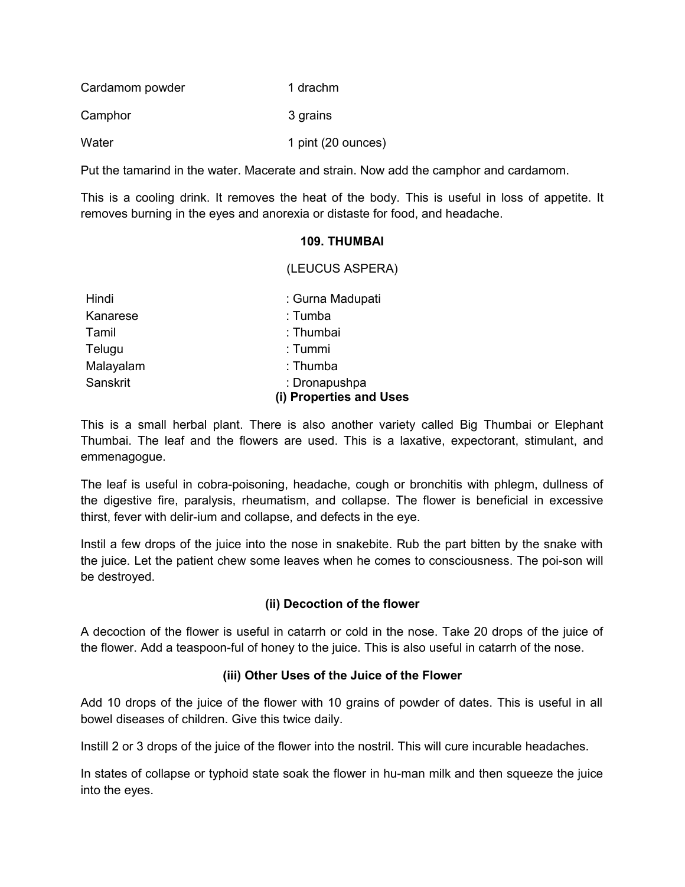| | |
|---|---|
| Cardamom powder | 1 drachm |
| Camphor | 3 grains |
| Water | 1 pint (20 ounces) |

Put the tamarind in the water. Macerate and strain. Now add the camphor and cardamom.

This is a cooling drink. It removes the heat of the body. This is useful in loss of appetite. It removes burning in the eyes and anorexia or distaste for food, and headache.

## 109. THUMBAI

(LEUCUS ASPERA)

| | |
|---|---|
| Hindi | : Gurna Madupati |
| Kanarese | : Tumba |
| Tamil | : Thumbai |
| Telugu | : Tummi |
| Malayalam | : Thumba |
| Sanskrit | : Dronapushpa |

### (i) Properties and Uses

This is a small herbal plant. There is also another variety called Big Thumbai or Elephant Thumbai. The leaf and the flowers are used. This is a laxative, expectorant, stimulant, and emmenagogue.

The leaf is useful in cobra-poisoning, headache, cough or bronchitis with phlegm, dullness of the digestive fire, paralysis, rheumatism, and collapse. The flower is beneficial in excessive thirst, fever with delir-ium and collapse, and defects in the eye.

Instil a few drops of the juice into the nose in snakebite. Rub the part bitten by the snake with the juice. Let the patient chew some leaves when he comes to consciousness. The poi-son will be destroyed.

### (ii) Decoction of the flower

A decoction of the flower is useful in catarrh or cold in the nose. Take 20 drops of the juice of the flower. Add a teaspoon-ful of honey to the juice. This is also useful in catarrh of the nose.

### (iii) Other Uses of the Juice of the Flower

Add 10 drops of the juice of the flower with 10 grains of powder of dates. This is useful in all bowel diseases of children. Give this twice daily.

Instill 2 or 3 drops of the juice of the flower into the nostril. This will cure incurable headaches.

In states of collapse or typhoid state soak the flower in hu-man milk and then squeeze the juice into the eyes.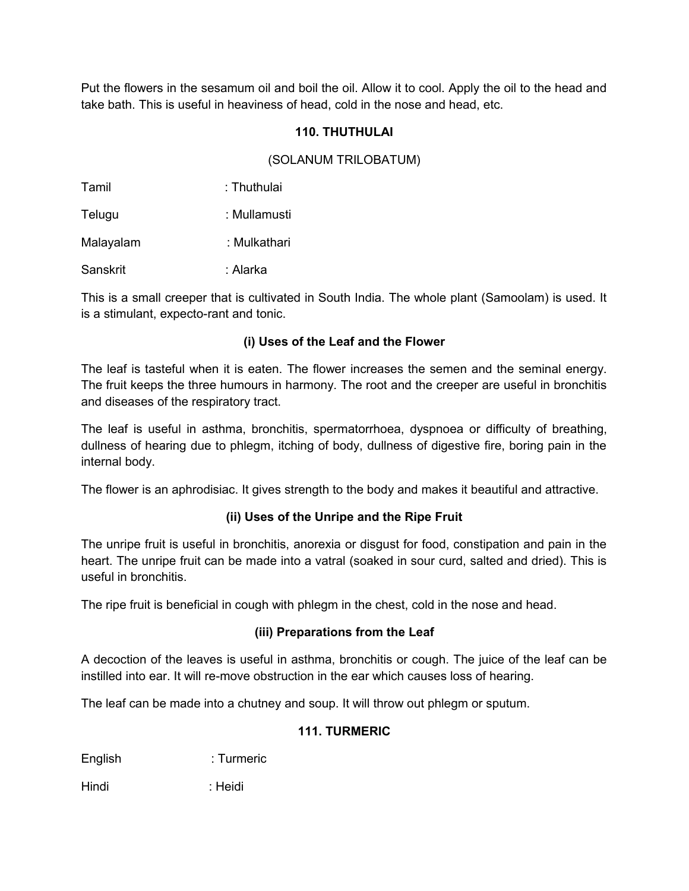Put the flowers in the sesamum oil and boil the oil. Allow it to cool. Apply the oil to the head and take bath. This is useful in heaviness of head, cold in the nose and head, etc.

### 110. THUTHULAI

(SOLANUM TRILOBATUM)

| | |
|---|---|
| Tamil | : Thuthulai |
| Telugu | : Mullamusti |
| Malayalam | : Mulkathari |
| Sanskrit | : Alarka |

This is a small creeper that is cultivated in South India. The whole plant (Samoolam) is used. It is a stimulant, expecto-rant and tonic.

#### (i) Uses of the Leaf and the Flower

The leaf is tasteful when it is eaten. The flower increases the semen and the seminal energy. The fruit keeps the three humours in harmony. The root and the creeper are useful in bronchitis and diseases of the respiratory tract.

The leaf is useful in asthma, bronchitis, spermatorrhoea, dyspnoea or difficulty of breathing, dullness of hearing due to phlegm, itching of body, dullness of digestive fire, boring pain in the internal body.

The flower is an aphrodisiac. It gives strength to the body and makes it beautiful and attractive.

#### (ii) Uses of the Unripe and the Ripe Fruit

The unripe fruit is useful in bronchitis, anorexia or disgust for food, constipation and pain in the heart. The unripe fruit can be made into a vatral (soaked in sour curd, salted and dried). This is useful in bronchitis.

The ripe fruit is beneficial in cough with phlegm in the chest, cold in the nose and head.

#### (iii) Preparations from the Leaf

A decoction of the leaves is useful in asthma, bronchitis or cough. The juice of the leaf can be instilled into ear. It will re-move obstruction in the ear which causes loss of hearing.

The leaf can be made into a chutney and soup. It will throw out phlegm or sputum.

### 111. TURMERIC

| | |
|---|---|
| English | : Turmeric |
| Hindi | : Heidi |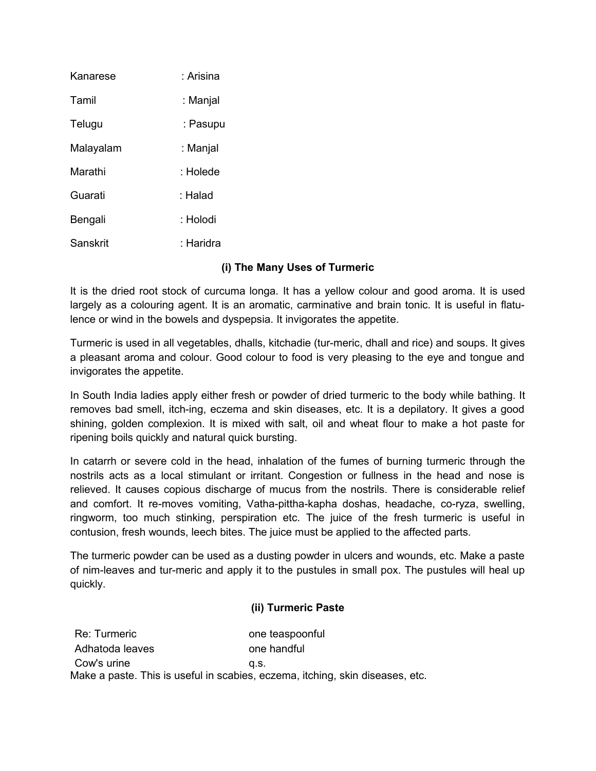Kanarese : Arisina

Tamil : Manjal

Telugu : Pasupu

Malayalam : Manjal

Marathi : Holede

Guarati : Halad

Bengali : Holodi

Sanskrit : Haridra

### (i) The Many Uses of Turmeric

It is the dried root stock of curcuma longa. It has a yellow colour and good aroma. It is used largely as a colouring agent. It is an aromatic, carminative and brain tonic. It is useful in flatulence or wind in the bowels and dyspepsia. It invigorates the appetite.

Turmeric is used in all vegetables, dhalls, kitchadie (tur-meric, dhall and rice) and soups. It gives a pleasant aroma and colour. Good colour to food is very pleasing to the eye and tongue and invigorates the appetite.

In South India ladies apply either fresh or powder of dried turmeric to the body while bathing. It removes bad smell, itch-ing, eczema and skin diseases, etc. It is a depilatory. It gives a good shining, golden complexion. It is mixed with salt, oil and wheat flour to make a hot paste for ripening boils quickly and natural quick bursting.

In catarrh or severe cold in the head, inhalation of the fumes of burning turmeric through the nostrils acts as a local stimulant or irritant. Congestion or fullness in the head and nose is relieved. It causes copious discharge of mucus from the nostrils. There is considerable relief and comfort. It re-moves vomiting, Vatha-pittha-kapha doshas, headache, co-ryza, swelling, ringworm, too much stinking, perspiration etc. The juice of the fresh turmeric is useful in contusion, fresh wounds, leech bites. The juice must be applied to the affected parts.

The turmeric powder can be used as a dusting powder in ulcers and wounds, etc. Make a paste of nim-leaves and tur-meric and apply it to the pustules in small pox. The pustules will heal up quickly.

### (ii) Turmeric Paste

| | |
|---|---|
| Re: Turmeric | one teaspoonful |
| Adhatoda leaves | one handful |
| Cow's urine | q.s. |

Make a paste. This is useful in scabies, eczema, itching, skin diseases, etc.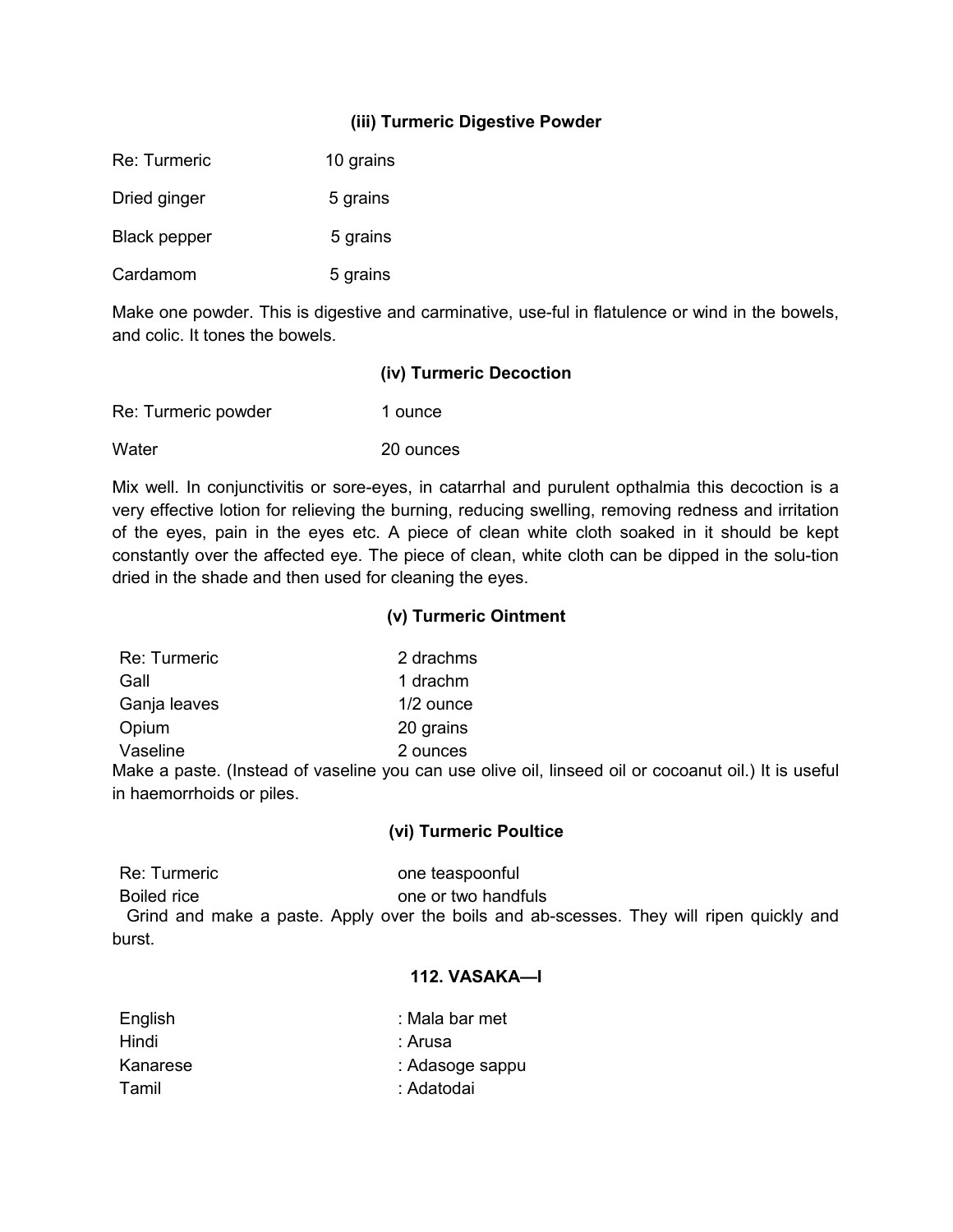### (iii) Turmeric Digestive Powder

| | |
|---|---|
| Re: Turmeric | 10 grains |
| Dried ginger | 5 grains |
| Black pepper | 5 grains |
| Cardamom | 5 grains |

Make one powder. This is digestive and carminative, use-ful in flatulence or wind in the bowels, and colic. It tones the bowels.

### (iv) Turmeric Decoction

| | |
|---|---|
| Re: Turmeric powder | 1 ounce |
| Water | 20 ounces |

Mix well. In conjunctivitis or sore-eyes, in catarrhal and purulent opthalmia this decoction is a very effective lotion for relieving the burning, reducing swelling, removing redness and irritation of the eyes, pain in the eyes etc. A piece of clean white cloth soaked in it should be kept constantly over the affected eye. The piece of clean, white cloth can be dipped in the solu-tion dried in the shade and then used for cleaning the eyes.

### (v) Turmeric Ointment

| | |
|---|---|
| Re: Turmeric | 2 drachms |
| Gall | 1 drachm |
| Ganja leaves | 1/2 ounce |
| Opium | 20 grains |
| Vaseline | 2 ounces |

Make a paste. (Instead of vaseline you can use olive oil, linseed oil or cocoanut oil.) It is useful in haemorrhoids or piles.

### (vi) Turmeric Poultice

| | |
|---|---|
| Re: Turmeric | one teaspoonful |
| Boiled rice | one or two handfuls |

Grind and make a paste. Apply over the boils and ab-scesses. They will ripen quickly and burst.

## 112. VASAKA—I

| | |
|---|---|
| English | : Mala bar met |
| Hindi | : Arusa |
| Kanarese | : Adasoge sappu |
| Tamil | : Adatodai |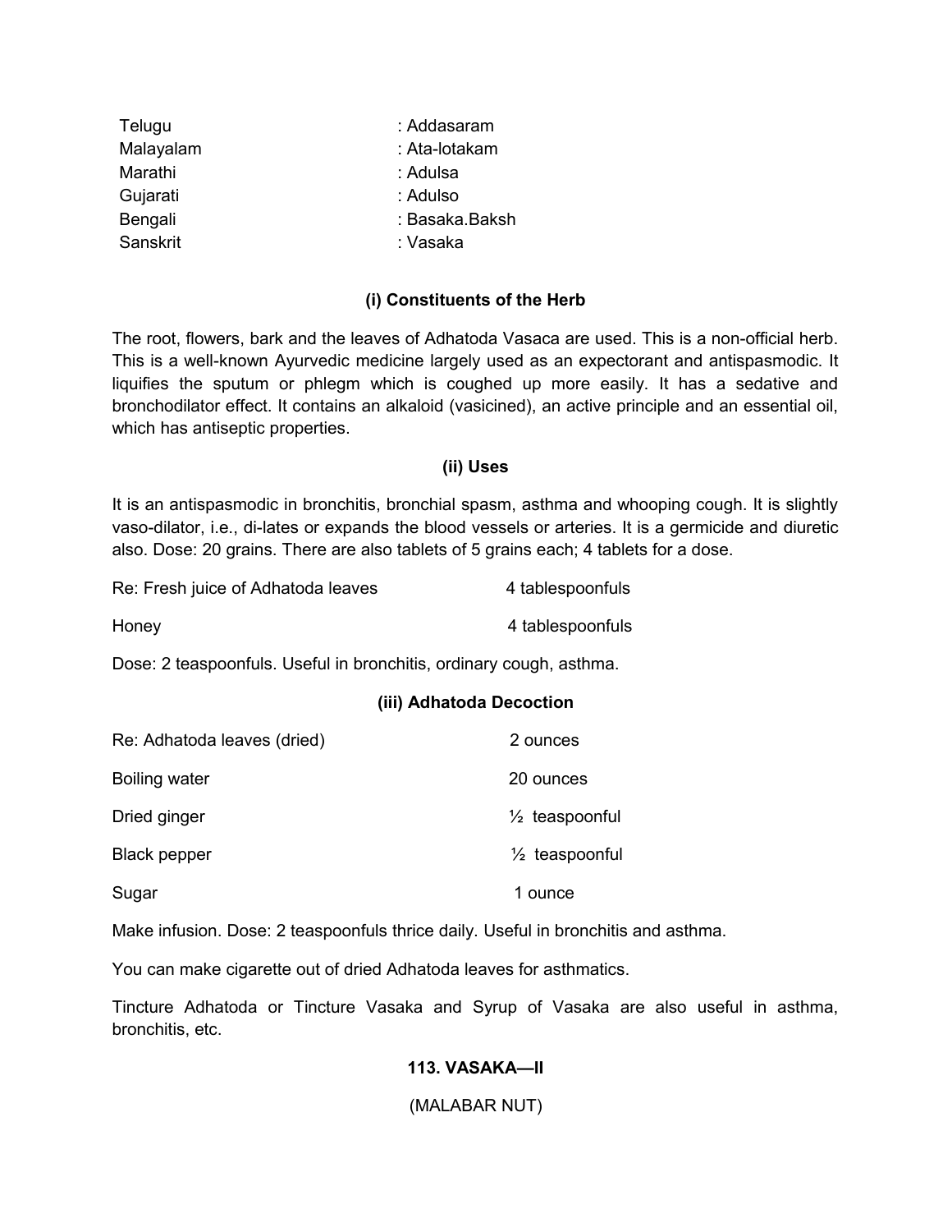| | |
|---|---|
| Telugu | : Addasaram |
| Malayalam | : Ata-lotakam |
| Marathi | : Adulsa |
| Gujarati | : Adulso |
| Bengali | : Basaka.Baksh |
| Sanskrit | : Vasaka |

### (i) Constituents of the Herb

The root, flowers, bark and the leaves of Adhatoda Vasaca are used. This is a non-official herb. This is a well-known Ayurvedic medicine largely used as an expectorant and antispasmodic. It liquifies the sputum or phlegm which is coughed up more easily. It has a sedative and bronchodilator effect. It contains an alkaloid (vasicined), an active principle and an essential oil, which has antiseptic properties.

### (ii) Uses

It is an antispasmodic in bronchitis, bronchial spasm, asthma and whooping cough. It is slightly vaso-dilator, i.e., di-lates or expands the blood vessels or arteries. It is a germicide and diuretic also. Dose: 20 grains. There are also tablets of 5 grains each; 4 tablets for a dose.

| | |
|---|---|
| Re: Fresh juice of Adhatoda leaves | 4 tablespoonfuls |
| Honey | 4 tablespoonfuls |

Dose: 2 teaspoonfuls. Useful in bronchitis, ordinary cough, asthma.

### (iii) Adhatoda Decoction

| | |
|---|---|
| Re: Adhatoda leaves (dried) | 2 ounces |
| Boiling water | 20 ounces |
| Dried ginger | ½ teaspoonful |
| Black pepper | ½ teaspoonful |
| Sugar | 1 ounce |

Make infusion. Dose: 2 teaspoonfuls thrice daily. Useful in bronchitis and asthma.

You can make cigarette out of dried Adhatoda leaves for asthmatics.

Tincture Adhatoda or Tincture Vasaka and Syrup of Vasaka are also useful in asthma, bronchitis, etc.

## 113. VASAKA—II

(MALABAR NUT)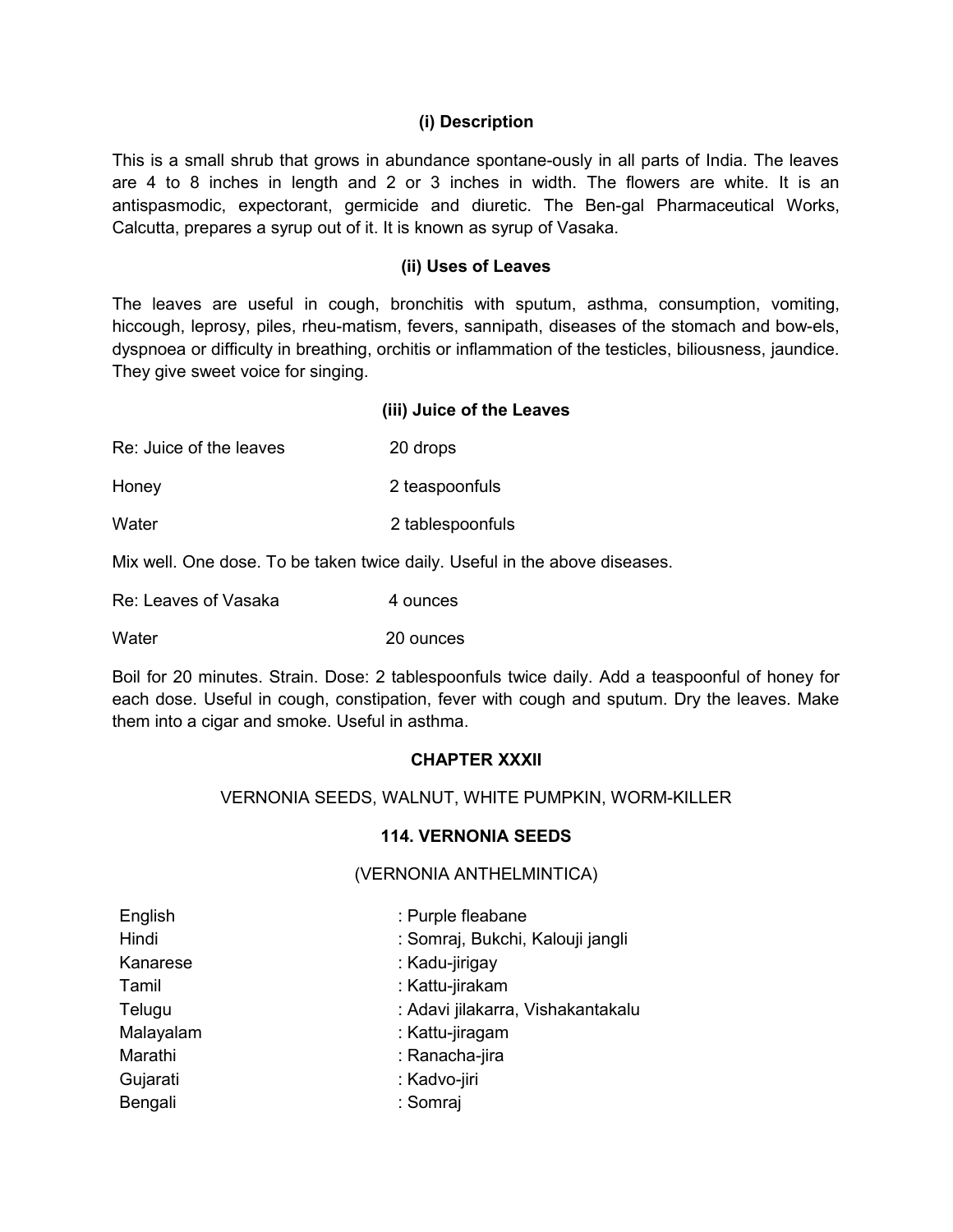### (i) Description

This is a small shrub that grows in abundance spontane-ously in all parts of India. The leaves are 4 to 8 inches in length and 2 or 3 inches in width. The flowers are white. It is an antispasmodic, expectorant, germicide and diuretic. The Ben-gal Pharmaceutical Works, Calcutta, prepares a syrup out of it. It is known as syrup of Vasaka.

### (ii) Uses of Leaves

The leaves are useful in cough, bronchitis with sputum, asthma, consumption, vomiting, hiccough, leprosy, piles, rheu-matism, fevers, sannipath, diseases of the stomach and bow-els, dyspnoea or difficulty in breathing, orchitis or inflammation of the testicles, biliousness, jaundice. They give sweet voice for singing.

### (iii) Juice of the Leaves

| | |
|---|---|
| Re: Juice of the leaves | 20 drops |
| Honey | 2 teaspoonfuls |
| Water | 2 tablespoonfuls |

Mix well. One dose. To be taken twice daily. Useful in the above diseases.

| | |
|---|---|
| Re: Leaves of Vasaka | 4 ounces |
| Water | 20 ounces |

Boil for 20 minutes. Strain. Dose: 2 tablespoonfuls twice daily. Add a teaspoonful of honey for each dose. Useful in cough, constipation, fever with cough and sputum. Dry the leaves. Make them into a cigar and smoke. Useful in asthma.

# CHAPTER XXXII

VERNONIA SEEDS, WALNUT, WHITE PUMPKIN, WORM-KILLER

## 114. VERNONIA SEEDS

(VERNONIA ANTHELMINTICA)

| | |
|---|---|
| English | : Purple fleabane |
| Hindi | : Somraj, Bukchi, Kalouji jangli |
| Kanarese | : Kadu-jirigay |
| Tamil | : Kattu-jirakam |
| Telugu | : Adavi jilakarra, Vishakantakalu |
| Malayalam | : Kattu-jiragam |
| Marathi | : Ranacha-jira |
| Gujarati | : Kadvo-jiri |
| Bengali | : Somraj |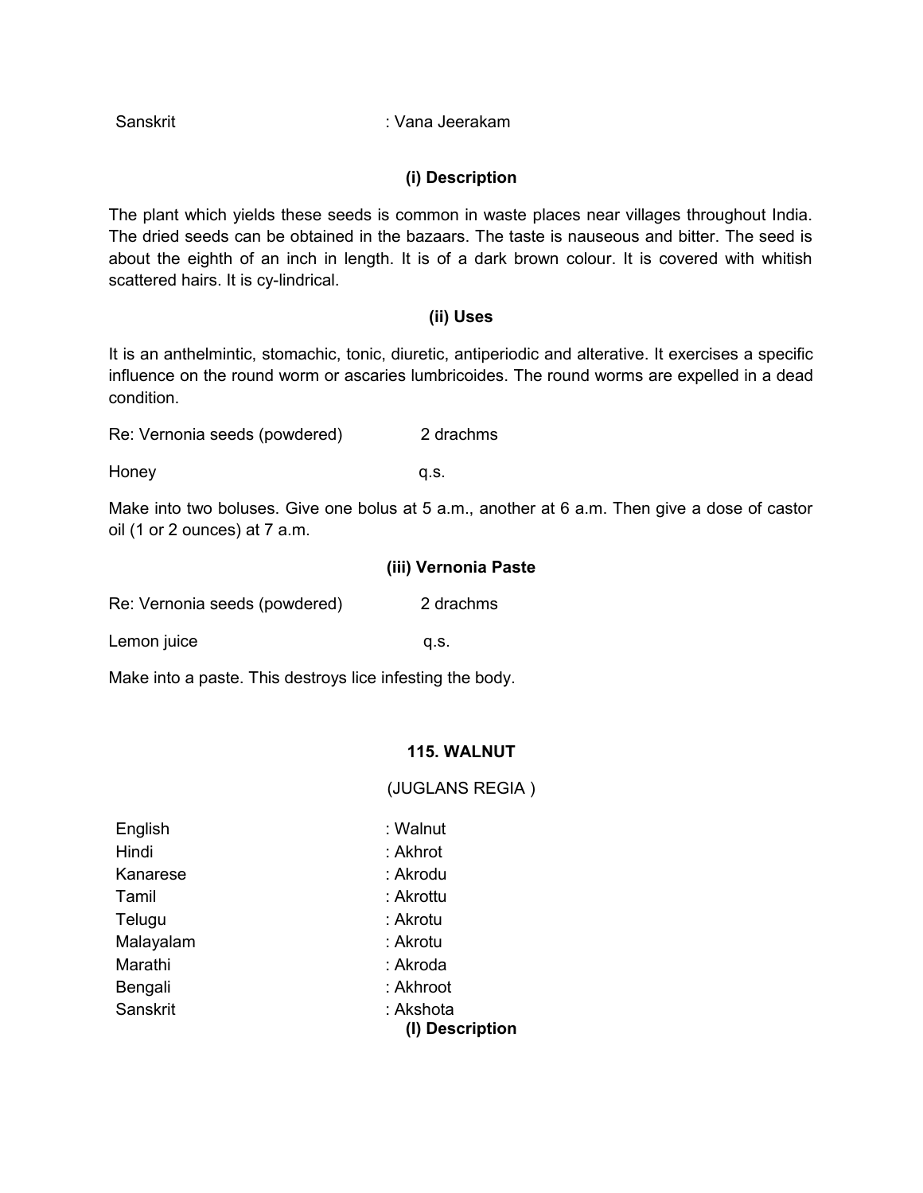Sanskrit : Vana Jeerakam

### (i) Description

The plant which yields these seeds is common in waste places near villages throughout India. The dried seeds can be obtained in the bazaars. The taste is nauseous and bitter. The seed is about the eighth of an inch in length. It is of a dark brown colour. It is covered with whitish scattered hairs. It is cy-lindrical.

### (ii) Uses

It is an anthelmintic, stomachic, tonic, diuretic, antiperiodic and alterative. It exercises a specific influence on the round worm or ascaries lumbricoides. The round worms are expelled in a dead condition.

Re: Vernonia seeds (powdered) 2 drachms

Honey q.s.

Make into two boluses. Give one bolus at 5 a.m., another at 6 a.m. Then give a dose of castor oil (1 or 2 ounces) at 7 a.m.

### (iii) Vernonia Paste

Re: Vernonia seeds (powdered) 2 drachms

Lemon juice q.s.

Make into a paste. This destroys lice infesting the body.

## 115. WALNUT

(JUGLANS REGIA )

English : Walnut
Hindi : Akhrot
Kanarese : Akrodu
Tamil : Akrottu
Telugu : Akrotu
Malayalam : Akrotu
Marathi : Akroda
Bengali : Akhroot
Sanskrit : Akshota

### (I) Description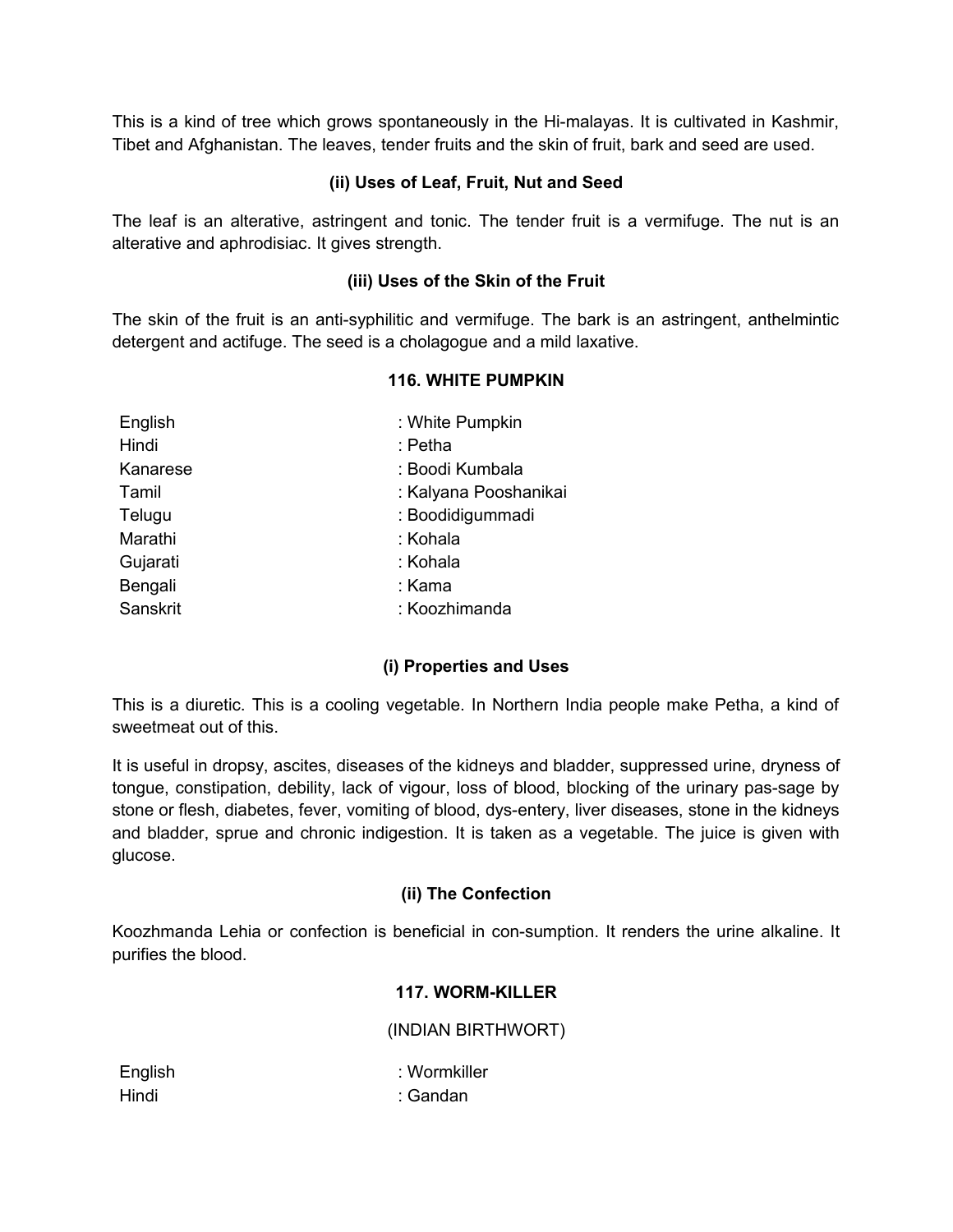This is a kind of tree which grows spontaneously in the Hi-malayas. It is cultivated in Kashmir, Tibet and Afghanistan. The leaves, tender fruits and the skin of fruit, bark and seed are used.

### (ii) Uses of Leaf, Fruit, Nut and Seed

The leaf is an alterative, astringent and tonic. The tender fruit is a vermifuge. The nut is an alterative and aphrodisiac. It gives strength.

### (iii) Uses of the Skin of the Fruit

The skin of the fruit is an anti-syphilitic and vermifuge. The bark is an astringent, anthelmintic detergent and actifuge. The seed is a cholagogue and a mild laxative.

## 116. WHITE PUMPKIN

| | |
|---|---|
| English | : White Pumpkin |
| Hindi | : Petha |
| Kanarese | : Boodi Kumbala |
| Tamil | : Kalyana Pooshanikai |
| Telugu | : Boodidigummadi |
| Marathi | : Kohala |
| Gujarati | : Kohala |
| Bengali | : Kama |
| Sanskrit | : Koozhimanda |

### (i) Properties and Uses

This is a diuretic. This is a cooling vegetable. In Northern India people make Petha, a kind of sweetmeat out of this.

It is useful in dropsy, ascites, diseases of the kidneys and bladder, suppressed urine, dryness of tongue, constipation, debility, lack of vigour, loss of blood, blocking of the urinary pas-sage by stone or flesh, diabetes, fever, vomiting of blood, dys-entery, liver diseases, stone in the kidneys and bladder, sprue and chronic indigestion. It is taken as a vegetable. The juice is given with glucose.

### (ii) The Confection

Koozhmanda Lehia or confection is beneficial in con-sumption. It renders the urine alkaline. It purifies the blood.

## 117. WORM-KILLER

(INDIAN BIRTHWORT)

| | |
|---|---|
| English | : Wormkiller |
| Hindi | : Gandan |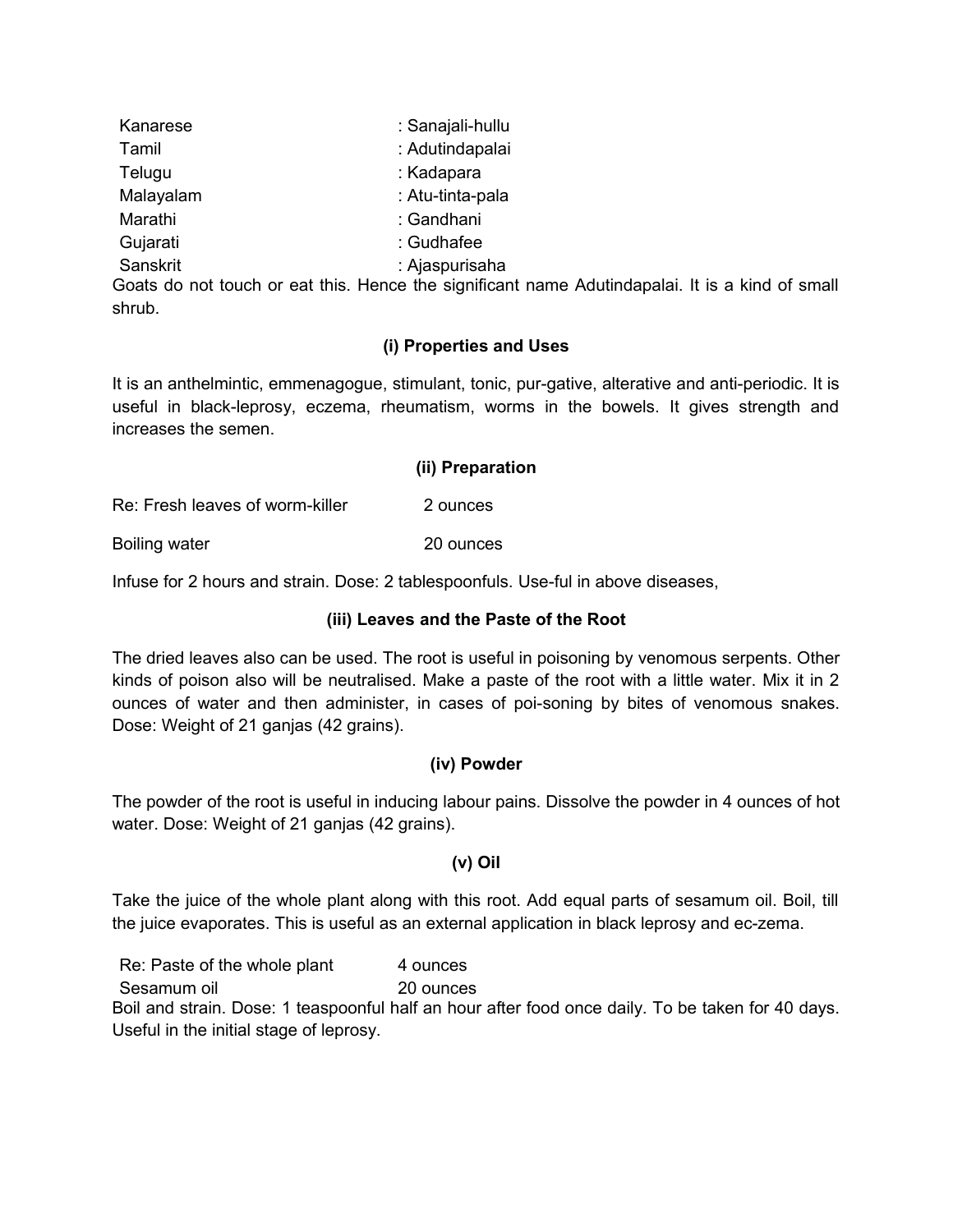| | |
|---|---|
| Kanarese | : Sanajali-hullu |
| Tamil | : Adutindapalai |
| Telugu | : Kadapara |
| Malayalam | : Atu-tinta-pala |
| Marathi | : Gandhani |
| Gujarati | : Gudhafee |
| Sanskrit | : Ajaspurisaha |

Goats do not touch or eat this. Hence the significant name Adutindapalai. It is a kind of small shrub.

### (i) Properties and Uses

It is an anthelmintic, emmenagogue, stimulant, tonic, pur-gative, alterative and anti-periodic. It is useful in black-leprosy, eczema, rheumatism, worms in the bowels. It gives strength and increases the semen.

### (ii) Preparation

| | |
|---|---|
| Re: Fresh leaves of worm-killer | 2 ounces |
| Boiling water | 20 ounces |

Infuse for 2 hours and strain. Dose: 2 tablespoonfuls. Use-ful in above diseases,

### (iii) Leaves and the Paste of the Root

The dried leaves also can be used. The root is useful in poisoning by venomous serpents. Other kinds of poison also will be neutralised. Make a paste of the root with a little water. Mix it in 2 ounces of water and then administer, in cases of poi-soning by bites of venomous snakes. Dose: Weight of 21 ganjas (42 grains).

### (iv) Powder

The powder of the root is useful in inducing labour pains. Dissolve the powder in 4 ounces of hot water. Dose: Weight of 21 ganjas (42 grains).

### (v) Oil

Take the juice of the whole plant along with this root. Add equal parts of sesamum oil. Boil, till the juice evaporates. This is useful as an external application in black leprosy and ec-zema.

| | |
|---|---|
| Re: Paste of the whole plant | 4 ounces |
| Sesamum oil | 20 ounces |

Boil and strain. Dose: 1 teaspoonful half an hour after food once daily. To be taken for 40 days. Useful in the initial stage of leprosy.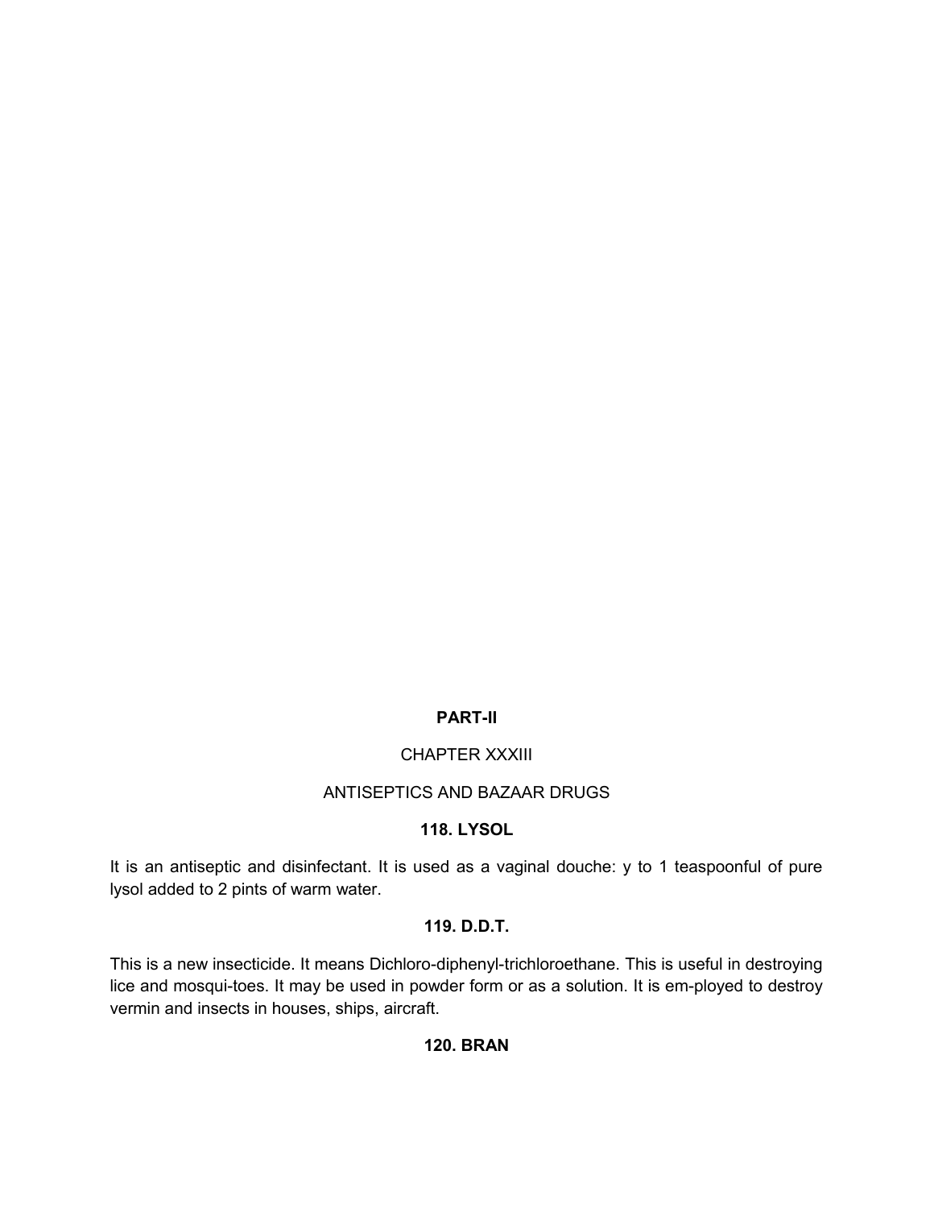**PART-II**

CHAPTER XXXIII

ANTISEPTICS AND BAZAAR DRUGS

**118. LYSOL**

It is an antiseptic and disinfectant. It is used as a vaginal douche: y to 1 teaspoonful of pure lysol added to 2 pints of warm water.

**119. D.D.T.**

This is a new insecticide. It means Dichloro-diphenyl-trichloroethane. This is useful in destroying lice and mosqui-toes. It may be used in powder form or as a solution. It is em-ployed to destroy vermin and insects in houses, ships, aircraft.

**120. BRAN**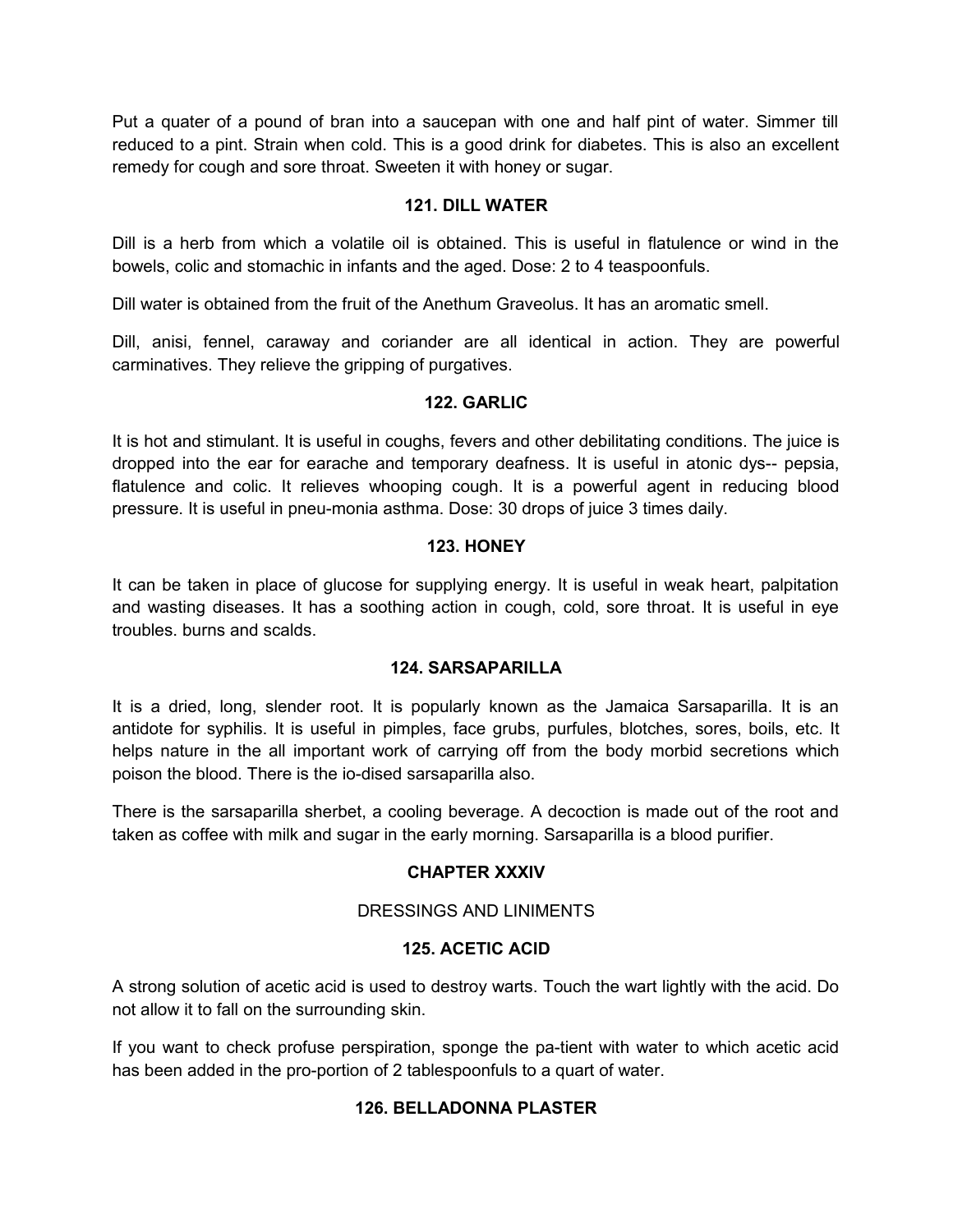Put a quater of a pound of bran into a saucepan with one and half pint of water. Simmer till reduced to a pint. Strain when cold. This is a good drink for diabetes. This is also an excellent remedy for cough and sore throat. Sweeten it with honey or sugar.

### 121. DILL WATER

Dill is a herb from which a volatile oil is obtained. This is useful in flatulence or wind in the bowels, colic and stomachic in infants and the aged. Dose: 2 to 4 teaspoonfuls.

Dill water is obtained from the fruit of the Anethum Graveolus. It has an aromatic smell.

Dill, anisi, fennel, caraway and coriander are all identical in action. They are powerful carminatives. They relieve the gripping of purgatives.

### 122. GARLIC

It is hot and stimulant. It is useful in coughs, fevers and other debilitating conditions. The juice is dropped into the ear for earache and temporary deafness. It is useful in atonic dys-- pepsia, flatulence and colic. It relieves whooping cough. It is a powerful agent in reducing blood pressure. It is useful in pneu-monia asthma. Dose: 30 drops of juice 3 times daily.

### 123. HONEY

It can be taken in place of glucose for supplying energy. It is useful in weak heart, palpitation and wasting diseases. It has a soothing action in cough, cold, sore throat. It is useful in eye troubles. burns and scalds.

### 124. SARSAPARILLA

It is a dried, long, slender root. It is popularly known as the Jamaica Sarsaparilla. It is an antidote for syphilis. It is useful in pimples, face grubs, purfules, blotches, sores, boils, etc. It helps nature in the all important work of carrying off from the body morbid secretions which poison the blood. There is the io-dised sarsaparilla also.

There is the sarsaparilla sherbet, a cooling beverage. A decoction is made out of the root and taken as coffee with milk and sugar in the early morning. Sarsaparilla is a blood purifier.

## CHAPTER XXXIV

## DRESSINGS AND LINIMENTS

### 125. ACETIC ACID

A strong solution of acetic acid is used to destroy warts. Touch the wart lightly with the acid. Do not allow it to fall on the surrounding skin.

If you want to check profuse perspiration, sponge the pa-tient with water to which acetic acid has been added in the pro-portion of 2 tablespoonfuls to a quart of water.

### 126. BELLADONNA PLASTER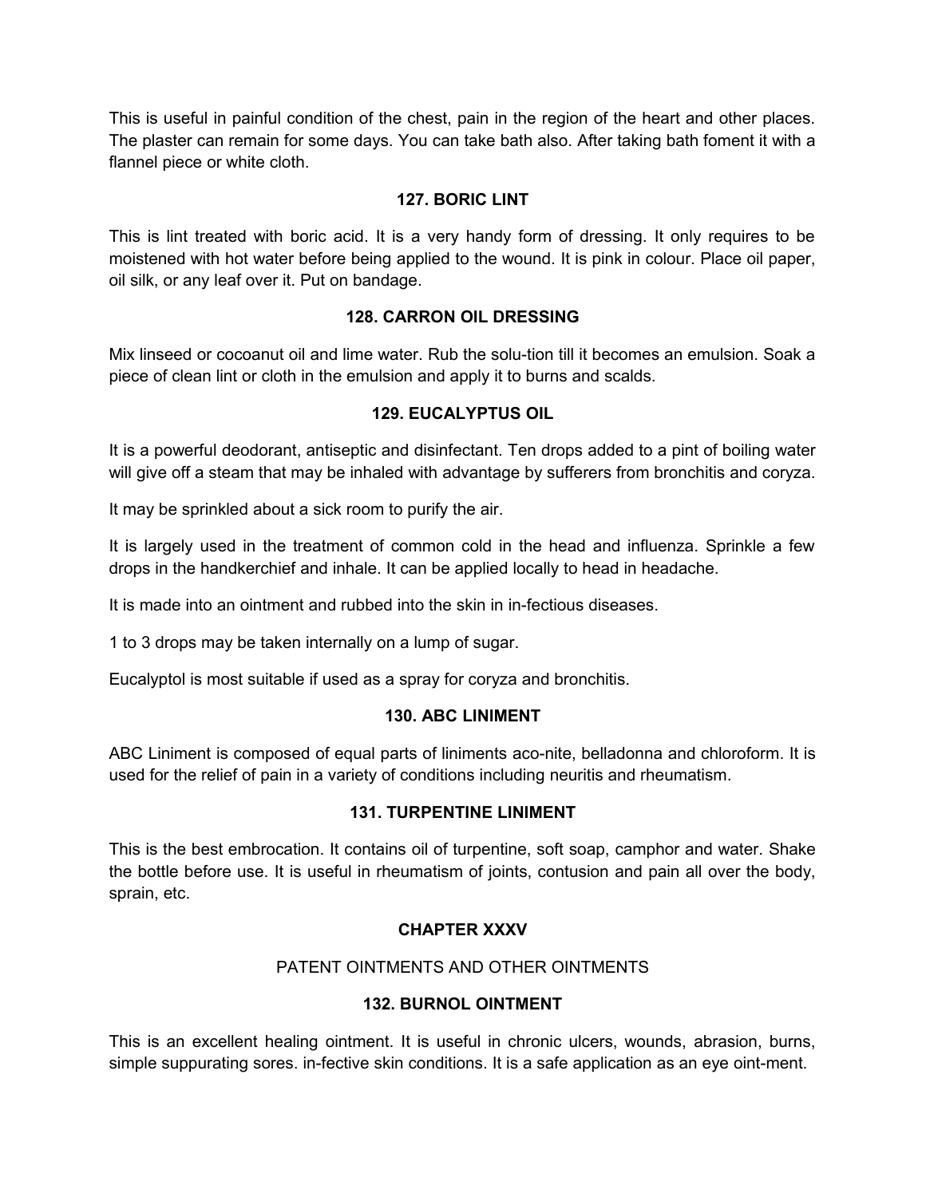This is useful in painful condition of the chest, pain in the region of the heart and other places. The plaster can remain for some days. You can take bath also. After taking bath foment it with a flannel piece or white cloth.

### 127. BORIC LINT

This is lint treated with boric acid. It is a very handy form of dressing. It only requires to be moistened with hot water before being applied to the wound. It is pink in colour. Place oil paper, oil silk, or any leaf over it. Put on bandage.

### 128. CARRON OIL DRESSING

Mix linseed or cocoanut oil and lime water. Rub the solu-tion till it becomes an emulsion. Soak a piece of clean lint or cloth in the emulsion and apply it to burns and scalds.

### 129. EUCALYPTUS OIL

It is a powerful deodorant, antiseptic and disinfectant. Ten drops added to a pint of boiling water will give off a steam that may be inhaled with advantage by sufferers from bronchitis and coryza.

It may be sprinkled about a sick room to purify the air.

It is largely used in the treatment of common cold in the head and influenza. Sprinkle a few drops in the handkerchief and inhale. It can be applied locally to head in headache.

It is made into an ointment and rubbed into the skin in in-fectious diseases.

1 to 3 drops may be taken internally on a lump of sugar.

Eucalyptol is most suitable if used as a spray for coryza and bronchitis.

### 130. ABC LINIMENT

ABC Liniment is composed of equal parts of liniments aco-nite, belladonna and chloroform. It is used for the relief of pain in a variety of conditions including neuritis and rheumatism.

### 131. TURPENTINE LINIMENT

This is the best embrocation. It contains oil of turpentine, soft soap, camphor and water. Shake the bottle before use. It is useful in rheumatism of joints, contusion and pain all over the body, sprain, etc.

## CHAPTER XXXV

PATENT OINTMENTS AND OTHER OINTMENTS

### 132. BURNOL OINTMENT

This is an excellent healing ointment. It is useful in chronic ulcers, wounds, abrasion, burns, simple suppurating sores. in-fective skin conditions. It is a safe application as an eye oint-ment.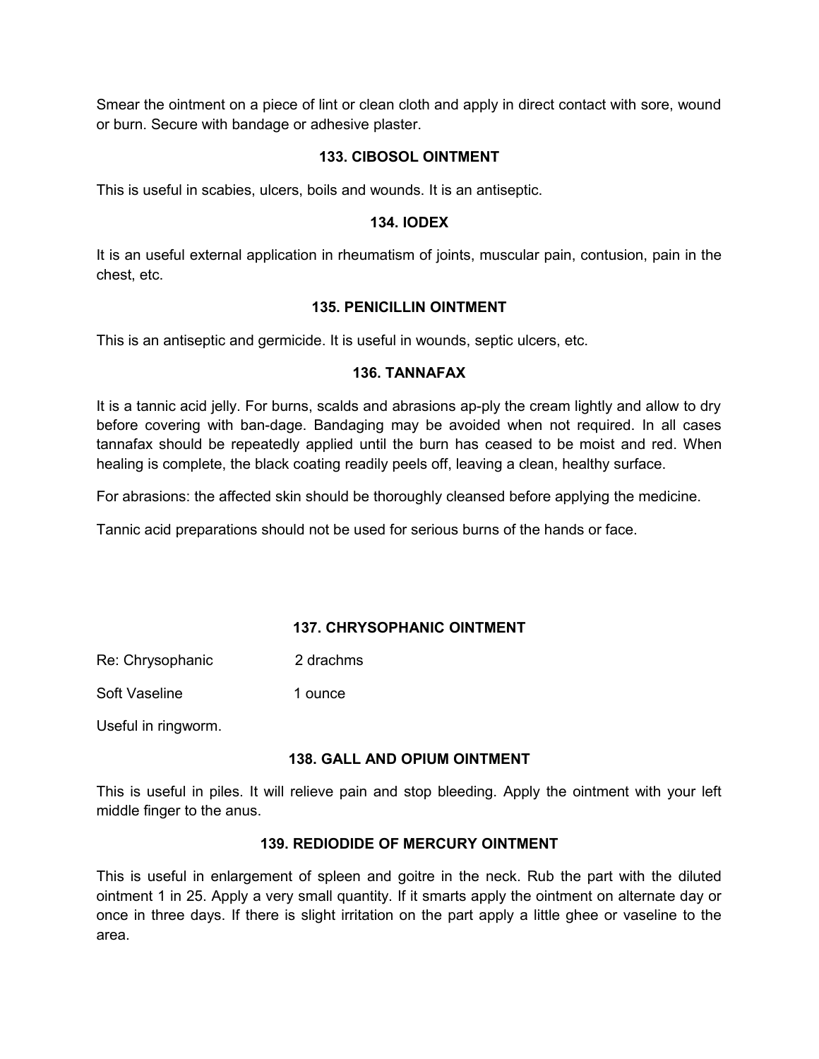Smear the ointment on a piece of lint or clean cloth and apply in direct contact with sore, wound or burn. Secure with bandage or adhesive plaster.

### 133. CIBOSOL OINTMENT

This is useful in scabies, ulcers, boils and wounds. It is an antiseptic.

### 134. IODEX

It is an useful external application in rheumatism of joints, muscular pain, contusion, pain in the chest, etc.

### 135. PENICILLIN OINTMENT

This is an antiseptic and germicide. It is useful in wounds, septic ulcers, etc.

### 136. TANNAFAX

It is a tannic acid jelly. For burns, scalds and abrasions ap-ply the cream lightly and allow to dry before covering with ban-dage. Bandaging may be avoided when not required. In all cases tannafax should be repeatedly applied until the burn has ceased to be moist and red. When healing is complete, the black coating readily peels off, leaving a clean, healthy surface.

For abrasions: the affected skin should be thoroughly cleansed before applying the medicine.

Tannic acid preparations should not be used for serious burns of the hands or face.

### 137. CHRYSOPHANIC OINTMENT

| | |
|---|---|
| Re: Chrysophanic | 2 drachms |
| Soft Vaseline | 1 ounce |

Useful in ringworm.

### 138. GALL AND OPIUM OINTMENT

This is useful in piles. It will relieve pain and stop bleeding. Apply the ointment with your left middle finger to the anus.

### 139. REDIODIDE OF MERCURY OINTMENT

This is useful in enlargement of spleen and goitre in the neck. Rub the part with the diluted ointment 1 in 25. Apply a very small quantity. If it smarts apply the ointment on alternate day or once in three days. If there is slight irritation on the part apply a little ghee or vaseline to the area.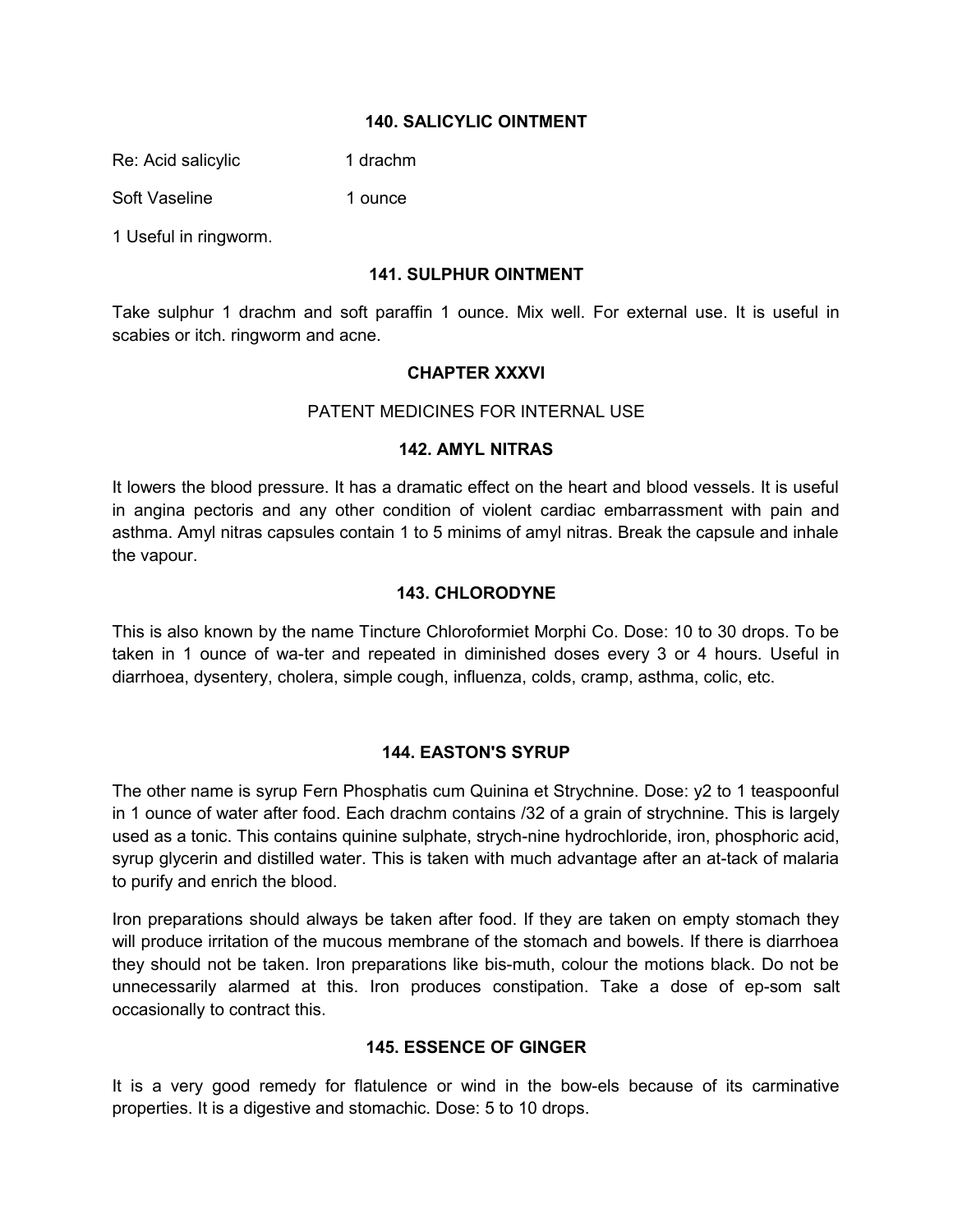### 140. SALICYLIC OINTMENT

Re: Acid salicylic 1 drachm

Soft Vaseline 1 ounce

1 Useful in ringworm.

### 141. SULPHUR OINTMENT

Take sulphur 1 drachm and soft paraffin 1 ounce. Mix well. For external use. It is useful in scabies or itch. ringworm and acne.

## CHAPTER XXXVI

PATENT MEDICINES FOR INTERNAL USE

### 142. AMYL NITRAS

It lowers the blood pressure. It has a dramatic effect on the heart and blood vessels. It is useful in angina pectoris and any other condition of violent cardiac embarrassment with pain and asthma. Amyl nitras capsules contain 1 to 5 minims of amyl nitras. Break the capsule and inhale the vapour.

### 143. CHLORODYNE

This is also known by the name Tincture Chloroformiet Morphi Co. Dose: 10 to 30 drops. To be taken in 1 ounce of wa-ter and repeated in diminished doses every 3 or 4 hours. Useful in diarrhoea, dysentery, cholera, simple cough, influenza, colds, cramp, asthma, colic, etc.

### 144. EASTON'S SYRUP

The other name is syrup Fern Phosphatis cum Quinina et Strychnine. Dose: y2 to 1 teaspoonful in 1 ounce of water after food. Each drachm contains /32 of a grain of strychnine. This is largely used as a tonic. This contains quinine sulphate, strych-nine hydrochloride, iron, phosphoric acid, syrup glycerin and distilled water. This is taken with much advantage after an at-tack of malaria to purify and enrich the blood.

Iron preparations should always be taken after food. If they are taken on empty stomach they will produce irritation of the mucous membrane of the stomach and bowels. If there is diarrhoea they should not be taken. Iron preparations like bis-muth, colour the motions black. Do not be unnecessarily alarmed at this. Iron produces constipation. Take a dose of ep-som salt occasionally to contract this.

### 145. ESSENCE OF GINGER

It is a very good remedy for flatulence or wind in the bow-els because of its carminative properties. It is a digestive and stomachic. Dose: 5 to 10 drops.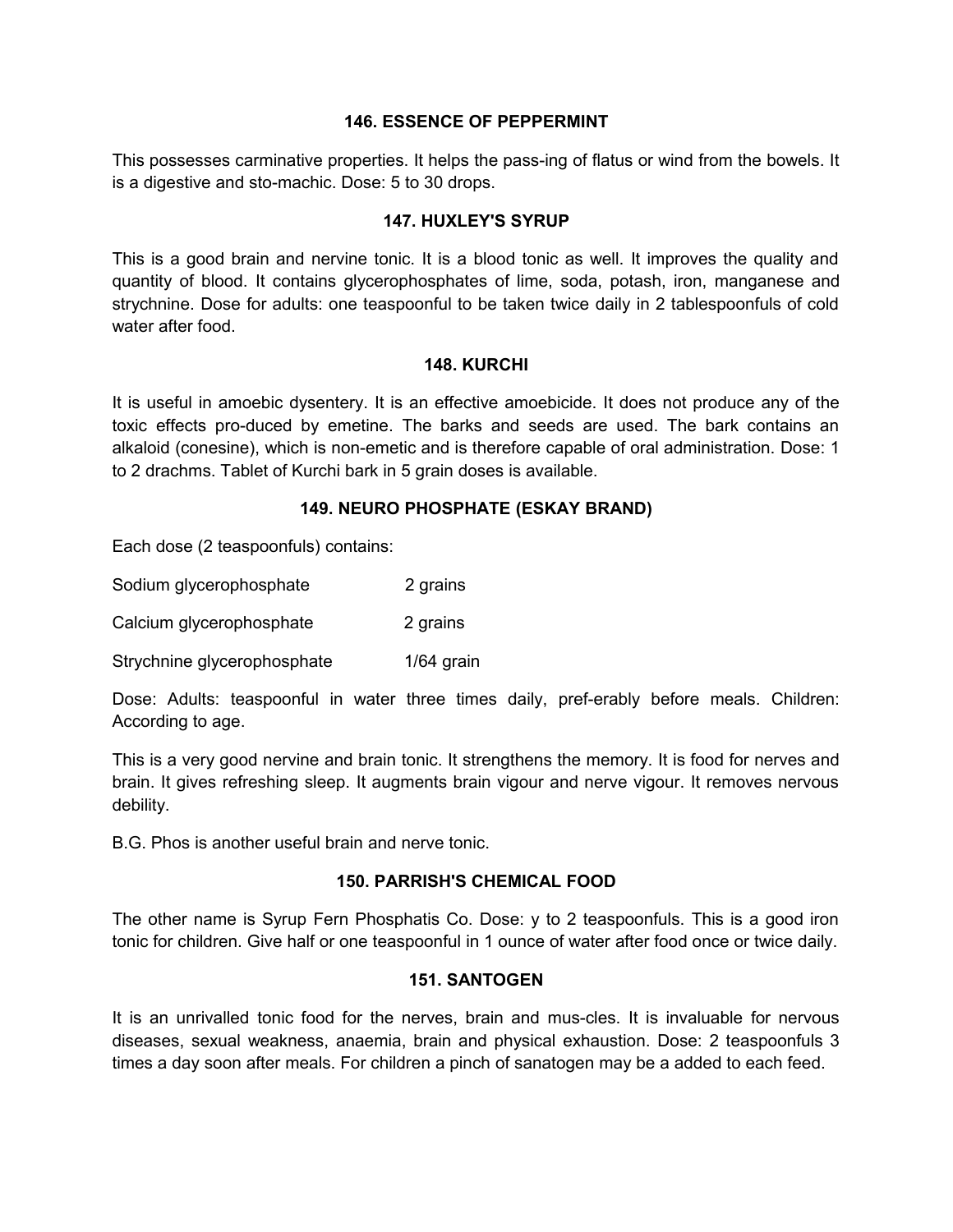### 146. ESSENCE OF PEPPERMINT

This possesses carminative properties. It helps the pass-ing of flatus or wind from the bowels. It is a digestive and sto-machic. Dose: 5 to 30 drops.

### 147. HUXLEY'S SYRUP

This is a good brain and nervine tonic. It is a blood tonic as well. It improves the quality and quantity of blood. It contains glycerophosphates of lime, soda, potash, iron, manganese and strychnine. Dose for adults: one teaspoonful to be taken twice daily in 2 tablespoonfuls of cold water after food.

### 148. KURCHI

It is useful in amoebic dysentery. It is an effective amoebicide. It does not produce any of the toxic effects pro-duced by emetine. The barks and seeds are used. The bark contains an alkaloid (conesine), which is non-emetic and is therefore capable of oral administration. Dose: 1 to 2 drachms. Tablet of Kurchi bark in 5 grain doses is available.

### 149. NEURO PHOSPHATE (ESKAY BRAND)

Each dose (2 teaspoonfuls) contains:

| | |
|---|---|
| Sodium glycerophosphate | 2 grains |
| Calcium glycerophosphate | 2 grains |
| Strychnine glycerophosphate | 1/64 grain |

Dose: Adults: teaspoonful in water three times daily, pref-erably before meals. Children: According to age.

This is a very good nervine and brain tonic. It strengthens the memory. It is food for nerves and brain. It gives refreshing sleep. It augments brain vigour and nerve vigour. It removes nervous debility.

B.G. Phos is another useful brain and nerve tonic.

### 150. PARRISH'S CHEMICAL FOOD

The other name is Syrup Fern Phosphatis Co. Dose: y to 2 teaspoonfuls. This is a good iron tonic for children. Give half or one teaspoonful in 1 ounce of water after food once or twice daily.

### 151. SANTOGEN

It is an unrivalled tonic food for the nerves, brain and mus-cles. It is invaluable for nervous diseases, sexual weakness, anaemia, brain and physical exhaustion. Dose: 2 teaspoonfuls 3 times a day soon after meals. For children a pinch of sanatogen may be a added to each feed.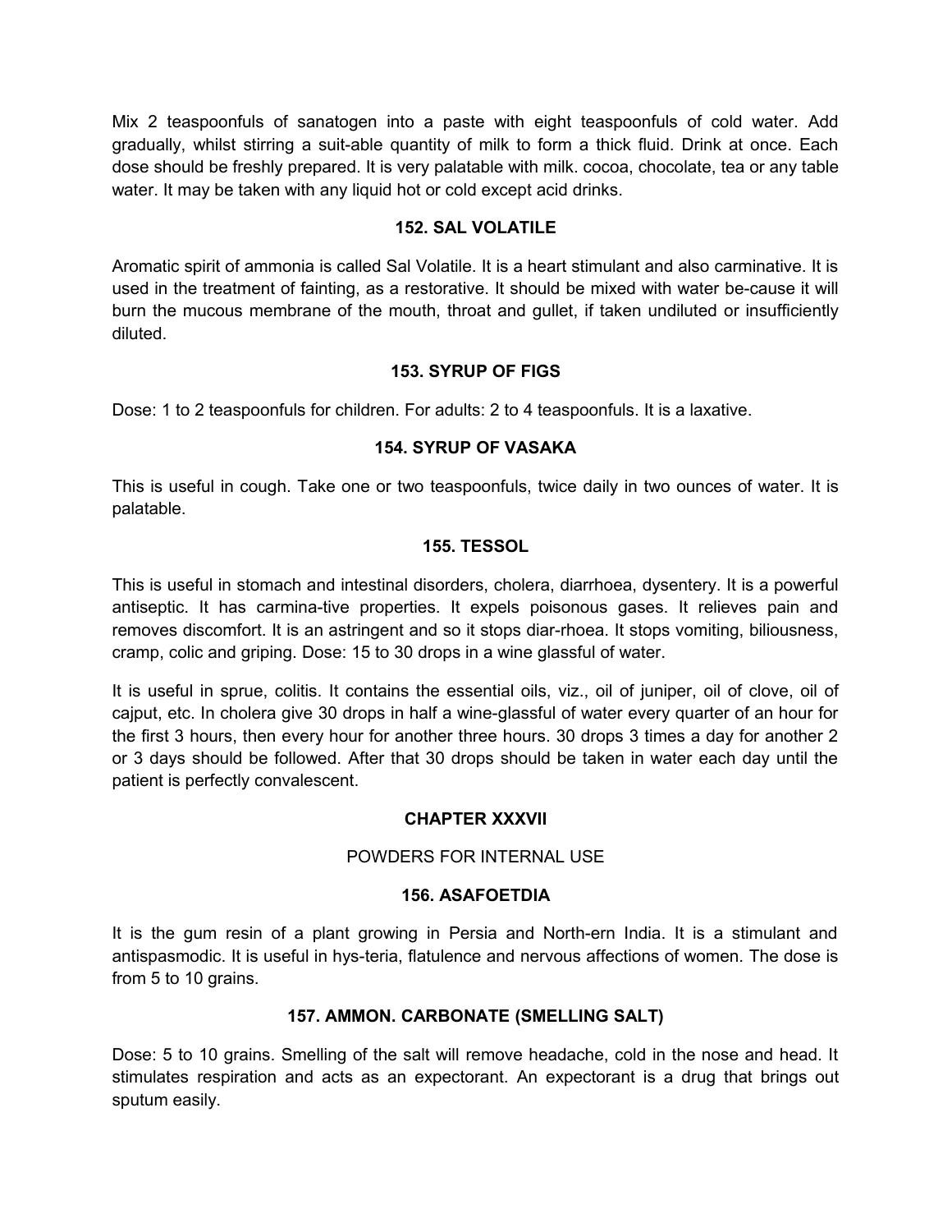Mix 2 teaspoonfuls of sanatogen into a paste with eight teaspoonfuls of cold water. Add gradually, whilst stirring a suit-able quantity of milk to form a thick fluid. Drink at once. Each dose should be freshly prepared. It is very palatable with milk. cocoa, chocolate, tea or any table water. It may be taken with any liquid hot or cold except acid drinks.

### 152. SAL VOLATILE

Aromatic spirit of ammonia is called Sal Volatile. It is a heart stimulant and also carminative. It is used in the treatment of fainting, as a restorative. It should be mixed with water be-cause it will burn the mucous membrane of the mouth, throat and gullet, if taken undiluted or insufficiently diluted.

### 153. SYRUP OF FIGS

Dose: 1 to 2 teaspoonfuls for children. For adults: 2 to 4 teaspoonfuls. It is a laxative.

### 154. SYRUP OF VASAKA

This is useful in cough. Take one or two teaspoonfuls, twice daily in two ounces of water. It is palatable.

### 155. TESSOL

This is useful in stomach and intestinal disorders, cholera, diarrhoea, dysentery. It is a powerful antiseptic. It has carmina-tive properties. It expels poisonous gases. It relieves pain and removes discomfort. It is an astringent and so it stops diar-rhoea. It stops vomiting, biliousness, cramp, colic and griping. Dose: 15 to 30 drops in a wine glassful of water.

It is useful in sprue, colitis. It contains the essential oils, viz., oil of juniper, oil of clove, oil of cajput, etc. In cholera give 30 drops in half a wine-glassful of water every quarter of an hour for the first 3 hours, then every hour for another three hours. 30 drops 3 times a day for another 2 or 3 days should be followed. After that 30 drops should be taken in water each day until the patient is perfectly convalescent.

## CHAPTER XXXVII

POWDERS FOR INTERNAL USE

### 156. ASAFOETDIA

It is the gum resin of a plant growing in Persia and North-ern India. It is a stimulant and antispasmodic. It is useful in hys-teria, flatulence and nervous affections of women. The dose is from 5 to 10 grains.

### 157. AMMON. CARBONATE (SMELLING SALT)

Dose: 5 to 10 grains. Smelling of the salt will remove headache, cold in the nose and head. It stimulates respiration and acts as an expectorant. An expectorant is a drug that brings out sputum easily.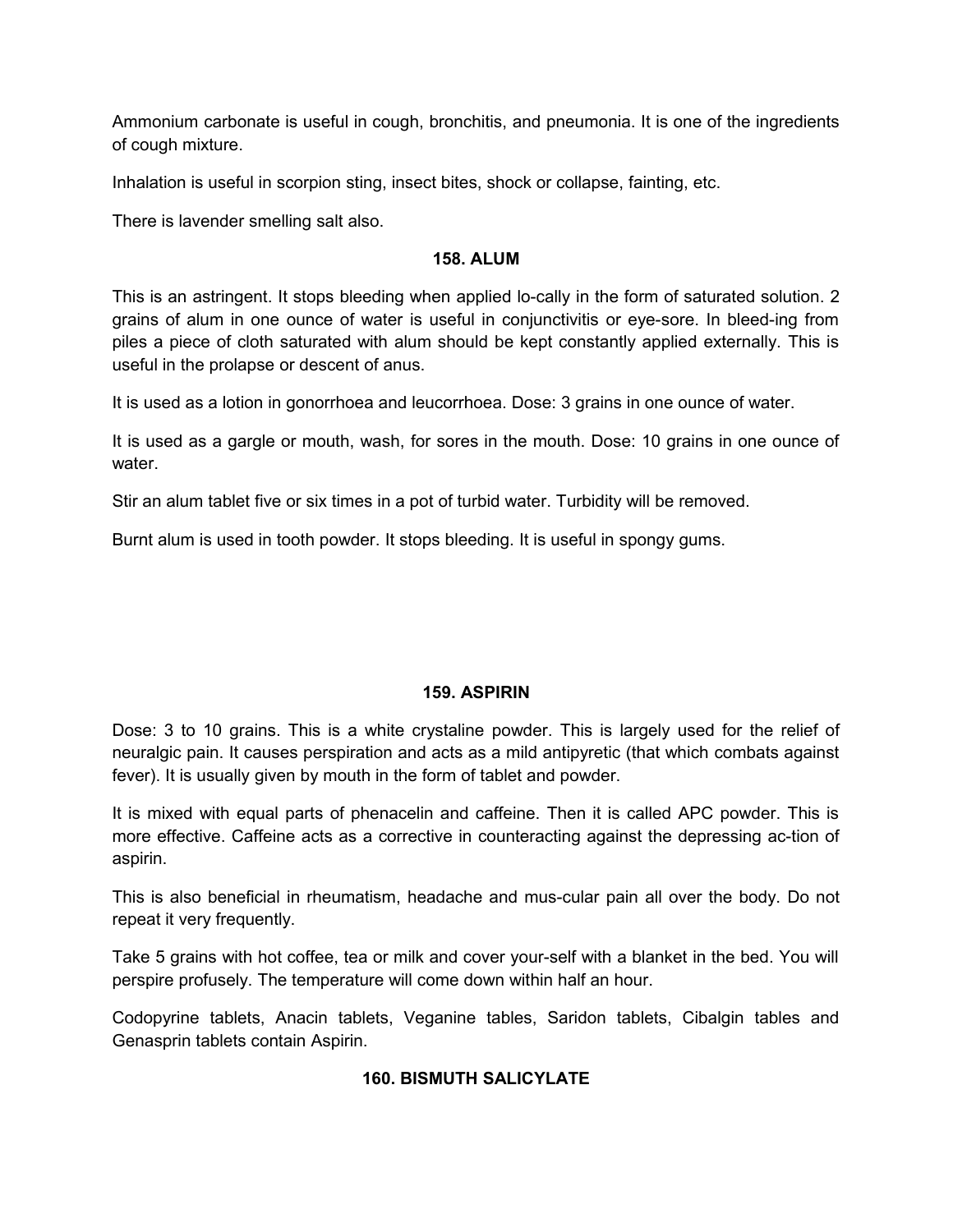Ammonium carbonate is useful in cough, bronchitis, and pneumonia. It is one of the ingredients of cough mixture.

Inhalation is useful in scorpion sting, insect bites, shock or collapse, fainting, etc.

There is lavender smelling salt also.

### 158. ALUM

This is an astringent. It stops bleeding when applied lo-cally in the form of saturated solution. 2 grains of alum in one ounce of water is useful in conjunctivitis or eye-sore. In bleed-ing from piles a piece of cloth saturated with alum should be kept constantly applied externally. This is useful in the prolapse or descent of anus.

It is used as a lotion in gonorrhoea and leucorrhoea. Dose: 3 grains in one ounce of water.

It is used as a gargle or mouth, wash, for sores in the mouth. Dose: 10 grains in one ounce of water.

Stir an alum tablet five or six times in a pot of turbid water. Turbidity will be removed.

Burnt alum is used in tooth powder. It stops bleeding. It is useful in spongy gums.

### 159. ASPIRIN

Dose: 3 to 10 grains. This is a white crystaline powder. This is largely used for the relief of neuralgic pain. It causes perspiration and acts as a mild antipyretic (that which combats against fever). It is usually given by mouth in the form of tablet and powder.

It is mixed with equal parts of phenacelin and caffeine. Then it is called APC powder. This is more effective. Caffeine acts as a corrective in counteracting against the depressing ac-tion of aspirin.

This is also beneficial in rheumatism, headache and mus-cular pain all over the body. Do not repeat it very frequently.

Take 5 grains with hot coffee, tea or milk and cover your-self with a blanket in the bed. You will perspire profusely. The temperature will come down within half an hour.

Codopyrine tablets, Anacin tablets, Veganine tables, Saridon tablets, Cibalgin tables and Genasprin tablets contain Aspirin.

### 160. BISMUTH SALICYLATE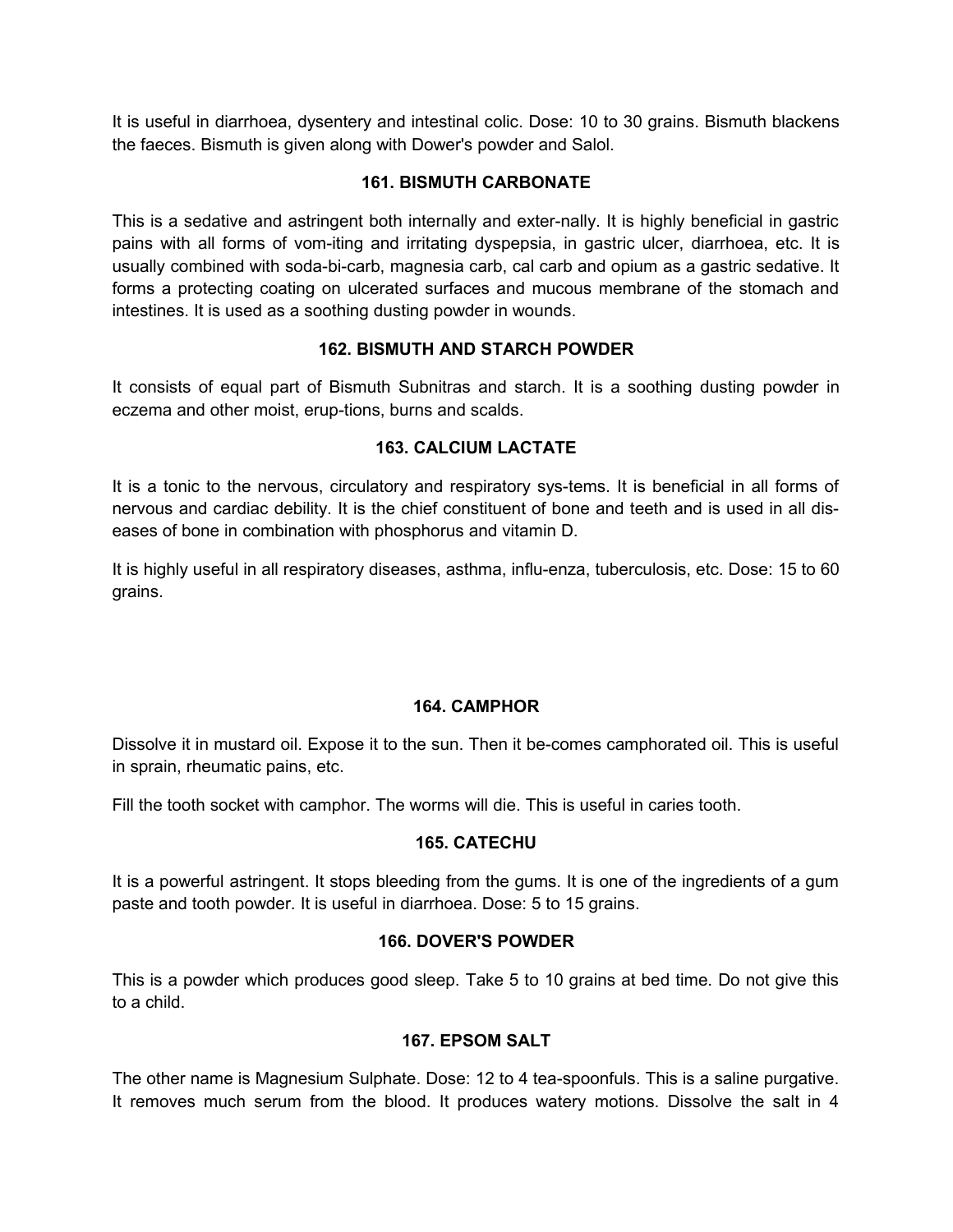It is useful in diarrhoea, dysentery and intestinal colic. Dose: 10 to 30 grains. Bismuth blackens the faeces. Bismuth is given along with Dower's powder and Salol.

### 161. BISMUTH CARBONATE

This is a sedative and astringent both internally and exter-nally. It is highly beneficial in gastric pains with all forms of vom-iting and irritating dyspepsia, in gastric ulcer, diarrhoea, etc. It is usually combined with soda-bi-carb, magnesia carb, cal carb and opium as a gastric sedative. It forms a protecting coating on ulcerated surfaces and mucous membrane of the stomach and intestines. It is used as a soothing dusting powder in wounds.

### 162. BISMUTH AND STARCH POWDER

It consists of equal part of Bismuth Subnitras and starch. It is a soothing dusting powder in eczema and other moist, erup-tions, burns and scalds.

### 163. CALCIUM LACTATE

It is a tonic to the nervous, circulatory and respiratory sys-tems. It is beneficial in all forms of nervous and cardiac debility. It is the chief constituent of bone and teeth and is used in all dis-eases of bone in combination with phosphorus and vitamin D.

It is highly useful in all respiratory diseases, asthma, influ-enza, tuberculosis, etc. Dose: 15 to 60 grains.

### 164. CAMPHOR

Dissolve it in mustard oil. Expose it to the sun. Then it be-comes camphorated oil. This is useful in sprain, rheumatic pains, etc.

Fill the tooth socket with camphor. The worms will die. This is useful in caries tooth.

### 165. CATECHU

It is a powerful astringent. It stops bleeding from the gums. It is one of the ingredients of a gum paste and tooth powder. It is useful in diarrhoea. Dose: 5 to 15 grains.

### 166. DOVER'S POWDER

This is a powder which produces good sleep. Take 5 to 10 grains at bed time. Do not give this to a child.

### 167. EPSOM SALT

The other name is Magnesium Sulphate. Dose: 12 to 4 tea-spoonfuls. This is a saline purgative. It removes much serum from the blood. It produces watery motions. Dissolve the salt in 4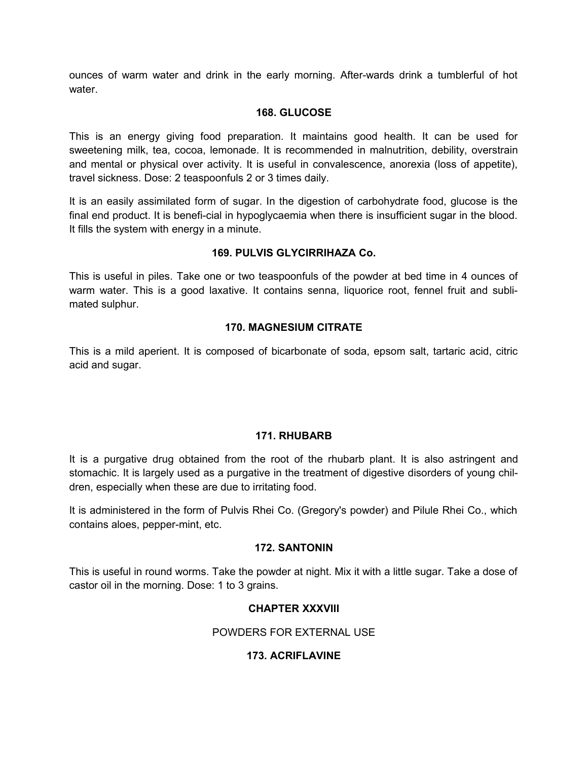ounces of warm water and drink in the early morning. After-wards drink a tumblerful of hot water.

### 168. GLUCOSE

This is an energy giving food preparation. It maintains good health. It can be used for sweetening milk, tea, cocoa, lemonade. It is recommended in malnutrition, debility, overstrain and mental or physical over activity. It is useful in convalescence, anorexia (loss of appetite), travel sickness. Dose: 2 teaspoonfuls 2 or 3 times daily.

It is an easily assimilated form of sugar. In the digestion of carbohydrate food, glucose is the final end product. It is benefi-cial in hypoglycaemia when there is insufficient sugar in the blood. It fills the system with energy in a minute.

### 169. PULVIS GLYCIRRIHAZA Co.

This is useful in piles. Take one or two teaspoonfuls of the powder at bed time in 4 ounces of warm water. This is a good laxative. It contains senna, liquorice root, fennel fruit and subli-mated sulphur.

### 170. MAGNESIUM CITRATE

This is a mild aperient. It is composed of bicarbonate of soda, epsom salt, tartaric acid, citric acid and sugar.

### 171. RHUBARB

It is a purgative drug obtained from the root of the rhubarb plant. It is also astringent and stomachic. It is largely used as a purgative in the treatment of digestive disorders of young chil-dren, especially when these are due to irritating food.

It is administered in the form of Pulvis Rhei Co. (Gregory's powder) and Pilule Rhei Co., which contains aloes, pepper-mint, etc.

### 172. SANTONIN

This is useful in round worms. Take the powder at night. Mix it with a little sugar. Take a dose of castor oil in the morning. Dose: 1 to 3 grains.

## CHAPTER XXXVIII

POWDERS FOR EXTERNAL USE

### 173. ACRIFLAVINE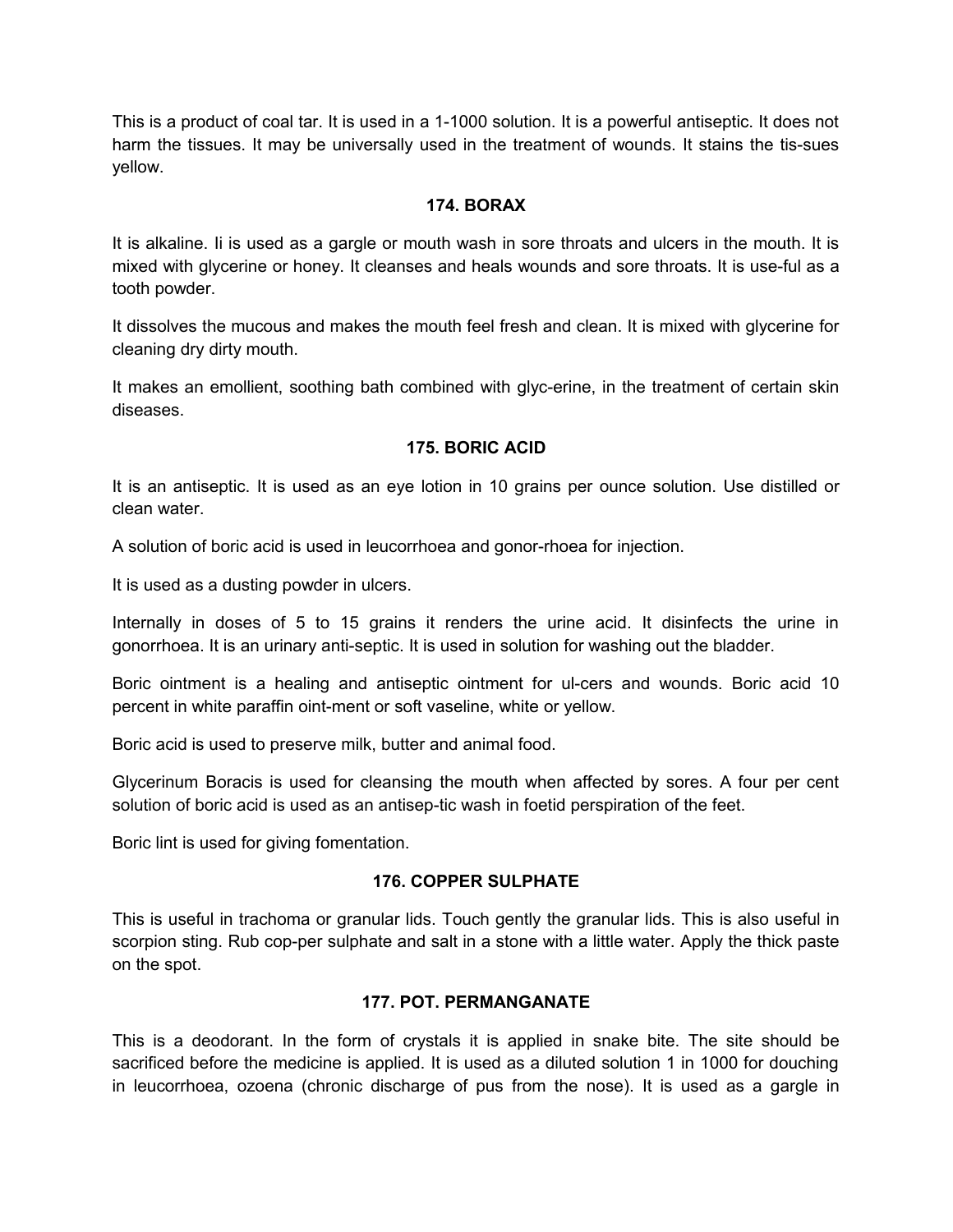This is a product of coal tar. It is used in a 1-1000 solution. It is a powerful antiseptic. It does not harm the tissues. It may be universally used in the treatment of wounds. It stains the tis-sues yellow.

### 174. BORAX

It is alkaline. Ii is used as a gargle or mouth wash in sore throats and ulcers in the mouth. It is mixed with glycerine or honey. It cleanses and heals wounds and sore throats. It is use-ful as a tooth powder.

It dissolves the mucous and makes the mouth feel fresh and clean. It is mixed with glycerine for cleaning dry dirty mouth.

It makes an emollient, soothing bath combined with glyc-erine, in the treatment of certain skin diseases.

### 175. BORIC ACID

It is an antiseptic. It is used as an eye lotion in 10 grains per ounce solution. Use distilled or clean water.

A solution of boric acid is used in leucorrhoea and gonor-rhoea for injection.

It is used as a dusting powder in ulcers.

Internally in doses of 5 to 15 grains it renders the urine acid. It disinfects the urine in gonorrhoea. It is an urinary anti-septic. It is used in solution for washing out the bladder.

Boric ointment is a healing and antiseptic ointment for ul-cers and wounds. Boric acid 10 percent in white paraffin oint-ment or soft vaseline, white or yellow.

Boric acid is used to preserve milk, butter and animal food.

Glycerinum Boracis is used for cleansing the mouth when affected by sores. A four per cent solution of boric acid is used as an antisep-tic wash in foetid perspiration of the feet.

Boric lint is used for giving fomentation.

### 176. COPPER SULPHATE

This is useful in trachoma or granular lids. Touch gently the granular lids. This is also useful in scorpion sting. Rub cop-per sulphate and salt in a stone with a little water. Apply the thick paste on the spot.

### 177. POT. PERMANGANATE

This is a deodorant. In the form of crystals it is applied in snake bite. The site should be sacrificed before the medicine is applied. It is used as a diluted solution 1 in 1000 for douching in leucorrhoea, ozoena (chronic discharge of pus from the nose). It is used as a gargle in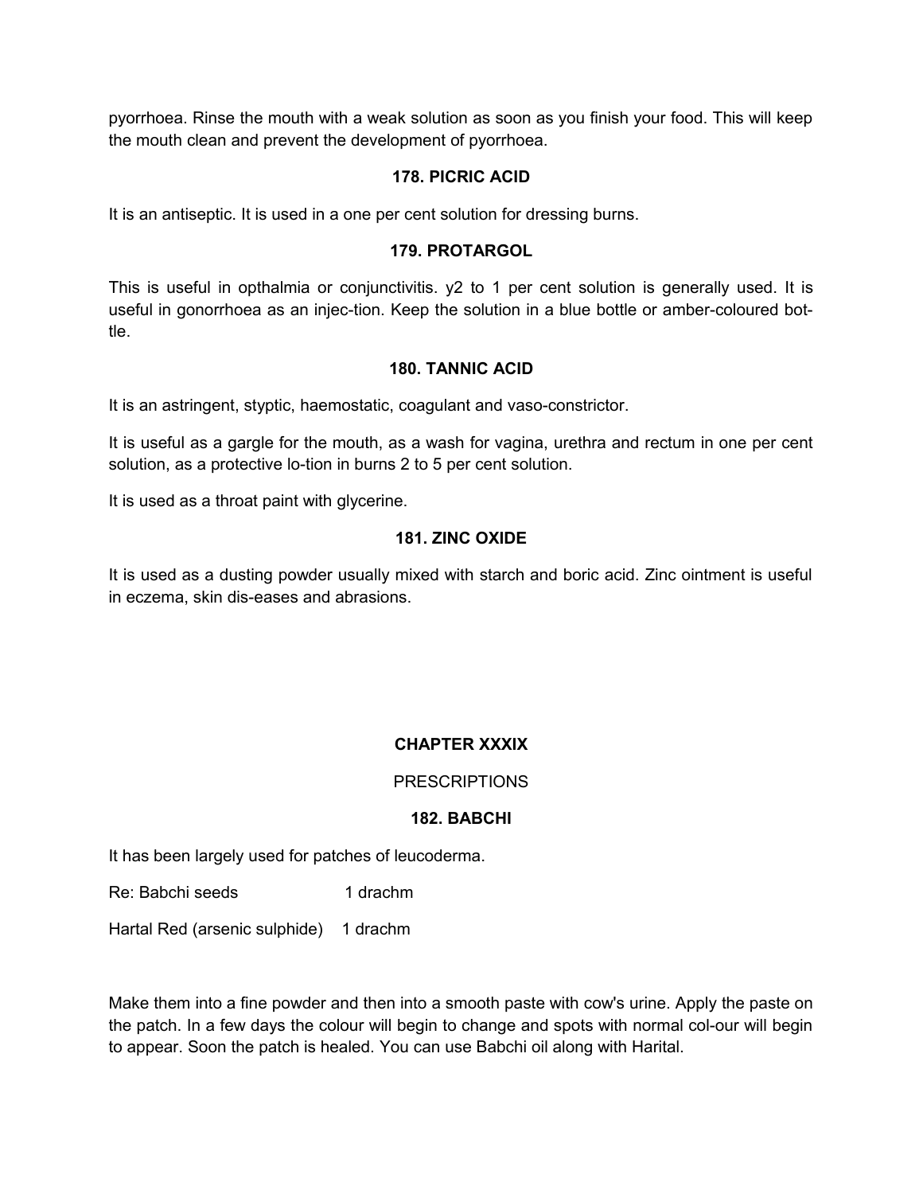pyorrhoea. Rinse the mouth with a weak solution as soon as you finish your food. This will keep the mouth clean and prevent the development of pyorrhoea.

### 178. PICRIC ACID

It is an antiseptic. It is used in a one per cent solution for dressing burns.

### 179. PROTARGOL

This is useful in opthalmia or conjunctivitis. y2 to 1 per cent solution is generally used. It is useful in gonorrhoea as an injec-tion. Keep the solution in a blue bottle or amber-coloured bot-tle.

### 180. TANNIC ACID

It is an astringent, styptic, haemostatic, coagulant and vaso-constrictor.

It is useful as a gargle for the mouth, as a wash for vagina, urethra and rectum in one per cent solution, as a protective lo-tion in burns 2 to 5 per cent solution.

It is used as a throat paint with glycerine.

### 181. ZINC OXIDE

It is used as a dusting powder usually mixed with starch and boric acid. Zinc ointment is useful in eczema, skin dis-eases and abrasions.

## CHAPTER XXXIX

PRESCRIPTIONS

### 182. BABCHI

It has been largely used for patches of leucoderma.

Re: Babchi seeds 1 drachm

Hartal Red (arsenic sulphide) 1 drachm

Make them into a fine powder and then into a smooth paste with cow's urine. Apply the paste on the patch. In a few days the colour will begin to change and spots with normal col-our will begin to appear. Soon the patch is healed. You can use Babchi oil along with Harital.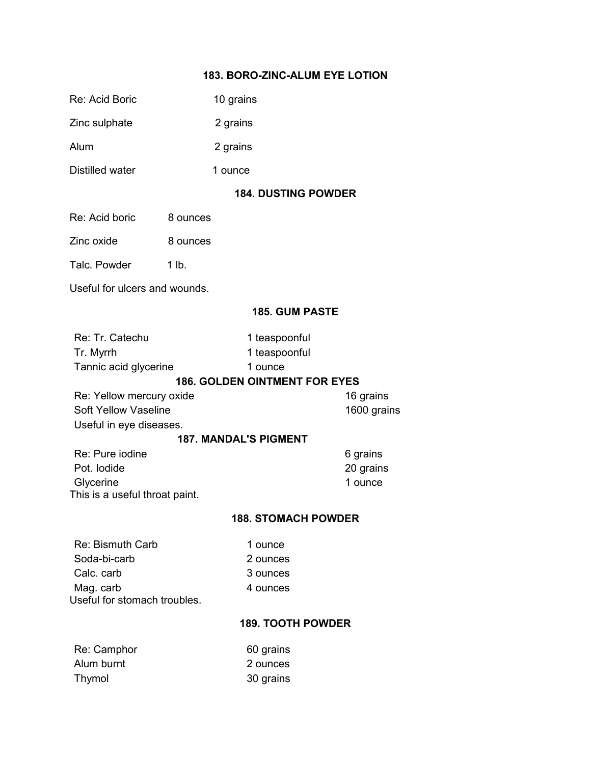### 183. BORO-ZINC-ALUM EYE LOTION

| | |
|---|---|
| Re: Acid Boric | 10 grains |
| Zinc sulphate | 2 grains |
| Alum | 2 grains |
| Distilled water | 1 ounce |

### 184. DUSTING POWDER

| | |
|---|---|
| Re: Acid boric | 8 ounces |
| Zinc oxide | 8 ounces |
| Talc. Powder | 1 lb. |

Useful for ulcers and wounds.

### 185. GUM PASTE

| | |
|---|---|
| Re: Tr. Catechu | 1 teaspoonful |
| Tr. Myrrh | 1 teaspoonful |
| Tannic acid glycerine | 1 ounce |

### 186. GOLDEN OINTMENT FOR EYES

| | |
|---|---|
| Re: Yellow mercury oxide | 16 grains |
| Soft Yellow Vaseline | 1600 grains |

Useful in eye diseases.

### 187. MANDAL'S PIGMENT

| | |
|---|---|
| Re: Pure iodine | 6 grains |
| Pot. Iodide | 20 grains |
| Glycerine | 1 ounce |

This is a useful throat paint.

### 188. STOMACH POWDER

| | |
|---|---|
| Re: Bismuth Carb | 1 ounce |
| Soda-bi-carb | 2 ounces |
| Calc. carb | 3 ounces |
| Mag. carb | 4 ounces |

Useful for stomach troubles.

### 189. TOOTH POWDER

| | |
|---|---|
| Re: Camphor | 60 grains |
| Alum burnt | 2 ounces |
| Thymol | 30 grains |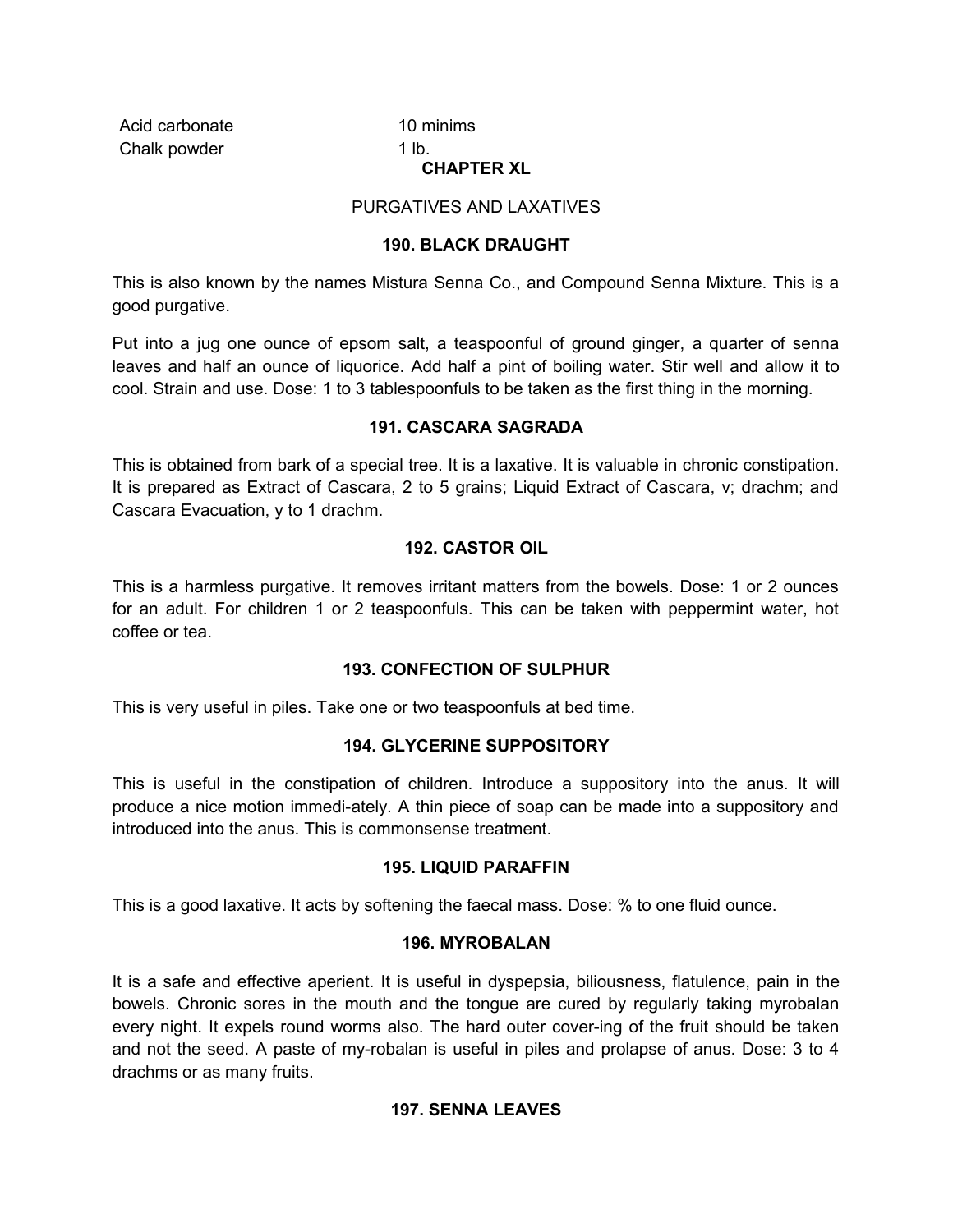| | |
|---|---|
| Acid carbonate | 10 minims |
| Chalk powder | 1 lb. |

## CHAPTER XL

PURGATIVES AND LAXATIVES

### 190. BLACK DRAUGHT

This is also known by the names Mistura Senna Co., and Compound Senna Mixture. This is a good purgative.

Put into a jug one ounce of epsom salt, a teaspoonful of ground ginger, a quarter of senna leaves and half an ounce of liquorice. Add half a pint of boiling water. Stir well and allow it to cool. Strain and use. Dose: 1 to 3 tablespoonfuls to be taken as the first thing in the morning.

### 191. CASCARA SAGRADA

This is obtained from bark of a special tree. It is a laxative. It is valuable in chronic constipation. It is prepared as Extract of Cascara, 2 to 5 grains; Liquid Extract of Cascara, v; drachm; and Cascara Evacuation, y to 1 drachm.

### 192. CASTOR OIL

This is a harmless purgative. It removes irritant matters from the bowels. Dose: 1 or 2 ounces for an adult. For children 1 or 2 teaspoonfuls. This can be taken with peppermint water, hot coffee or tea.

### 193. CONFECTION OF SULPHUR

This is very useful in piles. Take one or two teaspoonfuls at bed time.

### 194. GLYCERINE SUPPOSITORY

This is useful in the constipation of children. Introduce a suppository into the anus. It will produce a nice motion immedi-ately. A thin piece of soap can be made into a suppository and introduced into the anus. This is commonsense treatment.

### 195. LIQUID PARAFFIN

This is a good laxative. It acts by softening the faecal mass. Dose: % to one fluid ounce.

### 196. MYROBALAN

It is a safe and effective aperient. It is useful in dyspepsia, biliousness, flatulence, pain in the bowels. Chronic sores in the mouth and the tongue are cured by regularly taking myrobalan every night. It expels round worms also. The hard outer cover-ing of the fruit should be taken and not the seed. A paste of my-robalan is useful in piles and prolapse of anus. Dose: 3 to 4 drachms or as many fruits.

### 197. SENNA LEAVES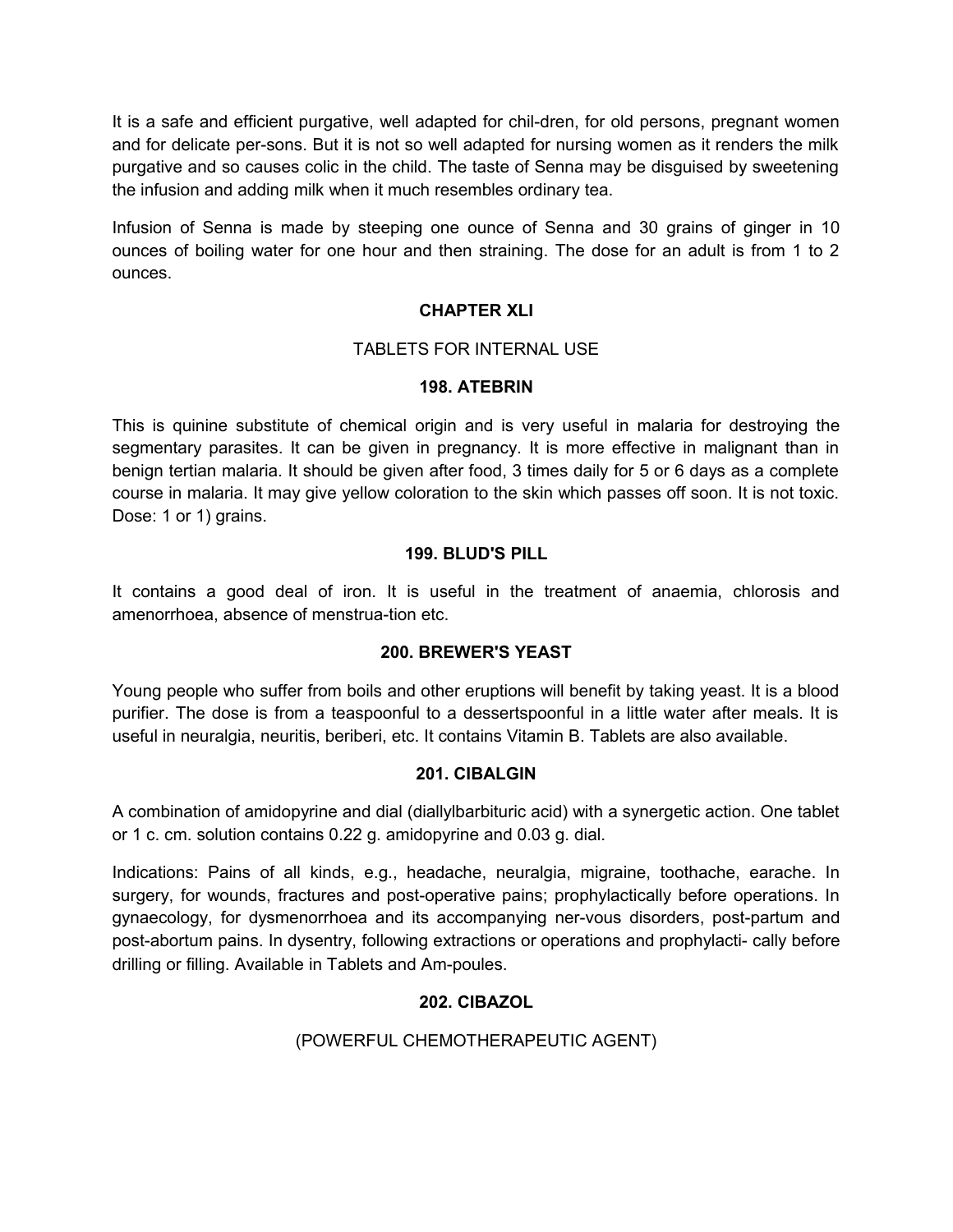It is a safe and efficient purgative, well adapted for chil-dren, for old persons, pregnant women and for delicate per-sons. But it is not so well adapted for nursing women as it renders the milk purgative and so causes colic in the child. The taste of Senna may be disguised by sweetening the infusion and adding milk when it much resembles ordinary tea.

Infusion of Senna is made by steeping one ounce of Senna and 30 grains of ginger in 10 ounces of boiling water for one hour and then straining. The dose for an adult is from 1 to 2 ounces.

## CHAPTER XLI

TABLETS FOR INTERNAL USE

### 198. ATEBRIN

This is quinine substitute of chemical origin and is very useful in malaria for destroying the segmentary parasites. It can be given in pregnancy. It is more effective in malignant than in benign tertian malaria. It should be given after food, 3 times daily for 5 or 6 days as a complete course in malaria. It may give yellow coloration to the skin which passes off soon. It is not toxic. Dose: 1 or 1) grains.

### 199. BLUD'S PILL

It contains a good deal of iron. It is useful in the treatment of anaemia, chlorosis and amenorrhoea, absence of menstrua-tion etc.

### 200. BREWER'S YEAST

Young people who suffer from boils and other eruptions will benefit by taking yeast. It is a blood purifier. The dose is from a teaspoonful to a dessertspoonful in a little water after meals. It is useful in neuralgia, neuritis, beriberi, etc. It contains Vitamin B. Tablets are also available.

### 201. CIBALGIN

A combination of amidopyrine and dial (diallylbarbituric acid) with a synergetic action. One tablet or 1 c. cm. solution contains 0.22 g. amidopyrine and 0.03 g. dial.

Indications: Pains of all kinds, e.g., headache, neuralgia, migraine, toothache, earache. In surgery, for wounds, fractures and post-operative pains; prophylactically before operations. In gynaecology, for dysmenorrhoea and its accompanying ner-vous disorders, post-partum and post-abortum pains. In dysentry, following extractions or operations and prophylacti- cally before drilling or filling. Available in Tablets and Am-poules.

### 202. CIBAZOL

(POWERFUL CHEMOTHERAPEUTIC AGENT)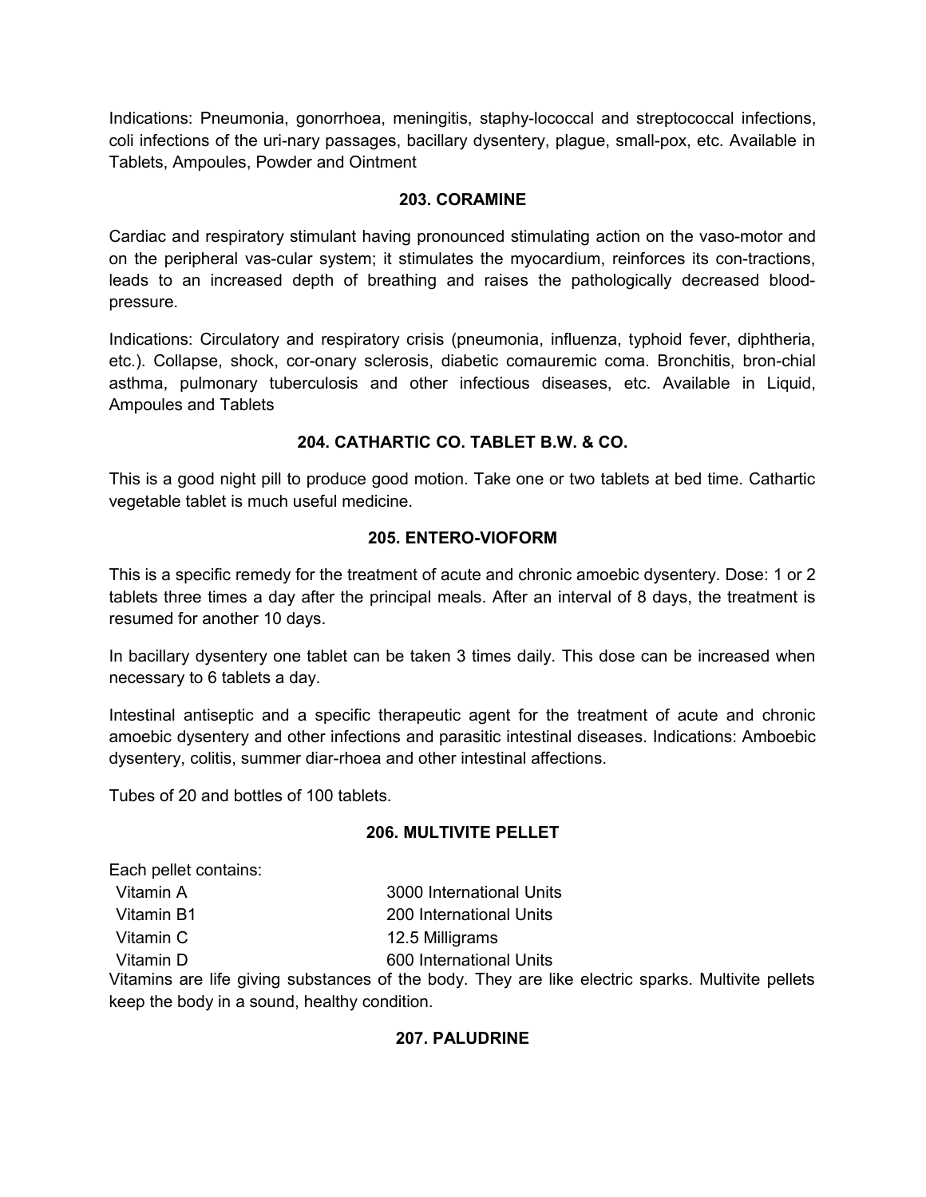Indications: Pneumonia, gonorrhoea, meningitis, staphy-lococcal and streptococcal infections, coli infections of the uri-nary passages, bacillary dysentery, plague, small-pox, etc. Available in Tablets, Ampoules, Powder and Ointment

### 203. CORAMINE

Cardiac and respiratory stimulant having pronounced stimulating action on the vaso-motor and on the peripheral vas-cular system; it stimulates the myocardium, reinforces its con-tractions, leads to an increased depth of breathing and raises the pathologically decreased blood-pressure.

Indications: Circulatory and respiratory crisis (pneumonia, influenza, typhoid fever, diphtheria, etc.). Collapse, shock, cor-onary sclerosis, diabetic comauremic coma. Bronchitis, bron-chial asthma, pulmonary tuberculosis and other infectious diseases, etc. Available in Liquid, Ampoules and Tablets

### 204. CATHARTIC CO. TABLET B.W. & CO.

This is a good night pill to produce good motion. Take one or two tablets at bed time. Cathartic vegetable tablet is much useful medicine.

### 205. ENTERO-VIOFORM

This is a specific remedy for the treatment of acute and chronic amoebic dysentery. Dose: 1 or 2 tablets three times a day after the principal meals. After an interval of 8 days, the treatment is resumed for another 10 days.

In bacillary dysentery one tablet can be taken 3 times daily. This dose can be increased when necessary to 6 tablets a day.

Intestinal antiseptic and a specific therapeutic agent for the treatment of acute and chronic amoebic dysentery and other infections and parasitic intestinal diseases. Indications: Amboebic dysentery, colitis, summer diar-rhoea and other intestinal affections.

Tubes of 20 and bottles of 100 tablets.

### 206. MULTIVITE PELLET

Each pellet contains:

| | |
|---|---|
| Vitamin A | 3000 International Units |
| Vitamin B1 | 200 International Units |
| Vitamin C | 12.5 Milligrams |
| Vitamin D | 600 International Units |

Vitamins are life giving substances of the body. They are like electric sparks. Multivite pellets keep the body in a sound, healthy condition.

### 207. PALUDRINE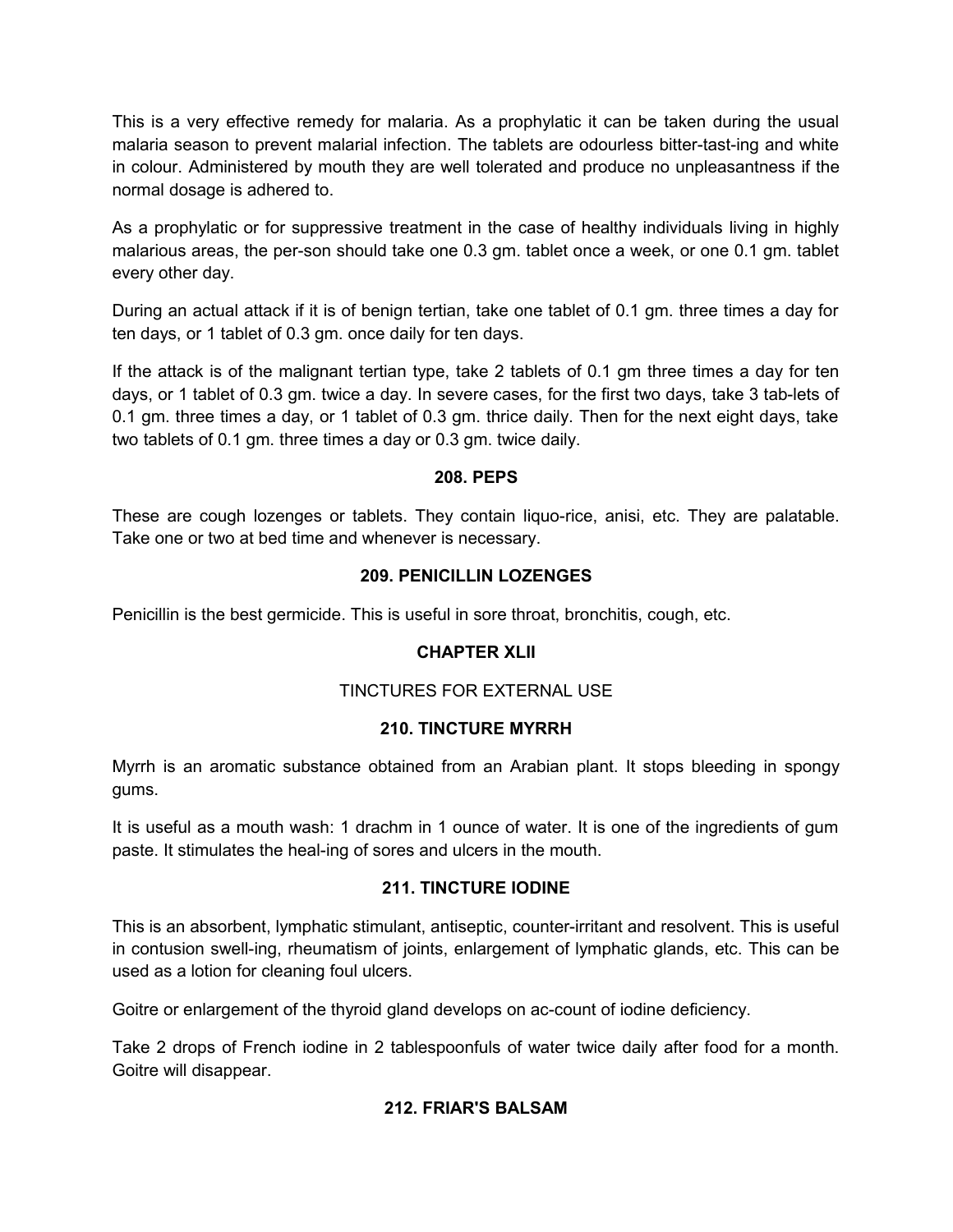This is a very effective remedy for malaria. As a prophylatic it can be taken during the usual malaria season to prevent malarial infection. The tablets are odourless bitter-tast-ing and white in colour. Administered by mouth they are well tolerated and produce no unpleasantness if the normal dosage is adhered to.

As a prophylatic or for suppressive treatment in the case of healthy individuals living in highly malarious areas, the per-son should take one 0.3 gm. tablet once a week, or one 0.1 gm. tablet every other day.

During an actual attack if it is of benign tertian, take one tablet of 0.1 gm. three times a day for ten days, or 1 tablet of 0.3 gm. once daily for ten days.

If the attack is of the malignant tertian type, take 2 tablets of 0.1 gm three times a day for ten days, or 1 tablet of 0.3 gm. twice a day. In severe cases, for the first two days, take 3 tab-lets of 0.1 gm. three times a day, or 1 tablet of 0.3 gm. thrice daily. Then for the next eight days, take two tablets of 0.1 gm. three times a day or 0.3 gm. twice daily.

### 208. PEPS

These are cough lozenges or tablets. They contain liquo-rice, anisi, etc. They are palatable. Take one or two at bed time and whenever is necessary.

### 209. PENICILLIN LOZENGES

Penicillin is the best germicide. This is useful in sore throat, bronchitis, cough, etc.

## CHAPTER XLII

TINCTURES FOR EXTERNAL USE

### 210. TINCTURE MYRRH

Myrrh is an aromatic substance obtained from an Arabian plant. It stops bleeding in spongy gums.

It is useful as a mouth wash: 1 drachm in 1 ounce of water. It is one of the ingredients of gum paste. It stimulates the heal-ing of sores and ulcers in the mouth.

### 211. TINCTURE IODINE

This is an absorbent, lymphatic stimulant, antiseptic, counter-irritant and resolvent. This is useful in contusion swell-ing, rheumatism of joints, enlargement of lymphatic glands, etc. This can be used as a lotion for cleaning foul ulcers.

Goitre or enlargement of the thyroid gland develops on ac-count of iodine deficiency.

Take 2 drops of French iodine in 2 tablespoonfuls of water twice daily after food for a month. Goitre will disappear.

### 212. FRIAR'S BALSAM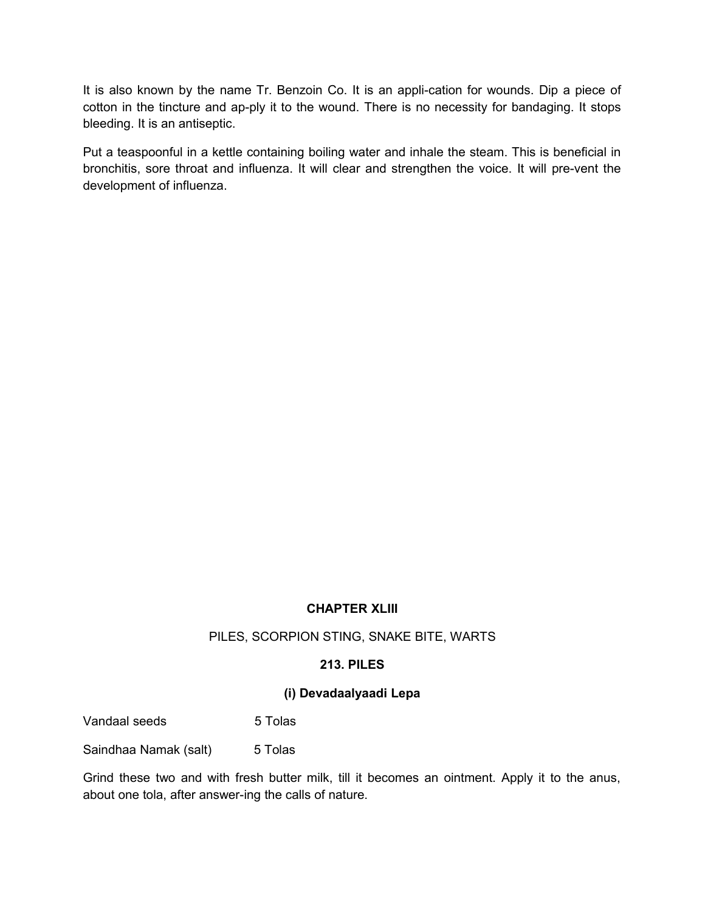It is also known by the name Tr. Benzoin Co. It is an appli-cation for wounds. Dip a piece of cotton in the tincture and ap-ply it to the wound. There is no necessity for bandaging. It stops bleeding. It is an antiseptic.

Put a teaspoonful in a kettle containing boiling water and inhale the steam. This is beneficial in bronchitis, sore throat and influenza. It will clear and strengthen the voice. It will pre-vent the development of influenza.

## CHAPTER XLIII

PILES, SCORPION STING, SNAKE BITE, WARTS

### 213. PILES

#### (i) Devadaalyaadi Lepa

| | |
|---|---|
| Vandaal seeds | 5 Tolas |
| Saindhaa Namak (salt) | 5 Tolas |

Grind these two and with fresh butter milk, till it becomes an ointment. Apply it to the anus, about one tola, after answer-ing the calls of nature.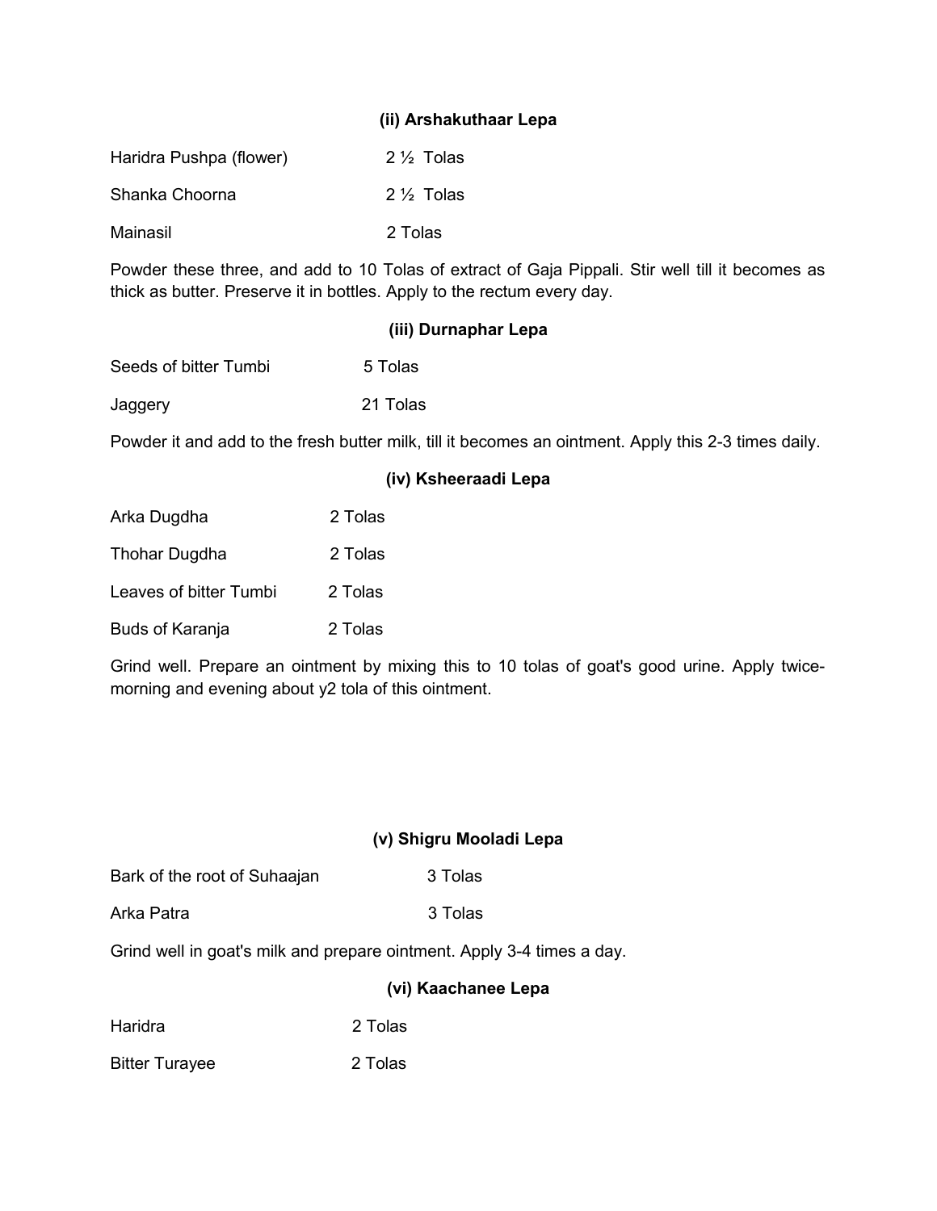### (ii) Arshakuthaar Lepa

| | |
|---|---|
| Haridra Pushpa (flower) | 2 ½ Tolas |
| Shanka Choorna | 2 ½ Tolas |
| Mainasil | 2 Tolas |

Powder these three, and add to 10 Tolas of extract of Gaja Pippali. Stir well till it becomes as thick as butter. Preserve it in bottles. Apply to the rectum every day.

### (iii) Durnaphar Lepa

| | |
|---|---|
| Seeds of bitter Tumbi | 5 Tolas |
| Jaggery | 21 Tolas |

Powder it and add to the fresh butter milk, till it becomes an ointment. Apply this 2-3 times daily.

### (iv) Ksheeraadi Lepa

| | |
|---|---|
| Arka Dugdha | 2 Tolas |
| Thohar Dugdha | 2 Tolas |
| Leaves of bitter Tumbi | 2 Tolas |
| Buds of Karanja | 2 Tolas |

Grind well. Prepare an ointment by mixing this to 10 tolas of goat's good urine. Apply twice-morning and evening about y2 tola of this ointment.

### (v) Shigru Mooladi Lepa

| | |
|---|---|
| Bark of the root of Suhaajan | 3 Tolas |
| Arka Patra | 3 Tolas |

Grind well in goat's milk and prepare ointment. Apply 3-4 times a day.

### (vi) Kaachanee Lepa

| | |
|---|---|
| Haridra | 2 Tolas |
| Bitter Turayee | 2 Tolas |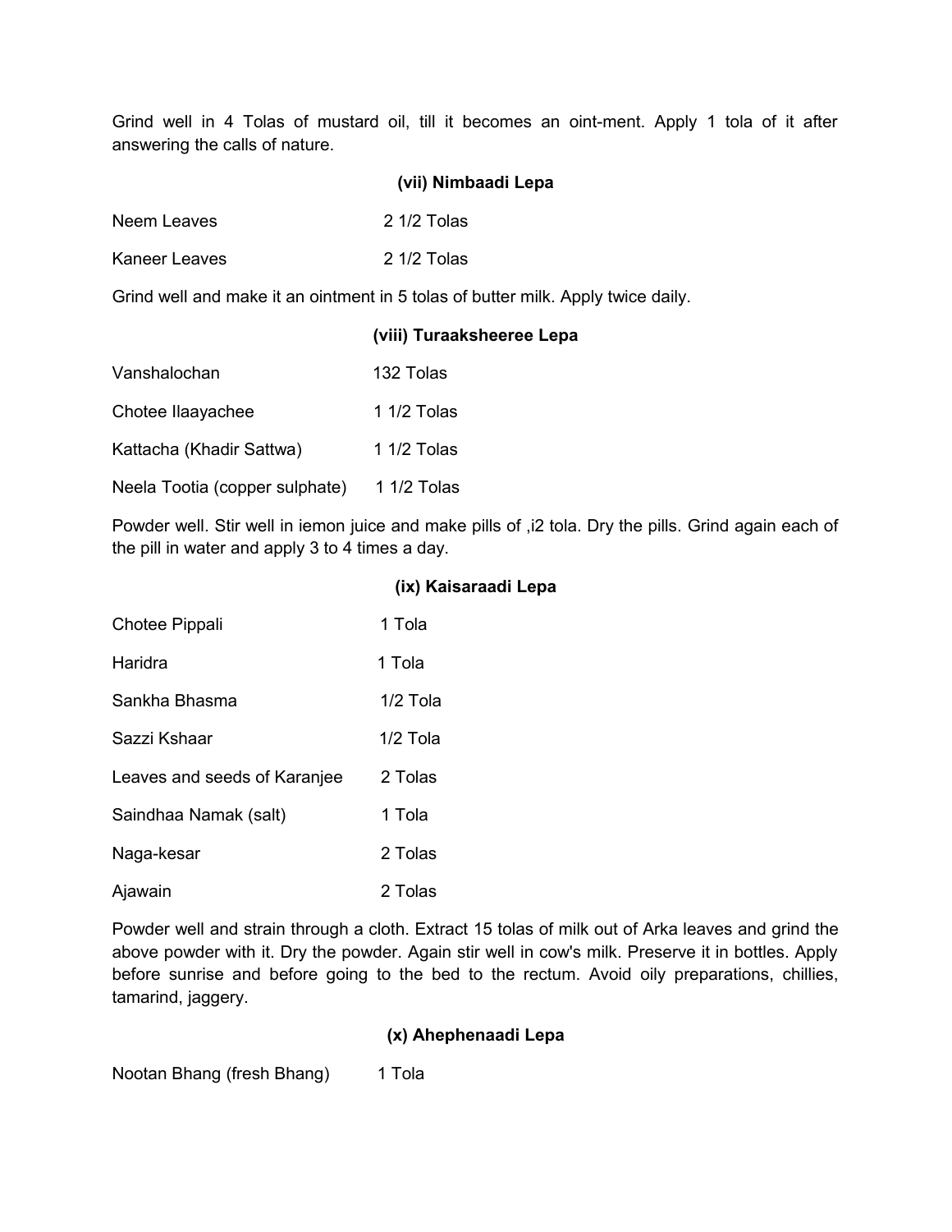Grind well in 4 Tolas of mustard oil, till it becomes an oint-ment. Apply 1 tola of it after answering the calls of nature.

### (vii) Nimbaadi Lepa

| | |
|---|---|
| Neem Leaves | 2 1/2 Tolas |
| Kaneer Leaves | 2 1/2 Tolas |

Grind well and make it an ointment in 5 tolas of butter milk. Apply twice daily.

### (viii) Turaaksheeree Lepa

| | |
|---|---|
| Vanshalochan | 132 Tolas |
| Chotee Ilaayachee | 1 1/2 Tolas |
| Kattacha (Khadir Sattwa) | 1 1/2 Tolas |
| Neela Tootia (copper sulphate) | 1 1/2 Tolas |

Powder well. Stir well in iemon juice and make pills of ,i2 tola. Dry the pills. Grind again each of the pill in water and apply 3 to 4 times a day.

### (ix) Kaisaraadi Lepa

| | |
|---|---|
| Chotee Pippali | 1 Tola |
| Haridra | 1 Tola |
| Sankha Bhasma | 1/2 Tola |
| Sazzi Kshaar | 1/2 Tola |
| Leaves and seeds of Karanjee | 2 Tolas |
| Saindhaa Namak (salt) | 1 Tola |
| Naga-kesar | 2 Tolas |
| Ajawain | 2 Tolas |

Powder well and strain through a cloth. Extract 15 tolas of milk out of Arka leaves and grind the above powder with it. Dry the powder. Again stir well in cow's milk. Preserve it in bottles. Apply before sunrise and before going to the bed to the rectum. Avoid oily preparations, chillies, tamarind, jaggery.

### (x) Ahephenaadi Lepa

| | |
|---|---|
| Nootan Bhang (fresh Bhang) | 1 Tola |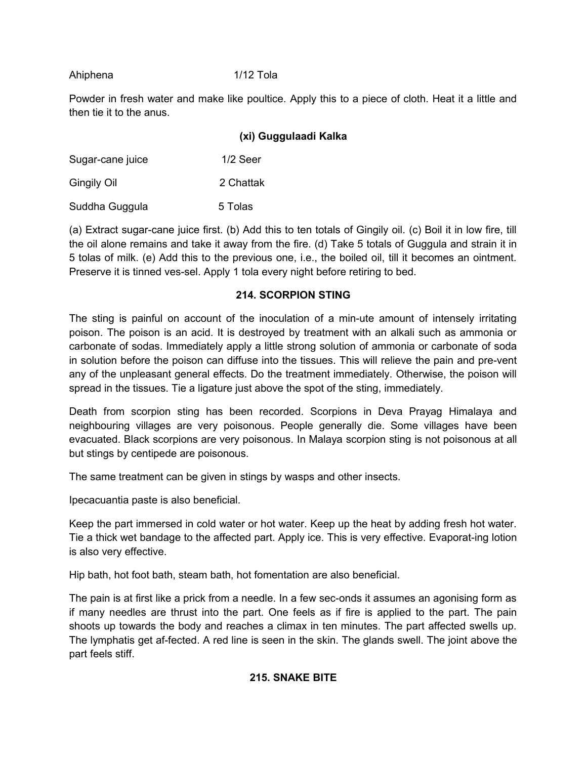| | |
|---|---|
| Ahiphena | 1/12 Tola |

Powder in fresh water and make like poultice. Apply this to a piece of cloth. Heat it a little and then tie it to the anus.

### (xi) Guggulaadi Kalka

| | |
|---|---|
| Sugar-cane juice | 1/2 Seer |
| Gingily Oil | 2 Chattak |
| Suddha Guggula | 5 Tolas |

(a) Extract sugar-cane juice first. (b) Add this to ten totals of Gingily oil. (c) Boil it in low fire, till the oil alone remains and take it away from the fire. (d) Take 5 totals of Guggula and strain it in 5 tolas of milk. (e) Add this to the previous one, i.e., the boiled oil, till it becomes an ointment. Preserve it is tinned ves-sel. Apply 1 tola every night before retiring to bed.

## 214. SCORPION STING

The sting is painful on account of the inoculation of a min-ute amount of intensely irritating poison. The poison is an acid. It is destroyed by treatment with an alkali such as ammonia or carbonate of sodas. Immediately apply a little strong solution of ammonia or carbonate of soda in solution before the poison can diffuse into the tissues. This will relieve the pain and pre-vent any of the unpleasant general effects. Do the treatment immediately. Otherwise, the poison will spread in the tissues. Tie a ligature just above the spot of the sting, immediately.

Death from scorpion sting has been recorded. Scorpions in Deva Prayag Himalaya and neighbouring villages are very poisonous. People generally die. Some villages have been evacuated. Black scorpions are very poisonous. In Malaya scorpion sting is not poisonous at all but stings by centipede are poisonous.

The same treatment can be given in stings by wasps and other insects.

Ipecacuantia paste is also beneficial.

Keep the part immersed in cold water or hot water. Keep up the heat by adding fresh hot water. Tie a thick wet bandage to the affected part. Apply ice. This is very effective. Evaporat-ing lotion is also very effective.

Hip bath, hot foot bath, steam bath, hot fomentation are also beneficial.

The pain is at first like a prick from a needle. In a few sec-onds it assumes an agonising form as if many needles are thrust into the part. One feels as if fire is applied to the part. The pain shoots up towards the body and reaches a climax in ten minutes. The part affected swells up. The lymphatis get af-fected. A red line is seen in the skin. The glands swell. The joint above the part feels stiff.

## 215. SNAKE BITE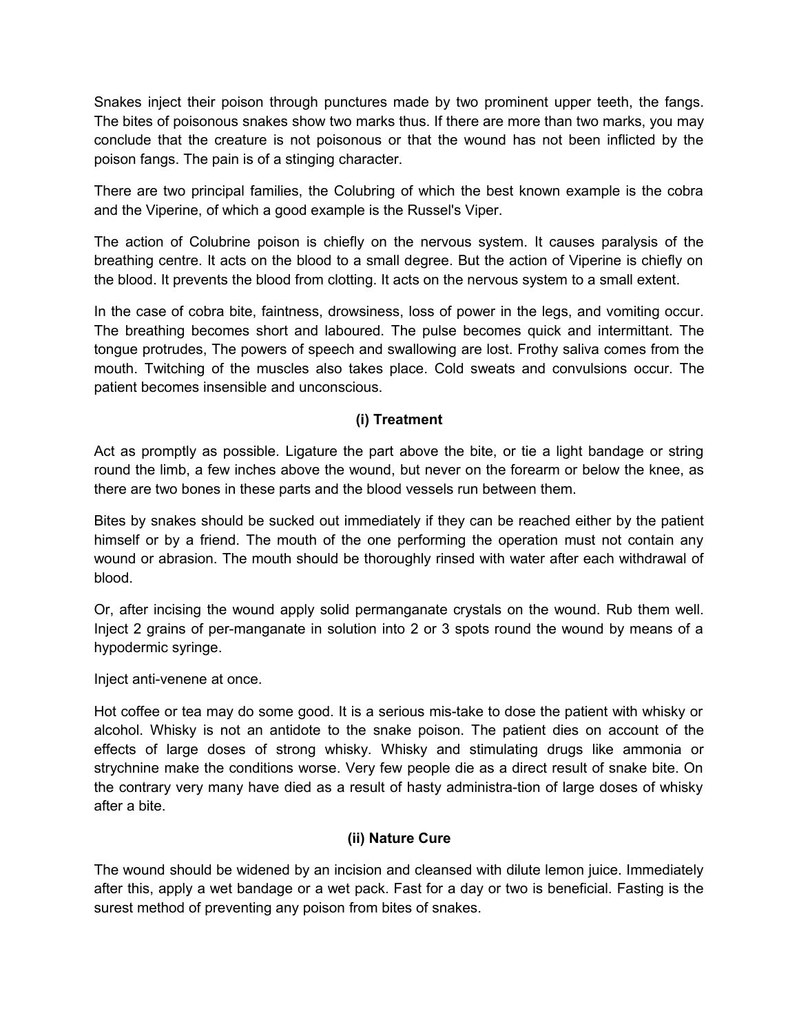Snakes inject their poison through punctures made by two prominent upper teeth, the fangs. The bites of poisonous snakes show two marks thus. If there are more than two marks, you may conclude that the creature is not poisonous or that the wound has not been inflicted by the poison fangs. The pain is of a stinging character.

There are two principal families, the Colubring of which the best known example is the cobra and the Viperine, of which a good example is the Russel's Viper.

The action of Colubrine poison is chiefly on the nervous system. It causes paralysis of the breathing centre. It acts on the blood to a small degree. But the action of Viperine is chiefly on the blood. It prevents the blood from clotting. It acts on the nervous system to a small extent.

In the case of cobra bite, faintness, drowsiness, loss of power in the legs, and vomiting occur. The breathing becomes short and laboured. The pulse becomes quick and intermittant. The tongue protrudes, The powers of speech and swallowing are lost. Frothy saliva comes from the mouth. Twitching of the muscles also takes place. Cold sweats and convulsions occur. The patient becomes insensible and unconscious.

### (i) Treatment

Act as promptly as possible. Ligature the part above the bite, or tie a light bandage or string round the limb, a few inches above the wound, but never on the forearm or below the knee, as there are two bones in these parts and the blood vessels run between them.

Bites by snakes should be sucked out immediately if they can be reached either by the patient himself or by a friend. The mouth of the one performing the operation must not contain any wound or abrasion. The mouth should be thoroughly rinsed with water after each withdrawal of blood.

Or, after incising the wound apply solid permanganate crystals on the wound. Rub them well. Inject 2 grains of per-manganate in solution into 2 or 3 spots round the wound by means of a hypodermic syringe.

Inject anti-venene at once.

Hot coffee or tea may do some good. It is a serious mis-take to dose the patient with whisky or alcohol. Whisky is not an antidote to the snake poison. The patient dies on account of the effects of large doses of strong whisky. Whisky and stimulating drugs like ammonia or strychnine make the conditions worse. Very few people die as a direct result of snake bite. On the contrary very many have died as a result of hasty administra-tion of large doses of whisky after a bite.

### (ii) Nature Cure

The wound should be widened by an incision and cleansed with dilute lemon juice. Immediately after this, apply a wet bandage or a wet pack. Fast for a day or two is beneficial. Fasting is the surest method of preventing any poison from bites of snakes.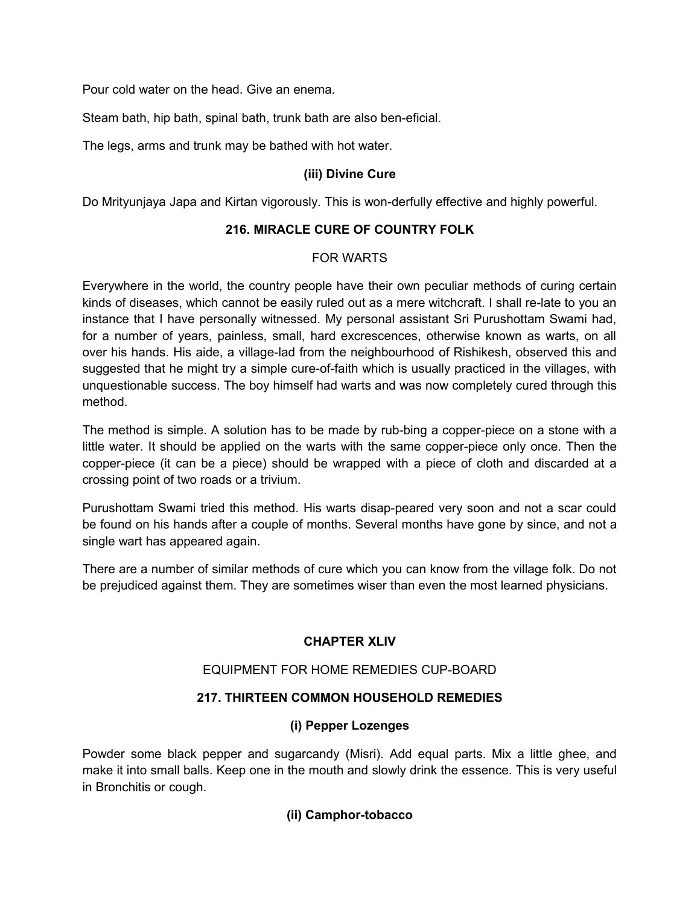Pour cold water on the head. Give an enema.

Steam bath, hip bath, spinal bath, trunk bath are also ben-eficial.

The legs, arms and trunk may be bathed with hot water.

#### (iii) Divine Cure

Do Mrityunjaya Japa and Kirtan vigorously. This is won-derfully effective and highly powerful.

### 216. MIRACLE CURE OF COUNTRY FOLK

FOR WARTS

Everywhere in the world, the country people have their own peculiar methods of curing certain kinds of diseases, which cannot be easily ruled out as a mere witchcraft. I shall re-late to you an instance that I have personally witnessed. My personal assistant Sri Purushottam Swami had, for a number of years, painless, small, hard excrescences, otherwise known as warts, on all over his hands. His aide, a village-lad from the neighbourhood of Rishikesh, observed this and suggested that he might try a simple cure-of-faith which is usually practiced in the villages, with unquestionable success. The boy himself had warts and was now completely cured through this method.

The method is simple. A solution has to be made by rub-bing a copper-piece on a stone with a little water. It should be applied on the warts with the same copper-piece only once. Then the copper-piece (it can be a piece) should be wrapped with a piece of cloth and discarded at a crossing point of two roads or a trivium.

Purushottam Swami tried this method. His warts disap-peared very soon and not a scar could be found on his hands after a couple of months. Several months have gone by since, and not a single wart has appeared again.

There are a number of similar methods of cure which you can know from the village folk. Do not be prejudiced against them. They are sometimes wiser than even the most learned physicians.

## CHAPTER XLIV

EQUIPMENT FOR HOME REMEDIES CUP-BOARD

### 217. THIRTEEN COMMON HOUSEHOLD REMEDIES

#### (i) Pepper Lozenges

Powder some black pepper and sugarcandy (Misri). Add equal parts. Mix a little ghee, and make it into small balls. Keep one in the mouth and slowly drink the essence. This is very useful in Bronchitis or cough.

#### (ii) Camphor-tobacco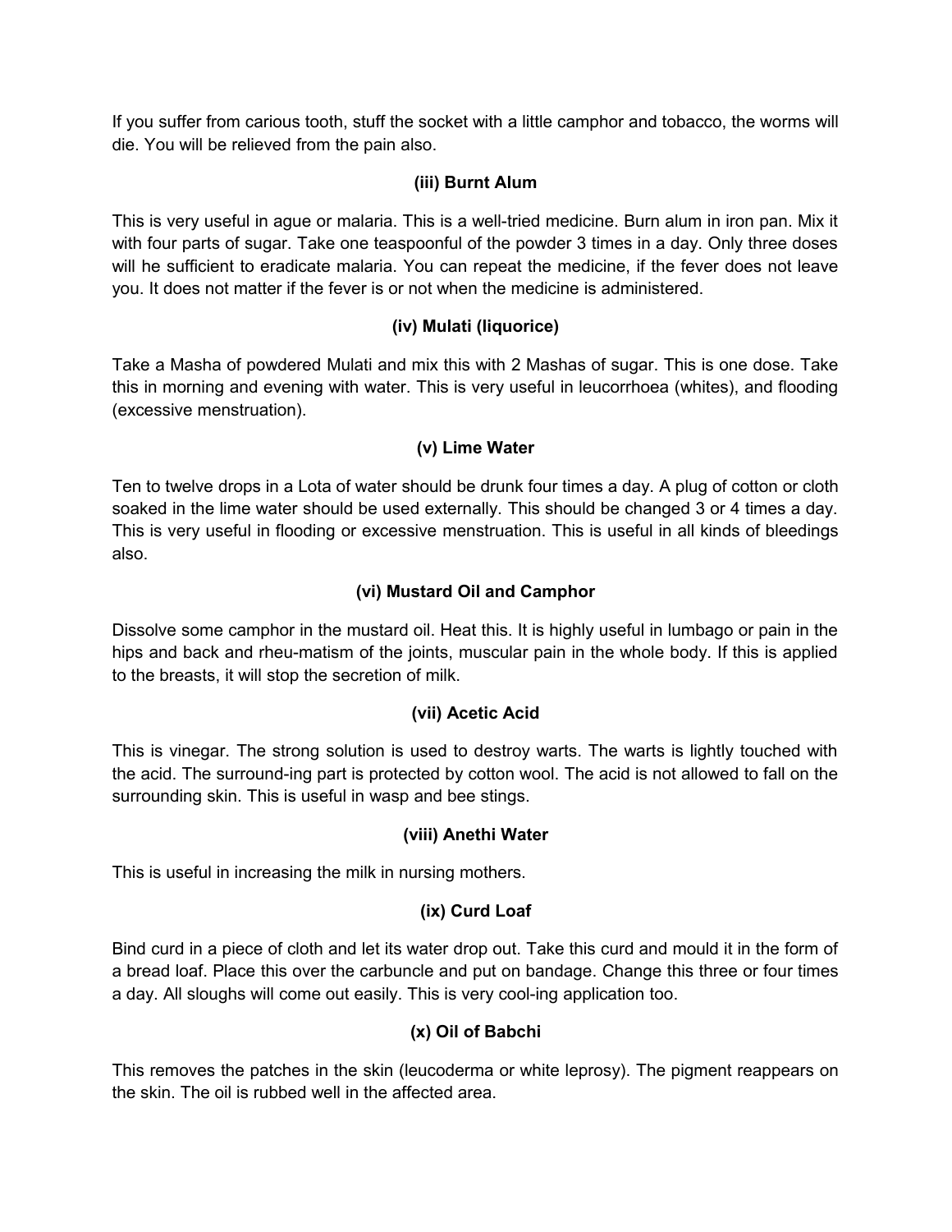If you suffer from carious tooth, stuff the socket with a little camphor and tobacco, the worms will die. You will be relieved from the pain also.

### (iii) Burnt Alum

This is very useful in ague or malaria. This is a well-tried medicine. Burn alum in iron pan. Mix it with four parts of sugar. Take one teaspoonful of the powder 3 times in a day. Only three doses will he sufficient to eradicate malaria. You can repeat the medicine, if the fever does not leave you. It does not matter if the fever is or not when the medicine is administered.

### (iv) Mulati (liquorice)

Take a Masha of powdered Mulati and mix this with 2 Mashas of sugar. This is one dose. Take this in morning and evening with water. This is very useful in leucorrhoea (whites), and flooding (excessive menstruation).

### (v) Lime Water

Ten to twelve drops in a Lota of water should be drunk four times a day. A plug of cotton or cloth soaked in the lime water should be used externally. This should be changed 3 or 4 times a day. This is very useful in flooding or excessive menstruation. This is useful in all kinds of bleedings also.

### (vi) Mustard Oil and Camphor

Dissolve some camphor in the mustard oil. Heat this. It is highly useful in lumbago or pain in the hips and back and rheu-matism of the joints, muscular pain in the whole body. If this is applied to the breasts, it will stop the secretion of milk.

### (vii) Acetic Acid

This is vinegar. The strong solution is used to destroy warts. The warts is lightly touched with the acid. The surround-ing part is protected by cotton wool. The acid is not allowed to fall on the surrounding skin. This is useful in wasp and bee stings.

### (viii) Anethi Water

This is useful in increasing the milk in nursing mothers.

### (ix) Curd Loaf

Bind curd in a piece of cloth and let its water drop out. Take this curd and mould it in the form of a bread loaf. Place this over the carbuncle and put on bandage. Change this three or four times a day. All sloughs will come out easily. This is very cool-ing application too.

### (x) Oil of Babchi

This removes the patches in the skin (leucoderma or white leprosy). The pigment reappears on the skin. The oil is rubbed well in the affected area.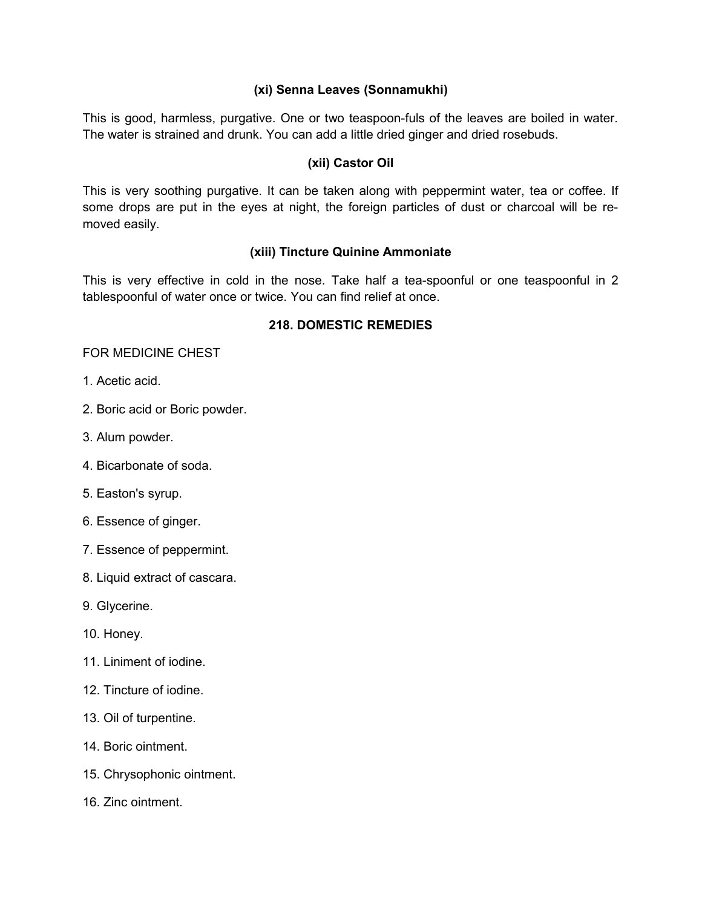### (xi) Senna Leaves (Sonnamukhi)

This is good, harmless, purgative. One or two teaspoon-fuls of the leaves are boiled in water. The water is strained and drunk. You can add a little dried ginger and dried rosebuds.

### (xii) Castor Oil

This is very soothing purgative. It can be taken along with peppermint water, tea or coffee. If some drops are put in the eyes at night, the foreign particles of dust or charcoal will be removed easily.

### (xiii) Tincture Quinine Ammoniate

This is very effective in cold in the nose. Take half a tea-spoonful or one teaspoonful in 2 tablespoonful of water once or twice. You can find relief at once.

## 218. DOMESTIC REMEDIES

FOR MEDICINE CHEST

1. Acetic acid.
2. Boric acid or Boric powder.
3. Alum powder.
4. Bicarbonate of soda.
5. Easton's syrup.
6. Essence of ginger.
7. Essence of peppermint.
8. Liquid extract of cascara.
9. Glycerine.
10. Honey.
11. Liniment of iodine.
12. Tincture of iodine.
13. Oil of turpentine.
14. Boric ointment.
15. Chrysophonic ointment.
16. Zinc ointment.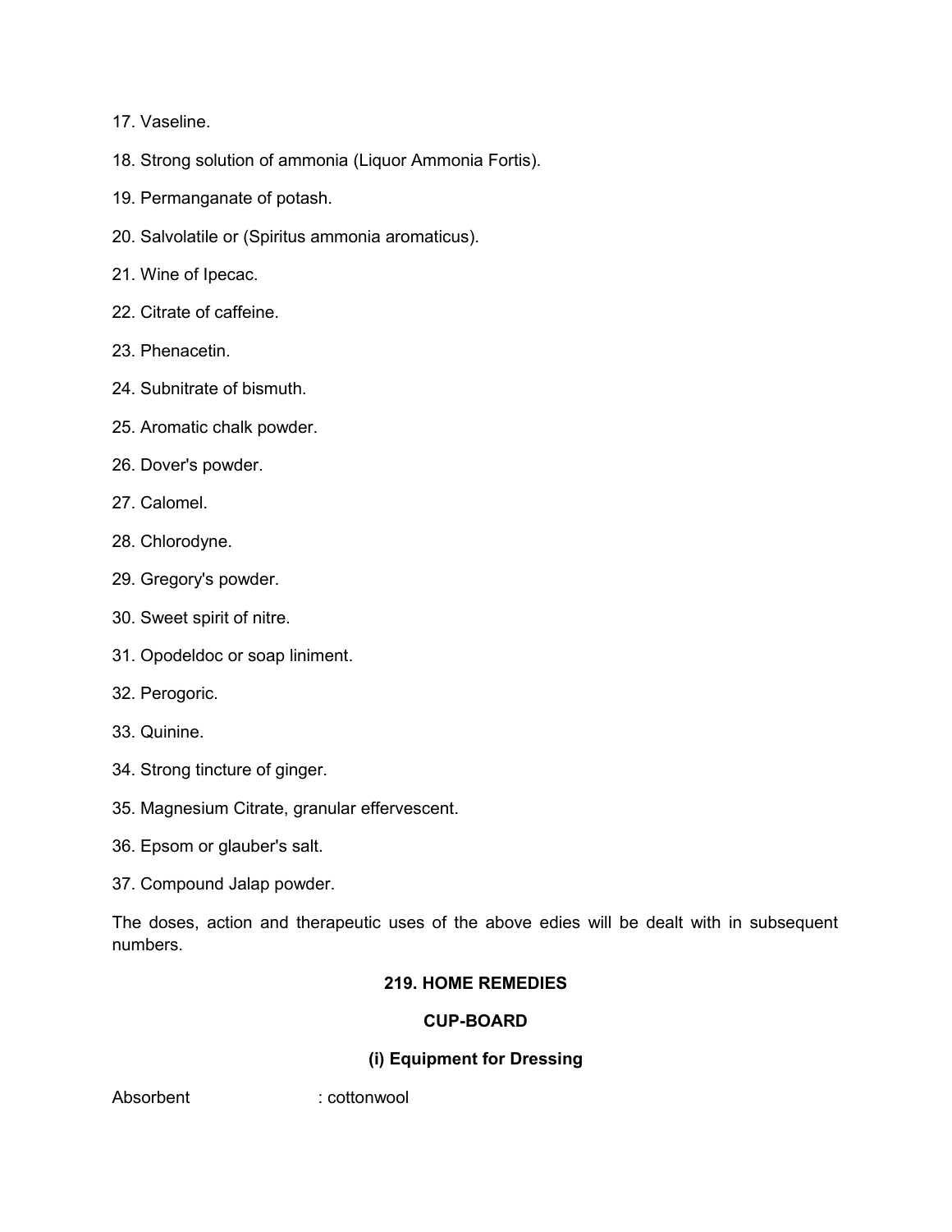17. Vaseline.

18. Strong solution of ammonia (Liquor Ammonia Fortis).

19. Permanganate of potash.

20. Salvolatile or (Spiritus ammonia aromaticus).

21. Wine of Ipecac.

22. Citrate of caffeine.

23. Phenacetin.

24. Subnitrate of bismuth.

25. Aromatic chalk powder.

26. Dover's powder.

27. Calomel.

28. Chlorodyne.

29. Gregory's powder.

30. Sweet spirit of nitre.

31. Opodeldoc or soap liniment.

32. Perogoric.

33. Quinine.

34. Strong tincture of ginger.

35. Magnesium Citrate, granular effervescent.

36. Epsom or glauber's salt.

37. Compound Jalap powder.

The doses, action and therapeutic uses of the above edies will be dealt with in subsequent numbers.

## 219. HOME REMEDIES

### CUP-BOARD

### (i) Equipment for Dressing

Absorbent : cottonwool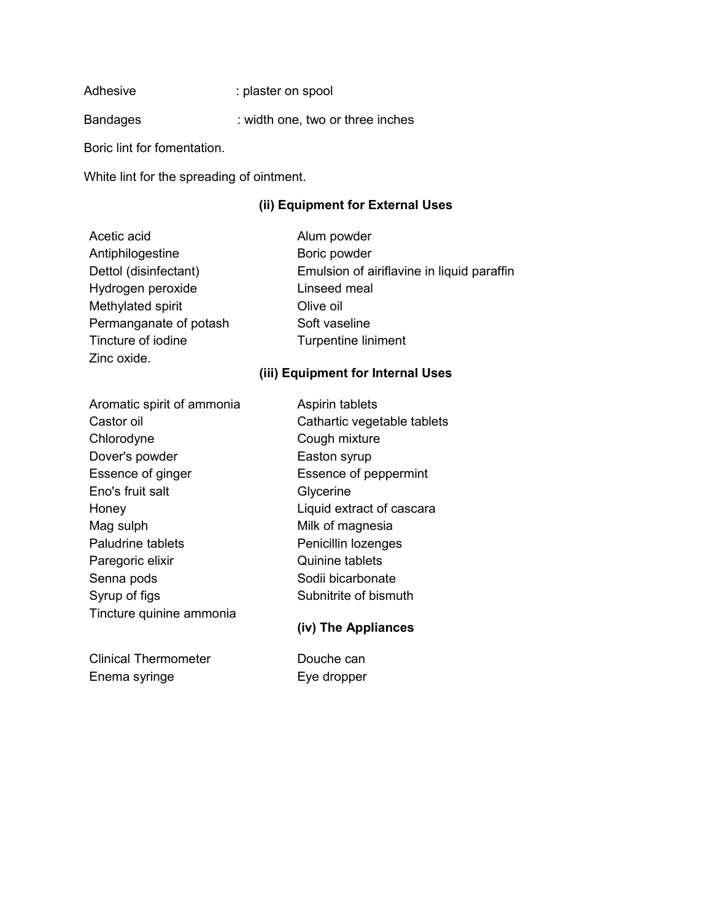Adhesive : plaster on spool

Bandages : width one, two or three inches

Boric lint for fomentation.

White lint for the spreading of ointment.

### (ii) Equipment for External Uses

Acetic acid
Alum powder
Antiphilogestine
Boric powder
Dettol (disinfectant)
Emulsion of airiflavine in liquid paraffin
Hydrogen peroxide
Linseed meal
Methylated spirit
Olive oil
Permanganate of potash
Soft vaseline
Tincture of iodine
Turpentine liniment
Zinc oxide.

### (iii) Equipment for Internal Uses

Aromatic spirit of ammonia
Aspirin tablets
Castor oil
Cathartic vegetable tablets
Chlorodyne
Cough mixture
Dover's powder
Easton syrup
Essence of ginger
Essence of peppermint
Eno's fruit salt
Glycerine
Honey
Liquid extract of cascara
Mag sulph
Milk of magnesia
Paludrine tablets
Penicillin lozenges
Paregoric elixir
Quinine tablets
Senna pods
Sodii bicarbonate
Syrup of figs
Subnitrite of bismuth
Tincture quinine ammonia

### (iv) The Appliances

Clinical Thermometer
Douche can
Enema syringe
Eye dropper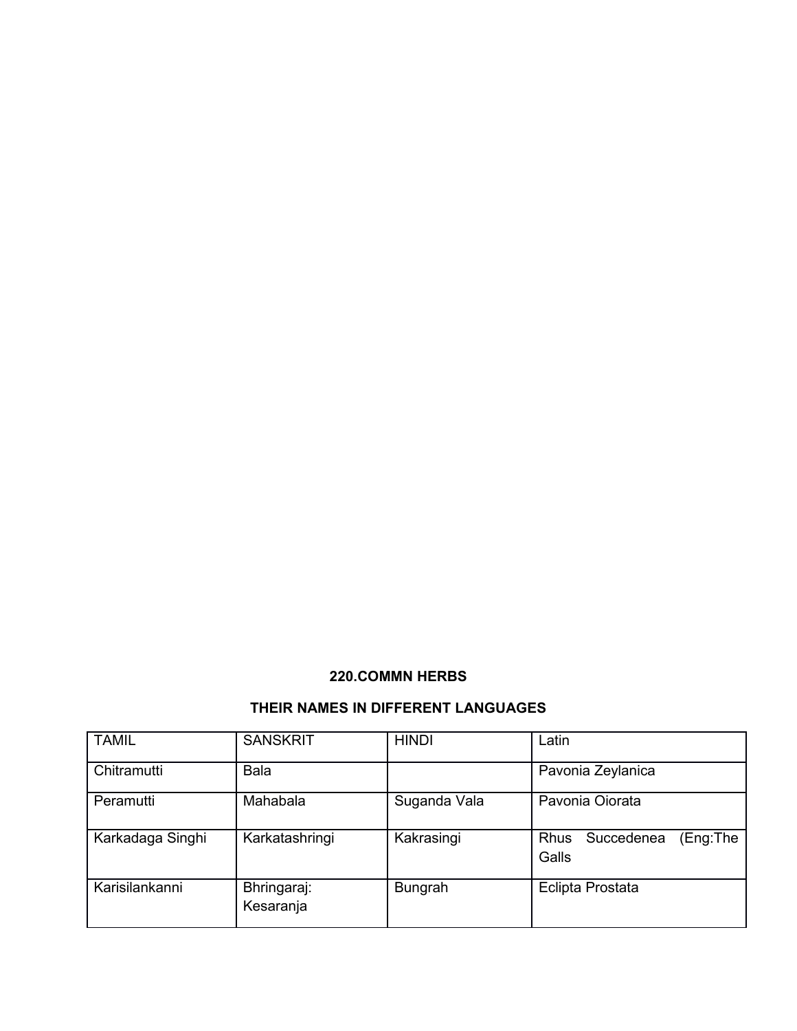**220.COMMN HERBS**

**THEIR NAMES IN DIFFERENT LANGUAGES**

| TAMIL | SANSKRIT | HINDI | Latin |
|---|---|---|---|
| Chitramutti | Bala | | Pavonia Zeylanica |
| Peramutti | Mahabala | Suganda Vala | Pavonia Oiorata |
| Karkadaga Singhi | Karkatashringi | Kakrasingi | Rhus Succedenea (Eng:The Galls |
| Karisilankanni | Bhringaraj: Kesaranja | Bungrah | Eclipta Prostata |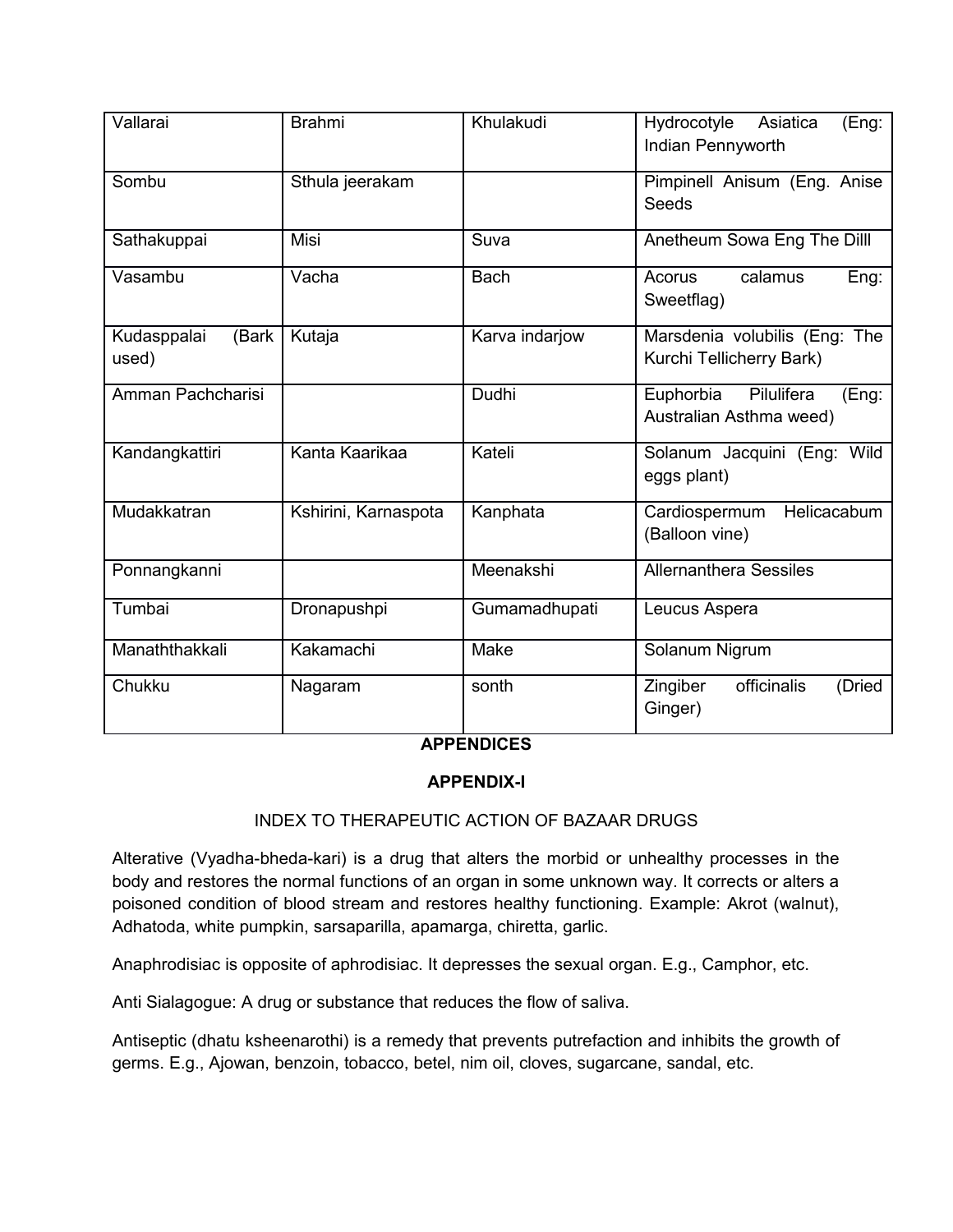| | | | |
|---|---|---|---|
| Vallarai | Brahmi | Khulakudi | Hydrocotyle Asiatica (Eng: Indian Pennyworth |
| Sombu | Sthula jeerakam | | Pimpinell Anisum (Eng. Anise Seeds |
| Sathakuppai | Misi | Suva | Anetheum Sowa Eng The Dilll |
| Vasambu | Vacha | Bach | Acorus calamus Eng: Sweetflag) |
| Kudasppalai (Bark used) | Kutaja | Karva indarjow | Marsdenia volubilis (Eng: The Kurchi Tellicherry Bark) |
| Amman Pachcharisi | | Dudhi | Euphorbia Pilulifera (Eng: Australian Asthma weed) |
| Kandangkattiri | Kanta Kaarikaa | Kateli | Solanum Jacquini (Eng: Wild eggs plant) |
| Mudakkatran | Kshirini, Karnaspota | Kanphata | Cardiospermum Helicacabum (Balloon vine) |
| Ponnangkanni | | Meenakshi | Allernanthera Sessiles |
| Tumbai | Dronapushpi | Gumamadhupati | Leucus Aspera |
| Manaththakkali | Kakamachi | Make | Solanum Nigrum |
| Chukku | Nagaram | sonth | Zingiber officinalis (Dried Ginger) |

## APPENDICES

### APPENDIX-I

INDEX TO THERAPEUTIC ACTION OF BAZAAR DRUGS

Alterative (Vyadha-bheda-kari) is a drug that alters the morbid or unhealthy processes in the body and restores the normal functions of an organ in some unknown way. It corrects or alters a poisoned condition of blood stream and restores healthy functioning. Example: Akrot (walnut), Adhatoda, white pumpkin, sarsaparilla, apamarga, chiretta, garlic.

Anaphrodisiac is opposite of aphrodisiac. It depresses the sexual organ. E.g., Camphor, etc.

Anti Sialagogue: A drug or substance that reduces the flow of saliva.

Antiseptic (dhatu ksheenarothi) is a remedy that prevents putrefaction and inhibits the growth of germs. E.g., Ajowan, benzoin, tobacco, betel, nim oil, cloves, sugarcane, sandal, etc.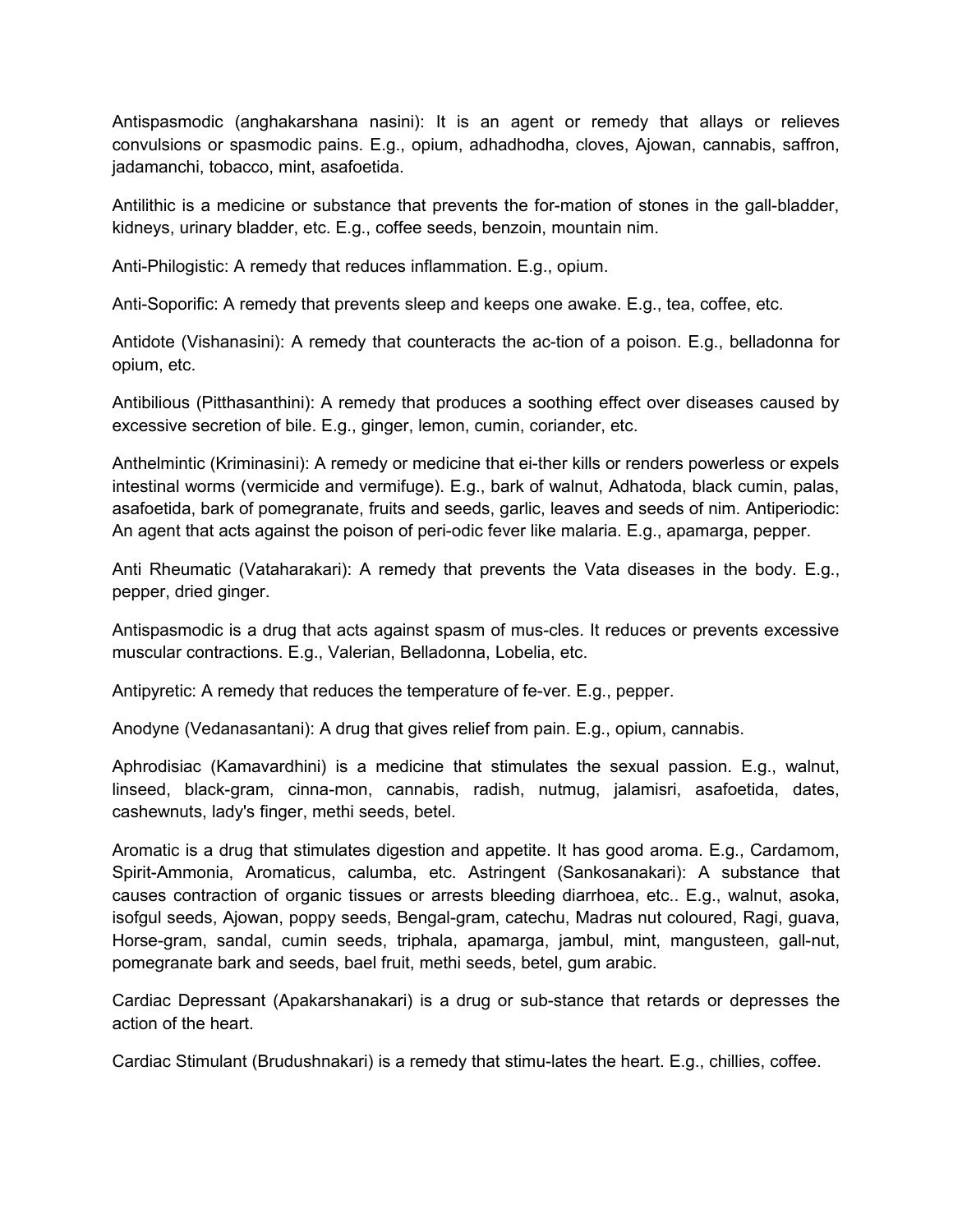Antispasmodic (anghakarshana nasini): It is an agent or remedy that allays or relieves convulsions or spasmodic pains. E.g., opium, adhadhodha, cloves, Ajowan, cannabis, saffron, jadamanchi, tobacco, mint, asafoetida.

Antilithic is a medicine or substance that prevents the for-mation of stones in the gall-bladder, kidneys, urinary bladder, etc. E.g., coffee seeds, benzoin, mountain nim.

Anti-Philogistic: A remedy that reduces inflammation. E.g., opium.

Anti-Soporific: A remedy that prevents sleep and keeps one awake. E.g., tea, coffee, etc.

Antidote (Vishanasini): A remedy that counteracts the ac-tion of a poison. E.g., belladonna for opium, etc.

Antibilious (Pitthasanthini): A remedy that produces a soothing effect over diseases caused by excessive secretion of bile. E.g., ginger, lemon, cumin, coriander, etc.

Anthelmintic (Kriminasini): A remedy or medicine that ei-ther kills or renders powerless or expels intestinal worms (vermicide and vermifuge). E.g., bark of walnut, Adhatoda, black cumin, palas, asafoetida, bark of pomegranate, fruits and seeds, garlic, leaves and seeds of nim. Antiperiodic: An agent that acts against the poison of peri-odic fever like malaria. E.g., apamarga, pepper.

Anti Rheumatic (Vataharakari): A remedy that prevents the Vata diseases in the body. E.g., pepper, dried ginger.

Antispasmodic is a drug that acts against spasm of mus-cles. It reduces or prevents excessive muscular contractions. E.g., Valerian, Belladonna, Lobelia, etc.

Antipyretic: A remedy that reduces the temperature of fe-ver. E.g., pepper.

Anodyne (Vedanasantani): A drug that gives relief from pain. E.g., opium, cannabis.

Aphrodisiac (Kamavardhini) is a medicine that stimulates the sexual passion. E.g., walnut, linseed, black-gram, cinna-mon, cannabis, radish, nutmug, jalamisri, asafoetida, dates, cashewnuts, lady's finger, methi seeds, betel.

Aromatic is a drug that stimulates digestion and appetite. It has good aroma. E.g., Cardamom, Spirit-Ammonia, Aromaticus, calumba, etc. Astringent (Sankosanakari): A substance that causes contraction of organic tissues or arrests bleeding diarrhoea, etc.. E.g., walnut, asoka, isofgul seeds, Ajowan, poppy seeds, Bengal-gram, catechu, Madras nut coloured, Ragi, guava, Horse-gram, sandal, cumin seeds, triphala, apamarga, jambul, mint, mangusteen, gall-nut, pomegranate bark and seeds, bael fruit, methi seeds, betel, gum arabic.

Cardiac Depressant (Apakarshanakari) is a drug or sub-stance that retards or depresses the action of the heart.

Cardiac Stimulant (Brudushnakari) is a remedy that stimu-lates the heart. E.g., chillies, coffee.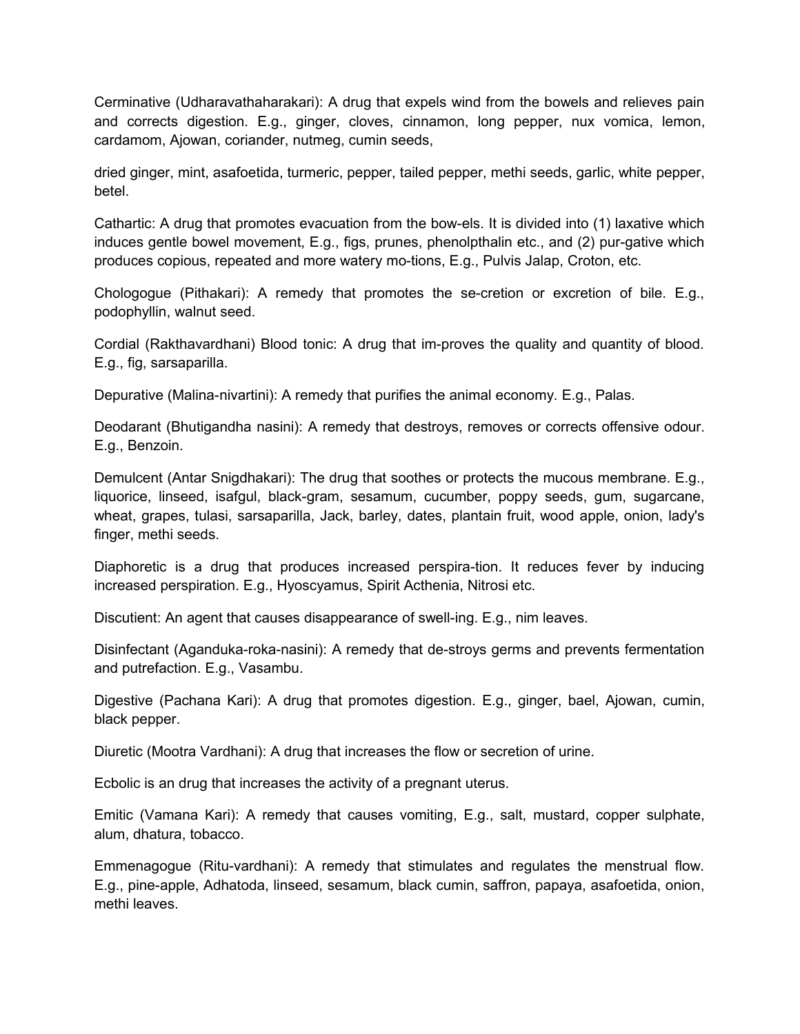Cerminative (Udharavathaharakari): A drug that expels wind from the bowels and relieves pain and corrects digestion. E.g., ginger, cloves, cinnamon, long pepper, nux vomica, lemon, cardamom, Ajowan, coriander, nutmeg, cumin seeds,

dried ginger, mint, asafoetida, turmeric, pepper, tailed pepper, methi seeds, garlic, white pepper, betel.

Cathartic: A drug that promotes evacuation from the bow-els. It is divided into (1) laxative which induces gentle bowel movement, E.g., figs, prunes, phenolpthalin etc., and (2) pur-gative which produces copious, repeated and more watery mo-tions, E.g., Pulvis Jalap, Croton, etc.

Chologogue (Pithakari): A remedy that promotes the se-cretion or excretion of bile. E.g., podophyllin, walnut seed.

Cordial (Rakthavardhani) Blood tonic: A drug that im-proves the quality and quantity of blood. E.g., fig, sarsaparilla.

Depurative (Malina-nivartini): A remedy that purifies the animal economy. E.g., Palas.

Deodarant (Bhutigandha nasini): A remedy that destroys, removes or corrects offensive odour. E.g., Benzoin.

Demulcent (Antar Snigdhakari): The drug that soothes or protects the mucous membrane. E.g., liquorice, linseed, isafgul, black-gram, sesamum, cucumber, poppy seeds, gum, sugarcane, wheat, grapes, tulasi, sarsaparilla, Jack, barley, dates, plantain fruit, wood apple, onion, lady's finger, methi seeds.

Diaphoretic is a drug that produces increased perspira-tion. It reduces fever by inducing increased perspiration. E.g., Hyoscyamus, Spirit Acthenia, Nitrosi etc.

Discutient: An agent that causes disappearance of swell-ing. E.g., nim leaves.

Disinfectant (Aganduka-roka-nasini): A remedy that de-stroys germs and prevents fermentation and putrefaction. E.g., Vasambu.

Digestive (Pachana Kari): A drug that promotes digestion. E.g., ginger, bael, Ajowan, cumin, black pepper.

Diuretic (Mootra Vardhani): A drug that increases the flow or secretion of urine.

Ecbolic is an drug that increases the activity of a pregnant uterus.

Emitic (Vamana Kari): A remedy that causes vomiting, E.g., salt, mustard, copper sulphate, alum, dhatura, tobacco.

Emmenagogue (Ritu-vardhani): A remedy that stimulates and regulates the menstrual flow. E.g., pine-apple, Adhatoda, linseed, sesamum, black cumin, saffron, papaya, asafoetida, onion, methi leaves.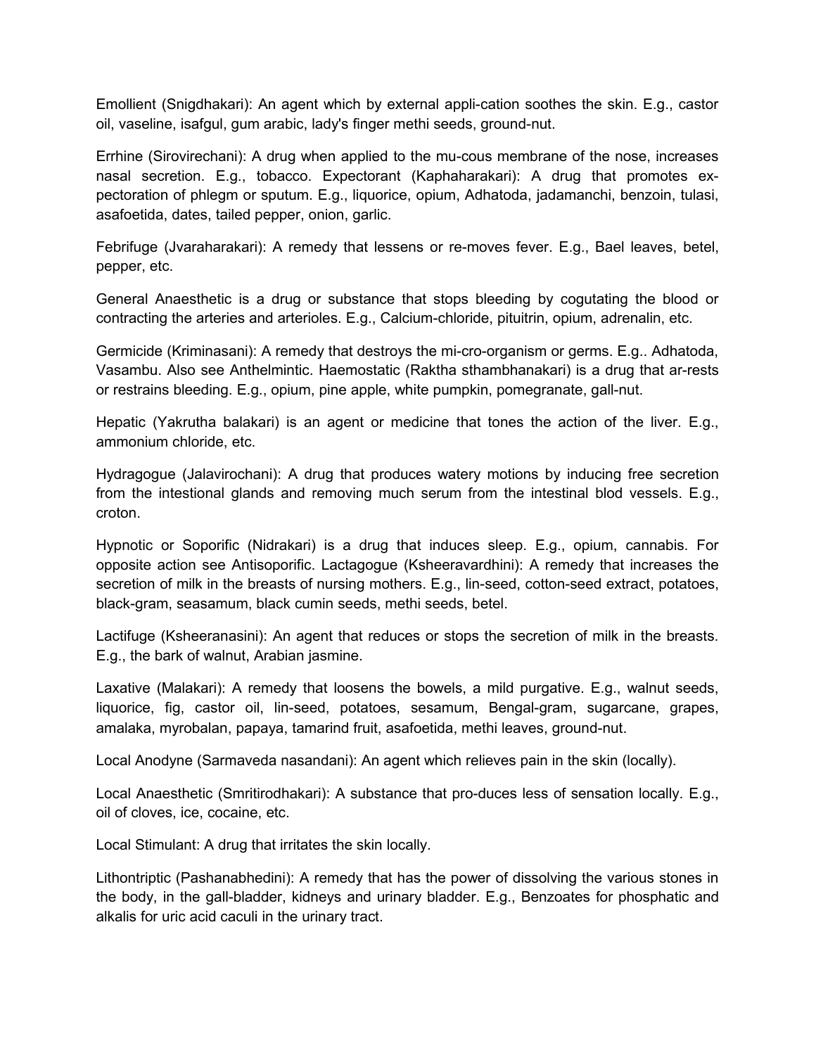Emollient (Snigdhakari): An agent which by external appli-cation soothes the skin. E.g., castor oil, vaseline, isafgul, gum arabic, lady's finger methi seeds, ground-nut.

Errhine (Sirovirechani): A drug when applied to the mu-cous membrane of the nose, increases nasal secretion. E.g., tobacco. Expectorant (Kaphaharakari): A drug that promotes ex-pectoration of phlegm or sputum. E.g., liquorice, opium, Adhatoda, jadamanchi, benzoin, tulasi, asafoetida, dates, tailed pepper, onion, garlic.

Febrifuge (Jvaraharakari): A remedy that lessens or re-moves fever. E.g., Bael leaves, betel, pepper, etc.

General Anaesthetic is a drug or substance that stops bleeding by cogutating the blood or contracting the arteries and arterioles. E.g., Calcium-chloride, pituitrin, opium, adrenalin, etc.

Germicide (Kriminasani): A remedy that destroys the mi-cro-organism or germs. E.g.. Adhatoda, Vasambu. Also see Anthelmintic. Haemostatic (Raktha sthambhanakari) is a drug that ar-rests or restrains bleeding. E.g., opium, pine apple, white pumpkin, pomegranate, gall-nut.

Hepatic (Yakrutha balakari) is an agent or medicine that tones the action of the liver. E.g., ammonium chloride, etc.

Hydragogue (Jalavirochani): A drug that produces watery motions by inducing free secretion from the intestional glands and removing much serum from the intestinal blod vessels. E.g., croton.

Hypnotic or Soporific (Nidrakari) is a drug that induces sleep. E.g., opium, cannabis. For opposite action see Antisoporific. Lactagogue (Ksheeravardhini): A remedy that increases the secretion of milk in the breasts of nursing mothers. E.g., lin-seed, cotton-seed extract, potatoes, black-gram, seasamum, black cumin seeds, methi seeds, betel.

Lactifuge (Ksheeranasini): An agent that reduces or stops the secretion of milk in the breasts. E.g., the bark of walnut, Arabian jasmine.

Laxative (Malakari): A remedy that loosens the bowels, a mild purgative. E.g., walnut seeds, liquorice, fig, castor oil, lin-seed, potatoes, sesamum, Bengal-gram, sugarcane, grapes, amalaka, myrobalan, papaya, tamarind fruit, asafoetida, methi leaves, ground-nut.

Local Anodyne (Sarmaveda nasandani): An agent which relieves pain in the skin (locally).

Local Anaesthetic (Smritirodhakari): A substance that pro-duces less of sensation locally. E.g., oil of cloves, ice, cocaine, etc.

Local Stimulant: A drug that irritates the skin locally.

Lithontriptic (Pashanabhedini): A remedy that has the power of dissolving the various stones in the body, in the gall-bladder, kidneys and urinary bladder. E.g., Benzoates for phosphatic and alkalis for uric acid caculi in the urinary tract.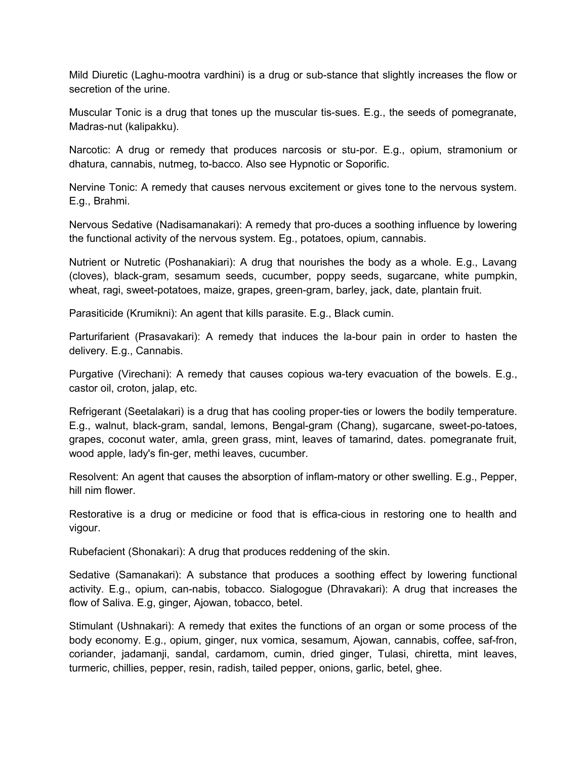Mild Diuretic (Laghu-mootra vardhini) is a drug or sub-stance that slightly increases the flow or secretion of the urine.

Muscular Tonic is a drug that tones up the muscular tis-sues. E.g., the seeds of pomegranate, Madras-nut (kalipakku).

Narcotic: A drug or remedy that produces narcosis or stu-por. E.g., opium, stramonium or dhatura, cannabis, nutmeg, to-bacco. Also see Hypnotic or Soporific.

Nervine Tonic: A remedy that causes nervous excitement or gives tone to the nervous system. E.g., Brahmi.

Nervous Sedative (Nadisamanakari): A remedy that pro-duces a soothing influence by lowering the functional activity of the nervous system. Eg., potatoes, opium, cannabis.

Nutrient or Nutretic (Poshanakiari): A drug that nourishes the body as a whole. E.g., Lavang (cloves), black-gram, sesamum seeds, cucumber, poppy seeds, sugarcane, white pumpkin, wheat, ragi, sweet-potatoes, maize, grapes, green-gram, barley, jack, date, plantain fruit.

Parasiticide (Krumikni): An agent that kills parasite. E.g., Black cumin.

Parturifarient (Prasavakari): A remedy that induces the la-bour pain in order to hasten the delivery. E.g., Cannabis.

Purgative (Virechani): A remedy that causes copious wa-tery evacuation of the bowels. E.g., castor oil, croton, jalap, etc.

Refrigerant (Seetalakari) is a drug that has cooling proper-ties or lowers the bodily temperature. E.g., walnut, black-gram, sandal, lemons, Bengal-gram (Chang), sugarcane, sweet-po-tatoes, grapes, coconut water, amla, green grass, mint, leaves of tamarind, dates. pomegranate fruit, wood apple, lady's fin-ger, methi leaves, cucumber.

Resolvent: An agent that causes the absorption of inflam-matory or other swelling. E.g., Pepper, hill nim flower.

Restorative is a drug or medicine or food that is effica-cious in restoring one to health and vigour.

Rubefacient (Shonakari): A drug that produces reddening of the skin.

Sedative (Samanakari): A substance that produces a soothing effect by lowering functional activity. E.g., opium, can-nabis, tobacco. Sialogogue (Dhravakari): A drug that increases the flow of Saliva. E.g, ginger, Ajowan, tobacco, betel.

Stimulant (Ushnakari): A remedy that exites the functions of an organ or some process of the body economy. E.g., opium, ginger, nux vomica, sesamum, Ajowan, cannabis, coffee, saf-fron, coriander, jadamanji, sandal, cardamom, cumin, dried ginger, Tulasi, chiretta, mint leaves, turmeric, chillies, pepper, resin, radish, tailed pepper, onions, garlic, betel, ghee.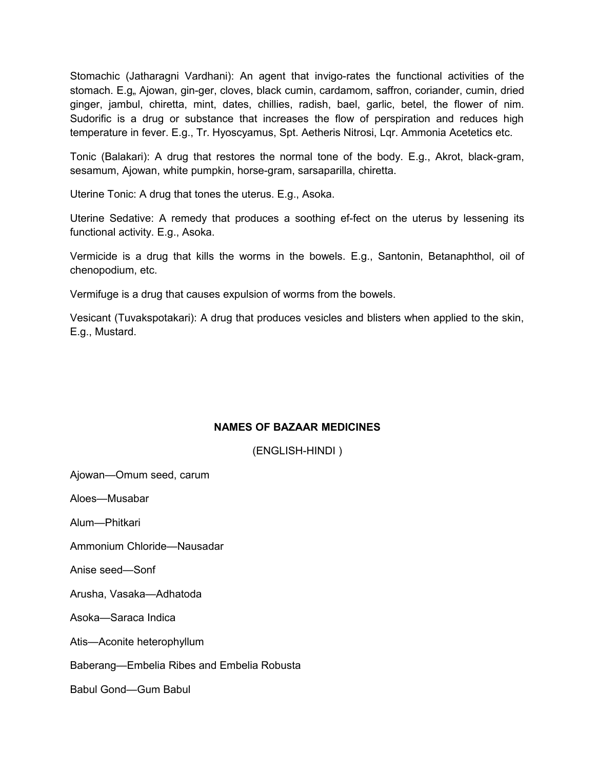Stomachic (Jatharagni Vardhani): An agent that invigo-rates the functional activities of the stomach. E.g„ Ajowan, gin-ger, cloves, black cumin, cardamom, saffron, coriander, cumin, dried ginger, jambul, chiretta, mint, dates, chillies, radish, bael, garlic, betel, the flower of nim. Sudorific is a drug or substance that increases the flow of perspiration and reduces high temperature in fever. E.g., Tr. Hyoscyamus, Spt. Aetheris Nitrosi, Lqr. Ammonia Acetetics etc.

Tonic (Balakari): A drug that restores the normal tone of the body. E.g., Akrot, black-gram, sesamum, Ajowan, white pumpkin, horse-gram, sarsaparilla, chiretta.

Uterine Tonic: A drug that tones the uterus. E.g., Asoka.

Uterine Sedative: A remedy that produces a soothing ef-fect on the uterus by lessening its functional activity. E.g., Asoka.

Vermicide is a drug that kills the worms in the bowels. E.g., Santonin, Betanaphthol, oil of chenopodium, etc.

Vermifuge is a drug that causes expulsion of worms from the bowels.

Vesicant (Tuvakspotakari): A drug that produces vesicles and blisters when applied to the skin, E.g., Mustard.

## NAMES OF BAZAAR MEDICINES

(ENGLISH-HINDI )

Ajowan—Omum seed, carum

Aloes—Musabar

Alum—Phitkari

Ammonium Chloride—Nausadar

Anise seed—Sonf

Arusha, Vasaka—Adhatoda

Asoka—Saraca Indica

Atis—Aconite heterophyllum

Baberang—Embelia Ribes and Embelia Robusta

Babul Gond—Gum Babul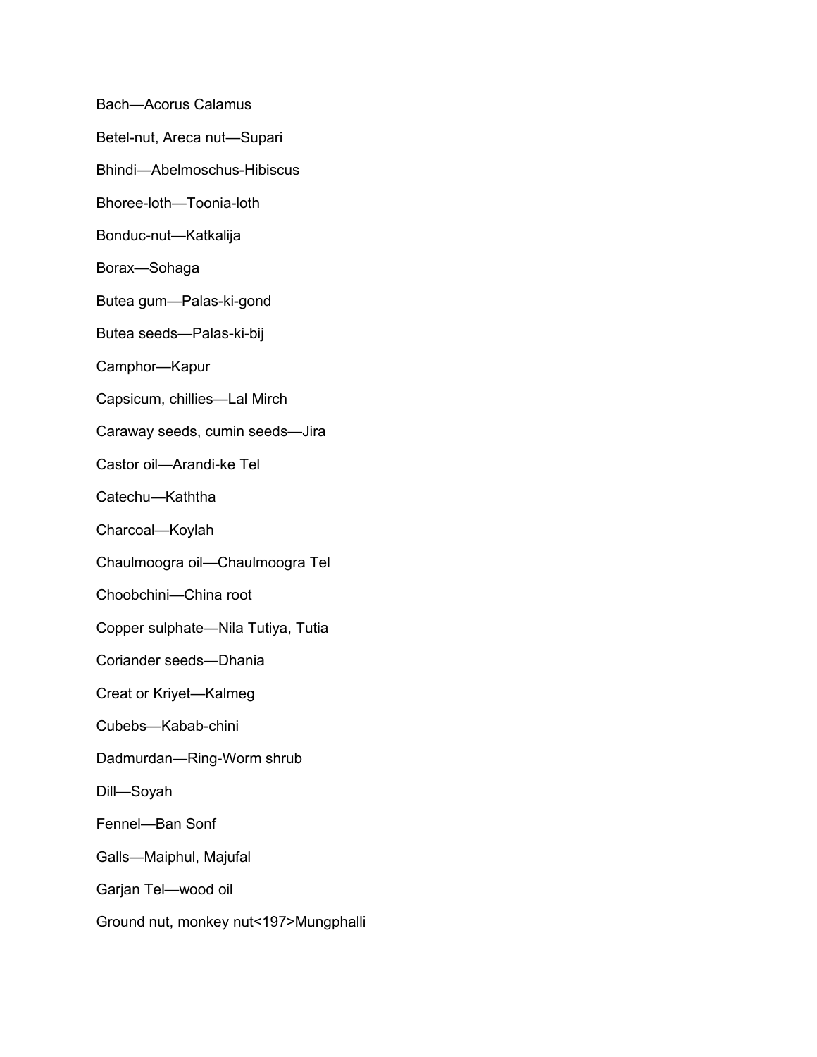Bach—Acorus Calamus

Betel-nut, Areca nut—Supari

Bhindi—Abelmoschus-Hibiscus

Bhoree-loth—Toonia-loth

Bonduc-nut—Katkalija

Borax—Sohaga

Butea gum—Palas-ki-gond

Butea seeds—Palas-ki-bij

Camphor—Kapur

Capsicum, chillies—Lal Mirch

Caraway seeds, cumin seeds—Jira

Castor oil—Arandi-ke Tel

Catechu—Kaththa

Charcoal—Koylah

Chaulmoogra oil—Chaulmoogra Tel

Choobchini—China root

Copper sulphate—Nila Tutiya, Tutia

Coriander seeds—Dhania

Creat or Kriyet—Kalmeg

Cubebs—Kabab-chini

Dadmurdan—Ring-Worm shrub

Dill—Soyah

Fennel—Ban Sonf

Galls—Maiphul, Majufal

Garjan Tel—wood oil

Ground nut, monkey nut<197>Mungphalli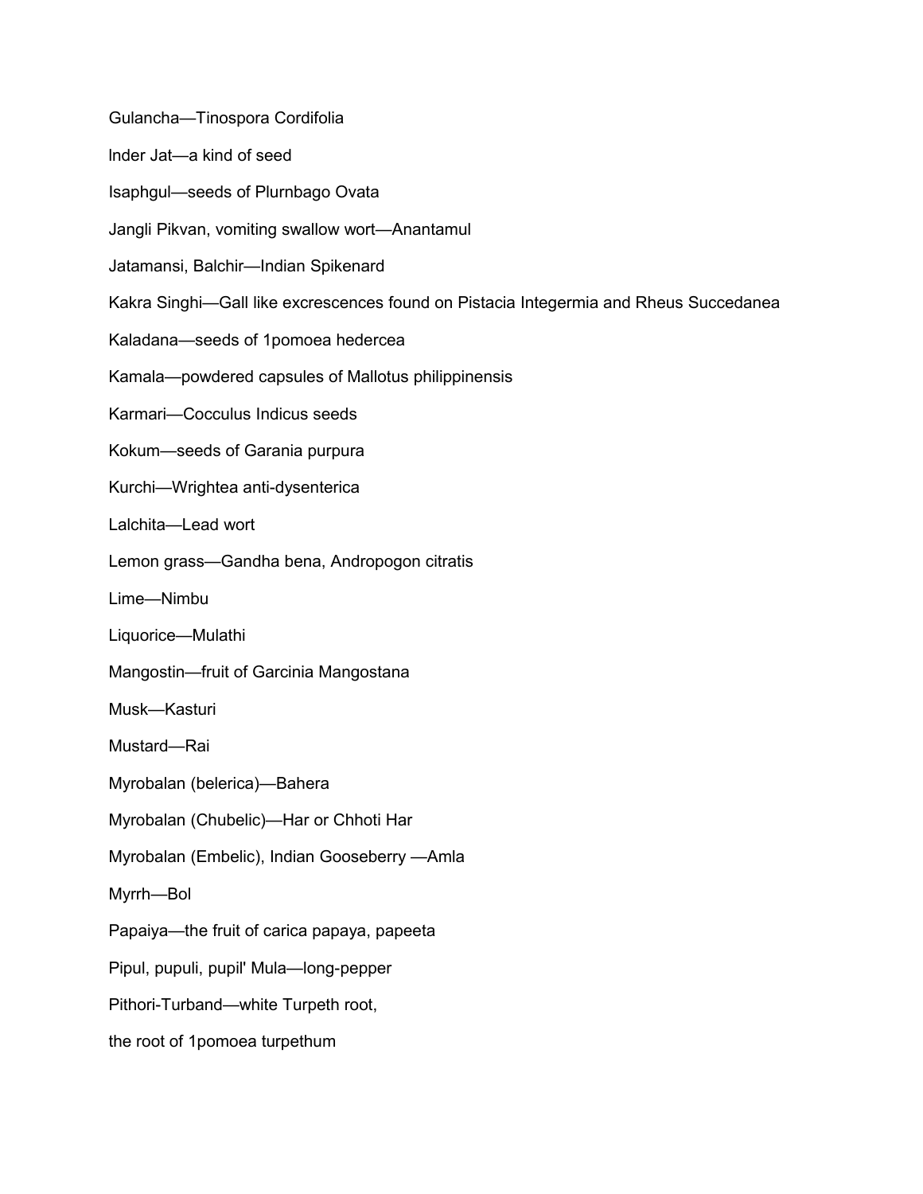Gulancha—Tinospora Cordifolia

lnder Jat—a kind of seed

Isaphgul—seeds of Plurnbago Ovata

Jangli Pikvan, vomiting swallow wort—Anantamul

Jatamansi, Balchir—Indian Spikenard

Kakra Singhi—Gall like excrescences found on Pistacia Integermia and Rheus Succedanea

Kaladana—seeds of 1pomoea hedercea

Kamala—powdered capsules of Mallotus philippinensis

Karmari—Cocculus Indicus seeds

Kokum—seeds of Garania purpura

Kurchi—Wrightea anti-dysenterica

Lalchita—Lead wort

Lemon grass—Gandha bena, Andropogon citratis

Lime—Nimbu

Liquorice—Mulathi

Mangostin—fruit of Garcinia Mangostana

Musk—Kasturi

Mustard—Rai

Myrobalan (belerica)—Bahera

Myrobalan (Chubelic)—Har or Chhoti Har

Myrobalan (Embelic), Indian Gooseberry —Amla

Myrrh—Bol

Papaiya—the fruit of carica papaya, papeeta

Pipul, pupuli, pupil' Mula—long-pepper

Pithori-Turband—white Turpeth root,

the root of 1pomoea turpethum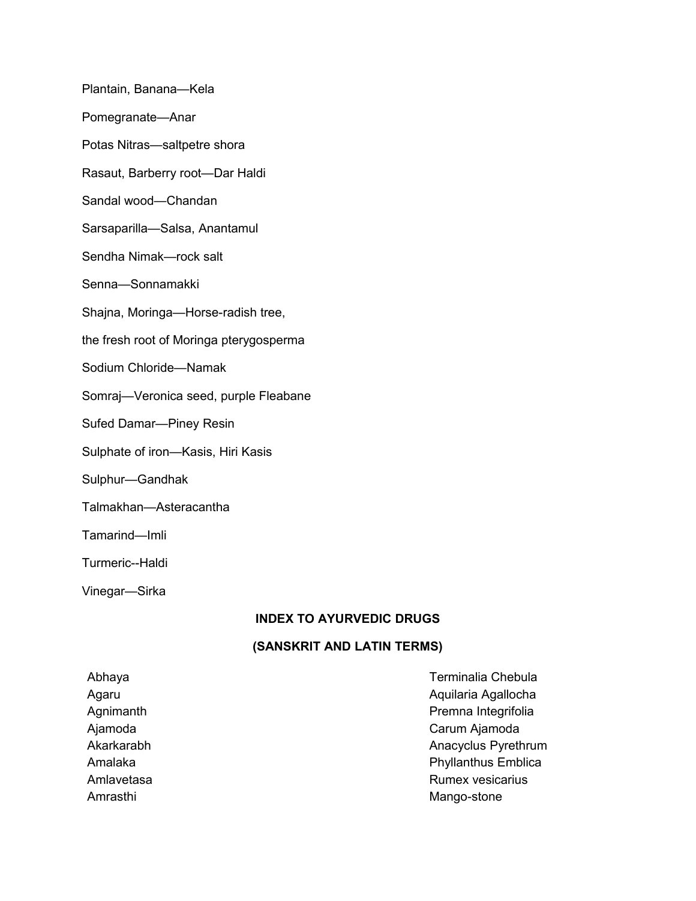Plantain, Banana—Kela

Pomegranate—Anar

Potas Nitras—saltpetre shora

Rasaut, Barberry root—Dar Haldi

Sandal wood—Chandan

Sarsaparilla—Salsa, Anantamul

Sendha Nimak—rock salt

Senna—Sonnamakki

Shajna, Moringa—Horse-radish tree,

the fresh root of Moringa pterygosperma

Sodium Chloride—Namak

Somraj—Veronica seed, purple Fleabane

Sufed Damar—Piney Resin

Sulphate of iron—Kasis, Hiri Kasis

Sulphur—Gandhak

Talmakhan—Asteracantha

Tamarind—Imli

Turmeric--Haldi

Vinegar—Sirka

## INDEX TO AYURVEDIC DRUGS

## (SANSKRIT AND LATIN TERMS)

| | |
|---|---|
| Abhaya | Terminalia Chebula |
| Agaru | Aquilaria Agallocha |
| Agnimanth | Premna Integrifolia |
| Ajamoda | Carum Ajamoda |
| Akarkarabh | Anacyclus Pyrethrum |
| Amalaka | Phyllanthus Emblica |
| Amlavetasa | Rumex vesicarius |
| Amrasthi | Mango-stone |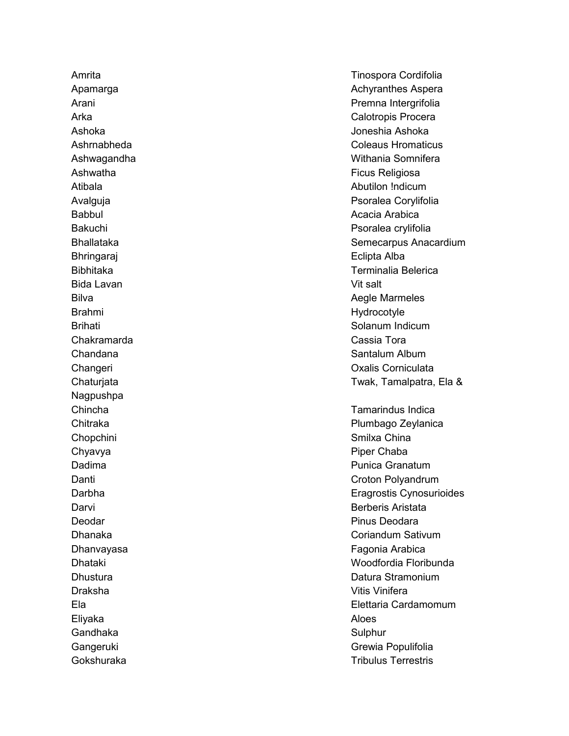| | |
|---|---|
| Amrita | Tinospora Cordifolia |
| Apamarga | Achyranthes Aspera |
| Arani | Premna Intergrifolia |
| Arka | Calotropis Procera |
| Ashoka | Joneshia Ashoka |
| Ashrnabheda | Coleaus Hromaticus |
| Ashwagandha | Withania Somnifera |
| Ashwatha | Ficus Religiosa |
| Atibala | Abutilon !ndicum |
| Avalguja | Psoralea Corylifolia |
| Babbul | Acacia Arabica |
| Bakuchi | Psoralea crylifolia |
| Bhallataka | Semecarpus Anacardium |
| Bhringaraj | Eclipta Alba |
| Bibhitaka | Terminalia Belerica |
| Bida Lavan | Vit salt |
| Bilva | Aegle Marmeles |
| Brahmi | Hydrocotyle |
| Brihati | Solanum Indicum |
| Chakramarda | Cassia Tora |
| Chandana | Santalum Album |
| Changeri | Oxalis Corniculata |
| Chaturjata | Twak, Tamalpatra, Ela & Nagpushpa |
| Chincha | Tamarindus Indica |
| Chitraka | Plumbago Zeylanica |
| Chopchini | Smilxa China |
| Chyavya | Piper Chaba |
| Dadima | Punica Granatum |
| Danti | Croton Polyandrum |
| Darbha | Eragrostis Cynosurioides |
| Darvi | Berberis Aristata |
| Deodar | Pinus Deodara |
| Dhanaka | Coriandum Sativum |
| Dhanvayasa | Fagonia Arabica |
| Dhataki | Woodfordia Floribunda |
| Dhustura | Datura Stramonium |
| Draksha | Vitis Vinifera |
| Ela | Elettaria Cardamomum |
| Eliyaka | Aloes |
| Gandhaka | Sulphur |
| Gangeruki | Grewia Populifolia |
| Gokshuraka | Tribulus Terrestris |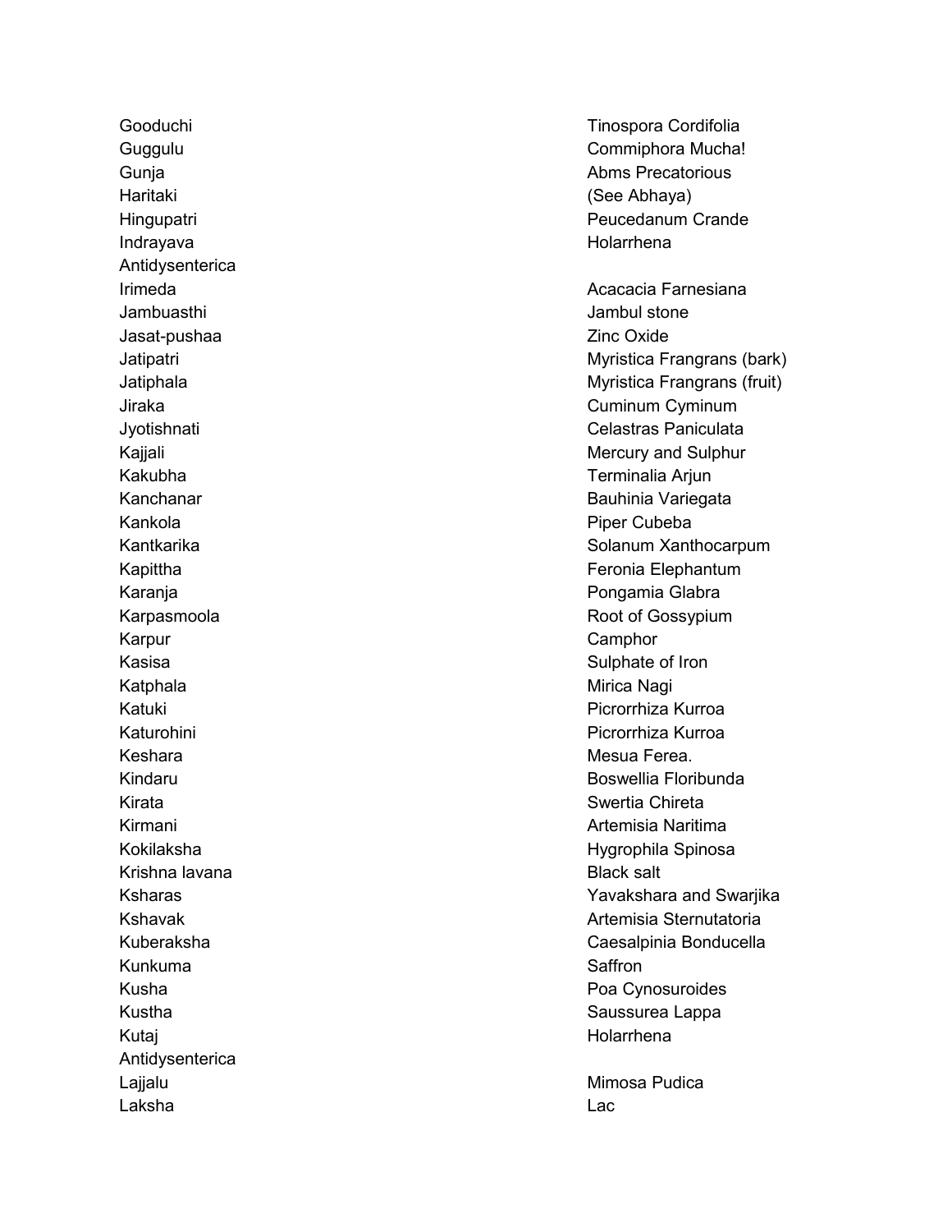| | |
|---|---|
| Gooduchi | Tinospora Cordifolia |
| Guggulu | Commiphora Mucha! |
| Gunja | Abms Precatorious |
| Haritaki | (See Abhaya) |
| Hingupatri | Peucedanum Crande |
| Indrayava Antidysenterica | Holarrhena |
| Irimeda | Acacacia Farnesiana |
| Jambuasthi | Jambul stone |
| Jasat-pushaa | Zinc Oxide |
| Jatipatri | Myristica Frangrans (bark) |
| Jatiphala | Myristica Frangrans (fruit) |
| Jiraka | Cuminum Cyminum |
| Jyotishnati | Celastras Paniculata |
| Kajjali | Mercury and Sulphur |
| Kakubha | Terminalia Arjun |
| Kanchanar | Bauhinia Variegata |
| Kankola | Piper Cubeba |
| Kantkarika | Solanum Xanthocarpum |
| Kapittha | Feronia Elephantum |
| Karanja | Pongamia Glabra |
| Karpasmoola | Root of Gossypium |
| Karpur | Camphor |
| Kasisa | Sulphate of Iron |
| Katphala | Mirica Nagi |
| Katuki | Picrorrhiza Kurroa |
| Katurohini | Picrorrhiza Kurroa |
| Keshara | Mesua Ferea. |
| Kindaru | Boswellia Floribunda |
| Kirata | Swertia Chireta |
| Kirmani | Artemisia Naritima |
| Kokilaksha | Hygrophila Spinosa |
| Krishna lavana | Black salt |
| Ksharas | Yavakshara and Swarjika |
| Kshavak | Artemisia Sternutatoria |
| Kuberaksha | Caesalpinia Bonducella |
| Kunkuma | Saffron |
| Kusha | Poa Cynosuroides |
| Kustha | Saussurea Lappa |
| Kutaj Antidysenterica | Holarrhena |
| Lajjalu | Mimosa Pudica |
| Laksha | Lac |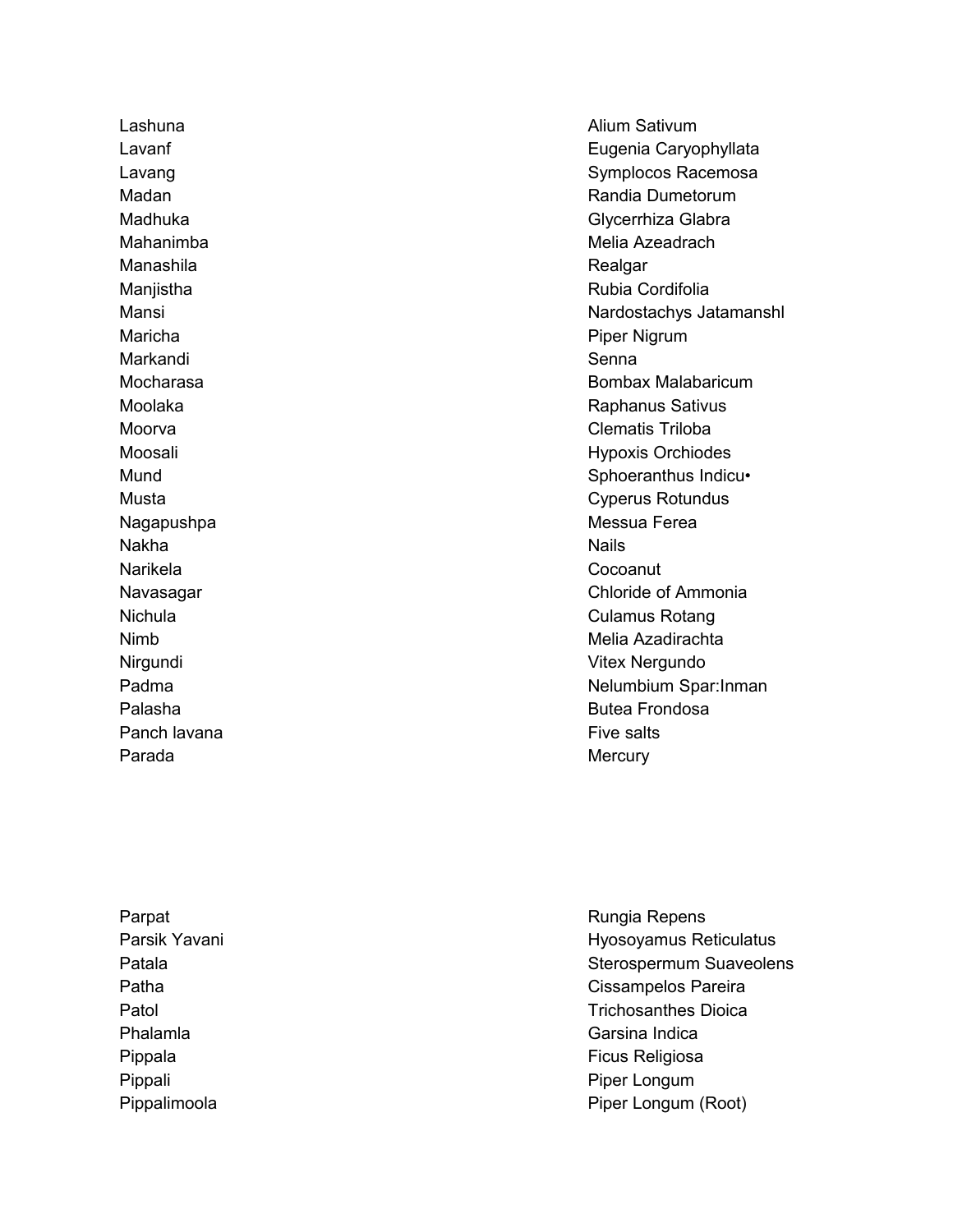| | |
|---|---|
| Lashuna | Alium Sativum |
| Lavanf | Eugenia Caryophyllata |
| Lavang | Symplocos Racemosa |
| Madan | Randia Dumetorum |
| Madhuka | Glycerrhiza Glabra |
| Mahanimba | Melia Azeadrach |
| Manashila | Realgar |
| Manjistha | Rubia Cordifolia |
| Mansi | Nardostachys Jatamanshl |
| Maricha | Piper Nigrum |
| Markandi | Senna |
| Mocharasa | Bombax Malabaricum |
| Moolaka | Raphanus Sativus |
| Moorva | Clematis Triloba |
| Moosali | Hypoxis Orchiodes |
| Mund | Sphoeranthus Indicu• |
| Musta | Cyperus Rotundus |
| Nagapushpa | Messua Ferea |
| Nakha | Nails |
| Narikela | Cocoanut |
| Navasagar | Chloride of Ammonia |
| Nichula | Culamus Rotang |
| Nimb | Melia Azadirachta |
| Nirgundi | Vitex Nergundo |
| Padma | Nelumbium Spar:Inman |
| Palasha | Butea Frondosa |
| Panch lavana | Five salts |
| Parada | Mercury |
| Parpat | Rungia Repens |
| Parsik Yavani | Hyosoyamus Reticulatus |
| Patala | Sterospermum Suaveolens |
| Patha | Cissampelos Pareira |
| Patol | Trichosanthes Dioica |
| Phalamla | Garsina Indica |
| Pippala | Ficus Religiosa |
| Pippali | Piper Longum |
| Pippalimoola | Piper Longum (Root) |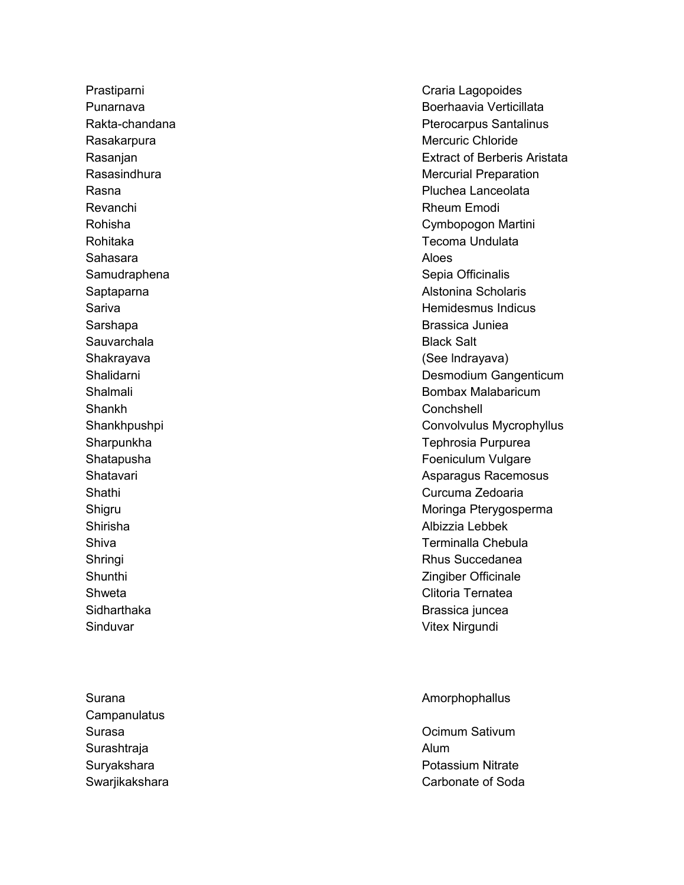| | |
|---|---|
| Prastiparni | Craria Lagopoides |
| Punarnava | Boerhaavia Verticillata |
| Rakta-chandana | Pterocarpus Santalinus |
| Rasakarpura | Mercuric Chloride |
| Rasanjan | Extract of Berberis Aristata |
| Rasasindhura | Mercurial Preparation |
| Rasna | Pluchea Lanceolata |
| Revanchi | Rheum Emodi |
| Rohisha | Cymbopogon Martini |
| Rohitaka | Tecoma Undulata |
| Sahasara | Aloes |
| Samudraphena | Sepia Officinalis |
| Saptaparna | Alstonina Scholaris |
| Sariva | Hemidesmus Indicus |
| Sarshapa | Brassica Juniea |
| Sauvarchala | Black Salt |
| Shakrayava | (See Indrayava) |
| Shalidarni | Desmodium Gangenticum |
| Shalmali | Bombax Malabaricum |
| Shankh | Conchshell |
| Shankhpushpi | Convolvulus Mycrophyllus |
| Sharpunkha | Tephrosia Purpurea |
| Shatapusha | Foeniculum Vulgare |
| Shatavari | Asparagus Racemosus |
| Shathi | Curcuma Zedoaria |
| Shigru | Moringa Pterygosperma |
| Shirisha | Albizzia Lebbek |
| Shiva | Terminalla Chebula |
| Shringi | Rhus Succedanea |
| Shunthi | Zingiber Officinale |
| Shweta | Clitoria Ternatea |
| Sidharthaka | Brassica juncea |
| Sinduvar | Vitex Nirgundi |
| Surana | Amorphophallus Campanulatus |
| Surasa | Ocimum Sativum |
| Surashtraja | Alum |
| Suryakshara | Potassium Nitrate |
| Swarjikakshara | Carbonate of Soda |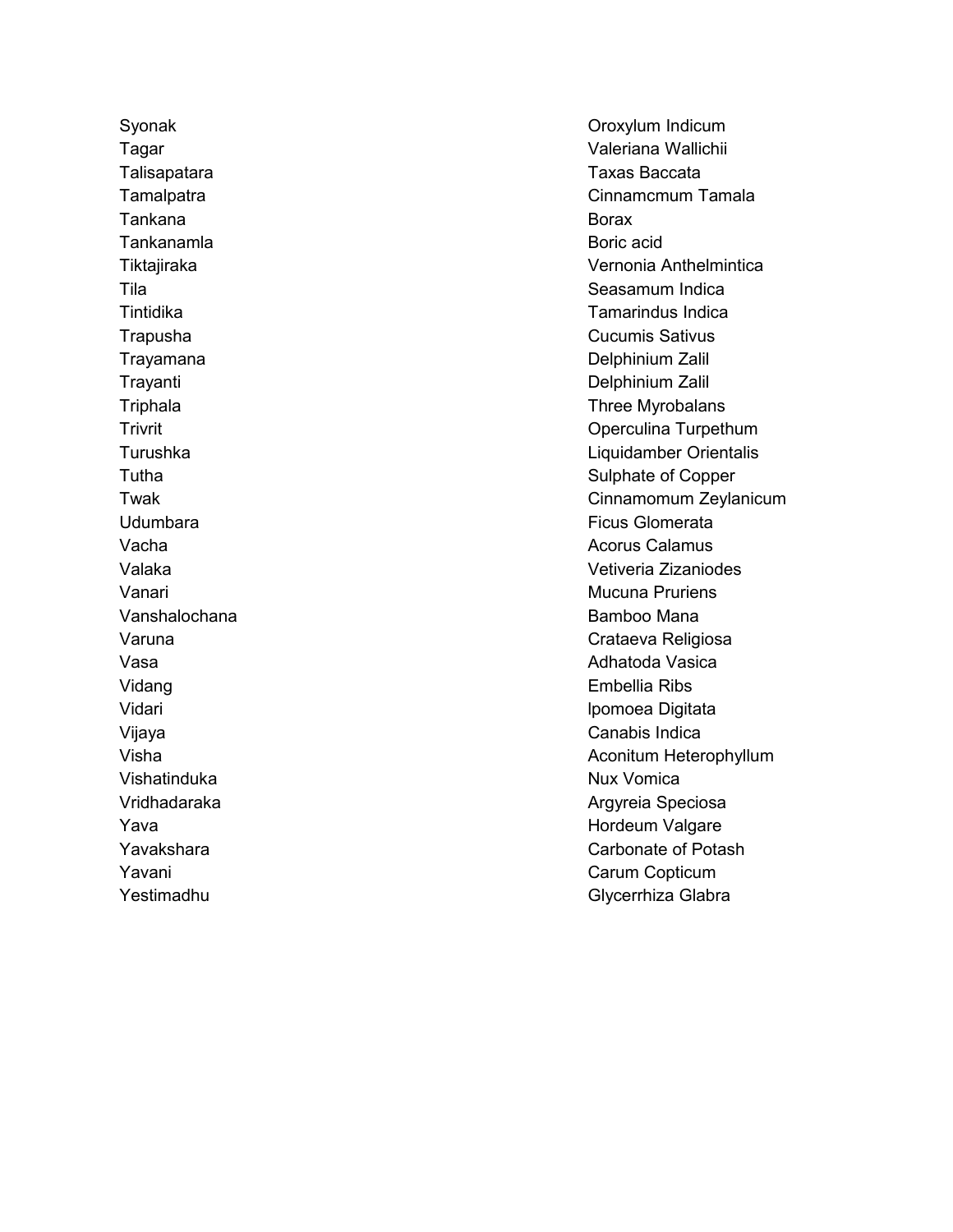| | |
|---|---|
| Syonak | Oroxylum Indicum |
| Tagar | Valeriana Wallichii |
| Talisapatara | Taxas Baccata |
| Tamalpatra | Cinnamcmum Tamala |
| Tankana | Borax |
| Tankanamla | Boric acid |
| Tiktajiraka | Vernonia Anthelmintica |
| Tila | Seasamum Indica |
| Tintidika | Tamarindus Indica |
| Trapusha | Cucumis Sativus |
| Trayamana | Delphinium Zalil |
| Trayanti | Delphinium Zalil |
| Triphala | Three Myrobalans |
| Trivrit | Operculina Turpethum |
| Turushka | Liquidamber Orientalis |
| Tutha | Sulphate of Copper |
| Twak | Cinnamomum Zeylanicum |
| Udumbara | Ficus Glomerata |
| Vacha | Acorus Calamus |
| Valaka | Vetiveria Zizaniodes |
| Vanari | Mucuna Pruriens |
| Vanshalochana | Bamboo Mana |
| Varuna | Crataeva Religiosa |
| Vasa | Adhatoda Vasica |
| Vidang | Embellia Ribs |
| Vidari | Ipomoea Digitata |
| Vijaya | Canabis Indica |
| Visha | Aconitum Heterophyllum |
| Vishatinduka | Nux Vomica |
| Vridhadaraka | Argyreia Speciosa |
| Yava | Hordeum Valgare |
| Yavakshara | Carbonate of Potash |
| Yavani | Carum Copticum |
| Yestimadhu | Glycerrhiza Glabra |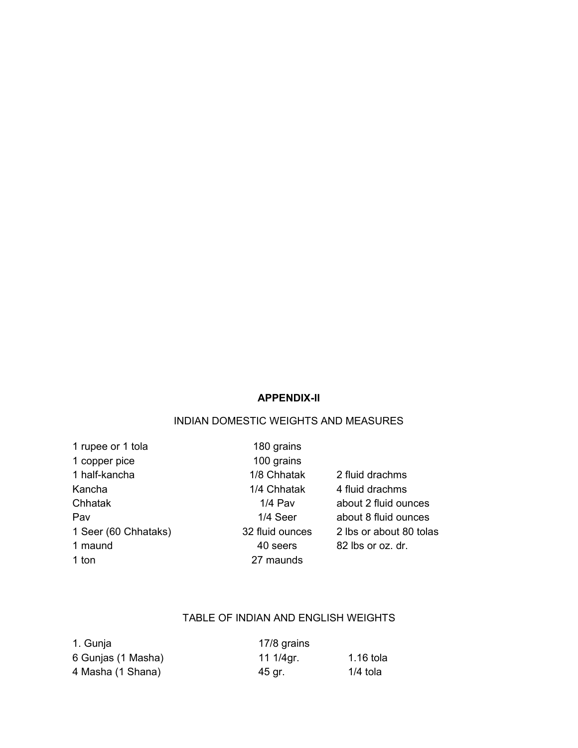**APPENDIX-II**

INDIAN DOMESTIC WEIGHTS AND MEASURES

| | | |
|---|---|---|
| 1 rupee or 1 tola | 180 grains | |
| 1 copper pice | 100 grains | |
| 1 half-kancha | 1/8 Chhatak | 2 fluid drachms |
| Kancha | 1/4 Chhatak | 4 fluid drachms |
| Chhatak | 1/4 Pav | about 2 fluid ounces |
| Pav | 1/4 Seer | about 8 fluid ounces |
| 1 Seer (60 Chhataks) | 32 fluid ounces | 2 lbs or about 80 tolas |
| 1 maund | 40 seers | 82 lbs or oz. dr. |
| 1 ton | 27 maunds | |

TABLE OF INDIAN AND ENGLISH WEIGHTS

| | | |
|---|---|---|
| 1. Gunja | 17/8 grains | |
| 6 Gunjas (1 Masha) | 11 1/4gr. | 1.16 tola |
| 4 Masha (1 Shana) | 45 gr. | 1/4 tola |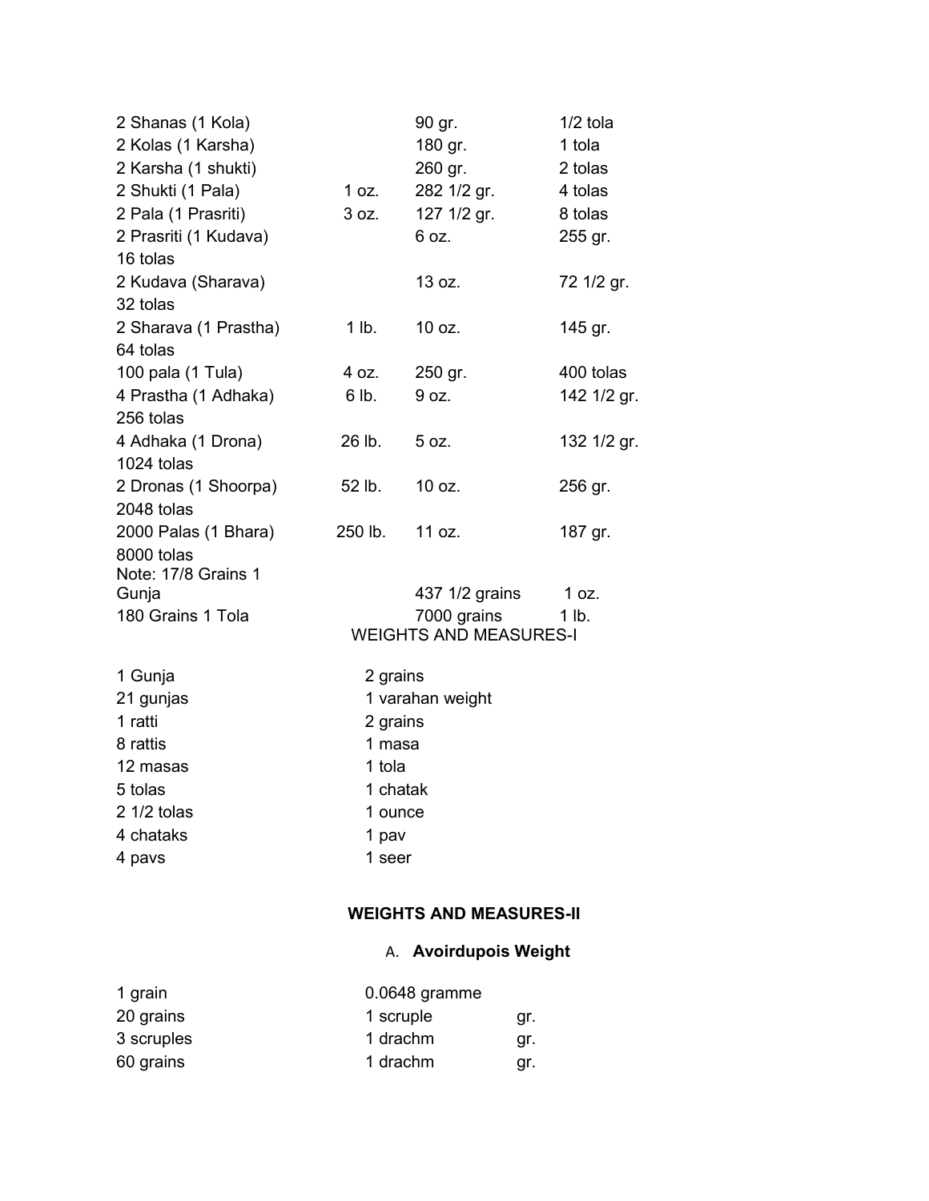| | | | |
|---|---|---|---|
| 2 Shanas (1 Kola) | | 90 gr. | 1/2 tola |
| 2 Kolas (1 Karsha) | | 180 gr. | 1 tola |
| 2 Karsha (1 shukti) | | 260 gr. | 2 tolas |
| 2 Shukti (1 Pala) | 1 oz. | 282 1/2 gr. | 4 tolas |
| 2 Pala (1 Prasriti) | 3 oz. | 127 1/2 gr. | 8 tolas |
| 2 Prasriti (1 Kudava) 16 tolas | | 6 oz. | 255 gr. |
| 2 Kudava (Sharava) 32 tolas | | 13 oz. | 72 1/2 gr. |
| 2 Sharava (1 Prastha) 64 tolas | 1 lb. | 10 oz. | 145 gr. |
| 100 pala (1 Tula) | 4 oz. | 250 gr. | 400 tolas |
| 4 Prastha (1 Adhaka) 256 tolas | 6 lb. | 9 oz. | 142 1/2 gr. |
| 4 Adhaka (1 Drona) 1024 tolas | 26 lb. | 5 oz. | 132 1/2 gr. |
| 2 Dronas (1 Shoorpa) 2048 tolas | 52 lb. | 10 oz. | 256 gr. |
| 2000 Palas (1 Bhara) 8000 tolas | 250 lb. | 11 oz. | 187 gr. |
| Note: 17/8 Grains 1 Gunja | | 437 1/2 grains | 1 oz. |
| 180 Grains 1 Tola | | 7000 grains | 1 lb. |

WEIGHTS AND MEASURES-I

| | |
|---|---|
| 1 Gunja | 2 grains |
| 21 gunjas | 1 varahan weight |
| 1 ratti | 2 grains |
| 8 rattis | 1 masa |
| 12 masas | 1 tola |
| 5 tolas | 1 chatak |
| 2 1/2 tolas | 1 ounce |
| 4 chataks | 1 pav |
| 4 pavs | 1 seer |

## WEIGHTS AND MEASURES-II

### A. Avoirdupois Weight

| | | |
|---|---|---|
| 1 grain | 0.0648 gramme | |
| 20 grains | 1 scruple | gr. |
| 3 scruples | 1 drachm | gr. |
| 60 grains | 1 drachm | gr. |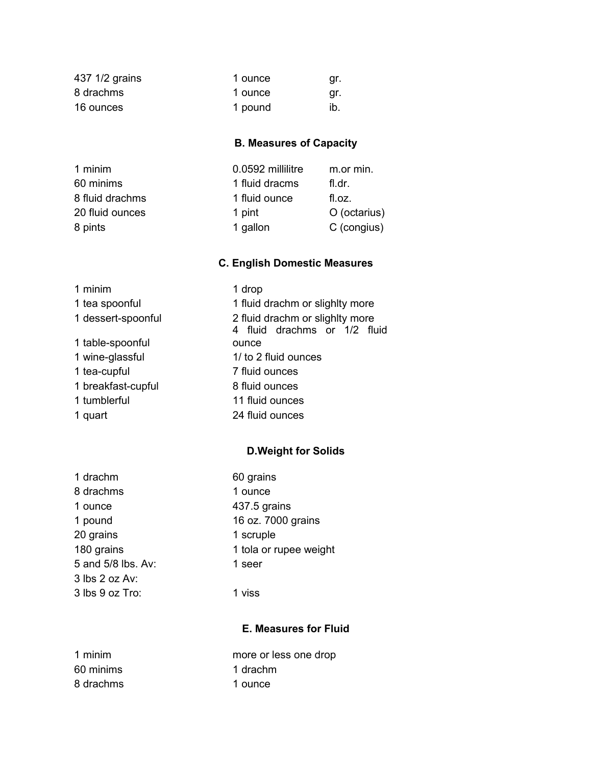| | | |
|---|---|---|
| 437 1/2 grains | 1 ounce | gr. |
| 8 drachms | 1 ounce | gr. |
| 16 ounces | 1 pound | ib. |

### B. Measures of Capacity

| | | |
|---|---|---|
| 1 minim | 0.0592 millilitre | m.or min. |
| 60 minims | 1 fluid dracms | fl.dr. |
| 8 fluid drachms | 1 fluid ounce | fl.oz. |
| 20 fluid ounces | 1 pint | O (octarius) |
| 8 pints | 1 gallon | C (congius) |

### C. English Domestic Measures

| | |
|---|---|
| 1 minim | 1 drop |
| 1 tea spoonful | 1 fluid drachm or slighlty more |
| 1 dessert-spoonful | 2 fluid drachm or slighlty more |
| 1 table-spoonful | 4 fluid drachms or 1/2 fluid ounce |
| 1 wine-glassful | 1/ to 2 fluid ounces |
| 1 tea-cupful | 7 fluid ounces |
| 1 breakfast-cupful | 8 fluid ounces |
| 1 tumblerful | 11 fluid ounces |
| 1 quart | 24 fluid ounces |

### D.Weight for Solids

| | |
|---|---|
| 1 drachm | 60 grains |
| 8 drachms | 1 ounce |
| 1 ounce | 437.5 grains |
| 1 pound | 16 oz. 7000 grains |
| 20 grains | 1 scruple |
| 180 grains | 1 tola or rupee weight |
| 5 and 5/8 lbs. Av: | 1 seer |
| 3 lbs 2 oz Av: | |
| 3 lbs 9 oz Tro: | 1 viss |

### E. Measures for Fluid

| | |
|---|---|
| 1 minim | more or less one drop |
| 60 minims | 1 drachm |
| 8 drachms | 1 ounce |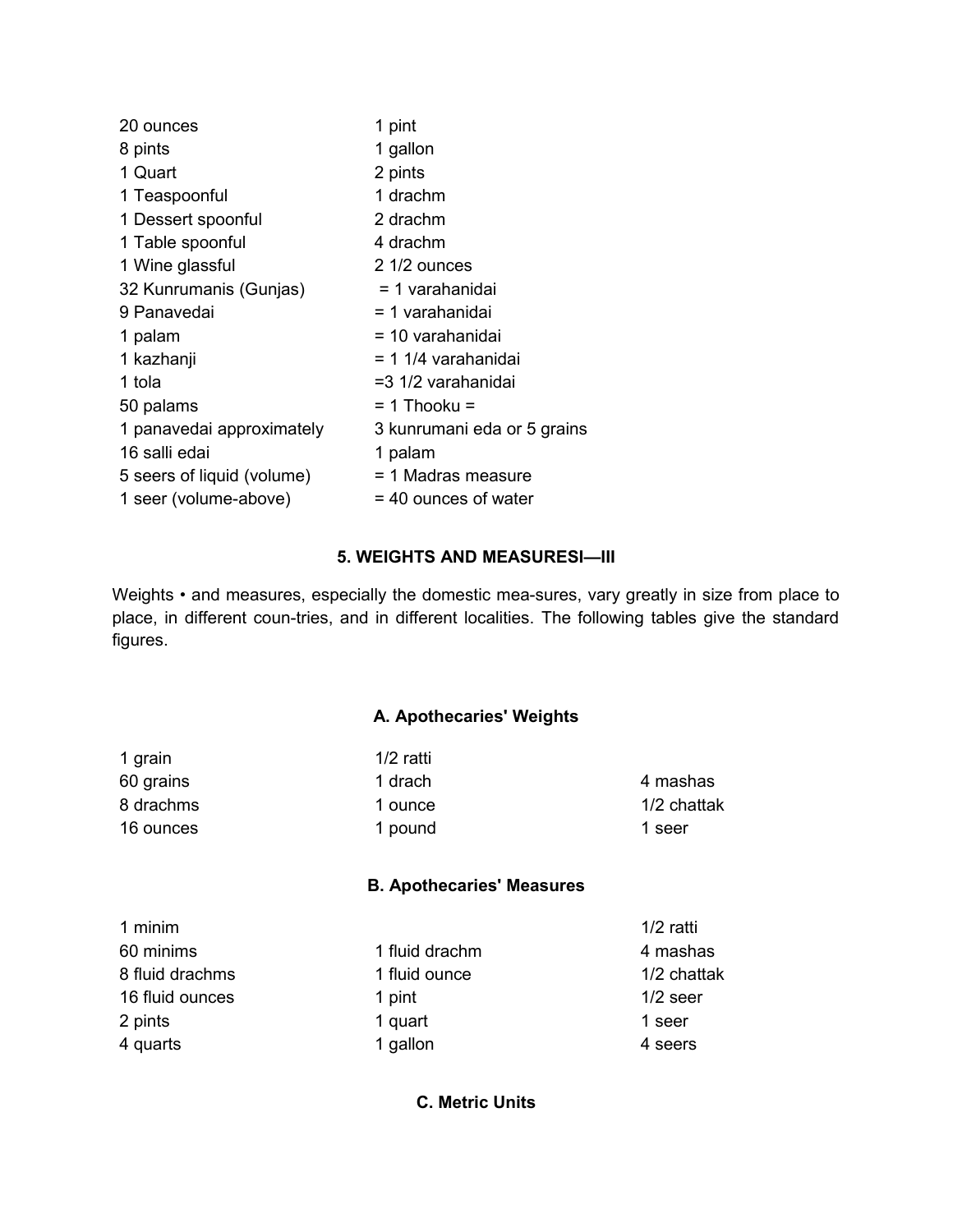| | |
|---|---|
| 20 ounces | 1 pint |
| 8 pints | 1 gallon |
| 1 Quart | 2 pints |
| 1 Teaspoonful | 1 drachm |
| 1 Dessert spoonful | 2 drachm |
| 1 Table spoonful | 4 drachm |
| 1 Wine glassful | 2 1/2 ounces |
| 32 Kunrumanis (Gunjas) | = 1 varahanidai |
| 9 Panavedai | = 1 varahanidai |
| 1 palam | = 10 varahanidai |
| 1 kazhanji | = 1 1/4 varahanidai |
| 1 tola | =3 1/2 varahanidai |
| 50 palams | = 1 Thooku = |
| 1 panavedai approximately | 3 kunrumani eda or 5 grains |
| 16 salli edai | 1 palam |
| 5 seers of liquid (volume) | = 1 Madras measure |
| 1 seer (volume-above) | = 40 ounces of water |

## 5. WEIGHTS AND MEASURESI—III

Weights • and measures, especially the domestic mea-sures, vary greatly in size from place to place, in different coun-tries, and in different localities. The following tables give the standard figures.

### A. Apothecaries' Weights

| | | |
|---|---|---|
| 1 grain | 1/2 ratti | |
| 60 grains | 1 drach | 4 mashas |
| 8 drachms | 1 ounce | 1/2 chattak |
| 16 ounces | 1 pound | 1 seer |

### B. Apothecaries' Measures

| | | |
|---|---|---|
| 1 minim | | 1/2 ratti |
| 60 minims | 1 fluid drachm | 4 mashas |
| 8 fluid drachms | 1 fluid ounce | 1/2 chattak |
| 16 fluid ounces | 1 pint | 1/2 seer |
| 2 pints | 1 quart | 1 seer |
| 4 quarts | 1 gallon | 4 seers |

### C. Metric Units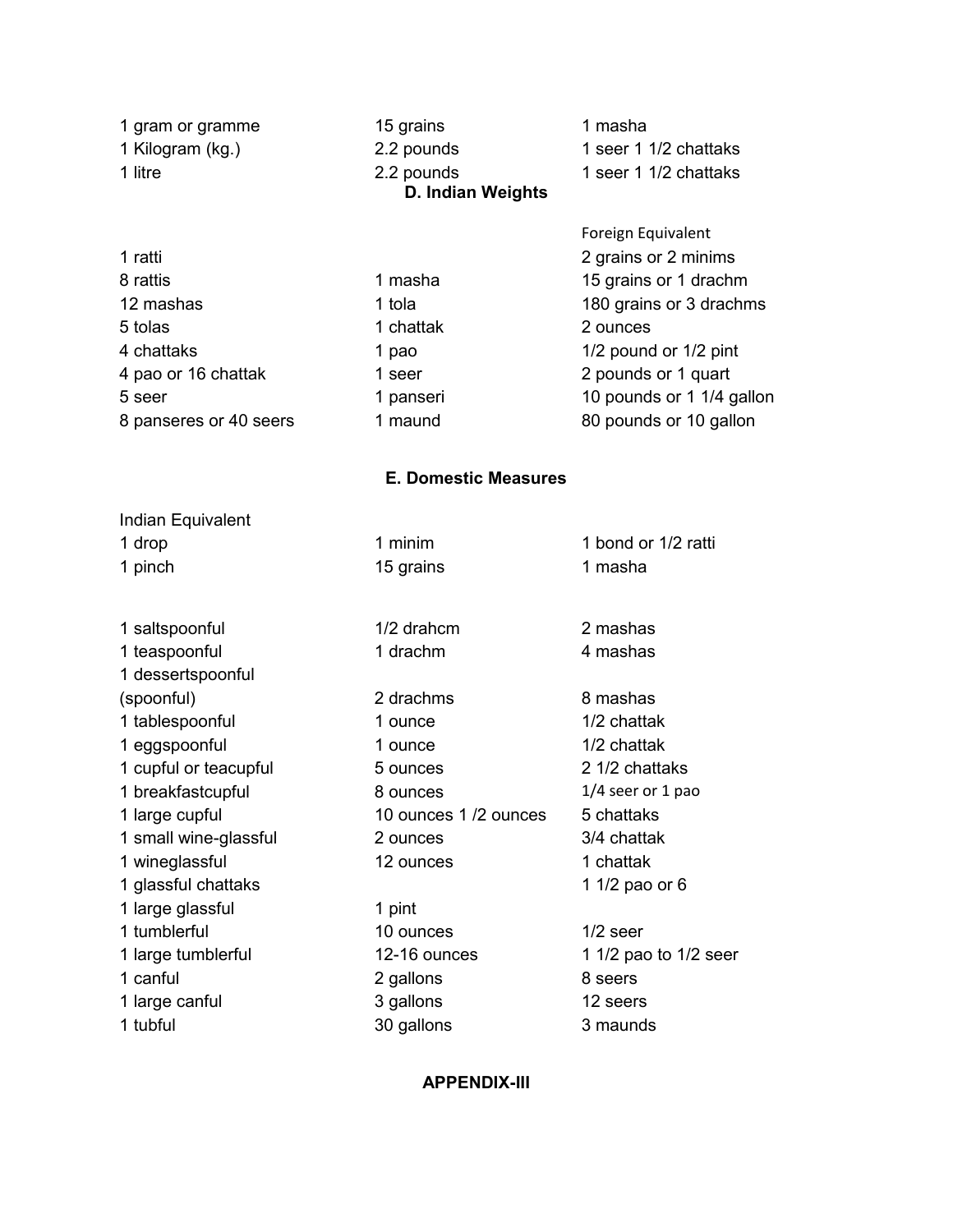| | | |
|---|---|---|
| 1 gram or gramme | 15 grains | 1 masha |
| 1 Kilogram (kg.) | 2.2 pounds | 1 seer 1 1/2 chattaks |
| 1 litre | 2.2 pounds | 1 seer 1 1/2 chattaks |

### D. Indian Weights

| | | Foreign Equivalent |
|---|---|---|
| 1 ratti | | 2 grains or 2 minims |
| 8 rattis | 1 masha | 15 grains or 1 drachm |
| 12 mashas | 1 tola | 180 grains or 3 drachms |
| 5 tolas | 1 chattak | 2 ounces |
| 4 chattaks | 1 pao | 1/2 pound or 1/2 pint |
| 4 pao or 16 chattak | 1 seer | 2 pounds or 1 quart |
| 5 seer | 1 panseri | 10 pounds or 1 1/4 gallon |
| 8 panseres or 40 seers | 1 maund | 80 pounds or 10 gallon |

### E. Domestic Measures

| Indian Equivalent | | |
|---|---|---|
| 1 drop | 1 minim | 1 bond or 1/2 ratti |
| 1 pinch | 15 grains | 1 masha |
| 1 saltspoonful | 1/2 drahcm | 2 mashas |
| 1 teaspoonful | 1 drachm | 4 mashas |
| 1 dessertspoonful (spoonful) | 2 drachms | 8 mashas |
| 1 tablespoonful | 1 ounce | 1/2 chattak |
| 1 eggspoonful | 1 ounce | 1/2 chattak |
| 1 cupful or teacupful | 5 ounces | 2 1/2 chattaks |
| 1 breakfastcupful | 8 ounces | 1/4 seer or 1 pao |
| 1 large cupful | 10 ounces 1 /2 ounces | 5 chattaks |
| 1 small wine-glassful | 2 ounces | 3/4 chattak |
| 1 wineglassful | 12 ounces | 1 chattak |
| 1 glassful chattaks | | 1 1/2 pao or 6 |
| 1 large glassful | 1 pint | |
| 1 tumblerful | 10 ounces | 1/2 seer |
| 1 large tumblerful | 12-16 ounces | 1 1/2 pao to 1/2 seer |
| 1 canful | 2 gallons | 8 seers |
| 1 large canful | 3 gallons | 12 seers |
| 1 tubful | 30 gallons | 3 maunds |

## APPENDIX-III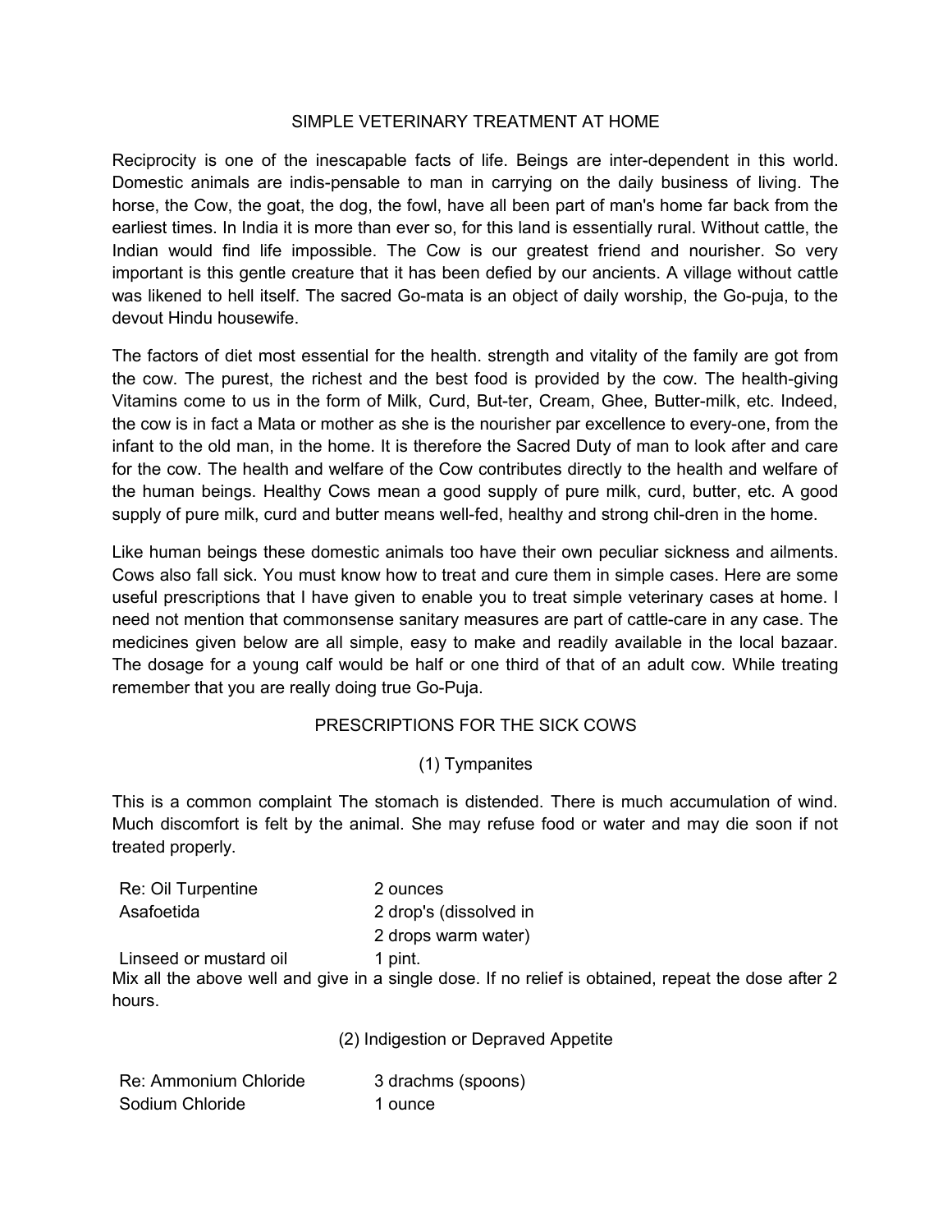# SIMPLE VETERINARY TREATMENT AT HOME

Reciprocity is one of the inescapable facts of life. Beings are inter-dependent in this world. Domestic animals are indis-pensable to man in carrying on the daily business of living. The horse, the Cow, the goat, the dog, the fowl, have all been part of man's home far back from the earliest times. In India it is more than ever so, for this land is essentially rural. Without cattle, the Indian would find life impossible. The Cow is our greatest friend and nourisher. So very important is this gentle creature that it has been defied by our ancients. A village without cattle was likened to hell itself. The sacred Go-mata is an object of daily worship, the Go-puja, to the devout Hindu housewife.

The factors of diet most essential for the health. strength and vitality of the family are got from the cow. The purest, the richest and the best food is provided by the cow. The health-giving Vitamins come to us in the form of Milk, Curd, But-ter, Cream, Ghee, Butter-milk, etc. Indeed, the cow is in fact a Mata or mother as she is the nourisher par excellence to every-one, from the infant to the old man, in the home. It is therefore the Sacred Duty of man to look after and care for the cow. The health and welfare of the Cow contributes directly to the health and welfare of the human beings. Healthy Cows mean a good supply of pure milk, curd, butter, etc. A good supply of pure milk, curd and butter means well-fed, healthy and strong chil-dren in the home.

Like human beings these domestic animals too have their own peculiar sickness and ailments. Cows also fall sick. You must know how to treat and cure them in simple cases. Here are some useful prescriptions that I have given to enable you to treat simple veterinary cases at home. I need not mention that commonsense sanitary measures are part of cattle-care in any case. The medicines given below are all simple, easy to make and readily available in the local bazaar. The dosage for a young calf would be half or one third of that of an adult cow. While treating remember that you are really doing true Go-Puja.

## PRESCRIPTIONS FOR THE SICK COWS

### (1) Tympanites

This is a common complaint The stomach is distended. There is much accumulation of wind. Much discomfort is felt by the animal. She may refuse food or water and may die soon if not treated properly.

| | |
|---|---|
| Re: Oil Turpentine | 2 ounces |
| Asafoetida | 2 drop's (dissolved in 2 drops warm water) |
| Linseed or mustard oil | 1 pint. |

Mix all the above well and give in a single dose. If no relief is obtained, repeat the dose after 2 hours.

### (2) Indigestion or Depraved Appetite

| | |
|---|---|
| Re: Ammonium Chloride | 3 drachms (spoons) |
| Sodium Chloride | 1 ounce |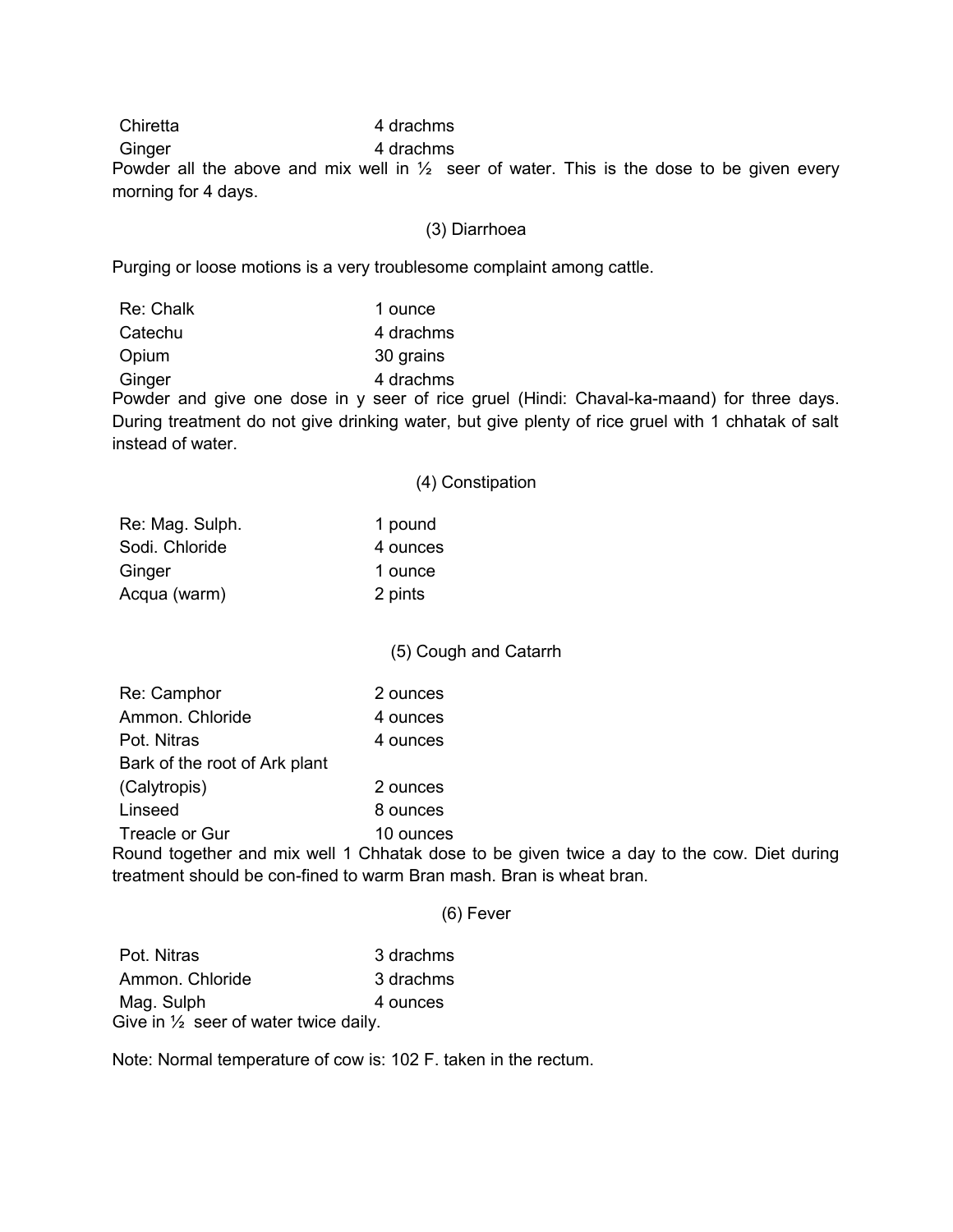| | |
|---|---|
| Chiretta | 4 drachms |
| Ginger | 4 drachms |

Powder all the above and mix well in ½ seer of water. This is the dose to be given every morning for 4 days.

### (3) Diarrhoea

Purging or loose motions is a very troublesome complaint among cattle.

| | |
|---|---|
| Re: Chalk | 1 ounce |
| Catechu | 4 drachms |
| Opium | 30 grains |
| Ginger | 4 drachms |

Powder and give one dose in y seer of rice gruel (Hindi: Chaval-ka-maand) for three days. During treatment do not give drinking water, but give plenty of rice gruel with 1 chhatak of salt instead of water.

### (4) Constipation

| | |
|---|---|
| Re: Mag. Sulph. | 1 pound |
| Sodi. Chloride | 4 ounces |
| Ginger | 1 ounce |
| Acqua (warm) | 2 pints |

### (5) Cough and Catarrh

| | |
|---|---|
| Re: Camphor | 2 ounces |
| Ammon. Chloride | 4 ounces |
| Pot. Nitras | 4 ounces |
| Bark of the root of Ark plant (Calytropis) | 2 ounces |
| Linseed | 8 ounces |
| Treacle or Gur | 10 ounces |

Round together and mix well 1 Chhatak dose to be given twice a day to the cow. Diet during treatment should be con-fined to warm Bran mash. Bran is wheat bran.

### (6) Fever

| | |
|---|---|
| Pot. Nitras | 3 drachms |
| Ammon. Chloride | 3 drachms |
| Mag. Sulph | 4 ounces |

Give in ½ seer of water twice daily.

Note: Normal temperature of cow is: 102 F. taken in the rectum.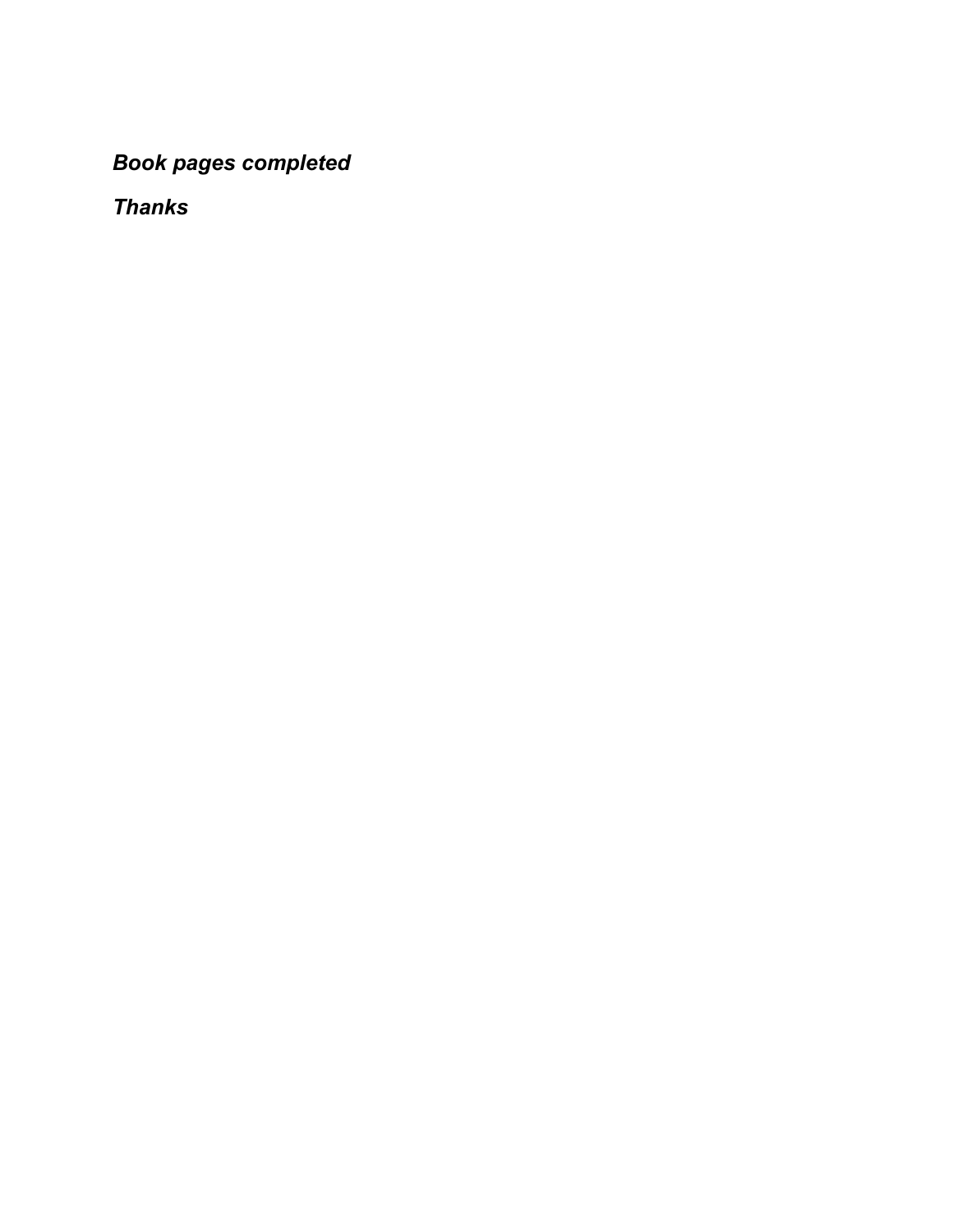***Book pages completed***

***Thanks***